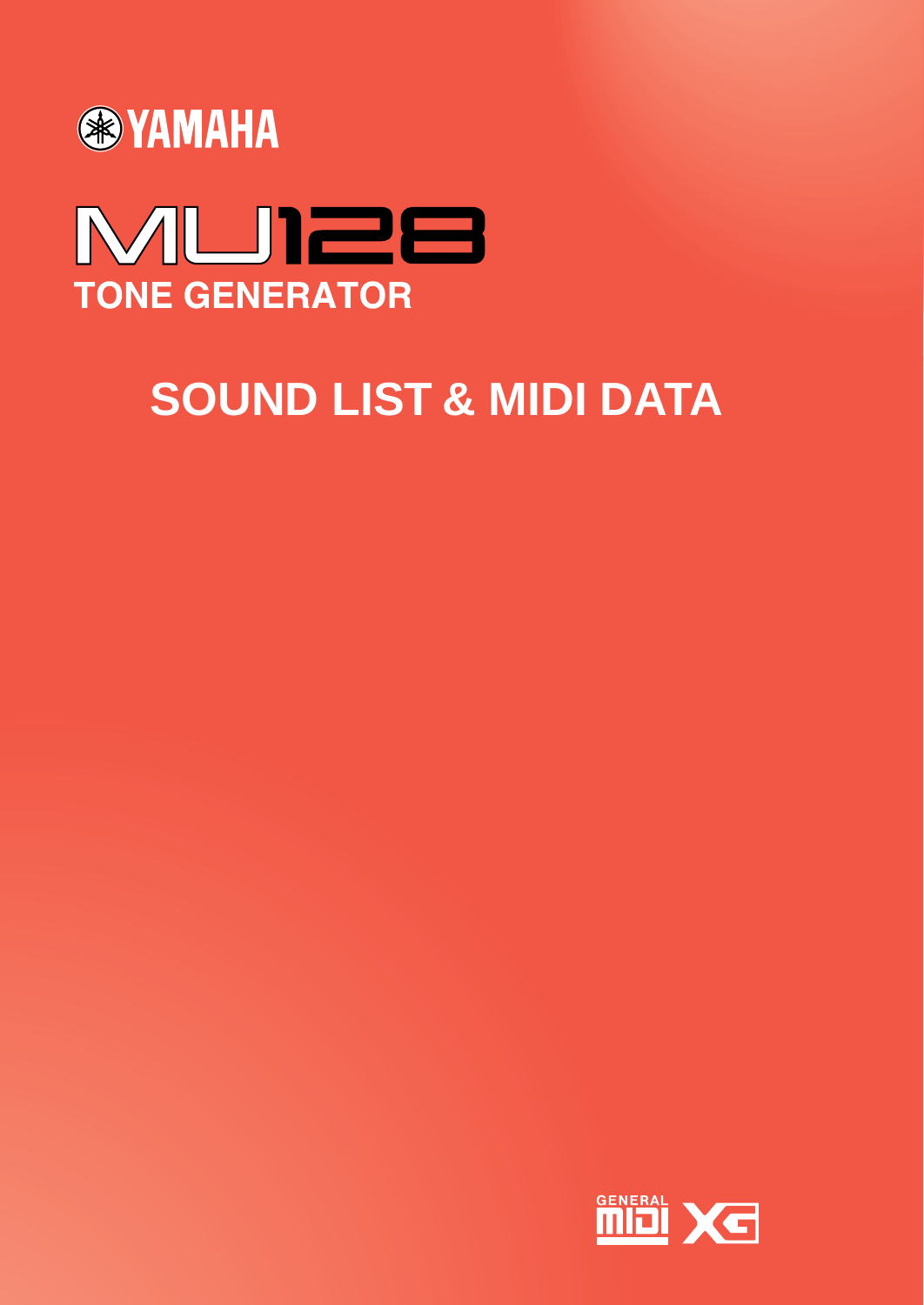YAMAHA

# MU128

## TONE GENERATOR

# SOUND LIST & MIDI DATA

GENERAL MIDI XG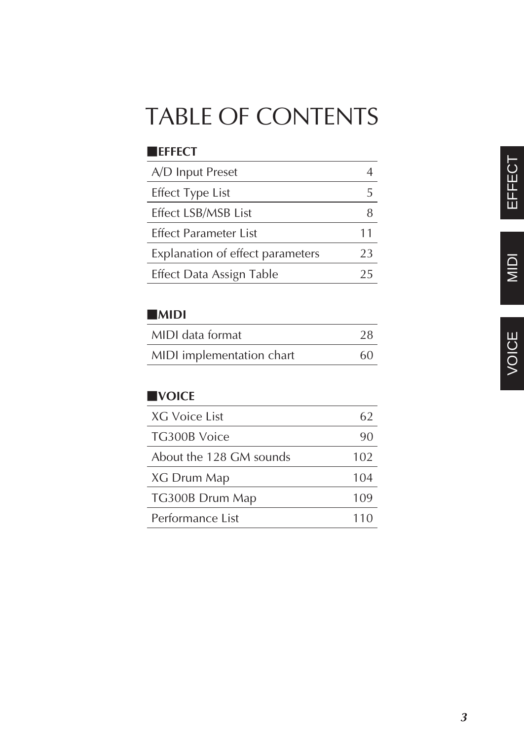# TABLE OF CONTENTS

## ■EFFECT

| | |
|---|---|
| A/D Input Preset | 4 |
| Effect Type List | 5 |
| Effect LSB/MSB List | 8 |
| Effect Parameter List | 11 |
| Explanation of effect parameters | 23 |
| Effect Data Assign Table | 25 |

## ■MIDI

| | |
|---|---|
| MIDI data format | 28 |
| MIDI implementation chart | 60 |

## ■VOICE

| | |
|---|---|
| XG Voice List | 62 |
| TG300B Voice | 90 |
| About the 128 GM sounds | 102 |
| XG Drum Map | 104 |
| TG300B Drum Map | 109 |
| Performance List | 110 |

EFFECT

MIDI

VOICE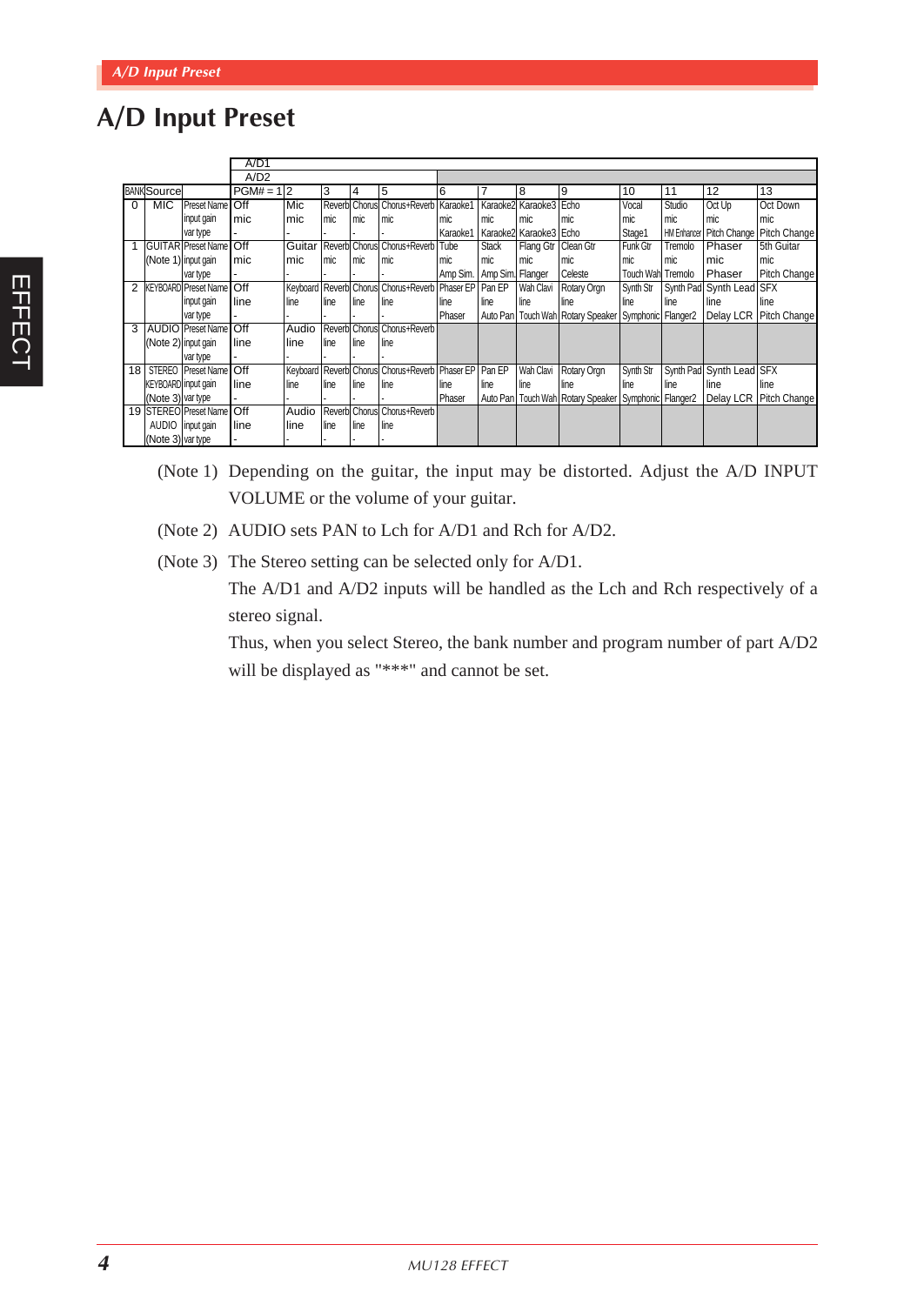## A/D Input Preset

| BANK | Source | | A/D1 A/D2 PGM# = 1 | 2 | 3 | 4 | 5 | 6 | 7 | 8 | 9 | 10 | 11 | 12 | 13 |
|---|---|---|---|---|---|---|---|---|---|---|---|---|---|---|---|
| 0 | MIC | Preset Name | Off | Mic | Reverb | Chorus | Chorus+Reverb | Karaoke1 | Karaoke2 | Karaoke3 | Echo | Vocal | Studio | Oct Up | Oct Down |
| | | input gain | mic | mic | mic | mic | mic | mic | mic | mic | mic | mic | mic | mic | mic |
| | | var type | - | - | - | - | - | Karaoke1 | Karaoke2 | Karaoke3 | Echo | Stage1 | HM Enhancer | Pitch Change | Pitch Change |
| 1 | GUITAR (Note 1) | Preset Name | Off | Guitar | Reverb | Chorus | Chorus+Reverb | Tube | Stack | Flang Gtr | Clean Gtr | Funk Gtr | Tremolo | Phaser | 5th Guitar |
| | | input gain | mic | mic | mic | mic | mic | mic | mic | mic | mic | mic | mic | mic | mic |
| | | var type | - | - | - | - | - | Amp Sim. | Amp Sim. | Flanger | Celeste | Touch Wah | Tremolo | Phaser | Pitch Change |
| 2 | KEYBOARD | Preset Name | Off | Keyboard | Reverb | Chorus | Chorus+Reverb | Phaser EP | Pan EP | Wah Clavi | Rotary Orgn | Synth Str | Synth Pad | Synth Lead | SFX |
| | | input gain | line | line | line | line | line | line | line | line | line | line | line | line | line |
| | | var type | - | - | - | - | - | Phaser | Auto Pan | Touch Wah | Rotary Speaker | Symphonic | Flanger2 | Delay LCR | Pitch Change |
| 3 | AUDIO (Note 2) | Preset Name | Off | Audio | Reverb | Chorus | Chorus+Reverb | | | | | | | | |
| | | input gain | line | line | line | line | line | | | | | | | | |
| | | var type | - | - | - | - | - | | | | | | | | |
| 18 | STEREO KEYBOARD (Note 3) | Preset Name | Off | Keyboard | Reverb | Chorus | Chorus+Reverb | Phaser EP | Pan EP | Wah Clavi | Rotary Orgn | Synth Str | Synth Pad | Synth Lead | SFX |
| | | input gain | line | line | line | line | line | line | line | line | line | line | line | line | line |
| | | var type | - | - | - | - | - | Phaser | Auto Pan | Touch Wah | Rotary Speaker | Symphonic | Flanger2 | Delay LCR | Pitch Change |
| 19 | STEREO AUDIO (Note 3) | Preset Name | Off | Audio | Reverb | Chorus | Chorus+Reverb | | | | | | | | |
| | | input gain | line | line | line | line | line | | | | | | | | |
| | | var type | - | - | - | - | - | | | | | | | | |

(Note 1) Depending on the guitar, the input may be distorted. Adjust the A/D INPUT VOLUME or the volume of your guitar.

(Note 2) AUDIO sets PAN to Lch for A/D1 and Rch for A/D2.

(Note 3) The Stereo setting can be selected only for A/D1.
The A/D1 and A/D2 inputs will be handled as the Lch and Rch respectively of a stereo signal.
Thus, when you select Stereo, the bank number and program number of part A/D2 will be displayed as "***" and cannot be set.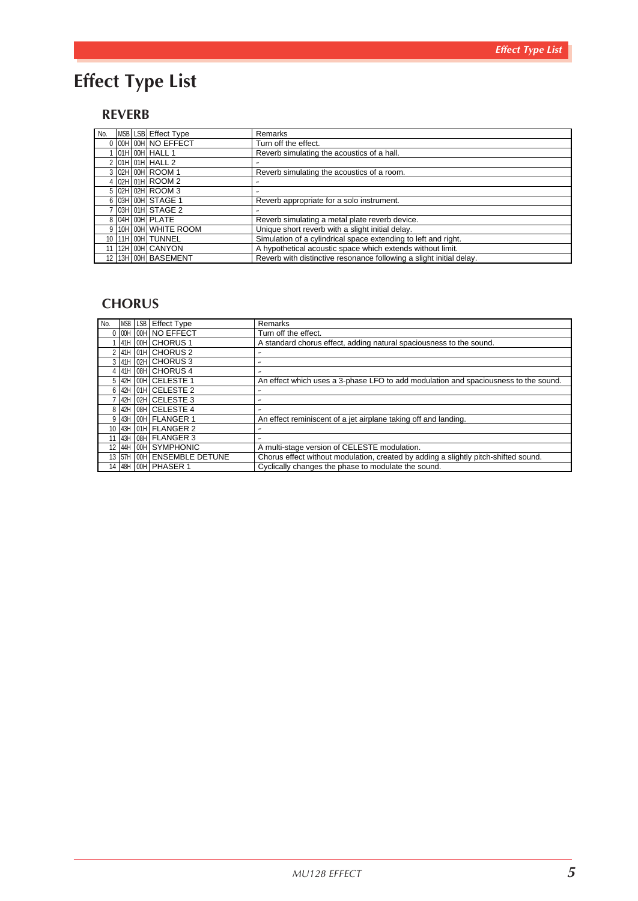# Effect Type List

## REVERB

| No. | MSB | LSB | Effect Type | Remarks |
|---|---|---|---|---|
| 0 | 00H | 00H | NO EFFECT | Turn off the effect. |
| 1 | 01H | 00H | HALL 1 | Reverb simulating the acoustics of a hall. |
| 2 | 01H | 01H | HALL 2 | 〃 |
| 3 | 02H | 00H | ROOM 1 | Reverb simulating the acoustics of a room. |
| 4 | 02H | 01H | ROOM 2 | 〃 |
| 5 | 02H | 02H | ROOM 3 | 〃 |
| 6 | 03H | 00H | STAGE 1 | Reverb appropriate for a solo instrument. |
| 7 | 03H | 01H | STAGE 2 | 〃 |
| 8 | 04H | 00H | PLATE | Reverb simulating a metal plate reverb device. |
| 9 | 10H | 00H | WHITE ROOM | Unique short reverb with a slight initial delay. |
| 10 | 11H | 00H | TUNNEL | Simulation of a cylindrical space extending to left and right. |
| 11 | 12H | 00H | CANYON | A hypothetical acoustic space which extends without limit. |
| 12 | 13H | 00H | BASEMENT | Reverb with distinctive resonance following a slight initial delay. |

## CHORUS

| No. | MSB | LSB | Effect Type | Remarks |
|---|---|---|---|---|
| 0 | 00H | 00H | NO EFFECT | Turn off the effect. |
| 1 | 41H | 00H | CHORUS 1 | A standard chorus effect, adding natural spaciousness to the sound. |
| 2 | 41H | 01H | CHORUS 2 | 〃 |
| 3 | 41H | 02H | CHORUS 3 | 〃 |
| 4 | 41H | 08H | CHORUS 4 | 〃 |
| 5 | 42H | 00H | CELESTE 1 | An effect which uses a 3-phase LFO to add modulation and spaciousness to the sound. |
| 6 | 42H | 01H | CELESTE 2 | 〃 |
| 7 | 42H | 02H | CELESTE 3 | 〃 |
| 8 | 42H | 08H | CELESTE 4 | 〃 |
| 9 | 43H | 00H | FLANGER 1 | An effect reminiscent of a jet airplane taking off and landing. |
| 10 | 43H | 01H | FLANGER 2 | 〃 |
| 11 | 43H | 08H | FLANGER 3 | 〃 |
| 12 | 44H | 00H | SYMPHONIC | A multi-stage version of CELESTE modulation. |
| 13 | 57H | 00H | ENSEMBLE DETUNE | Chorus effect without modulation, created by adding a slightly pitch-shifted sound. |
| 14 | 48H | 00H | PHASER 1 | Cyclically changes the phase to modulate the sound. |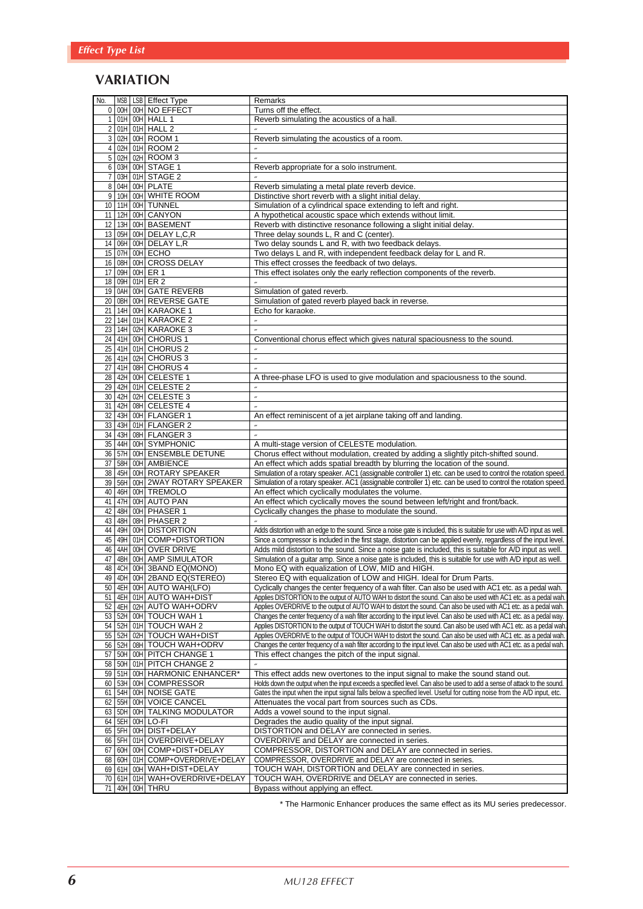## Effect Type List

# VARIATION

| No. | MSB | LSB | Effect Type | Remarks |
|---|---|---|---|---|
| 0 | 00H | 00H | NO EFFECT | Turns off the effect. |
| 1 | 01H | 00H | HALL 1 | Reverb simulating the acoustics of a hall. |
| 2 | 01H | 01H | HALL 2 | 〃 |
| 3 | 02H | 00H | ROOM 1 | Reverb simulating the acoustics of a room. |
| 4 | 02H | 01H | ROOM 2 | 〃 |
| 5 | 02H | 02H | ROOM 3 | 〃 |
| 6 | 03H | 00H | STAGE 1 | Reverb appropriate for a solo instrument. |
| 7 | 03H | 01H | STAGE 2 | 〃 |
| 8 | 04H | 00H | PLATE | Reverb simulating a metal plate reverb device. |
| 9 | 10H | 00H | WHITE ROOM | Distinctive short reverb with a slight initial delay. |
| 10 | 11H | 00H | TUNNEL | Simulation of a cylindrical space extending to left and right. |
| 11 | 12H | 00H | CANYON | A hypothetical acoustic space which extends without limit. |
| 12 | 13H | 00H | BASEMENT | Reverb with distinctive resonance following a slight initial delay. |
| 13 | 05H | 00H | DELAY L,C,R | Three delay sounds L, R and C (center). |
| 14 | 06H | 00H | DELAY L,R | Two delay sounds L and R, with two feedback delays. |
| 15 | 07H | 00H | ECHO | Two delays L and R, with independent feedback delay for L and R. |
| 16 | 08H | 00H | CROSS DELAY | This effect crosses the feedback of two delays. |
| 17 | 09H | 00H | ER 1 | This effect isolates only the early reflection components of the reverb. |
| 18 | 09H | 01H | ER 2 | 〃 |
| 19 | 0AH | 00H | GATE REVERB | Simulation of gated reverb. |
| 20 | 0BH | 00H | REVERSE GATE | Simulation of gated reverb played back in reverse. |
| 21 | 14H | 00H | KARAOKE 1 | Echo for karaoke. |
| 22 | 14H | 01H | KARAOKE 2 | 〃 |
| 23 | 14H | 02H | KARAOKE 3 | 〃 |
| 24 | 41H | 00H | CHORUS 1 | Conventional chorus effect which gives natural spaciousness to the sound. |
| 25 | 41H | 01H | CHORUS 2 | 〃 |
| 26 | 41H | 02H | CHORUS 3 | 〃 |
| 27 | 41H | 08H | CHORUS 4 | 〃 |
| 28 | 42H | 00H | CELESTE 1 | A three-phase LFO is used to give modulation and spaciousness to the sound. |
| 29 | 42H | 01H | CELESTE 2 | 〃 |
| 30 | 42H | 02H | CELESTE 3 | 〃 |
| 31 | 42H | 08H | CELESTE 4 | 〃 |
| 32 | 43H | 00H | FLANGER 1 | An effect reminiscent of a jet airplane taking off and landing. |
| 33 | 43H | 01H | FLANGER 2 | 〃 |
| 34 | 43H | 08H | FLANGER 3 | 〃 |
| 35 | 44H | 00H | SYMPHONIC | A multi-stage version of CELESTE modulation. |
| 36 | 57H | 00H | ENSEMBLE DETUNE | Chorus effect without modulation, created by adding a slightly pitch-shifted sound. |
| 37 | 58H | 00H | AMBIENCE | An effect which adds spatial breadth by blurring the location of the sound. |
| 38 | 45H | 00H | ROTARY SPEAKER | Simulation of a rotary speaker. AC1 (assignable controller 1) etc. can be used to control the rotation speed. |
| 39 | 56H | 00H | 2WAY ROTARY SPEAKER | Simulation of a rotary speaker. AC1 (assignable controller 1) etc. can be used to control the rotation speed. |
| 40 | 46H | 00H | TREMOLO | An effect which cyclically modulates the volume. |
| 41 | 47H | 00H | AUTO PAN | An effect which cyclically moves the sound between left/right and front/back. |
| 42 | 48H | 00H | PHASER 1 | Cyclically changes the phase to modulate the sound. |
| 43 | 48H | 08H | PHASER 2 | 〃 |
| 44 | 49H | 00H | DISTORTION | Adds distortion with an edge to the sound. Since a noise gate is included, this is suitable for use with A/D input as well. |
| 45 | 49H | 01H | COMP+DISTORTION | Since a compressor is included in the first stage, distortion can be applied evenly, regardless of the input level. |
| 46 | 4AH | 00H | OVER DRIVE | Adds mild distortion to the sound. Since a noise gate is included, this is suitable for A/D input as well. |
| 47 | 4BH | 00H | AMP SIMULATOR | Simulation of a guitar amp. Since a noise gate is included, this is suitable for use with A/D input as well. |
| 48 | 4CH | 00H | 3BAND EQ(MONO) | Mono EQ with equalization of LOW, MID and HIGH. |
| 49 | 4DH | 00H | 2BAND EQ(STEREO) | Stereo EQ with equalization of LOW and HIGH. Ideal for Drum Parts. |
| 50 | 4EH | 00H | AUTO WAH(LFO) | Cyclically changes the center frequency of a wah filter. Can also be used with AC1 etc. as a pedal wah. |
| 51 | 4EH | 01H | AUTO WAH+DIST | Applies DISTORTION to the output of AUTO WAH to distort the sound. Can also be used with AC1 etc. as a pedal wah. |
| 52 | 4EH | 02H | AUTO WAH+ODRV | Applies OVERDRIVE to the output of AUTO WAH to distort the sound. Can also be used with AC1 etc. as a pedal wah. |
| 53 | 52H | 00H | TOUCH WAH 1 | Changes the center frequency of a wah filter according to the input level. Can also be used with AC1 etc. as a pedal way. |
| 54 | 52H | 01H | TOUCH WAH 2 | Applies DISTORTION to the output of TOUCH WAH to distort the sound. Can also be used with AC1 etc. as a pedal wah. |
| 55 | 52H | 02H | TOUCH WAH+DIST | Applies OVERDRIVE to the output of TOUCH WAH to distort the sound. Can also be used with AC1 etc. as a pedal wah. |
| 56 | 52H | 08H | TOUCH WAH+ODRV | Changes the center frequency of a wah filter according to the input level. Can also be used with AC1 etc. as a pedal wah. |
| 57 | 50H | 00H | PITCH CHANGE 1 | This effect changes the pitch of the input signal. |
| 58 | 50H | 01H | PITCH CHANGE 2 | 〃 |
| 59 | 51H | 00H | HARMONIC ENHANCER* | This effect adds new overtones to the input signal to make the sound stand out. |
| 60 | 53H | 00H | COMPRESSOR | Holds down the output when the input exceeds a specified level. Can also be used to add a sense of attack to the sound. |
| 61 | 54H | 00H | NOISE GATE | Gates the input when the input signal falls below a specified level. Useful for cutting noise from the A/D input, etc. |
| 62 | 55H | 00H | VOICE CANCEL | Attenuates the vocal part from sources such as CDs. |
| 63 | 5DH | 00H | TALKING MODULATOR | Adds a vowel sound to the input signal. |
| 64 | 5EH | 00H | LO-FI | Degrades the audio quality of the input signal. |
| 65 | 5FH | 00H | DIST+DELAY | DISTORTION and DELAY are connected in series. |
| 66 | 5FH | 01H | OVERDRIVE+DELAY | OVERDRIVE and DELAY are connected in series. |
| 67 | 60H | 00H | COMP+DIST+DELAY | COMPRESSOR, DISTORTION and DELAY are connected in series. |
| 68 | 60H | 01H | COMP+OVERDRIVE+DELAY | COMPRESSOR, OVERDRIVE and DELAY are connected in series. |
| 69 | 61H | 00H | WAH+DIST+DELAY | TOUCH WAH, DISTORTION and DELAY are connected in series. |
| 70 | 61H | 01H | WAH+OVERDRIVE+DELAY | TOUCH WAH, OVERDRIVE and DELAY are connected in series. |
| 71 | 40H | 00H | THRU | Bypass without applying an effect. |

* The Harmonic Enhancer produces the same effect as its MU series predecessor.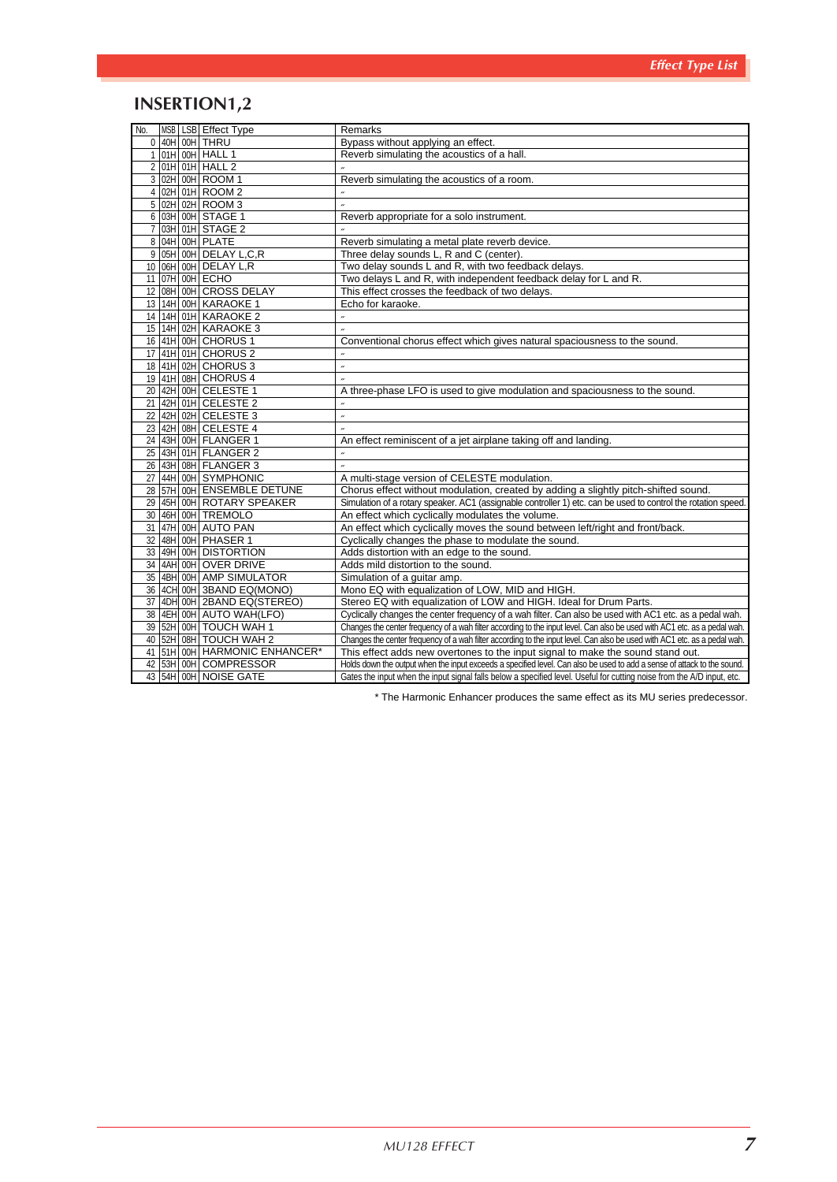## INSERTION1,2

| No. | MSB | LSB | Effect Type | Remarks |
|---|---|---|---|---|
| 0 | 40H | 00H | THRU | Bypass without applying an effect. |
| 1 | 01H | 00H | HALL 1 | Reverb simulating the acoustics of a hall. |
| 2 | 01H | 01H | HALL 2 | 〃 |
| 3 | 02H | 00H | ROOM 1 | Reverb simulating the acoustics of a room. |
| 4 | 02H | 01H | ROOM 2 | 〃 |
| 5 | 02H | 02H | ROOM 3 | 〃 |
| 6 | 03H | 00H | STAGE 1 | Reverb appropriate for a solo instrument. |
| 7 | 03H | 01H | STAGE 2 | 〃 |
| 8 | 04H | 00H | PLATE | Reverb simulating a metal plate reverb device. |
| 9 | 05H | 00H | DELAY L,C,R | Three delay sounds L, R and C (center). |
| 10 | 06H | 00H | DELAY L,R | Two delay sounds L and R, with two feedback delays. |
| 11 | 07H | 00H | ECHO | Two delays L and R, with independent feedback delay for L and R. |
| 12 | 08H | 00H | CROSS DELAY | This effect crosses the feedback of two delays. |
| 13 | 14H | 00H | KARAOKE 1 | Echo for karaoke. |
| 14 | 14H | 01H | KARAOKE 2 | 〃 |
| 15 | 14H | 02H | KARAOKE 3 | 〃 |
| 16 | 41H | 00H | CHORUS 1 | Conventional chorus effect which gives natural spaciousness to the sound. |
| 17 | 41H | 01H | CHORUS 2 | 〃 |
| 18 | 41H | 02H | CHORUS 3 | 〃 |
| 19 | 41H | 08H | CHORUS 4 | 〃 |
| 20 | 42H | 00H | CELESTE 1 | A three-phase LFO is used to give modulation and spaciousness to the sound. |
| 21 | 42H | 01H | CELESTE 2 | 〃 |
| 22 | 42H | 02H | CELESTE 3 | 〃 |
| 23 | 42H | 08H | CELESTE 4 | 〃 |
| 24 | 43H | 00H | FLANGER 1 | An effect reminiscent of a jet airplane taking off and landing. |
| 25 | 43H | 01H | FLANGER 2 | 〃 |
| 26 | 43H | 08H | FLANGER 3 | 〃 |
| 27 | 44H | 00H | SYMPHONIC | A multi-stage version of CELESTE modulation. |
| 28 | 57H | 00H | ENSEMBLE DETUNE | Chorus effect without modulation, created by adding a slightly pitch-shifted sound. |
| 29 | 45H | 00H | ROTARY SPEAKER | Simulation of a rotary speaker. AC1 (assignable controller 1) etc. can be used to control the rotation speed. |
| 30 | 46H | 00H | TREMOLO | An effect which cyclically modulates the volume. |
| 31 | 47H | 00H | AUTO PAN | An effect which cyclically moves the sound between left/right and front/back. |
| 32 | 48H | 00H | PHASER 1 | Cyclically changes the phase to modulate the sound. |
| 33 | 49H | 00H | DISTORTION | Adds distortion with an edge to the sound. |
| 34 | 4AH | 00H | OVER DRIVE | Adds mild distortion to the sound. |
| 35 | 4BH | 00H | AMP SIMULATOR | Simulation of a guitar amp. |
| 36 | 4CH | 00H | 3BAND EQ(MONO) | Mono EQ with equalization of LOW, MID and HIGH. |
| 37 | 4DH | 00H | 2BAND EQ(STEREO) | Stereo EQ with equalization of LOW and HIGH. Ideal for Drum Parts. |
| 38 | 4EH | 00H | AUTO WAH(LFO) | Cyclically changes the center frequency of a wah filter. Can also be used with AC1 etc. as a pedal wah. |
| 39 | 52H | 00H | TOUCH WAH 1 | Changes the center frequency of a wah filter according to the input level. Can also be used with AC1 etc. as a pedal wah. |
| 40 | 52H | 08H | TOUCH WAH 2 | Changes the center frequency of a wah filter according to the input level. Can also be used with AC1 etc. as a pedal wah. |
| 41 | 51H | 00H | HARMONIC ENHANCER* | This effect adds new overtones to the input signal to make the sound stand out. |
| 42 | 53H | 00H | COMPRESSOR | Holds down the output when the input exceeds a specified level. Can also be used to add a sense of attack to the sound. |
| 43 | 54H | 00H | NOISE GATE | Gates the input when the input signal falls below a specified level. Useful for cutting noise from the A/D input, etc. |

* The Harmonic Enhancer produces the same effect as its MU series predecessor.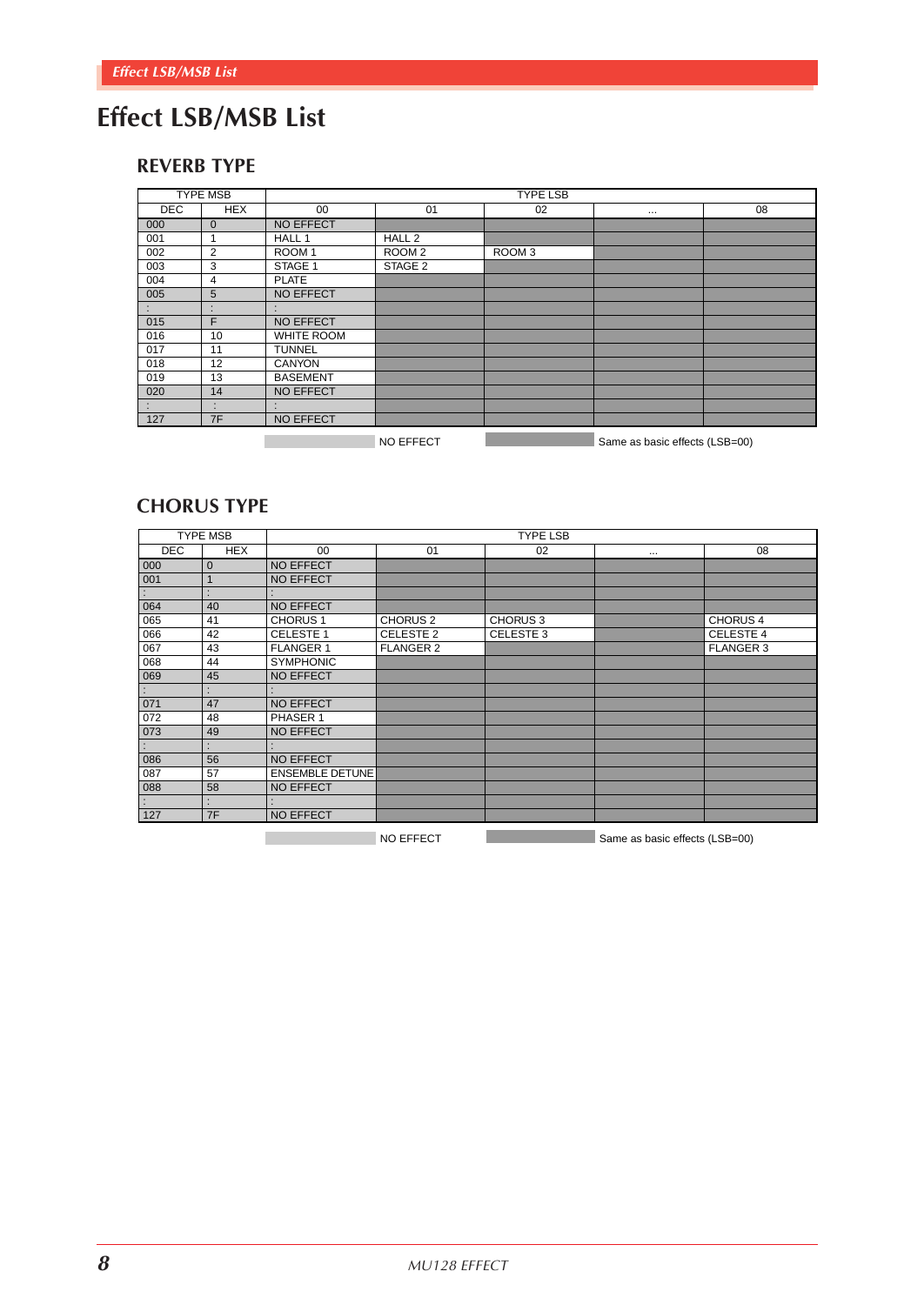# Effect LSB/MSB List

## REVERB TYPE

| TYPE MSB | | TYPE LSB | | | | |
|---|---|---|---|---|---|---|
| DEC | HEX | 00 | 01 | 02 | ... | 08 |
| 000 | 0 | NO EFFECT | | | | |
| 001 | 1 | HALL 1 | HALL 2 | | | |
| 002 | 2 | ROOM 1 | ROOM 2 | ROOM 3 | | |
| 003 | 3 | STAGE 1 | STAGE 2 | | | |
| 004 | 4 | PLATE | | | | |
| 005 | 5 | NO EFFECT | | | | |
| : | : | : | | | | |
| 015 | F | NO EFFECT | | | | |
| 016 | 10 | WHITE ROOM | | | | |
| 017 | 11 | TUNNEL | | | | |
| 018 | 12 | CANYON | | | | |
| 019 | 13 | BASEMENT | | | | |
| 020 | 14 | NO EFFECT | | | | |
| : | : | : | | | | |
| 127 | 7F | NO EFFECT | | | | |

NO EFFECT    Same as basic effects (LSB=00)

## CHORUS TYPE

| TYPE MSB | | TYPE LSB | | | | |
|---|---|---|---|---|---|---|
| DEC | HEX | 00 | 01 | 02 | ... | 08 |
| 000 | 0 | NO EFFECT | | | | |
| 001 | 1 | NO EFFECT | | | | |
| : | : | : | | | | |
| 064 | 40 | NO EFFECT | | | | |
| 065 | 41 | CHORUS 1 | CHORUS 2 | CHORUS 3 | | CHORUS 4 |
| 066 | 42 | CELESTE 1 | CELESTE 2 | CELESTE 3 | | CELESTE 4 |
| 067 | 43 | FLANGER 1 | FLANGER 2 | | | FLANGER 3 |
| 068 | 44 | SYMPHONIC | | | | |
| 069 | 45 | NO EFFECT | | | | |
| : | : | : | | | | |
| 071 | 47 | NO EFFECT | | | | |
| 072 | 48 | PHASER 1 | | | | |
| 073 | 49 | NO EFFECT | | | | |
| : | : | : | | | | |
| 086 | 56 | NO EFFECT | | | | |
| 087 | 57 | ENSEMBLE DETUNE | | | | |
| 088 | 58 | NO EFFECT | | | | |
| : | : | : | | | | |
| 127 | 7F | NO EFFECT | | | | |

NO EFFECT    Same as basic effects (LSB=00)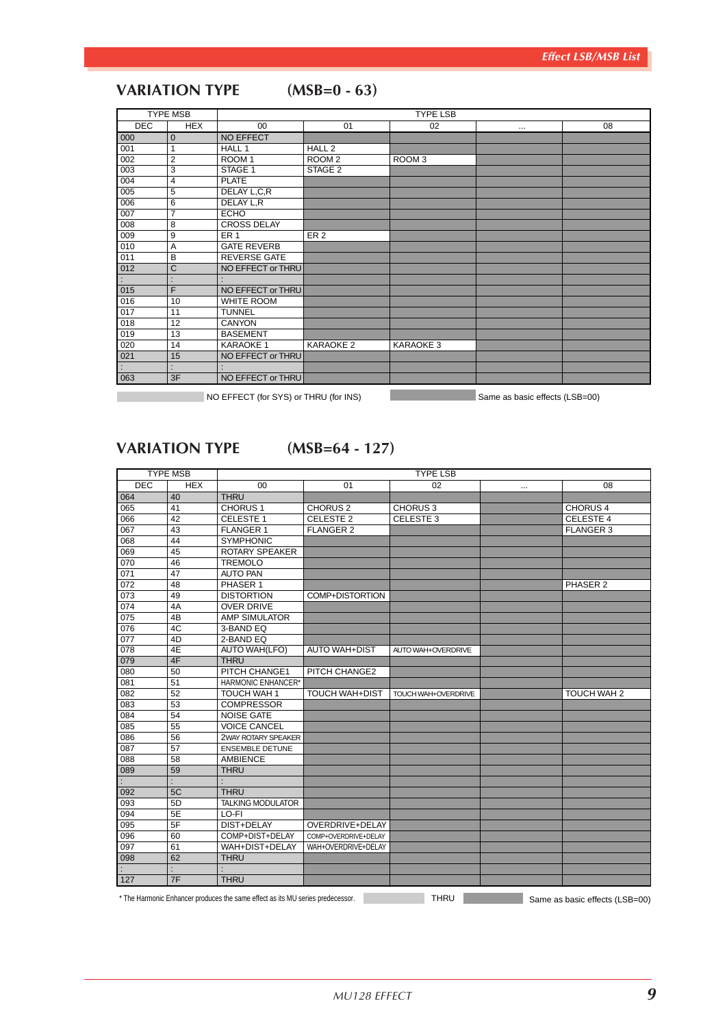## VARIATION TYPE (MSB=0 - 63)

| TYPE MSB | | TYPE LSB | | | | |
|---|---|---|---|---|---|---|
| DEC | HEX | 00 | 01 | 02 | ... | 08 |
| 000 | 0 | NO EFFECT | | | | |
| 001 | 1 | HALL 1 | HALL 2 | | | |
| 002 | 2 | ROOM 1 | ROOM 2 | ROOM 3 | | |
| 003 | 3 | STAGE 1 | STAGE 2 | | | |
| 004 | 4 | PLATE | | | | |
| 005 | 5 | DELAY L,C,R | | | | |
| 006 | 6 | DELAY L,R | | | | |
| 007 | 7 | ECHO | | | | |
| 008 | 8 | CROSS DELAY | | | | |
| 009 | 9 | ER 1 | ER 2 | | | |
| 010 | A | GATE REVERB | | | | |
| 011 | B | REVERSE GATE | | | | |
| 012 | C | NO EFFECT or THRU | | | | |
| : | : | : | | | | |
| 015 | F | NO EFFECT or THRU | | | | |
| 016 | 10 | WHITE ROOM | | | | |
| 017 | 11 | TUNNEL | | | | |
| 018 | 12 | CANYON | | | | |
| 019 | 13 | BASEMENT | | | | |
| 020 | 14 | KARAOKE 1 | KARAOKE 2 | KARAOKE 3 | | |
| 021 | 15 | NO EFFECT or THRU | | | | |
| : | : | : | | | | |
| 063 | 3F | NO EFFECT or THRU | | | | |

(light gray) NO EFFECT (for SYS) or THRU (for INS)  (dark gray) Same as basic effects (LSB=00)

## VARIATION TYPE (MSB=64 - 127)

| TYPE MSB | | TYPE LSB | | | | |
|---|---|---|---|---|---|---|
| DEC | HEX | 00 | 01 | 02 | ... | 08 |
| 064 | 40 | THRU | | | | |
| 065 | 41 | CHORUS 1 | CHORUS 2 | CHORUS 3 | | CHORUS 4 |
| 066 | 42 | CELESTE 1 | CELESTE 2 | CELESTE 3 | | CELESTE 4 |
| 067 | 43 | FLANGER 1 | FLANGER 2 | | | FLANGER 3 |
| 068 | 44 | SYMPHONIC | | | | |
| 069 | 45 | ROTARY SPEAKER | | | | |
| 070 | 46 | TREMOLO | | | | |
| 071 | 47 | AUTO PAN | | | | |
| 072 | 48 | PHASER 1 | | | | PHASER 2 |
| 073 | 49 | DISTORTION | COMP+DISTORTION | | | |
| 074 | 4A | OVER DRIVE | | | | |
| 075 | 4B | AMP SIMULATOR | | | | |
| 076 | 4C | 3-BAND EQ | | | | |
| 077 | 4D | 2-BAND EQ | | | | |
| 078 | 4E | AUTO WAH(LFO) | AUTO WAH+DIST | AUTO WAH+OVERDRIVE | | |
| 079 | 4F | THRU | | | | |
| 080 | 50 | PITCH CHANGE1 | PITCH CHANGE2 | | | |
| 081 | 51 | HARMONIC ENHANCER* | | | | |
| 082 | 52 | TOUCH WAH 1 | TOUCH WAH+DIST | TOUCH WAH+OVERDRIVE | | TOUCH WAH 2 |
| 083 | 53 | COMPRESSOR | | | | |
| 084 | 54 | NOISE GATE | | | | |
| 085 | 55 | VOICE CANCEL | | | | |
| 086 | 56 | 2WAY ROTARY SPEAKER | | | | |
| 087 | 57 | ENSEMBLE DETUNE | | | | |
| 088 | 58 | AMBIENCE | | | | |
| 089 | 59 | THRU | | | | |
| : | : | : | | | | |
| 092 | 5C | THRU | | | | |
| 093 | 5D | TALKING MODULATOR | | | | |
| 094 | 5E | LO-FI | | | | |
| 095 | 5F | DIST+DELAY | OVERDRIVE+DELAY | | | |
| 096 | 60 | COMP+DIST+DELAY | COMP+OVERDRIVE+DELAY | | | |
| 097 | 61 | WAH+DIST+DELAY | WAH+OVERDRIVE+DELAY | | | |
| 098 | 62 | THRU | | | | |
| : | : | : | | | | |
| 127 | 7F | THRU | | | | |

* The Harmonic Enhancer produces the same effect as its MU series predecessor.  (light gray) THRU  (dark gray) Same as basic effects (LSB=00)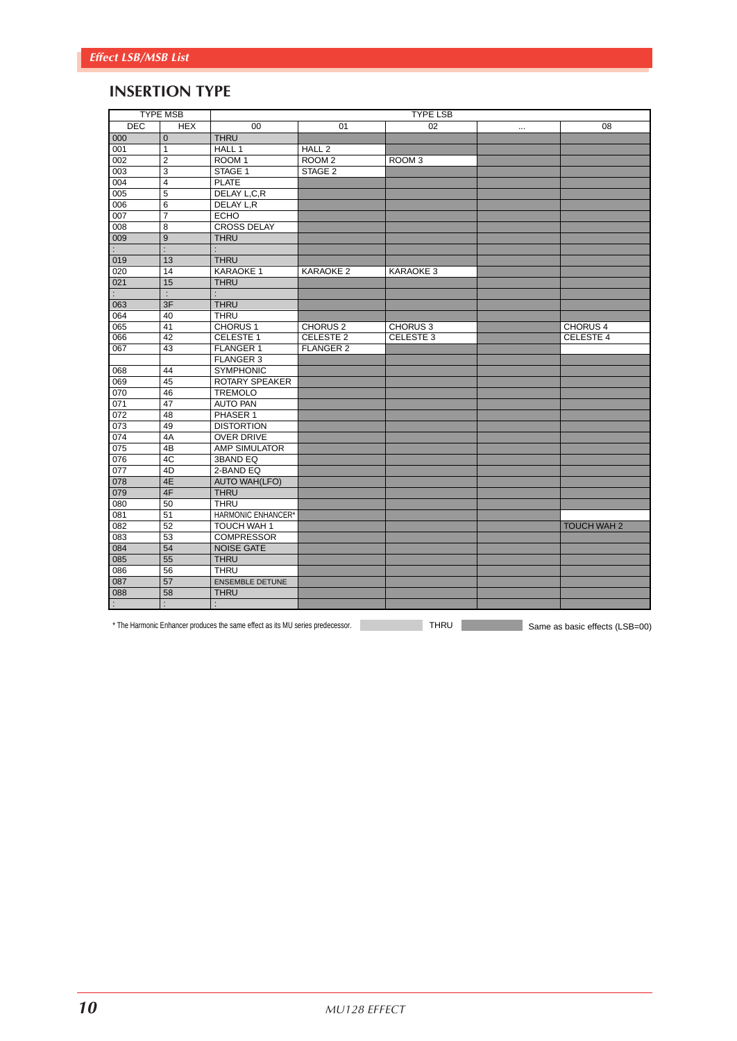## INSERTION TYPE

| TYPE MSB | | TYPE LSB | | | | |
|---|---|---|---|---|---|---|
| DEC | HEX | 00 | 01 | 02 | ... | 08 |
| 000 | 0 | THRU | | | | |
| 001 | 1 | HALL 1 | HALL 2 | | | |
| 002 | 2 | ROOM 1 | ROOM 2 | ROOM 3 | | |
| 003 | 3 | STAGE 1 | STAGE 2 | | | |
| 004 | 4 | PLATE | | | | |
| 005 | 5 | DELAY L,C,R | | | | |
| 006 | 6 | DELAY L,R | | | | |
| 007 | 7 | ECHO | | | | |
| 008 | 8 | CROSS DELAY | | | | |
| 009 | 9 | THRU | | | | |
| : | : | : | | | | |
| 019 | 13 | THRU | | | | |
| 020 | 14 | KARAOKE 1 | KARAOKE 2 | KARAOKE 3 | | |
| 021 | 15 | THRU | | | | |
| : | : | : | | | | |
| 063 | 3F | THRU | | | | |
| 064 | 40 | THRU | | | | |
| 065 | 41 | CHORUS 1 | CHORUS 2 | CHORUS 3 | | CHORUS 4 |
| 066 | 42 | CELESTE 1 | CELESTE 2 | CELESTE 3 | | CELESTE 4 |
| 067 | 43 | FLANGER 1 | FLANGER 2 | | | |
| | | FLANGER 3 | | | | |
| 068 | 44 | SYMPHONIC | | | | |
| 069 | 45 | ROTARY SPEAKER | | | | |
| 070 | 46 | TREMOLO | | | | |
| 071 | 47 | AUTO PAN | | | | |
| 072 | 48 | PHASER 1 | | | | |
| 073 | 49 | DISTORTION | | | | |
| 074 | 4A | OVER DRIVE | | | | |
| 075 | 4B | AMP SIMULATOR | | | | |
| 076 | 4C | 3BAND EQ | | | | |
| 077 | 4D | 2-BAND EQ | | | | |
| 078 | 4E | AUTO WAH(LFO) | | | | |
| 079 | 4F | THRU | | | | |
| 080 | 50 | THRU | | | | |
| 081 | 51 | HARMONIC ENHANCER* | | | | |
| 082 | 52 | TOUCH WAH 1 | | | | TOUCH WAH 2 |
| 083 | 53 | COMPRESSOR | | | | |
| 084 | 54 | NOISE GATE | | | | |
| 085 | 55 | THRU | | | | |
| 086 | 56 | THRU | | | | |
| 087 | 57 | ENSEMBLE DETUNE | | | | |
| 088 | 58 | THRU | | | | |
| : | : | : | | | | |

* The Harmonic Enhancer produces the same effect as its MU series predecessor.

(Light gray) THRU (Dark gray) Same as basic effects (LSB=00)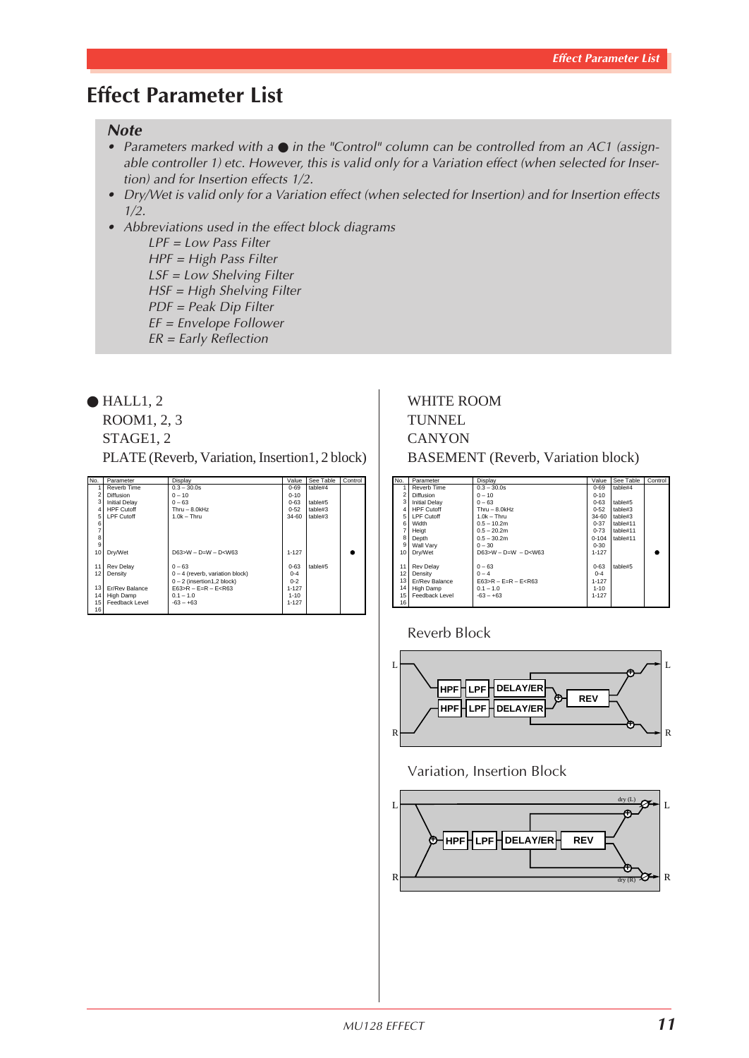# Effect Parameter List

## *Note*

- *Parameters marked with a ● in the "Control" column can be controlled from an AC1 (assignable controller 1) etc. However, this is valid only for a Variation effect (when selected for Insertion) and for Insertion effects 1/2.*
- *Dry/Wet is valid only for a Variation effect (when selected for Insertion) and for Insertion effects 1/2.*
- *Abbreviations used in the effect block diagrams*
  - *LPF = Low Pass Filter*
  - *HPF = High Pass Filter*
  - *LSF = Low Shelving Filter*
  - *HSF = High Shelving Filter*
  - *PDF = Peak Dip Filter*
  - *EF = Envelope Follower*
  - *ER = Early Reflection*

### ● HALL1, 2
### ROOM1, 2, 3
### STAGE1, 2
### PLATE (Reverb, Variation, Insertion1, 2 block)

| No. | Parameter | Display | Value | See Table | Control |
|---|---|---|---|---|---|
| 1 | Reverb Time | 0.3 – 30.0s | 0-69 | table#4 | |
| 2 | Diffusion | 0 – 10 | 0-10 | | |
| 3 | Initial Delay | 0 – 63 | 0-63 | table#5 | |
| 4 | HPF Cutoff | Thru – 8.0kHz | 0-52 | table#3 | |
| 5 | LPF Cutoff | 1.0k – Thru | 34-60 | table#3 | |
| 6 | | | | | |
| 7 | | | | | |
| 8 | | | | | |
| 9 | | | | | |
| 10 | Dry/Wet | D63>W – D=W – D<W63 | 1-127 | | ● |
| 11 | Rev Delay | 0 – 63 | 0-63 | table#5 | |
| 12 | Density | 0 – 4 (reverb, variation block)<br>0 – 2 (insertion1,2 block) | 0-4<br>0-2 | | |
| 13 | Er/Rev Balance | E63>R – E=R – E<R63 | 1-127 | | |
| 14 | High Damp | 0.1 – 1.0 | 1-10 | | |
| 15 | Feedback Level | -63 – +63 | 1-127 | | |
| 16 | | | | | |

### WHITE ROOM
### TUNNEL
### CANYON
### BASEMENT (Reverb, Variation block)

| No. | Parameter | Display | Value | See Table | Control |
|---|---|---|---|---|---|
| 1 | Reverb Time | 0.3 – 30.0s | 0-69 | table#4 | |
| 2 | Diffusion | 0 – 10 | 0-10 | | |
| 3 | Initial Delay | 0 – 63 | 0-63 | table#5 | |
| 4 | HPF Cutoff | Thru – 8.0kHz | 0-52 | table#3 | |
| 5 | LPF Cutoff | 1.0k – Thru | 34-60 | table#3 | |
| 6 | Width | 0.5 – 10.2m | 0-37 | table#11 | |
| 7 | Heigt | 0.5 – 20.2m | 0-73 | table#11 | |
| 8 | Depth | 0.5 – 30.2m | 0-104 | table#11 | |
| 9 | Wall Vary | 0 – 30 | 0-30 | | |
| 10 | Dry/Wet | D63>W – D=W – D<W63 | 1-127 | | ● |
| 11 | Rev Delay | 0 – 63 | 0-63 | table#5 | |
| 12 | Density | 0 – 4 | 0-4 | | |
| 13 | Er/Rev Balance | E63>R – E=R – E<R63 | 1-127 | | |
| 14 | High Damp | 0.1 – 1.0 | 1-10 | | |
| 15 | Feedback Level | -63 – +63 | 1-127 | | |
| 16 | | | | | |

Reverb Block

L HPF LPF DELAY/ER REV L
R HPF LPF DELAY/ER R

Variation, Insertion Block

L dry (L) L
HPF LPF DELAY/ER REV
R dry (R) R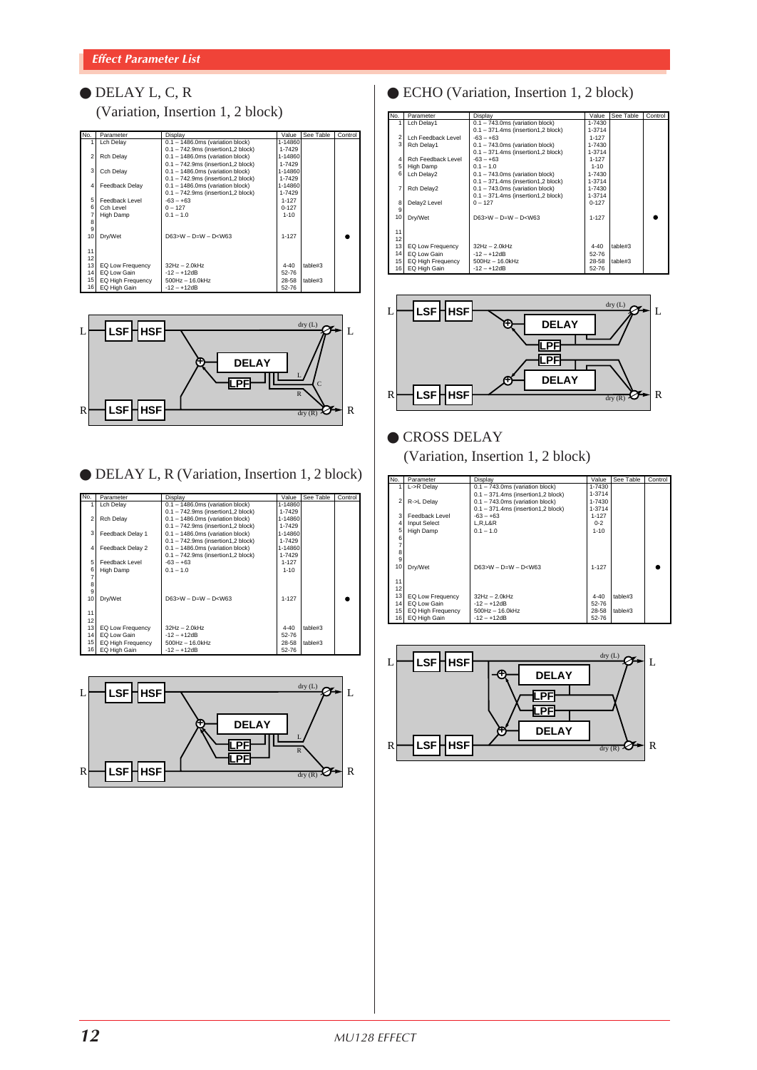## Effect Parameter List

### ● DELAY L, C, R (Variation, Insertion 1, 2 block)

| No. | Parameter | Display | Value | See Table | Control |
|---|---|---|---|---|---|
| 1 | Lch Delay | 0.1 – 1486.0ms (variation block) | 1-14860 | | |
| | | 0.1 – 742.9ms (insertion1,2 block) | 1-7429 | | |
| 2 | Rch Delay | 0.1 – 1486.0ms (variation block) | 1-14860 | | |
| | | 0.1 – 742.9ms (insertion1,2 block) | 1-7429 | | |
| 3 | Cch Delay | 0.1 – 1486.0ms (variation block) | 1-14860 | | |
| | | 0.1 – 742.9ms (insertion1,2 block) | 1-7429 | | |
| 4 | Feedback Delay | 0.1 – 1486.0ms (variation block) | 1-14860 | | |
| | | 0.1 – 742.9ms (insertion1,2 block) | 1-7429 | | |
| 5 | Feedback Level | -63 – +63 | 1-127 | | |
| 6 | Cch Level | 0 – 127 | 0-127 | | |
| 7 | High Damp | 0.1 – 1.0 | 1-10 | | |
| 8 | | | | | |
| 9 | | | | | |
| 10 | Dry/Wet | D63>W – D=W – D<W63 | 1-127 | | ● |
| 11 | | | | | |
| 12 | | | | | |
| 13 | EQ Low Frequency | 32Hz – 2.0kHz | 4-40 | table#3 | |
| 14 | EQ Low Gain | -12 – +12dB | 52-76 | | |
| 15 | EQ High Frequency | 500Hz – 16.0kHz | 28-58 | table#3 | |
| 16 | EQ High Gain | -12 – +12dB | 52-76 | | |

### ● DELAY L, R (Variation, Insertion 1, 2 block)

| No. | Parameter | Display | Value | See Table | Control |
|---|---|---|---|---|---|
| 1 | Lch Delay | 0.1 – 1486.0ms (variation block) | 1-14860 | | |
| | | 0.1 – 742.9ms (insertion1,2 block) | 1-7429 | | |
| 2 | Rch Delay | 0.1 – 1486.0ms (variation block) | 1-14860 | | |
| | | 0.1 – 742.9ms (insertion1,2 block) | 1-7429 | | |
| 3 | Feedback Delay 1 | 0.1 – 1486.0ms (variation block) | 1-14860 | | |
| | | 0.1 – 742.9ms (insertion1,2 block) | 1-7429 | | |
| 4 | Feedback Delay 2 | 0.1 – 1486.0ms (variation block) | 1-14860 | | |
| | | 0.1 – 742.9ms (insertion1,2 block) | 1-7429 | | |
| 5 | Feedback Level | -63 – +63 | 1-127 | | |
| 6 | High Damp | 0.1 – 1.0 | 1-10 | | |
| 7 | | | | | |
| 8 | | | | | |
| 9 | | | | | |
| 10 | Dry/Wet | D63>W – D=W – D<W63 | 1-127 | | ● |
| 11 | | | | | |
| 12 | | | | | |
| 13 | EQ Low Frequency | 32Hz – 2.0kHz | 4-40 | table#3 | |
| 14 | EQ Low Gain | -12 – +12dB | 52-76 | | |
| 15 | EQ High Frequency | 500Hz – 16.0kHz | 28-58 | table#3 | |
| 16 | EQ High Gain | -12 – +12dB | 52-76 | | |

### ● ECHO (Variation, Insertion 1, 2 block)

| No. | Parameter | Display | Value | See Table | Control |
|---|---|---|---|---|---|
| 1 | Lch Delay1 | 0.1 – 743.0ms (variation block) | 1-7430 | | |
| | | 0.1 – 371.4ms (insertion1,2 block) | 1-3714 | | |
| 2 | Lch Feedback Level | -63 – +63 | 1-127 | | |
| 3 | Rch Delay1 | 0.1 – 743.0ms (variation block) | 1-7430 | | |
| | | 0.1 – 371.4ms (insertion1,2 block) | 1-3714 | | |
| 4 | Rch Feedback Level | -63 – +63 | 1-127 | | |
| 5 | High Damp | 0.1 – 1.0 | 1-10 | | |
| 6 | Lch Delay2 | 0.1 – 743.0ms (variation block) | 1-7430 | | |
| | | 0.1 – 371.4ms (insertion1,2 block) | 1-3714 | | |
| 7 | Rch Delay2 | 0.1 – 743.0ms (variation block) | 1-7430 | | |
| | | 0.1 – 371.4ms (insertion1,2 block) | 1-3714 | | |
| 8 | Delay2 Level | 0 – 127 | 0-127 | | |
| 9 | | | | | |
| 10 | Dry/Wet | D63>W – D=W – D<W63 | 1-127 | | ● |
| 11 | | | | | |
| 12 | | | | | |
| 13 | EQ Low Frequency | 32Hz – 2.0kHz | 4-40 | table#3 | |
| 14 | EQ Low Gain | -12 – +12dB | 52-76 | | |
| 15 | EQ High Frequency | 500Hz – 16.0kHz | 28-58 | table#3 | |
| 16 | EQ High Gain | -12 – +12dB | 52-76 | | |

### ● CROSS DELAY (Variation, Insertion 1, 2 block)

| No. | Parameter | Display | Value | See Table | Control |
|---|---|---|---|---|---|
| 1 | L->R Delay | 0.1 – 743.0ms (variation block) | 1-7430 | | |
| | | 0.1 – 371.4ms (insertion1,2 block) | 1-3714 | | |
| 2 | R->L Delay | 0.1 – 743.0ms (variation block) | 1-7430 | | |
| | | 0.1 – 371.4ms (insertion1,2 block) | 1-3714 | | |
| 3 | Feedback Level | -63 – +63 | 1-127 | | |
| 4 | Input Select | L,R,L&R | 0-2 | | |
| 5 | High Damp | 0.1 – 1.0 | 1-10 | | |
| 6 | | | | | |
| 7 | | | | | |
| 8 | | | | | |
| 9 | | | | | |
| 10 | Dry/Wet | D63>W – D=W – D<W63 | 1-127 | | ● |
| 11 | | | | | |
| 12 | | | | | |
| 13 | EQ Low Frequency | 32Hz – 2.0kHz | 4-40 | table#3 | |
| 14 | EQ Low Gain | -12 – +12dB | 52-76 | | |
| 15 | EQ High Frequency | 500Hz – 16.0kHz | 28-58 | table#3 | |
| 16 | EQ High Gain | -12 – +12dB | 52-76 | | |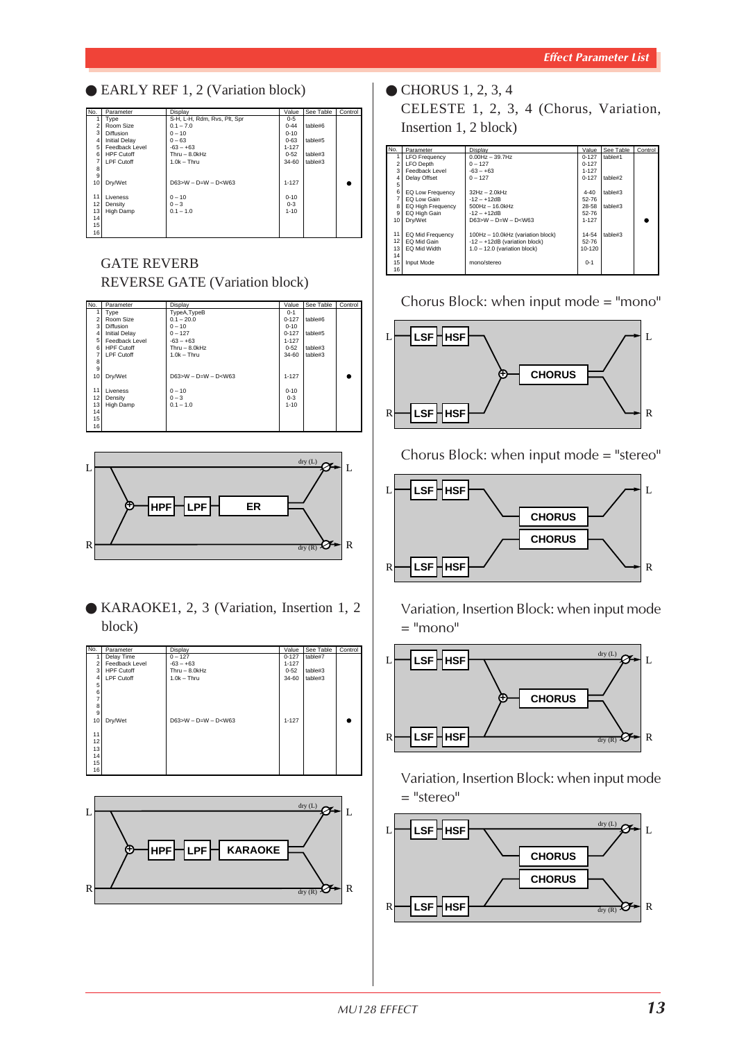## ● EARLY REF 1, 2 (Variation block)

| No. | Parameter | Display | Value | See Table | Control |
|---|---|---|---|---|---|
| 1 | Type | S-H, L-H, Rdm, Rvs, Plt, Spr | 0-5 | | |
| 2 | Room Size | 0.1 – 7.0 | 0-44 | table#6 | |
| 3 | Diffusion | 0 – 10 | 0-10 | | |
| 4 | Initial Delay | 0 – 63 | 0-63 | table#5 | |
| 5 | Feedback Level | -63 – +63 | 1-127 | | |
| 6 | HPF Cutoff | Thru – 8.0kHz | 0-52 | table#3 | |
| 7 | LPF Cutoff | 1.0k – Thru | 34-60 | table#3 | |
| 8 | | | | | |
| 9 | | | | | |
| 10 | Dry/Wet | D63>W – D=W – D<W63 | 1-127 | | ● |
| 11 | Liveness | 0 – 10 | 0-10 | | |
| 12 | Density | 0 – 3 | 0-3 | | |
| 13 | High Damp | 0.1 – 1.0 | 1-10 | | |
| 14 | | | | | |
| 15 | | | | | |
| 16 | | | | | |

## GATE REVERB
## REVERSE GATE (Variation block)

| No. | Parameter | Display | Value | See Table | Control |
|---|---|---|---|---|---|
| 1 | Type | TypeA,TypeB | 0-1 | | |
| 2 | Room Size | 0.1 – 20.0 | 0-127 | table#6 | |
| 3 | Diffusion | 0 – 10 | 0-10 | | |
| 4 | Initial Delay | 0 – 127 | 0-127 | table#5 | |
| 5 | Feedback Level | -63 – +63 | 1-127 | | |
| 6 | HPF Cutoff | Thru – 8.0kHz | 0-52 | table#3 | |
| 7 | LPF Cutoff | 1.0k – Thru | 34-60 | table#3 | |
| 8 | | | | | |
| 9 | | | | | |
| 10 | Dry/Wet | D63>W – D=W – D<W63 | 1-127 | | ● |
| 11 | Liveness | 0 – 10 | 0-10 | | |
| 12 | Density | 0 – 3 | 0-3 | | |
| 13 | High Damp | 0.1 – 1.0 | 1-10 | | |
| 14 | | | | | |
| 15 | | | | | |
| 16 | | | | | |

## ● KARAOKE1, 2, 3 (Variation, Insertion 1, 2 block)

| No. | Parameter | Display | Value | See Table | Control |
|---|---|---|---|---|---|
| 1 | Delay Time | 0 – 127 | 0-127 | table#7 | |
| 2 | Feedback Level | -63 – +63 | 1-127 | | |
| 3 | HPF Cutoff | Thru – 8.0kHz | 0-52 | table#3 | |
| 4 | LPF Cutoff | 1.0k – Thru | 34-60 | table#3 | |
| 5 | | | | | |
| 6 | | | | | |
| 7 | | | | | |
| 8 | | | | | |
| 9 | | | | | |
| 10 | Dry/Wet | D63>W – D=W – D<W63 | 1-127 | | ● |
| 11 | | | | | |
| 12 | | | | | |
| 13 | | | | | |
| 14 | | | | | |
| 15 | | | | | |
| 16 | | | | | |

## ● CHORUS 1, 2, 3, 4
## CELESTE 1, 2, 3, 4 (Chorus, Variation, Insertion 1, 2 block)

| No. | Parameter | Display | Value | See Table | Control |
|---|---|---|---|---|---|
| 1 | LFO Frequency | 0.00Hz – 39.7Hz | 0-127 | table#1 | |
| 2 | LFO Depth | 0 – 127 | 0-127 | | |
| 3 | Feedback Level | -63 – +63 | 1-127 | | |
| 4 | Delay Offset | 0 – 127 | 0-127 | table#2 | |
| 5 | | | | | |
| 6 | EQ Low Frequency | 32Hz – 2.0kHz | 4-40 | table#3 | |
| 7 | EQ Low Gain | -12 – +12dB | 52-76 | | |
| 8 | EQ High Frequency | 500Hz – 16.0kHz | 28-58 | table#3 | |
| 9 | EQ High Gain | -12 – +12dB | 52-76 | | |
| 10 | Dry/Wet | D63>W – D=W – D<W63 | 1-127 | | ● |
| 11 | EQ Mid Frequency | 100Hz – 10.0kHz (variation block) | 14-54 | table#3 | |
| 12 | EQ Mid Gain | -12 – +12dB (variation block) | 52-76 | | |
| 13 | EQ Mid Width | 1.0 – 12.0 (variation block) | 10-120 | | |
| 14 | | | | | |
| 15 | Input Mode | mono/stereo | 0-1 | | |
| 16 | | | | | |

Chorus Block: when input mode = "mono"

Chorus Block: when input mode = "stereo"

Variation, Insertion Block: when input mode = "mono"

Variation, Insertion Block: when input mode = "stereo"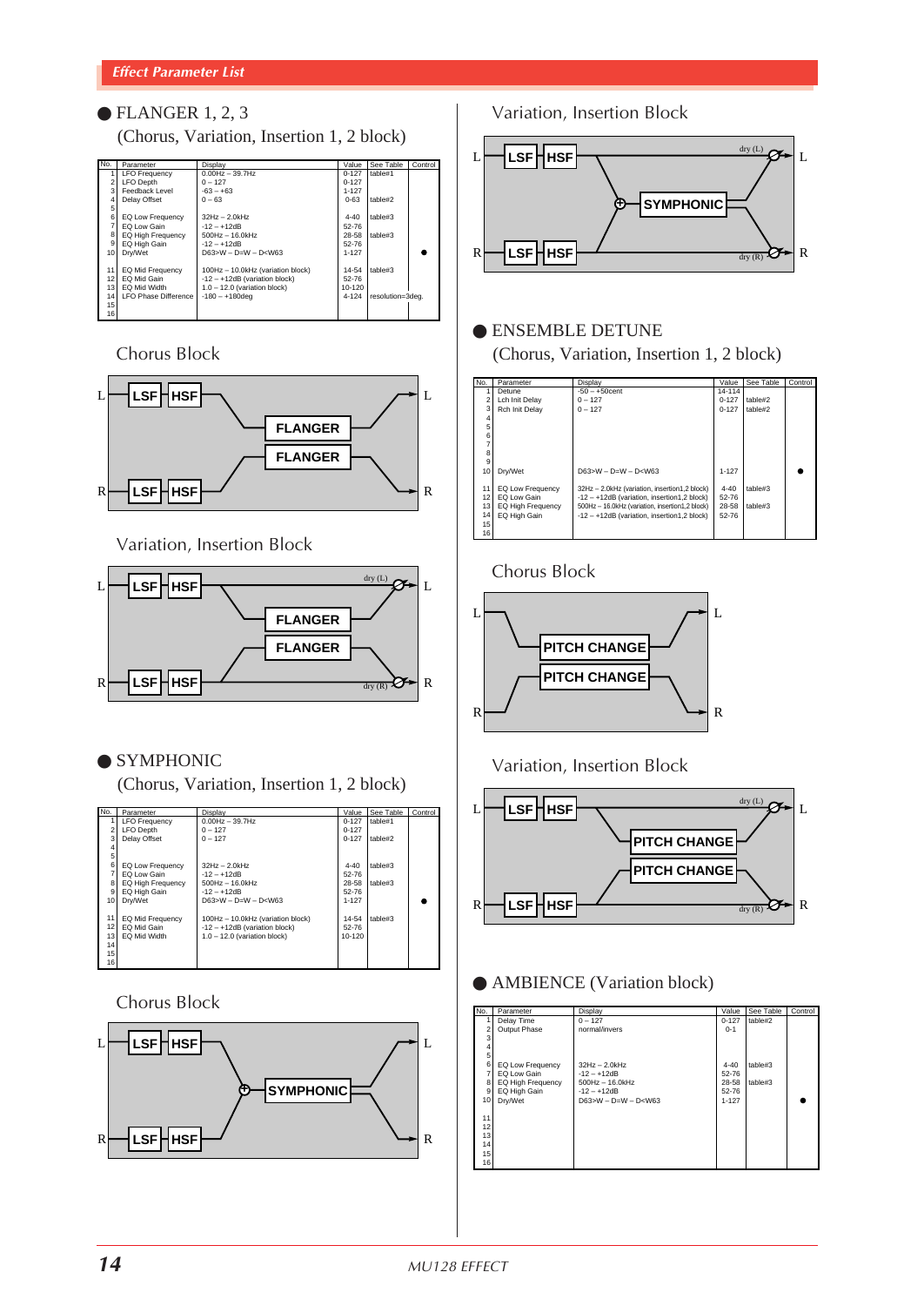## Effect Parameter List

### ● FLANGER 1, 2, 3
(Chorus, Variation, Insertion 1, 2 block)

| No. | Parameter | Display | Value | See Table | Control |
|---|---|---|---|---|---|
| 1 | LFO Frequency | 0.00Hz – 39.7Hz | 0-127 | table#1 | |
| 2 | LFO Depth | 0 – 127 | 0-127 | | |
| 3 | Feedback Level | -63 – +63 | 1-127 | | |
| 4 | Delay Offset | 0 – 63 | 0-63 | table#2 | |
| 5 | | | | | |
| 6 | EQ Low Frequency | 32Hz – 2.0kHz | 4-40 | table#3 | |
| 7 | EQ Low Gain | -12 – +12dB | 52-76 | | |
| 8 | EQ High Frequency | 500Hz – 16.0kHz | 28-58 | table#3 | |
| 9 | EQ High Gain | -12 – +12dB | 52-76 | | |
| 10 | Dry/Wet | D63>W – D=W – D<W63 | 1-127 | | ● |
| 11 | EQ Mid Frequency | 100Hz – 10.0kHz (variation block) | 14-54 | table#3 | |
| 12 | EQ Mid Gain | -12 – +12dB (variation block) | 52-76 | | |
| 13 | EQ Mid Width | 1.0 – 12.0 (variation block) | 10-120 | | |
| 14 | LFO Phase Difference | -180 – +180deg | 4-124 | resolution=3deg. | |
| 15 | | | | | |
| 16 | | | | | |

Chorus Block

Variation, Insertion Block

### ● SYMPHONIC
(Chorus, Variation, Insertion 1, 2 block)

| No. | Parameter | Display | Value | See Table | Control |
|---|---|---|---|---|---|
| 1 | LFO Frequency | 0.00Hz – 39.7Hz | 0-127 | table#1 | |
| 2 | LFO Depth | 0 – 127 | 0-127 | | |
| 3 | Delay Offset | 0 – 127 | 0-127 | table#2 | |
| 4 | | | | | |
| 5 | | | | | |
| 6 | EQ Low Frequency | 32Hz – 2.0kHz | 4-40 | table#3 | |
| 7 | EQ Low Gain | -12 – +12dB | 52-76 | | |
| 8 | EQ High Frequency | 500Hz – 16.0kHz | 28-58 | table#3 | |
| 9 | EQ High Gain | -12 – +12dB | 52-76 | | |
| 10 | Dry/Wet | D63>W – D=W – D<W63 | 1-127 | | ● |
| 11 | EQ Mid Frequency | 100Hz – 10.0kHz (variation block) | 14-54 | table#3 | |
| 12 | EQ Mid Gain | -12 – +12dB (variation block) | 52-76 | | |
| 13 | EQ Mid Width | 1.0 – 12.0 (variation block) | 10-120 | | |
| 14 | | | | | |
| 15 | | | | | |
| 16 | | | | | |

Chorus Block

Variation, Insertion Block

### ● ENSEMBLE DETUNE
(Chorus, Variation, Insertion 1, 2 block)

| No. | Parameter | Display | Value | See Table | Control |
|---|---|---|---|---|---|
| 1 | Detune | -50 – +50cent | 14-114 | | |
| 2 | Lch Init Delay | 0 – 127 | 0-127 | table#2 | |
| 3 | Rch Init Delay | 0 – 127 | 0-127 | table#2 | |
| 4 | | | | | |
| 5 | | | | | |
| 6 | | | | | |
| 7 | | | | | |
| 8 | | | | | |
| 9 | | | | | |
| 10 | Dry/Wet | D63>W – D=W – D<W63 | 1-127 | | ● |
| 11 | EQ Low Frequency | 32Hz – 2.0kHz (variation, insertion1,2 block) | 4-40 | table#3 | |
| 12 | EQ Low Gain | -12 – +12dB (variation, insertion1,2 block) | 52-76 | | |
| 13 | EQ High Frequency | 500Hz – 16.0kHz (variation, insertion1,2 block) | 28-58 | table#3 | |
| 14 | EQ High Gain | -12 – +12dB (variation, insertion1,2 block) | 52-76 | | |
| 15 | | | | | |
| 16 | | | | | |

Chorus Block

Variation, Insertion Block

### ● AMBIENCE (Variation block)

| No. | Parameter | Display | Value | See Table | Control |
|---|---|---|---|---|---|
| 1 | Delay Time | 0 – 127 | 0-127 | table#2 | |
| 2 | Output Phase | normal/invers | 0-1 | | |
| 3 | | | | | |
| 4 | | | | | |
| 5 | | | | | |
| 6 | EQ Low Frequency | 32Hz – 2.0kHz | 4-40 | table#3 | |
| 7 | EQ Low Gain | -12 – +12dB | 52-76 | | |
| 8 | EQ High Frequency | 500Hz – 16.0kHz | 28-58 | table#3 | |
| 9 | EQ High Gain | -12 – +12dB | 52-76 | | |
| 10 | Dry/Wet | D63>W – D=W – D<W63 | 1-127 | | ● |
| 11 | | | | | |
| 12 | | | | | |
| 13 | | | | | |
| 14 | | | | | |
| 15 | | | | | |
| 16 | | | | | |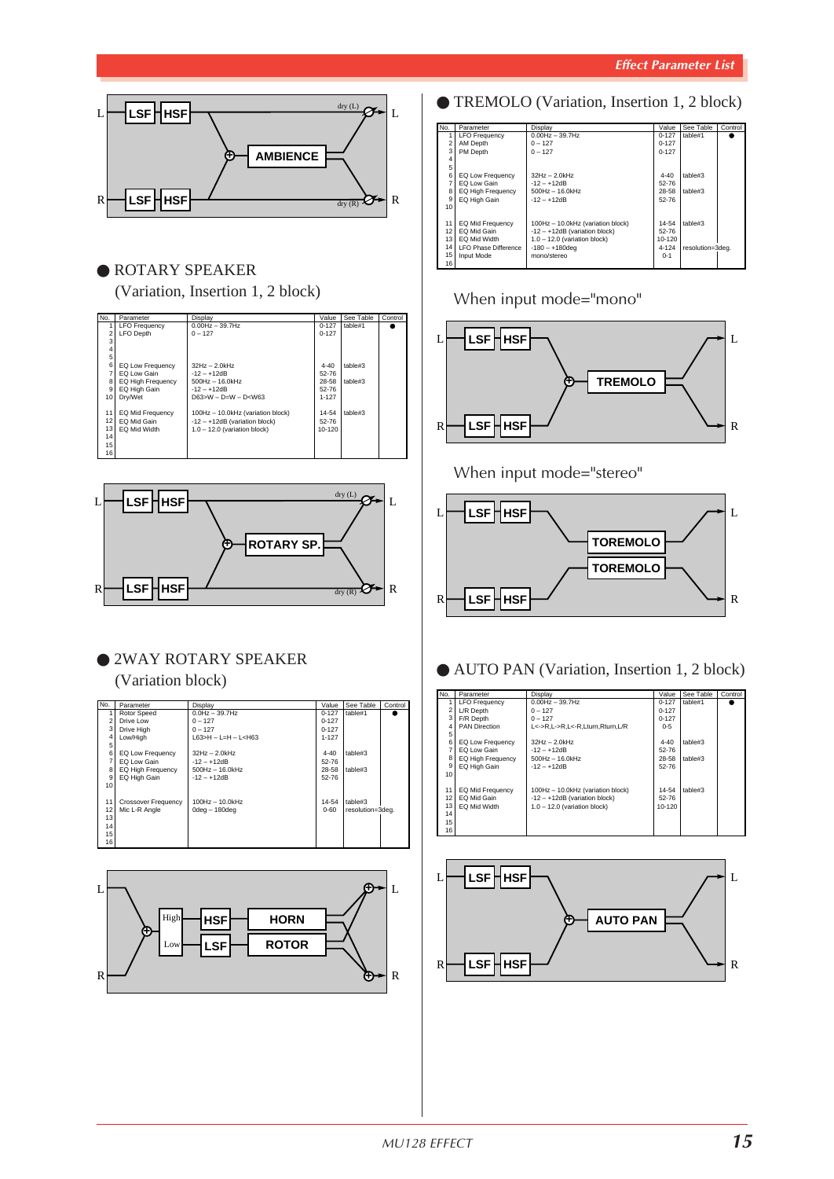## ● ROTARY SPEAKER (Variation, Insertion 1, 2 block)

| No. | Parameter | Display | Value | See Table | Control |
|---|---|---|---|---|---|
| 1 | LFO Frequency | 0.00Hz – 39.7Hz | 0-127 | table#1 | ● |
| 2 | LFO Depth | 0 – 127 | 0-127 | | |
| 3 | | | | | |
| 4 | | | | | |
| 5 | | | | | |
| 6 | EQ Low Frequency | 32Hz – 2.0kHz | 4-40 | table#3 | |
| 7 | EQ Low Gain | -12 – +12dB | 52-76 | | |
| 8 | EQ High Frequency | 500Hz – 16.0kHz | 28-58 | table#3 | |
| 9 | EQ High Gain | -12 – +12dB | 52-76 | | |
| 10 | Dry/Wet | D63>W – D=W – D<W63 | 1-127 | | |
| 11 | EQ Mid Frequency | 100Hz – 10.0kHz (variation block) | 14-54 | table#3 | |
| 12 | EQ Mid Gain | -12 – +12dB (variation block) | 52-76 | | |
| 13 | EQ Mid Width | 1.0 – 12.0 (variation block) | 10-120 | | |
| 14 | | | | | |
| 15 | | | | | |
| 16 | | | | | |

## ● 2WAY ROTARY SPEAKER (Variation block)

| No. | Parameter | Display | Value | See Table | Control |
|---|---|---|---|---|---|
| 1 | Rotor Speed | 0.0Hz – 39.7Hz | 0-127 | table#1 | ● |
| 2 | Drive Low | 0 – 127 | 0-127 | | |
| 3 | Drive High | 0 – 127 | 0-127 | | |
| 4 | Low/High | L63>H – L=H – L<H63 | 1-127 | | |
| 5 | | | | | |
| 6 | EQ Low Frequency | 32Hz – 2.0kHz | 4-40 | table#3 | |
| 7 | EQ Low Gain | -12 – +12dB | 52-76 | | |
| 8 | EQ High Frequency | 500Hz – 16.0kHz | 28-58 | table#3 | |
| 9 | EQ High Gain | -12 – +12dB | 52-76 | | |
| 10 | | | | | |
| 11 | Crossover Frequency | 100Hz – 10.0kHz | 14-54 | table#3 | |
| 12 | Mic L-R Angle | 0deg – 180deg | 0-60 | resolution=3deg. | |
| 13 | | | | | |
| 14 | | | | | |
| 15 | | | | | |
| 16 | | | | | |

## ● TREMOLO (Variation, Insertion 1, 2 block)

| No. | Parameter | Display | Value | See Table | Control |
|---|---|---|---|---|---|
| 1 | LFO Frequency | 0.00Hz – 39.7Hz | 0-127 | table#1 | ● |
| 2 | AM Depth | 0 – 127 | 0-127 | | |
| 3 | PM Depth | 0 – 127 | 0-127 | | |
| 4 | | | | | |
| 5 | | | | | |
| 6 | EQ Low Frequency | 32Hz – 2.0kHz | 4-40 | table#3 | |
| 7 | EQ Low Gain | -12 – +12dB | 52-76 | | |
| 8 | EQ High Frequency | 500Hz – 16.0kHz | 28-58 | table#3 | |
| 9 | EQ High Gain | -12 – +12dB | 52-76 | | |
| 10 | | | | | |
| 11 | EQ Mid Frequency | 100Hz – 10.0kHz (variation block) | 14-54 | table#3 | |
| 12 | EQ Mid Gain | -12 – +12dB (variation block) | 52-76 | | |
| 13 | EQ Mid Width | 1.0 – 12.0 (variation block) | 10-120 | | |
| 14 | LFO Phase Difference | -180 – +180deg | 4-124 | resolution=3deg. | |
| 15 | Input Mode | mono/stereo | 0-1 | | |
| 16 | | | | | |

When input mode="mono"

When input mode="stereo"

## ● AUTO PAN (Variation, Insertion 1, 2 block)

| No. | Parameter | Display | Value | See Table | Control |
|---|---|---|---|---|---|
| 1 | LFO Frequency | 0.00Hz – 39.7Hz | 0-127 | table#1 | ● |
| 2 | L/R Depth | 0 – 127 | 0-127 | | |
| 3 | F/R Depth | 0 – 127 | 0-127 | | |
| 4 | PAN Direction | L<->R,L->R,L<-R,Lturn,Rturn,L/R | 0-5 | | |
| 5 | | | | | |
| 6 | EQ Low Frequency | 32Hz – 2.0kHz | 4-40 | table#3 | |
| 7 | EQ Low Gain | -12 – +12dB | 52-76 | | |
| 8 | EQ High Frequency | 500Hz – 16.0kHz | 28-58 | table#3 | |
| 9 | EQ High Gain | -12 – +12dB | 52-76 | | |
| 10 | | | | | |
| 11 | EQ Mid Frequency | 100Hz – 10.0kHz (variation block) | 14-54 | table#3 | |
| 12 | EQ Mid Gain | -12 – +12dB (variation block) | 52-76 | | |
| 13 | EQ Mid Width | 1.0 – 12.0 (variation block) | 10-120 | | |
| 14 | | | | | |
| 15 | | | | | |
| 16 | | | | | |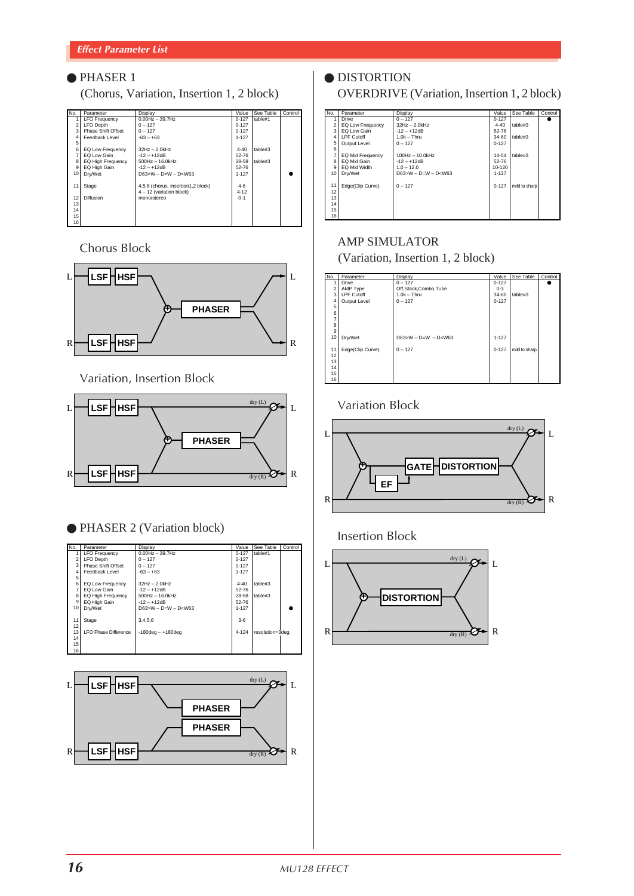## ● PHASER 1

(Chorus, Variation, Insertion 1, 2 block)

| No. | Parameter | Display | Value | See Table | Control |
|---|---|---|---|---|---|
| 1 | LFO Frequency | 0.00Hz – 39.7Hz | 0-127 | table#1 | |
| 2 | LFO Depth | 0 – 127 | 0-127 | | |
| 3 | Phase Shift Offset | 0 – 127 | 0-127 | | |
| 4 | Feedback Level | -63 – +63 | 1-127 | | |
| 5 | | | | | |
| 6 | EQ Low Frequency | 32Hz – 2.0kHz | 4-40 | table#3 | |
| 7 | EQ Low Gain | -12 – +12dB | 52-76 | | |
| 8 | EQ High Frequency | 500Hz – 16.0kHz | 28-58 | table#3 | |
| 9 | EQ High Gain | -12 – +12dB | 52-76 | | |
| 10 | Dry/Wet | D63>W – D=W – D<W63 | 1-127 | | ● |
| 11 | Stage | 4,5,6 (chorus, insertion1,2 block) 4 – 12 (variation block) | 4-6 4-12 | | |
| 12 | Diffusion | mono/stereo | 0-1 | | |
| 13 | | | | | |
| 14 | | | | | |
| 15 | | | | | |
| 16 | | | | | |

Chorus Block

Variation, Insertion Block

## ● PHASER 2 (Variation block)

| No. | Parameter | Display | Value | See Table | Control |
|---|---|---|---|---|---|
| 1 | LFO Frequency | 0.00Hz – 39.7Hz | 0-127 | table#1 | |
| 2 | LFO Depth | 0 – 127 | 0-127 | | |
| 3 | Phase Shift Offset | 0 – 127 | 0-127 | | |
| 4 | Feedback Level | -63 – +63 | 1-127 | | |
| 5 | | | | | |
| 6 | EQ Low Frequency | 32Hz – 2.0kHz | 4-40 | table#3 | |
| 7 | EQ Low Gain | -12 – +12dB | 52-76 | | |
| 8 | EQ High Frequency | 500Hz – 16.0kHz | 28-58 | table#3 | |
| 9 | EQ High Gain | -12 – +12dB | 52-76 | | |
| 10 | Dry/Wet | D63>W – D=W – D<W63 | 1-127 | | ● |
| 11 | Stage | 3,4,5,6 | 3-6 | | |
| 12 | | | | | |
| 13 | LFO Phase Difference | -180deg – +180deg | 4-124 | resolution=3deg. | |
| 14 | | | | | |
| 15 | | | | | |
| 16 | | | | | |

## ● DISTORTION

OVERDRIVE (Variation, Insertion 1, 2 block)

| No. | Parameter | Display | Value | See Table | Control |
|---|---|---|---|---|---|
| 1 | Drive | 0 – 127 | 0-127 | | ● |
| 2 | EQ Low Frequency | 32Hz – 2.0kHz | 4-40 | table#3 | |
| 3 | EQ Low Gain | -12 – +12dB | 52-76 | | |
| 4 | LPF Cutoff | 1.0k – Thru | 34-60 | table#3 | |
| 5 | Output Level | 0 – 127 | 0-127 | | |
| 6 | | | | | |
| 7 | EQ Mid Frequency | 100Hz – 10.0kHz | 14-54 | table#3 | |
| 8 | EQ Mid Gain | -12 – +12dB | 52-76 | | |
| 9 | EQ Mid Width | 1.0 – 12.0 | 10-120 | | |
| 10 | Dry/Wet | D63>W – D=W – D<W63 | 1-127 | | |
| 11 | Edge(Clip Curve) | 0 – 127 | 0-127 | mild to sharp | |
| 12 | | | | | |
| 13 | | | | | |
| 14 | | | | | |
| 15 | | | | | |
| 16 | | | | | |

AMP SIMULATOR

(Variation, Insertion 1, 2 block)

| No. | Parameter | Display | Value | See Table | Control |
|---|---|---|---|---|---|
| 1 | Drive | 0 – 127 | 0-127 | | ● |
| 2 | AMP Type | Off,Stack,Combo,Tube | 0-3 | | |
| 3 | LPF Cutoff | 1.0k – Thru | 34-60 | table#3 | |
| 4 | Output Level | 0 – 127 | 0-127 | | |
| 5 | | | | | |
| 6 | | | | | |
| 7 | | | | | |
| 8 | | | | | |
| 9 | | | | | |
| 10 | Dry/Wet | D63>W – D=W – D<W63 | 1-127 | | |
| 11 | Edge(Clip Curve) | 0 – 127 | 0-127 | mild to sharp | |
| 12 | | | | | |
| 13 | | | | | |
| 14 | | | | | |
| 15 | | | | | |
| 16 | | | | | |

Variation Block

Insertion Block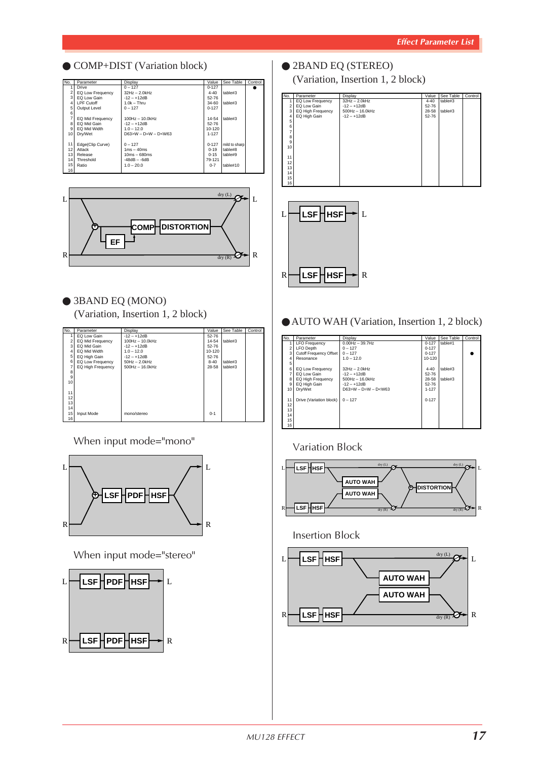## ● COMP+DIST (Variation block)

| No. | Parameter | Display | Value | See Table | Control |
|---|---|---|---|---|---|
| 1 | Drive | 0 – 127 | 0-127 | | ● |
| 2 | EQ Low Frequency | 32Hz – 2.0kHz | 4-40 | table#3 | |
| 3 | EQ Low Gain | -12 – +12dB | 52-76 | | |
| 4 | LPF Cutoff | 1.0k – Thru | 34-60 | table#3 | |
| 5 | Output Level | 0 – 127 | 0-127 | | |
| 6 | | | | | |
| 7 | EQ Mid Frequency | 100Hz – 10.0kHz | 14-54 | table#3 | |
| 8 | EQ Mid Gain | -12 – +12dB | 52-76 | | |
| 9 | EQ Mid Width | 1.0 – 12.0 | 10-120 | | |
| 10 | Dry/Wet | D63>W – D=W – D<W63 | 1-127 | | |
| 11 | Edge(Clip Curve) | 0 – 127 | 0-127 | mild to sharp | |
| 12 | Attack | 1ms – 40ms | 0-19 | table#8 | |
| 13 | Release | 10ms – 680ms | 0-15 | table#9 | |
| 14 | Threshold | -48dB – -6dB | 79-121 | | |
| 15 | Ratio | 1.0 – 20.0 | 0-7 | table#10 | |
| 16 | | | | | |

## ● 3BAND EQ (MONO)
(Variation, Insertion 1, 2 block)

| No. | Parameter | Display | Value | See Table | Control |
|---|---|---|---|---|---|
| 1 | EQ Low Gain | -12 – +12dB | 52-76 | | |
| 2 | EQ Mid Frequency | 100Hz – 10.0kHz | 14-54 | table#3 | |
| 3 | EQ Mid Gain | -12 – +12dB | 52-76 | | |
| 4 | EQ Mid Width | 1.0 – 12.0 | 10-120 | | |
| 5 | EQ High Gain | -12 – +12dB | 52-76 | | |
| 6 | EQ Low Frequency | 50Hz – 2.0kHz | 8-40 | table#3 | |
| 7 | EQ High Frequency | 500Hz – 16.0kHz | 28-58 | table#3 | |
| 8 | | | | | |
| 9 | | | | | |
| 10 | | | | | |
| 11 | | | | | |
| 12 | | | | | |
| 13 | | | | | |
| 14 | | | | | |
| 15 | Input Mode | mono/stereo | 0-1 | | |
| 16 | | | | | |

When input mode="mono"

When input mode="stereo"

## ● 2BAND EQ (STEREO)
(Variation, Insertion 1, 2 block)

| No. | Parameter | Display | Value | See Table | Control |
|---|---|---|---|---|---|
| 1 | EQ Low Frequency | 32Hz – 2.0kHz | 4-40 | table#3 | |
| 2 | EQ Low Gain | -12 – +12dB | 52-76 | | |
| 3 | EQ High Frequency | 500Hz – 16.0kHz | 28-58 | table#3 | |
| 4 | EQ High Gain | -12 – +12dB | 52-76 | | |
| 5 | | | | | |
| 6 | | | | | |
| 7 | | | | | |
| 8 | | | | | |
| 9 | | | | | |
| 10 | | | | | |
| 11 | | | | | |
| 12 | | | | | |
| 13 | | | | | |
| 14 | | | | | |
| 15 | | | | | |
| 16 | | | | | |

## ● AUTO WAH (Variation, Insertion 1, 2 block)

| No. | Parameter | Display | Value | See Table | Control |
|---|---|---|---|---|---|
| 1 | LFO Frequency | 0.00Hz – 39.7Hz | 0-127 | table#1 | |
| 2 | LFO Depth | 0 – 127 | 0-127 | | |
| 3 | Cutoff Frequency Offset | 0 – 127 | 0-127 | | ● |
| 4 | Resonance | 1.0 – 12.0 | 10-120 | | |
| 5 | | | | | |
| 6 | EQ Low Frequency | 32Hz – 2.0kHz | 4-40 | table#3 | |
| 7 | EQ Low Gain | -12 – +12dB | 52-76 | | |
| 8 | EQ High Frequency | 500Hz – 16.0kHz | 28-58 | table#3 | |
| 9 | EQ High Gain | -12 – +12dB | 52-76 | | |
| 10 | Dry/Wet | D63>W – D=W – D<W63 | 1-127 | | |
| 11 | Drive (Variation block) | 0 – 127 | 0-127 | | |
| 12 | | | | | |
| 13 | | | | | |
| 14 | | | | | |
| 15 | | | | | |
| 16 | | | | | |

Variation Block

Insertion Block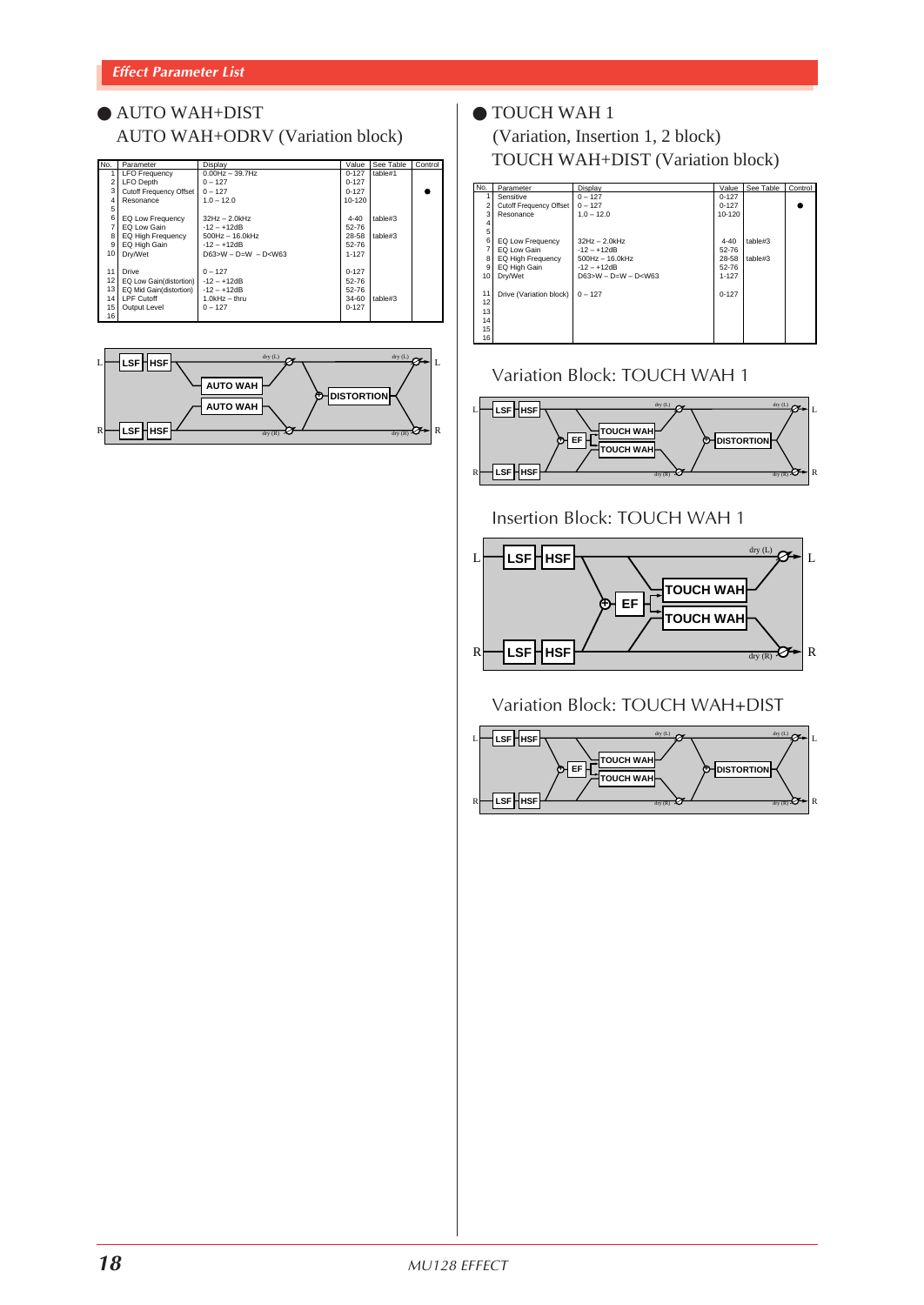## ● AUTO WAH+DIST
## AUTO WAH+ODRV (Variation block)

| No. | Parameter | Display | Value | See Table | Control |
|---|---|---|---|---|---|
| 1 | LFO Frequency | 0.00Hz – 39.7Hz | 0-127 | table#1 | |
| 2 | LFO Depth | 0 – 127 | 0-127 | | |
| 3 | Cutoff Frequency Offset | 0 – 127 | 0-127 | | ● |
| 4 | Resonance | 1.0 – 12.0 | 10-120 | | |
| 5 | | | | | |
| 6 | EQ Low Frequency | 32Hz – 2.0kHz | 4-40 | table#3 | |
| 7 | EQ Low Gain | -12 – +12dB | 52-76 | | |
| 8 | EQ High Frequency | 500Hz – 16.0kHz | 28-58 | table#3 | |
| 9 | EQ High Gain | -12 – +12dB | 52-76 | | |
| 10 | Dry/Wet | D63>W – D=W – D<W63 | 1-127 | | |
| 11 | Drive | 0 – 127 | 0-127 | | |
| 12 | EQ Low Gain(distortion) | -12 – +12dB | 52-76 | | |
| 13 | EQ Mid Gain(distortion) | -12 – +12dB | 52-76 | | |
| 14 | LPF Cutoff | 1.0kHz – thru | 34-60 | table#3 | |
| 15 | Output Level | 0 – 127 | 0-127 | | |
| 16 | | | | | |

## ● TOUCH WAH 1
## (Variation, Insertion 1, 2 block)
## TOUCH WAH+DIST (Variation block)

| No. | Parameter | Display | Value | See Table | Control |
|---|---|---|---|---|---|
| 1 | Sensitive | 0 – 127 | 0-127 | | |
| 2 | Cutoff Frequency Offset | 0 – 127 | 0-127 | | ● |
| 3 | Resonance | 1.0 – 12.0 | 10-120 | | |
| 4 | | | | | |
| 5 | | | | | |
| 6 | EQ Low Frequency | 32Hz – 2.0kHz | 4-40 | table#3 | |
| 7 | EQ Low Gain | -12 – +12dB | 52-76 | | |
| 8 | EQ High Frequency | 500Hz – 16.0kHz | 28-58 | table#3 | |
| 9 | EQ High Gain | -12 – +12dB | 52-76 | | |
| 10 | Dry/Wet | D63>W – D=W – D<W63 | 1-127 | | |
| 11 | Drive (Variation block) | 0 – 127 | 0-127 | | |
| 12 | | | | | |
| 13 | | | | | |
| 14 | | | | | |
| 15 | | | | | |
| 16 | | | | | |

Variation Block: TOUCH WAH 1

Insertion Block: TOUCH WAH 1

Variation Block: TOUCH WAH+DIST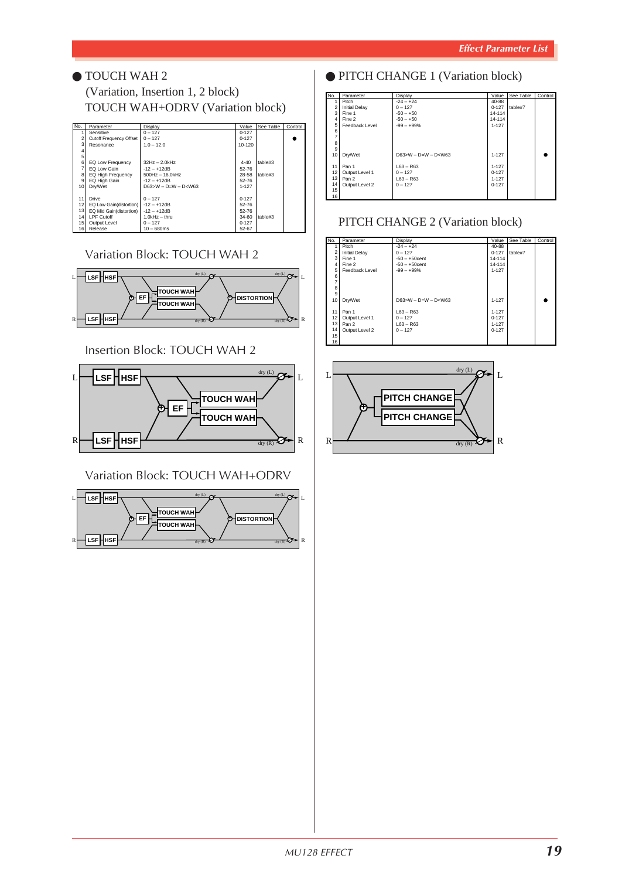## ● TOUCH WAH 2
(Variation, Insertion 1, 2 block)
TOUCH WAH+ODRV (Variation block)

| No. | Parameter | Display | Value | See Table | Control |
|---|---|---|---|---|---|
| 1 | Sensitive | 0 – 127 | 0-127 | | |
| 2 | Cutoff Frequency Offset | 0 – 127 | 0-127 | | ● |
| 3 | Resonance | 1.0 – 12.0 | 10-120 | | |
| 4 | | | | | |
| 5 | | | | | |
| 6 | EQ Low Frequency | 32Hz – 2.0kHz | 4-40 | table#3 | |
| 7 | EQ Low Gain | -12 – +12dB | 52-76 | | |
| 8 | EQ High Frequency | 500Hz – 16.0kHz | 28-58 | table#3 | |
| 9 | EQ High Gain | -12 – +12dB | 52-76 | | |
| 10 | Dry/Wet | D63>W – D=W – D<W63 | 1-127 | | |
| 11 | Drive | 0 – 127 | 0-127 | | |
| 12 | EQ Low Gain(distortion) | -12 – +12dB | 52-76 | | |
| 13 | EQ Mid Gain(distortion) | -12 – +12dB | 52-76 | | |
| 14 | LPF Cutoff | 1.0kHz – thru | 34-60 | table#3 | |
| 15 | Output Level | 0 – 127 | 0-127 | | |
| 16 | Release | 10 – 680ms | 52-67 | | |

### Variation Block: TOUCH WAH 2

### Insertion Block: TOUCH WAH 2

### Variation Block: TOUCH WAH+ODRV

## ● PITCH CHANGE 1 (Variation block)

| No. | Parameter | Display | Value | See Table | Control |
|---|---|---|---|---|---|
| 1 | Pitch | -24 – +24 | 40-88 | | |
| 2 | Initial Delay | 0 – 127 | 0-127 | table#7 | |
| 3 | Fine 1 | -50 – +50 | 14-114 | | |
| 4 | Fine 2 | -50 – +50 | 14-114 | | |
| 5 | Feedback Level | -99 – +99% | 1-127 | | |
| 6 | | | | | |
| 7 | | | | | |
| 8 | | | | | |
| 9 | | | | | |
| 10 | Dry/Wet | D63>W – D=W – D<W63 | 1-127 | | ● |
| 11 | Pan 1 | L63 – R63 | 1-127 | | |
| 12 | Output Level 1 | 0 – 127 | 0-127 | | |
| 13 | Pan 2 | L63 – R63 | 1-127 | | |
| 14 | Output Level 2 | 0 – 127 | 0-127 | | |
| 15 | | | | | |
| 16 | | | | | |

## PITCH CHANGE 2 (Variation block)

| No. | Parameter | Display | Value | See Table | Control |
|---|---|---|---|---|---|
| 1 | Pitch | -24 – +24 | 40-88 | | |
| 2 | Initial Delay | 0 – 127 | 0-127 | table#7 | |
| 3 | Fine 1 | -50 – +50cent | 14-114 | | |
| 4 | Fine 2 | -50 – +50cent | 14-114 | | |
| 5 | Feedback Level | -99 – +99% | 1-127 | | |
| 6 | | | | | |
| 7 | | | | | |
| 8 | | | | | |
| 9 | | | | | |
| 10 | Dry/Wet | D63>W – D=W – D<W63 | 1-127 | | ● |
| 11 | Pan 1 | L63 – R63 | 1-127 | | |
| 12 | Output Level 1 | 0 – 127 | 0-127 | | |
| 13 | Pan 2 | L63 – R63 | 1-127 | | |
| 14 | Output Level 2 | 0 – 127 | 0-127 | | |
| 15 | | | | | |
| 16 | | | | | |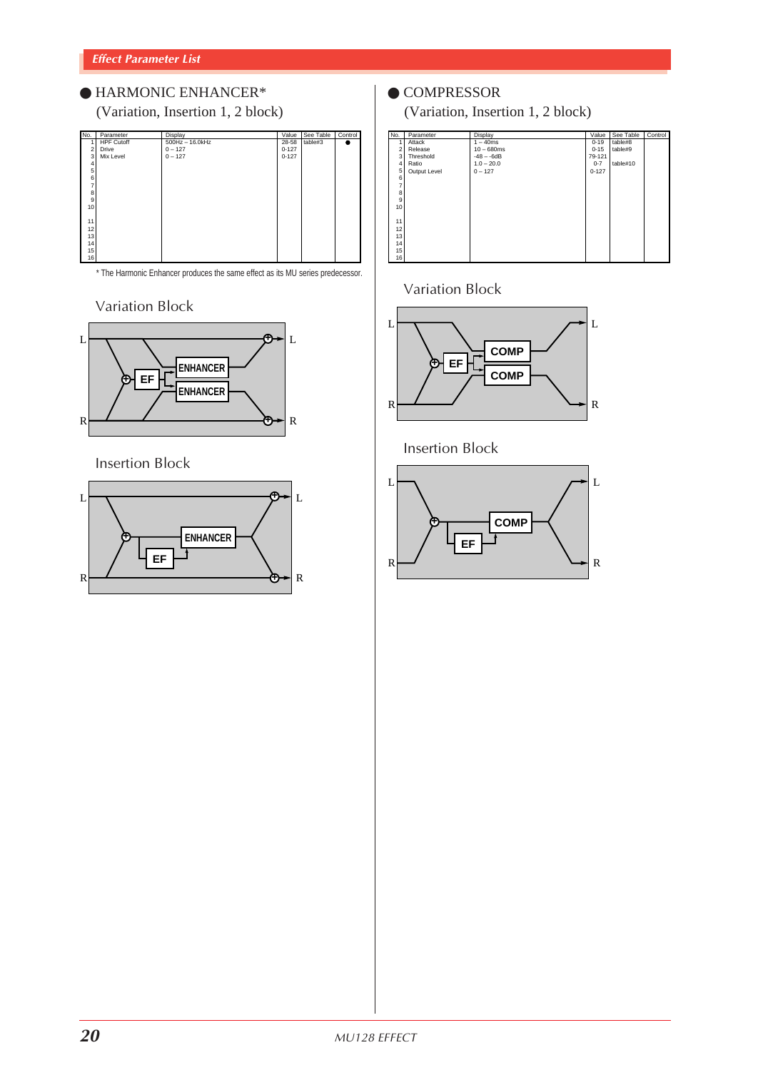## Effect Parameter List

### ● HARMONIC ENHANCER*
(Variation, Insertion 1, 2 block)

| No. | Parameter | Display | Value | See Table | Control |
|---|---|---|---|---|---|
| 1 | HPF Cutoff | 500Hz – 16.0kHz | 28-58 | table#3 | ● |
| 2 | Drive | 0 – 127 | 0-127 | | |
| 3 | Mix Level | 0 – 127 | 0-127 | | |
| 4 | | | | | |
| 5 | | | | | |
| 6 | | | | | |
| 7 | | | | | |
| 8 | | | | | |
| 9 | | | | | |
| 10 | | | | | |
| 11 | | | | | |
| 12 | | | | | |
| 13 | | | | | |
| 14 | | | | | |
| 15 | | | | | |
| 16 | | | | | |

* The Harmonic Enhancer produces the same effect as its MU series predecessor.

Variation Block

Insertion Block

### ● COMPRESSOR
(Variation, Insertion 1, 2 block)

| No. | Parameter | Display | Value | See Table | Control |
|---|---|---|---|---|---|
| 1 | Attack | 1 – 40ms | 0-19 | table#8 | |
| 2 | Release | 10 – 680ms | 0-15 | table#9 | |
| 3 | Threshold | -48 – -6dB | 79-121 | | |
| 4 | Ratio | 1.0 – 20.0 | 0-7 | table#10 | |
| 5 | Output Level | 0 – 127 | 0-127 | | |
| 6 | | | | | |
| 7 | | | | | |
| 8 | | | | | |
| 9 | | | | | |
| 10 | | | | | |
| 11 | | | | | |
| 12 | | | | | |
| 13 | | | | | |
| 14 | | | | | |
| 15 | | | | | |
| 16 | | | | | |

Variation Block

Insertion Block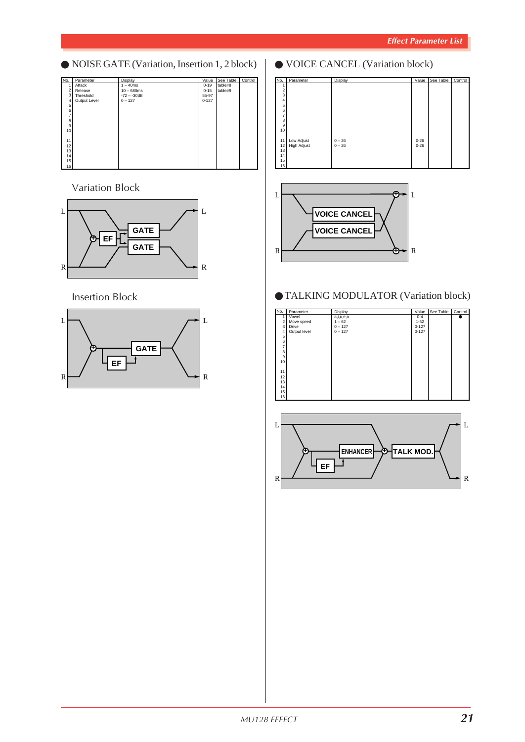## ● NOISE GATE (Variation, Insertion 1, 2 block)

| No. | Parameter | Display | Value | See Table | Control |
|---|---|---|---|---|---|
| 1 | Attack | 1 – 40ms | 0-19 | table#8 | |
| 2 | Release | 10 – 680ms | 0-15 | table#9 | |
| 3 | Threshold | -72 – -30dB | 55-97 | | |
| 4 | Output Level | 0 – 127 | 0-127 | | |
| 5 | | | | | |
| 6 | | | | | |
| 7 | | | | | |
| 8 | | | | | |
| 9 | | | | | |
| 10 | | | | | |
| 11 | | | | | |
| 12 | | | | | |
| 13 | | | | | |
| 14 | | | | | |
| 15 | | | | | |
| 16 | | | | | |

Variation Block

Insertion Block

## ● VOICE CANCEL (Variation block)

| No. | Parameter | Display | Value | See Table | Control |
|---|---|---|---|---|---|
| 1 | | | | | |
| 2 | | | | | |
| 3 | | | | | |
| 4 | | | | | |
| 5 | | | | | |
| 6 | | | | | |
| 7 | | | | | |
| 8 | | | | | |
| 9 | | | | | |
| 10 | | | | | |
| 11 | Low Adjust | 0 – 26 | 0-26 | | |
| 12 | High Adjust | 0 – 26 | 0-26 | | |
| 13 | | | | | |
| 14 | | | | | |
| 15 | | | | | |
| 16 | | | | | |

## ● TALKING MODULATOR (Variation block)

| No. | Parameter | Display | Value | See Table | Control |
|---|---|---|---|---|---|
| 1 | Vowel | a,i,u,e,o | 0-4 | | ● |
| 2 | Move speed | 1 – 62 | 1-62 | | |
| 3 | Drive | 0 – 127 | 0-127 | | |
| 4 | Output level | 0 – 127 | 0-127 | | |
| 5 | | | | | |
| 6 | | | | | |
| 7 | | | | | |
| 8 | | | | | |
| 9 | | | | | |
| 10 | | | | | |
| 11 | | | | | |
| 12 | | | | | |
| 13 | | | | | |
| 14 | | | | | |
| 15 | | | | | |
| 16 | | | | | |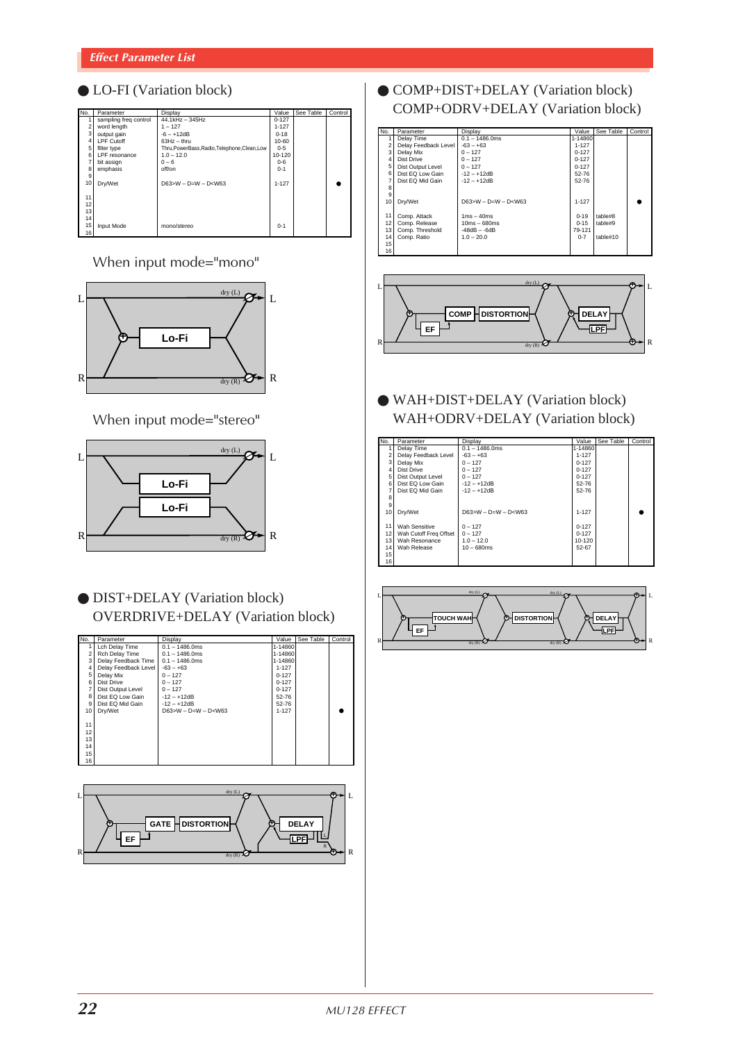## Effect Parameter List

### ● LO-FI (Variation block)

| No. | Parameter | Display | Value | See Table | Control |
|---|---|---|---|---|---|
| 1 | sampling freq control | 44.1kHz – 345Hz | 0-127 | | |
| 2 | word length | 1 – 127 | 1-127 | | |
| 3 | output gain | -6 – +12dB | 0-18 | | |
| 4 | LPF Cutoff | 63Hz – thru | 10-60 | | |
| 5 | filter type | Thru,PowerBass,Radio,Telephone,Clean,Low | 0-5 | | |
| 6 | LPF resonance | 1.0 – 12.0 | 10-120 | | |
| 7 | bit assign | 0 – 6 | 0-6 | | |
| 8 | emphasis | off/on | 0-1 | | |
| 9 | | | | | |
| 10 | Dry/Wet | D63>W – D=W – D<W63 | 1-127 | | ● |
| 11 | | | | | |
| 12 | | | | | |
| 13 | | | | | |
| 14 | | | | | |
| 15 | Input Mode | mono/stereo | 0-1 | | |
| 16 | | | | | |

When input mode="mono"

When input mode="stereo"

### ● DIST+DELAY (Variation block)
### OVERDRIVE+DELAY (Variation block)

| No. | Parameter | Display | Value | See Table | Control |
|---|---|---|---|---|---|
| 1 | Lch Delay Time | 0.1 – 1486.0ms | 1-14860 | | |
| 2 | Rch Delay Time | 0.1 – 1486.0ms | 1-14860 | | |
| 3 | Delay Feedback Time | 0.1 – 1486.0ms | 1-14860 | | |
| 4 | Delay Feedback Level | -63 – +63 | 1-127 | | |
| 5 | Delay Mix | 0 – 127 | 0-127 | | |
| 6 | Dist Drive | 0 – 127 | 0-127 | | |
| 7 | Dist Output Level | 0 – 127 | 0-127 | | |
| 8 | Dist EQ Low Gain | -12 – +12dB | 52-76 | | |
| 9 | Dist EQ Mid Gain | -12 – +12dB | 52-76 | | |
| 10 | Dry/Wet | D63>W – D=W – D<W63 | 1-127 | | ● |
| 11 | | | | | |
| 12 | | | | | |
| 13 | | | | | |
| 14 | | | | | |
| 15 | | | | | |
| 16 | | | | | |

### ● COMP+DIST+DELAY (Variation block)
### COMP+ODRV+DELAY (Variation block)

| No. | Parameter | Display | Value | See Table | Control |
|---|---|---|---|---|---|
| 1 | Delay Time | 0.1 – 1486.0ms | 1-14860 | | |
| 2 | Delay Feedback Level | -63 – +63 | 1-127 | | |
| 3 | Delay Mix | 0 – 127 | 0-127 | | |
| 4 | Dist Drive | 0 – 127 | 0-127 | | |
| 5 | Dist Output Level | 0 – 127 | 0-127 | | |
| 6 | Dist EQ Low Gain | -12 – +12dB | 52-76 | | |
| 7 | Dist EQ Mid Gain | -12 – +12dB | 52-76 | | |
| 8 | | | | | |
| 9 | | | | | |
| 10 | Dry/Wet | D63>W – D=W – D<W63 | 1-127 | | ● |
| 11 | Comp. Attack | 1ms – 40ms | 0-19 | table#8 | |
| 12 | Comp. Release | 10ms – 680ms | 0-15 | table#9 | |
| 13 | Comp. Threshold | -48dB – -6dB | 79-121 | | |
| 14 | Comp. Ratio | 1.0 – 20.0 | 0-7 | table#10 | |
| 15 | | | | | |
| 16 | | | | | |

### ● WAH+DIST+DELAY (Variation block)
### WAH+ODRV+DELAY (Variation block)

| No. | Parameter | Display | Value | See Table | Control |
|---|---|---|---|---|---|
| 1 | Delay Time | 0.1 – 1486.0ms | 1-14860 | | |
| 2 | Delay Feedback Level | -63 – +63 | 1-127 | | |
| 3 | Delay Mix | 0 – 127 | 0-127 | | |
| 4 | Dist Drive | 0 – 127 | 0-127 | | |
| 5 | Dist Output Level | 0 – 127 | 0-127 | | |
| 6 | Dist EQ Low Gain | -12 – +12dB | 52-76 | | |
| 7 | Dist EQ Mid Gain | -12 – +12dB | 52-76 | | |
| 8 | | | | | |
| 9 | | | | | |
| 10 | Dry/Wet | D63>W – D=W – D<W63 | 1-127 | | ● |
| 11 | Wah Sensitive | 0 – 127 | 0-127 | | |
| 12 | Wah Cutoff Freq Offset | 0 – 127 | 0-127 | | |
| 13 | Wah Resonance | 1.0 – 12.0 | 10-120 | | |
| 14 | Wah Release | 10 – 680ms | 52-67 | | |
| 15 | | | | | |
| 16 | | | | | |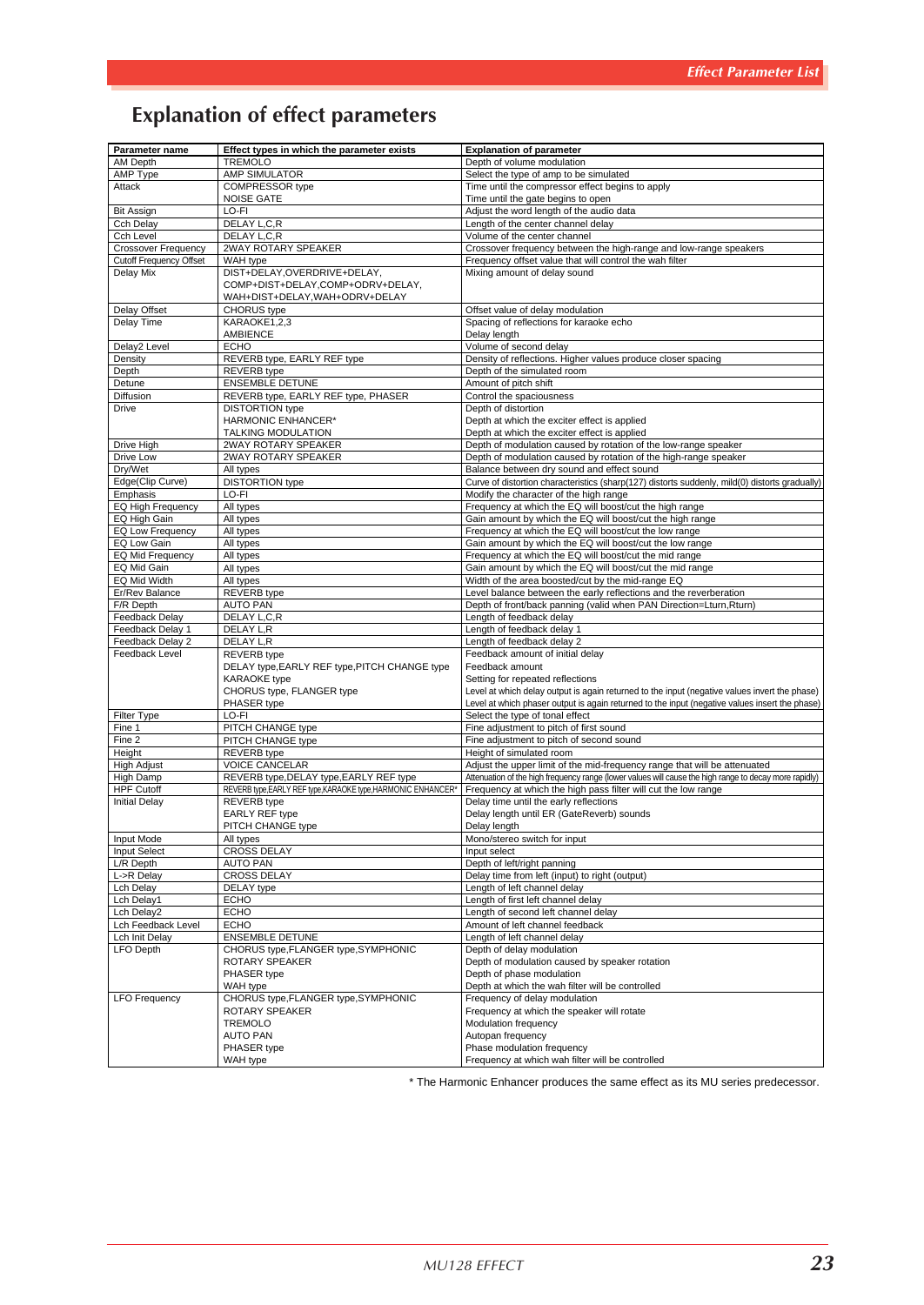# Explanation of effect parameters

| Parameter name | Effect types in which the parameter exists | Explanation of parameter |
|---|---|---|
| AM Depth | TREMOLO | Depth of volume modulation |
| AMP Type | AMP SIMULATOR | Select the type of amp to be simulated |
| Attack | COMPRESSOR type | Time until the compressor effect begins to apply |
| | NOISE GATE | Time until the gate begins to open |
| Bit Assign | LO-FI | Adjust the word length of the audio data |
| Cch Delay | DELAY L,C,R | Length of the center channel delay |
| Cch Level | DELAY L,C,R | Volume of the center channel |
| Crossover Frequency | 2WAY ROTARY SPEAKER | Crossover frequency between the high-range and low-range speakers |
| Cutoff Frequency Offset | WAH type | Frequency offset value that will control the wah filter |
| Delay Mix | DIST+DELAY,OVERDRIVE+DELAY, COMP+DIST+DELAY,COMP+ODRV+DELAY, WAH+DIST+DELAY,WAH+ODRV+DELAY | Mixing amount of delay sound |
| Delay Offset | CHORUS type | Offset value of delay modulation |
| Delay Time | KARAOKE1,2,3 | Spacing of reflections for karaoke echo |
| | AMBIENCE | Delay length |
| Delay2 Level | ECHO | Volume of second delay |
| Density | REVERB type, EARLY REF type | Density of reflections. Higher values produce closer spacing |
| Depth | REVERB type | Depth of the simulated room |
| Detune | ENSEMBLE DETUNE | Amount of pitch shift |
| Diffusion | REVERB type, EARLY REF type, PHASER | Control the spaciousness |
| Drive | DISTORTION type | Depth of distortion |
| | HARMONIC ENHANCER* | Depth at which the exciter effect is applied |
| | TALKING MODULATION | Depth at which the exciter effect is applied |
| Drive High | 2WAY ROTARY SPEAKER | Depth of modulation caused by rotation of the low-range speaker |
| Drive Low | 2WAY ROTARY SPEAKER | Depth of modulation caused by rotation of the high-range speaker |
| Dry/Wet | All types | Balance between dry sound and effect sound |
| Edge(Clip Curve) | DISTORTION type | Curve of distortion characteristics (sharp(127) distorts suddenly, mild(0) distorts gradually) |
| Emphasis | LO-FI | Modify the character of the high range |
| EQ High Frequency | All types | Frequency at which the EQ will boost/cut the high range |
| EQ High Gain | All types | Gain amount by which the EQ will boost/cut the high range |
| EQ Low Frequency | All types | Frequency at which the EQ will boost/cut the low range |
| EQ Low Gain | All types | Gain amount by which the EQ will boost/cut the low range |
| EQ Mid Frequency | All types | Frequency at which the EQ will boost/cut the mid range |
| EQ Mid Gain | All types | Gain amount by which the EQ will boost/cut the mid range |
| EQ Mid Width | All types | Width of the area boosted/cut by the mid-range EQ |
| Er/Rev Balance | REVERB type | Level balance between the early reflections and the reverberation |
| F/R Depth | AUTO PAN | Depth of front/back panning (valid when PAN Direction=Lturn,Rturn) |
| Feedback Delay | DELAY L,C,R | Length of feedback delay |
| Feedback Delay 1 | DELAY L,R | Length of feedback delay 1 |
| Feedback Delay 2 | DELAY L,R | Length of feedback delay 2 |
| Feedback Level | REVERB type | Feedback amount of initial delay |
| | DELAY type,EARLY REF type,PITCH CHANGE type | Feedback amount |
| | KARAOKE type | Setting for repeated reflections |
| | CHORUS type, FLANGER type | Level at which delay output is again returned to the input (negative values invert the phase) |
| | PHASER type | Level at which phaser output is again returned to the input (negative values insert the phase) |
| Filter Type | LO-FI | Select the type of tonal effect |
| Fine 1 | PITCH CHANGE type | Fine adjustment to pitch of first sound |
| Fine 2 | PITCH CHANGE type | Fine adjustment to pitch of second sound |
| Height | REVERB type | Height of simulated room |
| High Adjust | VOICE CANCELAR | Adjust the upper limit of the mid-frequency range that will be attenuated |
| High Damp | REVERB type,DELAY type,EARLY REF type | Attenuation of the high frequency range (lower values will cause the high range to decay more rapidly) |
| HPF Cutoff | REVERB type,EARLY REF type,KARAOKE type,HARMONIC ENHANCER* | Frequency at which the high pass filter will cut the low range |
| Initial Delay | REVERB type | Delay time until the early reflections |
| | EARLY REF type | Delay length until ER (GateReverb) sounds |
| | PITCH CHANGE type | Delay length |
| Input Mode | All types | Mono/stereo switch for input |
| Input Select | CROSS DELAY | Input select |
| L/R Depth | AUTO PAN | Depth of left/right panning |
| L->R Delay | CROSS DELAY | Delay time from left (input) to right (output) |
| Lch Delay | DELAY type | Length of left channel delay |
| Lch Delay1 | ECHO | Length of first left channel delay |
| Lch Delay2 | ECHO | Length of second left channel delay |
| Lch Feedback Level | ECHO | Amount of left channel feedback |
| Lch Init Delay | ENSEMBLE DETUNE | Length of left channel delay |
| LFO Depth | CHORUS type,FLANGER type,SYMPHONIC | Depth of delay modulation |
| | ROTARY SPEAKER | Depth of modulation caused by speaker rotation |
| | PHASER type | Depth of phase modulation |
| | WAH type | Depth at which the wah filter will be controlled |
| LFO Frequency | CHORUS type,FLANGER type,SYMPHONIC | Frequency of delay modulation |
| | ROTARY SPEAKER | Frequency at which the speaker will rotate |
| | TREMOLO | Modulation frequency |
| | AUTO PAN | Autopan frequency |
| | PHASER type | Phase modulation frequency |
| | WAH type | Frequency at which wah filter will be controlled |

* The Harmonic Enhancer produces the same effect as its MU series predecessor.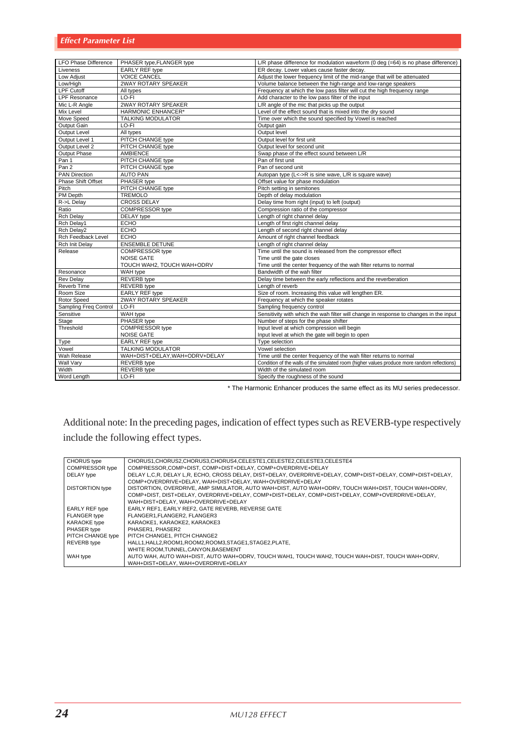## Effect Parameter List

| | | |
|---|---|---|
| LFO Phase Difference | PHASER type,FLANGER type | L/R phase difference for modulation waveform (0 deg (=64) is no phase difference) |
| Liveness | EARLY REF type | ER decay. Lower values cause faster decay. |
| Low Adjust | VOICE CANCEL | Adjust the lower frequency limit of the mid-range that will be attenuated |
| Low/High | 2WAY ROTARY SPEAKER | Volume balance between the high-range and low-range speakers |
| LPF Cutoff | All types | Frequency at which the low pass filter will cut the high frequency range |
| LPF Resonance | LO-FI | Add character to the low pass filter of the input |
| Mic L-R Angle | 2WAY ROTARY SPEAKER | L/R angle of the mic that picks up the output |
| Mix Level | HARMONIC ENHANCER* | Level of the effect sound that is mixed into the dry sound |
| Move Speed | TALKING MODULATOR | Time over which the sound specified by Vowel is reached |
| Output Gain | LO-FI | Output gain |
| Output Level | All types | Output level |
| Output Level 1 | PITCH CHANGE type | Output level for first unit |
| Output Level 2 | PITCH CHANGE type | Output level for second unit |
| Output Phase | AMBIENCE | Swap phase of the effect sound between L/R |
| Pan 1 | PITCH CHANGE type | Pan of first unit |
| Pan 2 | PITCH CHANGE type | Pan of second unit |
| PAN Direction | AUTO PAN | Autopan type (L<->R is sine wave, L/R is square wave) |
| Phase Shift Offset | PHASER type | Offset value for phase modulation |
| Pitch | PITCH CHANGE type | Pitch setting in semitones |
| PM Depth | TREMOLO | Depth of delay modulation |
| R->L Delay | CROSS DELAY | Delay time from right (input) to left (output) |
| Ratio | COMPRESSOR type | Compression ratio of the compressor |
| Rch Delay | DELAY type | Length of right channel delay |
| Rch Delay1 | ECHO | Length of first right channel delay |
| Rch Delay2 | ECHO | Length of second right channel delay |
| Rch Feedback Level | ECHO | Amount of right channel feedback |
| Rch Init Delay | ENSEMBLE DETUNE | Length of right channel delay |
| Release | COMPRESSOR type | Time until the sound is released from the compressor effect |
| | NOISE GATE | Time until the gate closes |
| | TOUCH WAH2, TOUCH WAH+ODRV | Time until the center frequency of the wah filter returns to normal |
| Resonance | WAH type | Bandwidth of the wah filter |
| Rev Delay | REVERB type | Delay time between the early reflections and the reverberation |
| Reverb Time | REVERB type | Length of reverb |
| Room Size | EARLY REF type | Size of room. Increasing this value will lengthen ER. |
| Rotor Speed | 2WAY ROTARY SPEAKER | Frequency at which the speaker rotates |
| Sampling Freq Control | LO-FI | Sampling frequency control |
| Sensitive | WAH type | Sensitivity with which the wah filter will change in response to changes in the input |
| Stage | PHASER type | Number of steps for the phase shifter |
| Threshold | COMPRESSOR type | Input level at which compression will begin |
| | NOISE GATE | Input level at which the gate will begin to open |
| Type | EARLY REF type | Type selection |
| Vowel | TALKING MODULATOR | Vowel selection |
| Wah Release | WAH+DIST+DELAY,WAH+ODRV+DELAY | Time until the center frequency of the wah filter returns to normal |
| Wall Vary | REVERB type | Condition of the walls of the simulated room (higher values produce more random reflections) |
| Width | REVERB type | Width of the simulated room |
| Word Length | LO-FI | Specify the roughness of the sound |

* The Harmonic Enhancer produces the same effect as its MU series predecessor.

Additional note: In the preceding pages, indication of effect types such as REVERB-type respectively include the following effect types.

| | |
|---|---|
| CHORUS type | CHORUS1,CHORUS2,CHORUS3,CHORUS4,CELESTE1,CELESTE2,CELESTE3,CELESTE4 |
| COMPRESSOR type | COMPRESSOR,COMP+DIST,COMP+DIST+DELAY, COMP+OVERDRIVE+DELAY |
| DELAY type | DELAY L,C,R, DELAY L,R, ECHO, CROSS DELAY, DIST+DELAY, OVERDRIVE+DELAY, COMP+DIST+DELAY, COMP+DIST+DELAY, COMP+OVERDRIVE+DELAY, WAH+DIST+DELAY, WAH+OVERDRIVE+DELAY |
| DISTORTION type | DISTORTION, OVERDRIVE, AMP SIMULATOR, AUTO WAH+DIST, AUTO WAH+ODRV, TOUCH WAH+DIST, TOUCH WAH+ODRV, COMP+DIST, DIST+DELAY, OVERDRIVE+DELAY, COMP+DIST+DELAY, COMP+DIST+DELAY, COMP+OVERDRIVE+DELAY, WAH+DIST+DELAY, WAH+OVERDRIVE+DELAY |
| EARLY REF type | EARLY REF1, EARLY REF2, GATE REVERB, REVERSE GATE |
| FLANGER type | FLANGER1,FLANGER2, FLANGER3 |
| KARAOKE type | KARAOKE1, KARAOKE2, KARAOKE3 |
| PHASER type | PHASER1, PHASER2 |
| PITCH CHANGE type | PITCH CHANGE1, PITCH CHANGE2 |
| REVERB type | HALL1,HALL2,ROOM1,ROOM2,ROOM3,STAGE1,STAGE2,PLATE, WHITE ROOM,TUNNEL,CANYON,BASEMENT |
| WAH type | AUTO WAH, AUTO WAH+DIST, AUTO WAH+ODRV, TOUCH WAH1, TOUCH WAH2, TOUCH WAH+DIST, TOUCH WAH+ODRV, WAH+DIST+DELAY, WAH+OVERDRIVE+DELAY |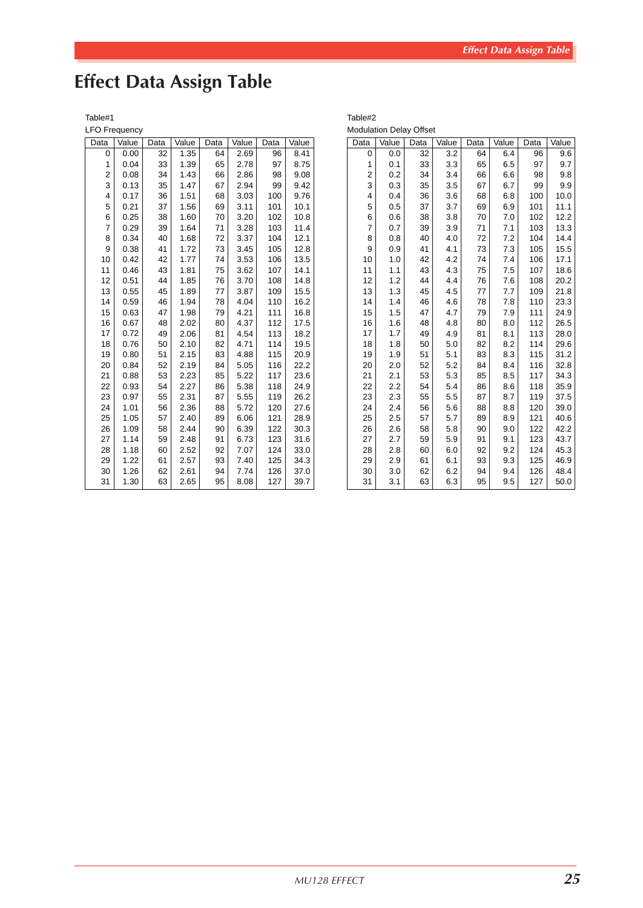# Effect Data Assign Table

Table#1

LFO Frequency

| Data | Value | Data | Value | Data | Value | Data | Value |
|---|---|---|---|---|---|---|---|
| 0 | 0.00 | 32 | 1.35 | 64 | 2.69 | 96 | 8.41 |
| 1 | 0.04 | 33 | 1.39 | 65 | 2.78 | 97 | 8.75 |
| 2 | 0.08 | 34 | 1.43 | 66 | 2.86 | 98 | 9.08 |
| 3 | 0.13 | 35 | 1.47 | 67 | 2.94 | 99 | 9.42 |
| 4 | 0.17 | 36 | 1.51 | 68 | 3.03 | 100 | 9.76 |
| 5 | 0.21 | 37 | 1.56 | 69 | 3.11 | 101 | 10.1 |
| 6 | 0.25 | 38 | 1.60 | 70 | 3.20 | 102 | 10.8 |
| 7 | 0.29 | 39 | 1.64 | 71 | 3.28 | 103 | 11.4 |
| 8 | 0.34 | 40 | 1.68 | 72 | 3.37 | 104 | 12.1 |
| 9 | 0.38 | 41 | 1.72 | 73 | 3.45 | 105 | 12.8 |
| 10 | 0.42 | 42 | 1.77 | 74 | 3.53 | 106 | 13.5 |
| 11 | 0.46 | 43 | 1.81 | 75 | 3.62 | 107 | 14.1 |
| 12 | 0.51 | 44 | 1.85 | 76 | 3.70 | 108 | 14.8 |
| 13 | 0.55 | 45 | 1.89 | 77 | 3.87 | 109 | 15.5 |
| 14 | 0.59 | 46 | 1.94 | 78 | 4.04 | 110 | 16.2 |
| 15 | 0.63 | 47 | 1.98 | 79 | 4.21 | 111 | 16.8 |
| 16 | 0.67 | 48 | 2.02 | 80 | 4.37 | 112 | 17.5 |
| 17 | 0.72 | 49 | 2.06 | 81 | 4.54 | 113 | 18.2 |
| 18 | 0.76 | 50 | 2.10 | 82 | 4.71 | 114 | 19.5 |
| 19 | 0.80 | 51 | 2.15 | 83 | 4.88 | 115 | 20.9 |
| 20 | 0.84 | 52 | 2.19 | 84 | 5.05 | 116 | 22.2 |
| 21 | 0.88 | 53 | 2.23 | 85 | 5.22 | 117 | 23.6 |
| 22 | 0.93 | 54 | 2.27 | 86 | 5.38 | 118 | 24.9 |
| 23 | 0.97 | 55 | 2.31 | 87 | 5.55 | 119 | 26.2 |
| 24 | 1.01 | 56 | 2.36 | 88 | 5.72 | 120 | 27.6 |
| 25 | 1.05 | 57 | 2.40 | 89 | 6.06 | 121 | 28.9 |
| 26 | 1.09 | 58 | 2.44 | 90 | 6.39 | 122 | 30.3 |
| 27 | 1.14 | 59 | 2.48 | 91 | 6.73 | 123 | 31.6 |
| 28 | 1.18 | 60 | 2.52 | 92 | 7.07 | 124 | 33.0 |
| 29 | 1.22 | 61 | 2.57 | 93 | 7.40 | 125 | 34.3 |
| 30 | 1.26 | 62 | 2.61 | 94 | 7.74 | 126 | 37.0 |
| 31 | 1.30 | 63 | 2.65 | 95 | 8.08 | 127 | 39.7 |

Table#2

Modulation Delay Offset

| Data | Value | Data | Value | Data | Value | Data | Value |
|---|---|---|---|---|---|---|---|
| 0 | 0.0 | 32 | 3.2 | 64 | 6.4 | 96 | 9.6 |
| 1 | 0.1 | 33 | 3.3 | 65 | 6.5 | 97 | 9.7 |
| 2 | 0.2 | 34 | 3.4 | 66 | 6.6 | 98 | 9.8 |
| 3 | 0.3 | 35 | 3.5 | 67 | 6.7 | 99 | 9.9 |
| 4 | 0.4 | 36 | 3.6 | 68 | 6.8 | 100 | 10.0 |
| 5 | 0.5 | 37 | 3.7 | 69 | 6.9 | 101 | 11.1 |
| 6 | 0.6 | 38 | 3.8 | 70 | 7.0 | 102 | 12.2 |
| 7 | 0.7 | 39 | 3.9 | 71 | 7.1 | 103 | 13.3 |
| 8 | 0.8 | 40 | 4.0 | 72 | 7.2 | 104 | 14.4 |
| 9 | 0.9 | 41 | 4.1 | 73 | 7.3 | 105 | 15.5 |
| 10 | 1.0 | 42 | 4.2 | 74 | 7.4 | 106 | 17.1 |
| 11 | 1.1 | 43 | 4.3 | 75 | 7.5 | 107 | 18.6 |
| 12 | 1.2 | 44 | 4.4 | 76 | 7.6 | 108 | 20.2 |
| 13 | 1.3 | 45 | 4.5 | 77 | 7.7 | 109 | 21.8 |
| 14 | 1.4 | 46 | 4.6 | 78 | 7.8 | 110 | 23.3 |
| 15 | 1.5 | 47 | 4.7 | 79 | 7.9 | 111 | 24.9 |
| 16 | 1.6 | 48 | 4.8 | 80 | 8.0 | 112 | 26.5 |
| 17 | 1.7 | 49 | 4.9 | 81 | 8.1 | 113 | 28.0 |
| 18 | 1.8 | 50 | 5.0 | 82 | 8.2 | 114 | 29.6 |
| 19 | 1.9 | 51 | 5.1 | 83 | 8.3 | 115 | 31.2 |
| 20 | 2.0 | 52 | 5.2 | 84 | 8.4 | 116 | 32.8 |
| 21 | 2.1 | 53 | 5.3 | 85 | 8.5 | 117 | 34.3 |
| 22 | 2.2 | 54 | 5.4 | 86 | 8.6 | 118 | 35.9 |
| 23 | 2.3 | 55 | 5.5 | 87 | 8.7 | 119 | 37.5 |
| 24 | 2.4 | 56 | 5.6 | 88 | 8.8 | 120 | 39.0 |
| 25 | 2.5 | 57 | 5.7 | 89 | 8.9 | 121 | 40.6 |
| 26 | 2.6 | 58 | 5.8 | 90 | 9.0 | 122 | 42.2 |
| 27 | 2.7 | 59 | 5.9 | 91 | 9.1 | 123 | 43.7 |
| 28 | 2.8 | 60 | 6.0 | 92 | 9.2 | 124 | 45.3 |
| 29 | 2.9 | 61 | 6.1 | 93 | 9.3 | 125 | 46.9 |
| 30 | 3.0 | 62 | 6.2 | 94 | 9.4 | 126 | 48.4 |
| 31 | 3.1 | 63 | 6.3 | 95 | 9.5 | 127 | 50.0 |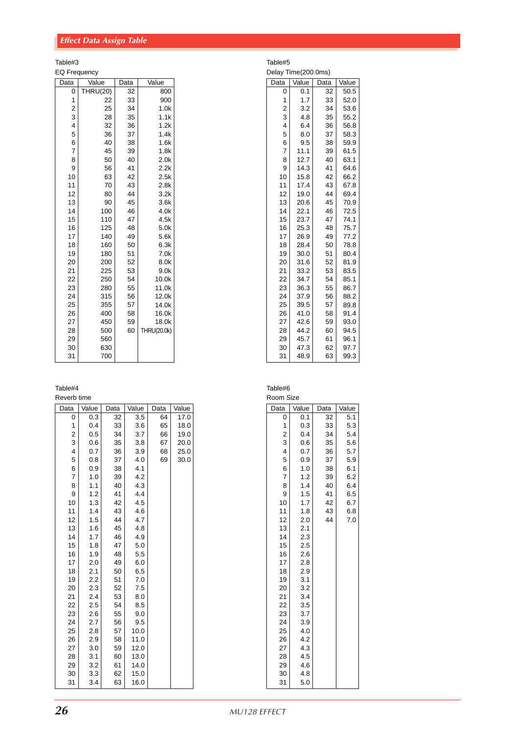## Effect Data Assign Table

Table#3

EQ Frequency

| Data | Value | Data | Value |
|---|---|---|---|
| 0 | THRU(20) | 32 | 800 |
| 1 | 22 | 33 | 900 |
| 2 | 25 | 34 | 1.0k |
| 3 | 28 | 35 | 1.1k |
| 4 | 32 | 36 | 1.2k |
| 5 | 36 | 37 | 1.4k |
| 6 | 40 | 38 | 1.6k |
| 7 | 45 | 39 | 1.8k |
| 8 | 50 | 40 | 2.0k |
| 9 | 56 | 41 | 2.2k |
| 10 | 63 | 42 | 2.5k |
| 11 | 70 | 43 | 2.8k |
| 12 | 80 | 44 | 3.2k |
| 13 | 90 | 45 | 3.6k |
| 14 | 100 | 46 | 4.0k |
| 15 | 110 | 47 | 4.5k |
| 16 | 125 | 48 | 5.0k |
| 17 | 140 | 49 | 5.6k |
| 18 | 160 | 50 | 6.3k |
| 19 | 180 | 51 | 7.0k |
| 20 | 200 | 52 | 8.0k |
| 21 | 225 | 53 | 9.0k |
| 22 | 250 | 54 | 10.0k |
| 23 | 280 | 55 | 11.0k |
| 24 | 315 | 56 | 12.0k |
| 25 | 355 | 57 | 14.0k |
| 26 | 400 | 58 | 16.0k |
| 27 | 450 | 59 | 18.0k |
| 28 | 500 | 60 | THRU(20.0k) |
| 29 | 560 | | |
| 30 | 630 | | |
| 31 | 700 | | |

Table#5

Delay Time(200.0ms)

| Data | Value | Data | Value |
|---|---|---|---|
| 0 | 0.1 | 32 | 50.5 |
| 1 | 1.7 | 33 | 52.0 |
| 2 | 3.2 | 34 | 53.6 |
| 3 | 4.8 | 35 | 55.2 |
| 4 | 6.4 | 36 | 56.8 |
| 5 | 8.0 | 37 | 58.3 |
| 6 | 9.5 | 38 | 59.9 |
| 7 | 11.1 | 39 | 61.5 |
| 8 | 12.7 | 40 | 63.1 |
| 9 | 14.3 | 41 | 64.6 |
| 10 | 15.8 | 42 | 66.2 |
| 11 | 17.4 | 43 | 67.8 |
| 12 | 19.0 | 44 | 69.4 |
| 13 | 20.6 | 45 | 70.9 |
| 14 | 22.1 | 46 | 72.5 |
| 15 | 23.7 | 47 | 74.1 |
| 16 | 25.3 | 48 | 75.7 |
| 17 | 26.9 | 49 | 77.2 |
| 18 | 28.4 | 50 | 78.8 |
| 19 | 30.0 | 51 | 80.4 |
| 20 | 31.6 | 52 | 81.9 |
| 21 | 33.2 | 53 | 83.5 |
| 22 | 34.7 | 54 | 85.1 |
| 23 | 36.3 | 55 | 86.7 |
| 24 | 37.9 | 56 | 88.2 |
| 25 | 39.5 | 57 | 89.8 |
| 26 | 41.0 | 58 | 91.4 |
| 27 | 42.6 | 59 | 93.0 |
| 28 | 44.2 | 60 | 94.5 |
| 29 | 45.7 | 61 | 96.1 |
| 30 | 47.3 | 62 | 97.7 |
| 31 | 48.9 | 63 | 99.3 |

Table#4

Reverb time

| Data | Value | Data | Value | Data | Value |
|---|---|---|---|---|---|
| 0 | 0.3 | 32 | 3.5 | 64 | 17.0 |
| 1 | 0.4 | 33 | 3.6 | 65 | 18.0 |
| 2 | 0.5 | 34 | 3.7 | 66 | 19.0 |
| 3 | 0.6 | 35 | 3.8 | 67 | 20.0 |
| 4 | 0.7 | 36 | 3.9 | 68 | 25.0 |
| 5 | 0.8 | 37 | 4.0 | 69 | 30.0 |
| 6 | 0.9 | 38 | 4.1 | | |
| 7 | 1.0 | 39 | 4.2 | | |
| 8 | 1.1 | 40 | 4.3 | | |
| 9 | 1.2 | 41 | 4.4 | | |
| 10 | 1.3 | 42 | 4.5 | | |
| 11 | 1.4 | 43 | 4.6 | | |
| 12 | 1.5 | 44 | 4.7 | | |
| 13 | 1.6 | 45 | 4.8 | | |
| 14 | 1.7 | 46 | 4.9 | | |
| 15 | 1.8 | 47 | 5.0 | | |
| 16 | 1.9 | 48 | 5.5 | | |
| 17 | 2.0 | 49 | 6.0 | | |
| 18 | 2.1 | 50 | 6.5 | | |
| 19 | 2.2 | 51 | 7.0 | | |
| 20 | 2.3 | 52 | 7.5 | | |
| 21 | 2.4 | 53 | 8.0 | | |
| 22 | 2.5 | 54 | 8.5 | | |
| 23 | 2.6 | 55 | 9.0 | | |
| 24 | 2.7 | 56 | 9.5 | | |
| 25 | 2.8 | 57 | 10.0 | | |
| 26 | 2.9 | 58 | 11.0 | | |
| 27 | 3.0 | 59 | 12.0 | | |
| 28 | 3.1 | 60 | 13.0 | | |
| 29 | 3.2 | 61 | 14.0 | | |
| 30 | 3.3 | 62 | 15.0 | | |
| 31 | 3.4 | 63 | 16.0 | | |

Table#6

Room Size

| Data | Value | Data | Value |
|---|---|---|---|
| 0 | 0.1 | 32 | 5.1 |
| 1 | 0.3 | 33 | 5.3 |
| 2 | 0.4 | 34 | 5.4 |
| 3 | 0.6 | 35 | 5.6 |
| 4 | 0.7 | 36 | 5.7 |
| 5 | 0.9 | 37 | 5.9 |
| 6 | 1.0 | 38 | 6.1 |
| 7 | 1.2 | 39 | 6.2 |
| 8 | 1.4 | 40 | 6.4 |
| 9 | 1.5 | 41 | 6.5 |
| 10 | 1.7 | 42 | 6.7 |
| 11 | 1.8 | 43 | 6.8 |
| 12 | 2.0 | 44 | 7.0 |
| 13 | 2.1 | | |
| 14 | 2.3 | | |
| 15 | 2.5 | | |
| 16 | 2.6 | | |
| 17 | 2.8 | | |
| 18 | 2.9 | | |
| 19 | 3.1 | | |
| 20 | 3.2 | | |
| 21 | 3.4 | | |
| 22 | 3.5 | | |
| 23 | 3.7 | | |
| 24 | 3.9 | | |
| 25 | 4.0 | | |
| 26 | 4.2 | | |
| 27 | 4.3 | | |
| 28 | 4.5 | | |
| 29 | 4.6 | | |
| 30 | 4.8 | | |
| 31 | 5.0 | | |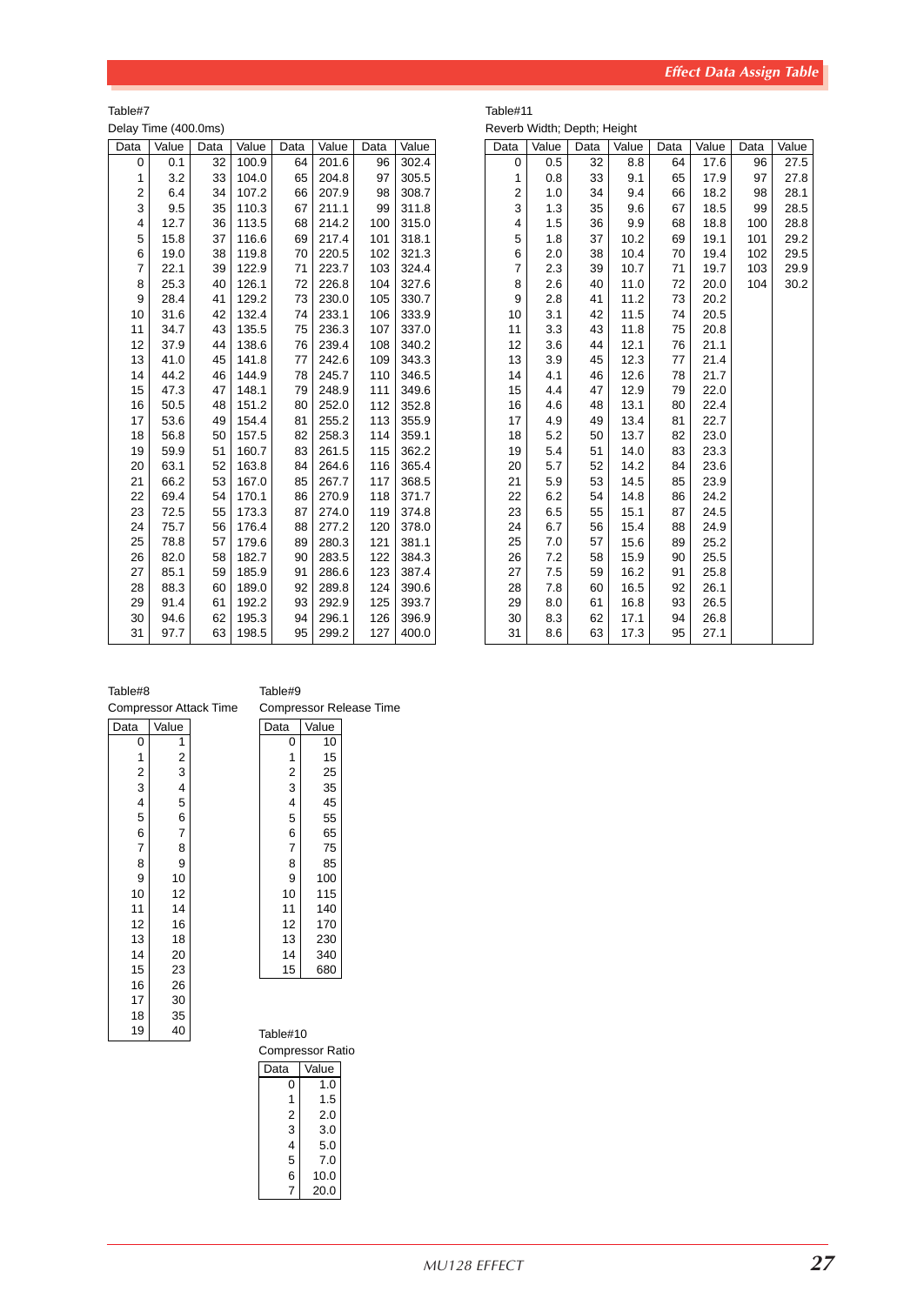Table#7

Delay Time (400.0ms)

| Data | Value | Data | Value | Data | Value | Data | Value |
|---|---|---|---|---|---|---|---|
| 0 | 0.1 | 32 | 100.9 | 64 | 201.6 | 96 | 302.4 |
| 1 | 3.2 | 33 | 104.0 | 65 | 204.8 | 97 | 305.5 |
| 2 | 6.4 | 34 | 107.2 | 66 | 207.9 | 98 | 308.7 |
| 3 | 9.5 | 35 | 110.3 | 67 | 211.1 | 99 | 311.8 |
| 4 | 12.7 | 36 | 113.5 | 68 | 214.2 | 100 | 315.0 |
| 5 | 15.8 | 37 | 116.6 | 69 | 217.4 | 101 | 318.1 |
| 6 | 19.0 | 38 | 119.8 | 70 | 220.5 | 102 | 321.3 |
| 7 | 22.1 | 39 | 122.9 | 71 | 223.7 | 103 | 324.4 |
| 8 | 25.3 | 40 | 126.1 | 72 | 226.8 | 104 | 327.6 |
| 9 | 28.4 | 41 | 129.2 | 73 | 230.0 | 105 | 330.7 |
| 10 | 31.6 | 42 | 132.4 | 74 | 233.1 | 106 | 333.9 |
| 11 | 34.7 | 43 | 135.5 | 75 | 236.3 | 107 | 337.0 |
| 12 | 37.9 | 44 | 138.6 | 76 | 239.4 | 108 | 340.2 |
| 13 | 41.0 | 45 | 141.8 | 77 | 242.6 | 109 | 343.3 |
| 14 | 44.2 | 46 | 144.9 | 78 | 245.7 | 110 | 346.5 |
| 15 | 47.3 | 47 | 148.1 | 79 | 248.9 | 111 | 349.6 |
| 16 | 50.5 | 48 | 151.2 | 80 | 252.0 | 112 | 352.8 |
| 17 | 53.6 | 49 | 154.4 | 81 | 255.2 | 113 | 355.9 |
| 18 | 56.8 | 50 | 157.5 | 82 | 258.3 | 114 | 359.1 |
| 19 | 59.9 | 51 | 160.7 | 83 | 261.5 | 115 | 362.2 |
| 20 | 63.1 | 52 | 163.8 | 84 | 264.6 | 116 | 365.4 |
| 21 | 66.2 | 53 | 167.0 | 85 | 267.7 | 117 | 368.5 |
| 22 | 69.4 | 54 | 170.1 | 86 | 270.9 | 118 | 371.7 |
| 23 | 72.5 | 55 | 173.3 | 87 | 274.0 | 119 | 374.8 |
| 24 | 75.7 | 56 | 176.4 | 88 | 277.2 | 120 | 378.0 |
| 25 | 78.8 | 57 | 179.6 | 89 | 280.3 | 121 | 381.1 |
| 26 | 82.0 | 58 | 182.7 | 90 | 283.5 | 122 | 384.3 |
| 27 | 85.1 | 59 | 185.9 | 91 | 286.6 | 123 | 387.4 |
| 28 | 88.3 | 60 | 189.0 | 92 | 289.8 | 124 | 390.6 |
| 29 | 91.4 | 61 | 192.2 | 93 | 292.9 | 125 | 393.7 |
| 30 | 94.6 | 62 | 195.3 | 94 | 296.1 | 126 | 396.9 |
| 31 | 97.7 | 63 | 198.5 | 95 | 299.2 | 127 | 400.0 |

Table#11

Reverb Width; Depth; Height

| Data | Value | Data | Value | Data | Value | Data | Value |
|---|---|---|---|---|---|---|---|
| 0 | 0.5 | 32 | 8.8 | 64 | 17.6 | 96 | 27.5 |
| 1 | 0.8 | 33 | 9.1 | 65 | 17.9 | 97 | 27.8 |
| 2 | 1.0 | 34 | 9.4 | 66 | 18.2 | 98 | 28.1 |
| 3 | 1.3 | 35 | 9.6 | 67 | 18.5 | 99 | 28.5 |
| 4 | 1.5 | 36 | 9.9 | 68 | 18.8 | 100 | 28.8 |
| 5 | 1.8 | 37 | 10.2 | 69 | 19.1 | 101 | 29.2 |
| 6 | 2.0 | 38 | 10.4 | 70 | 19.4 | 102 | 29.5 |
| 7 | 2.3 | 39 | 10.7 | 71 | 19.7 | 103 | 29.9 |
| 8 | 2.6 | 40 | 11.0 | 72 | 20.0 | 104 | 30.2 |
| 9 | 2.8 | 41 | 11.2 | 73 | 20.2 | | |
| 10 | 3.1 | 42 | 11.5 | 74 | 20.5 | | |
| 11 | 3.3 | 43 | 11.8 | 75 | 20.8 | | |
| 12 | 3.6 | 44 | 12.1 | 76 | 21.1 | | |
| 13 | 3.9 | 45 | 12.3 | 77 | 21.4 | | |
| 14 | 4.1 | 46 | 12.6 | 78 | 21.7 | | |
| 15 | 4.4 | 47 | 12.9 | 79 | 22.0 | | |
| 16 | 4.6 | 48 | 13.1 | 80 | 22.4 | | |
| 17 | 4.9 | 49 | 13.4 | 81 | 22.7 | | |
| 18 | 5.2 | 50 | 13.7 | 82 | 23.0 | | |
| 19 | 5.4 | 51 | 14.0 | 83 | 23.3 | | |
| 20 | 5.7 | 52 | 14.2 | 84 | 23.6 | | |
| 21 | 5.9 | 53 | 14.5 | 85 | 23.9 | | |
| 22 | 6.2 | 54 | 14.8 | 86 | 24.2 | | |
| 23 | 6.5 | 55 | 15.1 | 87 | 24.5 | | |
| 24 | 6.7 | 56 | 15.4 | 88 | 24.9 | | |
| 25 | 7.0 | 57 | 15.6 | 89 | 25.2 | | |
| 26 | 7.2 | 58 | 15.9 | 90 | 25.5 | | |
| 27 | 7.5 | 59 | 16.2 | 91 | 25.8 | | |
| 28 | 7.8 | 60 | 16.5 | 92 | 26.1 | | |
| 29 | 8.0 | 61 | 16.8 | 93 | 26.5 | | |
| 30 | 8.3 | 62 | 17.1 | 94 | 26.8 | | |
| 31 | 8.6 | 63 | 17.3 | 95 | 27.1 | | |

Table#8

Compressor Attack Time

| Data | Value |
|---|---|
| 0 | 1 |
| 1 | 2 |
| 2 | 3 |
| 3 | 4 |
| 4 | 5 |
| 5 | 6 |
| 6 | 7 |
| 7 | 8 |
| 8 | 9 |
| 9 | 10 |
| 10 | 12 |
| 11 | 14 |
| 12 | 16 |
| 13 | 18 |
| 14 | 20 |
| 15 | 23 |
| 16 | 26 |
| 17 | 30 |
| 18 | 35 |
| 19 | 40 |

Table#9

Compressor Release Time

| Data | Value |
|---|---|
| 0 | 10 |
| 1 | 15 |
| 2 | 25 |
| 3 | 35 |
| 4 | 45 |
| 5 | 55 |
| 6 | 65 |
| 7 | 75 |
| 8 | 85 |
| 9 | 100 |
| 10 | 115 |
| 11 | 140 |
| 12 | 170 |
| 13 | 230 |
| 14 | 340 |
| 15 | 680 |

Table#10

Compressor Ratio

| Data | Value |
|---|---|
| 0 | 1.0 |
| 1 | 1.5 |
| 2 | 2.0 |
| 3 | 3.0 |
| 4 | 5.0 |
| 5 | 7.0 |
| 6 | 10.0 |
| 7 | 20.0 |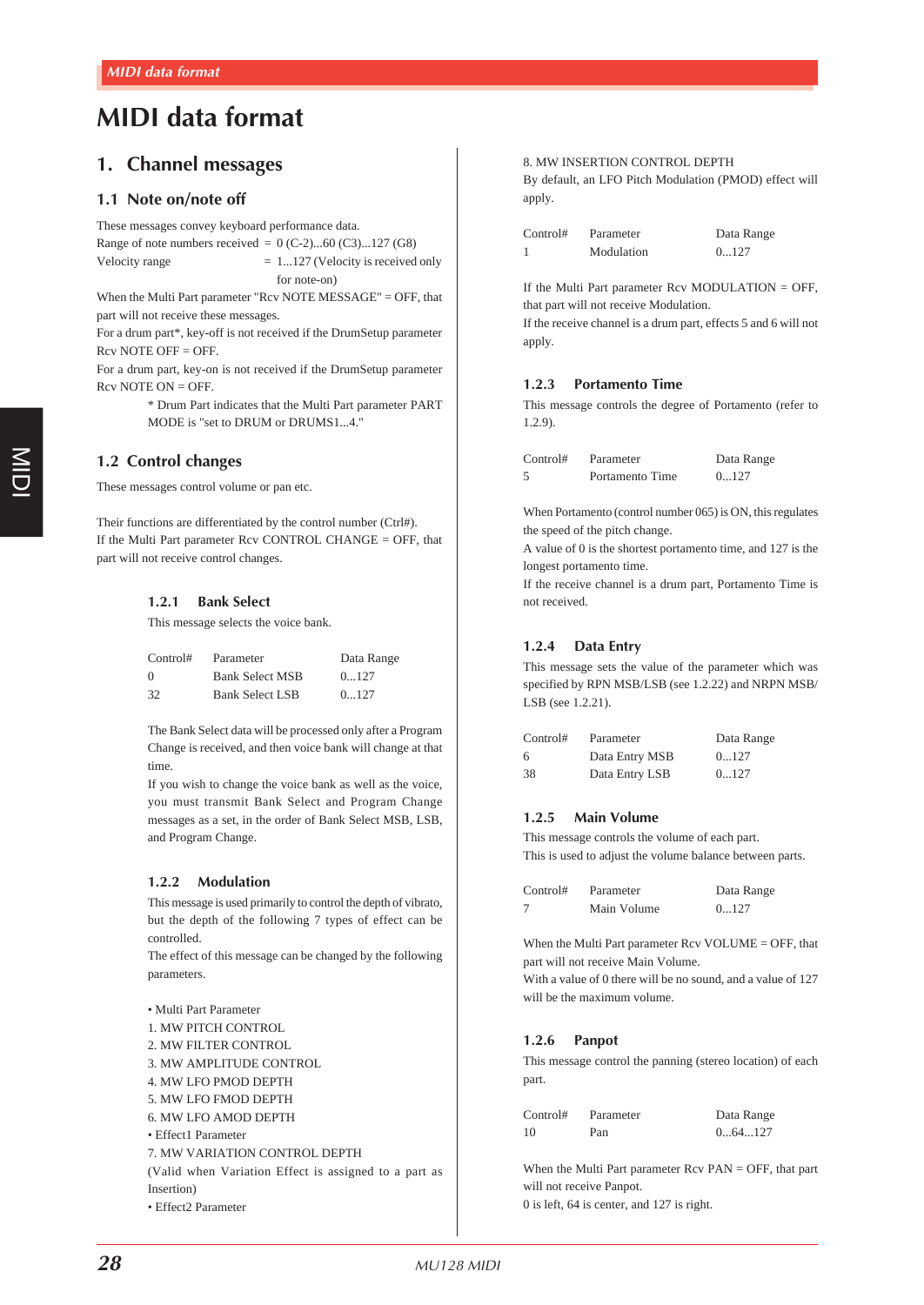# MIDI data format

## 1. Channel messages

### 1.1 Note on/note off

These messages convey keyboard performance data.

Range of note numbers received = 0 (C-2)...60 (C3)...127 (G8)

Velocity range = 1...127 (Velocity is received only for note-on)

When the Multi Part parameter "Rcv NOTE MESSAGE" = OFF, that part will not receive these messages.

For a drum part*, key-off is not received if the DrumSetup parameter Rcv NOTE OFF = OFF.

For a drum part, key-on is not received if the DrumSetup parameter Rcv NOTE ON = OFF.

\* Drum Part indicates that the Multi Part parameter PART MODE is "set to DRUM or DRUMS1...4."

### 1.2 Control changes

These messages control volume or pan etc.

Their functions are differentiated by the control number (Ctrl#).

If the Multi Part parameter Rcv CONTROL CHANGE = OFF, that part will not receive control changes.

#### 1.2.1 Bank Select

This message selects the voice bank.

| Control# | Parameter | Data Range |
|---|---|---|
| 0 | Bank Select MSB | 0...127 |
| 32 | Bank Select LSB | 0...127 |

The Bank Select data will be processed only after a Program Change is received, and then voice bank will change at that time.

If you wish to change the voice bank as well as the voice, you must transmit Bank Select and Program Change messages as a set, in the order of Bank Select MSB, LSB, and Program Change.

#### 1.2.2 Modulation

This message is used primarily to control the depth of vibrato, but the depth of the following 7 types of effect can be controlled.

The effect of this message can be changed by the following parameters.

- Multi Part Parameter
1. MW PITCH CONTROL
2. MW FILTER CONTROL
3. MW AMPLITUDE CONTROL
4. MW LFO PMOD DEPTH
5. MW LFO FMOD DEPTH
6. MW LFO AMOD DEPTH
- Effect1 Parameter
7. MW VARIATION CONTROL DEPTH
(Valid when Variation Effect is assigned to a part as Insertion)
- Effect2 Parameter
8. MW INSERTION CONTROL DEPTH

By default, an LFO Pitch Modulation (PMOD) effect will apply.

| Control# | Parameter | Data Range |
|---|---|---|
| 1 | Modulation | 0...127 |

If the Multi Part parameter Rcv MODULATION = OFF, that part will not receive Modulation.

If the receive channel is a drum part, effects 5 and 6 will not apply.

#### 1.2.3 Portamento Time

This message controls the degree of Portamento (refer to 1.2.9).

| Control# | Parameter | Data Range |
|---|---|---|
| 5 | Portamento Time | 0...127 |

When Portamento (control number 065) is ON, this regulates the speed of the pitch change.

A value of 0 is the shortest portamento time, and 127 is the longest portamento time.

If the receive channel is a drum part, Portamento Time is not received.

#### 1.2.4 Data Entry

This message sets the value of the parameter which was specified by RPN MSB/LSB (see 1.2.22) and NRPN MSB/LSB (see 1.2.21).

| Control# | Parameter | Data Range |
|---|---|---|
| 6 | Data Entry MSB | 0...127 |
| 38 | Data Entry LSB | 0...127 |

#### 1.2.5 Main Volume

This message controls the volume of each part.

This is used to adjust the volume balance between parts.

| Control# | Parameter | Data Range |
|---|---|---|
| 7 | Main Volume | 0...127 |

When the Multi Part parameter Rcv VOLUME = OFF, that part will not receive Main Volume.

With a value of 0 there will be no sound, and a value of 127 will be the maximum volume.

#### 1.2.6 Panpot

This message control the panning (stereo location) of each part.

| Control# | Parameter | Data Range |
|---|---|---|
| 10 | Pan | 0...64...127 |

When the Multi Part parameter Rcv PAN = OFF, that part will not receive Panpot.

0 is left, 64 is center, and 127 is right.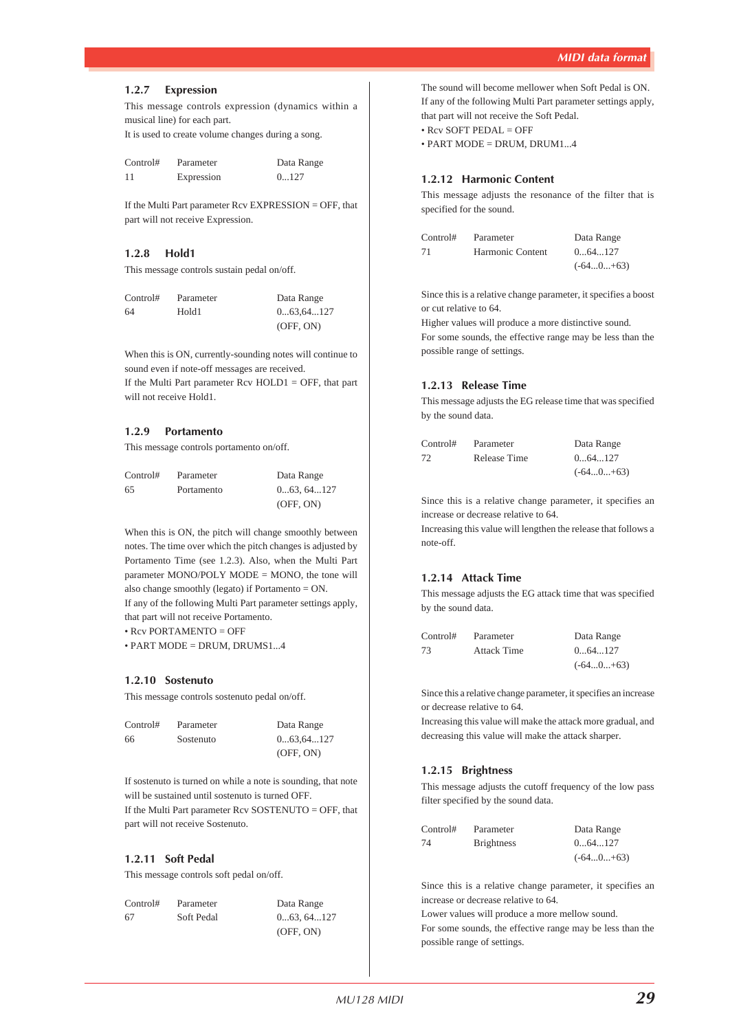### 1.2.7 Expression

This message controls expression (dynamics within a musical line) for each part.
It is used to create volume changes during a song.

| Control# | Parameter | Data Range |
|---|---|---|
| 11 | Expression | 0...127 |

If the Multi Part parameter Rcv EXPRESSION = OFF, that part will not receive Expression.

### 1.2.8 Hold1

This message controls sustain pedal on/off.

| Control# | Parameter | Data Range |
|---|---|---|
| 64 | Hold1 | 0...63,64...127 |
| | | (OFF, ON) |

When this is ON, currently-sounding notes will continue to sound even if note-off messages are received.
If the Multi Part parameter Rcv HOLD1 = OFF, that part will not receive Hold1.

### 1.2.9 Portamento

This message controls portamento on/off.

| Control# | Parameter | Data Range |
|---|---|---|
| 65 | Portamento | 0...63, 64...127 |
| | | (OFF, ON) |

When this is ON, the pitch will change smoothly between notes. The time over which the pitch changes is adjusted by Portamento Time (see 1.2.3). Also, when the Multi Part parameter MONO/POLY MODE = MONO, the tone will also change smoothly (legato) if Portamento = ON.
If any of the following Multi Part parameter settings apply, that part will not receive Portamento.

- Rcv PORTAMENTO = OFF
- PART MODE = DRUM, DRUMS1...4

### 1.2.10 Sostenuto

This message controls sostenuto pedal on/off.

| Control# | Parameter | Data Range |
|---|---|---|
| 66 | Sostenuto | 0...63,64...127 |
| | | (OFF, ON) |

If sostenuto is turned on while a note is sounding, that note will be sustained until sostenuto is turned OFF.
If the Multi Part parameter Rcv SOSTENUTO = OFF, that part will not receive Sostenuto.

### 1.2.11 Soft Pedal

This message controls soft pedal on/off.

| Control# | Parameter | Data Range |
|---|---|---|
| 67 | Soft Pedal | 0...63, 64...127 |
| | | (OFF, ON) |

The sound will become mellower when Soft Pedal is ON.
If any of the following Multi Part parameter settings apply, that part will not receive the Soft Pedal.

- Rcv SOFT PEDAL = OFF
- PART MODE = DRUM, DRUM1...4

### 1.2.12 Harmonic Content

This message adjusts the resonance of the filter that is specified for the sound.

| Control# | Parameter | Data Range |
|---|---|---|
| 71 | Harmonic Content | 0...64...127 |
| | | (-64...0...+63) |

Since this is a relative change parameter, it specifies a boost or cut relative to 64.
Higher values will produce a more distinctive sound.
For some sounds, the effective range may be less than the possible range of settings.

### 1.2.13 Release Time

This message adjusts the EG release time that was specified by the sound data.

| Control# | Parameter | Data Range |
|---|---|---|
| 72 | Release Time | 0...64...127 |
| | | (-64...0...+63) |

Since this is a relative change parameter, it specifies an increase or decrease relative to 64.
Increasing this value will lengthen the release that follows a note-off.

### 1.2.14 Attack Time

This message adjusts the EG attack time that was specified by the sound data.

| Control# | Parameter | Data Range |
|---|---|---|
| 73 | Attack Time | 0...64...127 |
| | | (-64...0...+63) |

Since this a relative change parameter, it specifies an increase or decrease relative to 64.
Increasing this value will make the attack more gradual, and decreasing this value will make the attack sharper.

### 1.2.15 Brightness

This message adjusts the cutoff frequency of the low pass filter specified by the sound data.

| Control# | Parameter | Data Range |
|---|---|---|
| 74 | Brightness | 0...64...127 |
| | | (-64...0...+63) |

Since this is a relative change parameter, it specifies an increase or decrease relative to 64.
Lower values will produce a more mellow sound.
For some sounds, the effective range may be less than the possible range of settings.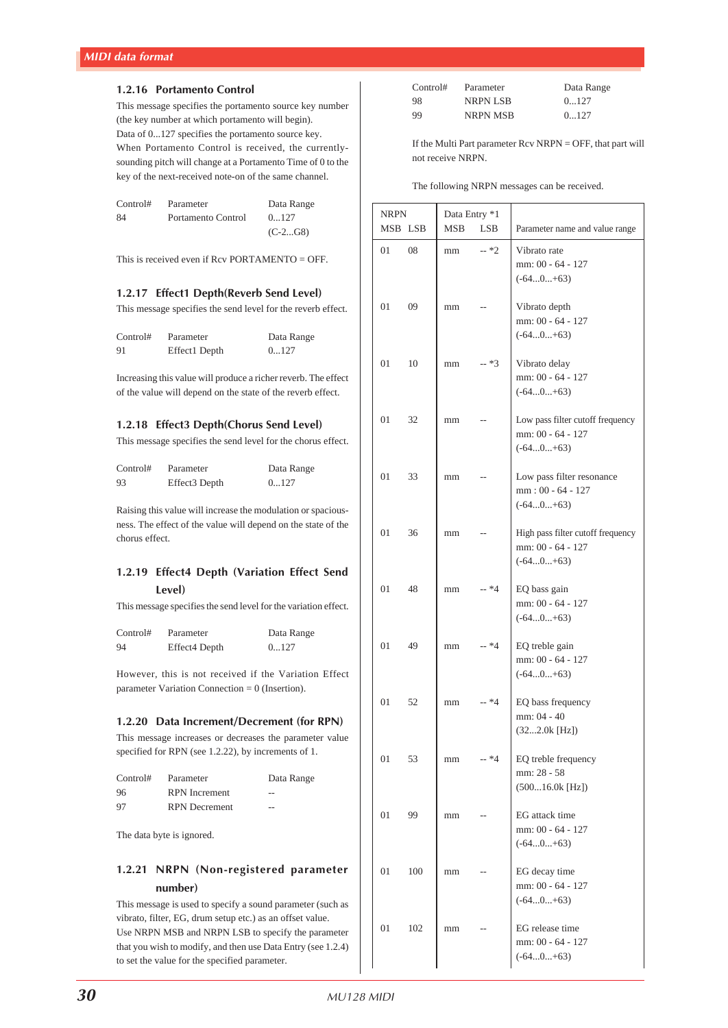### 1.2.16 Portamento Control

This message specifies the portamento source key number (the key number at which portamento will begin).
Data of 0...127 specifies the portamento source key.
When Portamento Control is received, the currently-sounding pitch will change at a Portamento Time of 0 to the key of the next-received note-on of the same channel.

| Control# | Parameter | Data Range |
|---|---|---|
| 84 | Portamento Control | 0...127 (C-2...G8) |

This is received even if Rcv PORTAMENTO = OFF.

### 1.2.17 Effect1 Depth(Reverb Send Level)

This message specifies the send level for the reverb effect.

| Control# | Parameter | Data Range |
|---|---|---|
| 91 | Effect1 Depth | 0...127 |

Increasing this value will produce a richer reverb. The effect of the value will depend on the state of the reverb effect.

### 1.2.18 Effect3 Depth(Chorus Send Level)

This message specifies the send level for the chorus effect.

| Control# | Parameter | Data Range |
|---|---|---|
| 93 | Effect3 Depth | 0...127 |

Raising this value will increase the modulation or spaciousness. The effect of the value will depend on the state of the chorus effect.

### 1.2.19 Effect4 Depth (Variation Effect Send Level)

This message specifies the send level for the variation effect.

| Control# | Parameter | Data Range |
|---|---|---|
| 94 | Effect4 Depth | 0...127 |

However, this is not received if the Variation Effect parameter Variation Connection = 0 (Insertion).

### 1.2.20 Data Increment/Decrement (for RPN)

This message increases or decreases the parameter value specified for RPN (see 1.2.22), by increments of 1.

| Control# | Parameter | Data Range |
|---|---|---|
| 96 | RPN Increment | -- |
| 97 | RPN Decrement | -- |

The data byte is ignored.

### 1.2.21 NRPN (Non-registered parameter number)

This message is used to specify a sound parameter (such as vibrato, filter, EG, drum setup etc.) as an offset value.
Use NRPN MSB and NRPN LSB to specify the parameter that you wish to modify, and then use Data Entry (see 1.2.4) to set the value for the specified parameter.

| Control# | Parameter | Data Range |
|---|---|---|
| 98 | NRPN LSB | 0...127 |
| 99 | NRPN MSB | 0...127 |

If the Multi Part parameter Rcv NRPN = OFF, that part will not receive NRPN.

The following NRPN messages can be received.

| NRPN MSB | NRPN LSB | Data Entry *1 MSB | Data Entry *1 LSB | Parameter name and value range |
|---|---|---|---|---|
| 01 | 08 | mm | -- *2 | Vibrato rate<br>mm: 00 - 64 - 127<br>(-64...0...+63) |
| 01 | 09 | mm | -- | Vibrato depth<br>mm: 00 - 64 - 127<br>(-64...0...+63) |
| 01 | 10 | mm | -- *3 | Vibrato delay<br>mm: 00 - 64 - 127<br>(-64...0...+63) |
| 01 | 32 | mm | -- | Low pass filter cutoff frequency<br>mm: 00 - 64 - 127<br>(-64...0...+63) |
| 01 | 33 | mm | -- | Low pass filter resonance<br>mm : 00 - 64 - 127<br>(-64...0...+63) |
| 01 | 36 | mm | -- | High pass filter cutoff frequency<br>mm: 00 - 64 - 127<br>(-64...0...+63) |
| 01 | 48 | mm | -- *4 | EQ bass gain<br>mm: 00 - 64 - 127<br>(-64...0...+63) |
| 01 | 49 | mm | -- *4 | EQ treble gain<br>mm: 00 - 64 - 127<br>(-64...0...+63) |
| 01 | 52 | mm | -- *4 | EQ bass frequency<br>mm: 04 - 40<br>(32...2.0k [Hz]) |
| 01 | 53 | mm | -- *4 | EQ treble frequency<br>mm: 28 - 58<br>(500...16.0k [Hz]) |
| 01 | 99 | mm | -- | EG attack time<br>mm: 00 - 64 - 127<br>(-64...0...+63) |
| 01 | 100 | mm | -- | EG decay time<br>mm: 00 - 64 - 127<br>(-64...0...+63) |
| 01 | 102 | mm | -- | EG release time<br>mm: 00 - 64 - 127<br>(-64...0...+63) |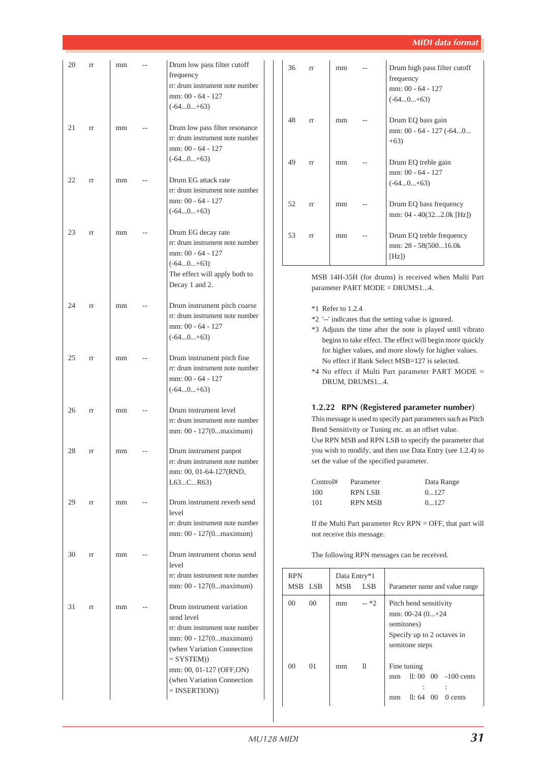| | | | | |
|---|---|---|---|---|
| 20 | rr | mm | -- | Drum low pass filter cutoff frequency<br>rr: drum instrument note number<br>mm: 00 - 64 - 127<br>(-64...0...+63) |
| 21 | rr | mm | -- | Drum low pass filter resonance<br>rr: drum instrument note number<br>mm: 00 - 64 - 127<br>(-64...0...+63) |
| 22 | rr | mm | -- | Drum EG attack rate<br>rr: drum instrument note number<br>mm: 00 - 64 - 127<br>(-64...0...+63) |
| 23 | rr | mm | -- | Drum EG decay rate<br>rr: drum instrument note number<br>mm: 00 - 64 - 127<br>(-64...0...+63)<br>The effect will apply both to Decay 1 and 2. |
| 24 | rr | mm | -- | Drum instrument pitch coarse<br>rr: drum instrument note number<br>mm: 00 - 64 - 127<br>(-64...0...+63) |
| 25 | rr | mm | -- | Drum instrument pitch fine<br>rr: drum instrument note number<br>mm: 00 - 64 - 127<br>(-64...0...+63) |
| 26 | rr | mm | -- | Drum instrument level<br>rr: drum instrument note number<br>mm: 00 - 127(0...maximum) |
| 28 | rr | mm | -- | Drum instrument panpot<br>rr: drum instrument note number<br>mm: 00, 01-64-127(RND, L63...C...R63) |
| 29 | rr | mm | -- | Drum instrument reverb send level<br>rr: drum instrument note number<br>mm: 00 - 127(0...maximum) |
| 30 | rr | mm | -- | Drum instrument chorus send level<br>rr: drum instrument note number<br>mm: 00 - 127(0...maximum) |
| 31 | rr | mm | -- | Drum instrument variation send level<br>rr: drum instrument note number<br>mm: 00 - 127(0...maximum)<br>(when Variation Connection = SYSTEM))<br>mm: 00, 01-127 (OFF,ON)<br>(when Variation Connection = INSERTION)) |
| 36 | rr | mm | -- | Drum high pass filter cutoff frequency<br>mm: 00 - 64 - 127<br>(-64...0...+63) |
| 48 | rr | mm | -- | Drum EQ bass gain<br>mm: 00 - 64 - 127 (-64...0...+63) |
| 49 | rr | mm | -- | Drum EQ treble gain<br>mm: 00 - 64 - 127<br>(-64...0...+63) |
| 52 | rr | mm | -- | Drum EQ bass frequency<br>mm: 04 - 40(32...2.0k [Hz]) |
| 53 | rr | mm | -- | Drum EQ treble frequency<br>mm: 28 - 58(500...16.0k [Hz]) |

MSB 14H-35H (for drums) is received when Multi Part parameter PART MODE = DRUMS1...4.

*1 Refer to 1.2.4
*2 '--' indicates that the setting value is ignored.
*3 Adjusts the time after the note is played until vibrato begins to take effect. The effect will begin more quickly for higher values, and more slowly for higher values. No effect if Bank Select MSB=127 is selected.
*4 No effect if Multi Part parameter PART MODE = DRUM, DRUMS1...4.

### 1.2.22 RPN (Registered parameter number)

This message is used to specify part parameters such as Pitch Bend Sensitivity or Tuning etc. as an offset value.
Use RPN MSB and RPN LSB to specify the parameter that you wish to modify, and then use Data Entry (see 1.2.4) to set the value of the specified parameter.

| Control# | Parameter | Data Range |
|---|---|---|
| 100 | RPN LSB | 0...127 |
| 101 | RPN MSB | 0...127 |

If the Multi Part parameter Rcv RPN = OFF, that part will not receive this message.

The following RPN messages can be received.

| RPN MSB | RPN LSB | Data Entry*1 MSB | Data Entry*1 LSB | Parameter name and value range |
|---|---|---|---|---|
| 00 | 00 | mm | -- *2 | Pitch bend sensitivity<br>mm: 00-24 (0...+24 semitones)<br>Specify up to 2 octaves in semitone steps |
| 00 | 01 | mm | ll | Fine tuning<br>mm ll: 00 00 -100 cents<br>: :<br>mm ll: 64 00 0 cents |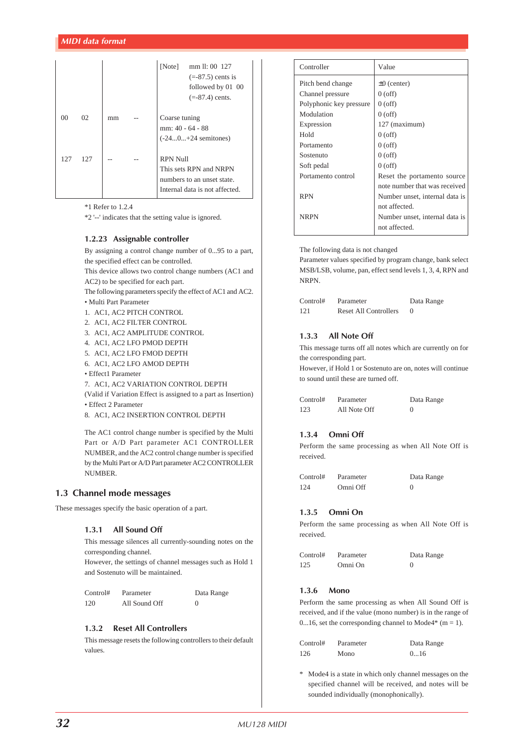| | | | | | |
|---|---|---|---|---|---|
| | | | | [Note] | mm ll: 00 127 (=-87.5) cents is followed by 01 00 (=-87.4) cents. |
| 00 | 02 | mm | -- | Coarse tuning mm: 40 - 64 - 88 (-24...0...+24 semitones) | |
| 127 | 127 | -- | -- | RPN Null This sets RPN and NRPN numbers to an unset state. Internal data is not affected. | |

*1 Refer to 1.2.4
*2 '--' indicates that the setting value is ignored.

### 1.2.23 Assignable controller

By assigning a control change number of 0...95 to a part, the specified effect can be controlled.
This device allows two control change numbers (AC1 and AC2) to be specified for each part.
The following parameters specify the effect of AC1 and AC2.

• Multi Part Parameter

1. AC1, AC2 PITCH CONTROL
2. AC1, AC2 FILTER CONTROL
3. AC1, AC2 AMPLITUDE CONTROL
4. AC1, AC2 LFO PMOD DEPTH
5. AC1, AC2 LFO FMOD DEPTH
6. AC1, AC2 LFO AMOD DEPTH

• Effect1 Parameter

7. AC1, AC2 VARIATION CONTROL DEPTH

(Valid if Variation Effect is assigned to a part as Insertion)

• Effect 2 Parameter

8. AC1, AC2 INSERTION CONTROL DEPTH

The AC1 control change number is specified by the Multi Part or A/D Part parameter AC1 CONTROLLER NUMBER, and the AC2 control change number is specified by the Multi Part or A/D Part parameter AC2 CONTROLLER NUMBER.

## 1.3 Channel mode messages

These messages specify the basic operation of a part.

### 1.3.1 All Sound Off

This message silences all currently-sounding notes on the corresponding channel.
However, the settings of channel messages such as Hold 1 and Sostenuto will be maintained.

| Control# | Parameter | Data Range |
|---|---|---|
| 120 | All Sound Off | 0 |

### 1.3.2 Reset All Controllers

This message resets the following controllers to their default values.

| Controller | Value |
|---|---|
| Pitch bend change | ±0 (center) |
| Channel pressure | 0 (off) |
| Polyphonic key pressure | 0 (off) |
| Modulation | 0 (off) |
| Expression | 127 (maximum) |
| Hold | 0 (off) |
| Portamento | 0 (off) |
| Sostenuto | 0 (off) |
| Soft pedal | 0 (off) |
| Portamento control | Reset the portamento source note number that was received |
| RPN | Number unset, internal data is not affected. |
| NRPN | Number unset, internal data is not affected. |

The following data is not changed
Parameter values specified by program change, bank select MSB/LSB, volume, pan, effect send levels 1, 3, 4, RPN and NRPN.

| Control# | Parameter | Data Range |
|---|---|---|
| 121 | Reset All Controllers | 0 |

### 1.3.3 All Note Off

This message turns off all notes which are currently on for the corresponding part.
However, if Hold 1 or Sostenuto are on, notes will continue to sound until these are turned off.

| Control# | Parameter | Data Range |
|---|---|---|
| 123 | All Note Off | 0 |

### 1.3.4 Omni Off

Perform the same processing as when All Note Off is received.

| Control# | Parameter | Data Range |
|---|---|---|
| 124 | Omni Off | 0 |

### 1.3.5 Omni On

Perform the same processing as when All Note Off is received.

| Control# | Parameter | Data Range |
|---|---|---|
| 125 | Omni On | 0 |

### 1.3.6 Mono

Perform the same processing as when All Sound Off is received, and if the value (mono number) is in the range of 0...16, set the corresponding channel to Mode4* (m = 1).

| Control# | Parameter | Data Range |
|---|---|---|
| 126 | Mono | 0...16 |

* Mode4 is a state in which only channel messages on the specified channel will be received, and notes will be sounded individually (monophonically).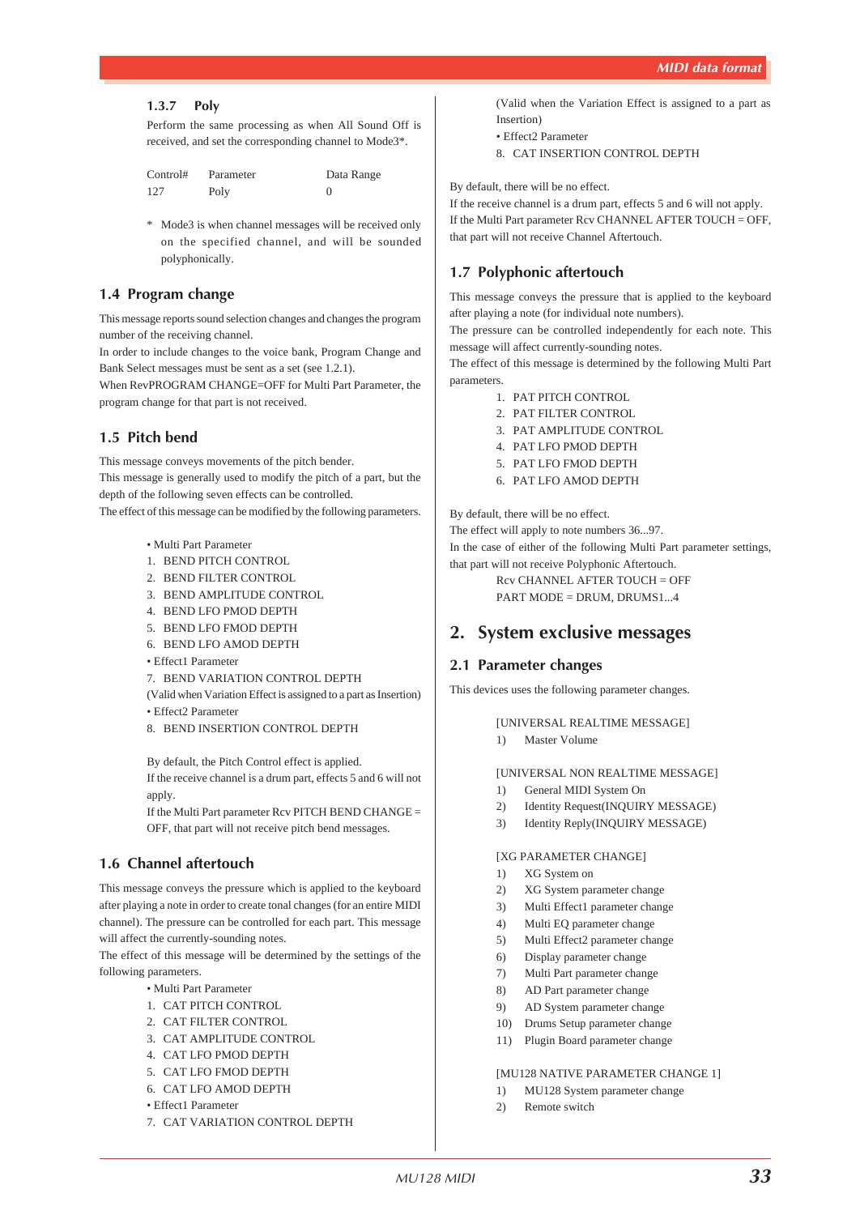### 1.3.7 Poly

Perform the same processing as when All Sound Off is received, and set the corresponding channel to Mode3*.

| Control# | Parameter | Data Range |
|---|---|---|
| 127 | Poly | 0 |

\* Mode3 is when channel messages will be received only on the specified channel, and will be sounded polyphonically.

## 1.4 Program change

This message reports sound selection changes and changes the program number of the receiving channel.
In order to include changes to the voice bank, Program Change and Bank Select messages must be sent as a set (see 1.2.1).
When RevPROGRAM CHANGE=OFF for Multi Part Parameter, the program change for that part is not received.

## 1.5 Pitch bend

This message conveys movements of the pitch bender.
This message is generally used to modify the pitch of a part, but the depth of the following seven effects can be controlled.
The effect of this message can be modified by the following parameters.

• Multi Part Parameter
1. BEND PITCH CONTROL
2. BEND FILTER CONTROL
3. BEND AMPLITUDE CONTROL
4. BEND LFO PMOD DEPTH
5. BEND LFO FMOD DEPTH
6. BEND LFO AMOD DEPTH

• Effect1 Parameter
7. BEND VARIATION CONTROL DEPTH

(Valid when Variation Effect is assigned to a part as Insertion)

• Effect2 Parameter
8. BEND INSERTION CONTROL DEPTH

By default, the Pitch Control effect is applied.
If the receive channel is a drum part, effects 5 and 6 will not apply.
If the Multi Part parameter Rcv PITCH BEND CHANGE = OFF, that part will not receive pitch bend messages.

## 1.6 Channel aftertouch

This message conveys the pressure which is applied to the keyboard after playing a note in order to create tonal changes (for an entire MIDI channel). The pressure can be controlled for each part. This message will affect the currently-sounding notes.
The effect of this message will be determined by the settings of the following parameters.

• Multi Part Parameter
1. CAT PITCH CONTROL
2. CAT FILTER CONTROL
3. CAT AMPLITUDE CONTROL
4. CAT LFO PMOD DEPTH
5. CAT LFO FMOD DEPTH
6. CAT LFO AMOD DEPTH

• Effect1 Parameter
7. CAT VARIATION CONTROL DEPTH

(Valid when the Variation Effect is assigned to a part as Insertion)

• Effect2 Parameter
8. CAT INSERTION CONTROL DEPTH

By default, there will be no effect.
If the receive channel is a drum part, effects 5 and 6 will not apply.
If the Multi Part parameter Rcv CHANNEL AFTER TOUCH = OFF, that part will not receive Channel Aftertouch.

## 1.7 Polyphonic aftertouch

This message conveys the pressure that is applied to the keyboard after playing a note (for individual note numbers).
The pressure can be controlled independently for each note. This message will affect currently-sounding notes.
The effect of this message is determined by the following Multi Part parameters.

1. PAT PITCH CONTROL
2. PAT FILTER CONTROL
3. PAT AMPLITUDE CONTROL
4. PAT LFO PMOD DEPTH
5. PAT LFO FMOD DEPTH
6. PAT LFO AMOD DEPTH

By default, there will be no effect.
The effect will apply to note numbers 36...97.
In the case of either of the following Multi Part parameter settings, that part will not receive Polyphonic Aftertouch.

Rcv CHANNEL AFTER TOUCH = OFF
PART MODE = DRUM, DRUMS1...4

# 2. System exclusive messages

## 2.1 Parameter changes

This devices uses the following parameter changes.

[UNIVERSAL REALTIME MESSAGE]
1) Master Volume

[UNIVERSAL NON REALTIME MESSAGE]
1) General MIDI System On
2) Identity Request(INQUIRY MESSAGE)
3) Identity Reply(INQUIRY MESSAGE)

[XG PARAMETER CHANGE]
1) XG System on
2) XG System parameter change
3) Multi Effect1 parameter change
4) Multi EQ parameter change
5) Multi Effect2 parameter change
6) Display parameter change
7) Multi Part parameter change
8) AD Part parameter change
9) AD System parameter change
10) Drums Setup parameter change
11) Plugin Board parameter change

[MU128 NATIVE PARAMETER CHANGE 1]
1) MU128 System parameter change
2) Remote switch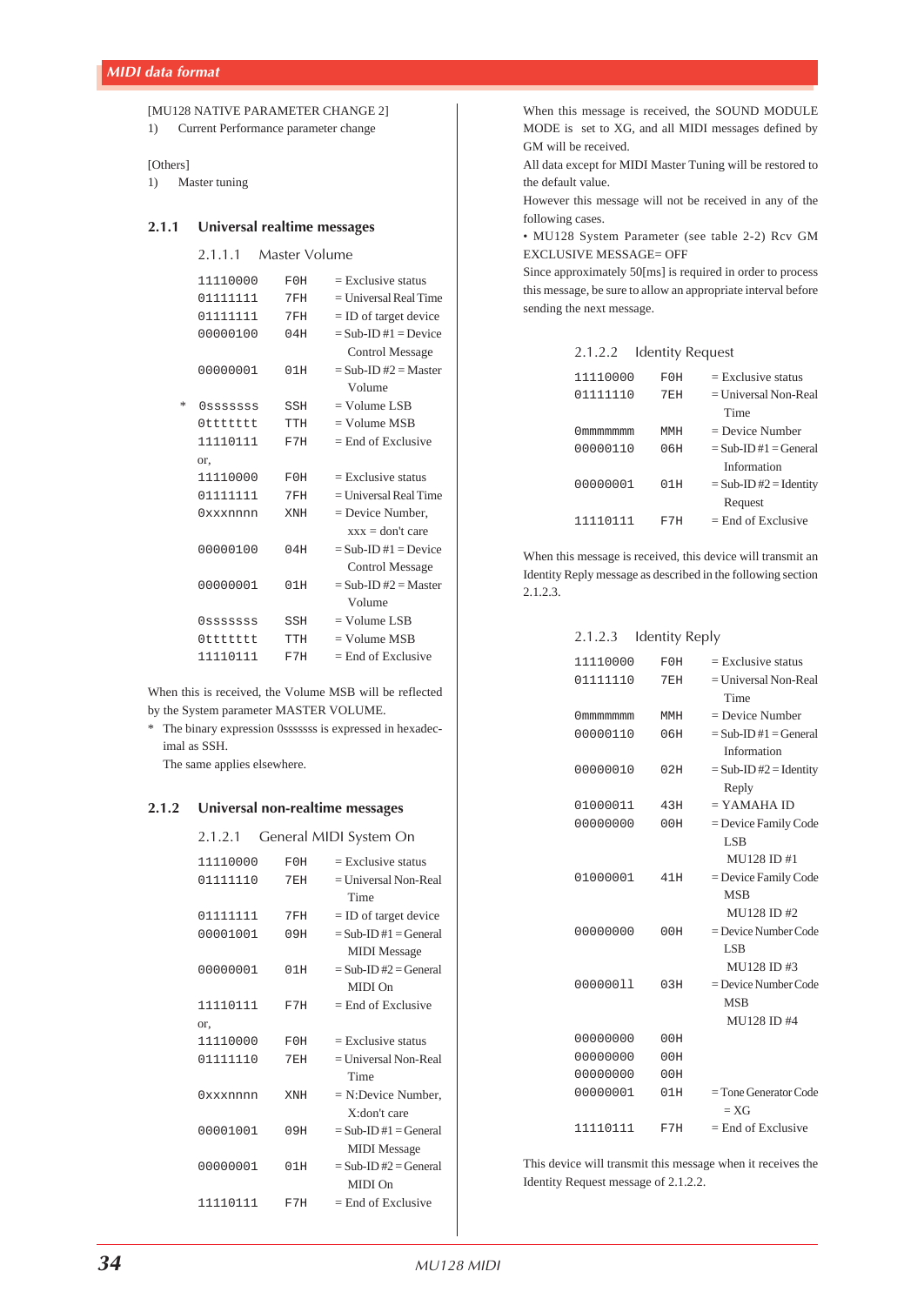[MU128 NATIVE PARAMETER CHANGE 2]
1) Current Performance parameter change

[Others]
1) Master tuning

### 2.1.1 Universal realtime messages

#### 2.1.1.1 Master Volume

| | | |
|---|---|---|
| 11110000 | F0H | = Exclusive status |
| 01111111 | 7FH | = Universal Real Time |
| 01111111 | 7FH | = ID of target device |
| 00000100 | 04H | = Sub-ID #1 = Device Control Message |
| 00000001 | 01H | = Sub-ID #2 = Master Volume |
| * 0sssssss | SSH | = Volume LSB |
| 0ttttttt | TTH | = Volume MSB |
| 11110111 | F7H | = End of Exclusive |

or,

| | | |
|---|---|---|
| 11110000 | F0H | = Exclusive status |
| 01111111 | 7FH | = Universal Real Time |
| 0xxxnnnn | XNH | = Device Number, xxx = don't care |
| 00000100 | 04H | = Sub-ID #1 = Device Control Message |
| 00000001 | 01H | = Sub-ID #2 = Master Volume |
| 0sssssss | SSH | = Volume LSB |
| 0ttttttt | TTH | = Volume MSB |
| 11110111 | F7H | = End of Exclusive |

When this is received, the Volume MSB will be reflected by the System parameter MASTER VOLUME.

\* The binary expression 0sssssss is expressed in hexadecimal as SSH.
The same applies elsewhere.

### 2.1.2 Universal non-realtime messages

#### 2.1.2.1 General MIDI System On

| | | |
|---|---|---|
| 11110000 | F0H | = Exclusive status |
| 01111110 | 7EH | = Universal Non-Real Time |
| 01111111 | 7FH | = ID of target device |
| 00001001 | 09H | = Sub-ID #1 = General MIDI Message |
| 00000001 | 01H | = Sub-ID #2 = General MIDI On |
| 11110111 | F7H | = End of Exclusive |

or,

| | | |
|---|---|---|
| 11110000 | F0H | = Exclusive status |
| 01111110 | 7EH | = Universal Non-Real Time |
| 0xxxnnnn | XNH | = N:Device Number, X:don't care |
| 00001001 | 09H | = Sub-ID #1 = General MIDI Message |
| 00000001 | 01H | = Sub-ID #2 = General MIDI On |
| 11110111 | F7H | = End of Exclusive |

When this message is received, the SOUND MODULE MODE is set to XG, and all MIDI messages defined by GM will be received.
All data except for MIDI Master Tuning will be restored to the default value.
However this message will not be received in any of the following cases.
• MU128 System Parameter (see table 2-2) Rcv GM EXCLUSIVE MESSAGE= OFF
Since approximately 50[ms] is required in order to process this message, be sure to allow an appropriate interval before sending the next message.

#### 2.1.2.2 Identity Request

| | | |
|---|---|---|
| 11110000 | F0H | = Exclusive status |
| 01111110 | 7EH | = Universal Non-Real Time |
| 0mmmmmmm | MMH | = Device Number |
| 00000110 | 06H | = Sub-ID #1 = General Information |
| 00000001 | 01H | = Sub-ID #2 = Identity Request |
| 11110111 | F7H | = End of Exclusive |

When this message is received, this device will transmit an Identity Reply message as described in the following section 2.1.2.3.

#### 2.1.2.3 Identity Reply

| | | |
|---|---|---|
| 11110000 | F0H | = Exclusive status |
| 01111110 | 7EH | = Universal Non-Real Time |
| 0mmmmmmm | MMH | = Device Number |
| 00000110 | 06H | = Sub-ID #1 = General Information |
| 00000010 | 02H | = Sub-ID #2 = Identity Reply |
| 01000011 | 43H | = YAMAHA ID |
| 00000000 | 00H | = Device Family Code LSB MU128 ID #1 |
| 01000001 | 41H | = Device Family Code MSB MU128 ID #2 |
| 00000000 | 00H | = Device Number Code LSB MU128 ID #3 |
| 00000011 | 03H | = Device Number Code MSB MU128 ID #4 |
| 00000000 | 00H | |
| 00000000 | 00H | |
| 00000000 | 00H | |
| 00000001 | 01H | = Tone Generator Code = XG |
| 11110111 | F7H | = End of Exclusive |

This device will transmit this message when it receives the Identity Request message of 2.1.2.2.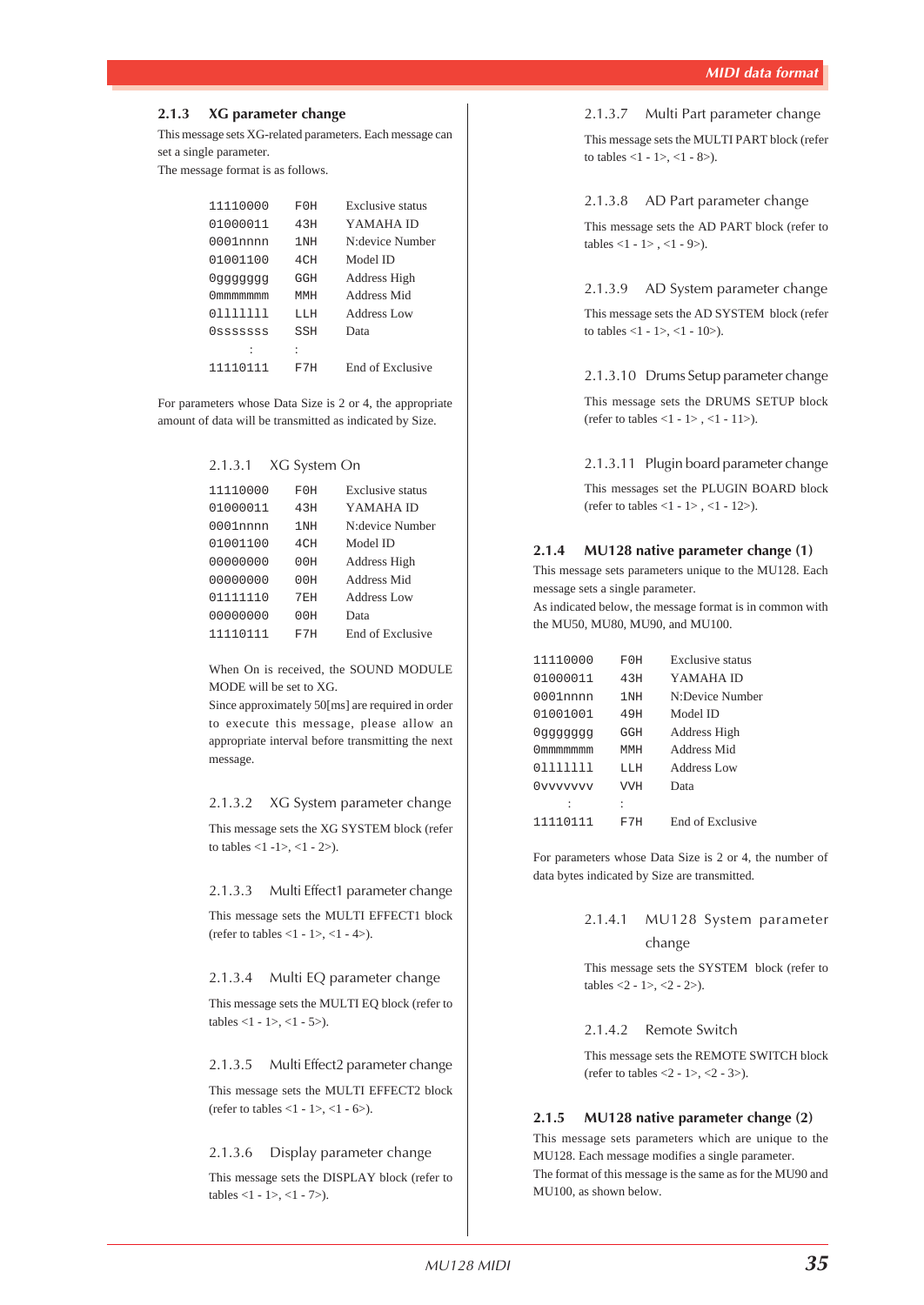### 2.1.3 XG parameter change

This message sets XG-related parameters. Each message can set a single parameter.
The message format is as follows.

| | | |
|---|---|---|
| 11110000 | F0H | Exclusive status |
| 01000011 | 43H | YAMAHA ID |
| 0001nnnn | 1NH | N:device Number |
| 01001100 | 4CH | Model ID |
| 0ggggggg | GGH | Address High |
| 0mmmmmmm | MMH | Address Mid |
| 0lllllll | LLH | Address Low |
| 0sssssss | SSH | Data |
| : | : | |
| 11110111 | F7H | End of Exclusive |

For parameters whose Data Size is 2 or 4, the appropriate amount of data will be transmitted as indicated by Size.

#### 2.1.3.1 XG System On

| | | |
|---|---|---|
| 11110000 | F0H | Exclusive status |
| 01000011 | 43H | YAMAHA ID |
| 0001nnnn | 1NH | N:device Number |
| 01001100 | 4CH | Model ID |
| 00000000 | 00H | Address High |
| 00000000 | 00H | Address Mid |
| 01111110 | 7EH | Address Low |
| 00000000 | 00H | Data |
| 11110111 | F7H | End of Exclusive |

When On is received, the SOUND MODULE MODE will be set to XG.
Since approximately 50[ms] are required in order to execute this message, please allow an appropriate interval before transmitting the next message.

#### 2.1.3.2 XG System parameter change

This message sets the XG SYSTEM block (refer to tables <1 -1>, <1 - 2>).

#### 2.1.3.3 Multi Effect1 parameter change

This message sets the MULTI EFFECT1 block (refer to tables <1 - 1>, <1 - 4>).

#### 2.1.3.4 Multi EQ parameter change

This message sets the MULTI EQ block (refer to tables <1 - 1>, <1 - 5>).

#### 2.1.3.5 Multi Effect2 parameter change

This message sets the MULTI EFFECT2 block (refer to tables <1 - 1>, <1 - 6>).

#### 2.1.3.6 Display parameter change

This message sets the DISPLAY block (refer to tables <1 - 1>, <1 - 7>).

#### 2.1.3.7 Multi Part parameter change

This message sets the MULTI PART block (refer to tables <1 - 1>, <1 - 8>).

#### 2.1.3.8 AD Part parameter change

This message sets the AD PART block (refer to tables <1 - 1> , <1 - 9>).

#### 2.1.3.9 AD System parameter change

This message sets the AD SYSTEM block (refer to tables <1 - 1>, <1 - 10>).

#### 2.1.3.10 Drums Setup parameter change

This message sets the DRUMS SETUP block (refer to tables <1 - 1> , <1 - 11>).

#### 2.1.3.11 Plugin board parameter change

This messages set the PLUGIN BOARD block (refer to tables <1 - 1> , <1 - 12>).

### 2.1.4 MU128 native parameter change (1)

This message sets parameters unique to the MU128. Each message sets a single parameter.
As indicated below, the message format is in common with the MU50, MU80, MU90, and MU100.

| | | |
|---|---|---|
| 11110000 | F0H | Exclusive status |
| 01000011 | 43H | YAMAHA ID |
| 0001nnnn | 1NH | N:Device Number |
| 01001001 | 49H | Model ID |
| 0ggggggg | GGH | Address High |
| 0mmmmmmm | MMH | Address Mid |
| 0lllllll | LLH | Address Low |
| 0vvvvvvv | VVH | Data |
| : | : | |
| 11110111 | F7H | End of Exclusive |

For parameters whose Data Size is 2 or 4, the number of data bytes indicated by Size are transmitted.

#### 2.1.4.1 MU128 System parameter change

This message sets the SYSTEM block (refer to tables <2 - 1>, <2 - 2>).

#### 2.1.4.2 Remote Switch

This message sets the REMOTE SWITCH block (refer to tables <2 - 1>, <2 - 3>).

### 2.1.5 MU128 native parameter change (2)

This message sets parameters which are unique to the MU128. Each message modifies a single parameter.
The format of this message is the same as for the MU90 and MU100, as shown below.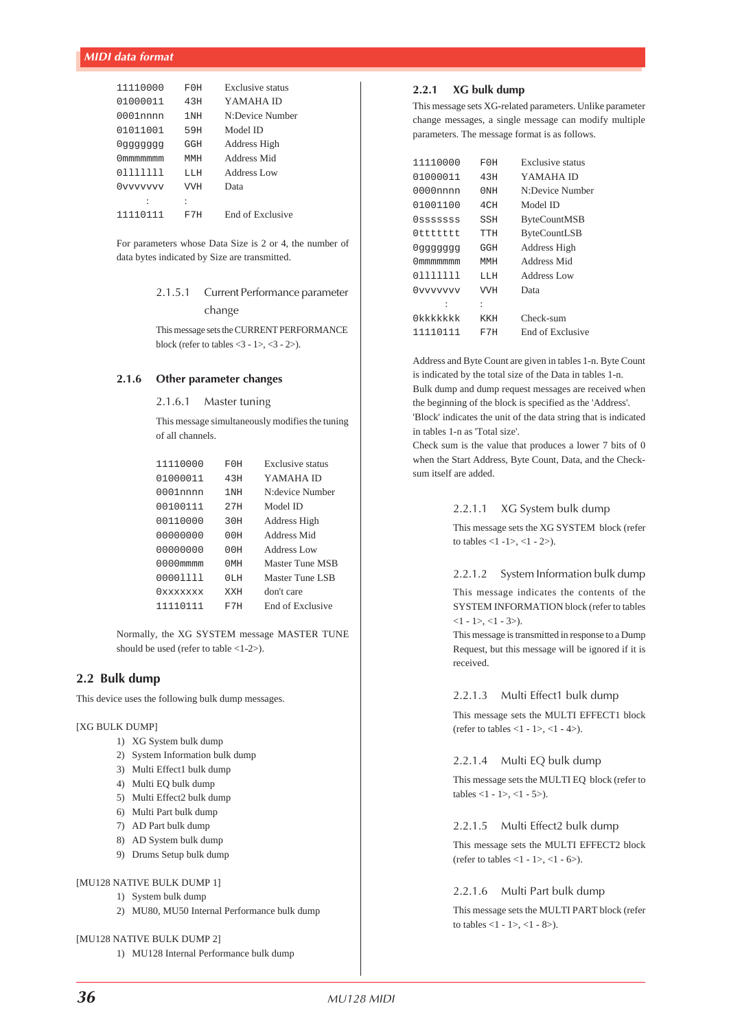| | | |
|---|---|---|
| 11110000 | F0H | Exclusive status |
| 01000011 | 43H | YAMAHA ID |
| 0001nnnn | 1NH | N:Device Number |
| 01011001 | 59H | Model ID |
| 0ggggggg | GGH | Address High |
| 0mmmmmmm | MMH | Address Mid |
| 0lllllll | LLH | Address Low |
| 0vvvvvvv | VVH | Data |
| : | : | |
| 11110111 | F7H | End of Exclusive |

For parameters whose Data Size is 2 or 4, the number of data bytes indicated by Size are transmitted.

#### 2.1.5.1 Current Performance parameter change

This message sets the CURRENT PERFORMANCE block (refer to tables <3 - 1>, <3 - 2>).

### 2.1.6 Other parameter changes

#### 2.1.6.1 Master tuning

This message simultaneously modifies the tuning of all channels.

| | | |
|---|---|---|
| 11110000 | F0H | Exclusive status |
| 01000011 | 43H | YAMAHA ID |
| 0001nnnn | 1NH | N:device Number |
| 00100111 | 27H | Model ID |
| 00110000 | 30H | Address High |
| 00000000 | 00H | Address Mid |
| 00000000 | 00H | Address Low |
| 0000mmmm | 0MH | Master Tune MSB |
| 0000llll | 0LH | Master Tune LSB |
| 0xxxxxxx | XXH | don't care |
| 11110111 | F7H | End of Exclusive |

Normally, the XG SYSTEM message MASTER TUNE should be used (refer to table <1-2>).

## 2.2 Bulk dump

This device uses the following bulk dump messages.

[XG BULK DUMP]

1) XG System bulk dump
2) System Information bulk dump
3) Multi Effect1 bulk dump
4) Multi EQ bulk dump
5) Multi Effect2 bulk dump
6) Multi Part bulk dump
7) AD Part bulk dump
8) AD System bulk dump
9) Drums Setup bulk dump

[MU128 NATIVE BULK DUMP 1]

1) System bulk dump
2) MU80, MU50 Internal Performance bulk dump

[MU128 NATIVE BULK DUMP 2]

1) MU128 Internal Performance bulk dump

### 2.2.1 XG bulk dump

This message sets XG-related parameters. Unlike parameter change messages, a single message can modify multiple parameters. The message format is as follows.

| | | |
|---|---|---|
| 11110000 | F0H | Exclusive status |
| 01000011 | 43H | YAMAHA ID |
| 0000nnnn | 0NH | N:Device Number |
| 01001100 | 4CH | Model ID |
| 0sssssss | SSH | ByteCountMSB |
| 0ttttttt | TTH | ByteCountLSB |
| 0ggggggg | GGH | Address High |
| 0mmmmmmm | MMH | Address Mid |
| 0lllllll | LLH | Address Low |
| 0vvvvvvv | VVH | Data |
| : | : | |
| 0kkkkkkk | KKH | Check-sum |
| 11110111 | F7H | End of Exclusive |

Address and Byte Count are given in tables 1-n. Byte Count is indicated by the total size of the Data in tables 1-n.
Bulk dump and dump request messages are received when the beginning of the block is specified as the 'Address'. 'Block' indicates the unit of the data string that is indicated in tables 1-n as 'Total size'.
Check sum is the value that produces a lower 7 bits of 0 when the Start Address, Byte Count, Data, and the Check-sum itself are added.

#### 2.2.1.1 XG System bulk dump

This message sets the XG SYSTEM block (refer to tables <1 -1>, <1 - 2>).

#### 2.2.1.2 System Information bulk dump

This message indicates the contents of the SYSTEM INFORMATION block (refer to tables <1 - 1>, <1 - 3>).
This message is transmitted in response to a Dump Request, but this message will be ignored if it is received.

#### 2.2.1.3 Multi Effect1 bulk dump

This message sets the MULTI EFFECT1 block (refer to tables <1 - 1>, <1 - 4>).

#### 2.2.1.4 Multi EQ bulk dump

This message sets the MULTI EQ block (refer to tables <1 - 1>, <1 - 5>).

#### 2.2.1.5 Multi Effect2 bulk dump

This message sets the MULTI EFFECT2 block (refer to tables <1 - 1>, <1 - 6>).

#### 2.2.1.6 Multi Part bulk dump

This message sets the MULTI PART block (refer to tables <1 - 1>, <1 - 8>).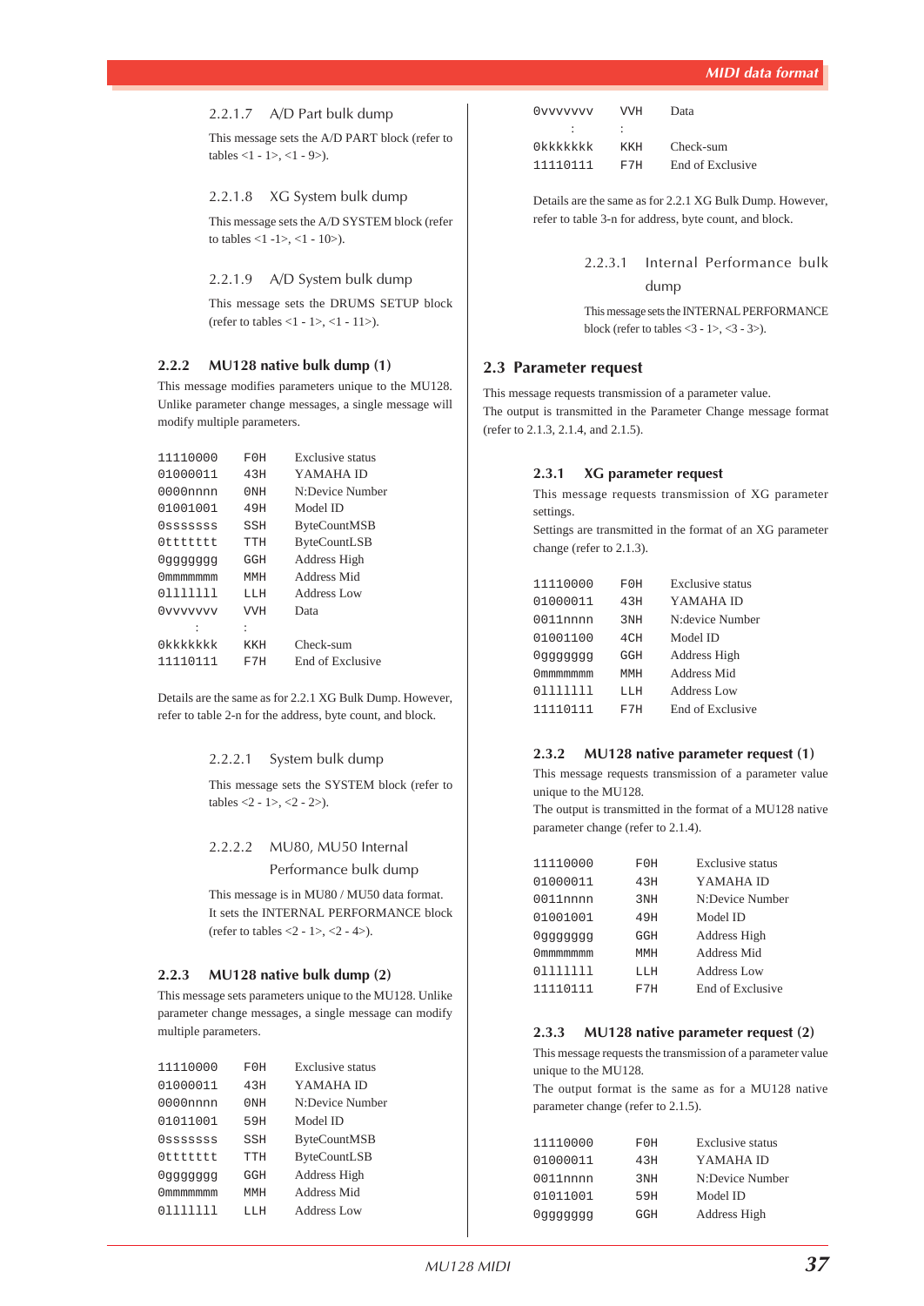#### 2.2.1.7 A/D Part bulk dump

This message sets the A/D PART block (refer to tables <1 - 1>, <1 - 9>).

#### 2.2.1.8 XG System bulk dump

This message sets the A/D SYSTEM block (refer to tables <1 -1>, <1 - 10>).

#### 2.2.1.9 A/D System bulk dump

This message sets the DRUMS SETUP block (refer to tables <1 - 1>, <1 - 11>).

### 2.2.2 MU128 native bulk dump (1)

This message modifies parameters unique to the MU128. Unlike parameter change messages, a single message will modify multiple parameters.

| | | |
|---|---|---|
| 11110000 | F0H | Exclusive status |
| 01000011 | 43H | YAMAHA ID |
| 0000nnnn | 0NH | N:Device Number |
| 01001001 | 49H | Model ID |
| 0sssssss | SSH | ByteCountMSB |
| 0ttttttt | TTH | ByteCountLSB |
| 0ggggggg | GGH | Address High |
| 0mmmmmmm | MMH | Address Mid |
| 0lllllll | LLH | Address Low |
| 0vvvvvvv | VVH | Data |
| : | : | |
| 0kkkkkkk | KKH | Check-sum |
| 11110111 | F7H | End of Exclusive |

Details are the same as for 2.2.1 XG Bulk Dump. However, refer to table 2-n for the address, byte count, and block.

#### 2.2.2.1 System bulk dump

This message sets the SYSTEM block (refer to tables <2 - 1>, <2 - 2>).

#### 2.2.2.2 MU80, MU50 Internal Performance bulk dump

This message is in MU80 / MU50 data format.
It sets the INTERNAL PERFORMANCE block (refer to tables <2 - 1>, <2 - 4>).

### 2.2.3 MU128 native bulk dump (2)

This message sets parameters unique to the MU128. Unlike parameter change messages, a single message can modify multiple parameters.

| | | |
|---|---|---|
| 11110000 | F0H | Exclusive status |
| 01000011 | 43H | YAMAHA ID |
| 0000nnnn | 0NH | N:Device Number |
| 01011001 | 59H | Model ID |
| 0sssssss | SSH | ByteCountMSB |
| 0ttttttt | TTH | ByteCountLSB |
| 0ggggggg | GGH | Address High |
| 0mmmmmmm | MMH | Address Mid |
| 0lllllll | LLH | Address Low |
| 0vvvvvvv | VVH | Data |
| : | : | |
| 0kkkkkkk | KKH | Check-sum |
| 11110111 | F7H | End of Exclusive |

Details are the same as for 2.2.1 XG Bulk Dump. However, refer to table 3-n for address, byte count, and block.

#### 2.2.3.1 Internal Performance bulk dump

This message sets the INTERNAL PERFORMANCE block (refer to tables <3 - 1>, <3 - 3>).

## 2.3 Parameter request

This message requests transmission of a parameter value.
The output is transmitted in the Parameter Change message format (refer to 2.1.3, 2.1.4, and 2.1.5).

### 2.3.1 XG parameter request

This message requests transmission of XG parameter settings.
Settings are transmitted in the format of an XG parameter change (refer to 2.1.3).

| | | |
|---|---|---|
| 11110000 | F0H | Exclusive status |
| 01000011 | 43H | YAMAHA ID |
| 0011nnnn | 3NH | N:device Number |
| 01001100 | 4CH | Model ID |
| 0ggggggg | GGH | Address High |
| 0mmmmmmm | MMH | Address Mid |
| 0lllllll | LLH | Address Low |
| 11110111 | F7H | End of Exclusive |

### 2.3.2 MU128 native parameter request (1)

This message requests transmission of a parameter value unique to the MU128.
The output is transmitted in the format of a MU128 native parameter change (refer to 2.1.4).

| | | |
|---|---|---|
| 11110000 | F0H | Exclusive status |
| 01000011 | 43H | YAMAHA ID |
| 0011nnnn | 3NH | N:Device Number |
| 01001001 | 49H | Model ID |
| 0ggggggg | GGH | Address High |
| 0mmmmmmm | MMH | Address Mid |
| 0lllllll | LLH | Address Low |
| 11110111 | F7H | End of Exclusive |

### 2.3.3 MU128 native parameter request (2)

This message requests the transmission of a parameter value unique to the MU128.
The output format is the same as for a MU128 native parameter change (refer to 2.1.5).

| | | |
|---|---|---|
| 11110000 | F0H | Exclusive status |
| 01000011 | 43H | YAMAHA ID |
| 0011nnnn | 3NH | N:Device Number |
| 01011001 | 59H | Model ID |
| 0ggggggg | GGH | Address High |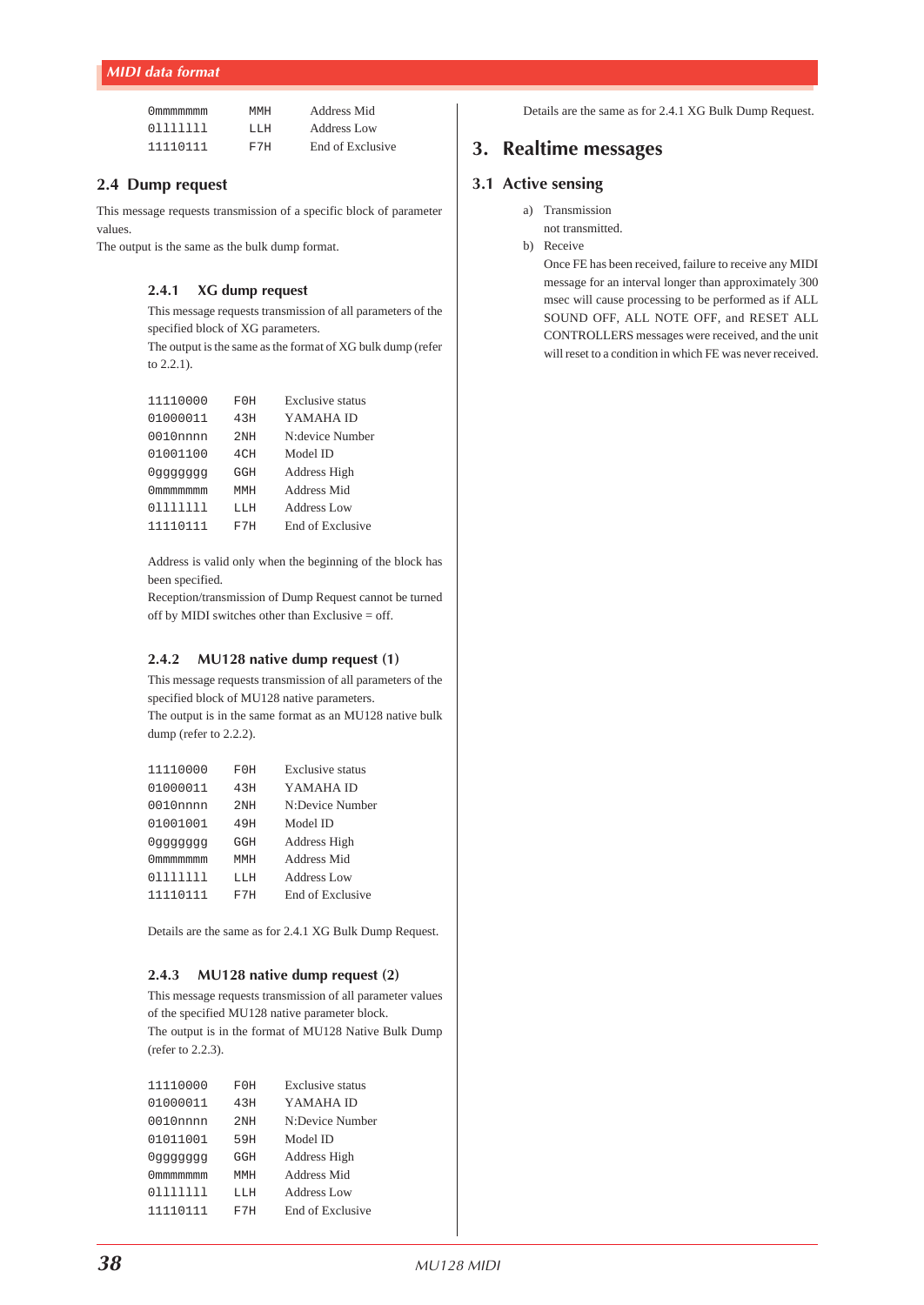| | | |
|---|---|---|
| 0mmmmmmm | MMH | Address Mid |
| 0lllllll | LLH | Address Low |
| 11110111 | F7H | End of Exclusive |

## 2.4 Dump request

This message requests transmission of a specific block of parameter values.
The output is the same as the bulk dump format.

### 2.4.1 XG dump request

This message requests transmission of all parameters of the specified block of XG parameters.
The output is the same as the format of XG bulk dump (refer to 2.2.1).

| | | |
|---|---|---|
| 11110000 | F0H | Exclusive status |
| 01000011 | 43H | YAMAHA ID |
| 0010nnnn | 2NH | N:device Number |
| 01001100 | 4CH | Model ID |
| 0ggggggg | GGH | Address High |
| 0mmmmmmm | MMH | Address Mid |
| 0lllllll | LLH | Address Low |
| 11110111 | F7H | End of Exclusive |

Address is valid only when the beginning of the block has been specified.
Reception/transmission of Dump Request cannot be turned off by MIDI switches other than Exclusive = off.

### 2.4.2 MU128 native dump request (1)

This message requests transmission of all parameters of the specified block of MU128 native parameters.
The output is in the same format as an MU128 native bulk dump (refer to 2.2.2).

| | | |
|---|---|---|
| 11110000 | F0H | Exclusive status |
| 01000011 | 43H | YAMAHA ID |
| 0010nnnn | 2NH | N:Device Number |
| 01001001 | 49H | Model ID |
| 0ggggggg | GGH | Address High |
| 0mmmmmmm | MMH | Address Mid |
| 0lllllll | LLH | Address Low |
| 11110111 | F7H | End of Exclusive |

Details are the same as for 2.4.1 XG Bulk Dump Request.

### 2.4.3 MU128 native dump request (2)

This message requests transmission of all parameter values of the specified MU128 native parameter block.
The output is in the format of MU128 Native Bulk Dump (refer to 2.2.3).

| | | |
|---|---|---|
| 11110000 | F0H | Exclusive status |
| 01000011 | 43H | YAMAHA ID |
| 0010nnnn | 2NH | N:Device Number |
| 01011001 | 59H | Model ID |
| 0ggggggg | GGH | Address High |
| 0mmmmmmm | MMH | Address Mid |
| 0lllllll | LLH | Address Low |
| 11110111 | F7H | End of Exclusive |

Details are the same as for 2.4.1 XG Bulk Dump Request.

# 3. Realtime messages

## 3.1 Active sensing

a) Transmission
not transmitted.

b) Receive
Once FE has been received, failure to receive any MIDI message for an interval longer than approximately 300 msec will cause processing to be performed as if ALL SOUND OFF, ALL NOTE OFF, and RESET ALL CONTROLLERS messages were received, and the unit will reset to a condition in which FE was never received.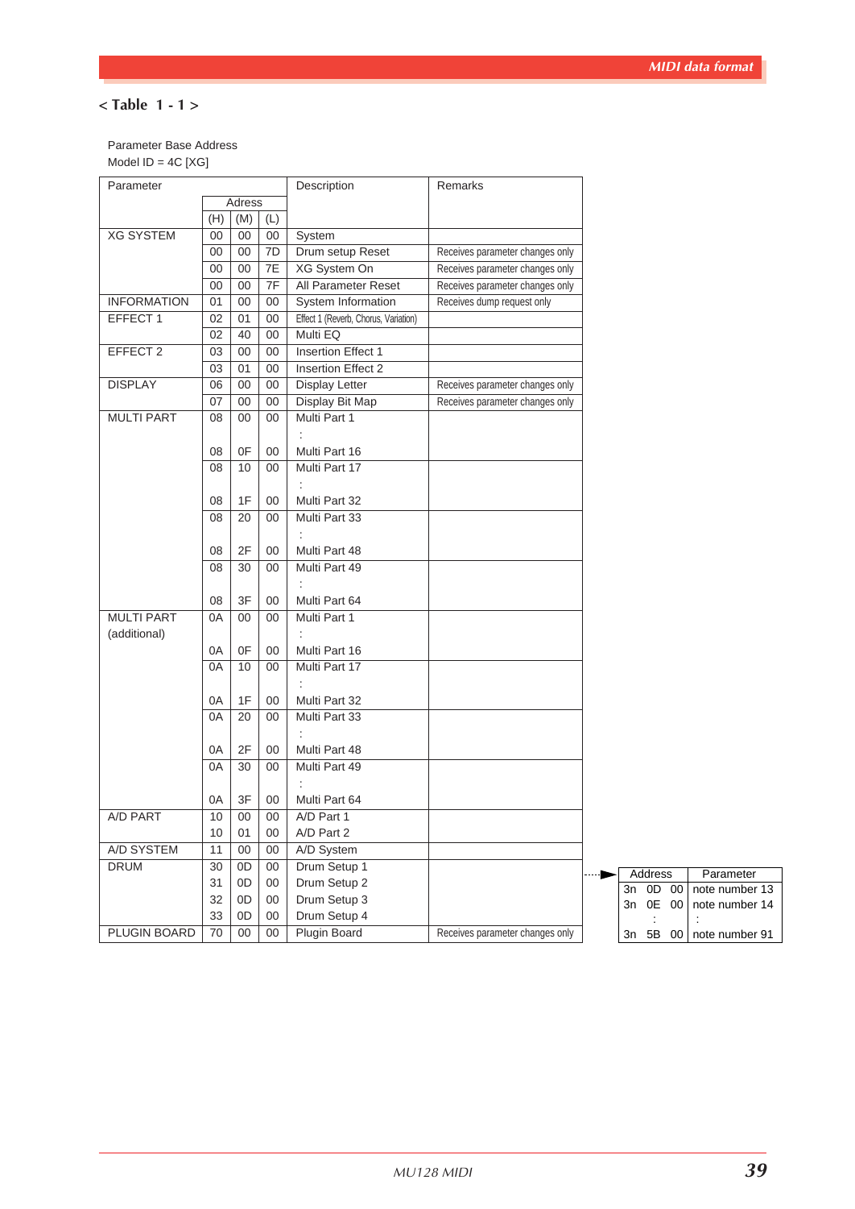## < Table 1 - 1 >

Parameter Base Address
Model ID = 4C [XG]

| Parameter | Adress (H) | (M) | (L) | Description | Remarks |
|---|---|---|---|---|---|
| XG SYSTEM | 00 | 00 | 00 | System | |
| | 00 | 00 | 7D | Drum setup Reset | Receives parameter changes only |
| | 00 | 00 | 7E | XG System On | Receives parameter changes only |
| | 00 | 00 | 7F | All Parameter Reset | Receives parameter changes only |
| INFORMATION | 01 | 00 | 00 | System Information | Receives dump request only |
| EFFECT 1 | 02 | 01 | 00 | Effect 1 (Reverb, Chorus, Variation) | |
| | 02 | 40 | 00 | Multi EQ | |
| EFFECT 2 | 03 | 00 | 00 | Insertion Effect 1 | |
| | 03 | 01 | 00 | Insertion Effect 2 | |
| DISPLAY | 06 | 00 | 00 | Display Letter | Receives parameter changes only |
| | 07 | 00 | 00 | Display Bit Map | Receives parameter changes only |
| MULTI PART | 08 | 00 | 00 | Multi Part 1 | |
| | | | | : | |
| | 08 | 0F | 00 | Multi Part 16 | |
| | 08 | 10 | 00 | Multi Part 17 | |
| | | | | : | |
| | 08 | 1F | 00 | Multi Part 32 | |
| | 08 | 20 | 00 | Multi Part 33 | |
| | | | | : | |
| | 08 | 2F | 00 | Multi Part 48 | |
| | 08 | 30 | 00 | Multi Part 49 | |
| | | | | : | |
| | 08 | 3F | 00 | Multi Part 64 | |
| MULTI PART (additional) | 0A | 00 | 00 | Multi Part 1 | |
| | | | | : | |
| | 0A | 0F | 00 | Multi Part 16 | |
| | 0A | 10 | 00 | Multi Part 17 | |
| | | | | : | |
| | 0A | 1F | 00 | Multi Part 32 | |
| | 0A | 20 | 00 | Multi Part 33 | |
| | | | | : | |
| | 0A | 2F | 00 | Multi Part 48 | |
| | 0A | 30 | 00 | Multi Part 49 | |
| | | | | : | |
| | 0A | 3F | 00 | Multi Part 64 | |
| A/D PART | 10 | 00 | 00 | A/D Part 1 | |
| | 10 | 01 | 00 | A/D Part 2 | |
| A/D SYSTEM | 11 | 00 | 00 | A/D System | |
| DRUM | 30 | 0D | 00 | Drum Setup 1 | |
| | 31 | 0D | 00 | Drum Setup 2 | |
| | 32 | 0D | 00 | Drum Setup 3 | |
| | 33 | 0D | 00 | Drum Setup 4 | |
| PLUGIN BOARD | 70 | 00 | 00 | Plugin Board | Receives parameter changes only |

| Address | Parameter |
|---|---|
| 3n 0D 00 | note number 13 |
| 3n 0E 00 | note number 14 |
| : | : |
| 3n 5B 00 | note number 91 |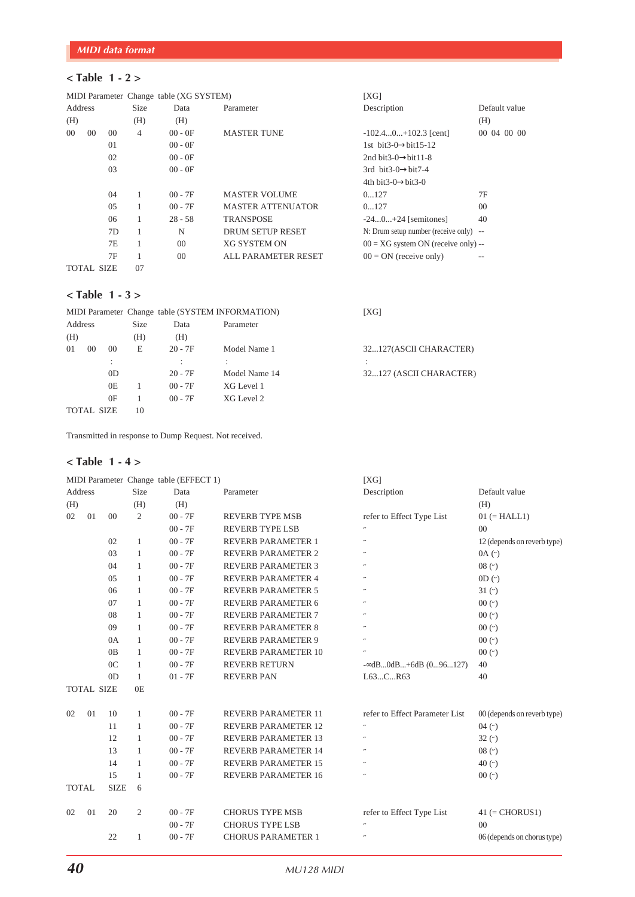## < Table 1 - 2 >

| MIDI Parameter Change table (XG SYSTEM) | | | | | | [XG] | |
|---|---|---|---|---|---|---|---|
| Address | | | Size | Data | Parameter | Description | Default value |
| (H) | | | (H) | (H) | | | (H) |
| 00 | 00 | 00 | 4 | 00 - 0F | MASTER TUNE | -102.4...0...+102.3 [cent] | 00 04 00 00 |
| | | 01 | | 00 - 0F | | 1st bit3-0→bit15-12 | |
| | | 02 | | 00 - 0F | | 2nd bit3-0→bit11-8 | |
| | | 03 | | 00 - 0F | | 3rd bit3-0→bit7-4 | |
| | | | | | | 4th bit3-0→bit3-0 | |
| | | 04 | 1 | 00 - 7F | MASTER VOLUME | 0...127 | 7F |
| | | 05 | 1 | 00 - 7F | MASTER ATTENUATOR | 0...127 | 00 |
| | | 06 | 1 | 28 - 58 | TRANSPOSE | -24...0...+24 [semitones] | 40 |
| | | 7D | 1 | N | DRUM SETUP RESET | N: Drum setup number (receive only) | -- |
| | | 7E | 1 | 00 | XG SYSTEM ON | 00 = XG system ON (receive only) | -- |
| | | 7F | 1 | 00 | ALL PARAMETER RESET | 00 = ON (receive only) | -- |
| TOTAL SIZE | | | 07 | | | | |

## < Table 1 - 3 >

| MIDI Parameter Change table (SYSTEM INFORMATION) | | | | | | [XG] |
|---|---|---|---|---|---|---|
| Address | | | Size | Data | Parameter | |
| (H) | | | (H) | (H) | | |
| 01 | 00 | 00 | E | 20 - 7F | Model Name 1 | 32...127(ASCII CHARACTER) |
| | | : | | : | : | : |
| | | 0D | | 20 - 7F | Model Name 14 | 32...127 (ASCII CHARACTER) |
| | | 0E | 1 | 00 - 7F | XG Level 1 | |
| | | 0F | 1 | 00 - 7F | XG Level 2 | |
| TOTAL SIZE | | | 10 | | | |

Transmitted in response to Dump Request. Not received.

## < Table 1 - 4 >

| MIDI Parameter Change table (EFFECT 1) | | | | | | [XG] | |
|---|---|---|---|---|---|---|---|
| Address | | | Size | Data | Parameter | Description | Default value |
| (H) | | | (H) | (H) | | | (H) |
| 02 | 01 | 00 | 2 | 00 - 7F | REVERB TYPE MSB | refer to Effect Type List | 01 (= HALL1) |
| | | | | 00 - 7F | REVERB TYPE LSB | " | 00 |
| | | 02 | 1 | 00 - 7F | REVERB PARAMETER 1 | " | 12 (depends on reverb type) |
| | | 03 | 1 | 00 - 7F | REVERB PARAMETER 2 | " | 0A (") |
| | | 04 | 1 | 00 - 7F | REVERB PARAMETER 3 | " | 08 (") |
| | | 05 | 1 | 00 - 7F | REVERB PARAMETER 4 | " | 0D (") |
| | | 06 | 1 | 00 - 7F | REVERB PARAMETER 5 | " | 31 (") |
| | | 07 | 1 | 00 - 7F | REVERB PARAMETER 6 | " | 00 (") |
| | | 08 | 1 | 00 - 7F | REVERB PARAMETER 7 | " | 00 (") |
| | | 09 | 1 | 00 - 7F | REVERB PARAMETER 8 | " | 00 (") |
| | | 0A | 1 | 00 - 7F | REVERB PARAMETER 9 | " | 00 (") |
| | | 0B | 1 | 00 - 7F | REVERB PARAMETER 10 | " | 00 (") |
| | | 0C | 1 | 00 - 7F | REVERB RETURN | -∞dB...0dB...+6dB (0...96...127) | 40 |
| | | 0D | 1 | 01 - 7F | REVERB PAN | L63...C...R63 | 40 |
| TOTAL SIZE | | | 0E | | | | |
| 02 | 01 | 10 | 1 | 00 - 7F | REVERB PARAMETER 11 | refer to Effect Parameter List | 00 (depends on reverb type) |
| | | 11 | 1 | 00 - 7F | REVERB PARAMETER 12 | " | 04 (") |
| | | 12 | 1 | 00 - 7F | REVERB PARAMETER 13 | " | 32 (") |
| | | 13 | 1 | 00 - 7F | REVERB PARAMETER 14 | " | 08 (") |
| | | 14 | 1 | 00 - 7F | REVERB PARAMETER 15 | " | 40 (") |
| | | 15 | 1 | 00 - 7F | REVERB PARAMETER 16 | " | 00 (") |
| TOTAL | | SIZE | 6 | | | | |
| 02 | 01 | 20 | 2 | 00 - 7F | CHORUS TYPE MSB | refer to Effect Type List | 41 (= CHORUS1) |
| | | | | 00 - 7F | CHORUS TYPE LSB | " | 00 |
| | | 22 | 1 | 00 - 7F | CHORUS PARAMETER 1 | " | 06 (depends on chorus type) |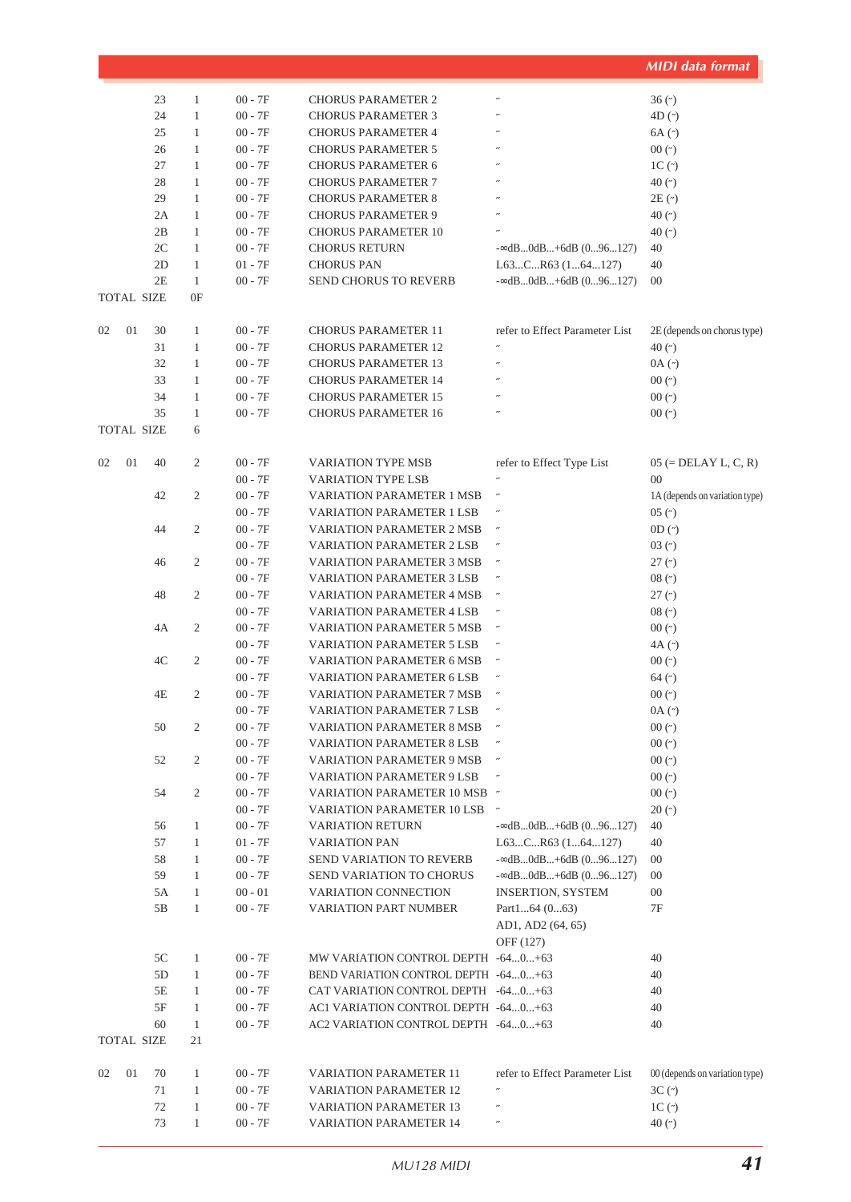| | | | | | | |
|---|---|---|---|---|---|---|
| | | 23 | 1 | 00 - 7F | CHORUS PARAMETER 2 | 〃 | 36 (〃) |
| | | 24 | 1 | 00 - 7F | CHORUS PARAMETER 3 | 〃 | 4D (〃) |
| | | 25 | 1 | 00 - 7F | CHORUS PARAMETER 4 | 〃 | 6A (〃) |
| | | 26 | 1 | 00 - 7F | CHORUS PARAMETER 5 | 〃 | 00 (〃) |
| | | 27 | 1 | 00 - 7F | CHORUS PARAMETER 6 | 〃 | 1C (〃) |
| | | 28 | 1 | 00 - 7F | CHORUS PARAMETER 7 | 〃 | 40 (〃) |
| | | 29 | 1 | 00 - 7F | CHORUS PARAMETER 8 | 〃 | 2E (〃) |
| | | 2A | 1 | 00 - 7F | CHORUS PARAMETER 9 | 〃 | 40 (〃) |
| | | 2B | 1 | 00 - 7F | CHORUS PARAMETER 10 | 〃 | 40 (〃) |
| | | 2C | 1 | 00 - 7F | CHORUS RETURN | -∞dB...0dB...+6dB (0...96...127) | 40 |
| | | 2D | 1 | 01 - 7F | CHORUS PAN | L63...C...R63 (1...64...127) | 40 |
| | | 2E | 1 | 00 - 7F | SEND CHORUS TO REVERB | -∞dB...0dB...+6dB (0...96...127) | 00 |
| TOTAL SIZE | | | 0F | | | | |
| | | | | | | | |
| 02 | 01 | 30 | 1 | 00 - 7F | CHORUS PARAMETER 11 | refer to Effect Parameter List | 2E (depends on chorus type) |
| | | 31 | 1 | 00 - 7F | CHORUS PARAMETER 12 | 〃 | 40 (〃) |
| | | 32 | 1 | 00 - 7F | CHORUS PARAMETER 13 | 〃 | 0A (〃) |
| | | 33 | 1 | 00 - 7F | CHORUS PARAMETER 14 | 〃 | 00 (〃) |
| | | 34 | 1 | 00 - 7F | CHORUS PARAMETER 15 | 〃 | 00 (〃) |
| | | 35 | 1 | 00 - 7F | CHORUS PARAMETER 16 | 〃 | 00 (〃) |
| TOTAL SIZE | | | 6 | | | | |
| | | | | | | | |
| 02 | 01 | 40 | 2 | 00 - 7F | VARIATION TYPE MSB | refer to Effect Type List | 05 (= DELAY L, C, R) |
| | | | | 00 - 7F | VARIATION TYPE LSB | 〃 | 00 |
| | | 42 | 2 | 00 - 7F | VARIATION PARAMETER 1 MSB | 〃 | 1A (depends on variation type) |
| | | | | 00 - 7F | VARIATION PARAMETER 1 LSB | 〃 | 05 (〃) |
| | | 44 | 2 | 00 - 7F | VARIATION PARAMETER 2 MSB | 〃 | 0D (〃) |
| | | | | 00 - 7F | VARIATION PARAMETER 2 LSB | 〃 | 03 (〃) |
| | | 46 | 2 | 00 - 7F | VARIATION PARAMETER 3 MSB | 〃 | 27 (〃) |
| | | | | 00 - 7F | VARIATION PARAMETER 3 LSB | 〃 | 08 (〃) |
| | | 48 | 2 | 00 - 7F | VARIATION PARAMETER 4 MSB | 〃 | 27 (〃) |
| | | | | 00 - 7F | VARIATION PARAMETER 4 LSB | 〃 | 08 (〃) |
| | | 4A | 2 | 00 - 7F | VARIATION PARAMETER 5 MSB | 〃 | 00 (〃) |
| | | | | 00 - 7F | VARIATION PARAMETER 5 LSB | 〃 | 4A (〃) |
| | | 4C | 2 | 00 - 7F | VARIATION PARAMETER 6 MSB | 〃 | 00 (〃) |
| | | | | 00 - 7F | VARIATION PARAMETER 6 LSB | 〃 | 64 (〃) |
| | | 4E | 2 | 00 - 7F | VARIATION PARAMETER 7 MSB | 〃 | 00 (〃) |
| | | | | 00 - 7F | VARIATION PARAMETER 7 LSB | 〃 | 0A (〃) |
| | | 50 | 2 | 00 - 7F | VARIATION PARAMETER 8 MSB | 〃 | 00 (〃) |
| | | | | 00 - 7F | VARIATION PARAMETER 8 LSB | 〃 | 00 (〃) |
| | | 52 | 2 | 00 - 7F | VARIATION PARAMETER 9 MSB | 〃 | 00 (〃) |
| | | | | 00 - 7F | VARIATION PARAMETER 9 LSB | 〃 | 00 (〃) |
| | | 54 | 2 | 00 - 7F | VARIATION PARAMETER 10 MSB | 〃 | 00 (〃) |
| | | | | 00 - 7F | VARIATION PARAMETER 10 LSB | 〃 | 20 (〃) |
| | | 56 | 1 | 00 - 7F | VARIATION RETURN | -∞dB...0dB...+6dB (0...96...127) | 40 |
| | | 57 | 1 | 01 - 7F | VARIATION PAN | L63...C...R63 (1...64...127) | 40 |
| | | 58 | 1 | 00 - 7F | SEND VARIATION TO REVERB | -∞dB...0dB...+6dB (0...96...127) | 00 |
| | | 59 | 1 | 00 - 7F | SEND VARIATION TO CHORUS | -∞dB...0dB...+6dB (0...96...127) | 00 |
| | | 5A | 1 | 00 - 01 | VARIATION CONNECTION | INSERTION, SYSTEM | 00 |
| | | 5B | 1 | 00 - 7F | VARIATION PART NUMBER | Part1...64 (0...63) AD1, AD2 (64, 65) OFF (127) | 7F |
| | | 5C | 1 | 00 - 7F | MW VARIATION CONTROL DEPTH | -64...0...+63 | 40 |
| | | 5D | 1 | 00 - 7F | BEND VARIATION CONTROL DEPTH | -64...0...+63 | 40 |
| | | 5E | 1 | 00 - 7F | CAT VARIATION CONTROL DEPTH | -64...0...+63 | 40 |
| | | 5F | 1 | 00 - 7F | AC1 VARIATION CONTROL DEPTH | -64...0...+63 | 40 |
| | | 60 | 1 | 00 - 7F | AC2 VARIATION CONTROL DEPTH | -64...0...+63 | 40 |
| TOTAL SIZE | | | 21 | | | | |
| | | | | | | | |
| 02 | 01 | 70 | 1 | 00 - 7F | VARIATION PARAMETER 11 | refer to Effect Parameter List | 00 (depends on variation type) |
| | | 71 | 1 | 00 - 7F | VARIATION PARAMETER 12 | 〃 | 3C (〃) |
| | | 72 | 1 | 00 - 7F | VARIATION PARAMETER 13 | 〃 | 1C (〃) |
| | | 73 | 1 | 00 - 7F | VARIATION PARAMETER 14 | 〃 | 40 (〃) |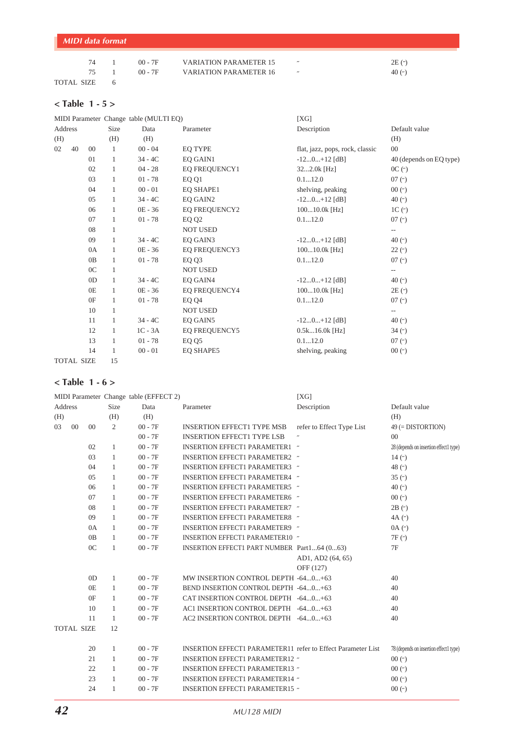| | | | | | | |
|---|---|---|---|---|---|---|
| 74 | 1 | 00 - 7F | VARIATION PARAMETER 15 | ˝ | 2E (˝) |
| 75 | 1 | 00 - 7F | VARIATION PARAMETER 16 | ˝ | 40 (˝) |
| TOTAL SIZE | 6 | | | | |

## < Table 1 - 5 >

MIDI Parameter Change table (MULTI EQ) [XG]

| Address (H) | | | Size (H) | Data (H) | Parameter | Description | Default value (H) |
|---|---|---|---|---|---|---|---|
| 02 | 40 | 00 | 1 | 00 - 04 | EQ TYPE | flat, jazz, pops, rock, classic | 00 |
| | | 01 | 1 | 34 - 4C | EQ GAIN1 | -12...0...+12 [dB] | 40 (depends on EQ type) |
| | | 02 | 1 | 04 - 28 | EQ FREQUENCY1 | 32...2.0k [Hz] | 0C (˝) |
| | | 03 | 1 | 01 - 78 | EQ Q1 | 0.1...12.0 | 07 (˝) |
| | | 04 | 1 | 00 - 01 | EQ SHAPE1 | shelving, peaking | 00 (˝) |
| | | 05 | 1 | 34 - 4C | EQ GAIN2 | -12...0...+12 [dB] | 40 (˝) |
| | | 06 | 1 | 0E - 36 | EQ FREQUENCY2 | 100...10.0k [Hz] | 1C (˝) |
| | | 07 | 1 | 01 - 78 | EQ Q2 | 0.1...12.0 | 07 (˝) |
| | | 08 | 1 | | NOT USED | | -- |
| | | 09 | 1 | 34 - 4C | EQ GAIN3 | -12...0...+12 [dB] | 40 (˝) |
| | | 0A | 1 | 0E - 36 | EQ FREQUENCY3 | 100...10.0k [Hz] | 22 (˝) |
| | | 0B | 1 | 01 - 78 | EQ Q3 | 0.1...12.0 | 07 (˝) |
| | | 0C | 1 | | NOT USED | | -- |
| | | 0D | 1 | 34 - 4C | EQ GAIN4 | -12...0...+12 [dB] | 40 (˝) |
| | | 0E | 1 | 0E - 36 | EQ FREQUENCY4 | 100...10.0k [Hz] | 2E (˝) |
| | | 0F | 1 | 01 - 78 | EQ Q4 | 0.1...12.0 | 07 (˝) |
| | | 10 | 1 | | NOT USED | | -- |
| | | 11 | 1 | 34 - 4C | EQ GAIN5 | -12...0...+12 [dB] | 40 (˝) |
| | | 12 | 1 | 1C - 3A | EQ FREQUENCY5 | 0.5k...16.0k [Hz] | 34 (˝) |
| | | 13 | 1 | 01 - 78 | EQ Q5 | 0.1...12.0 | 07 (˝) |
| | | 14 | 1 | 00 - 01 | EQ SHAPE5 | shelving, peaking | 00 (˝) |
| TOTAL SIZE | | | 15 | | | | |

## < Table 1 - 6 >

MIDI Parameter Change table (EFFECT 2) [XG]

| Address (H) | | | Size (H) | Data (H) | Parameter | Description | Default value (H) |
|---|---|---|---|---|---|---|---|
| 03 | 00 | 00 | 2 | 00 - 7F | INSERTION EFFECT1 TYPE MSB | refer to Effect Type List | 49 (= DISTORTION) |
| | | | | 00 - 7F | INSERTION EFFECT1 TYPE LSB | ˝ | 00 |
| | | 02 | 1 | 00 - 7F | INSERTION EFFECT1 PARAMETER1 | ˝ | 28 (depends on insertion effect1 type) |
| | | 03 | 1 | 00 - 7F | INSERTION EFFECT1 PARAMETER2 | ˝ | 14 (˝) |
| | | 04 | 1 | 00 - 7F | INSERTION EFFECT1 PARAMETER3 | ˝ | 48 (˝) |
| | | 05 | 1 | 00 - 7F | INSERTION EFFECT1 PARAMETER4 | ˝ | 35 (˝) |
| | | 06 | 1 | 00 - 7F | INSERTION EFFECT1 PARAMETER5 | ˝ | 40 (˝) |
| | | 07 | 1 | 00 - 7F | INSERTION EFFECT1 PARAMETER6 | ˝ | 00 (˝) |
| | | 08 | 1 | 00 - 7F | INSERTION EFFECT1 PARAMETER7 | ˝ | 2B (˝) |
| | | 09 | 1 | 00 - 7F | INSERTION EFFECT1 PARAMETER8 | ˝ | 4A (˝) |
| | | 0A | 1 | 00 - 7F | INSERTION EFFECT1 PARAMETER9 | ˝ | 0A (˝) |
| | | 0B | 1 | 00 - 7F | INSERTION EFFECT1 PARAMETER10 | ˝ | 7F (˝) |
| | | 0C | 1 | 00 - 7F | INSERTION EFFECT1 PART NUMBER | Part1...64 (0...63)<br>AD1, AD2 (64, 65)<br>OFF (127) | 7F |
| | | 0D | 1 | 00 - 7F | MW INSERTION CONTROL DEPTH | -64...0...+63 | 40 |
| | | 0E | 1 | 00 - 7F | BEND INSERTION CONTROL DEPTH | -64...0...+63 | 40 |
| | | 0F | 1 | 00 - 7F | CAT INSERTION CONTROL DEPTH | -64...0...+63 | 40 |
| | | 10 | 1 | 00 - 7F | AC1 INSERTION CONTROL DEPTH | -64...0...+63 | 40 |
| | | 11 | 1 | 00 - 7F | AC2 INSERTION CONTROL DEPTH | -64...0...+63 | 40 |
| TOTAL SIZE | | | 12 | | | | |
| | | 20 | 1 | 00 - 7F | INSERTION EFFECT1 PARAMETER11 | refer to Effect Parameter List | 78 (depends on insertion effect1 type) |
| | | 21 | 1 | 00 - 7F | INSERTION EFFECT1 PARAMETER12 | ˝ | 00 (˝) |
| | | 22 | 1 | 00 - 7F | INSERTION EFFECT1 PARAMETER13 | ˝ | 00 (˝) |
| | | 23 | 1 | 00 - 7F | INSERTION EFFECT1 PARAMETER14 | ˝ | 00 (˝) |
| | | 24 | 1 | 00 - 7F | INSERTION EFFECT1 PARAMETER15 | ˝ | 00 (˝) |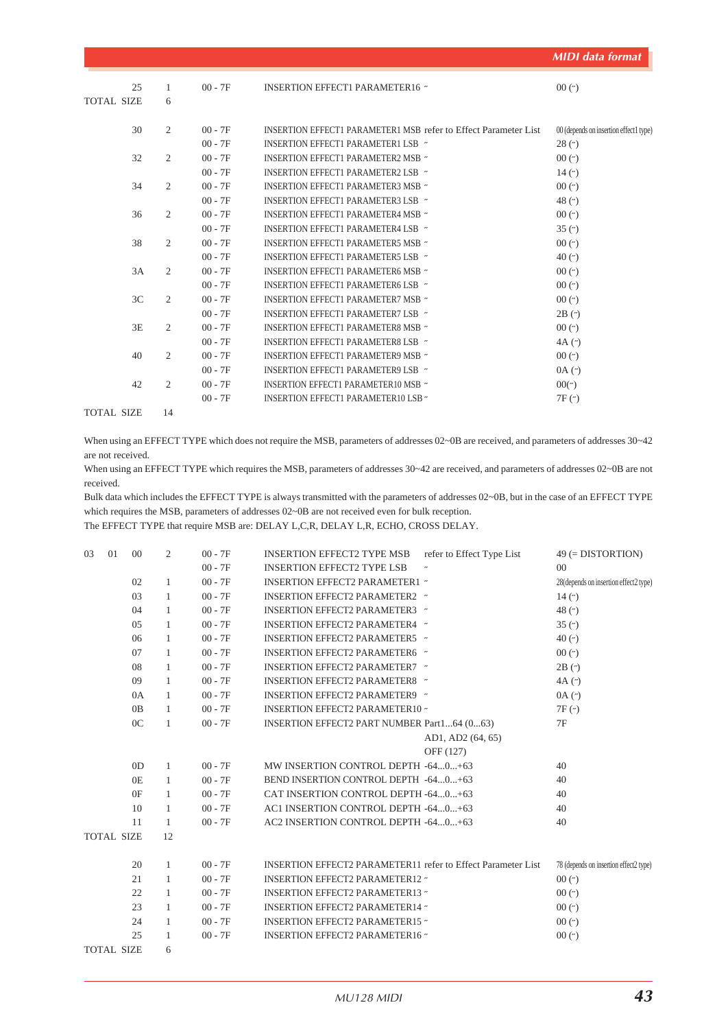| | | | | | | | |
|---|---|---|---|---|---|---|---|
| | | 25 | 1 | 00 - 7F | INSERTION EFFECT1 PARAMETER16 | " | 00 (") |
| TOTAL SIZE | | | 6 | | | | |
| | | 30 | 2 | 00 - 7F | INSERTION EFFECT1 PARAMETER1 MSB | refer to Effect Parameter List | 00 (depends on insertion effect1 type) |
| | | | | 00 - 7F | INSERTION EFFECT1 PARAMETER1 LSB | " | 28 (") |
| | | 32 | 2 | 00 - 7F | INSERTION EFFECT1 PARAMETER2 MSB | " | 00 (") |
| | | | | 00 - 7F | INSERTION EFFECT1 PARAMETER2 LSB | " | 14 (") |
| | | 34 | 2 | 00 - 7F | INSERTION EFFECT1 PARAMETER3 MSB | " | 00 (") |
| | | | | 00 - 7F | INSERTION EFFECT1 PARAMETER3 LSB | " | 48 (") |
| | | 36 | 2 | 00 - 7F | INSERTION EFFECT1 PARAMETER4 MSB | " | 00 (") |
| | | | | 00 - 7F | INSERTION EFFECT1 PARAMETER4 LSB | " | 35 (") |
| | | 38 | 2 | 00 - 7F | INSERTION EFFECT1 PARAMETER5 MSB | " | 00 (") |
| | | | | 00 - 7F | INSERTION EFFECT1 PARAMETER5 LSB | " | 40 (") |
| | | 3A | 2 | 00 - 7F | INSERTION EFFECT1 PARAMETER6 MSB | " | 00 (") |
| | | | | 00 - 7F | INSERTION EFFECT1 PARAMETER6 LSB | " | 00 (") |
| | | 3C | 2 | 00 - 7F | INSERTION EFFECT1 PARAMETER7 MSB | " | 00 (") |
| | | | | 00 - 7F | INSERTION EFFECT1 PARAMETER7 LSB | " | 2B (") |
| | | 3E | 2 | 00 - 7F | INSERTION EFFECT1 PARAMETER8 MSB | " | 00 (") |
| | | | | 00 - 7F | INSERTION EFFECT1 PARAMETER8 LSB | " | 4A (") |
| | | 40 | 2 | 00 - 7F | INSERTION EFFECT1 PARAMETER9 MSB | " | 00 (") |
| | | | | 00 - 7F | INSERTION EFFECT1 PARAMETER9 LSB | " | 0A (") |
| | | 42 | 2 | 00 - 7F | INSERTION EFFECT1 PARAMETER10 MSB | " | 00(") |
| | | | | 00 - 7F | INSERTION EFFECT1 PARAMETER10 LSB | " | 7F (") |
| TOTAL SIZE | | | 14 | | | | |

When using an EFFECT TYPE which does not require the MSB, parameters of addresses 02~0B are received, and parameters of addresses 30~42 are not received.
When using an EFFECT TYPE which requires the MSB, parameters of addresses 30~42 are received, and parameters of addresses 02~0B are not received.
Bulk data which includes the EFFECT TYPE is always transmitted with the parameters of addresses 02~0B, but in the case of an EFFECT TYPE which requires the MSB, parameters of addresses 02~0B are not received even for bulk reception.
The EFFECT TYPE that require MSB are: DELAY L,C,R, DELAY L,R, ECHO, CROSS DELAY.

| | | | | | | | |
|---|---|---|---|---|---|---|---|
| 03 | 01 | 00 | 2 | 00 - 7F | INSERTION EFFECT2 TYPE MSB | refer to Effect Type List | 49 (= DISTORTION) |
| | | | | 00 - 7F | INSERTION EFFECT2 TYPE LSB | " | 00 |
| | | 02 | 1 | 00 - 7F | INSERTION EFFECT2 PARAMETER1 | " | 28(depends on insertion effect2 type) |
| | | 03 | 1 | 00 - 7F | INSERTION EFFECT2 PARAMETER2 | " | 14 (") |
| | | 04 | 1 | 00 - 7F | INSERTION EFFECT2 PARAMETER3 | " | 48 (") |
| | | 05 | 1 | 00 - 7F | INSERTION EFFECT2 PARAMETER4 | " | 35 (") |
| | | 06 | 1 | 00 - 7F | INSERTION EFFECT2 PARAMETER5 | " | 40 (") |
| | | 07 | 1 | 00 - 7F | INSERTION EFFECT2 PARAMETER6 | " | 00 (") |
| | | 08 | 1 | 00 - 7F | INSERTION EFFECT2 PARAMETER7 | " | 2B (") |
| | | 09 | 1 | 00 - 7F | INSERTION EFFECT2 PARAMETER8 | " | 4A (") |
| | | 0A | 1 | 00 - 7F | INSERTION EFFECT2 PARAMETER9 | " | 0A (") |
| | | 0B | 1 | 00 - 7F | INSERTION EFFECT2 PARAMETER10 | " | 7F (") |
| | | 0C | 1 | 00 - 7F | INSERTION EFFECT2 PART NUMBER | Part1...64 (0...63) AD1, AD2 (64, 65) OFF (127) | 7F |
| | | 0D | 1 | 00 - 7F | MW INSERTION CONTROL DEPTH | -64...0...+63 | 40 |
| | | 0E | 1 | 00 - 7F | BEND INSERTION CONTROL DEPTH | -64...0...+63 | 40 |
| | | 0F | 1 | 00 - 7F | CAT INSERTION CONTROL DEPTH | -64...0...+63 | 40 |
| | | 10 | 1 | 00 - 7F | AC1 INSERTION CONTROL DEPTH | -64...0...+63 | 40 |
| | | 11 | 1 | 00 - 7F | AC2 INSERTION CONTROL DEPTH | -64...0...+63 | 40 |
| TOTAL SIZE | | | 12 | | | | |
| | | 20 | 1 | 00 - 7F | INSERTION EFFECT2 PARAMETER11 | refer to Effect Parameter List | 78 (depends on insertion effect2 type) |
| | | 21 | 1 | 00 - 7F | INSERTION EFFECT2 PARAMETER12 | " | 00 (") |
| | | 22 | 1 | 00 - 7F | INSERTION EFFECT2 PARAMETER13 | " | 00 (") |
| | | 23 | 1 | 00 - 7F | INSERTION EFFECT2 PARAMETER14 | " | 00 (") |
| | | 24 | 1 | 00 - 7F | INSERTION EFFECT2 PARAMETER15 | " | 00 (") |
| | | 25 | 1 | 00 - 7F | INSERTION EFFECT2 PARAMETER16 | " | 00 (") |
| TOTAL SIZE | | | 6 | | | | |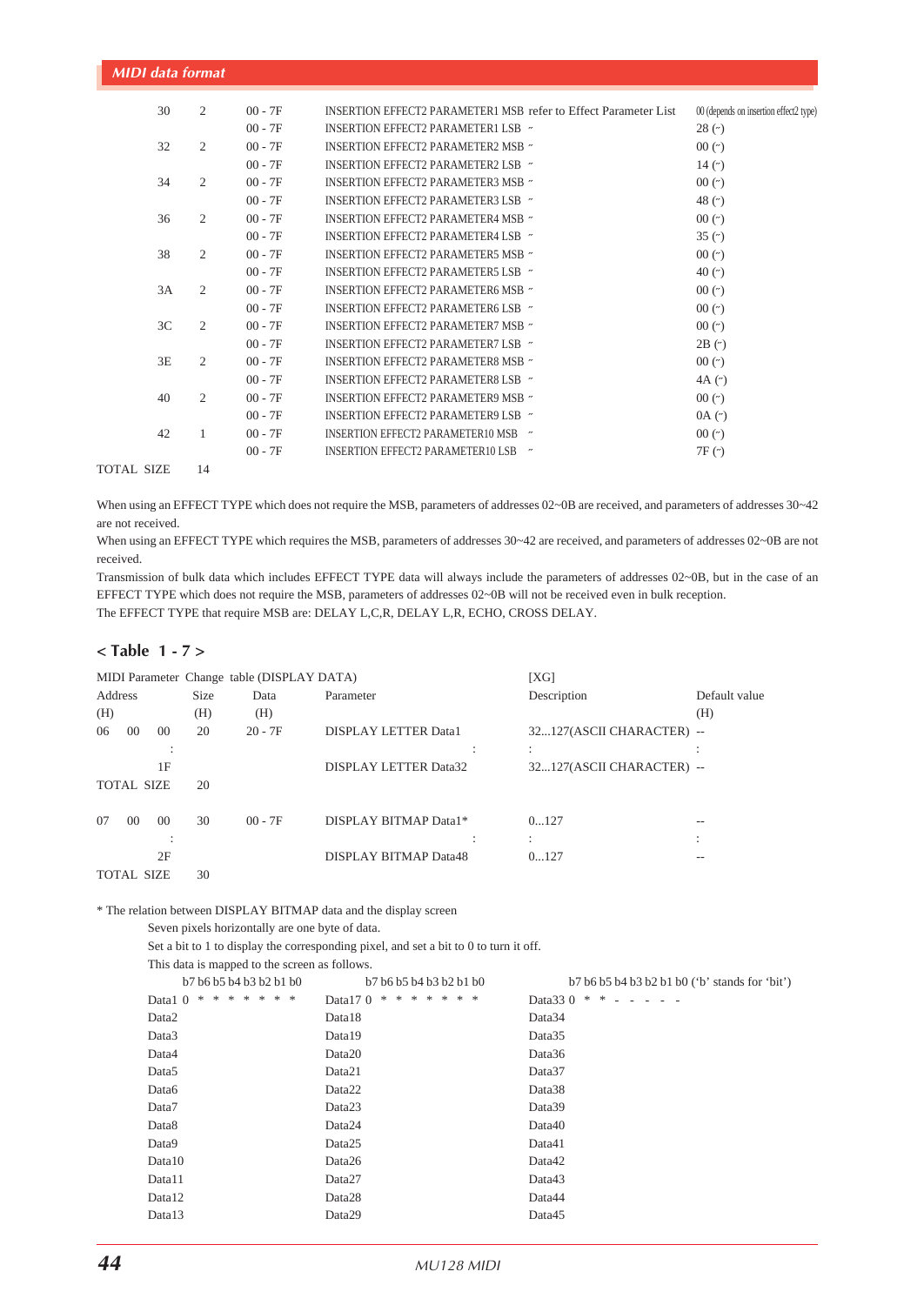| | | | | | |
|---|---|---|---|---|---|
| 30 | 2 | 00 - 7F | INSERTION EFFECT2 PARAMETER1 MSB | refer to Effect Parameter List | 00 (depends on insertion effect2 type) |
| | | 00 - 7F | INSERTION EFFECT2 PARAMETER1 LSB | ~ | 28 (~) |
| 32 | 2 | 00 - 7F | INSERTION EFFECT2 PARAMETER2 MSB | ~ | 00 (~) |
| | | 00 - 7F | INSERTION EFFECT2 PARAMETER2 LSB | ~ | 14 (~) |
| 34 | 2 | 00 - 7F | INSERTION EFFECT2 PARAMETER3 MSB | ~ | 00 (~) |
| | | 00 - 7F | INSERTION EFFECT2 PARAMETER3 LSB | ~ | 48 (~) |
| 36 | 2 | 00 - 7F | INSERTION EFFECT2 PARAMETER4 MSB | ~ | 00 (~) |
| | | 00 - 7F | INSERTION EFFECT2 PARAMETER4 LSB | ~ | 35 (~) |
| 38 | 2 | 00 - 7F | INSERTION EFFECT2 PARAMETER5 MSB | ~ | 00 (~) |
| | | 00 - 7F | INSERTION EFFECT2 PARAMETER5 LSB | ~ | 40 (~) |
| 3A | 2 | 00 - 7F | INSERTION EFFECT2 PARAMETER6 MSB | ~ | 00 (~) |
| | | 00 - 7F | INSERTION EFFECT2 PARAMETER6 LSB | ~ | 00 (~) |
| 3C | 2 | 00 - 7F | INSERTION EFFECT2 PARAMETER7 MSB | ~ | 00 (~) |
| | | 00 - 7F | INSERTION EFFECT2 PARAMETER7 LSB | ~ | 2B (~) |
| 3E | 2 | 00 - 7F | INSERTION EFFECT2 PARAMETER8 MSB | ~ | 00 (~) |
| | | 00 - 7F | INSERTION EFFECT2 PARAMETER8 LSB | ~ | 4A (~) |
| 40 | 2 | 00 - 7F | INSERTION EFFECT2 PARAMETER9 MSB | ~ | 00 (~) |
| | | 00 - 7F | INSERTION EFFECT2 PARAMETER9 LSB | ~ | 0A (~) |
| 42 | 1 | 00 - 7F | INSERTION EFFECT2 PARAMETER10 MSB | ~ | 00 (~) |
| | | 00 - 7F | INSERTION EFFECT2 PARAMETER10 LSB | ~ | 7F (~) |
| TOTAL SIZE | 14 | | | | |

When using an EFFECT TYPE which does not require the MSB, parameters of addresses 02~0B are received, and parameters of addresses 30~42 are not received.
When using an EFFECT TYPE which requires the MSB, parameters of addresses 30~42 are received, and parameters of addresses 02~0B are not received.
Transmission of bulk data which includes EFFECT TYPE data will always include the parameters of addresses 02~0B, but in the case of an EFFECT TYPE which does not require the MSB, parameters of addresses 02~0B will not be received even in bulk reception.
The EFFECT TYPE that require MSB are: DELAY L,C,R, DELAY L,R, ECHO, CROSS DELAY.

## < Table 1 - 7 >

MIDI Parameter Change table (DISPLAY DATA) [XG]

| Address (H) | Size (H) | Data (H) | Parameter | Description | Default value (H) |
|---|---|---|---|---|---|
| 06 00 00 | 20 | 20 - 7F | DISPLAY LETTER Data1 | 32...127(ASCII CHARACTER) | -- |
| : | | | : | : | : |
| 1F | | | DISPLAY LETTER Data32 | 32...127(ASCII CHARACTER) | -- |
| TOTAL SIZE | 20 | | | | |
| 07 00 00 | 30 | 00 - 7F | DISPLAY BITMAP Data1* | 0...127 | -- |
| : | | | : | : | : |
| 2F | | | DISPLAY BITMAP Data48 | 0...127 | -- |
| TOTAL SIZE | 30 | | | | |

\* The relation between DISPLAY BITMAP data and the display screen
Seven pixels horizontally are one byte of data.
Set a bit to 1 to display the corresponding pixel, and set a bit to 0 to turn it off.
This data is mapped to the screen as follows.

| b7 b6 b5 b4 b3 b2 b1 b0 | b7 b6 b5 b4 b3 b2 b1 b0 | b7 b6 b5 b4 b3 b2 b1 b0 ('b' stands for 'bit') |
|---|---|---|
| Data1 0 * * * * * * * | Data17 0 * * * * * * * | Data33 0 * * - - - - - |
| Data2 | Data18 | Data34 |
| Data3 | Data19 | Data35 |
| Data4 | Data20 | Data36 |
| Data5 | Data21 | Data37 |
| Data6 | Data22 | Data38 |
| Data7 | Data23 | Data39 |
| Data8 | Data24 | Data40 |
| Data9 | Data25 | Data41 |
| Data10 | Data26 | Data42 |
| Data11 | Data27 | Data43 |
| Data12 | Data28 | Data44 |
| Data13 | Data29 | Data45 |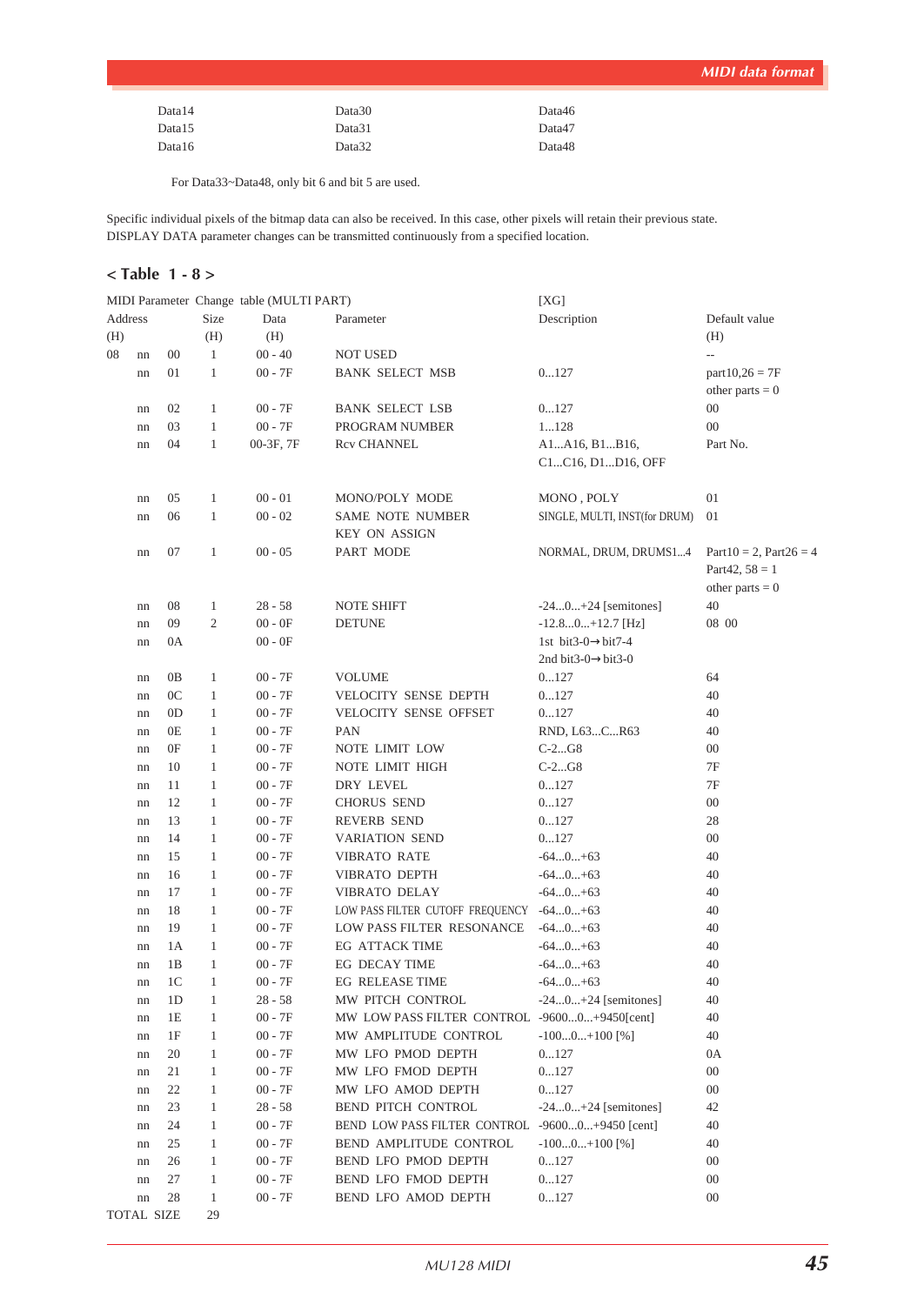| | | |
|---|---|---|
| Data14 | Data30 | Data46 |
| Data15 | Data31 | Data47 |
| Data16 | Data32 | Data48 |

For Data33~Data48, only bit 6 and bit 5 are used.

Specific individual pixels of the bitmap data can also be received. In this case, other pixels will retain their previous state.
DISPLAY DATA parameter changes can be transmitted continuously from a specified location.

## < Table 1 - 8 >

MIDI Parameter Change table (MULTI PART) [XG]

| Address (H) | | | Size (H) | Data (H) | Parameter | Description | Default value (H) |
|---|---|---|---|---|---|---|---|
| 08 | nn | 00 | 1 | 00 - 40 | NOT USED | | -- |
| | nn | 01 | 1 | 00 - 7F | BANK SELECT MSB | 0...127 | part10,26 = 7F other parts = 0 |
| | nn | 02 | 1 | 00 - 7F | BANK SELECT LSB | 0...127 | 00 |
| | nn | 03 | 1 | 00 - 7F | PROGRAM NUMBER | 1...128 | 00 |
| | nn | 04 | 1 | 00-3F, 7F | Rcv CHANNEL | A1...A16, B1...B16, C1...C16, D1...D16, OFF | Part No. |
| | nn | 05 | 1 | 00 - 01 | MONO/POLY MODE | MONO , POLY | 01 |
| | nn | 06 | 1 | 00 - 02 | SAME NOTE NUMBER KEY ON ASSIGN | SINGLE, MULTI, INST(for DRUM) | 01 |
| | nn | 07 | 1 | 00 - 05 | PART MODE | NORMAL, DRUM, DRUMS1...4 | Part10 = 2, Part26 = 4 Part42, 58 = 1 other parts = 0 |
| | nn | 08 | 1 | 28 - 58 | NOTE SHIFT | -24...0...+24 [semitones] | 40 |
| | nn | 09 | 2 | 00 - 0F | DETUNE | -12.8...0...+12.7 [Hz] | 08 00 |
| | nn | 0A | | 00 - 0F | | 1st bit3-0→bit7-4 2nd bit3-0→bit3-0 | |
| | nn | 0B | 1 | 00 - 7F | VOLUME | 0...127 | 64 |
| | nn | 0C | 1 | 00 - 7F | VELOCITY SENSE DEPTH | 0...127 | 40 |
| | nn | 0D | 1 | 00 - 7F | VELOCITY SENSE OFFSET | 0...127 | 40 |
| | nn | 0E | 1 | 00 - 7F | PAN | RND, L63...C...R63 | 40 |
| | nn | 0F | 1 | 00 - 7F | NOTE LIMIT LOW | C-2...G8 | 00 |
| | nn | 10 | 1 | 00 - 7F | NOTE LIMIT HIGH | C-2...G8 | 7F |
| | nn | 11 | 1 | 00 - 7F | DRY LEVEL | 0...127 | 7F |
| | nn | 12 | 1 | 00 - 7F | CHORUS SEND | 0...127 | 00 |
| | nn | 13 | 1 | 00 - 7F | REVERB SEND | 0...127 | 28 |
| | nn | 14 | 1 | 00 - 7F | VARIATION SEND | 0...127 | 00 |
| | nn | 15 | 1 | 00 - 7F | VIBRATO RATE | -64...0...+63 | 40 |
| | nn | 16 | 1 | 00 - 7F | VIBRATO DEPTH | -64...0...+63 | 40 |
| | nn | 17 | 1 | 00 - 7F | VIBRATO DELAY | -64...0...+63 | 40 |
| | nn | 18 | 1 | 00 - 7F | LOW PASS FILTER CUTOFF FREQUENCY | -64...0...+63 | 40 |
| | nn | 19 | 1 | 00 - 7F | LOW PASS FILTER RESONANCE | -64...0...+63 | 40 |
| | nn | 1A | 1 | 00 - 7F | EG ATTACK TIME | -64...0...+63 | 40 |
| | nn | 1B | 1 | 00 - 7F | EG DECAY TIME | -64...0...+63 | 40 |
| | nn | 1C | 1 | 00 - 7F | EG RELEASE TIME | -64...0...+63 | 40 |
| | nn | 1D | 1 | 28 - 58 | MW PITCH CONTROL | -24...0...+24 [semitones] | 40 |
| | nn | 1E | 1 | 00 - 7F | MW LOW PASS FILTER CONTROL | -9600...0...+9450[cent] | 40 |
| | nn | 1F | 1 | 00 - 7F | MW AMPLITUDE CONTROL | -100...0...+100 [%] | 40 |
| | nn | 20 | 1 | 00 - 7F | MW LFO PMOD DEPTH | 0...127 | 0A |
| | nn | 21 | 1 | 00 - 7F | MW LFO FMOD DEPTH | 0...127 | 00 |
| | nn | 22 | 1 | 00 - 7F | MW LFO AMOD DEPTH | 0...127 | 00 |
| | nn | 23 | 1 | 28 - 58 | BEND PITCH CONTROL | -24...0...+24 [semitones] | 42 |
| | nn | 24 | 1 | 00 - 7F | BEND LOW PASS FILTER CONTROL | -9600...0...+9450 [cent] | 40 |
| | nn | 25 | 1 | 00 - 7F | BEND AMPLITUDE CONTROL | -100...0...+100 [%] | 40 |
| | nn | 26 | 1 | 00 - 7F | BEND LFO PMOD DEPTH | 0...127 | 00 |
| | nn | 27 | 1 | 00 - 7F | BEND LFO FMOD DEPTH | 0...127 | 00 |
| | nn | 28 | 1 | 00 - 7F | BEND LFO AMOD DEPTH | 0...127 | 00 |
| TOTAL SIZE | | | 29 | | | | |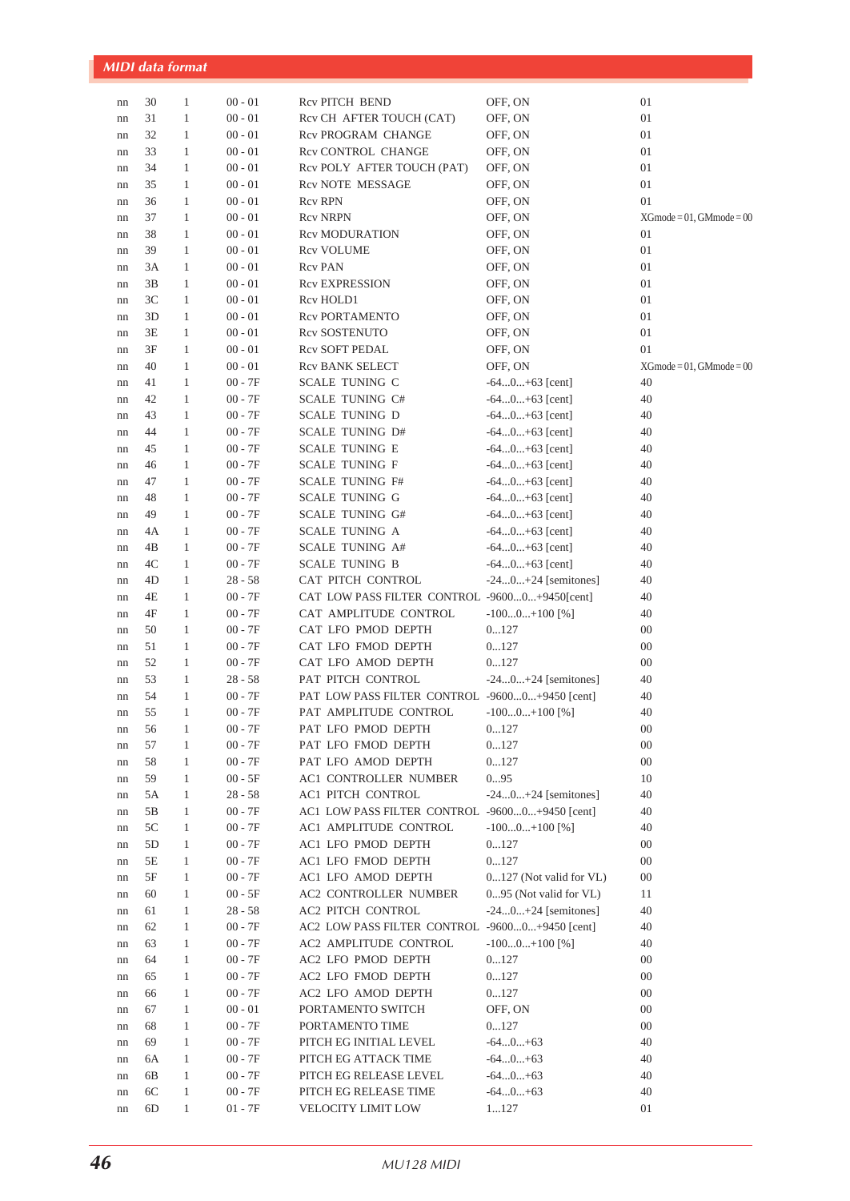| | | | | | | |
|---|---|---|---|---|---|---|
| nn | 30 | 1 | 00 - 01 | Rcv PITCH BEND | OFF, ON | 01 |
| nn | 31 | 1 | 00 - 01 | Rcv CH AFTER TOUCH (CAT) | OFF, ON | 01 |
| nn | 32 | 1 | 00 - 01 | Rcv PROGRAM CHANGE | OFF, ON | 01 |
| nn | 33 | 1 | 00 - 01 | Rcv CONTROL CHANGE | OFF, ON | 01 |
| nn | 34 | 1 | 00 - 01 | Rcv POLY AFTER TOUCH (PAT) | OFF, ON | 01 |
| nn | 35 | 1 | 00 - 01 | Rcv NOTE MESSAGE | OFF, ON | 01 |
| nn | 36 | 1 | 00 - 01 | Rcv RPN | OFF, ON | 01 |
| nn | 37 | 1 | 00 - 01 | Rcv NRPN | OFF, ON | XGmode = 01, GMmode = 00 |
| nn | 38 | 1 | 00 - 01 | Rcv MODURATION | OFF, ON | 01 |
| nn | 39 | 1 | 00 - 01 | Rcv VOLUME | OFF, ON | 01 |
| nn | 3A | 1 | 00 - 01 | Rcv PAN | OFF, ON | 01 |
| nn | 3B | 1 | 00 - 01 | Rcv EXPRESSION | OFF, ON | 01 |
| nn | 3C | 1 | 00 - 01 | Rcv HOLD1 | OFF, ON | 01 |
| nn | 3D | 1 | 00 - 01 | Rcv PORTAMENTO | OFF, ON | 01 |
| nn | 3E | 1 | 00 - 01 | Rcv SOSTENUTO | OFF, ON | 01 |
| nn | 3F | 1 | 00 - 01 | Rcv SOFT PEDAL | OFF, ON | 01 |
| nn | 40 | 1 | 00 - 01 | Rcv BANK SELECT | OFF, ON | XGmode = 01, GMmode = 00 |
| nn | 41 | 1 | 00 - 7F | SCALE TUNING C | -64...0...+63 [cent] | 40 |
| nn | 42 | 1 | 00 - 7F | SCALE TUNING C# | -64...0...+63 [cent] | 40 |
| nn | 43 | 1 | 00 - 7F | SCALE TUNING D | -64...0...+63 [cent] | 40 |
| nn | 44 | 1 | 00 - 7F | SCALE TUNING D# | -64...0...+63 [cent] | 40 |
| nn | 45 | 1 | 00 - 7F | SCALE TUNING E | -64...0...+63 [cent] | 40 |
| nn | 46 | 1 | 00 - 7F | SCALE TUNING F | -64...0...+63 [cent] | 40 |
| nn | 47 | 1 | 00 - 7F | SCALE TUNING F# | -64...0...+63 [cent] | 40 |
| nn | 48 | 1 | 00 - 7F | SCALE TUNING G | -64...0...+63 [cent] | 40 |
| nn | 49 | 1 | 00 - 7F | SCALE TUNING G# | -64...0...+63 [cent] | 40 |
| nn | 4A | 1 | 00 - 7F | SCALE TUNING A | -64...0...+63 [cent] | 40 |
| nn | 4B | 1 | 00 - 7F | SCALE TUNING A# | -64...0...+63 [cent] | 40 |
| nn | 4C | 1 | 00 - 7F | SCALE TUNING B | -64...0...+63 [cent] | 40 |
| nn | 4D | 1 | 28 - 58 | CAT PITCH CONTROL | -24...0...+24 [semitones] | 40 |
| nn | 4E | 1 | 00 - 7F | CAT LOW PASS FILTER CONTROL | -9600...0...+9450[cent] | 40 |
| nn | 4F | 1 | 00 - 7F | CAT AMPLITUDE CONTROL | -100...0...+100 [%] | 40 |
| nn | 50 | 1 | 00 - 7F | CAT LFO PMOD DEPTH | 0...127 | 00 |
| nn | 51 | 1 | 00 - 7F | CAT LFO FMOD DEPTH | 0...127 | 00 |
| nn | 52 | 1 | 00 - 7F | CAT LFO AMOD DEPTH | 0...127 | 00 |
| nn | 53 | 1 | 28 - 58 | PAT PITCH CONTROL | -24...0...+24 [semitones] | 40 |
| nn | 54 | 1 | 00 - 7F | PAT LOW PASS FILTER CONTROL | -9600...0...+9450 [cent] | 40 |
| nn | 55 | 1 | 00 - 7F | PAT AMPLITUDE CONTROL | -100...0...+100 [%] | 40 |
| nn | 56 | 1 | 00 - 7F | PAT LFO PMOD DEPTH | 0...127 | 00 |
| nn | 57 | 1 | 00 - 7F | PAT LFO FMOD DEPTH | 0...127 | 00 |
| nn | 58 | 1 | 00 - 7F | PAT LFO AMOD DEPTH | 0...127 | 00 |
| nn | 59 | 1 | 00 - 5F | AC1 CONTROLLER NUMBER | 0...95 | 10 |
| nn | 5A | 1 | 28 - 58 | AC1 PITCH CONTROL | -24...0...+24 [semitones] | 40 |
| nn | 5B | 1 | 00 - 7F | AC1 LOW PASS FILTER CONTROL | -9600...0...+9450 [cent] | 40 |
| nn | 5C | 1 | 00 - 7F | AC1 AMPLITUDE CONTROL | -100...0...+100 [%] | 40 |
| nn | 5D | 1 | 00 - 7F | AC1 LFO PMOD DEPTH | 0...127 | 00 |
| nn | 5E | 1 | 00 - 7F | AC1 LFO FMOD DEPTH | 0...127 | 00 |
| nn | 5F | 1 | 00 - 7F | AC1 LFO AMOD DEPTH | 0...127 (Not valid for VL) | 00 |
| nn | 60 | 1 | 00 - 5F | AC2 CONTROLLER NUMBER | 0...95 (Not valid for VL) | 11 |
| nn | 61 | 1 | 28 - 58 | AC2 PITCH CONTROL | -24...0...+24 [semitones] | 40 |
| nn | 62 | 1 | 00 - 7F | AC2 LOW PASS FILTER CONTROL | -9600...0...+9450 [cent] | 40 |
| nn | 63 | 1 | 00 - 7F | AC2 AMPLITUDE CONTROL | -100...0...+100 [%] | 40 |
| nn | 64 | 1 | 00 - 7F | AC2 LFO PMOD DEPTH | 0...127 | 00 |
| nn | 65 | 1 | 00 - 7F | AC2 LFO FMOD DEPTH | 0...127 | 00 |
| nn | 66 | 1 | 00 - 7F | AC2 LFO AMOD DEPTH | 0...127 | 00 |
| nn | 67 | 1 | 00 - 01 | PORTAMENTO SWITCH | OFF, ON | 00 |
| nn | 68 | 1 | 00 - 7F | PORTAMENTO TIME | 0...127 | 00 |
| nn | 69 | 1 | 00 - 7F | PITCH EG INITIAL LEVEL | -64...0...+63 | 40 |
| nn | 6A | 1 | 00 - 7F | PITCH EG ATTACK TIME | -64...0...+63 | 40 |
| nn | 6B | 1 | 00 - 7F | PITCH EG RELEASE LEVEL | -64...0...+63 | 40 |
| nn | 6C | 1 | 00 - 7F | PITCH EG RELEASE TIME | -64...0...+63 | 40 |
| nn | 6D | 1 | 01 - 7F | VELOCITY LIMIT LOW | 1...127 | 01 |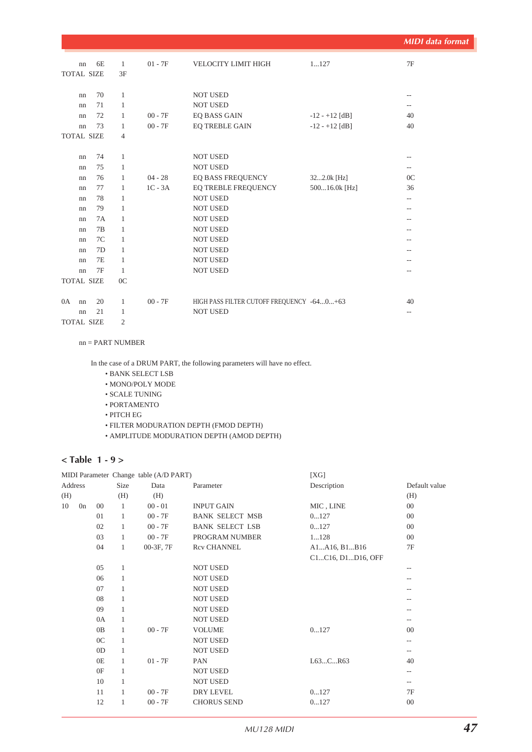| | | | | | | |
|---|---|---|---|---|---|---|
| | nn | 6E | 1 | 01 - 7F | VELOCITY LIMIT HIGH | 1...127 | 7F |
| TOTAL SIZE | | | 3F | | | | |
| | | | | | | | |
| | nn | 70 | 1 | | NOT USED | | -- |
| | nn | 71 | 1 | | NOT USED | | -- |
| | nn | 72 | 1 | 00 - 7F | EQ BASS GAIN | -12 - +12 [dB] | 40 |
| | nn | 73 | 1 | 00 - 7F | EQ TREBLE GAIN | -12 - +12 [dB] | 40 |
| TOTAL SIZE | | | 4 | | | | |
| | | | | | | | |
| | nn | 74 | 1 | | NOT USED | | -- |
| | nn | 75 | 1 | | NOT USED | | -- |
| | nn | 76 | 1 | 04 - 28 | EQ BASS FREQUENCY | 32...2.0k [Hz] | 0C |
| | nn | 77 | 1 | 1C - 3A | EQ TREBLE FREQUENCY | 500...16.0k [Hz] | 36 |
| | nn | 78 | 1 | | NOT USED | | -- |
| | nn | 79 | 1 | | NOT USED | | -- |
| | nn | 7A | 1 | | NOT USED | | -- |
| | nn | 7B | 1 | | NOT USED | | -- |
| | nn | 7C | 1 | | NOT USED | | -- |
| | nn | 7D | 1 | | NOT USED | | -- |
| | nn | 7E | 1 | | NOT USED | | -- |
| | nn | 7F | 1 | | NOT USED | | -- |
| TOTAL SIZE | | | 0C | | | | |
| | | | | | | | |
| 0A | nn | 20 | 1 | 00 - 7F | HIGH PASS FILTER CUTOFF FREQUENCY | -64...0...+63 | 40 |
| | nn | 21 | 1 | | NOT USED | | -- |
| TOTAL SIZE | | | 2 | | | | |

nn = PART NUMBER

In the case of a DRUM PART, the following parameters will have no effect.
- BANK SELECT LSB
- MONO/POLY MODE
- SCALE TUNING
- PORTAMENTO
- PITCH EG
- FILTER MODURATION DEPTH (FMOD DEPTH)
- AMPLITUDE MODURATION DEPTH (AMOD DEPTH)

## < Table 1 - 9 >

MIDI Parameter Change table (A/D PART) [XG]

| Address (H) | | | Size (H) | Data (H) | Parameter | Description | Default value (H) |
|---|---|---|---|---|---|---|---|
| 10 | 0n | 00 | 1 | 00 - 01 | INPUT GAIN | MIC , LINE | 00 |
| | | 01 | 1 | 00 - 7F | BANK SELECT MSB | 0...127 | 00 |
| | | 02 | 1 | 00 - 7F | BANK SELECT LSB | 0...127 | 00 |
| | | 03 | 1 | 00 - 7F | PROGRAM NUMBER | 1...128 | 00 |
| | | 04 | 1 | 00-3F, 7F | Rcv CHANNEL | A1...A16, B1...B16 C1...C16, D1...D16, OFF | 7F |
| | | 05 | 1 | | NOT USED | | -- |
| | | 06 | 1 | | NOT USED | | -- |
| | | 07 | 1 | | NOT USED | | -- |
| | | 08 | 1 | | NOT USED | | -- |
| | | 09 | 1 | | NOT USED | | -- |
| | | 0A | 1 | | NOT USED | | -- |
| | | 0B | 1 | 00 - 7F | VOLUME | 0...127 | 00 |
| | | 0C | 1 | | NOT USED | | -- |
| | | 0D | 1 | | NOT USED | | -- |
| | | 0E | 1 | 01 - 7F | PAN | L63...C...R63 | 40 |
| | | 0F | 1 | | NOT USED | | -- |
| | | 10 | 1 | | NOT USED | | -- |
| | | 11 | 1 | 00 - 7F | DRY LEVEL | 0...127 | 7F |
| | | 12 | 1 | 00 - 7F | CHORUS SEND | 0...127 | 00 |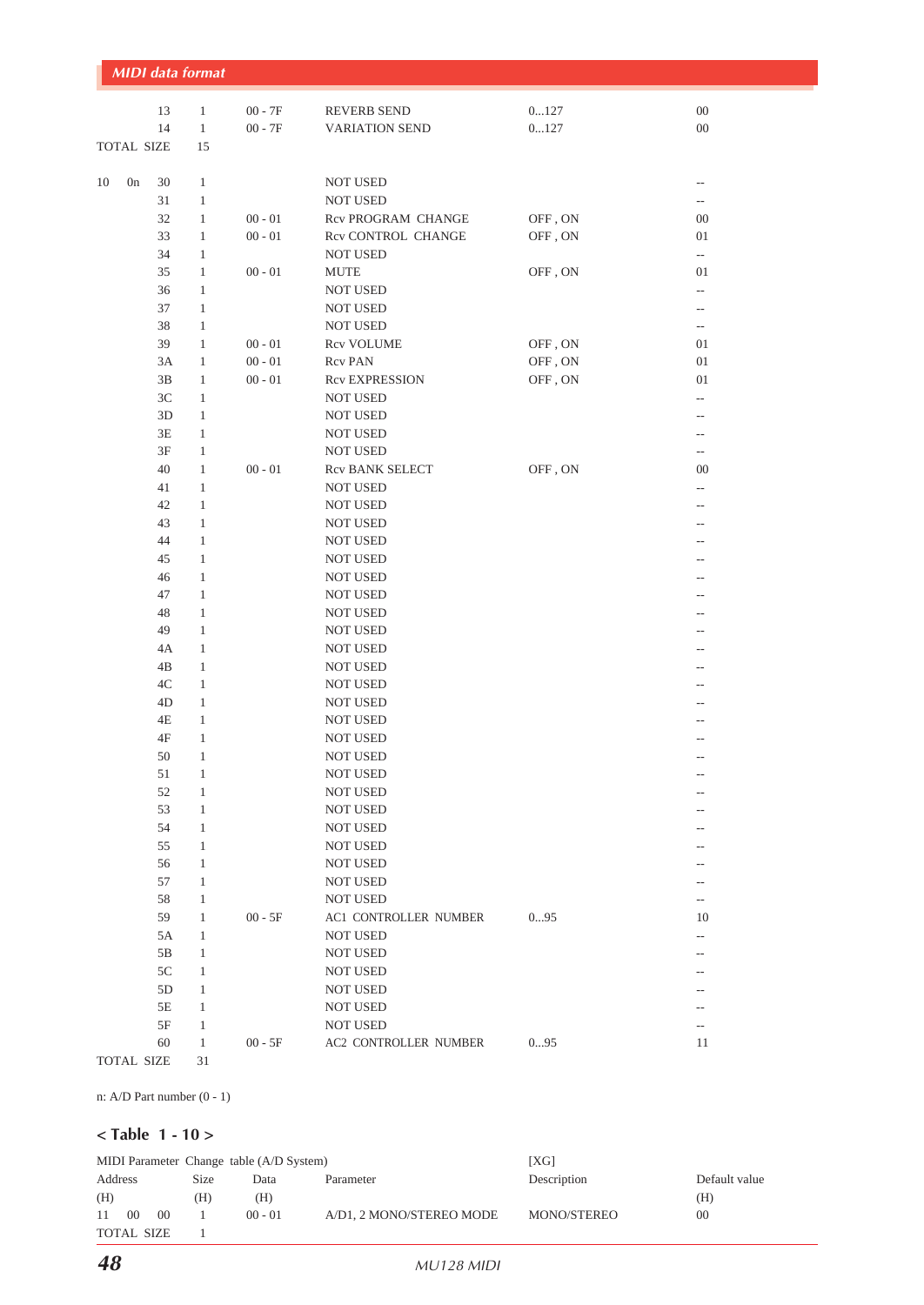| | | | | | | | |
|---|---|---|---|---|---|---|---|
| | | 13 | 1 | 00 - 7F | REVERB SEND | 0...127 | 00 |
| | | 14 | 1 | 00 - 7F | VARIATION SEND | 0...127 | 00 |
| TOTAL SIZE | | | 15 | | | | |
| | | | | | | | |
| 10 | 0n | 30 | 1 | | NOT USED | | -- |
| | | 31 | 1 | | NOT USED | | -- |
| | | 32 | 1 | 00 - 01 | Rcv PROGRAM CHANGE | OFF , ON | 00 |
| | | 33 | 1 | 00 - 01 | Rcv CONTROL CHANGE | OFF , ON | 01 |
| | | 34 | 1 | | NOT USED | | -- |
| | | 35 | 1 | 00 - 01 | MUTE | OFF , ON | 01 |
| | | 36 | 1 | | NOT USED | | -- |
| | | 37 | 1 | | NOT USED | | -- |
| | | 38 | 1 | | NOT USED | | -- |
| | | 39 | 1 | 00 - 01 | Rcv VOLUME | OFF , ON | 01 |
| | | 3A | 1 | 00 - 01 | Rcv PAN | OFF , ON | 01 |
| | | 3B | 1 | 00 - 01 | Rcv EXPRESSION | OFF , ON | 01 |
| | | 3C | 1 | | NOT USED | | -- |
| | | 3D | 1 | | NOT USED | | -- |
| | | 3E | 1 | | NOT USED | | -- |
| | | 3F | 1 | | NOT USED | | -- |
| | | 40 | 1 | 00 - 01 | Rcv BANK SELECT | OFF , ON | 00 |
| | | 41 | 1 | | NOT USED | | -- |
| | | 42 | 1 | | NOT USED | | -- |
| | | 43 | 1 | | NOT USED | | -- |
| | | 44 | 1 | | NOT USED | | -- |
| | | 45 | 1 | | NOT USED | | -- |
| | | 46 | 1 | | NOT USED | | -- |
| | | 47 | 1 | | NOT USED | | -- |
| | | 48 | 1 | | NOT USED | | -- |
| | | 49 | 1 | | NOT USED | | -- |
| | | 4A | 1 | | NOT USED | | -- |
| | | 4B | 1 | | NOT USED | | -- |
| | | 4C | 1 | | NOT USED | | -- |
| | | 4D | 1 | | NOT USED | | -- |
| | | 4E | 1 | | NOT USED | | -- |
| | | 4F | 1 | | NOT USED | | -- |
| | | 50 | 1 | | NOT USED | | -- |
| | | 51 | 1 | | NOT USED | | -- |
| | | 52 | 1 | | NOT USED | | -- |
| | | 53 | 1 | | NOT USED | | -- |
| | | 54 | 1 | | NOT USED | | -- |
| | | 55 | 1 | | NOT USED | | -- |
| | | 56 | 1 | | NOT USED | | -- |
| | | 57 | 1 | | NOT USED | | -- |
| | | 58 | 1 | | NOT USED | | -- |
| | | 59 | 1 | 00 - 5F | AC1 CONTROLLER NUMBER | 0...95 | 10 |
| | | 5A | 1 | | NOT USED | | -- |
| | | 5B | 1 | | NOT USED | | -- |
| | | 5C | 1 | | NOT USED | | -- |
| | | 5D | 1 | | NOT USED | | -- |
| | | 5E | 1 | | NOT USED | | -- |
| | | 5F | 1 | | NOT USED | | -- |
| | | 60 | 1 | 00 - 5F | AC2 CONTROLLER NUMBER | 0...95 | 11 |
| TOTAL SIZE | | | 31 | | | | |

n: A/D Part number (0 - 1)

## < Table 1 - 10 >

MIDI Parameter Change table (A/D System) [XG]

| Address | | | Size | Data | Parameter | Description | Default value |
|---|---|---|---|---|---|---|---|
| (H) | | | (H) | (H) | | | (H) |
| 11 | 00 | 00 | 1 | 00 - 01 | A/D1, 2 MONO/STEREO MODE | MONO/STEREO | 00 |
| TOTAL SIZE | | | 1 | | | | |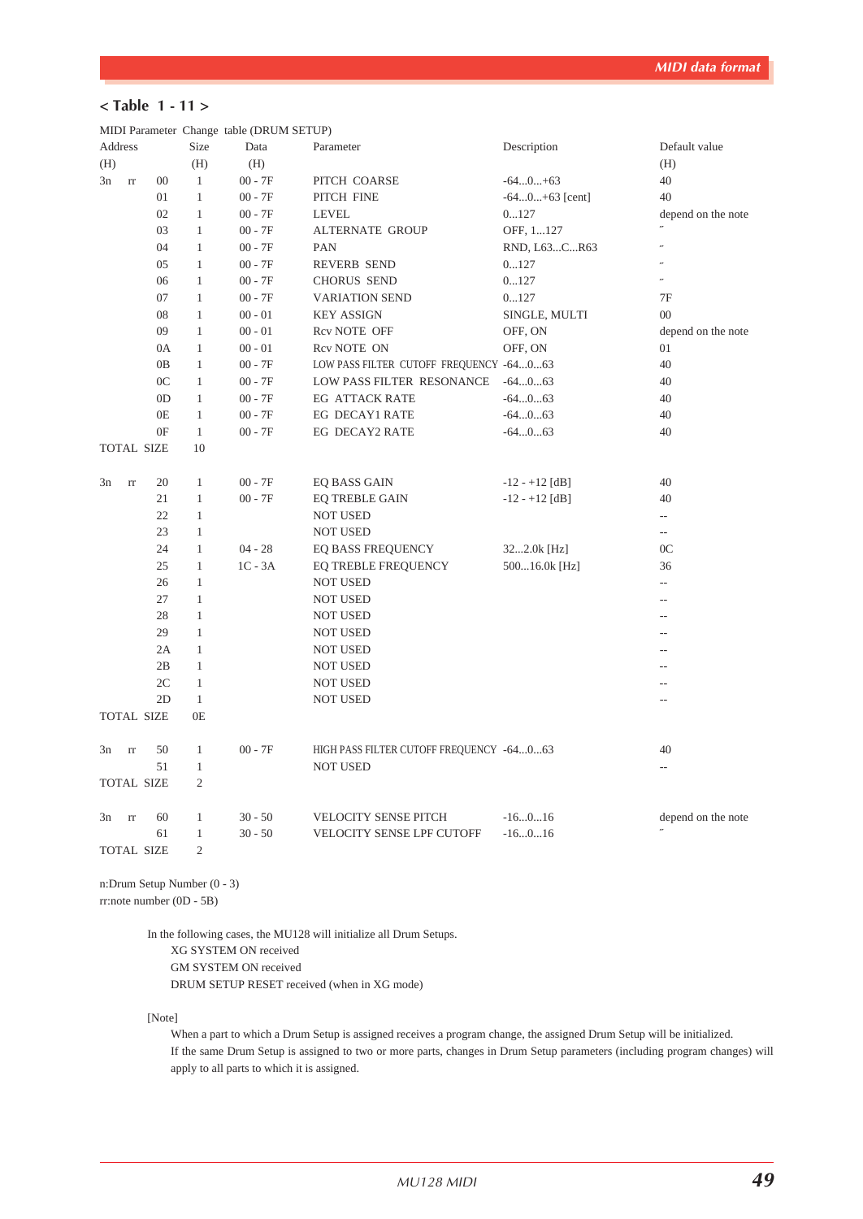## < Table 1 - 11 >

MIDI Parameter Change table (DRUM SETUP)

| Address (H) | | | Size (H) | Data (H) | Parameter | Description | Default value (H) |
|---|---|---|---|---|---|---|---|
| 3n | rr | 00 | 1 | 00 - 7F | PITCH COARSE | -64...0...+63 | 40 |
| | | 01 | 1 | 00 - 7F | PITCH FINE | -64...0...+63 [cent] | 40 |
| | | 02 | 1 | 00 - 7F | LEVEL | 0...127 | depend on the note |
| | | 03 | 1 | 00 - 7F | ALTERNATE GROUP | OFF, 1...127 | 〃 |
| | | 04 | 1 | 00 - 7F | PAN | RND, L63...C...R63 | 〃 |
| | | 05 | 1 | 00 - 7F | REVERB SEND | 0...127 | 〃 |
| | | 06 | 1 | 00 - 7F | CHORUS SEND | 0...127 | 〃 |
| | | 07 | 1 | 00 - 7F | VARIATION SEND | 0...127 | 7F |
| | | 08 | 1 | 00 - 01 | KEY ASSIGN | SINGLE, MULTI | 00 |
| | | 09 | 1 | 00 - 01 | Rcv NOTE OFF | OFF, ON | depend on the note |
| | | 0A | 1 | 00 - 01 | Rcv NOTE ON | OFF, ON | 01 |
| | | 0B | 1 | 00 - 7F | LOW PASS FILTER CUTOFF FREQUENCY | -64...0...63 | 40 |
| | | 0C | 1 | 00 - 7F | LOW PASS FILTER RESONANCE | -64...0...63 | 40 |
| | | 0D | 1 | 00 - 7F | EG ATTACK RATE | -64...0...63 | 40 |
| | | 0E | 1 | 00 - 7F | EG DECAY1 RATE | -64...0...63 | 40 |
| | | 0F | 1 | 00 - 7F | EG DECAY2 RATE | -64...0...63 | 40 |
| TOTAL SIZE | | | 10 | | | | |
| 3n | rr | 20 | 1 | 00 - 7F | EQ BASS GAIN | -12 - +12 [dB] | 40 |
| | | 21 | 1 | 00 - 7F | EQ TREBLE GAIN | -12 - +12 [dB] | 40 |
| | | 22 | 1 | | NOT USED | | -- |
| | | 23 | 1 | | NOT USED | | -- |
| | | 24 | 1 | 04 - 28 | EQ BASS FREQUENCY | 32...2.0k [Hz] | 0C |
| | | 25 | 1 | 1C - 3A | EQ TREBLE FREQUENCY | 500...16.0k [Hz] | 36 |
| | | 26 | 1 | | NOT USED | | -- |
| | | 27 | 1 | | NOT USED | | -- |
| | | 28 | 1 | | NOT USED | | -- |
| | | 29 | 1 | | NOT USED | | -- |
| | | 2A | 1 | | NOT USED | | -- |
| | | 2B | 1 | | NOT USED | | -- |
| | | 2C | 1 | | NOT USED | | -- |
| | | 2D | 1 | | NOT USED | | -- |
| TOTAL SIZE | | | 0E | | | | |
| 3n | rr | 50 | 1 | 00 - 7F | HIGH PASS FILTER CUTOFF FREQUENCY | -64...0...63 | 40 |
| | | 51 | 1 | | NOT USED | | -- |
| TOTAL SIZE | | | 2 | | | | |
| 3n | rr | 60 | 1 | 30 - 50 | VELOCITY SENSE PITCH | -16...0...16 | depend on the note |
| | | 61 | 1 | 30 - 50 | VELOCITY SENSE LPF CUTOFF | -16...0...16 | 〃 |
| TOTAL SIZE | | | 2 | | | | |

n:Drum Setup Number (0 - 3)
rr:note number (0D - 5B)

In the following cases, the MU128 will initialize all Drum Setups.
- XG SYSTEM ON received
- GM SYSTEM ON received
- DRUM SETUP RESET received (when in XG mode)

[Note]

When a part to which a Drum Setup is assigned receives a program change, the assigned Drum Setup will be initialized.
If the same Drum Setup is assigned to two or more parts, changes in Drum Setup parameters (including program changes) will apply to all parts to which it is assigned.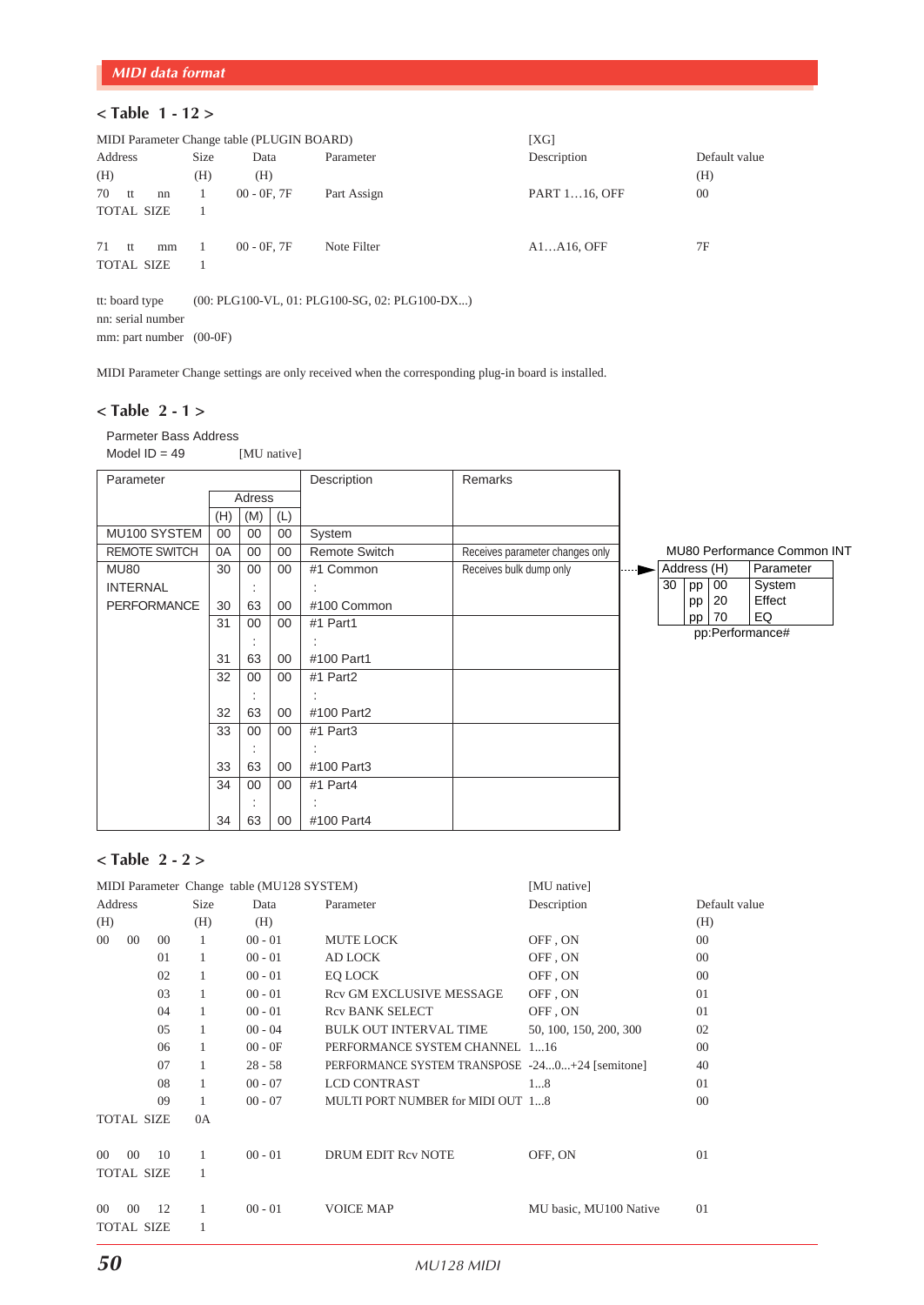## < Table 1 - 12 >

MIDI Parameter Change table (PLUGIN BOARD) [XG]

| Address (H) | Size (H) | Data (H) | Parameter | Description | Default value (H) |
|---|---|---|---|---|---|
| 70 tt nn | 1 | 00 - 0F, 7F | Part Assign | PART 1…16, OFF | 00 |
| TOTAL SIZE | 1 | | | | |
| | | | | | |
| 71 tt mm | 1 | 00 - 0F, 7F | Note Filter | A1…A16, OFF | 7F |
| TOTAL SIZE | 1 | | | | |

tt: board type (00: PLG100-VL, 01: PLG100-SG, 02: PLG100-DX...)
nn: serial number
mm: part number (00-0F)

MIDI Parameter Change settings are only received when the corresponding plug-in board is installed.

## < Table 2 - 1 >

Parmeter Bass Address
Model ID = 49 [MU native]

| Parameter | Adress (H) | (M) | (L) | Description | Remarks |
|---|---|---|---|---|---|
| MU100 SYSTEM | 00 | 00 | 00 | System | |
| REMOTE SWITCH | 0A | 00 | 00 | Remote Switch | Receives parameter changes only |
| MU80 INTERNAL PERFORMANCE | 30 | 00 | 00 | #1 Common | Receives bulk dump only |
| | | : | | : | |
| | 30 | 63 | 00 | #100 Common | |
| | 31 | 00 | 00 | #1 Part1 | |
| | | : | | : | |
| | 31 | 63 | 00 | #100 Part1 | |
| | 32 | 00 | 00 | #1 Part2 | |
| | | : | | : | |
| | 32 | 63 | 00 | #100 Part2 | |
| | 33 | 00 | 00 | #1 Part3 | |
| | | : | | : | |
| | 33 | 63 | 00 | #100 Part3 | |
| | 34 | 00 | 00 | #1 Part4 | |
| | | : | | : | |
| | 34 | 63 | 00 | #100 Part4 | |

MU80 Performance Common INT

| Address (H) | | | Parameter |
|---|---|---|---|
| 30 | pp | 00 | System |
| | pp | 20 | Effect |
| | pp | 70 | EQ |

pp:Performance#

## < Table 2 - 2 >

MIDI Parameter Change table (MU128 SYSTEM) [MU native]

| Address (H) | | | Size (H) | Data (H) | Parameter | Description | Default value (H) |
|---|---|---|---|---|---|---|---|
| 00 | 00 | 00 | 1 | 00 - 01 | MUTE LOCK | OFF , ON | 00 |
| | | 01 | 1 | 00 - 01 | AD LOCK | OFF , ON | 00 |
| | | 02 | 1 | 00 - 01 | EQ LOCK | OFF , ON | 00 |
| | | 03 | 1 | 00 - 01 | Rcv GM EXCLUSIVE MESSAGE | OFF , ON | 01 |
| | | 04 | 1 | 00 - 01 | Rcv BANK SELECT | OFF , ON | 01 |
| | | 05 | 1 | 00 - 04 | BULK OUT INTERVAL TIME | 50, 100, 150, 200, 300 | 02 |
| | | 06 | 1 | 00 - 0F | PERFORMANCE SYSTEM CHANNEL | 1...16 | 00 |
| | | 07 | 1 | 28 - 58 | PERFORMANCE SYSTEM TRANSPOSE | -24...0...+24 [semitone] | 40 |
| | | 08 | 1 | 00 - 07 | LCD CONTRAST | 1...8 | 01 |
| | | 09 | 1 | 00 - 07 | MULTI PORT NUMBER for MIDI OUT | 1...8 | 00 |
| TOTAL SIZE | | | 0A | | | | |
| | | | | | | | |
| 00 | 00 | 10 | 1 | 00 - 01 | DRUM EDIT Rcv NOTE | OFF, ON | 01 |
| TOTAL SIZE | | | 1 | | | | |
| | | | | | | | |
| 00 | 00 | 12 | 1 | 00 - 01 | VOICE MAP | MU basic, MU100 Native | 01 |
| TOTAL SIZE | | | 1 | | | | |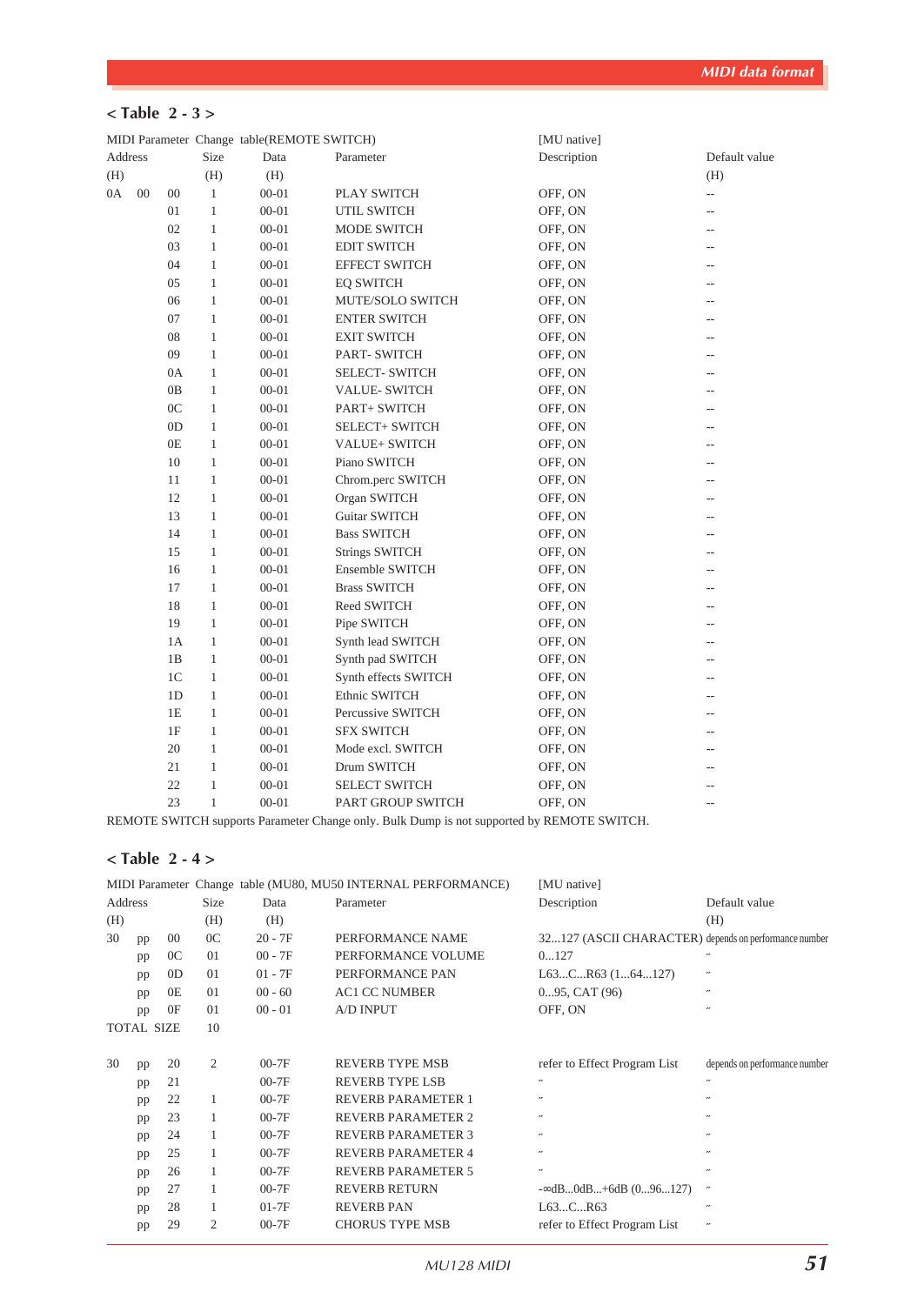## < Table 2 - 3 >

MIDI Parameter Change table(REMOTE SWITCH) [MU native]

| Address (H) | | | Size (H) | Data (H) | Parameter | Description | Default value (H) |
|---|---|---|---|---|---|---|---|
| 0A | 00 | 00 | 1 | 00-01 | PLAY SWITCH | OFF, ON | -- |
| | | 01 | 1 | 00-01 | UTIL SWITCH | OFF, ON | -- |
| | | 02 | 1 | 00-01 | MODE SWITCH | OFF, ON | -- |
| | | 03 | 1 | 00-01 | EDIT SWITCH | OFF, ON | -- |
| | | 04 | 1 | 00-01 | EFFECT SWITCH | OFF, ON | -- |
| | | 05 | 1 | 00-01 | EQ SWITCH | OFF, ON | -- |
| | | 06 | 1 | 00-01 | MUTE/SOLO SWITCH | OFF, ON | -- |
| | | 07 | 1 | 00-01 | ENTER SWITCH | OFF, ON | -- |
| | | 08 | 1 | 00-01 | EXIT SWITCH | OFF, ON | -- |
| | | 09 | 1 | 00-01 | PART- SWITCH | OFF, ON | -- |
| | | 0A | 1 | 00-01 | SELECT- SWITCH | OFF, ON | -- |
| | | 0B | 1 | 00-01 | VALUE- SWITCH | OFF, ON | -- |
| | | 0C | 1 | 00-01 | PART+ SWITCH | OFF, ON | -- |
| | | 0D | 1 | 00-01 | SELECT+ SWITCH | OFF, ON | -- |
| | | 0E | 1 | 00-01 | VALUE+ SWITCH | OFF, ON | -- |
| | | 10 | 1 | 00-01 | Piano SWITCH | OFF, ON | -- |
| | | 11 | 1 | 00-01 | Chrom.perc SWITCH | OFF, ON | -- |
| | | 12 | 1 | 00-01 | Organ SWITCH | OFF, ON | -- |
| | | 13 | 1 | 00-01 | Guitar SWITCH | OFF, ON | -- |
| | | 14 | 1 | 00-01 | Bass SWITCH | OFF, ON | -- |
| | | 15 | 1 | 00-01 | Strings SWITCH | OFF, ON | -- |
| | | 16 | 1 | 00-01 | Ensemble SWITCH | OFF, ON | -- |
| | | 17 | 1 | 00-01 | Brass SWITCH | OFF, ON | -- |
| | | 18 | 1 | 00-01 | Reed SWITCH | OFF, ON | -- |
| | | 19 | 1 | 00-01 | Pipe SWITCH | OFF, ON | -- |
| | | 1A | 1 | 00-01 | Synth lead SWITCH | OFF, ON | -- |
| | | 1B | 1 | 00-01 | Synth pad SWITCH | OFF, ON | -- |
| | | 1C | 1 | 00-01 | Synth effects SWITCH | OFF, ON | -- |
| | | 1D | 1 | 00-01 | Ethnic SWITCH | OFF, ON | -- |
| | | 1E | 1 | 00-01 | Percussive SWITCH | OFF, ON | -- |
| | | 1F | 1 | 00-01 | SFX SWITCH | OFF, ON | -- |
| | | 20 | 1 | 00-01 | Mode excl. SWITCH | OFF, ON | -- |
| | | 21 | 1 | 00-01 | Drum SWITCH | OFF, ON | -- |
| | | 22 | 1 | 00-01 | SELECT SWITCH | OFF, ON | -- |
| | | 23 | 1 | 00-01 | PART GROUP SWITCH | OFF, ON | -- |

REMOTE SWITCH supports Parameter Change only. Bulk Dump is not supported by REMOTE SWITCH.

## < Table 2 - 4 >

MIDI Parameter Change table (MU80, MU50 INTERNAL PERFORMANCE) [MU native]

| Address (H) | | | Size (H) | Data (H) | Parameter | Description | Default value (H) |
|---|---|---|---|---|---|---|---|
| 30 | pp | 00 | 0C | 20 - 7F | PERFORMANCE NAME | 32...127 (ASCII CHARACTER) | depends on performance number |
| | pp | 0C | 01 | 00 - 7F | PERFORMANCE VOLUME | 0...127 | 〃 |
| | pp | 0D | 01 | 01 - 7F | PERFORMANCE PAN | L63...C...R63 (1...64...127) | 〃 |
| | pp | 0E | 01 | 00 - 60 | AC1 CC NUMBER | 0...95, CAT (96) | 〃 |
| | pp | 0F | 01 | 00 - 01 | A/D INPUT | OFF, ON | 〃 |
| TOTAL SIZE | | | 10 | | | | |
| | | | | | | | |
| 30 | pp | 20 | 2 | 00-7F | REVERB TYPE MSB | refer to Effect Program List | depends on performance number |
| | pp | 21 | | 00-7F | REVERB TYPE LSB | 〃 | 〃 |
| | pp | 22 | 1 | 00-7F | REVERB PARAMETER 1 | 〃 | 〃 |
| | pp | 23 | 1 | 00-7F | REVERB PARAMETER 2 | 〃 | 〃 |
| | pp | 24 | 1 | 00-7F | REVERB PARAMETER 3 | 〃 | 〃 |
| | pp | 25 | 1 | 00-7F | REVERB PARAMETER 4 | 〃 | 〃 |
| | pp | 26 | 1 | 00-7F | REVERB PARAMETER 5 | 〃 | 〃 |
| | pp | 27 | 1 | 00-7F | REVERB RETURN | -∞dB...0dB...+6dB (0...96...127) | 〃 |
| | pp | 28 | 1 | 01-7F | REVERB PAN | L63...C...R63 | 〃 |
| | pp | 29 | 2 | 00-7F | CHORUS TYPE MSB | refer to Effect Program List | 〃 |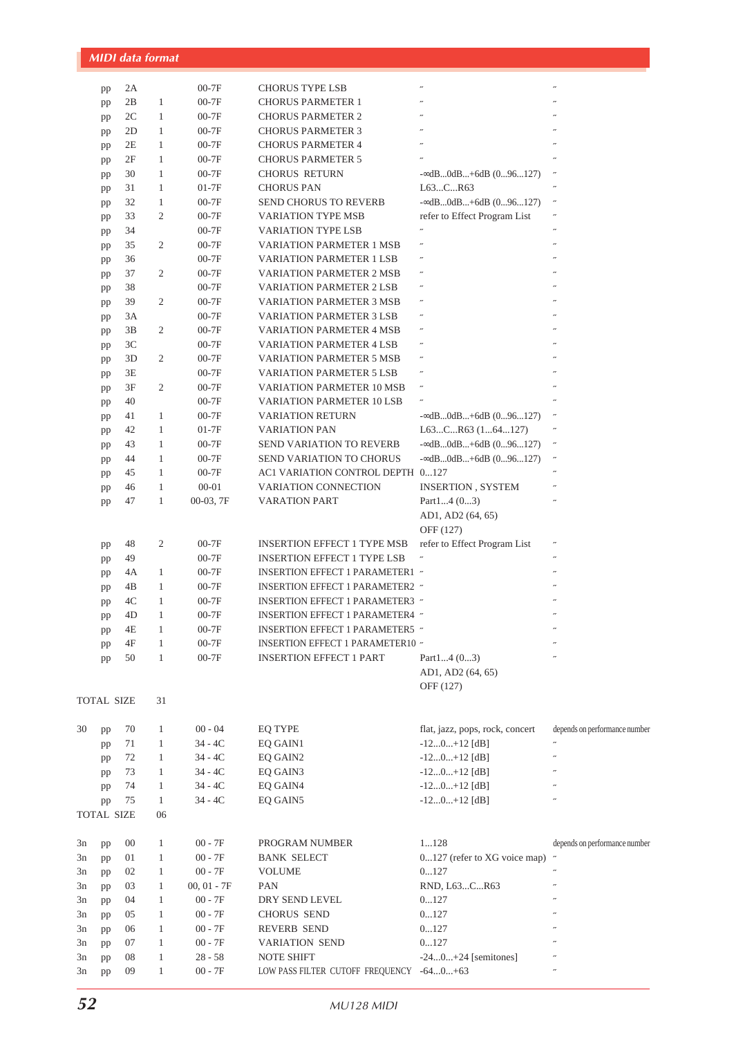| | | | | | | |
|---|---|---|---|---|---|---|
| | pp | 2A | | 00-7F | CHORUS TYPE LSB | 〃 | 〃 |
| | pp | 2B | 1 | 00-7F | CHORUS PARMETER 1 | 〃 | 〃 |
| | pp | 2C | 1 | 00-7F | CHORUS PARMETER 2 | 〃 | 〃 |
| | pp | 2D | 1 | 00-7F | CHORUS PARMETER 3 | 〃 | 〃 |
| | pp | 2E | 1 | 00-7F | CHORUS PARMETER 4 | 〃 | 〃 |
| | pp | 2F | 1 | 00-7F | CHORUS PARMETER 5 | 〃 | 〃 |
| | pp | 30 | 1 | 00-7F | CHORUS RETURN | -∞dB...0dB...+6dB (0...96...127) | 〃 |
| | pp | 31 | 1 | 01-7F | CHORUS PAN | L63...C...R63 | 〃 |
| | pp | 32 | 1 | 00-7F | SEND CHORUS TO REVERB | -∞dB...0dB...+6dB (0...96...127) | 〃 |
| | pp | 33 | 2 | 00-7F | VARIATION TYPE MSB | refer to Effect Program List | 〃 |
| | pp | 34 | | 00-7F | VARIATION TYPE LSB | 〃 | 〃 |
| | pp | 35 | 2 | 00-7F | VARIATION PARMETER 1 MSB | 〃 | 〃 |
| | pp | 36 | | 00-7F | VARIATION PARMETER 1 LSB | 〃 | 〃 |
| | pp | 37 | 2 | 00-7F | VARIATION PARMETER 2 MSB | 〃 | 〃 |
| | pp | 38 | | 00-7F | VARIATION PARMETER 2 LSB | 〃 | 〃 |
| | pp | 39 | 2 | 00-7F | VARIATION PARMETER 3 MSB | 〃 | 〃 |
| | pp | 3A | | 00-7F | VARIATION PARMETER 3 LSB | 〃 | 〃 |
| | pp | 3B | 2 | 00-7F | VARIATION PARMETER 4 MSB | 〃 | 〃 |
| | pp | 3C | | 00-7F | VARIATION PARMETER 4 LSB | 〃 | 〃 |
| | pp | 3D | 2 | 00-7F | VARIATION PARMETER 5 MSB | 〃 | 〃 |
| | pp | 3E | | 00-7F | VARIATION PARMETER 5 LSB | 〃 | 〃 |
| | pp | 3F | 2 | 00-7F | VARIATION PARMETER 10 MSB | 〃 | 〃 |
| | pp | 40 | | 00-7F | VARIATION PARMETER 10 LSB | 〃 | 〃 |
| | pp | 41 | 1 | 00-7F | VARIATION RETURN | -∞dB...0dB...+6dB (0...96...127) | 〃 |
| | pp | 42 | 1 | 01-7F | VARIATION PAN | L63...C...R63 (1...64...127) | 〃 |
| | pp | 43 | 1 | 00-7F | SEND VARIATION TO REVERB | -∞dB...0dB...+6dB (0...96...127) | 〃 |
| | pp | 44 | 1 | 00-7F | SEND VARIATION TO CHORUS | -∞dB...0dB...+6dB (0...96...127) | 〃 |
| | pp | 45 | 1 | 00-7F | AC1 VARIATION CONTROL DEPTH | 0...127 | 〃 |
| | pp | 46 | 1 | 00-01 | VARIATION CONNECTION | INSERTION , SYSTEM | 〃 |
| | pp | 47 | 1 | 00-03, 7F | VARATION PART | Part1...4 (0...3)<br>AD1, AD2 (64, 65)<br>OFF (127) | 〃 |
| | pp | 48 | 2 | 00-7F | INSERTION EFFECT 1 TYPE MSB | refer to Effect Program List | 〃 |
| | pp | 49 | | 00-7F | INSERTION EFFECT 1 TYPE LSB | 〃 | 〃 |
| | pp | 4A | 1 | 00-7F | INSERTION EFFECT 1 PARAMETER1 | 〃 | 〃 |
| | pp | 4B | 1 | 00-7F | INSERTION EFFECT 1 PARAMETER2 | 〃 | 〃 |
| | pp | 4C | 1 | 00-7F | INSERTION EFFECT 1 PARAMETER3 | 〃 | 〃 |
| | pp | 4D | 1 | 00-7F | INSERTION EFFECT 1 PARAMETER4 | 〃 | 〃 |
| | pp | 4E | 1 | 00-7F | INSERTION EFFECT 1 PARAMETER5 | 〃 | 〃 |
| | pp | 4F | 1 | 00-7F | INSERTION EFFECT 1 PARAMETER10 | 〃 | 〃 |
| | pp | 50 | 1 | 00-7F | INSERTION EFFECT 1 PART | Part1...4 (0...3)<br>AD1, AD2 (64, 65)<br>OFF (127) | 〃 |
| TOTAL SIZE | | | 31 | | | | |
| 30 | pp | 70 | 1 | 00 - 04 | EQ TYPE | flat, jazz, pops, rock, concert | depends on performance number |
| | pp | 71 | 1 | 34 - 4C | EQ GAIN1 | -12...0...+12 [dB] | 〃 |
| | pp | 72 | 1 | 34 - 4C | EQ GAIN2 | -12...0...+12 [dB] | 〃 |
| | pp | 73 | 1 | 34 - 4C | EQ GAIN3 | -12...0...+12 [dB] | 〃 |
| | pp | 74 | 1 | 34 - 4C | EQ GAIN4 | -12...0...+12 [dB] | 〃 |
| | pp | 75 | 1 | 34 - 4C | EQ GAIN5 | -12...0...+12 [dB] | 〃 |
| TOTAL SIZE | | | 06 | | | | |
| 3n | pp | 00 | 1 | 00 - 7F | PROGRAM NUMBER | 1...128 | depends on performance number |
| 3n | pp | 01 | 1 | 00 - 7F | BANK SELECT | 0...127 (refer to XG voice map) | 〃 |
| 3n | pp | 02 | 1 | 00 - 7F | VOLUME | 0...127 | 〃 |
| 3n | pp | 03 | 1 | 00, 01 - 7F | PAN | RND, L63...C...R63 | 〃 |
| 3n | pp | 04 | 1 | 00 - 7F | DRY SEND LEVEL | 0...127 | 〃 |
| 3n | pp | 05 | 1 | 00 - 7F | CHORUS SEND | 0...127 | 〃 |
| 3n | pp | 06 | 1 | 00 - 7F | REVERB SEND | 0...127 | 〃 |
| 3n | pp | 07 | 1 | 00 - 7F | VARIATION SEND | 0...127 | 〃 |
| 3n | pp | 08 | 1 | 28 - 58 | NOTE SHIFT | -24...0...+24 [semitones] | 〃 |
| 3n | pp | 09 | 1 | 00 - 7F | LOW PASS FILTER CUTOFF FREQUENCY | -64...0...+63 | 〃 |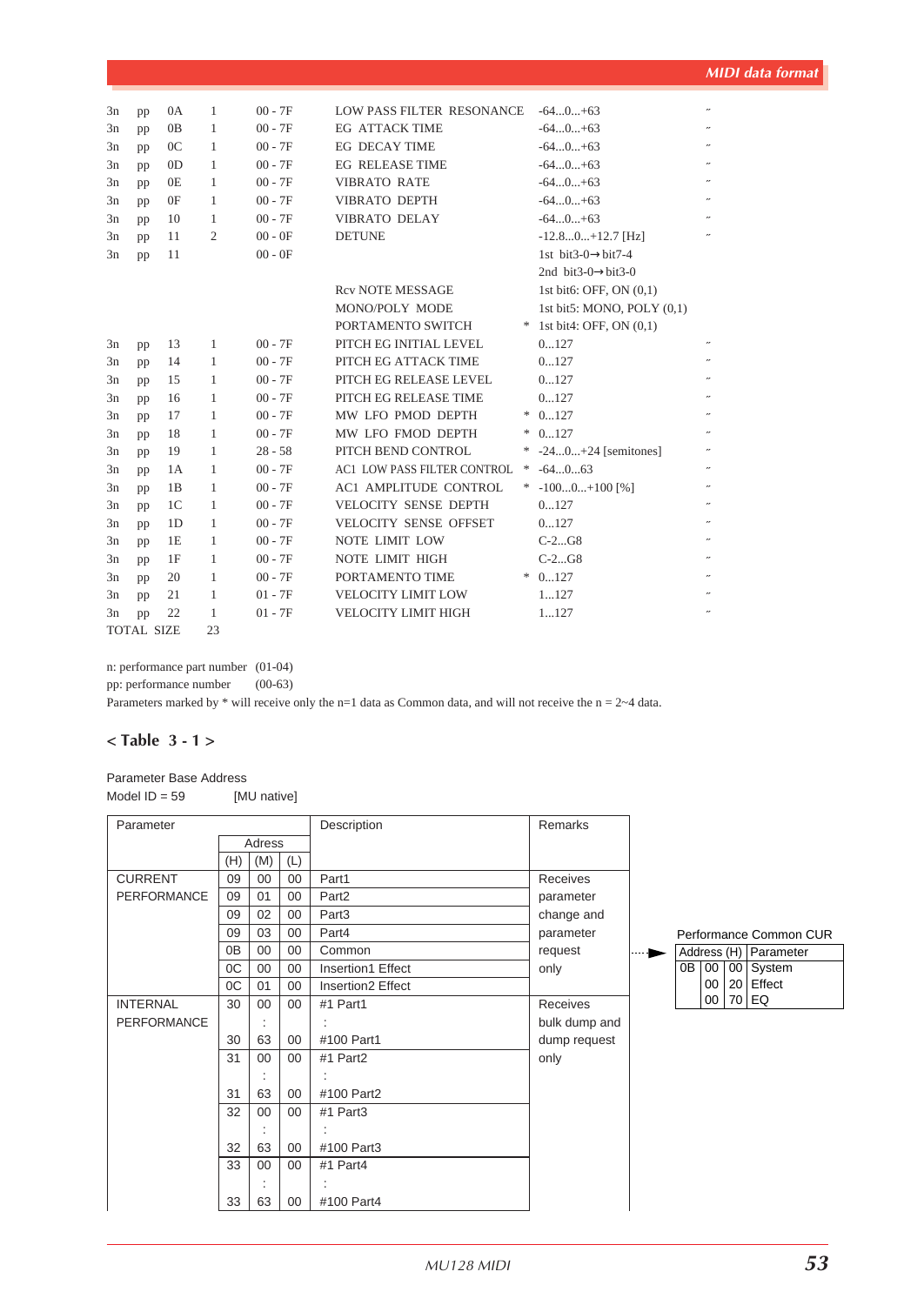| | | | | | | | | |
|---|---|---|---|---|---|---|---|---|
| 3n | pp | 0A | 1 | 00 - 7F | LOW PASS FILTER RESONANCE | | -64...0...+63 | " |
| 3n | pp | 0B | 1 | 00 - 7F | EG ATTACK TIME | | -64...0...+63 | " |
| 3n | pp | 0C | 1 | 00 - 7F | EG DECAY TIME | | -64...0...+63 | " |
| 3n | pp | 0D | 1 | 00 - 7F | EG RELEASE TIME | | -64...0...+63 | " |
| 3n | pp | 0E | 1 | 00 - 7F | VIBRATO RATE | | -64...0...+63 | " |
| 3n | pp | 0F | 1 | 00 - 7F | VIBRATO DEPTH | | -64...0...+63 | " |
| 3n | pp | 10 | 1 | 00 - 7F | VIBRATO DELAY | | -64...0...+63 | " |
| 3n | pp | 11 | 2 | 00 - 0F | DETUNE | | -12.8...0...+12.7 [Hz] | " |
| 3n | pp | 11 | | 00 - 0F | | | 1st bit3-0→bit7-4 | |
| | | | | | | | 2nd bit3-0→bit3-0 | |
| | | | | | Rcv NOTE MESSAGE | | 1st bit6: OFF, ON (0,1) | |
| | | | | | MONO/POLY MODE | | 1st bit5: MONO, POLY (0,1) | |
| | | | | | PORTAMENTO SWITCH | * | 1st bit4: OFF, ON (0,1) | |
| 3n | pp | 13 | 1 | 00 - 7F | PITCH EG INITIAL LEVEL | | 0...127 | " |
| 3n | pp | 14 | 1 | 00 - 7F | PITCH EG ATTACK TIME | | 0...127 | " |
| 3n | pp | 15 | 1 | 00 - 7F | PITCH EG RELEASE LEVEL | | 0...127 | " |
| 3n | pp | 16 | 1 | 00 - 7F | PITCH EG RELEASE TIME | | 0...127 | " |
| 3n | pp | 17 | 1 | 00 - 7F | MW LFO PMOD DEPTH | * | 0...127 | " |
| 3n | pp | 18 | 1 | 00 - 7F | MW LFO FMOD DEPTH | * | 0...127 | " |
| 3n | pp | 19 | 1 | 28 - 58 | PITCH BEND CONTROL | * | -24...0...+24 [semitones] | " |
| 3n | pp | 1A | 1 | 00 - 7F | AC1 LOW PASS FILTER CONTROL | * | -64...0...63 | " |
| 3n | pp | 1B | 1 | 00 - 7F | AC1 AMPLITUDE CONTROL | * | -100...0...+100 [%] | " |
| 3n | pp | 1C | 1 | 00 - 7F | VELOCITY SENSE DEPTH | | 0...127 | " |
| 3n | pp | 1D | 1 | 00 - 7F | VELOCITY SENSE OFFSET | | 0...127 | " |
| 3n | pp | 1E | 1 | 00 - 7F | NOTE LIMIT LOW | | C-2...G8 | " |
| 3n | pp | 1F | 1 | 00 - 7F | NOTE LIMIT HIGH | | C-2...G8 | " |
| 3n | pp | 20 | 1 | 00 - 7F | PORTAMENTO TIME | * | 0...127 | " |
| 3n | pp | 21 | 1 | 01 - 7F | VELOCITY LIMIT LOW | | 1...127 | " |
| 3n | pp | 22 | 1 | 01 - 7F | VELOCITY LIMIT HIGH | | 1...127 | " |
| TOTAL SIZE | | | 23 | | | | | |

n: performance part number (01-04)
pp: performance number (00-63)
Parameters marked by * will receive only the n=1 data as Common data, and will not receive the n = 2~4 data.

## < Table 3 - 1 >

Parameter Base Address
Model ID = 59 [MU native]

| Parameter | Adress (H) | (M) | (L) | Description | Remarks |
|---|---|---|---|---|---|
| CURRENT PERFORMANCE | 09 | 00 | 00 | Part1 | Receives parameter change and parameter request only |
| | 09 | 01 | 00 | Part2 | |
| | 09 | 02 | 00 | Part3 | |
| | 09 | 03 | 00 | Part4 | |
| | 0B | 00 | 00 | Common | |
| | 0C | 00 | 00 | Insertion1 Effect | |
| | 0C | 01 | 00 | Insertion2 Effect | |
| INTERNAL PERFORMANCE | 30 | 00 | 00 | #1 Part1 | Receives bulk dump and dump request only |
| | | : | | : | |
| | 30 | 63 | 00 | #100 Part1 | |
| | 31 | 00 | 00 | #1 Part2 | |
| | | : | | : | |
| | 31 | 63 | 00 | #100 Part2 | |
| | 32 | 00 | 00 | #1 Part3 | |
| | | : | | : | |
| | 32 | 63 | 00 | #100 Part3 | |
| | 33 | 00 | 00 | #1 Part4 | |
| | | : | | : | |
| | 33 | 63 | 00 | #100 Part4 | |

Performance Common CUR

| Address (H) | | | Parameter |
|---|---|---|---|
| 0B | 00 | 00 | System |
| | 00 | 20 | Effect |
| | 00 | 70 | EQ |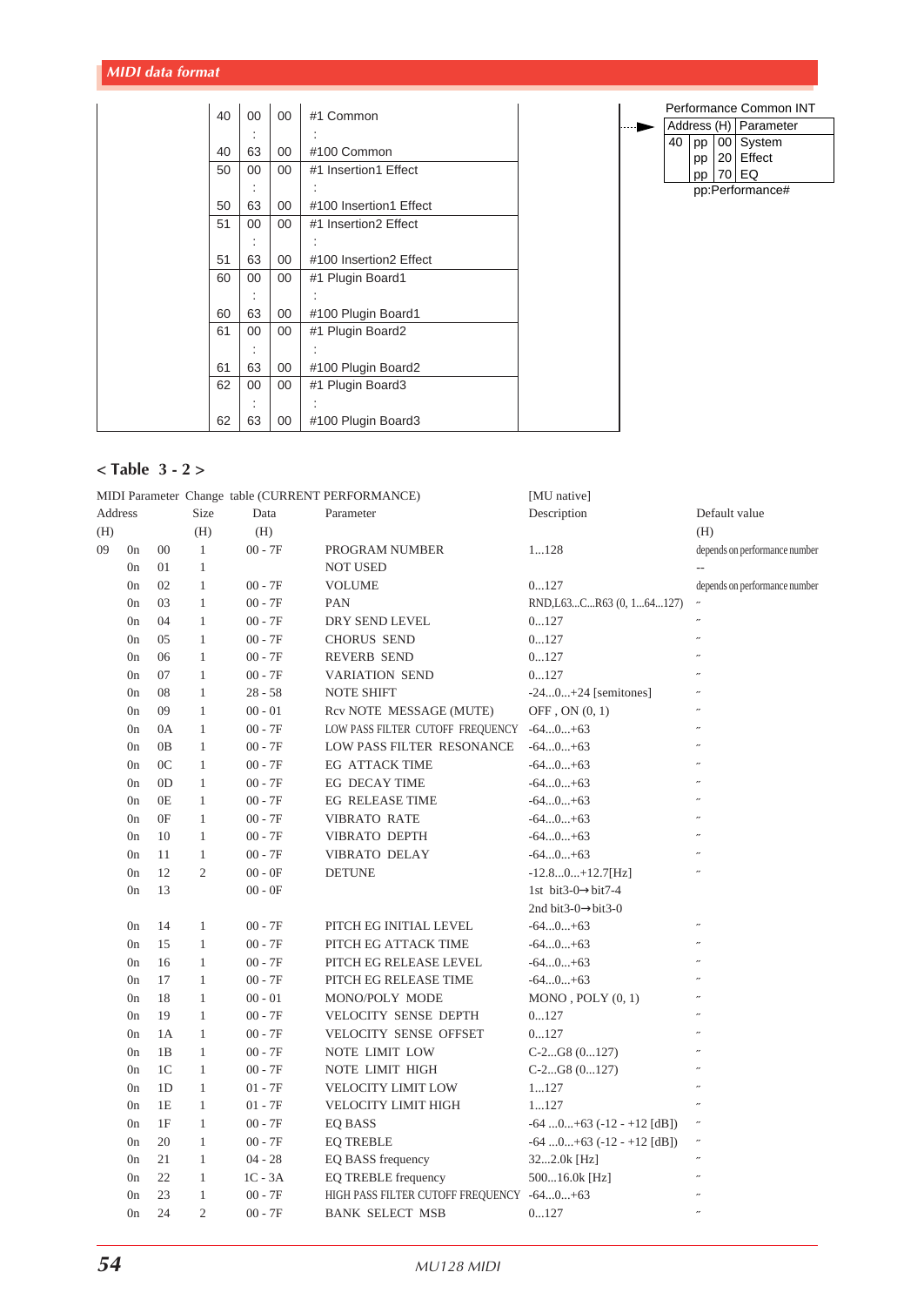| | | | |
|---|---|---|---|
| 40 | 00 | 00 | #1 Common |
| | : | | : |
| 40 | 63 | 00 | #100 Common |
| 50 | 00 | 00 | #1 Insertion1 Effect |
| | : | | : |
| 50 | 63 | 00 | #100 Insertion1 Effect |
| 51 | 00 | 00 | #1 Insertion2 Effect |
| | : | | : |
| 51 | 63 | 00 | #100 Insertion2 Effect |
| 60 | 00 | 00 | #1 Plugin Board1 |
| | : | | : |
| 60 | 63 | 00 | #100 Plugin Board1 |
| 61 | 00 | 00 | #1 Plugin Board2 |
| | : | | : |
| 61 | 63 | 00 | #100 Plugin Board2 |
| 62 | 00 | 00 | #1 Plugin Board3 |
| | : | | : |
| 62 | 63 | 00 | #100 Plugin Board3 |

Performance Common INT

| Address (H) | | | Parameter |
|---|---|---|---|
| 40 | pp | 00 | System |
| | pp | 20 | Effect |
| | pp | 70 | EQ |

pp:Performance#

## < Table 3 - 2 >

MIDI Parameter Change table (CURRENT PERFORMANCE) [MU native]

| Address (H) | | | Size (H) | Data (H) | Parameter | Description | Default value (H) |
|---|---|---|---|---|---|---|---|
| 09 | 0n | 00 | 1 | 00 - 7F | PROGRAM NUMBER | 1...128 | depends on performance number |
| | 0n | 01 | 1 | | NOT USED | | -- |
| | 0n | 02 | 1 | 00 - 7F | VOLUME | 0...127 | depends on performance number |
| | 0n | 03 | 1 | 00 - 7F | PAN | RND,L63...C...R63 (0, 1...64...127) | 〃 |
| | 0n | 04 | 1 | 00 - 7F | DRY SEND LEVEL | 0...127 | 〃 |
| | 0n | 05 | 1 | 00 - 7F | CHORUS SEND | 0...127 | 〃 |
| | 0n | 06 | 1 | 00 - 7F | REVERB SEND | 0...127 | 〃 |
| | 0n | 07 | 1 | 00 - 7F | VARIATION SEND | 0...127 | 〃 |
| | 0n | 08 | 1 | 28 - 58 | NOTE SHIFT | -24...0...+24 [semitones] | 〃 |
| | 0n | 09 | 1 | 00 - 01 | Rcv NOTE MESSAGE (MUTE) | OFF , ON (0, 1) | 〃 |
| | 0n | 0A | 1 | 00 - 7F | LOW PASS FILTER CUTOFF FREQUENCY | -64...0...+63 | 〃 |
| | 0n | 0B | 1 | 00 - 7F | LOW PASS FILTER RESONANCE | -64...0...+63 | 〃 |
| | 0n | 0C | 1 | 00 - 7F | EG ATTACK TIME | -64...0...+63 | 〃 |
| | 0n | 0D | 1 | 00 - 7F | EG DECAY TIME | -64...0...+63 | 〃 |
| | 0n | 0E | 1 | 00 - 7F | EG RELEASE TIME | -64...0...+63 | 〃 |
| | 0n | 0F | 1 | 00 - 7F | VIBRATO RATE | -64...0...+63 | 〃 |
| | 0n | 10 | 1 | 00 - 7F | VIBRATO DEPTH | -64...0...+63 | 〃 |
| | 0n | 11 | 1 | 00 - 7F | VIBRATO DELAY | -64...0...+63 | 〃 |
| | 0n | 12 | 2 | 00 - 0F | DETUNE | -12.8...0...+12.7[Hz] | 〃 |
| | 0n | 13 | | 00 - 0F | | 1st bit3-0→bit7-4<br>2nd bit3-0→bit3-0 | |
| | 0n | 14 | 1 | 00 - 7F | PITCH EG INITIAL LEVEL | -64...0...+63 | 〃 |
| | 0n | 15 | 1 | 00 - 7F | PITCH EG ATTACK TIME | -64...0...+63 | 〃 |
| | 0n | 16 | 1 | 00 - 7F | PITCH EG RELEASE LEVEL | -64...0...+63 | 〃 |
| | 0n | 17 | 1 | 00 - 7F | PITCH EG RELEASE TIME | -64...0...+63 | 〃 |
| | 0n | 18 | 1 | 00 - 01 | MONO/POLY MODE | MONO , POLY (0, 1) | 〃 |
| | 0n | 19 | 1 | 00 - 7F | VELOCITY SENSE DEPTH | 0...127 | 〃 |
| | 0n | 1A | 1 | 00 - 7F | VELOCITY SENSE OFFSET | 0...127 | 〃 |
| | 0n | 1B | 1 | 00 - 7F | NOTE LIMIT LOW | C-2...G8 (0...127) | 〃 |
| | 0n | 1C | 1 | 00 - 7F | NOTE LIMIT HIGH | C-2...G8 (0...127) | 〃 |
| | 0n | 1D | 1 | 01 - 7F | VELOCITY LIMIT LOW | 1...127 | 〃 |
| | 0n | 1E | 1 | 01 - 7F | VELOCITY LIMIT HIGH | 1...127 | 〃 |
| | 0n | 1F | 1 | 00 - 7F | EQ BASS | -64 ...0...+63 (-12 - +12 [dB]) | 〃 |
| | 0n | 20 | 1 | 00 - 7F | EQ TREBLE | -64 ...0...+63 (-12 - +12 [dB]) | 〃 |
| | 0n | 21 | 1 | 04 - 28 | EQ BASS frequency | 32...2.0k [Hz] | 〃 |
| | 0n | 22 | 1 | 1C - 3A | EQ TREBLE frequency | 500...16.0k [Hz] | 〃 |
| | 0n | 23 | 1 | 00 - 7F | HIGH PASS FILTER CUTOFF FREQUENCY | -64...0...+63 | 〃 |
| | 0n | 24 | 2 | 00 - 7F | BANK SELECT MSB | 0...127 | 〃 |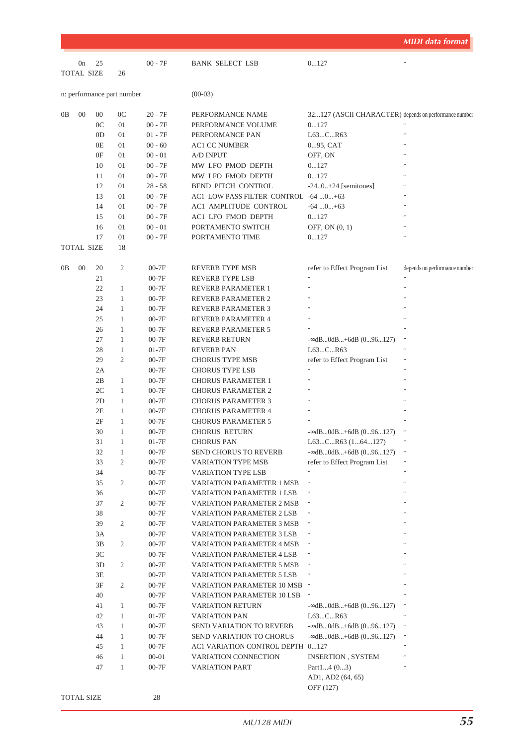| | | | | | | | |
|---|---|---|---|---|---|---|---|
| | 0n | 25 | | 00 - 7F | BANK SELECT LSB | 0...127 | 〃 |
| TOTAL SIZE | | | 26 | | | | |

n: performance part number (00-03)

| | | | | | | | |
|---|---|---|---|---|---|---|---|
| 0B | 00 | 00 | 0C | 20 - 7F | PERFORMANCE NAME | 32...127 (ASCII CHARACTER) | depends on performance number |
| | | 0C | 01 | 00 - 7F | PERFORMANCE VOLUME | 0...127 | 〃 |
| | | 0D | 01 | 01 - 7F | PERFORMANCE PAN | L63...C...R63 | 〃 |
| | | 0E | 01 | 00 - 60 | AC1 CC NUMBER | 0...95, CAT | 〃 |
| | | 0F | 01 | 00 - 01 | A/D INPUT | OFF, ON | 〃 |
| | | 10 | 01 | 00 - 7F | MW LFO PMOD DEPTH | 0...127 | 〃 |
| | | 11 | 01 | 00 - 7F | MW LFO FMOD DEPTH | 0...127 | 〃 |
| | | 12 | 01 | 28 - 58 | BEND PITCH CONTROL | -24..0..+24 [semitones] | 〃 |
| | | 13 | 01 | 00 - 7F | AC1 LOW PASS FILTER CONTROL | -64 ...0...+63 | 〃 |
| | | 14 | 01 | 00 - 7F | AC1 AMPLITUDE CONTROL | -64 ...0...+63 | 〃 |
| | | 15 | 01 | 00 - 7F | AC1 LFO FMOD DEPTH | 0...127 | 〃 |
| | | 16 | 01 | 00 - 01 | PORTAMENTO SWITCH | OFF, ON (0, 1) | 〃 |
| | | 17 | 01 | 00 - 7F | PORTAMENTO TIME | 0...127 | 〃 |
| TOTAL SIZE | | | 18 | | | | |

| | | | | | | | |
|---|---|---|---|---|---|---|---|
| 0B | 00 | 20 | 2 | 00-7F | REVERB TYPE MSB | refer to Effect Program List | depends on performance number |
| | | 21 | | 00-7F | REVERB TYPE LSB | 〃 | 〃 |
| | | 22 | 1 | 00-7F | REVERB PARAMETER 1 | 〃 | 〃 |
| | | 23 | 1 | 00-7F | REVERB PARAMETER 2 | 〃 | 〃 |
| | | 24 | 1 | 00-7F | REVERB PARAMETER 3 | 〃 | 〃 |
| | | 25 | 1 | 00-7F | REVERB PARAMETER 4 | 〃 | 〃 |
| | | 26 | 1 | 00-7F | REVERB PARAMETER 5 | 〃 | 〃 |
| | | 27 | 1 | 00-7F | REVERB RETURN | -∞dB...0dB...+6dB (0...96...127) | 〃 |
| | | 28 | 1 | 01-7F | REVERB PAN | L63...C...R63 | 〃 |
| | | 29 | 2 | 00-7F | CHORUS TYPE MSB | refer to Effect Program List | 〃 |
| | | 2A | | 00-7F | CHORUS TYPE LSB | 〃 | 〃 |
| | | 2B | 1 | 00-7F | CHORUS PARAMETER 1 | 〃 | 〃 |
| | | 2C | 1 | 00-7F | CHORUS PARAMETER 2 | 〃 | 〃 |
| | | 2D | 1 | 00-7F | CHORUS PARAMETER 3 | 〃 | 〃 |
| | | 2E | 1 | 00-7F | CHORUS PARAMETER 4 | 〃 | 〃 |
| | | 2F | 1 | 00-7F | CHORUS PARAMETER 5 | 〃 | 〃 |
| | | 30 | 1 | 00-7F | CHORUS RETURN | -∞dB...0dB...+6dB (0...96...127) | 〃 |
| | | 31 | 1 | 01-7F | CHORUS PAN | L63...C...R63 (1...64...127) | 〃 |
| | | 32 | 1 | 00-7F | SEND CHORUS TO REVERB | -∞dB...0dB...+6dB (0...96...127) | 〃 |
| | | 33 | 2 | 00-7F | VARIATION TYPE MSB | refer to Effect Program List | 〃 |
| | | 34 | | 00-7F | VARIATION TYPE LSB | 〃 | 〃 |
| | | 35 | 2 | 00-7F | VARIATION PARAMETER 1 MSB | 〃 | 〃 |
| | | 36 | | 00-7F | VARIATION PARAMETER 1 LSB | 〃 | 〃 |
| | | 37 | 2 | 00-7F | VARIATION PARAMETER 2 MSB | 〃 | 〃 |
| | | 38 | | 00-7F | VARIATION PARAMETER 2 LSB | 〃 | 〃 |
| | | 39 | 2 | 00-7F | VARIATION PARAMETER 3 MSB | 〃 | 〃 |
| | | 3A | | 00-7F | VARIATION PARAMETER 3 LSB | 〃 | 〃 |
| | | 3B | 2 | 00-7F | VARIATION PARAMETER 4 MSB | 〃 | 〃 |
| | | 3C | | 00-7F | VARIATION PARAMETER 4 LSB | 〃 | 〃 |
| | | 3D | 2 | 00-7F | VARIATION PARAMETER 5 MSB | 〃 | 〃 |
| | | 3E | | 00-7F | VARIATION PARAMETER 5 LSB | 〃 | 〃 |
| | | 3F | 2 | 00-7F | VARIATION PARAMETER 10 MSB | 〃 | 〃 |
| | | 40 | | 00-7F | VARIATION PARAMETER 10 LSB | 〃 | 〃 |
| | | 41 | 1 | 00-7F | VARIATION RETURN | -∞dB...0dB...+6dB (0...96...127) | 〃 |
| | | 42 | 1 | 01-7F | VARIATION PAN | L63...C...R63 | 〃 |
| | | 43 | 1 | 00-7F | SEND VARIATION TO REVERB | -∞dB...0dB...+6dB (0...96...127) | 〃 |
| | | 44 | 1 | 00-7F | SEND VARIATION TO CHORUS | -∞dB...0dB...+6dB (0...96...127) | 〃 |
| | | 45 | 1 | 00-7F | AC1 VARIATION CONTROL DEPTH | 0...127 | 〃 |
| | | 46 | 1 | 00-01 | VARIATION CONNECTION | INSERTION , SYSTEM | 〃 |
| | | 47 | 1 | 00-7F | VARIATION PART | Part1...4 (0...3) AD1, AD2 (64, 65) OFF (127) | 〃 |
| TOTAL SIZE | | | | 28 | | | |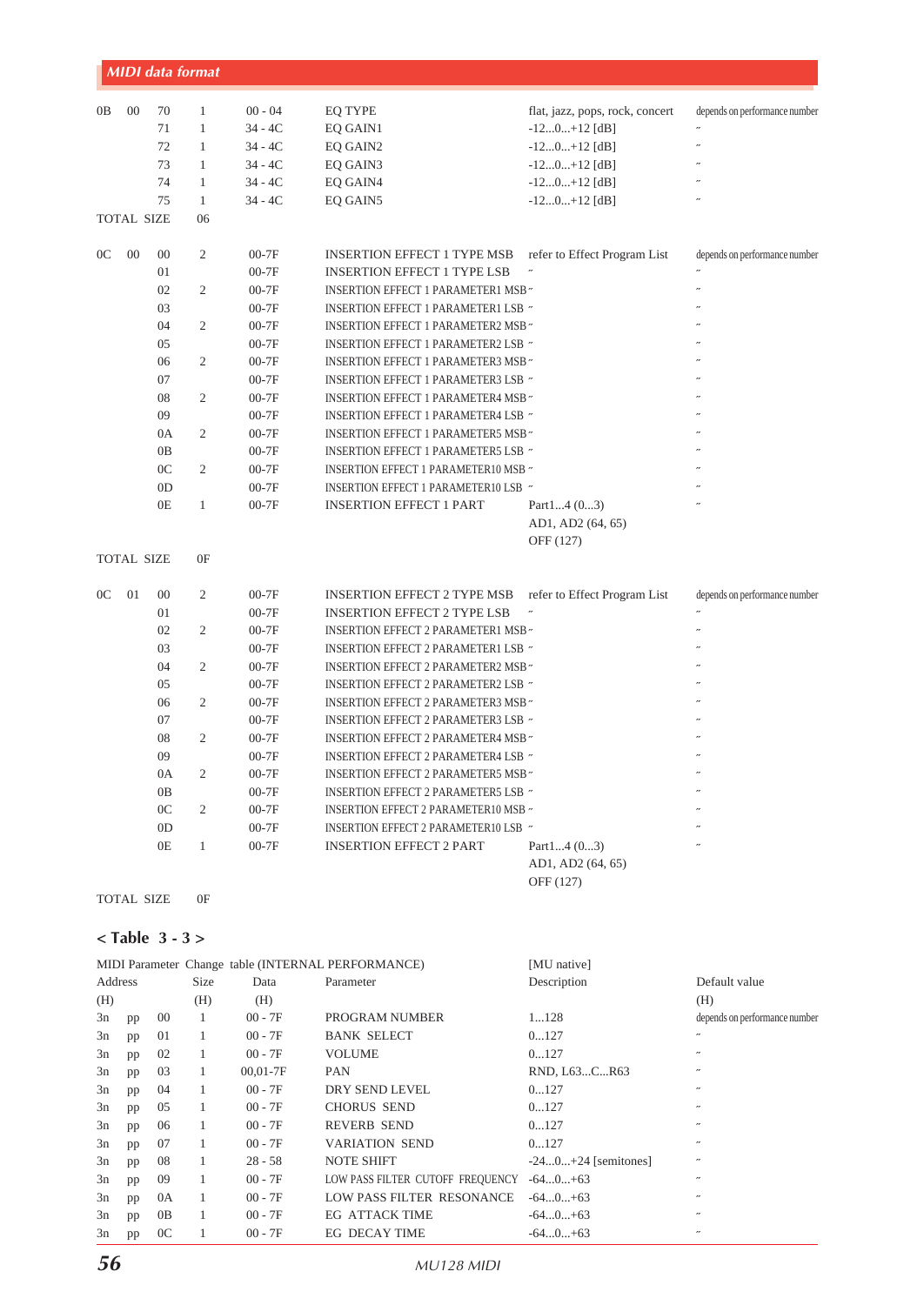| | | | | | | | |
|---|---|---|---|---|---|---|---|
| 0B | 00 | 70 | 1 | 00 - 04 | EQ TYPE | flat, jazz, pops, rock, concert | depends on performance number |
| | | 71 | 1 | 34 - 4C | EQ GAIN1 | -12...0...+12 [dB] | " |
| | | 72 | 1 | 34 - 4C | EQ GAIN2 | -12...0...+12 [dB] | " |
| | | 73 | 1 | 34 - 4C | EQ GAIN3 | -12...0...+12 [dB] | " |
| | | 74 | 1 | 34 - 4C | EQ GAIN4 | -12...0...+12 [dB] | " |
| | | 75 | 1 | 34 - 4C | EQ GAIN5 | -12...0...+12 [dB] | " |
| TOTAL SIZE | | | 06 | | | | |

| | | | | | | | |
|---|---|---|---|---|---|---|---|
| 0C | 00 | 00 | 2 | 00-7F | INSERTION EFFECT 1 TYPE MSB | refer to Effect Program List | depends on performance number |
| | | 01 | | 00-7F | INSERTION EFFECT 1 TYPE LSB | " | " |
| | | 02 | 2 | 00-7F | INSERTION EFFECT 1 PARAMETER1 MSB | " | " |
| | | 03 | | 00-7F | INSERTION EFFECT 1 PARAMETER1 LSB | " | " |
| | | 04 | 2 | 00-7F | INSERTION EFFECT 1 PARAMETER2 MSB | " | " |
| | | 05 | | 00-7F | INSERTION EFFECT 1 PARAMETER2 LSB | " | " |
| | | 06 | 2 | 00-7F | INSERTION EFFECT 1 PARAMETER3 MSB | " | " |
| | | 07 | | 00-7F | INSERTION EFFECT 1 PARAMETER3 LSB | " | " |
| | | 08 | 2 | 00-7F | INSERTION EFFECT 1 PARAMETER4 MSB | " | " |
| | | 09 | | 00-7F | INSERTION EFFECT 1 PARAMETER4 LSB | " | " |
| | | 0A | 2 | 00-7F | INSERTION EFFECT 1 PARAMETER5 MSB | " | " |
| | | 0B | | 00-7F | INSERTION EFFECT 1 PARAMETER5 LSB | " | " |
| | | 0C | 2 | 00-7F | INSERTION EFFECT 1 PARAMETER10 MSB | " | " |
| | | 0D | | 00-7F | INSERTION EFFECT 1 PARAMETER10 LSB | " | " |
| | | 0E | 1 | 00-7F | INSERTION EFFECT 1 PART | Part1...4 (0...3)<br>AD1, AD2 (64, 65)<br>OFF (127) | " |
| TOTAL SIZE | | | 0F | | | | |

| | | | | | | | |
|---|---|---|---|---|---|---|---|
| 0C | 01 | 00 | 2 | 00-7F | INSERTION EFFECT 2 TYPE MSB | refer to Effect Program List | depends on performance number |
| | | 01 | | 00-7F | INSERTION EFFECT 2 TYPE LSB | " | " |
| | | 02 | 2 | 00-7F | INSERTION EFFECT 2 PARAMETER1 MSB | " | " |
| | | 03 | | 00-7F | INSERTION EFFECT 2 PARAMETER1 LSB | " | " |
| | | 04 | 2 | 00-7F | INSERTION EFFECT 2 PARAMETER2 MSB | " | " |
| | | 05 | | 00-7F | INSERTION EFFECT 2 PARAMETER2 LSB | " | " |
| | | 06 | 2 | 00-7F | INSERTION EFFECT 2 PARAMETER3 MSB | " | " |
| | | 07 | | 00-7F | INSERTION EFFECT 2 PARAMETER3 LSB | " | " |
| | | 08 | 2 | 00-7F | INSERTION EFFECT 2 PARAMETER4 MSB | " | " |
| | | 09 | | 00-7F | INSERTION EFFECT 2 PARAMETER4 LSB | " | " |
| | | 0A | 2 | 00-7F | INSERTION EFFECT 2 PARAMETER5 MSB | " | " |
| | | 0B | | 00-7F | INSERTION EFFECT 2 PARAMETER5 LSB | " | " |
| | | 0C | 2 | 00-7F | INSERTION EFFECT 2 PARAMETER10 MSB | " | " |
| | | 0D | | 00-7F | INSERTION EFFECT 2 PARAMETER10 LSB | " | " |
| | | 0E | 1 | 00-7F | INSERTION EFFECT 2 PART | Part1...4 (0...3)<br>AD1, AD2 (64, 65)<br>OFF (127) | " |
| TOTAL SIZE | | | 0F | | | | |

## < Table 3 - 3 >

MIDI Parameter Change table (INTERNAL PERFORMANCE) [MU native]

| Address (H) | | | Size (H) | Data (H) | Parameter | Description | Default value (H) |
|---|---|---|---|---|---|---|---|
| 3n | pp | 00 | 1 | 00 - 7F | PROGRAM NUMBER | 1...128 | depends on performance number |
| 3n | pp | 01 | 1 | 00 - 7F | BANK SELECT | 0...127 | " |
| 3n | pp | 02 | 1 | 00 - 7F | VOLUME | 0...127 | " |
| 3n | pp | 03 | 1 | 00,01-7F | PAN | RND, L63...C...R63 | " |
| 3n | pp | 04 | 1 | 00 - 7F | DRY SEND LEVEL | 0...127 | " |
| 3n | pp | 05 | 1 | 00 - 7F | CHORUS SEND | 0...127 | " |
| 3n | pp | 06 | 1 | 00 - 7F | REVERB SEND | 0...127 | " |
| 3n | pp | 07 | 1 | 00 - 7F | VARIATION SEND | 0...127 | " |
| 3n | pp | 08 | 1 | 28 - 58 | NOTE SHIFT | -24...0...+24 [semitones] | " |
| 3n | pp | 09 | 1 | 00 - 7F | LOW PASS FILTER CUTOFF FREQUENCY | -64...0...+63 | " |
| 3n | pp | 0A | 1 | 00 - 7F | LOW PASS FILTER RESONANCE | -64...0...+63 | " |
| 3n | pp | 0B | 1 | 00 - 7F | EG ATTACK TIME | -64...0...+63 | " |
| 3n | pp | 0C | 1 | 00 - 7F | EG DECAY TIME | -64...0...+63 | " |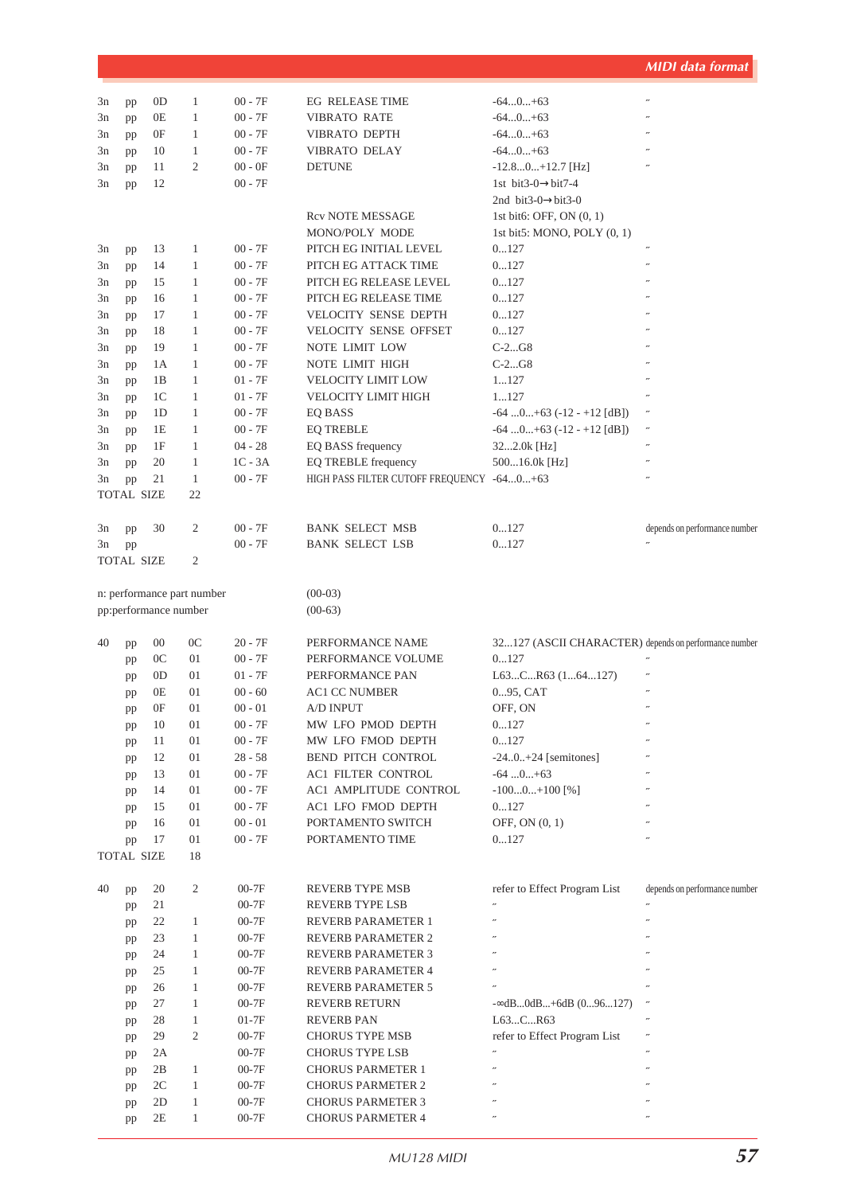| | | | | | | | |
|---|---|---|---|---|---|---|---|
| 3n | pp | 0D | 1 | 00 - 7F | EG RELEASE TIME | -64...0...+63 | 〃 |
| 3n | pp | 0E | 1 | 00 - 7F | VIBRATO RATE | -64...0...+63 | 〃 |
| 3n | pp | 0F | 1 | 00 - 7F | VIBRATO DEPTH | -64...0...+63 | 〃 |
| 3n | pp | 10 | 1 | 00 - 7F | VIBRATO DELAY | -64...0...+63 | 〃 |
| 3n | pp | 11 | 2 | 00 - 0F | DETUNE | -12.8...0...+12.7 [Hz] | 〃 |
| 3n | pp | 12 | | 00 - 7F | | 1st bit3-0→bit7-4 | |
| | | | | | | 2nd bit3-0→bit3-0 | |
| | | | | | Rcv NOTE MESSAGE | 1st bit6: OFF, ON (0, 1) | |
| | | | | | MONO/POLY MODE | 1st bit5: MONO, POLY (0, 1) | |
| 3n | pp | 13 | 1 | 00 - 7F | PITCH EG INITIAL LEVEL | 0...127 | 〃 |
| 3n | pp | 14 | 1 | 00 - 7F | PITCH EG ATTACK TIME | 0...127 | 〃 |
| 3n | pp | 15 | 1 | 00 - 7F | PITCH EG RELEASE LEVEL | 0...127 | 〃 |
| 3n | pp | 16 | 1 | 00 - 7F | PITCH EG RELEASE TIME | 0...127 | 〃 |
| 3n | pp | 17 | 1 | 00 - 7F | VELOCITY SENSE DEPTH | 0...127 | 〃 |
| 3n | pp | 18 | 1 | 00 - 7F | VELOCITY SENSE OFFSET | 0...127 | 〃 |
| 3n | pp | 19 | 1 | 00 - 7F | NOTE LIMIT LOW | C-2...G8 | 〃 |
| 3n | pp | 1A | 1 | 00 - 7F | NOTE LIMIT HIGH | C-2...G8 | 〃 |
| 3n | pp | 1B | 1 | 01 - 7F | VELOCITY LIMIT LOW | 1...127 | 〃 |
| 3n | pp | 1C | 1 | 01 - 7F | VELOCITY LIMIT HIGH | 1...127 | 〃 |
| 3n | pp | 1D | 1 | 00 - 7F | EQ BASS | -64 ...0...+63 (-12 - +12 [dB]) | 〃 |
| 3n | pp | 1E | 1 | 00 - 7F | EQ TREBLE | -64 ...0...+63 (-12 - +12 [dB]) | 〃 |
| 3n | pp | 1F | 1 | 04 - 28 | EQ BASS frequency | 32...2.0k [Hz] | 〃 |
| 3n | pp | 20 | 1 | 1C - 3A | EQ TREBLE frequency | 500...16.0k [Hz] | 〃 |
| 3n | pp | 21 | 1 | 00 - 7F | HIGH PASS FILTER CUTOFF FREQUENCY | -64...0...+63 | 〃 |
| TOTAL SIZE | | | 22 | | | | |

| | | | | | | | |
|---|---|---|---|---|---|---|---|
| 3n | pp | 30 | 2 | 00 - 7F | BANK SELECT MSB | 0...127 | depends on performance number |
| 3n | pp | | | 00 - 7F | BANK SELECT LSB | 0...127 | 〃 |
| TOTAL SIZE | | | 2 | | | | |

n: performance part number (00-03)
pp:performance number (00-63)

| | | | | | | | |
|---|---|---|---|---|---|---|---|
| 40 | pp | 00 | 0C | 20 - 7F | PERFORMANCE NAME | 32...127 (ASCII CHARACTER) | depends on performance number |
| | pp | 0C | 01 | 00 - 7F | PERFORMANCE VOLUME | 0...127 | 〃 |
| | pp | 0D | 01 | 01 - 7F | PERFORMANCE PAN | L63...C...R63 (1...64...127) | 〃 |
| | pp | 0E | 01 | 00 - 60 | AC1 CC NUMBER | 0...95, CAT | 〃 |
| | pp | 0F | 01 | 00 - 01 | A/D INPUT | OFF, ON | 〃 |
| | pp | 10 | 01 | 00 - 7F | MW LFO PMOD DEPTH | 0...127 | 〃 |
| | pp | 11 | 01 | 00 - 7F | MW LFO FMOD DEPTH | 0...127 | 〃 |
| | pp | 12 | 01 | 28 - 58 | BEND PITCH CONTROL | -24..0..+24 [semitones] | 〃 |
| | pp | 13 | 01 | 00 - 7F | AC1 FILTER CONTROL | -64 ...0...+63 | 〃 |
| | pp | 14 | 01 | 00 - 7F | AC1 AMPLITUDE CONTROL | -100...0...+100 [%] | 〃 |
| | pp | 15 | 01 | 00 - 7F | AC1 LFO FMOD DEPTH | 0...127 | 〃 |
| | pp | 16 | 01 | 00 - 01 | PORTAMENTO SWITCH | OFF, ON (0, 1) | 〃 |
| | pp | 17 | 01 | 00 - 7F | PORTAMENTO TIME | 0...127 | 〃 |
| TOTAL SIZE | | | 18 | | | | |

| | | | | | | | |
|---|---|---|---|---|---|---|---|
| 40 | pp | 20 | 2 | 00-7F | REVERB TYPE MSB | refer to Effect Program List | depends on performance number |
| | pp | 21 | | 00-7F | REVERB TYPE LSB | 〃 | 〃 |
| | pp | 22 | 1 | 00-7F | REVERB PARAMETER 1 | 〃 | 〃 |
| | pp | 23 | 1 | 00-7F | REVERB PARAMETER 2 | 〃 | 〃 |
| | pp | 24 | 1 | 00-7F | REVERB PARAMETER 3 | 〃 | 〃 |
| | pp | 25 | 1 | 00-7F | REVERB PARAMETER 4 | 〃 | 〃 |
| | pp | 26 | 1 | 00-7F | REVERB PARAMETER 5 | 〃 | 〃 |
| | pp | 27 | 1 | 00-7F | REVERB RETURN | -∞dB...0dB...+6dB (0...96...127) | 〃 |
| | pp | 28 | 1 | 01-7F | REVERB PAN | L63...C...R63 | 〃 |
| | pp | 29 | 2 | 00-7F | CHORUS TYPE MSB | refer to Effect Program List | 〃 |
| | pp | 2A | | 00-7F | CHORUS TYPE LSB | 〃 | 〃 |
| | pp | 2B | 1 | 00-7F | CHORUS PARMETER 1 | 〃 | 〃 |
| | pp | 2C | 1 | 00-7F | CHORUS PARMETER 2 | 〃 | 〃 |
| | pp | 2D | 1 | 00-7F | CHORUS PARMETER 3 | 〃 | 〃 |
| | pp | 2E | 1 | 00-7F | CHORUS PARMETER 4 | 〃 | 〃 |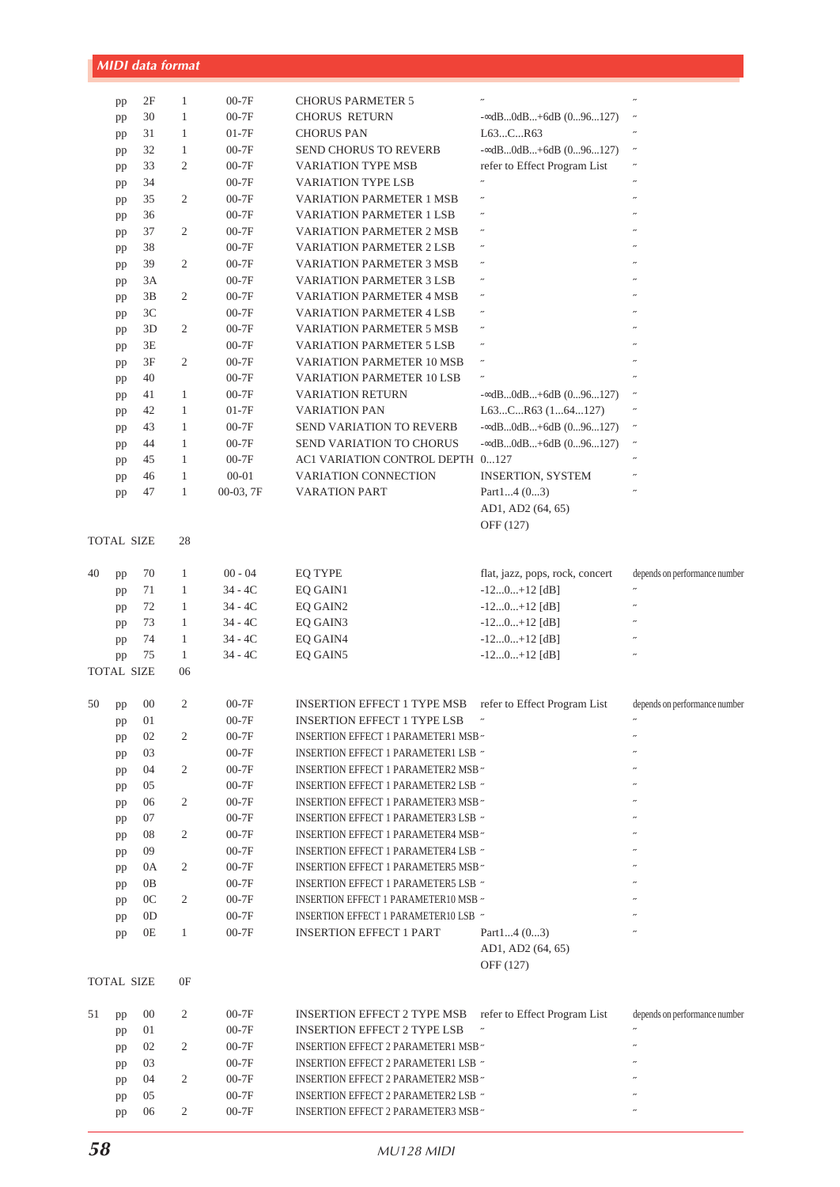| | | | | | | | |
|---|---|---|---|---|---|---|---|
| | pp | 2F | 1 | 00-7F | CHORUS PARMETER 5 | 〃 | 〃 |
| | pp | 30 | 1 | 00-7F | CHORUS RETURN | -∞dB...0dB...+6dB (0...96...127) | 〃 |
| | pp | 31 | 1 | 01-7F | CHORUS PAN | L63...C...R63 | 〃 |
| | pp | 32 | 1 | 00-7F | SEND CHORUS TO REVERB | -∞dB...0dB...+6dB (0...96...127) | 〃 |
| | pp | 33 | 2 | 00-7F | VARIATION TYPE MSB | refer to Effect Program List | 〃 |
| | pp | 34 | | 00-7F | VARIATION TYPE LSB | 〃 | 〃 |
| | pp | 35 | 2 | 00-7F | VARIATION PARMETER 1 MSB | 〃 | 〃 |
| | pp | 36 | | 00-7F | VARIATION PARMETER 1 LSB | 〃 | 〃 |
| | pp | 37 | 2 | 00-7F | VARIATION PARMETER 2 MSB | 〃 | 〃 |
| | pp | 38 | | 00-7F | VARIATION PARMETER 2 LSB | 〃 | 〃 |
| | pp | 39 | 2 | 00-7F | VARIATION PARMETER 3 MSB | 〃 | 〃 |
| | pp | 3A | | 00-7F | VARIATION PARMETER 3 LSB | 〃 | 〃 |
| | pp | 3B | 2 | 00-7F | VARIATION PARMETER 4 MSB | 〃 | 〃 |
| | pp | 3C | | 00-7F | VARIATION PARMETER 4 LSB | 〃 | 〃 |
| | pp | 3D | 2 | 00-7F | VARIATION PARMETER 5 MSB | 〃 | 〃 |
| | pp | 3E | | 00-7F | VARIATION PARMETER 5 LSB | 〃 | 〃 |
| | pp | 3F | 2 | 00-7F | VARIATION PARMETER 10 MSB | 〃 | 〃 |
| | pp | 40 | | 00-7F | VARIATION PARMETER 10 LSB | 〃 | 〃 |
| | pp | 41 | 1 | 00-7F | VARIATION RETURN | -∞dB...0dB...+6dB (0...96...127) | 〃 |
| | pp | 42 | 1 | 01-7F | VARIATION PAN | L63...C...R63 (1...64...127) | 〃 |
| | pp | 43 | 1 | 00-7F | SEND VARIATION TO REVERB | -∞dB...0dB...+6dB (0...96...127) | 〃 |
| | pp | 44 | 1 | 00-7F | SEND VARIATION TO CHORUS | -∞dB...0dB...+6dB (0...96...127) | 〃 |
| | pp | 45 | 1 | 00-7F | AC1 VARIATION CONTROL DEPTH | 0...127 | 〃 |
| | pp | 46 | 1 | 00-01 | VARIATION CONNECTION | INSERTION, SYSTEM | 〃 |
| | pp | 47 | 1 | 00-03, 7F | VARATION PART | Part1...4 (0...3)<br>AD1, AD2 (64, 65)<br>OFF (127) | 〃 |
| TOTAL SIZE | | | 28 | | | | |

| | | | | | | | |
|---|---|---|---|---|---|---|---|
| 40 | pp | 70 | 1 | 00 - 04 | EQ TYPE | flat, jazz, pops, rock, concert | depends on performance number |
| | pp | 71 | 1 | 34 - 4C | EQ GAIN1 | -12...0...+12 [dB] | 〃 |
| | pp | 72 | 1 | 34 - 4C | EQ GAIN2 | -12...0...+12 [dB] | 〃 |
| | pp | 73 | 1 | 34 - 4C | EQ GAIN3 | -12...0...+12 [dB] | 〃 |
| | pp | 74 | 1 | 34 - 4C | EQ GAIN4 | -12...0...+12 [dB] | 〃 |
| | pp | 75 | 1 | 34 - 4C | EQ GAIN5 | -12...0...+12 [dB] | 〃 |
| TOTAL SIZE | | | 06 | | | | |

| | | | | | | | |
|---|---|---|---|---|---|---|---|
| 50 | pp | 00 | 2 | 00-7F | INSERTION EFFECT 1 TYPE MSB | refer to Effect Program List | depends on performance number |
| | pp | 01 | | 00-7F | INSERTION EFFECT 1 TYPE LSB | 〃 | 〃 |
| | pp | 02 | 2 | 00-7F | INSERTION EFFECT 1 PARAMETER1 MSB | 〃 | 〃 |
| | pp | 03 | | 00-7F | INSERTION EFFECT 1 PARAMETER1 LSB | 〃 | 〃 |
| | pp | 04 | 2 | 00-7F | INSERTION EFFECT 1 PARAMETER2 MSB | 〃 | 〃 |
| | pp | 05 | | 00-7F | INSERTION EFFECT 1 PARAMETER2 LSB | 〃 | 〃 |
| | pp | 06 | 2 | 00-7F | INSERTION EFFECT 1 PARAMETER3 MSB | 〃 | 〃 |
| | pp | 07 | | 00-7F | INSERTION EFFECT 1 PARAMETER3 LSB | 〃 | 〃 |
| | pp | 08 | 2 | 00-7F | INSERTION EFFECT 1 PARAMETER4 MSB | 〃 | 〃 |
| | pp | 09 | | 00-7F | INSERTION EFFECT 1 PARAMETER4 LSB | 〃 | 〃 |
| | pp | 0A | 2 | 00-7F | INSERTION EFFECT 1 PARAMETER5 MSB | 〃 | 〃 |
| | pp | 0B | | 00-7F | INSERTION EFFECT 1 PARAMETER5 LSB | 〃 | 〃 |
| | pp | 0C | 2 | 00-7F | INSERTION EFFECT 1 PARAMETER10 MSB | 〃 | 〃 |
| | pp | 0D | | 00-7F | INSERTION EFFECT 1 PARAMETER10 LSB | 〃 | 〃 |
| | pp | 0E | 1 | 00-7F | INSERTION EFFECT 1 PART | Part1...4 (0...3)<br>AD1, AD2 (64, 65)<br>OFF (127) | 〃 |
| TOTAL SIZE | | | 0F | | | | |

| | | | | | | | |
|---|---|---|---|---|---|---|---|
| 51 | pp | 00 | 2 | 00-7F | INSERTION EFFECT 2 TYPE MSB | refer to Effect Program List | depends on performance number |
| | pp | 01 | | 00-7F | INSERTION EFFECT 2 TYPE LSB | 〃 | 〃 |
| | pp | 02 | 2 | 00-7F | INSERTION EFFECT 2 PARAMETER1 MSB | 〃 | 〃 |
| | pp | 03 | | 00-7F | INSERTION EFFECT 2 PARAMETER1 LSB | 〃 | 〃 |
| | pp | 04 | 2 | 00-7F | INSERTION EFFECT 2 PARAMETER2 MSB | 〃 | 〃 |
| | pp | 05 | | 00-7F | INSERTION EFFECT 2 PARAMETER2 LSB | 〃 | 〃 |
| | pp | 06 | 2 | 00-7F | INSERTION EFFECT 2 PARAMETER3 MSB | 〃 | 〃 |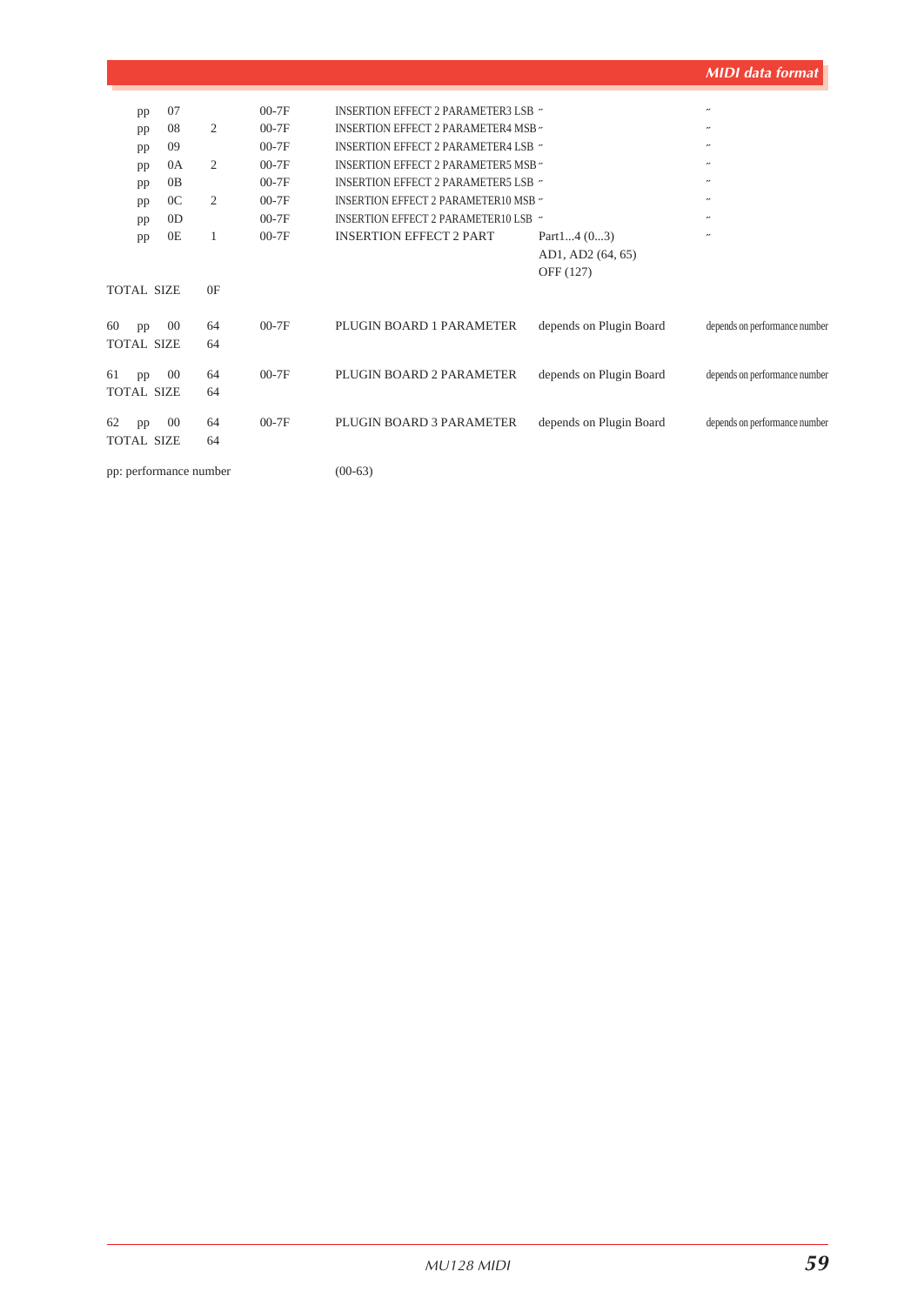| | | | | | | | |
|---|---|---|---|---|---|---|---|
| | pp | 07 | | 00-7F | INSERTION EFFECT 2 PARAMETER3 LSB ″ | | ″ |
| | pp | 08 | 2 | 00-7F | INSERTION EFFECT 2 PARAMETER4 MSB ″ | | ″ |
| | pp | 09 | | 00-7F | INSERTION EFFECT 2 PARAMETER4 LSB ″ | | ″ |
| | pp | 0A | 2 | 00-7F | INSERTION EFFECT 2 PARAMETER5 MSB ″ | | ″ |
| | pp | 0B | | 00-7F | INSERTION EFFECT 2 PARAMETER5 LSB ″ | | ″ |
| | pp | 0C | 2 | 00-7F | INSERTION EFFECT 2 PARAMETER10 MSB ″ | | ″ |
| | pp | 0D | | 00-7F | INSERTION EFFECT 2 PARAMETER10 LSB ″ | | ″ |
| | pp | 0E | 1 | 00-7F | INSERTION EFFECT 2 PART | Part1...4 (0...3)<br>AD1, AD2 (64, 65)<br>OFF (127) | ″ |
| TOTAL SIZE | | | 0F | | | | |
| 60 | pp | 00 | 64 | 00-7F | PLUGIN BOARD 1 PARAMETER | depends on Plugin Board | depends on performance number |
| TOTAL SIZE | | | 64 | | | | |
| 61 | pp | 00 | 64 | 00-7F | PLUGIN BOARD 2 PARAMETER | depends on Plugin Board | depends on performance number |
| TOTAL SIZE | | | 64 | | | | |
| 62 | pp | 00 | 64 | 00-7F | PLUGIN BOARD 3 PARAMETER | depends on Plugin Board | depends on performance number |
| TOTAL SIZE | | | 64 | | | | |

pp: performance number (00-63)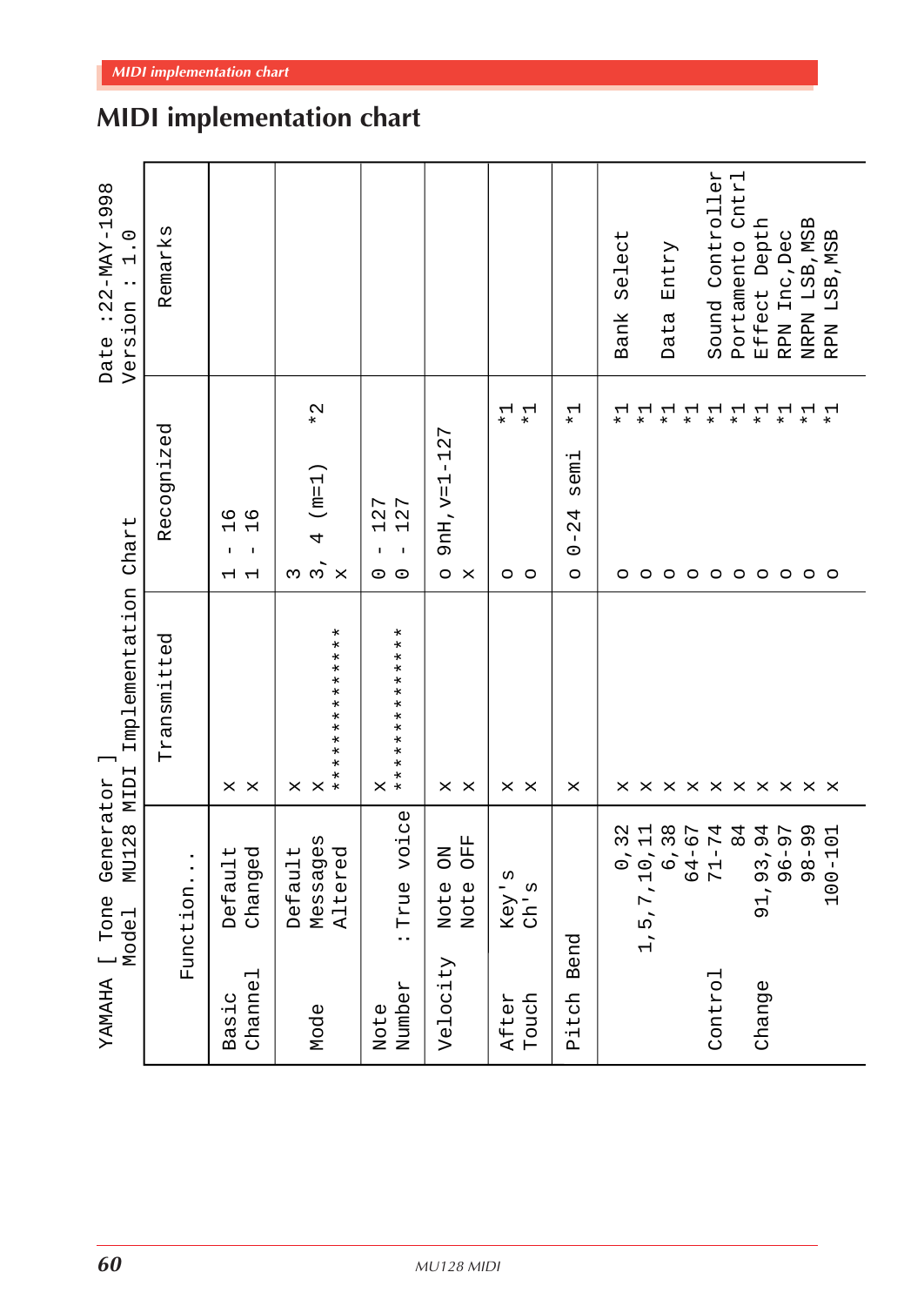## MIDI implementation chart

YAMAHA [ Tone Generator ] MIDI Implementation Chart
Model MU128

Date :22-MAY-1998
Version : 1.0

| Function... | | Transmitted | Recognized | Remarks |
|---|---|---|---|---|
| Basic Channel | Default | x | 1 - 16 | |
| | Changed | x | 1 - 16 | |
| Mode | Default | x | 3 | |
| | Messages | x | 3, 4 (m=1) *2 | |
| | Altered | ************** | x | |
| Note Number | | x | 0 - 127 | |
| | : True voice | ************** | 0 - 127 | |
| Velocity | Note ON | x | o 9nH, v=1-127 | |
| | Note OFF | x | x | |
| After Touch | Key's | x | o *1 | |
| | Ch's | x | o *1 | |
| Pitch Bend | | x | o 0-24 semi *1 | |
| Control Change | 0, 32 | x | o *1 | Bank Select |
| | 1, 5, 7, 10, 11 | x | o *1 | |
| | 6, 38 | x | o *1 | Data Entry |
| | 64-67 | x | o *1 | |
| | 71-74 | x | o *1 | Sound Controller |
| | 84 | x | o *1 | Portamento Cntrl |
| | 91, 93, 94 | x | o *1 | Effect Depth |
| | 96-97 | x | o *1 | RPN Inc,Dec |
| | 98-99 | x | o *1 | NRPN LSB,MSB |
| | 100-101 | x | o *1 | RPN LSB,MSB |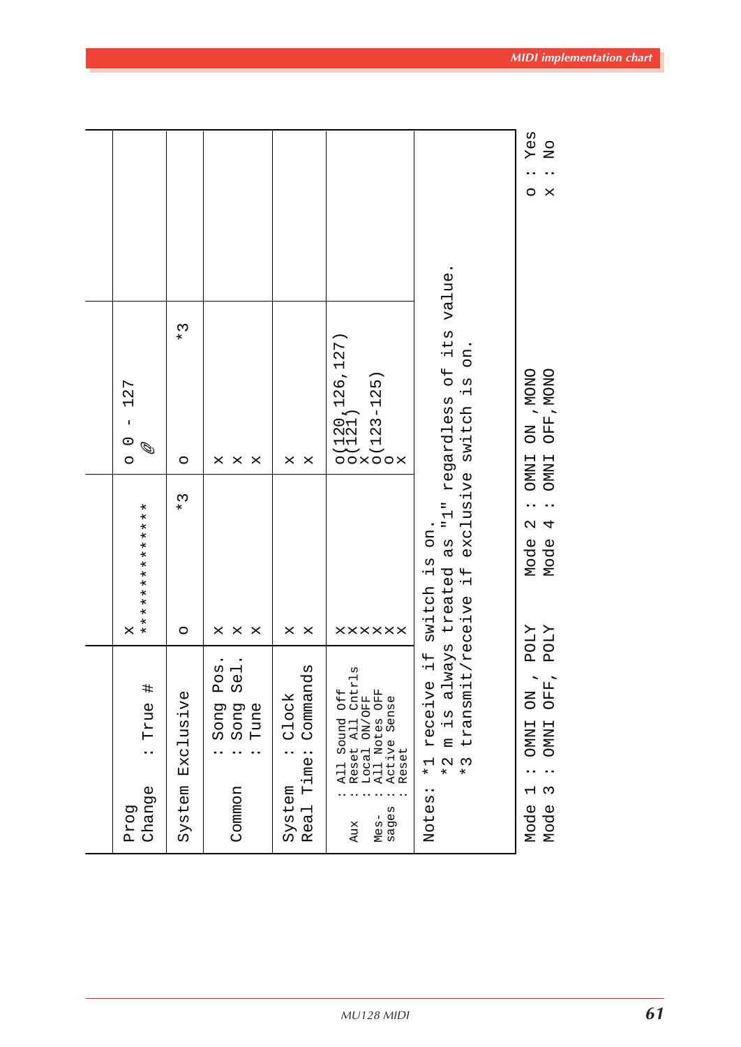| Function | | Transmitted | Recognized | Remarks |
|---|---|---|---|---|
| Prog Change | : True # | x ************** | o 0 - 127 @ | |
| System Exclusive | | o *3 | o *3 | |
| Common | : Song Pos. | x | x | |
| | : Song Sel. | x | x | |
| | : Tune | x | x | |
| System Real Time | : Clock | x | x | |
| | : Commands | x | x | |
| Aux Mes- sages | : All Sound Off | x | o(120,126,127) | |
| | : Reset All Cntrls | x | o(121) | |
| | : Local ON/OFF | x | x | |
| | : All Notes OFF | x | o(123-125) | |
| | : Active Sense | x | o | |
| | : Reset | x | x | |

Notes: *1 receive if switch is on.
*2 m is always treated as "1" regardless of its value.
*3 transmit/receive if exclusive switch is on.

Mode 1 : OMNI ON , POLY　　Mode 2 : OMNI ON ,MONO　　o : Yes
Mode 3 : OMNI OFF, POLY　　Mode 4 : OMNI OFF,MONO　　x : No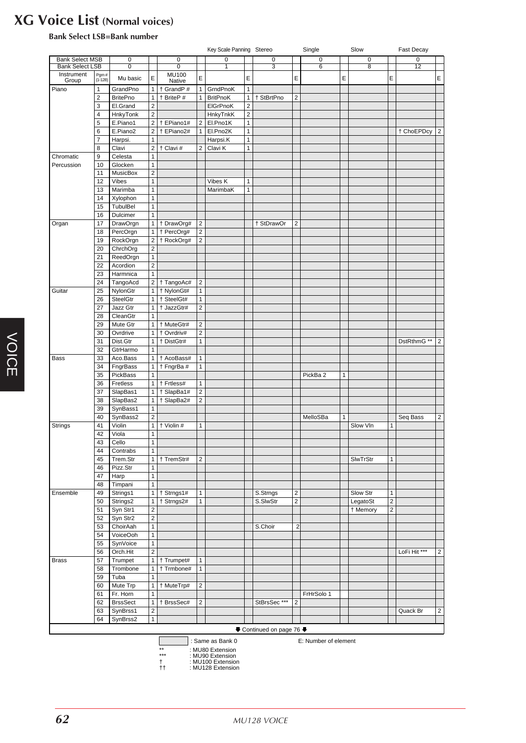# XG Voice List (Normal voices)

**Bank Select LSB=Bank number**

| | | | | | | Key Scale Panning | | Stereo | | Single | | Slow | | Fast Decay | |
|---|---|---|---|---|---|---|---|---|---|---|---|---|---|---|---|
| Bank Select MSB | | 0 | | 0 | | 0 | | 0 | | 0 | | 0 | | 0 | |
| Bank Select LSB | | 0 | | 0 | | 1 | | 3 | | 6 | | 8 | | 12 | |
| Instrument Group | Pgm# (1-128) | Mu basic | E | MU100 Native | E | | E | | E | | E | | E | | E |
| Piano | 1 | GrandPno | 1 | † GrandP # | 1 | GrndPnoK | 1 | | | | | | | | |
| | 2 | BritePno | 1 | † BriteP # | 1 | BritPnoK | 1 | † StBrtPno | 2 | | | | | | |
| | 3 | El.Grand | 2 | | | ElGrPnoK | 2 | | | | | | | | |
| | 4 | HnkyTonk | 2 | | | HnkyTnkK | 2 | | | | | | | | |
| | 5 | E.Piano1 | 2 | † EPiano1# | 2 | El.Pno1K | 1 | | | | | | | | |
| | 6 | E.Piano2 | 2 | † EPiano2# | 1 | El.Pno2K | 1 | | | | | | | † ChoEPDcy | 2 |
| | 7 | Harpsi. | 1 | | | Harpsi.K | 1 | | | | | | | | |
| | 8 | Clavi | 2 | † Clavi # | 2 | Clavi K | 1 | | | | | | | | |
| Chromatic Percussion | 9 | Celesta | 1 | | | | | | | | | | | | |
| | 10 | Glocken | 1 | | | | | | | | | | | | |
| | 11 | MusicBox | 2 | | | | | | | | | | | | |
| | 12 | Vibes | 1 | | | Vibes K | 1 | | | | | | | | |
| | 13 | Marimba | 1 | | | MarimbaK | 1 | | | | | | | | |
| | 14 | Xylophon | 1 | | | | | | | | | | | | |
| | 15 | TubulBel | 1 | | | | | | | | | | | | |
| | 16 | Dulcimer | 1 | | | | | | | | | | | | |
| Organ | 17 | DrawOrgn | 1 | † DrawOrg# | 2 | | | † StDrawOr | 2 | | | | | | |
| | 18 | PercOrgn | 1 | † PercOrg# | 2 | | | | | | | | | | |
| | 19 | RockOrgn | 2 | † RockOrg# | 2 | | | | | | | | | | |
| | 20 | ChrchOrg | 2 | | | | | | | | | | | | |
| | 21 | ReedOrgn | 1 | | | | | | | | | | | | |
| | 22 | Acordion | 2 | | | | | | | | | | | | |
| | 23 | Harmnica | 1 | | | | | | | | | | | | |
| | 24 | TangoAcd | 2 | † TangoAc# | 2 | | | | | | | | | | |
| Guitar | 25 | NylonGtr | 1 | † NylonGt# | 1 | | | | | | | | | | |
| | 26 | SteelGtr | 1 | † SteelGt# | 1 | | | | | | | | | | |
| | 27 | Jazz Gtr | 1 | † JazzGtr# | 2 | | | | | | | | | | |
| | 28 | CleanGtr | 1 | | | | | | | | | | | | |
| | 29 | Mute Gtr | 1 | † MuteGtr# | 2 | | | | | | | | | | |
| | 30 | Ovrdrive | 1 | † Ovrdriv# | 2 | | | | | | | | | | |
| | 31 | Dist.Gtr | 1 | † DistGtr# | 1 | | | | | | | | | DstRthmG ** | 2 |
| | 32 | GtrHarmo | 1 | | | | | | | | | | | | |
| Bass | 33 | Aco.Bass | 1 | † AcoBass# | 1 | | | | | | | | | | |
| | 34 | FngrBass | 1 | † FngrBa # | 1 | | | | | | | | | | |
| | 35 | PickBass | 1 | | | | | | | PickBa 2 | 1 | | | | |
| | 36 | Fretless | 1 | † Frtless# | 1 | | | | | | | | | | |
| | 37 | SlapBas1 | 1 | † SlapBa1# | 2 | | | | | | | | | | |
| | 38 | SlapBas2 | 1 | † SlapBa2# | 2 | | | | | | | | | | |
| | 39 | SynBass1 | 1 | | | | | | | | | | | | |
| | 40 | SynBass2 | 2 | | | | | | | MelloSBa | 1 | | | Seq Bass | 2 |
| Strings | 41 | Violin | 1 | † Violin # | 1 | | | | | | | Slow Vln | 1 | | |
| | 42 | Viola | 1 | | | | | | | | | | | | |
| | 43 | Cello | 1 | | | | | | | | | | | | |
| | 44 | Contrabs | 1 | | | | | | | | | | | | |
| | 45 | Trem.Str | 1 | † TremStr# | 2 | | | | | | | SlwTrStr | 1 | | |
| | 46 | Pizz.Str | 1 | | | | | | | | | | | | |
| | 47 | Harp | 1 | | | | | | | | | | | | |
| | 48 | Timpani | 1 | | | | | | | | | | | | |
| Ensemble | 49 | Strings1 | 1 | † Strngs1# | 1 | | | S.Strngs | 2 | | | Slow Str | 1 | | |
| | 50 | Strings2 | 1 | † Strngs2# | 1 | | | S.SlwStr | 2 | | | LegatoSt | 2 | | |
| | 51 | Syn Str1 | 2 | | | | | | | | | † Memory | 2 | | |
| | 52 | Syn Str2 | 2 | | | | | | | | | | | | |
| | 53 | ChoirAah | 1 | | | | | S.Choir | 2 | | | | | | |
| | 54 | VoiceOoh | 1 | | | | | | | | | | | | |
| | 55 | SynVoice | 1 | | | | | | | | | | | | |
| | 56 | Orch.Hit | 2 | | | | | | | | | | | LoFi Hit *** | 2 |
| Brass | 57 | Trumpet | 1 | † Trumpet# | 1 | | | | | | | | | | |
| | 58 | Trombone | 1 | † Trmbone# | 1 | | | | | | | | | | |
| | 59 | Tuba | 1 | | | | | | | | | | | | |
| | 60 | Mute Trp | 1 | † MuteTrp# | 2 | | | | | | | | | | |
| | 61 | Fr. Horn | 1 | | | | | | | FrHrSolo 1 | | | | | |
| | 62 | BrssSect | 1 | † BrssSec# | 2 | | | StBrsSec *** | 2 | | | | | | |
| | 63 | SynBrss1 | 2 | | | | | | | | | | | Quack Br | 2 |
| | 64 | SynBrss2 | 1 | | | | | | | | | | | | |

Continued on page 76

(blank cell) : Same as Bank 0 E: Number of element

** : MU80 Extension
*** : MU90 Extension
† : MU100 Extension
†† : MU128 Extension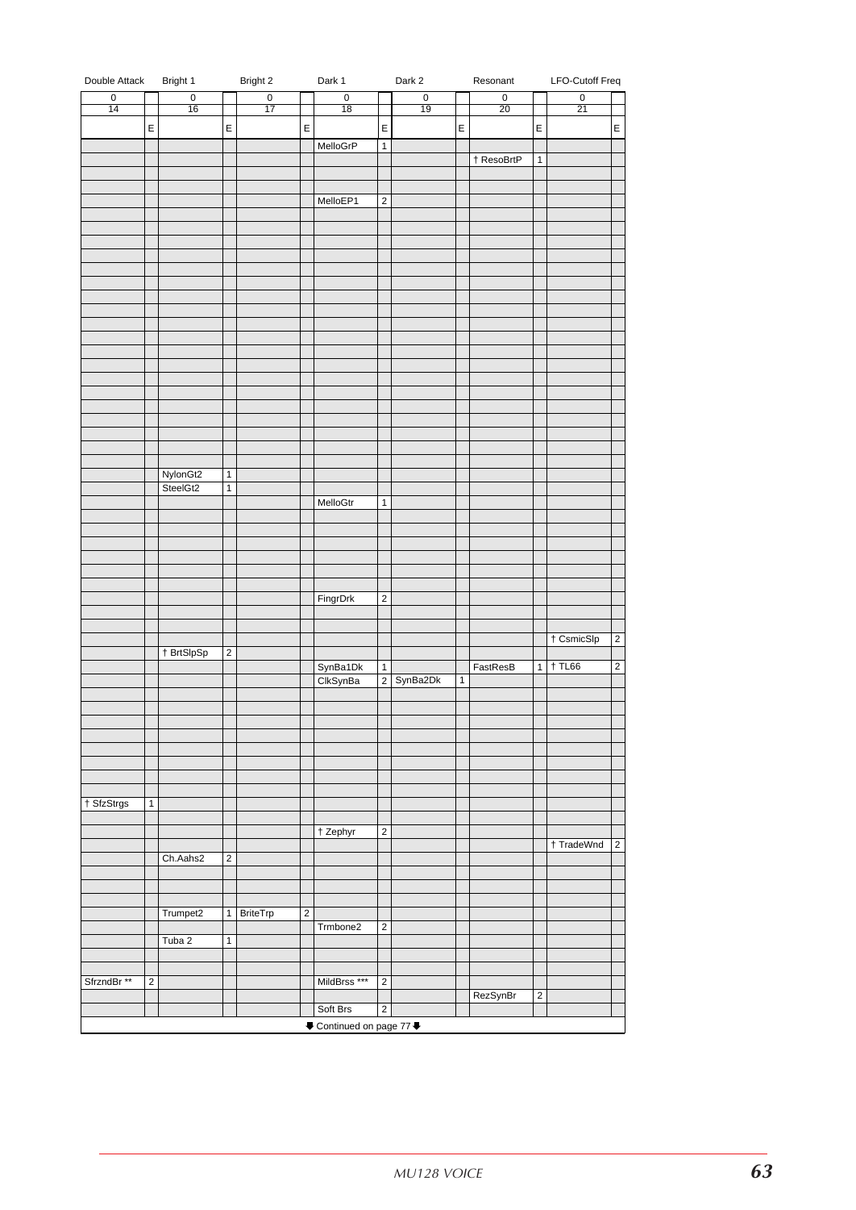| Double Attack | | Bright 1 | | Bright 2 | | Dark 1 | | Dark 2 | | Resonant | | LFO-Cutoff Freq | |
|---|---|---|---|---|---|---|---|---|---|---|---|---|---|
| 0 | | 0 | | 0 | | 0 | | 0 | | 0 | | 0 | |
| 14 | | 16 | | 17 | | 18 | | 19 | | 20 | | 21 | |
| | E | | E | | E | | E | | E | | E | | E |
| | | | | | | MelloGrP | 1 | | | | | | |
| | | | | | | | | | | † ResoBrtP | 1 | | |
| | | | | | | | | | | | | | |
| | | | | | | | | | | | | | |
| | | | | | | MelloEP1 | 2 | | | | | | |
| | | | | | | | | | | | | | |
| | | | | | | | | | | | | | |
| | | | | | | | | | | | | | |
| | | | | | | | | | | | | | |
| | | | | | | | | | | | | | |
| | | | | | | | | | | | | | |
| | | | | | | | | | | | | | |
| | | | | | | | | | | | | | |
| | | | | | | | | | | | | | |
| | | | | | | | | | | | | | |
| | | | | | | | | | | | | | |
| | | | | | | | | | | | | | |
| | | | | | | | | | | | | | |
| | | | | | | | | | | | | | |
| | | | | | | | | | | | | | |
| | | | | | | | | | | | | | |
| | | | | | | | | | | | | | |
| | | | | | | | | | | | | | |
| | | | | | | | | | | | | | |
| | | NylonGt2 | 1 | | | | | | | | | | |
| | | SteelGt2 | 1 | | | | | | | | | | |
| | | | | | | MelloGtr | 1 | | | | | | |
| | | | | | | | | | | | | | |
| | | | | | | | | | | | | | |
| | | | | | | | | | | | | | |
| | | | | | | | | | | | | | |
| | | | | | | | | | | | | | |
| | | | | | | | | | | | | | |
| | | | | | | FingrDrk | 2 | | | | | | |
| | | | | | | | | | | | | | |
| | | | | | | | | | | | | | |
| | | | | | | | | | | | | † CsmicSlp | 2 |
| | | † BrtSlpSp | 2 | | | | | | | | | | |
| | | | | | | SynBa1Dk | 1 | | | FastResB | 1 | † TL66 | 2 |
| | | | | | | ClkSynBa | 2 | SynBa2Dk | 1 | | | | |
| | | | | | | | | | | | | | |
| | | | | | | | | | | | | | |
| | | | | | | | | | | | | | |
| | | | | | | | | | | | | | |
| | | | | | | | | | | | | | |
| | | | | | | | | | | | | | |
| | | | | | | | | | | | | | |
| | | | | | | | | | | | | | |
| † SfzStrgs | 1 | | | | | | | | | | | | |
| | | | | | | | | | | | | | |
| | | | | | | † Zephyr | 2 | | | | | | |
| | | | | | | | | | | | | † TradeWnd | 2 |
| | | Ch.Aahs2 | 2 | | | | | | | | | | |
| | | | | | | | | | | | | | |
| | | | | | | | | | | | | | |
| | | | | | | | | | | | | | |
| | | Trumpet2 | 1 | BriteTrp | 2 | | | | | | | | |
| | | | | | | Trmbone2 | 2 | | | | | | |
| | | Tuba 2 | 1 | | | | | | | | | | |
| | | | | | | | | | | | | | |
| | | | | | | | | | | | | | |
| SfrzndBr ** | 2 | | | | | MildBrss *** | 2 | | | | | | |
| | | | | | | | | | | RezSynBr | 2 | | |
| | | | | | | Soft Brs | 2 | | | | | | |

⬇ Continued on page 77 ⬇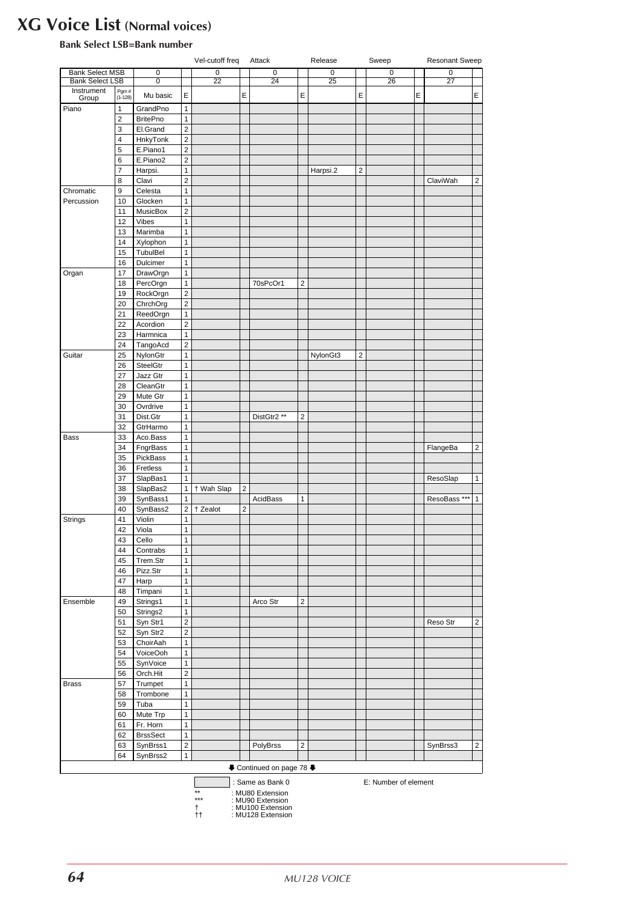# XG Voice List (Normal voices)

### Bank Select LSB=Bank number

| | | | | Vel-cutoff freq | | Attack | | Release | | Sweep | | Resonant Sweep | |
|---|---|---|---|---|---|---|---|---|---|---|---|---|---|
| Bank Select MSB | | 0 | | 0 | | 0 | | 0 | | 0 | | 0 | |
| Bank Select LSB | | 0 | | 22 | | 24 | | 25 | | 26 | | 27 | |
| Instrument Group | Pgm # (1-128) | Mu basic | E | | E | | E | | E | | E | | E |
| Piano | 1 | GrandPno | 1 | | | | | | | | | | |
| | 2 | BritePno | 1 | | | | | | | | | | |
| | 3 | El.Grand | 2 | | | | | | | | | | |
| | 4 | HnkyTonk | 2 | | | | | | | | | | |
| | 5 | E.Piano1 | 2 | | | | | | | | | | |
| | 6 | E.Piano2 | 2 | | | | | | | | | | |
| | 7 | Harpsi. | 1 | | | | | Harpsi.2 | 2 | | | | |
| | 8 | Clavi | 2 | | | | | | | | | ClaviWah | 2 |
| Chromatic | 9 | Celesta | 1 | | | | | | | | | | |
| Percussion | 10 | Glocken | 1 | | | | | | | | | | |
| | 11 | MusicBox | 2 | | | | | | | | | | |
| | 12 | Vibes | 1 | | | | | | | | | | |
| | 13 | Marimba | 1 | | | | | | | | | | |
| | 14 | Xylophon | 1 | | | | | | | | | | |
| | 15 | TubulBel | 1 | | | | | | | | | | |
| | 16 | Dulcimer | 1 | | | | | | | | | | |
| Organ | 17 | DrawOrgn | 1 | | | | | | | | | | |
| | 18 | PercOrgn | 1 | | | 70sPcOr1 | 2 | | | | | | |
| | 19 | RockOrgn | 2 | | | | | | | | | | |
| | 20 | ChrchOrg | 2 | | | | | | | | | | |
| | 21 | ReedOrgn | 1 | | | | | | | | | | |
| | 22 | Acordion | 2 | | | | | | | | | | |
| | 23 | Harmnica | 1 | | | | | | | | | | |
| | 24 | TangoAcd | 2 | | | | | | | | | | |
| Guitar | 25 | NylonGtr | 1 | | | | | NylonGt3 | 2 | | | | |
| | 26 | SteelGtr | 1 | | | | | | | | | | |
| | 27 | Jazz Gtr | 1 | | | | | | | | | | |
| | 28 | CleanGtr | 1 | | | | | | | | | | |
| | 29 | Mute Gtr | 1 | | | | | | | | | | |
| | 30 | Ovrdrive | 1 | | | | | | | | | | |
| | 31 | Dist.Gtr | 1 | | | DistGtr2 ** | 2 | | | | | | |
| | 32 | GtrHarmo | 1 | | | | | | | | | | |
| Bass | 33 | Aco.Bass | 1 | | | | | | | | | | |
| | 34 | FngrBass | 1 | | | | | | | | | FlangeBa | 2 |
| | 35 | PickBass | 1 | | | | | | | | | | |
| | 36 | Fretless | 1 | | | | | | | | | | |
| | 37 | SlapBas1 | 1 | | | | | | | | | ResoSlap | 1 |
| | 38 | SlapBas2 | 1 | † Wah Slap | 2 | | | | | | | | |
| | 39 | SynBass1 | 1 | | | AcidBass | 1 | | | | | ResoBass *** | 1 |
| | 40 | SynBass2 | 2 | † Zealot | 2 | | | | | | | | |
| Strings | 41 | Violin | 1 | | | | | | | | | | |
| | 42 | Viola | 1 | | | | | | | | | | |
| | 43 | Cello | 1 | | | | | | | | | | |
| | 44 | Contrabs | 1 | | | | | | | | | | |
| | 45 | Trem.Str | 1 | | | | | | | | | | |
| | 46 | Pizz.Str | 1 | | | | | | | | | | |
| | 47 | Harp | 1 | | | | | | | | | | |
| | 48 | Timpani | 1 | | | | | | | | | | |
| Ensemble | 49 | Strings1 | 1 | | | Arco Str | 2 | | | | | | |
| | 50 | Strings2 | 1 | | | | | | | | | | |
| | 51 | Syn Str1 | 2 | | | | | | | | | Reso Str | 2 |
| | 52 | Syn Str2 | 2 | | | | | | | | | | |
| | 53 | ChoirAah | 1 | | | | | | | | | | |
| | 54 | VoiceOoh | 1 | | | | | | | | | | |
| | 55 | SynVoice | 1 | | | | | | | | | | |
| | 56 | Orch.Hit | 2 | | | | | | | | | | |
| Brass | 57 | Trumpet | 1 | | | | | | | | | | |
| | 58 | Trombone | 1 | | | | | | | | | | |
| | 59 | Tuba | 1 | | | | | | | | | | |
| | 60 | Mute Trp | 1 | | | | | | | | | | |
| | 61 | Fr. Horn | 1 | | | | | | | | | | |
| | 62 | BrssSect | 1 | | | | | | | | | | |
| | 63 | SynBrss1 | 2 | | | PolyBrss | 2 | | | | | SynBrss3 | 2 |
| | 64 | SynBrss2 | 1 | | | | | | | | | | |

⬇ Continued on page 78 ⬇

(shaded) : Same as Bank 0

E: Number of element

** : MU80 Extension
*** : MU90 Extension
† : MU100 Extension
†† : MU128 Extension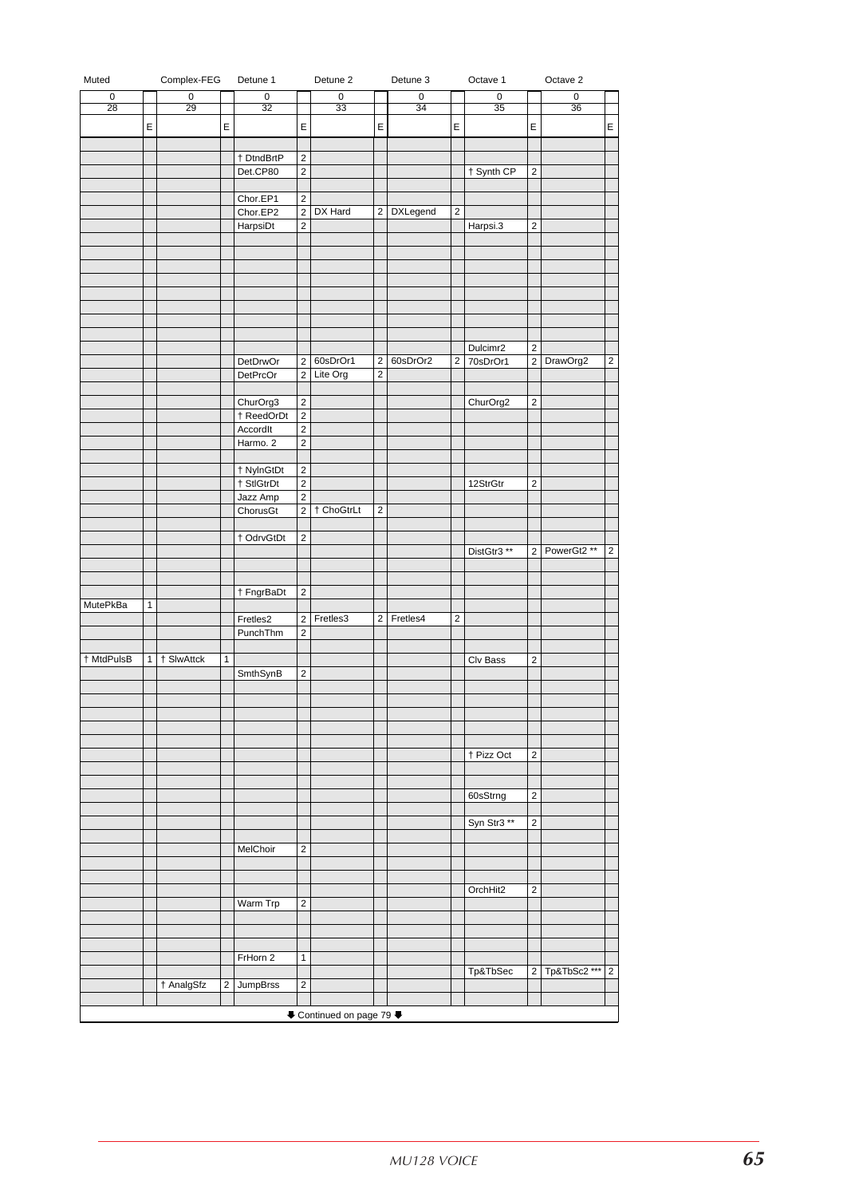| Muted | | Complex-FEG | | Detune 1 | | Detune 2 | | Detune 3 | | Octave 1 | | Octave 2 | |
|---|---|---|---|---|---|---|---|---|---|---|---|---|---|
| 0 | | 0 | | 0 | | 0 | | 0 | | 0 | | 0 | |
| 28 | | 29 | | 32 | | 33 | | 34 | | 35 | | 36 | |
| | E | | E | | E | | E | | E | | E | | E |
| | | | | | | | | | | | | | |
| | | | | † DtndBrtP | 2 | | | | | | | | |
| | | | | Det.CP80 | 2 | | | | | † Synth CP | 2 | | |
| | | | | | | | | | | | | | |
| | | | | Chor.EP1 | 2 | | | | | | | | |
| | | | | Chor.EP2 | 2 | DX Hard | 2 | DXLegend | 2 | | | | |
| | | | | HarpsiDt | 2 | | | | | Harpsi.3 | 2 | | |
| | | | | | | | | | | | | | |
| | | | | | | | | | | | | | |
| | | | | | | | | | | | | | |
| | | | | | | | | | | | | | |
| | | | | | | | | | | | | | |
| | | | | | | | | | | | | | |
| | | | | | | | | | | | | | |
| | | | | | | | | | | | | | |
| | | | | | | | | | | Dulcimr2 | 2 | | |
| | | | | DetDrwOr | 2 | 60sDrOr1 | 2 | 60sDrOr2 | 2 | 70sDrOr1 | 2 | DrawOrg2 | 2 |
| | | | | DetPrcOr | 2 | Lite Org | 2 | | | | | | |
| | | | | | | | | | | | | | |
| | | | | ChurOrg3 | 2 | | | | | ChurOrg2 | 2 | | |
| | | | | † ReedOrDt | 2 | | | | | | | | |
| | | | | AccordIt | 2 | | | | | | | | |
| | | | | Harmo. 2 | 2 | | | | | | | | |
| | | | | | | | | | | | | | |
| | | | | † NylnGtDt | 2 | | | | | | | | |
| | | | | † StlGtrDt | 2 | | | | | 12StrGtr | 2 | | |
| | | | | Jazz Amp | 2 | | | | | | | | |
| | | | | ChorusGt | 2 | † ChoGtrLt | 2 | | | | | | |
| | | | | | | | | | | | | | |
| | | | | † OdrvGtDt | 2 | | | | | | | | |
| | | | | | | | | | | DistGtr3 ** | 2 | PowerGt2 ** | 2 |
| | | | | | | | | | | | | | |
| | | | | | | | | | | | | | |
| | | | | † FngrBaDt | 2 | | | | | | | | |
| MutePkBa | 1 | | | | | | | | | | | | |
| | | | | Fretles2 | 2 | Fretles3 | 2 | Fretles4 | 2 | | | | |
| | | | | PunchThm | 2 | | | | | | | | |
| | | | | | | | | | | | | | |
| † MtdPulsB | 1 | † SlwAttck | 1 | | | | | | | Clv Bass | 2 | | |
| | | | | SmthSynB | 2 | | | | | | | | |
| | | | | | | | | | | | | | |
| | | | | | | | | | | | | | |
| | | | | | | | | | | | | | |
| | | | | | | | | | | | | | |
| | | | | | | | | | | | | | |
| | | | | | | | | | | † Pizz Oct | 2 | | |
| | | | | | | | | | | | | | |
| | | | | | | | | | | | | | |
| | | | | | | | | | | 60sStrng | 2 | | |
| | | | | | | | | | | | | | |
| | | | | | | | | | | Syn Str3 ** | 2 | | |
| | | | | | | | | | | | | | |
| | | | | MelChoir | 2 | | | | | | | | |
| | | | | | | | | | | | | | |
| | | | | | | | | | | | | | |
| | | | | | | | | | | OrchHit2 | 2 | | |
| | | | | Warm Trp | 2 | | | | | | | | |
| | | | | | | | | | | | | | |
| | | | | | | | | | | | | | |
| | | | | | | | | | | | | | |
| | | | | FrHorn 2 | 1 | | | | | | | | |
| | | | | | | | | | | Tp&TbSec | 2 | Tp&TbSc2 *** | 2 |
| | | † AnalgSfz | 2 | JumpBrss | 2 | | | | | | | | |
| | | | | | | | | | | | | | |

⬇ Continued on page 79 ⬇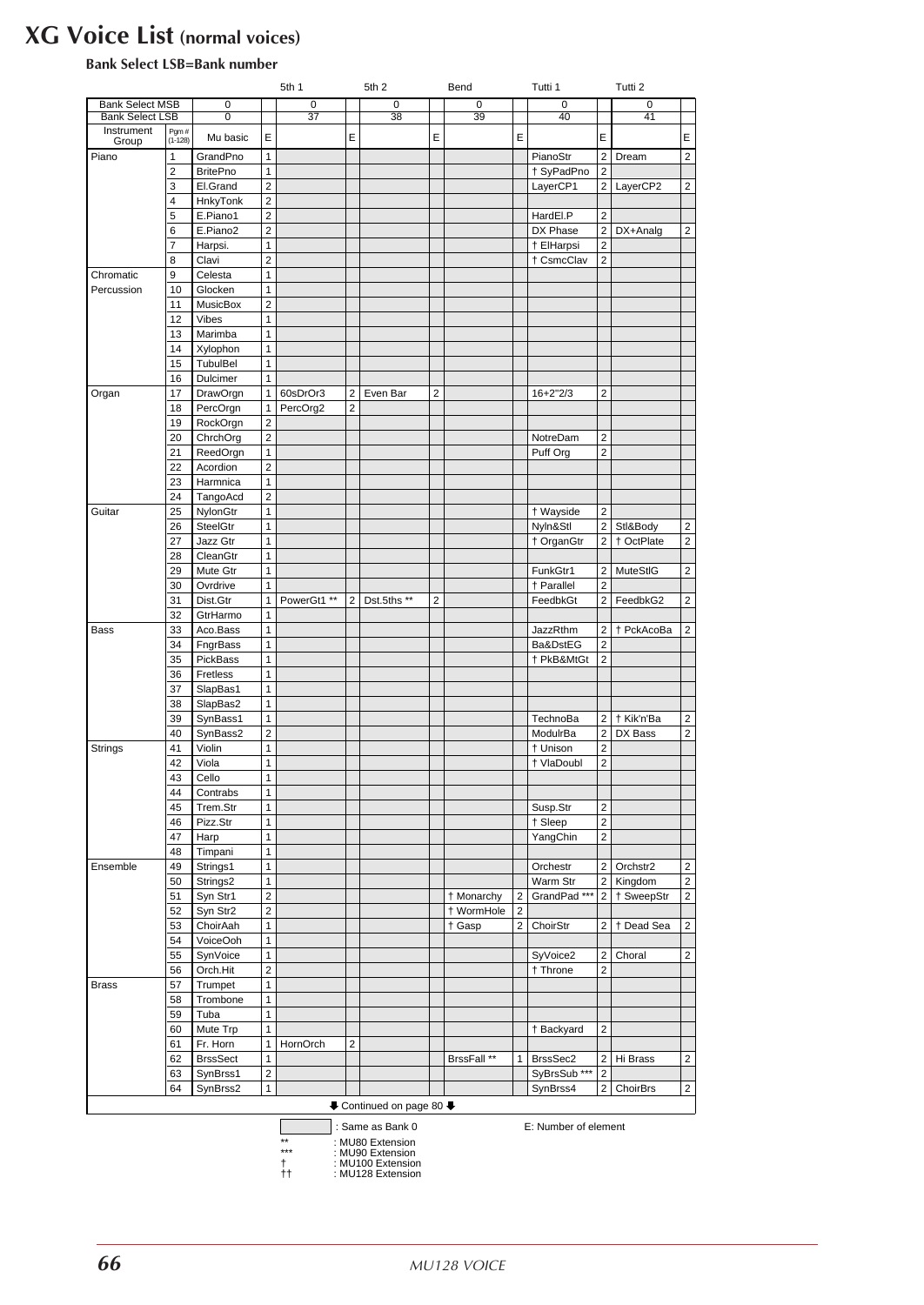# XG Voice List (normal voices)

**Bank Select LSB=Bank number**

| | | | | 5th 1 | | 5th 2 | | Bend | | Tutti 1 | | Tutti 2 | |
|---|---|---|---|---|---|---|---|---|---|---|---|---|---|
| Bank Select MSB | | 0 | | 0 | | 0 | | 0 | | 0 | | 0 | |
| Bank Select LSB | | 0 | | 37 | | 38 | | 39 | | 40 | | 41 | |
| Instrument Group | Pgm # (1-128) | Mu basic | E | | E | | E | | E | | E | | E |
| Piano | 1 | GrandPno | 1 | | | | | | | PianoStr | 2 | Dream | 2 |
| | 2 | BritePno | 1 | | | | | | | † SyPadPno | 2 | | |
| | 3 | El.Grand | 2 | | | | | | | LayerCP1 | 2 | LayerCP2 | 2 |
| | 4 | HnkyTonk | 2 | | | | | | | | | | |
| | 5 | E.Piano1 | 2 | | | | | | | HardEl.P | 2 | | |
| | 6 | E.Piano2 | 2 | | | | | | | DX Phase | 2 | DX+Analg | 2 |
| | 7 | Harpsi. | 1 | | | | | | | † ElHarpsi | 2 | | |
| | 8 | Clavi | 2 | | | | | | | † CsmcClav | 2 | | |
| Chromatic Percussion | 9 | Celesta | 1 | | | | | | | | | | |
| | 10 | Glocken | 1 | | | | | | | | | | |
| | 11 | MusicBox | 2 | | | | | | | | | | |
| | 12 | Vibes | 1 | | | | | | | | | | |
| | 13 | Marimba | 1 | | | | | | | | | | |
| | 14 | Xylophon | 1 | | | | | | | | | | |
| | 15 | TubulBel | 1 | | | | | | | | | | |
| | 16 | Dulcimer | 1 | | | | | | | | | | |
| Organ | 17 | DrawOrgn | 1 | 60sDrOr3 | 2 | Even Bar | 2 | | | 16+2"2/3 | 2 | | |
| | 18 | PercOrgn | 1 | PercOrg2 | 2 | | | | | | | | |
| | 19 | RockOrgn | 2 | | | | | | | | | | |
| | 20 | ChrchOrg | 2 | | | | | | | NotreDam | 2 | | |
| | 21 | ReedOrgn | 1 | | | | | | | Puff Org | 2 | | |
| | 22 | Acordion | 2 | | | | | | | | | | |
| | 23 | Harmnica | 1 | | | | | | | | | | |
| | 24 | TangoAcd | 2 | | | | | | | | | | |
| Guitar | 25 | NylonGtr | 1 | | | | | | | † Wayside | 2 | | |
| | 26 | SteelGtr | 1 | | | | | | | Nyln&Stl | 2 | Stl&Body | 2 |
| | 27 | Jazz Gtr | 1 | | | | | | | † OrganGtr | 2 | † OctPlate | 2 |
| | 28 | CleanGtr | 1 | | | | | | | | | | |
| | 29 | Mute Gtr | 1 | | | | | | | FunkGtr1 | 2 | MuteStlG | 2 |
| | 30 | Ovrdrive | 1 | | | | | | | † Parallel | 2 | | |
| | 31 | Dist.Gtr | 1 | PowerGt1 ** | 2 | Dst.5ths ** | 2 | | | FeedbkGt | 2 | FeedbkG2 | 2 |
| | 32 | GtrHarmo | 1 | | | | | | | | | | |
| Bass | 33 | Aco.Bass | 1 | | | | | | | JazzRthm | 2 | † PckAcoBa | 2 |
| | 34 | FngrBass | 1 | | | | | | | Ba&DstEG | 2 | | |
| | 35 | PickBass | 1 | | | | | | | † PkB&MtGt | 2 | | |
| | 36 | Fretless | 1 | | | | | | | | | | |
| | 37 | SlapBas1 | 1 | | | | | | | | | | |
| | 38 | SlapBas2 | 1 | | | | | | | | | | |
| | 39 | SynBass1 | 1 | | | | | | | TechnoBa | 2 | † Kik'n'Ba | 2 |
| | 40 | SynBass2 | 2 | | | | | | | ModulrBa | 2 | DX Bass | 2 |
| Strings | 41 | Violin | 1 | | | | | | | † Unison | 2 | | |
| | 42 | Viola | 1 | | | | | | | † VlaDoubl | 2 | | |
| | 43 | Cello | 1 | | | | | | | | | | |
| | 44 | Contrabs | 1 | | | | | | | | | | |
| | 45 | Trem.Str | 1 | | | | | | | Susp.Str | 2 | | |
| | 46 | Pizz.Str | 1 | | | | | | | † Sleep | 2 | | |
| | 47 | Harp | 1 | | | | | | | YangChin | 2 | | |
| | 48 | Timpani | 1 | | | | | | | | | | |
| Ensemble | 49 | Strings1 | 1 | | | | | | | Orchestr | 2 | Orchstr2 | 2 |
| | 50 | Strings2 | 1 | | | | | | | Warm Str | 2 | Kingdom | 2 |
| | 51 | Syn Str1 | 2 | | | | | † Monarchy | 2 | GrandPad *** | 2 | † SweepStr | 2 |
| | 52 | Syn Str2 | 2 | | | | | † WormHole | 2 | | | | |
| | 53 | ChoirAah | 1 | | | | | † Gasp | 2 | ChoirStr | 2 | † Dead Sea | 2 |
| | 54 | VoiceOoh | 1 | | | | | | | | | | |
| | 55 | SynVoice | 1 | | | | | | | SyVoice2 | 2 | Choral | 2 |
| | 56 | Orch.Hit | 2 | | | | | | | † Throne | 2 | | |
| Brass | 57 | Trumpet | 1 | | | | | | | | | | |
| | 58 | Trombone | 1 | | | | | | | | | | |
| | 59 | Tuba | 1 | | | | | | | | | | |
| | 60 | Mute Trp | 1 | | | | | | | † Backyard | 2 | | |
| | 61 | Fr. Horn | 1 | HornOrch | 2 | | | | | | | | |
| | 62 | BrssSect | 1 | | | | | BrssFall ** | 1 | BrssSec2 | 2 | Hi Brass | 2 |
| | 63 | SynBrss1 | 2 | | | | | | | SyBrsSub *** | 2 | | |
| | 64 | SynBrss2 | 1 | | | | | | | SynBrss4 | 2 | ChoirBrs | 2 |

⬇ Continued on page 80 ⬇

(shaded) : Same as Bank 0 E: Number of element

** : MU80 Extension
*** : MU90 Extension
† : MU100 Extension
†† : MU128 Extension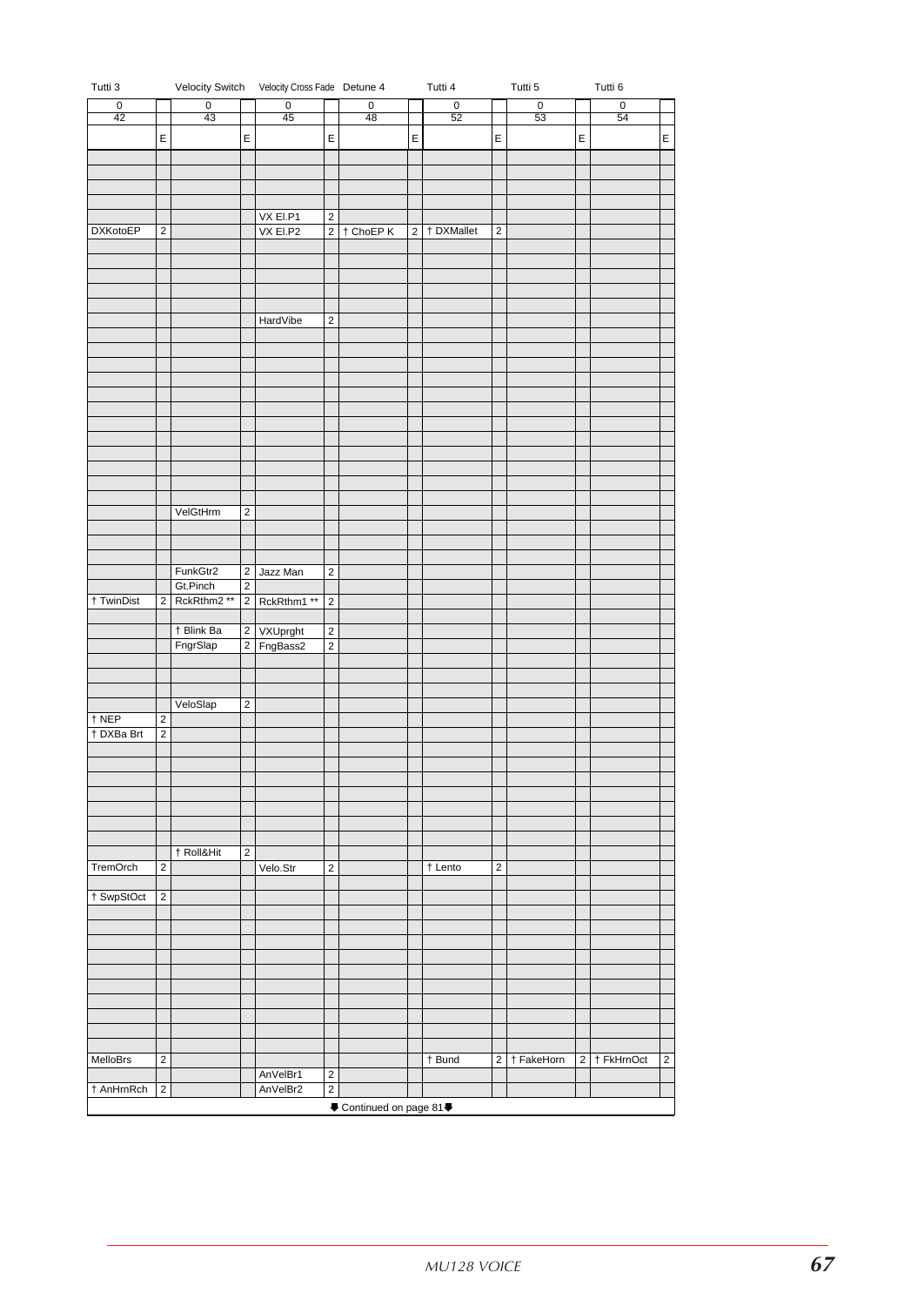| Tutti 3 | | Velocity Switch | | Velocity Cross Fade | | Detune 4 | | Tutti 4 | | Tutti 5 | | Tutti 6 | |
|---|---|---|---|---|---|---|---|---|---|---|---|---|---|
| 0 | | 0 | | 0 | | 0 | | 0 | | 0 | | 0 | |
| 42 | | 43 | | 45 | | 48 | | 52 | | 53 | | 54 | |
| | E | | E | | E | | E | | E | | E | | E |
| | | | | | | | | | | | | | |
| | | | | | | | | | | | | | |
| | | | | | | | | | | | | | |
| | | | | | | | | | | | | | |
| | | | | VX El.P1 | 2 | | | | | | | | |
| DXKotoEP | 2 | | | VX El.P2 | 2 | † ChoEP K | 2 | † DXMallet | 2 | | | | |
| | | | | | | | | | | | | | |
| | | | | | | | | | | | | | |
| | | | | | | | | | | | | | |
| | | | | | | | | | | | | | |
| | | | | | | | | | | | | | |
| | | | | HardVibe | 2 | | | | | | | | |
| | | | | | | | | | | | | | |
| | | | | | | | | | | | | | |
| | | | | | | | | | | | | | |
| | | | | | | | | | | | | | |
| | | | | | | | | | | | | | |
| | | | | | | | | | | | | | |
| | | | | | | | | | | | | | |
| | | | | | | | | | | | | | |
| | | | | | | | | | | | | | |
| | | | | | | | | | | | | | |
| | | | | | | | | | | | | | |
| | | | | | | | | | | | | | |
| | | VelGtHrm | 2 | | | | | | | | | | |
| | | | | | | | | | | | | | |
| | | | | | | | | | | | | | |
| | | | | | | | | | | | | | |
| | | FunkGtr2 | 2 | Jazz Man | 2 | | | | | | | | |
| | | Gt.Pinch | 2 | | | | | | | | | | |
| † TwinDist | 2 | RckRthm2 ** | 2 | RckRthm1 ** | 2 | | | | | | | | |
| | | | | | | | | | | | | | |
| | | † Blink Ba | 2 | VXUprght | 2 | | | | | | | | |
| | | FngrSlap | 2 | FngBass2 | 2 | | | | | | | | |
| | | | | | | | | | | | | | |
| | | | | | | | | | | | | | |
| | | | | | | | | | | | | | |
| | | VeloSlap | 2 | | | | | | | | | | |
| † NEP | 2 | | | | | | | | | | | | |
| † DXBa Brt | 2 | | | | | | | | | | | | |
| | | | | | | | | | | | | | |
| | | | | | | | | | | | | | |
| | | | | | | | | | | | | | |
| | | | | | | | | | | | | | |
| | | | | | | | | | | | | | |
| | | | | | | | | | | | | | |
| | | | | | | | | | | | | | |
| | | † Roll&Hit | 2 | | | | | | | | | | |
| TremOrch | 2 | | | Velo.Str | 2 | | | † Lento | 2 | | | | |
| | | | | | | | | | | | | | |
| † SwpStOct | 2 | | | | | | | | | | | | |
| | | | | | | | | | | | | | |
| | | | | | | | | | | | | | |
| | | | | | | | | | | | | | |
| | | | | | | | | | | | | | |
| | | | | | | | | | | | | | |
| | | | | | | | | | | | | | |
| | | | | | | | | | | | | | |
| | | | | | | | | | | | | | |
| | | | | | | | | | | | | | |
| | | | | | | | | | | | | | |
| MelloBrs | 2 | | | | | | | † Bund | 2 | † FakeHorn | 2 | † FkHrnOct | 2 |
| | | | | AnVelBr1 | 2 | | | | | | | | |
| † AnHrnRch | 2 | | | AnVelBr2 | 2 | | | | | | | | |

Continued on page 81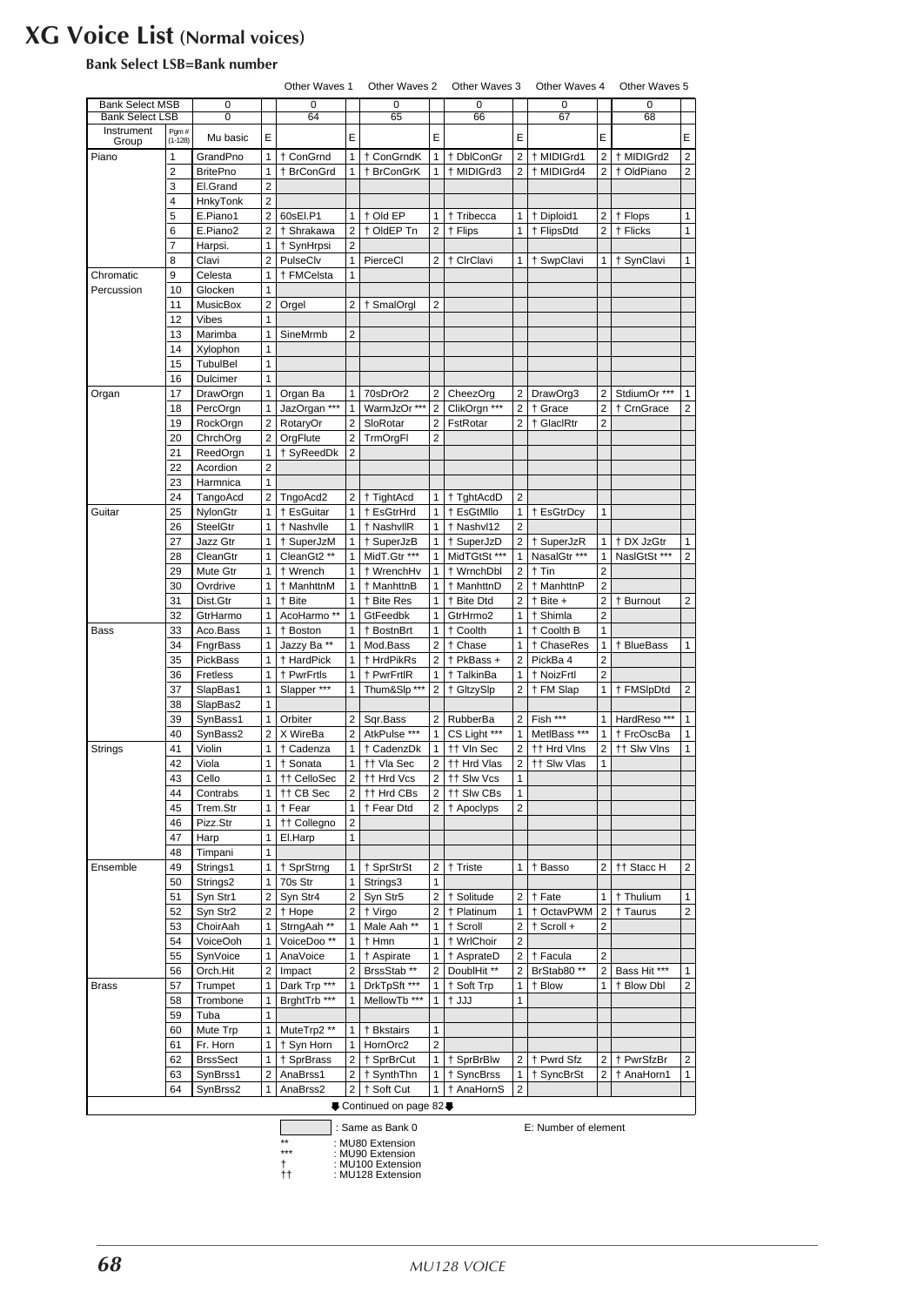# XG Voice List (Normal voices)

**Bank Select LSB=Bank number**

| | | | | Other Waves 1 | | Other Waves 2 | | Other Waves 3 | | Other Waves 4 | | Other Waves 5 | |
|---|---|---|---|---|---|---|---|---|---|---|---|---|---|
| Bank Select MSB | | 0 | | 0 | | 0 | | 0 | | 0 | | 0 | |
| Bank Select LSB | | 0 | | 64 | | 65 | | 66 | | 67 | | 68 | |
| Instrument Group | Pgm # (1-128) | Mu basic | E | | E | | E | | E | | E | | E |
| Piano | 1 | GrandPno | 1 | † ConGrnd | 1 | † ConGrndK | 1 | † DblConGr | 2 | † MIDIGrd1 | 2 | † MIDIGrd2 | 2 |
| | 2 | BritePno | 1 | † BrConGrd | 1 | † BrConGrK | 1 | † MIDIGrd3 | 2 | † MIDIGrd4 | 2 | † OldPiano | 2 |
| | 3 | El.Grand | 2 | | | | | | | | | | |
| | 4 | HnkyTonk | 2 | | | | | | | | | | |
| | 5 | E.Piano1 | 2 | 60sEl.P1 | 1 | † Old EP | 1 | † Tribecca | 1 | † Diploid1 | 2 | † Flops | 1 |
| | 6 | E.Piano2 | 2 | † Shrakawa | 2 | † OldEP Tn | 2 | † Flips | 1 | † FlipsDtd | 2 | † Flicks | 1 |
| | 7 | Harpsi. | 1 | † SynHrpsi | 2 | | | | | | | | |
| | 8 | Clavi | 2 | PulseClv | 1 | PierceCl | 2 | † ClrClavi | 1 | † SwpClavi | 1 | † SynClavi | 1 |
| Chromatic Percussion | 9 | Celesta | 1 | † FMCelsta | 1 | | | | | | | | |
| | 10 | Glocken | 1 | | | | | | | | | | |
| | 11 | MusicBox | 2 | Orgel | 2 | † SmalOrgl | 2 | | | | | | |
| | 12 | Vibes | 1 | | | | | | | | | | |
| | 13 | Marimba | 1 | SineMrmb | 2 | | | | | | | | |
| | 14 | Xylophon | 1 | | | | | | | | | | |
| | 15 | TubulBel | 1 | | | | | | | | | | |
| | 16 | Dulcimer | 1 | | | | | | | | | | |
| Organ | 17 | DrawOrgn | 1 | Organ Ba | 1 | 70sDrOr2 | 2 | CheezOrg | 2 | DrawOrg3 | 2 | StdiumOr *** | 1 |
| | 18 | PercOrgn | 1 | JazOrgan *** | 1 | WarmJzOr *** | 2 | ClikOrgn *** | 2 | † Grace | 2 | † CrnGrace | 2 |
| | 19 | RockOrgn | 2 | RotaryOr | 2 | SloRotar | 2 | FstRotar | 2 | † GlaclRtr | 2 | | |
| | 20 | ChrchOrg | 2 | OrgFlute | 2 | TrmOrgFl | 2 | | | | | | |
| | 21 | ReedOrgn | 1 | † SyReedDk | 2 | | | | | | | | |
| | 22 | Acordion | 2 | | | | | | | | | | |
| | 23 | Harmnica | 1 | | | | | | | | | | |
| | 24 | TangoAcd | 2 | TngoAcd2 | 2 | † TightAcd | 1 | † TghtAcdD | 2 | | | | |
| Guitar | 25 | NylonGtr | 1 | † EsGuitar | 1 | † EsGtrHrd | 1 | † EsGtMllo | 1 | † EsGtrDcy | 1 | | |
| | 26 | SteelGtr | 1 | † Nashvlle | 1 | † NashvllR | 1 | † Nashvl12 | 2 | | | | |
| | 27 | Jazz Gtr | 1 | † SuperJzM | 1 | † SuperJzB | 1 | † SuperJzD | 2 | † SuperJzR | 1 | † DX JzGtr | 1 |
| | 28 | CleanGtr | 1 | CleanGt2 ** | 1 | MidT.Gtr *** | 1 | MidTGtSt *** | 1 | NasalGtr *** | 1 | NaslGtSt *** | 2 |
| | 29 | Mute Gtr | 1 | † Wrench | 1 | † WrenchHv | 1 | † WrnchDbl | 2 | † Tin | 2 | | |
| | 30 | Ovrdrive | 1 | † ManhttnM | 1 | † ManhttnB | 1 | † ManhttnD | 2 | † ManhttnP | 2 | | |
| | 31 | Dist.Gtr | 1 | † Bite | 1 | † Bite Res | 1 | † Bite Dtd | 2 | † Bite + | 2 | † Burnout | 2 |
| | 32 | GtrHarmo | 1 | AcoHarmo ** | 1 | GtFeedbk | 1 | GtrHrmo2 | 1 | † Shimla | 2 | | |
| Bass | 33 | Aco.Bass | 1 | † Boston | 1 | † BostnBrt | 1 | † Coolth | 1 | † Coolth B | 1 | | |
| | 34 | FngrBass | 1 | Jazzy Ba ** | 1 | Mod.Bass | 2 | † Chase | 1 | † ChaseRes | 1 | † BlueBass | 1 |
| | 35 | PickBass | 1 | † HardPick | 1 | † HrdPikRs | 2 | † PkBass + | 2 | PickBa 4 | 2 | | |
| | 36 | Fretless | 1 | † PwrFrtls | 1 | † PwrFrtlR | 1 | † TalkinBa | 1 | † NoizFrtl | 2 | | |
| | 37 | SlapBas1 | 1 | Slapper *** | 1 | Thum&Slp *** | 2 | † GltzySlp | 2 | † FM Slap | 1 | † FMSlpDtd | 2 |
| | 38 | SlapBas2 | 1 | | | | | | | | | | |
| | 39 | SynBass1 | 1 | Orbiter | 2 | Sqr.Bass | 2 | RubberBa | 2 | Fish *** | 1 | HardReso *** | 1 |
| | 40 | SynBass2 | 2 | X WireBa | 2 | AtkPulse *** | 1 | CS Light *** | 1 | MetlBass *** | 1 | † FrcOscBa | 1 |
| Strings | 41 | Violin | 1 | † Cadenza | 1 | † CadenzDk | 1 | †† Vln Sec | 2 | †† Hrd Vlns | 2 | †† Slw Vlns | 1 |
| | 42 | Viola | 1 | † Sonata | 1 | †† Vla Sec | 2 | †† Hrd Vlas | 2 | †† Slw Vlas | 1 | | |
| | 43 | Cello | 1 | †† CelloSec | 2 | †† Hrd Vcs | 2 | †† Slw Vcs | 1 | | | | |
| | 44 | Contrabs | 1 | †† CB Sec | 2 | †† Hrd CBs | 2 | †† Slw CBs | 1 | | | | |
| | 45 | Trem.Str | 1 | † Fear | 1 | † Fear Dtd | 2 | † Apoclyps | 2 | | | | |
| | 46 | Pizz.Str | 1 | †† Collegno | 2 | | | | | | | | |
| | 47 | Harp | 1 | El.Harp | 1 | | | | | | | | |
| | 48 | Timpani | 1 | | | | | | | | | | |
| Ensemble | 49 | Strings1 | 1 | † SprStrng | 1 | † SprStrSt | 2 | † Triste | 1 | † Basso | 2 | †† Stacc H | 2 |
| | 50 | Strings2 | 1 | 70s Str | 1 | Strings3 | 1 | | | | | | |
| | 51 | Syn Str1 | 2 | Syn Str4 | 2 | Syn Str5 | 2 | † Solitude | 2 | † Fate | 1 | † Thulium | 1 |
| | 52 | Syn Str2 | 2 | † Hope | 2 | † Virgo | 2 | † Platinum | 1 | † OctavPWM | 2 | † Taurus | 2 |
| | 53 | ChoirAah | 1 | StrngAah ** | 1 | Male Aah ** | 1 | † Scroll | 2 | † Scroll + | 2 | | |
| | 54 | VoiceOoh | 1 | VoiceDoo ** | 1 | † Hmn | 1 | † WrlChoir | 2 | | | | |
| | 55 | SynVoice | 1 | AnaVoice | 1 | † Aspirate | 1 | † AsprateD | 2 | † Facula | 2 | | |
| | 56 | Orch.Hit | 2 | Impact | 2 | BrssStab ** | 2 | DoublHit ** | 2 | BrStab80 ** | 2 | Bass Hit *** | 1 |
| Brass | 57 | Trumpet | 1 | Dark Trp *** | 1 | DrkTpSft *** | 1 | † Soft Trp | 1 | † Blow | 1 | † Blow Dbl | 2 |
| | 58 | Trombone | 1 | BrghtTrb *** | 1 | MellowTb *** | 1 | † JJJ | 1 | | | | |
| | 59 | Tuba | 1 | | | | | | | | | | |
| | 60 | Mute Trp | 1 | MuteTrp2 ** | 1 | † Bkstairs | 1 | | | | | | |
| | 61 | Fr. Horn | 1 | † Syn Horn | 1 | HornOrc2 | 2 | | | | | | |
| | 62 | BrssSect | 1 | † SprBrass | 2 | † SprBrCut | 1 | † SprBrBlw | 2 | † Pwrd Sfz | 2 | † PwrSfzBr | 2 |
| | 63 | SynBrss1 | 2 | AnaBrss1 | 2 | † SynthThn | 1 | † SyncBrss | 1 | † SyncBrSt | 2 | † AnaHorn1 | 1 |
| | 64 | SynBrss2 | 1 | AnaBrss2 | 2 | † Soft Cut | 1 | † AnaHornS | 2 | | | | |

Continued on page 82

(shaded) : Same as Bank 0 — E: Number of element

** : MU80 Extension
*** : MU90 Extension
† : MU100 Extension
†† : MU128 Extension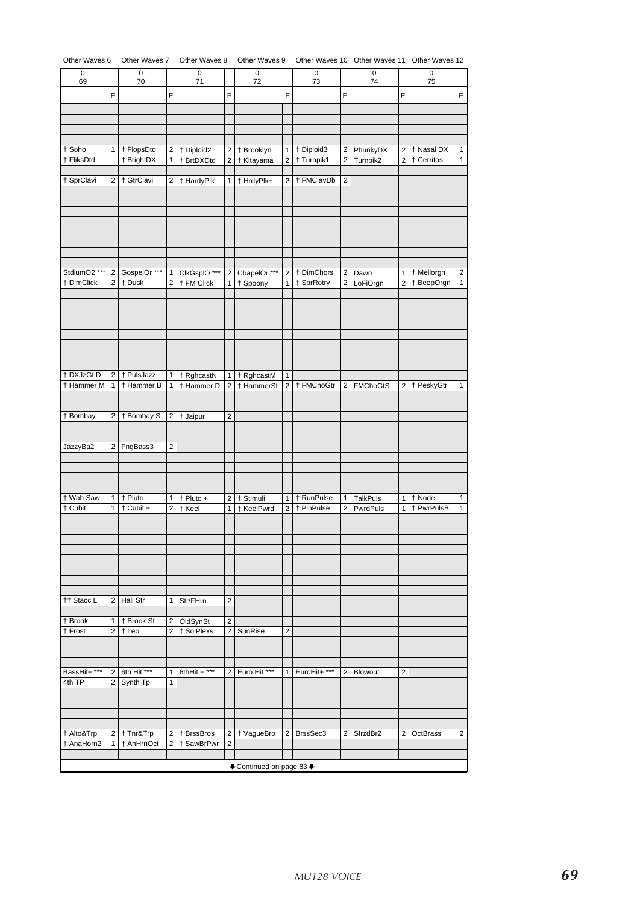| Other Waves 6 | | Other Waves 7 | | Other Waves 8 | | Other Waves 9 | | Other Waves 10 | | Other Waves 11 | | Other Waves 12 | |
|---|---|---|---|---|---|---|---|---|---|---|---|---|---|
| 0 | | 0 | | 0 | | 0 | | 0 | | 0 | | 0 | |
| 69 | | 70 | | 71 | | 72 | | 73 | | 74 | | 75 | |
| | E | | E | | E | | E | | E | | E | | E |
| | | | | | | | | | | | | | |
| | | | | | | | | | | | | | |
| | | | | | | | | | | | | | |
| | | | | | | | | | | | | | |
| † Soho | 1 | † FlopsDtd | 2 | † Diploid2 | 2 | † Brooklyn | 1 | † Diploid3 | 2 | PhunkyDX | 2 | † Nasal DX | 1 |
| † FliksDtd | | † BrightDX | 1 | † BrtDXDtd | 2 | † Kitayama | 2 | † Turnpik1 | 2 | Turnpik2 | 2 | † Cerritos | 1 |
| | | | | | | | | | | | | | |
| † SprClavi | 2 | † GtrClavi | 2 | † HardyPlk | 1 | † HrdyPlk+ | 2 | † FMClavDb | 2 | | | | |
| | | | | | | | | | | | | | |
| | | | | | | | | | | | | | |
| | | | | | | | | | | | | | |
| | | | | | | | | | | | | | |
| | | | | | | | | | | | | | |
| | | | | | | | | | | | | | |
| | | | | | | | | | | | | | |
| | | | | | | | | | | | | | |
| StdiumO2 *** | 2 | GospelOr *** | 1 | ClkGsplO *** | 2 | ChapelOr *** | 2 | † DimChors | 2 | Dawn | 1 | † Mellorgn | 2 |
| † DimClick | 2 | † Dusk | 2 | † FM Click | 1 | † Spoony | 1 | † SprRotry | 2 | LoFiOrgn | 2 | † BeepOrgn | 1 |
| | | | | | | | | | | | | | |
| | | | | | | | | | | | | | |
| | | | | | | | | | | | | | |
| | | | | | | | | | | | | | |
| | | | | | | | | | | | | | |
| | | | | | | | | | | | | | |
| | | | | | | | | | | | | | |
| | | | | | | | | | | | | | |
| † DXJzGt D | 2 | † PulsJazz | 1 | † RghcastN | 1 | † RghcastM | 1 | | | | | | |
| † Hammer M | 1 | † Hammer B | 1 | † Hammer D | 2 | † HammerSt | 2 | † FMChoGtr | 2 | FMChoGtS | 2 | † PeskyGtr | 1 |
| | | | | | | | | | | | | | |
| | | | | | | | | | | | | | |
| † Bombay | 2 | † Bombay S | 2 | † Jaipur | 2 | | | | | | | | |
| | | | | | | | | | | | | | |
| | | | | | | | | | | | | | |
| JazzyBa2 | 2 | FngBass3 | 2 | | | | | | | | | | |
| | | | | | | | | | | | | | |
| | | | | | | | | | | | | | |
| | | | | | | | | | | | | | |
| | | | | | | | | | | | | | |
| † Wah Saw | 1 | † Pluto | 1 | † Pluto + | 2 | † Stimuli | 1 | † RunPulse | 1 | TalkPuls | 1 | † Node | 1 |
| † Cubit | 1 | † Cubit + | 2 | † Keel | 1 | † KeelPwrd | 2 | † PlnPulse | 2 | PwrdPuls | 1 | † PwrPulsB | 1 |
| | | | | | | | | | | | | | |
| | | | | | | | | | | | | | |
| | | | | | | | | | | | | | |
| | | | | | | | | | | | | | |
| | | | | | | | | | | | | | |
| | | | | | | | | | | | | | |
| | | | | | | | | | | | | | |
| | | | | | | | | | | | | | |
| †† Stacc L | 2 | Hall Str | 1 | Str/FHrn | 2 | | | | | | | | |
| | | | | | | | | | | | | | |
| † Brook | 1 | † Brook St | 2 | OldSynSt | 2 | | | | | | | | |
| † Frost | 2 | † Leo | 2 | † SolPlexs | 2 | SunRise | 2 | | | | | | |
| | | | | | | | | | | | | | |
| | | | | | | | | | | | | | |
| | | | | | | | | | | | | | |
| BassHit+ *** | 2 | 6th Hit *** | 1 | 6thHit + *** | 2 | Euro Hit *** | 1 | EuroHit+ *** | 2 | Blowout | 2 | | |
| 4th TP | 2 | Synth Tp | 1 | | | | | | | | | | |
| | | | | | | | | | | | | | |
| | | | | | | | | | | | | | |
| | | | | | | | | | | | | | |
| | | | | | | | | | | | | | |
| † Alto&Trp | 2 | † Tnr&Trp | 2 | † BrssBros | 2 | † VagueBro | 2 | BrssSec3 | 2 | SfrzdBr2 | 2 | OctBrass | 2 |
| † AnaHorn2 | 1 | † AnHrnOct | 2 | † SawBrPwr | 2 | | | | | | | | |
| | | | | | | | | | | | | | |

⬇Continued on page 83⬇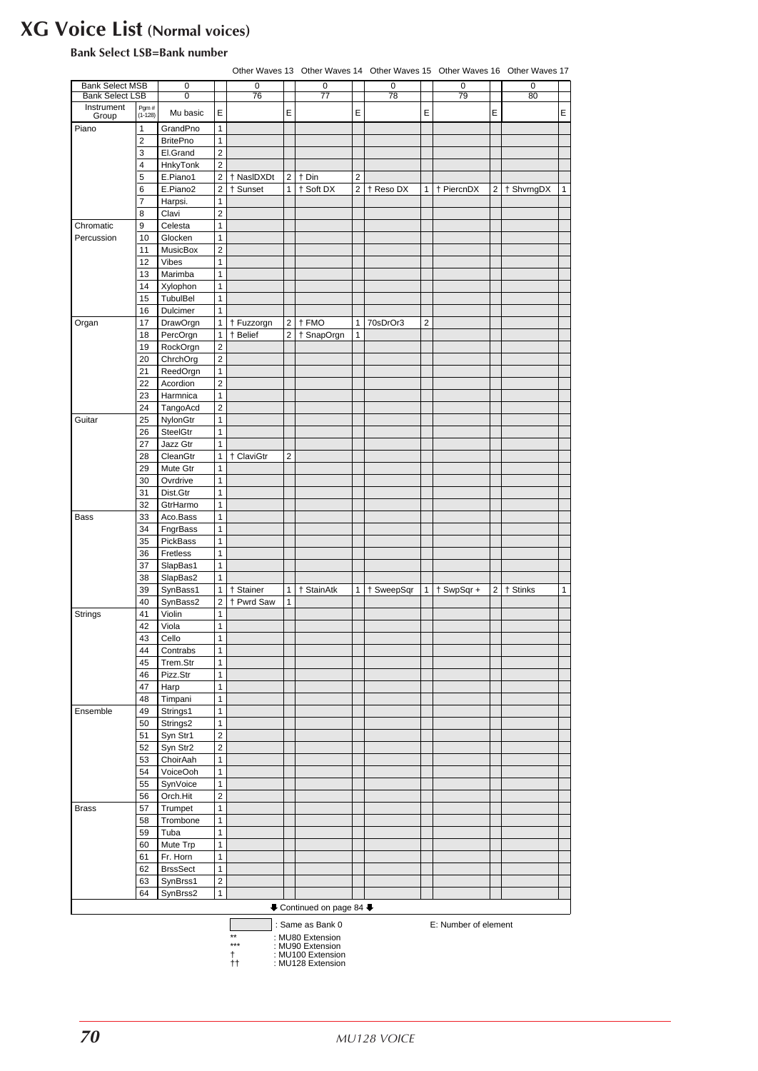# XG Voice List (Normal voices)

**Bank Select LSB=Bank number**

| | | | | Other Waves 13 | | Other Waves 14 | | Other Waves 15 | | Other Waves 16 | | Other Waves 17 | |
|---|---|---|---|---|---|---|---|---|---|---|---|---|---|
| Bank Select MSB | | 0 | | 0 | | 0 | | 0 | | 0 | | 0 | |
| Bank Select LSB | | 0 | | 76 | | 77 | | 78 | | 79 | | 80 | |
| Instrument Group | Pgm # (1-128) | Mu basic | E | | E | | E | | E | | E | | E |
| Piano | 1 | GrandPno | 1 | | | | | | | | | | |
| | 2 | BritePno | 1 | | | | | | | | | | |
| | 3 | El.Grand | 2 | | | | | | | | | | |
| | 4 | HnkyTonk | 2 | | | | | | | | | | |
| | 5 | E.Piano1 | 2 | † NaslDXDt | 2 | † Din | 2 | | | | | | |
| | 6 | E.Piano2 | 2 | † Sunset | 1 | † Soft DX | 2 | † Reso DX | 1 | † PiercnDX | 2 | † ShvrngDX | 1 |
| | 7 | Harpsi. | 1 | | | | | | | | | | |
| | 8 | Clavi | 2 | | | | | | | | | | |
| Chromatic Percussion | 9 | Celesta | 1 | | | | | | | | | | |
| | 10 | Glocken | 1 | | | | | | | | | | |
| | 11 | MusicBox | 2 | | | | | | | | | | |
| | 12 | Vibes | 1 | | | | | | | | | | |
| | 13 | Marimba | 1 | | | | | | | | | | |
| | 14 | Xylophon | 1 | | | | | | | | | | |
| | 15 | TubulBel | 1 | | | | | | | | | | |
| | 16 | Dulcimer | 1 | | | | | | | | | | |
| Organ | 17 | DrawOrgn | 1 | † Fuzzorgn | 2 | † FMO | 1 | 70sDrOr3 | 2 | | | | |
| | 18 | PercOrgn | 1 | † Belief | 2 | † SnapOrgn | 1 | | | | | | |
| | 19 | RockOrgn | 2 | | | | | | | | | | |
| | 20 | ChrchOrg | 2 | | | | | | | | | | |
| | 21 | ReedOrgn | 1 | | | | | | | | | | |
| | 22 | Acordion | 2 | | | | | | | | | | |
| | 23 | Harmnica | 1 | | | | | | | | | | |
| | 24 | TangoAcd | 2 | | | | | | | | | | |
| Guitar | 25 | NylonGtr | 1 | | | | | | | | | | |
| | 26 | SteelGtr | 1 | | | | | | | | | | |
| | 27 | Jazz Gtr | 1 | | | | | | | | | | |
| | 28 | CleanGtr | 1 | † ClaviGtr | 2 | | | | | | | | |
| | 29 | Mute Gtr | 1 | | | | | | | | | | |
| | 30 | Ovrdrive | 1 | | | | | | | | | | |
| | 31 | Dist.Gtr | 1 | | | | | | | | | | |
| | 32 | GtrHarmo | 1 | | | | | | | | | | |
| Bass | 33 | Aco.Bass | 1 | | | | | | | | | | |
| | 34 | FngrBass | 1 | | | | | | | | | | |
| | 35 | PickBass | 1 | | | | | | | | | | |
| | 36 | Fretless | 1 | | | | | | | | | | |
| | 37 | SlapBas1 | 1 | | | | | | | | | | |
| | 38 | SlapBas2 | 1 | | | | | | | | | | |
| | 39 | SynBass1 | 1 | † Stainer | 1 | † StainAtk | 1 | † SweepSqr | 1 | † SwpSqr + | 2 | † Stinks | 1 |
| | 40 | SynBass2 | 2 | † Pwrd Saw | 1 | | | | | | | | |
| Strings | 41 | Violin | 1 | | | | | | | | | | |
| | 42 | Viola | 1 | | | | | | | | | | |
| | 43 | Cello | 1 | | | | | | | | | | |
| | 44 | Contrabs | 1 | | | | | | | | | | |
| | 45 | Trem.Str | 1 | | | | | | | | | | |
| | 46 | Pizz.Str | 1 | | | | | | | | | | |
| | 47 | Harp | 1 | | | | | | | | | | |
| | 48 | Timpani | 1 | | | | | | | | | | |
| Ensemble | 49 | Strings1 | 1 | | | | | | | | | | |
| | 50 | Strings2 | 1 | | | | | | | | | | |
| | 51 | Syn Str1 | 2 | | | | | | | | | | |
| | 52 | Syn Str2 | 2 | | | | | | | | | | |
| | 53 | ChoirAah | 1 | | | | | | | | | | |
| | 54 | VoiceOoh | 1 | | | | | | | | | | |
| | 55 | SynVoice | 1 | | | | | | | | | | |
| | 56 | Orch.Hit | 2 | | | | | | | | | | |
| Brass | 57 | Trumpet | 1 | | | | | | | | | | |
| | 58 | Trombone | 1 | | | | | | | | | | |
| | 59 | Tuba | 1 | | | | | | | | | | |
| | 60 | Mute Trp | 1 | | | | | | | | | | |
| | 61 | Fr. Horn | 1 | | | | | | | | | | |
| | 62 | BrssSect | 1 | | | | | | | | | | |
| | 63 | SynBrss1 | 2 | | | | | | | | | | |
| | 64 | SynBrss2 | 1 | | | | | | | | | | |

⬇ Continued on page 84 ⬇

(shaded) : Same as Bank 0 E: Number of element

** : MU80 Extension
*** : MU90 Extension
† : MU100 Extension
†† : MU128 Extension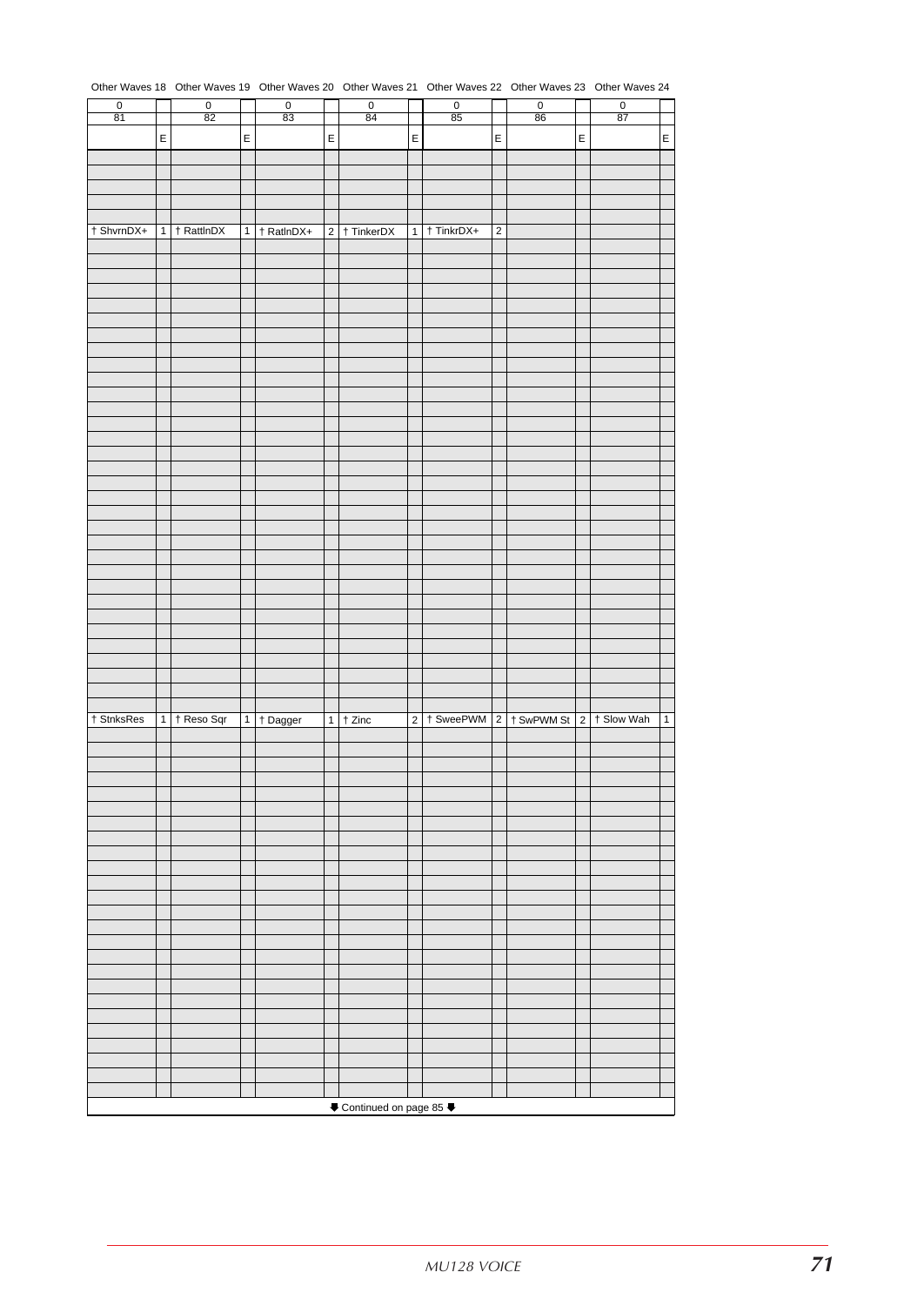| Other Waves 18 | | Other Waves 19 | | Other Waves 20 | | Other Waves 21 | | Other Waves 22 | | Other Waves 23 | | Other Waves 24 | |
|---|---|---|---|---|---|---|---|---|---|---|---|---|---|
| 0 | | 0 | | 0 | | 0 | | 0 | | 0 | | 0 | |
| 81 | | 82 | | 83 | | 84 | | 85 | | 86 | | 87 | |
| | E | | E | | E | | E | | E | | E | | E |
| | | | | | | | | | | | | | |
| | | | | | | | | | | | | | |
| | | | | | | | | | | | | | |
| | | | | | | | | | | | | | |
| | | | | | | | | | | | | | |
| † ShvrnDX+ | 1 | † RattlnDX | 1 | † RatlnDX+ | 2 | † TinkerDX | 1 | † TinkrDX+ | 2 | | | | |
| | | | | | | | | | | | | | |
| | | | | | | | | | | | | | |
| | | | | | | | | | | | | | |
| | | | | | | | | | | | | | |
| | | | | | | | | | | | | | |
| | | | | | | | | | | | | | |
| | | | | | | | | | | | | | |
| | | | | | | | | | | | | | |
| | | | | | | | | | | | | | |
| | | | | | | | | | | | | | |
| | | | | | | | | | | | | | |
| | | | | | | | | | | | | | |
| | | | | | | | | | | | | | |
| | | | | | | | | | | | | | |
| | | | | | | | | | | | | | |
| | | | | | | | | | | | | | |
| | | | | | | | | | | | | | |
| | | | | | | | | | | | | | |
| | | | | | | | | | | | | | |
| | | | | | | | | | | | | | |
| | | | | | | | | | | | | | |
| | | | | | | | | | | | | | |
| | | | | | | | | | | | | | |
| | | | | | | | | | | | | | |
| | | | | | | | | | | | | | |
| | | | | | | | | | | | | | |
| | | | | | | | | | | | | | |
| | | | | | | | | | | | | | |
| | | | | | | | | | | | | | |
| | | | | | | | | | | | | | |
| | | | | | | | | | | | | | |
| | | | | | | | | | | | | | |
| † StnksRes | 1 | † Reso Sqr | 1 | † Dagger | 1 | † Zinc | 2 | † SweePWM | 2 | † SwPWM St | 2 | † Slow Wah | 1 |
| | | | | | | | | | | | | | |
| | | | | | | | | | | | | | |
| | | | | | | | | | | | | | |
| | | | | | | | | | | | | | |
| | | | | | | | | | | | | | |
| | | | | | | | | | | | | | |
| | | | | | | | | | | | | | |
| | | | | | | | | | | | | | |
| | | | | | | | | | | | | | |
| | | | | | | | | | | | | | |
| | | | | | | | | | | | | | |
| | | | | | | | | | | | | | |
| | | | | | | | | | | | | | |
| | | | | | | | | | | | | | |
| | | | | | | | | | | | | | |
| | | | | | | | | | | | | | |
| | | | | | | | | | | | | | |
| | | | | | | | | | | | | | |
| | | | | | | | | | | | | | |
| | | | | | | | | | | | | | |
| | | | | | | | | | | | | | |
| | | | | | | | | | | | | | |
| | | | | | | | | | | | | | |
| | | | | | | | | | | | | | |
| | | | | | | | | | | | | | |

⬇ Continued on page 85 ⬇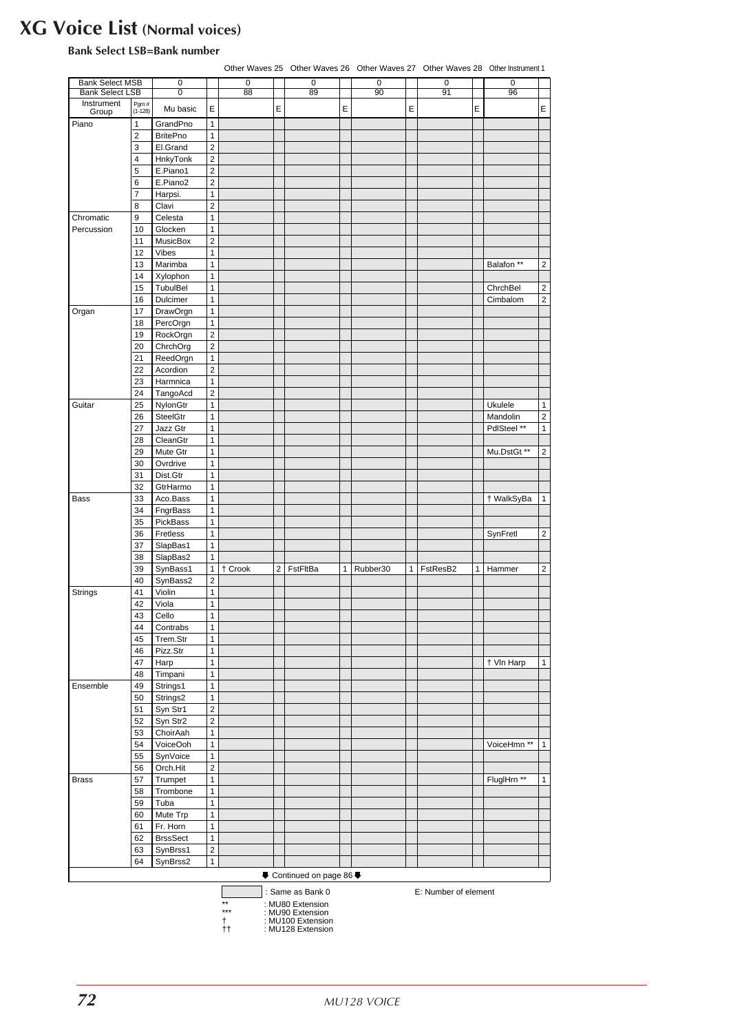# XG Voice List (Normal voices)

**Bank Select LSB=Bank number**

| | | | | Other Waves 25 | | Other Waves 26 | | Other Waves 27 | | Other Waves 28 | | Other Instrument 1 | |
|---|---|---|---|---|---|---|---|---|---|---|---|---|---|
| Bank Select MSB | | 0 | | 0 | | 0 | | 0 | | 0 | | 0 | |
| Bank Select LSB | | 0 | | 88 | | 89 | | 90 | | 91 | | 96 | |
| Instrument Group | Pgm # (1-128) | Mu basic | E | | E | | E | | E | | E | | E |
| Piano | 1 | GrandPno | 1 | | | | | | | | | | |
| | 2 | BritePno | 1 | | | | | | | | | | |
| | 3 | El.Grand | 2 | | | | | | | | | | |
| | 4 | HnkyTonk | 2 | | | | | | | | | | |
| | 5 | E.Piano1 | 2 | | | | | | | | | | |
| | 6 | E.Piano2 | 2 | | | | | | | | | | |
| | 7 | Harpsi. | 1 | | | | | | | | | | |
| | 8 | Clavi | 2 | | | | | | | | | | |
| Chromatic | 9 | Celesta | 1 | | | | | | | | | | |
| Percussion | 10 | Glocken | 1 | | | | | | | | | | |
| | 11 | MusicBox | 2 | | | | | | | | | | |
| | 12 | Vibes | 1 | | | | | | | | | | |
| | 13 | Marimba | 1 | | | | | | | | | Balafon ** | 2 |
| | 14 | Xylophon | 1 | | | | | | | | | | |
| | 15 | TubulBel | 1 | | | | | | | | | ChrchBel | 2 |
| | 16 | Dulcimer | 1 | | | | | | | | | Cimbalom | 2 |
| Organ | 17 | DrawOrgn | 1 | | | | | | | | | | |
| | 18 | PercOrgn | 1 | | | | | | | | | | |
| | 19 | RockOrgn | 2 | | | | | | | | | | |
| | 20 | ChrchOrg | 2 | | | | | | | | | | |
| | 21 | ReedOrgn | 1 | | | | | | | | | | |
| | 22 | Acordion | 2 | | | | | | | | | | |
| | 23 | Harmnica | 1 | | | | | | | | | | |
| | 24 | TangoAcd | 2 | | | | | | | | | | |
| Guitar | 25 | NylonGtr | 1 | | | | | | | | | Ukulele | 1 |
| | 26 | SteelGtr | 1 | | | | | | | | | Mandolin | 2 |
| | 27 | Jazz Gtr | 1 | | | | | | | | | PdlSteel ** | 1 |
| | 28 | CleanGtr | 1 | | | | | | | | | | |
| | 29 | Mute Gtr | 1 | | | | | | | | | Mu.DstGt ** | 2 |
| | 30 | Ovrdrive | 1 | | | | | | | | | | |
| | 31 | Dist.Gtr | 1 | | | | | | | | | | |
| | 32 | GtrHarmo | 1 | | | | | | | | | | |
| Bass | 33 | Aco.Bass | 1 | | | | | | | | | † WalkSyBa | 1 |
| | 34 | FngrBass | 1 | | | | | | | | | | |
| | 35 | PickBass | 1 | | | | | | | | | | |
| | 36 | Fretless | 1 | | | | | | | | | SynFretl | 2 |
| | 37 | SlapBas1 | 1 | | | | | | | | | | |
| | 38 | SlapBas2 | 1 | | | | | | | | | | |
| | 39 | SynBass1 | 1 | † Crook | 2 | FstFltBa | 1 | Rubber30 | 1 | FstResB2 | 1 | Hammer | 2 |
| | 40 | SynBass2 | 2 | | | | | | | | | | |
| Strings | 41 | Violin | 1 | | | | | | | | | | |
| | 42 | Viola | 1 | | | | | | | | | | |
| | 43 | Cello | 1 | | | | | | | | | | |
| | 44 | Contrabs | 1 | | | | | | | | | | |
| | 45 | Trem.Str | 1 | | | | | | | | | | |
| | 46 | Pizz.Str | 1 | | | | | | | | | | |
| | 47 | Harp | 1 | | | | | | | | | † Vln Harp | 1 |
| | 48 | Timpani | 1 | | | | | | | | | | |
| Ensemble | 49 | Strings1 | 1 | | | | | | | | | | |
| | 50 | Strings2 | 1 | | | | | | | | | | |
| | 51 | Syn Str1 | 2 | | | | | | | | | | |
| | 52 | Syn Str2 | 2 | | | | | | | | | | |
| | 53 | ChoirAah | 1 | | | | | | | | | | |
| | 54 | VoiceOoh | 1 | | | | | | | | | VoiceHmn ** | 1 |
| | 55 | SynVoice | 1 | | | | | | | | | | |
| | 56 | Orch.Hit | 2 | | | | | | | | | | |
| Brass | 57 | Trumpet | 1 | | | | | | | | | FluglHrn ** | 1 |
| | 58 | Trombone | 1 | | | | | | | | | | |
| | 59 | Tuba | 1 | | | | | | | | | | |
| | 60 | Mute Trp | 1 | | | | | | | | | | |
| | 61 | Fr. Horn | 1 | | | | | | | | | | |
| | 62 | BrssSect | 1 | | | | | | | | | | |
| | 63 | SynBrss1 | 2 | | | | | | | | | | |
| | 64 | SynBrss2 | 1 | | | | | | | | | | |

Continued on page 86

(shaded) : Same as Bank 0

E: Number of element

** : MU80 Extension
*** : MU90 Extension
† : MU100 Extension
†† : MU128 Extension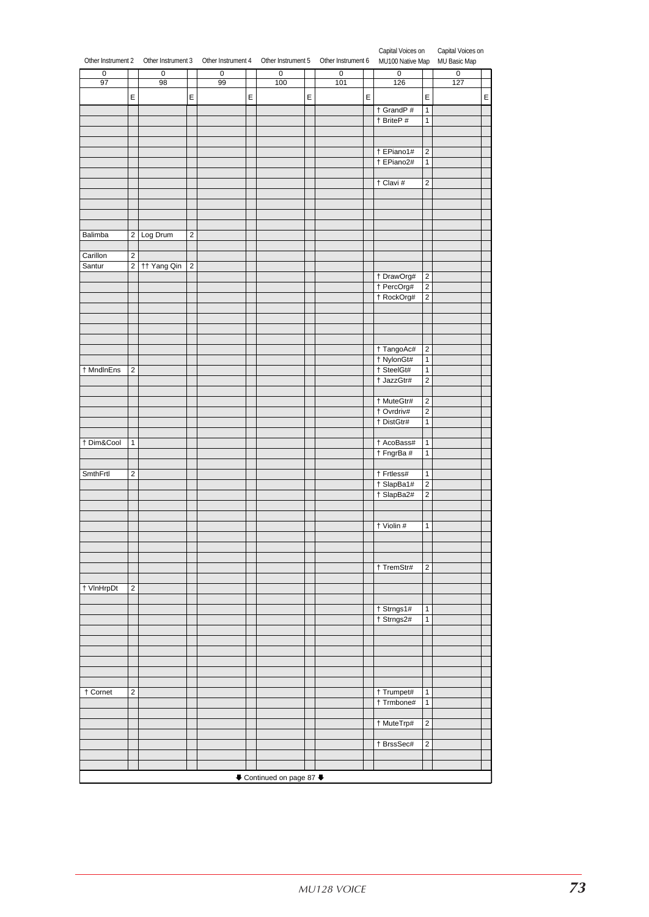| Other Instrument 2 | | Other Instrument 3 | | Other Instrument 4 | | Other Instrument 5 | | Other Instrument 6 | | Capital Voices on MU100 Native Map | | Capital Voices on MU Basic Map | |
|---|---|---|---|---|---|---|---|---|---|---|---|---|---|
| 0 | | 0 | | 0 | | 0 | | 0 | | 0 | | 0 | |
| 97 | | 98 | | 99 | | 100 | | 101 | | 126 | | 127 | |
| | E | | E | | E | | E | | E | | E | | E |
| | | | | | | | | | | † GrandP # | 1 | | |
| | | | | | | | | | | † BriteP # | 1 | | |
| | | | | | | | | | | | | | |
| | | | | | | | | | | | | | |
| | | | | | | | | | | † EPiano1# | 2 | | |
| | | | | | | | | | | † EPiano2# | 1 | | |
| | | | | | | | | | | | | | |
| | | | | | | | | | | † Clavi # | 2 | | |
| | | | | | | | | | | | | | |
| | | | | | | | | | | | | | |
| | | | | | | | | | | | | | |
| | | | | | | | | | | | | | |
| Balimba | 2 | Log Drum | 2 | | | | | | | | | | |
| | | | | | | | | | | | | | |
| Carillon | 2 | | | | | | | | | | | | |
| Santur | 2 | †† Yang Qin | 2 | | | | | | | | | | |
| | | | | | | | | | | † DrawOrg# | 2 | | |
| | | | | | | | | | | † PercOrg# | 2 | | |
| | | | | | | | | | | † RockOrg# | 2 | | |
| | | | | | | | | | | | | | |
| | | | | | | | | | | | | | |
| | | | | | | | | | | | | | |
| | | | | | | | | | | | | | |
| | | | | | | | | | | † TangoAc# | 2 | | |
| | | | | | | | | | | † NylonGt# | 1 | | |
| † MndlnEns | 2 | | | | | | | | | † SteelGt# | 1 | | |
| | | | | | | | | | | † JazzGtr# | 2 | | |
| | | | | | | | | | | | | | |
| | | | | | | | | | | † MuteGtr# | 2 | | |
| | | | | | | | | | | † Ovrdriv# | 2 | | |
| | | | | | | | | | | † DistGtr# | 1 | | |
| | | | | | | | | | | | | | |
| † Dim&Cool | 1 | | | | | | | | | † AcoBass# | 1 | | |
| | | | | | | | | | | † FngrBa # | 1 | | |
| | | | | | | | | | | | | | |
| SmthFrtl | 2 | | | | | | | | | † Frtless# | 1 | | |
| | | | | | | | | | | † SlapBa1# | 2 | | |
| | | | | | | | | | | † SlapBa2# | 2 | | |
| | | | | | | | | | | | | | |
| | | | | | | | | | | | | | |
| | | | | | | | | | | † Violin # | 1 | | |
| | | | | | | | | | | | | | |
| | | | | | | | | | | | | | |
| | | | | | | | | | | | | | |
| | | | | | | | | | | † TremStr# | 2 | | |
| | | | | | | | | | | | | | |
| † VlnHrpDt | 2 | | | | | | | | | | | | |
| | | | | | | | | | | | | | |
| | | | | | | | | | | † Strngs1# | 1 | | |
| | | | | | | | | | | † Strngs2# | 1 | | |
| | | | | | | | | | | | | | |
| | | | | | | | | | | | | | |
| | | | | | | | | | | | | | |
| | | | | | | | | | | | | | |
| | | | | | | | | | | | | | |
| | | | | | | | | | | | | | |
| † Cornet | 2 | | | | | | | | | † Trumpet# | 1 | | |
| | | | | | | | | | | † Trmbone# | 1 | | |
| | | | | | | | | | | | | | |
| | | | | | | | | | | † MuteTrp# | 2 | | |
| | | | | | | | | | | | | | |
| | | | | | | | | | | † BrssSec# | 2 | | |
| | | | | | | | | | | | | | |
| | | | | | | | | | | | | | |

⬇ Continued on page 87 ⬇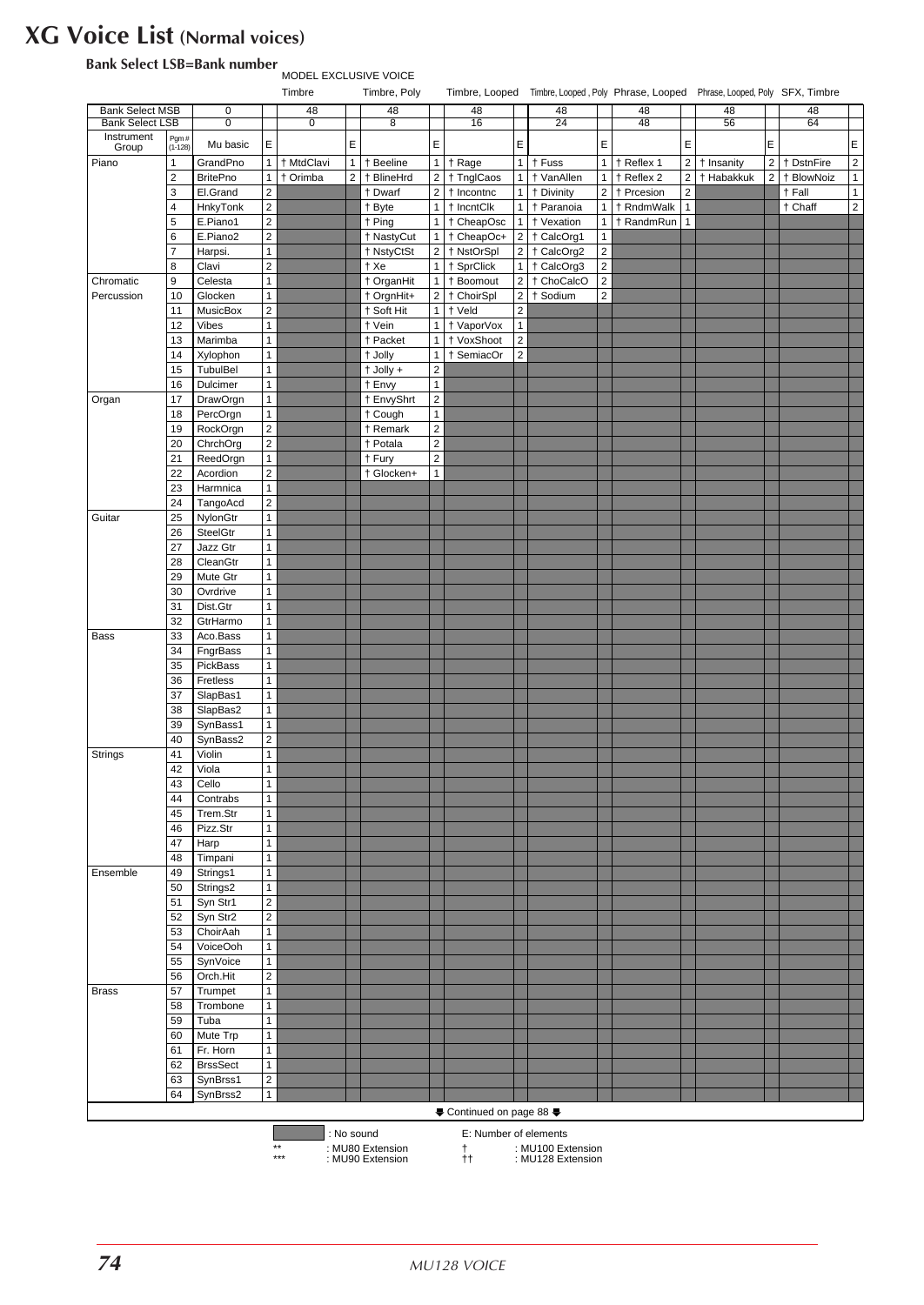# XG Voice List (Normal voices)

**Bank Select LSB=Bank number**

MODEL EXCLUSIVE VOICE

| | | | | Timbre | | Timbre, Poly | | Timbre, Looped | | Timbre, Looped, Poly | | Phrase, Looped | | Phrase, Looped, Poly | | SFX, Timbre | |
|---|---|---|---|---|---|---|---|---|---|---|---|---|---|---|---|---|---|
| Bank Select MSB | | 0 | | 48 | | 48 | | 48 | | 48 | | 48 | | 48 | | 48 | |
| Bank Select LSB | | 0 | | 0 | | 8 | | 16 | | 24 | | 48 | | 56 | | 64 | |
| Instrument Group | Pgm # (1-128) | Mu basic | E | | E | | E | | E | | E | | E | | E | | E |
| Piano | 1 | GrandPno | 1 | † MtdClavi | 1 | † Beeline | 1 | † Rage | 1 | † Fuss | 1 | † Reflex 1 | 2 | † Insanity | 2 | † DstnFire | 2 |
| | 2 | BritePno | 1 | † Orimba | 2 | † BlineHrd | 2 | † TnglCaos | 1 | † VanAllen | 1 | † Reflex 2 | 2 | † Habakkuk | 2 | † BlowNoiz | 1 |
| | 3 | El.Grand | 2 | | | † Dwarf | 2 | † Incontnc | 1 | † Divinity | 2 | † Prcesion | 2 | | | † Fall | 1 |
| | 4 | HnkyTonk | 2 | | | † Byte | 1 | † IncntClk | 1 | † Paranoia | 1 | † RndmWalk | 1 | | | † Chaff | 2 |
| | 5 | E.Piano1 | 2 | | | † Ping | 1 | † CheapOsc | 1 | † Vexation | 1 | † RandmRun | 1 | | | | |
| | 6 | E.Piano2 | 2 | | | † NastyCut | 1 | † CheapOc+ | 2 | † CalcOrg1 | 1 | | | | | | |
| | 7 | Harpsi. | 1 | | | † NstyCtSt | 2 | † NstOrSpl | 2 | † CalcOrg2 | 2 | | | | | | |
| | 8 | Clavi | 2 | | | † Xe | 1 | † SprClick | 1 | † CalcOrg3 | 2 | | | | | | |
| Chromatic Percussion | 9 | Celesta | 1 | | | † OrganHit | 1 | † Boomout | 2 | † ChoCalcO | 2 | | | | | | |
| | 10 | Glocken | 1 | | | † OrgnHit+ | 2 | † ChoirSpl | 2 | † Sodium | 2 | | | | | | |
| | 11 | MusicBox | 2 | | | † Soft Hit | 1 | † Veld | 2 | | | | | | | | |
| | 12 | Vibes | 1 | | | † Vein | 1 | † VaporVox | 1 | | | | | | | | |
| | 13 | Marimba | 1 | | | † Packet | 1 | † VoxShoot | 2 | | | | | | | | |
| | 14 | Xylophon | 1 | | | † Jolly | 1 | † SemiacOr | 2 | | | | | | | | |
| | 15 | TubulBel | 1 | | | † Jolly + | 2 | | | | | | | | | | |
| | 16 | Dulcimer | 1 | | | † Envy | 1 | | | | | | | | | | |
| Organ | 17 | DrawOrgn | 1 | | | † EnvyShrt | 2 | | | | | | | | | | |
| | 18 | PercOrgn | 1 | | | † Cough | 1 | | | | | | | | | | |
| | 19 | RockOrgn | 2 | | | † Remark | 2 | | | | | | | | | | |
| | 20 | ChrchOrg | 2 | | | † Potala | 2 | | | | | | | | | | |
| | 21 | ReedOrgn | 1 | | | † Fury | 2 | | | | | | | | | | |
| | 22 | Acordion | 2 | | | † Glocken+ | 1 | | | | | | | | | | |
| | 23 | Harmnica | 1 | | | | | | | | | | | | | | |
| | 24 | TangoAcd | 2 | | | | | | | | | | | | | | |
| Guitar | 25 | NylonGtr | 1 | | | | | | | | | | | | | | |
| | 26 | SteelGtr | 1 | | | | | | | | | | | | | | |
| | 27 | Jazz Gtr | 1 | | | | | | | | | | | | | | |
| | 28 | CleanGtr | 1 | | | | | | | | | | | | | | |
| | 29 | Mute Gtr | 1 | | | | | | | | | | | | | | |
| | 30 | Ovrdrive | 1 | | | | | | | | | | | | | | |
| | 31 | Dist.Gtr | 1 | | | | | | | | | | | | | | |
| | 32 | GtrHarmo | 1 | | | | | | | | | | | | | | |
| Bass | 33 | Aco.Bass | 1 | | | | | | | | | | | | | | |
| | 34 | FngrBass | 1 | | | | | | | | | | | | | | |
| | 35 | PickBass | 1 | | | | | | | | | | | | | | |
| | 36 | Fretless | 1 | | | | | | | | | | | | | | |
| | 37 | SlapBas1 | 1 | | | | | | | | | | | | | | |
| | 38 | SlapBas2 | 1 | | | | | | | | | | | | | | |
| | 39 | SynBass1 | 1 | | | | | | | | | | | | | | |
| | 40 | SynBass2 | 2 | | | | | | | | | | | | | | |
| Strings | 41 | Violin | 1 | | | | | | | | | | | | | | |
| | 42 | Viola | 1 | | | | | | | | | | | | | | |
| | 43 | Cello | 1 | | | | | | | | | | | | | | |
| | 44 | Contrabs | 1 | | | | | | | | | | | | | | |
| | 45 | Trem.Str | 1 | | | | | | | | | | | | | | |
| | 46 | Pizz.Str | 1 | | | | | | | | | | | | | | |
| | 47 | Harp | 1 | | | | | | | | | | | | | | |
| | 48 | Timpani | 1 | | | | | | | | | | | | | | |
| Ensemble | 49 | Strings1 | 1 | | | | | | | | | | | | | | |
| | 50 | Strings2 | 1 | | | | | | | | | | | | | | |
| | 51 | Syn Str1 | 2 | | | | | | | | | | | | | | |
| | 52 | Syn Str2 | 2 | | | | | | | | | | | | | | |
| | 53 | ChoirAah | 1 | | | | | | | | | | | | | | |
| | 54 | VoiceOoh | 1 | | | | | | | | | | | | | | |
| | 55 | SynVoice | 1 | | | | | | | | | | | | | | |
| | 56 | Orch.Hit | 2 | | | | | | | | | | | | | | |
| Brass | 57 | Trumpet | 1 | | | | | | | | | | | | | | |
| | 58 | Trombone | 1 | | | | | | | | | | | | | | |
| | 59 | Tuba | 1 | | | | | | | | | | | | | | |
| | 60 | Mute Trp | 1 | | | | | | | | | | | | | | |
| | 61 | Fr. Horn | 1 | | | | | | | | | | | | | | |
| | 62 | BrssSect | 1 | | | | | | | | | | | | | | |
| | 63 | SynBrss1 | 2 | | | | | | | | | | | | | | |
| | 64 | SynBrss2 | 1 | | | | | | | | | | | | | | |

Continued on page 88

(shaded) : No sound  E: Number of elements
** : MU80 Extension  † : MU100 Extension
*** : MU90 Extension  †† : MU128 Extension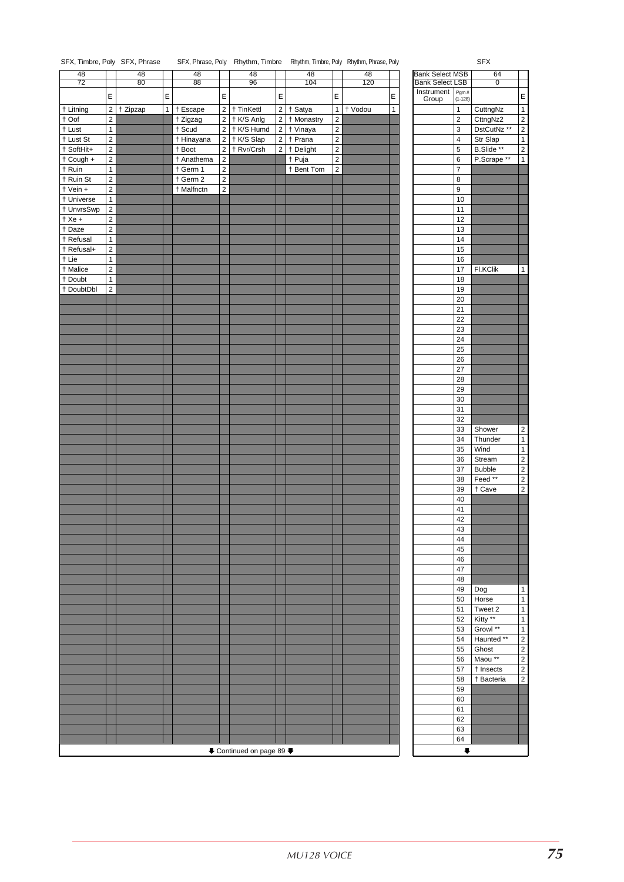| SFX, Timbre, Poly | | SFX, Phrase | | SFX, Phrase, Poly | | Rhythm, Timbre | | Rhythm, Timbre, Poly | | Rhythm, Phrase, Poly | |
|---|---|---|---|---|---|---|---|---|---|---|---|
| 48 | | 48 | | 48 | | 48 | | 48 | | 48 | |
| 72 | | 80 | | 88 | | 96 | | 104 | | 120 | |
| | E | | E | | E | | E | | E | | E |
| † Litning | 2 | † Zipzap | 1 | † Escape | 2 | † TinKettl | 2 | † Satya | 1 | † Vodou | 1 |
| † Oof | 2 | | | † Zigzag | 2 | † K/S Anlg | 2 | † Monastry | 2 | | |
| † Lust | 1 | | | † Scud | 2 | † K/S Humd | 2 | † Vinaya | 2 | | |
| † Lust St | 2 | | | † Hinayana | 2 | † K/S Slap | 2 | † Prana | 2 | | |
| † SoftHit+ | 2 | | | † Boot | 2 | † Rvr/Crsh | 2 | † Delight | 2 | | |
| † Cough + | 2 | | | † Anathema | 2 | | | † Puja | 2 | | |
| † Ruin | 1 | | | † Germ 1 | 2 | | | † Bent Tom | 2 | | |
| † Ruin St | 2 | | | † Germ 2 | 2 | | | | | | |
| † Vein + | 2 | | | † Malfnctn | 2 | | | | | | |
| † Universe | 1 | | | | | | | | | | |
| † UnvrsSwp | 2 | | | | | | | | | | |
| † Xe + | 2 | | | | | | | | | | |
| † Daze | 2 | | | | | | | | | | |
| † Refusal | 1 | | | | | | | | | | |
| † Refusal+ | 2 | | | | | | | | | | |
| † Lie | 1 | | | | | | | | | | |
| † Malice | 2 | | | | | | | | | | |
| † Doubt | 1 | | | | | | | | | | |
| † DoubtDbl | 2 | | | | | | | | | | |

⬇ Continued on page 89 ⬇

| Bank Select MSB | | SFX 64 | |
|---|---|---|---|
| Bank Select LSB | | 0 | |
| Instrument Group | Pgm # (1-128) | | E |
| | 1 | CuttngNz | 1 |
| | 2 | CttngNz2 | 2 |
| | 3 | DstCutNz ** | 2 |
| | 4 | Str Slap | 1 |
| | 5 | B.Slide ** | 2 |
| | 6 | P.Scrape ** | 1 |
| | 7 | | |
| | 8 | | |
| | 9 | | |
| | 10 | | |
| | 11 | | |
| | 12 | | |
| | 13 | | |
| | 14 | | |
| | 15 | | |
| | 16 | | |
| | 17 | Fl.KClik | 1 |
| | 18 | | |
| | 19 | | |
| | 20 | | |
| | 21 | | |
| | 22 | | |
| | 23 | | |
| | 24 | | |
| | 25 | | |
| | 26 | | |
| | 27 | | |
| | 28 | | |
| | 29 | | |
| | 30 | | |
| | 31 | | |
| | 32 | | |
| | 33 | Shower | 2 |
| | 34 | Thunder | 1 |
| | 35 | Wind | 1 |
| | 36 | Stream | 2 |
| | 37 | Bubble | 2 |
| | 38 | Feed ** | 2 |
| | 39 | † Cave | 2 |
| | 40 | | |
| | 41 | | |
| | 42 | | |
| | 43 | | |
| | 44 | | |
| | 45 | | |
| | 46 | | |
| | 47 | | |
| | 48 | | |
| | 49 | Dog | 1 |
| | 50 | Horse | 1 |
| | 51 | Tweet 2 | 1 |
| | 52 | Kitty ** | 1 |
| | 53 | Growl ** | 1 |
| | 54 | Haunted ** | 2 |
| | 55 | Ghost | 2 |
| | 56 | Maou ** | 2 |
| | 57 | † Insects | 2 |
| | 58 | † Bacteria | 2 |
| | 59 | | |
| | 60 | | |
| | 61 | | |
| | 62 | | |
| | 63 | | |
| | 64 | | |

⬇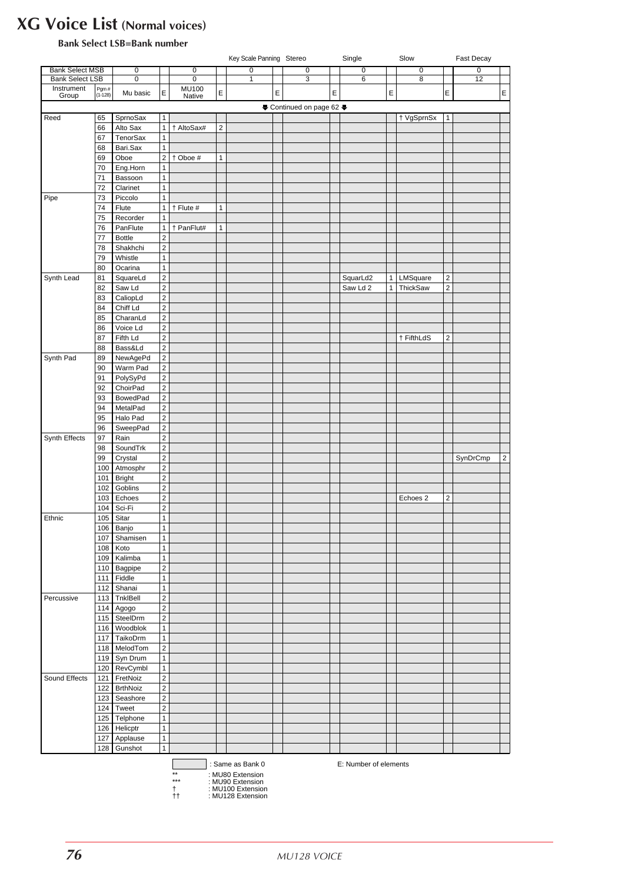# XG Voice List (Normal voices)

**Bank Select LSB=Bank number**

| | | | | | | Key Scale Panning | | Stereo | | Single | | Slow | | Fast Decay | |
|---|---|---|---|---|---|---|---|---|---|---|---|---|---|---|---|
| Bank Select MSB | | 0 | | 0 | | 0 | | 0 | | 0 | | 0 | | 0 | |
| Bank Select LSB | | 0 | | 0 | | 1 | | 3 | | 6 | | 8 | | 12 | |
| Instrument Group | Pgm # (1-128) | Mu basic | E | MU100 Native | E | | E | | E | | E | | E | | E |
| | | | | | | | | ⬇ Continued on page 62 ⬇ | | | | | | | |
| Reed | 65 | SprnoSax | 1 | | | | | | | | | † VgSprnSx | 1 | | |
| | 66 | Alto Sax | 1 | † AltoSax# | 2 | | | | | | | | | | |
| | 67 | TenorSax | 1 | | | | | | | | | | | | |
| | 68 | Bari.Sax | 1 | | | | | | | | | | | | |
| | 69 | Oboe | 2 | † Oboe # | 1 | | | | | | | | | | |
| | 70 | Eng.Horn | 1 | | | | | | | | | | | | |
| | 71 | Bassoon | 1 | | | | | | | | | | | | |
| | 72 | Clarinet | 1 | | | | | | | | | | | | |
| Pipe | 73 | Piccolo | 1 | | | | | | | | | | | | |
| | 74 | Flute | 1 | † Flute # | 1 | | | | | | | | | | |
| | 75 | Recorder | 1 | | | | | | | | | | | | |
| | 76 | PanFlute | 1 | † PanFlut# | 1 | | | | | | | | | | |
| | 77 | Bottle | 2 | | | | | | | | | | | | |
| | 78 | Shakhchi | 2 | | | | | | | | | | | | |
| | 79 | Whistle | 1 | | | | | | | | | | | | |
| | 80 | Ocarina | 1 | | | | | | | | | | | | |
| Synth Lead | 81 | SquareLd | 2 | | | | | | | SquarLd2 | 1 | LMSquare | 2 | | |
| | 82 | Saw Ld | 2 | | | | | | | Saw Ld 2 | 1 | ThickSaw | 2 | | |
| | 83 | CaliopLd | 2 | | | | | | | | | | | | |
| | 84 | Chiff Ld | 2 | | | | | | | | | | | | |
| | 85 | CharanLd | 2 | | | | | | | | | | | | |
| | 86 | Voice Ld | 2 | | | | | | | | | | | | |
| | 87 | Fifth Ld | 2 | | | | | | | | | † FifthLdS | 2 | | |
| | 88 | Bass&Ld | 2 | | | | | | | | | | | | |
| Synth Pad | 89 | NewAgePd | 2 | | | | | | | | | | | | |
| | 90 | Warm Pad | 2 | | | | | | | | | | | | |
| | 91 | PolySyPd | 2 | | | | | | | | | | | | |
| | 92 | ChoirPad | 2 | | | | | | | | | | | | |
| | 93 | BowedPad | 2 | | | | | | | | | | | | |
| | 94 | MetalPad | 2 | | | | | | | | | | | | |
| | 95 | Halo Pad | 2 | | | | | | | | | | | | |
| | 96 | SweepPad | 2 | | | | | | | | | | | | |
| Synth Effects | 97 | Rain | 2 | | | | | | | | | | | | |
| | 98 | SoundTrk | 2 | | | | | | | | | | | | |
| | 99 | Crystal | 2 | | | | | | | | | | | SynDrCmp | 2 |
| | 100 | Atmosphr | 2 | | | | | | | | | | | | |
| | 101 | Bright | 2 | | | | | | | | | | | | |
| | 102 | Goblins | 2 | | | | | | | | | | | | |
| | 103 | Echoes | 2 | | | | | | | | | Echoes 2 | 2 | | |
| | 104 | Sci-Fi | 2 | | | | | | | | | | | | |
| Ethnic | 105 | Sitar | 1 | | | | | | | | | | | | |
| | 106 | Banjo | 1 | | | | | | | | | | | | |
| | 107 | Shamisen | 1 | | | | | | | | | | | | |
| | 108 | Koto | 1 | | | | | | | | | | | | |
| | 109 | Kalimba | 1 | | | | | | | | | | | | |
| | 110 | Bagpipe | 2 | | | | | | | | | | | | |
| | 111 | Fiddle | 1 | | | | | | | | | | | | |
| | 112 | Shanai | 1 | | | | | | | | | | | | |
| Percussive | 113 | TnklBell | 2 | | | | | | | | | | | | |
| | 114 | Agogo | 2 | | | | | | | | | | | | |
| | 115 | SteelDrm | 2 | | | | | | | | | | | | |
| | 116 | Woodblok | 1 | | | | | | | | | | | | |
| | 117 | TaikoDrm | 1 | | | | | | | | | | | | |
| | 118 | MelodTom | 2 | | | | | | | | | | | | |
| | 119 | Syn Drum | 1 | | | | | | | | | | | | |
| | 120 | RevCymbl | 1 | | | | | | | | | | | | |
| Sound Effects | 121 | FretNoiz | 2 | | | | | | | | | | | | |
| | 122 | BrthNoiz | 2 | | | | | | | | | | | | |
| | 123 | Seashore | 2 | | | | | | | | | | | | |
| | 124 | Tweet | 2 | | | | | | | | | | | | |
| | 125 | Telphone | 1 | | | | | | | | | | | | |
| | 126 | Helicptr | 1 | | | | | | | | | | | | |
| | 127 | Applause | 1 | | | | | | | | | | | | |
| | 128 | Gunshot | 1 | | | | | | | | | | | | |

(shaded) : Same as Bank 0 E: Number of elements

** : MU80 Extension
*** : MU90 Extension
† : MU100 Extension
†† : MU128 Extension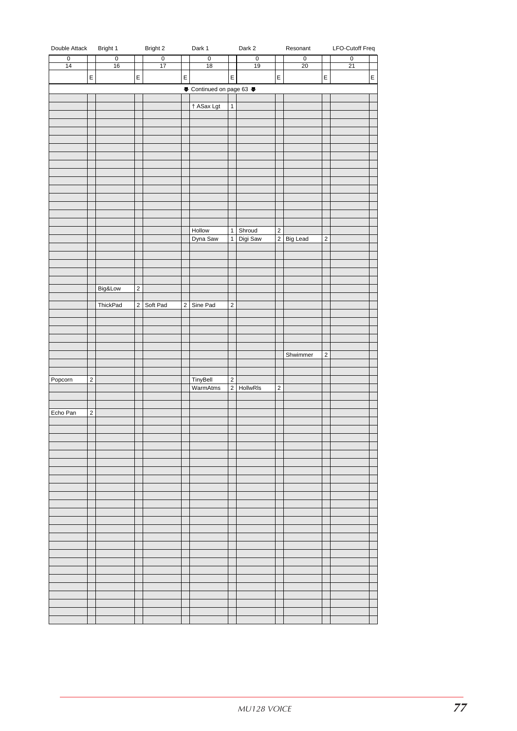| Double Attack | | Bright 1 | | Bright 2 | | Dark 1 | | Dark 2 | | Resonant | | LFO-Cutoff Freq | |
|---|---|---|---|---|---|---|---|---|---|---|---|---|---|
| 0 | | 0 | | 0 | | 0 | | 0 | | 0 | | 0 | |
| 14 | | 16 | | 17 | | 18 | | 19 | | 20 | | 21 | |
| | E | | E | | E | | E | | E | | E | | E |
| ⬇ Continued on page 63 ⬇ | | | | | | | | | | | | | |
| | | | | | | | | | | | | | |
| | | | | | | † ASax Lgt | 1 | | | | | | |
| | | | | | | | | | | | | | |
| | | | | | | | | | | | | | |
| | | | | | | | | | | | | | |
| | | | | | | | | | | | | | |
| | | | | | | | | | | | | | |
| | | | | | | | | | | | | | |
| | | | | | | | | | | | | | |
| | | | | | | | | | | | | | |
| | | | | | | | | | | | | | |
| | | | | | | | | | | | | | |
| | | | | | | | | | | | | | |
| | | | | | | | | | | | | | |
| | | | | | | | | | | | | | |
| | | | | | | | | | | | | | |
| | | | | | | Hollow | 1 | Shroud | 2 | | | | |
| | | | | | | Dyna Saw | 1 | Digi Saw | 2 | Big Lead | 2 | | |
| | | | | | | | | | | | | | |
| | | | | | | | | | | | | | |
| | | | | | | | | | | | | | |
| | | | | | | | | | | | | | |
| | | | | | | | | | | | | | |
| | | Big&Low | 2 | | | | | | | | | | |
| | | | | | | | | | | | | | |
| | | ThickPad | 2 | Soft Pad | 2 | Sine Pad | 2 | | | | | | |
| | | | | | | | | | | | | | |
| | | | | | | | | | | | | | |
| | | | | | | | | | | | | | |
| | | | | | | | | | | | | | |
| | | | | | | | | | | | | | |
| | | | | | | | | | | Shwimmer | 2 | | |
| | | | | | | | | | | | | | |
| | | | | | | | | | | | | | |
| Popcorn | 2 | | | | | TinyBell | 2 | | | | | | |
| | | | | | | WarmAtms | 2 | HollwRls | 2 | | | | |
| | | | | | | | | | | | | | |
| | | | | | | | | | | | | | |
| Echo Pan | 2 | | | | | | | | | | | | |
| | | | | | | | | | | | | | |
| | | | | | | | | | | | | | |
| | | | | | | | | | | | | | |
| | | | | | | | | | | | | | |
| | | | | | | | | | | | | | |
| | | | | | | | | | | | | | |
| | | | | | | | | | | | | | |
| | | | | | | | | | | | | | |
| | | | | | | | | | | | | | |
| | | | | | | | | | | | | | |
| | | | | | | | | | | | | | |
| | | | | | | | | | | | | | |
| | | | | | | | | | | | | | |
| | | | | | | | | | | | | | |
| | | | | | | | | | | | | | |
| | | | | | | | | | | | | | |
| | | | | | | | | | | | | | |
| | | | | | | | | | | | | | |
| | | | | | | | | | | | | | |
| | | | | | | | | | | | | | |
| | | | | | | | | | | | | | |
| | | | | | | | | | | | | | |
| | | | | | | | | | | | | | |
| | | | | | | | | | | | | | |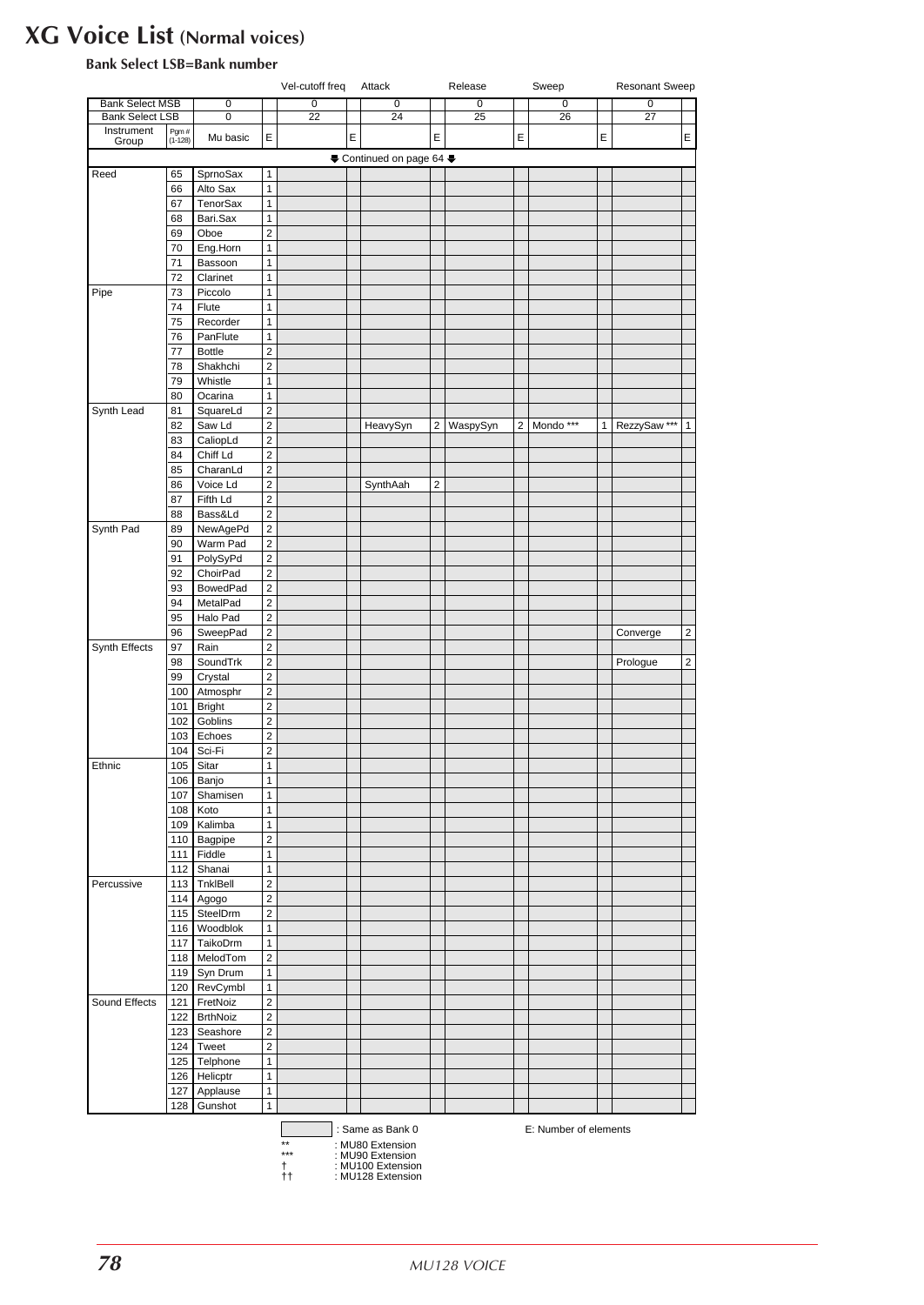# XG Voice List (Normal voices)

**Bank Select LSB=Bank number**

| | | | | Vel-cutoff freq | | Attack | | Release | | Sweep | | Resonant Sweep | |
|---|---|---|---|---|---|---|---|---|---|---|---|---|---|
| Bank Select MSB | | 0 | | 0 | | 0 | | 0 | | 0 | | 0 | |
| Bank Select LSB | | 0 | | 22 | | 24 | | 25 | | 26 | | 27 | |
| Instrument Group | Pgm # (1-128) | Mu basic | E | | E | | E | | E | | E | | E |
| ⬇ Continued on page 64 ⬇ | | | | | | | | | | | | | |
| Reed | 65 | SprnoSax | 1 | | | | | | | | | | |
| | 66 | Alto Sax | 1 | | | | | | | | | | |
| | 67 | TenorSax | 1 | | | | | | | | | | |
| | 68 | Bari.Sax | 1 | | | | | | | | | | |
| | 69 | Oboe | 2 | | | | | | | | | | |
| | 70 | Eng.Horn | 1 | | | | | | | | | | |
| | 71 | Bassoon | 1 | | | | | | | | | | |
| | 72 | Clarinet | 1 | | | | | | | | | | |
| Pipe | 73 | Piccolo | 1 | | | | | | | | | | |
| | 74 | Flute | 1 | | | | | | | | | | |
| | 75 | Recorder | 1 | | | | | | | | | | |
| | 76 | PanFlute | 1 | | | | | | | | | | |
| | 77 | Bottle | 2 | | | | | | | | | | |
| | 78 | Shakhchi | 2 | | | | | | | | | | |
| | 79 | Whistle | 1 | | | | | | | | | | |
| | 80 | Ocarina | 1 | | | | | | | | | | |
| Synth Lead | 81 | SquareLd | 2 | | | | | | | | | | |
| | 82 | Saw Ld | 2 | | | HeavySyn | 2 | WaspySyn | 2 | Mondo *** | 1 | RezzySaw *** | 1 |
| | 83 | CaliopLd | 2 | | | | | | | | | | |
| | 84 | Chiff Ld | 2 | | | | | | | | | | |
| | 85 | CharanLd | 2 | | | | | | | | | | |
| | 86 | Voice Ld | 2 | | | SynthAah | 2 | | | | | | |
| | 87 | Fifth Ld | 2 | | | | | | | | | | |
| | 88 | Bass&Ld | 2 | | | | | | | | | | |
| Synth Pad | 89 | NewAgePd | 2 | | | | | | | | | | |
| | 90 | Warm Pad | 2 | | | | | | | | | | |
| | 91 | PolySyPd | 2 | | | | | | | | | | |
| | 92 | ChoirPad | 2 | | | | | | | | | | |
| | 93 | BowedPad | 2 | | | | | | | | | | |
| | 94 | MetalPad | 2 | | | | | | | | | | |
| | 95 | Halo Pad | 2 | | | | | | | | | | |
| | 96 | SweepPad | 2 | | | | | | | | | Converge | 2 |
| Synth Effects | 97 | Rain | 2 | | | | | | | | | | |
| | 98 | SoundTrk | 2 | | | | | | | | | Prologue | 2 |
| | 99 | Crystal | 2 | | | | | | | | | | |
| | 100 | Atmosphr | 2 | | | | | | | | | | |
| | 101 | Bright | 2 | | | | | | | | | | |
| | 102 | Goblins | 2 | | | | | | | | | | |
| | 103 | Echoes | 2 | | | | | | | | | | |
| | 104 | Sci-Fi | 2 | | | | | | | | | | |
| Ethnic | 105 | Sitar | 1 | | | | | | | | | | |
| | 106 | Banjo | 1 | | | | | | | | | | |
| | 107 | Shamisen | 1 | | | | | | | | | | |
| | 108 | Koto | 1 | | | | | | | | | | |
| | 109 | Kalimba | 1 | | | | | | | | | | |
| | 110 | Bagpipe | 2 | | | | | | | | | | |
| | 111 | Fiddle | 1 | | | | | | | | | | |
| | 112 | Shanai | 1 | | | | | | | | | | |
| Percussive | 113 | TnklBell | 2 | | | | | | | | | | |
| | 114 | Agogo | 2 | | | | | | | | | | |
| | 115 | SteelDrm | 2 | | | | | | | | | | |
| | 116 | Woodblok | 1 | | | | | | | | | | |
| | 117 | TaikoDrm | 1 | | | | | | | | | | |
| | 118 | MelodTom | 2 | | | | | | | | | | |
| | 119 | Syn Drum | 1 | | | | | | | | | | |
| | 120 | RevCymbl | 1 | | | | | | | | | | |
| Sound Effects | 121 | FretNoiz | 2 | | | | | | | | | | |
| | 122 | BrthNoiz | 2 | | | | | | | | | | |
| | 123 | Seashore | 2 | | | | | | | | | | |
| | 124 | Tweet | 2 | | | | | | | | | | |
| | 125 | Telphone | 1 | | | | | | | | | | |
| | 126 | Helicptr | 1 | | | | | | | | | | |
| | 127 | Applause | 1 | | | | | | | | | | |
| | 128 | Gunshot | 1 | | | | | | | | | | |

[shaded box] : Same as Bank 0

E: Number of elements

** : MU80 Extension
*** : MU90 Extension
† : MU100 Extension
†† : MU128 Extension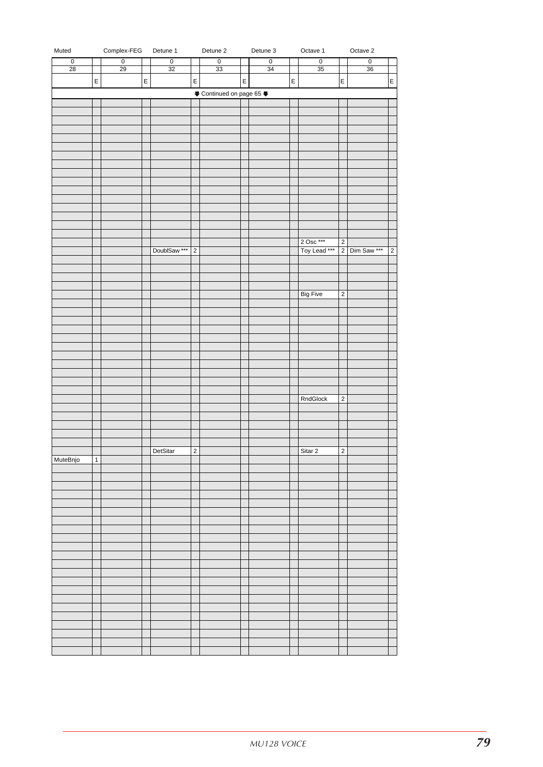| Muted | | Complex-FEG | | Detune 1 | | Detune 2 | | Detune 3 | | Octave 1 | | Octave 2 | |
|---|---|---|---|---|---|---|---|---|---|---|---|---|---|
| 0 | | 0 | | 0 | | 0 | | 0 | | 0 | | 0 | |
| 28 | | 29 | | 32 | | 33 | | 34 | | 35 | | 36 | |
| | E | | E | | E | | E | | E | | E | | E |
| | | | | | | ➡ Continued on page 65 ➡ | | | | | | | |
| | | | | | | | | | | | | | |
| | | | | | | | | | | | | | |
| | | | | | | | | | | | | | |
| | | | | | | | | | | | | | |
| | | | | | | | | | | | | | |
| | | | | | | | | | | | | | |
| | | | | | | | | | | | | | |
| | | | | | | | | | | | | | |
| | | | | | | | | | | | | | |
| | | | | | | | | | | | | | |
| | | | | | | | | | | | | | |
| | | | | | | | | | | | | | |
| | | | | | | | | | | | | | |
| | | | | | | | | | | | | | |
| | | | | | | | | | | | | | |
| | | | | | | | | | | | | | |
| | | | | | | | | | | 2 Osc *** | 2 | | |
| | | | | DoublSaw *** | 2 | | | | | Toy Lead *** | 2 | Dim Saw *** | 2 |
| | | | | | | | | | | | | | |
| | | | | | | | | | | | | | |
| | | | | | | | | | | | | | |
| | | | | | | | | | | | | | |
| | | | | | | | | | | Big Five | 2 | | |
| | | | | | | | | | | | | | |
| | | | | | | | | | | | | | |
| | | | | | | | | | | | | | |
| | | | | | | | | | | | | | |
| | | | | | | | | | | | | | |
| | | | | | | | | | | | | | |
| | | | | | | | | | | | | | |
| | | | | | | | | | | | | | |
| | | | | | | | | | | | | | |
| | | | | | | | | | | | | | |
| | | | | | | | | | | | | | |
| | | | | | | | | | | RndGlock | 2 | | |
| | | | | | | | | | | | | | |
| | | | | | | | | | | | | | |
| | | | | | | | | | | | | | |
| | | | | | | | | | | | | | |
| | | | | | | | | | | | | | |
| | | | | DetSitar | 2 | | | | | Sitar 2 | 2 | | |
| MuteBnjo | 1 | | | | | | | | | | | | |
| | | | | | | | | | | | | | |
| | | | | | | | | | | | | | |
| | | | | | | | | | | | | | |
| | | | | | | | | | | | | | |
| | | | | | | | | | | | | | |
| | | | | | | | | | | | | | |
| | | | | | | | | | | | | | |
| | | | | | | | | | | | | | |
| | | | | | | | | | | | | | |
| | | | | | | | | | | | | | |
| | | | | | | | | | | | | | |
| | | | | | | | | | | | | | |
| | | | | | | | | | | | | | |
| | | | | | | | | | | | | | |
| | | | | | | | | | | | | | |
| | | | | | | | | | | | | | |
| | | | | | | | | | | | | | |
| | | | | | | | | | | | | | |
| | | | | | | | | | | | | | |
| | | | | | | | | | | | | | |
| | | | | | | | | | | | | | |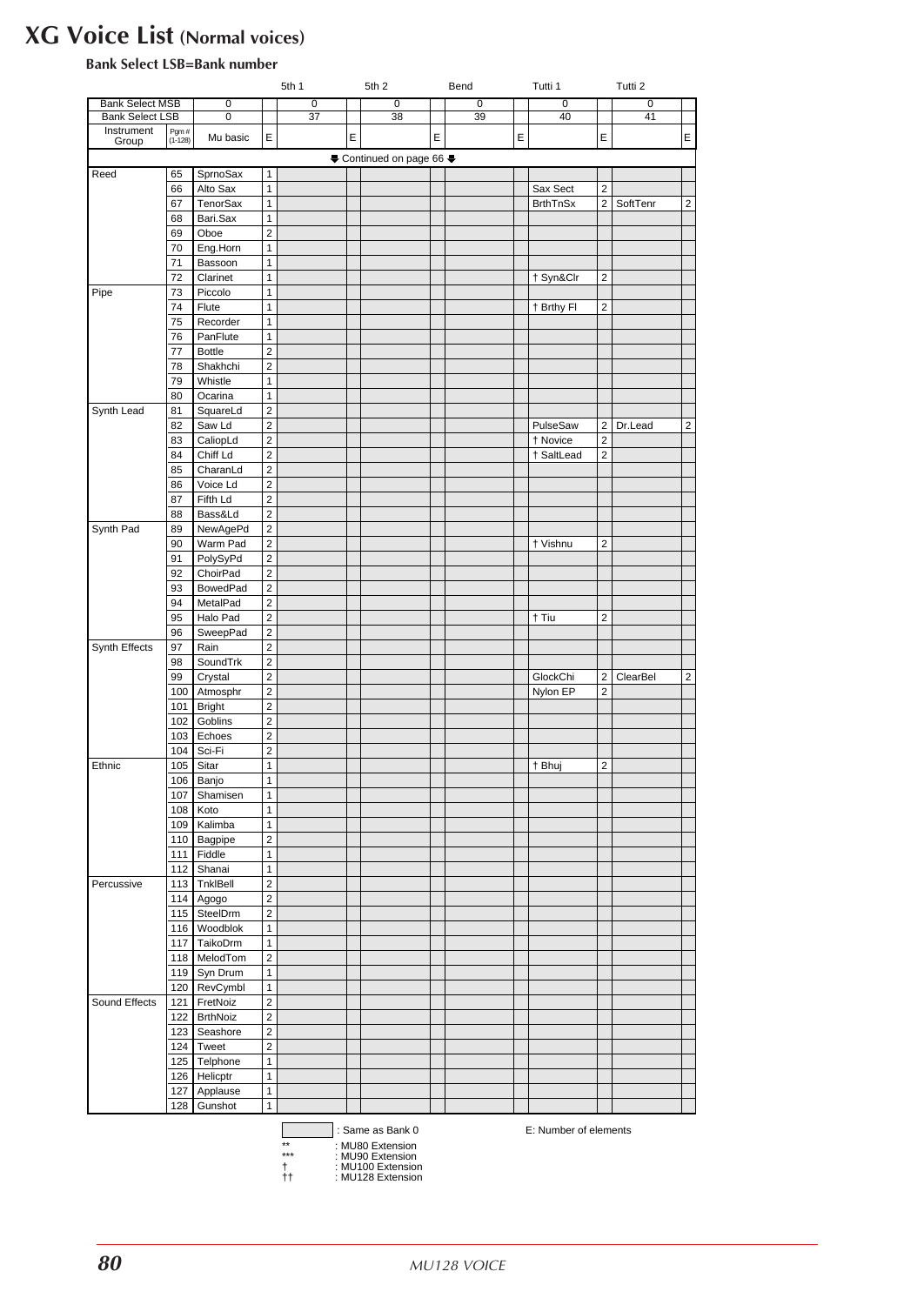# XG Voice List (Normal voices)

**Bank Select LSB=Bank number**

| | | | | 5th 1 | | 5th 2 | | Bend | | Tutti 1 | | Tutti 2 | |
|---|---|---|---|---|---|---|---|---|---|---|---|---|---|
| Bank Select MSB | | 0 | | 0 | | 0 | | 0 | | 0 | | 0 | |
| Bank Select LSB | | 0 | | 37 | | 38 | | 39 | | 40 | | 41 | |
| Instrument Group | Pgm # (1-128) | Mu basic | E | | E | | E | | E | | E | | E |
| ⬇ Continued on page 66 ⬇ | | | | | | | | | | | | | |
| Reed | 65 | SprnoSax | 1 | | | | | | | | | | |
| | 66 | Alto Sax | 1 | | | | | | | Sax Sect | 2 | | |
| | 67 | TenorSax | 1 | | | | | | | BrthTnSx | 2 | SoftTenr | 2 |
| | 68 | Bari.Sax | 1 | | | | | | | | | | |
| | 69 | Oboe | 2 | | | | | | | | | | |
| | 70 | Eng.Horn | 1 | | | | | | | | | | |
| | 71 | Bassoon | 1 | | | | | | | | | | |
| | 72 | Clarinet | 1 | | | | | | | † Syn&Clr | 2 | | |
| Pipe | 73 | Piccolo | 1 | | | | | | | | | | |
| | 74 | Flute | 1 | | | | | | | † Brthy Fl | 2 | | |
| | 75 | Recorder | 1 | | | | | | | | | | |
| | 76 | PanFlute | 1 | | | | | | | | | | |
| | 77 | Bottle | 2 | | | | | | | | | | |
| | 78 | Shakhchi | 2 | | | | | | | | | | |
| | 79 | Whistle | 1 | | | | | | | | | | |
| | 80 | Ocarina | 1 | | | | | | | | | | |
| Synth Lead | 81 | SquareLd | 2 | | | | | | | | | | |
| | 82 | Saw Ld | 2 | | | | | | | PulseSaw | 2 | Dr.Lead | 2 |
| | 83 | CaliopLd | 2 | | | | | | | † Novice | 2 | | |
| | 84 | Chiff Ld | 2 | | | | | | | † SaltLead | 2 | | |
| | 85 | CharanLd | 2 | | | | | | | | | | |
| | 86 | Voice Ld | 2 | | | | | | | | | | |
| | 87 | Fifth Ld | 2 | | | | | | | | | | |
| | 88 | Bass&Ld | 2 | | | | | | | | | | |
| Synth Pad | 89 | NewAgePd | 2 | | | | | | | | | | |
| | 90 | Warm Pad | 2 | | | | | | | † Vishnu | 2 | | |
| | 91 | PolySyPd | 2 | | | | | | | | | | |
| | 92 | ChoirPad | 2 | | | | | | | | | | |
| | 93 | BowedPad | 2 | | | | | | | | | | |
| | 94 | MetalPad | 2 | | | | | | | | | | |
| | 95 | Halo Pad | 2 | | | | | | | † Tiu | 2 | | |
| | 96 | SweepPad | 2 | | | | | | | | | | |
| Synth Effects | 97 | Rain | 2 | | | | | | | | | | |
| | 98 | SoundTrk | 2 | | | | | | | | | | |
| | 99 | Crystal | 2 | | | | | | | GlockChi | 2 | ClearBel | 2 |
| | 100 | Atmosphr | 2 | | | | | | | Nylon EP | 2 | | |
| | 101 | Bright | 2 | | | | | | | | | | |
| | 102 | Goblins | 2 | | | | | | | | | | |
| | 103 | Echoes | 2 | | | | | | | | | | |
| | 104 | Sci-Fi | 2 | | | | | | | | | | |
| Ethnic | 105 | Sitar | 1 | | | | | | | † Bhuj | 2 | | |
| | 106 | Banjo | 1 | | | | | | | | | | |
| | 107 | Shamisen | 1 | | | | | | | | | | |
| | 108 | Koto | 1 | | | | | | | | | | |
| | 109 | Kalimba | 1 | | | | | | | | | | |
| | 110 | Bagpipe | 2 | | | | | | | | | | |
| | 111 | Fiddle | 1 | | | | | | | | | | |
| | 112 | Shanai | 1 | | | | | | | | | | |
| Percussive | 113 | TnklBell | 2 | | | | | | | | | | |
| | 114 | Agogo | 2 | | | | | | | | | | |
| | 115 | SteelDrm | 2 | | | | | | | | | | |
| | 116 | Woodblok | 1 | | | | | | | | | | |
| | 117 | TaikoDrm | 1 | | | | | | | | | | |
| | 118 | MelodTom | 2 | | | | | | | | | | |
| | 119 | Syn Drum | 1 | | | | | | | | | | |
| | 120 | RevCymbl | 1 | | | | | | | | | | |
| Sound Effects | 121 | FretNoiz | 2 | | | | | | | | | | |
| | 122 | BrthNoiz | 2 | | | | | | | | | | |
| | 123 | Seashore | 2 | | | | | | | | | | |
| | 124 | Tweet | 2 | | | | | | | | | | |
| | 125 | Telphone | 1 | | | | | | | | | | |
| | 126 | Helicptr | 1 | | | | | | | | | | |
| | 127 | Applause | 1 | | | | | | | | | | |
| | 128 | Gunshot | 1 | | | | | | | | | | |

(shaded cell) : Same as Bank 0

E: Number of elements

** : MU80 Extension
*** : MU90 Extension
† : MU100 Extension
†† : MU128 Extension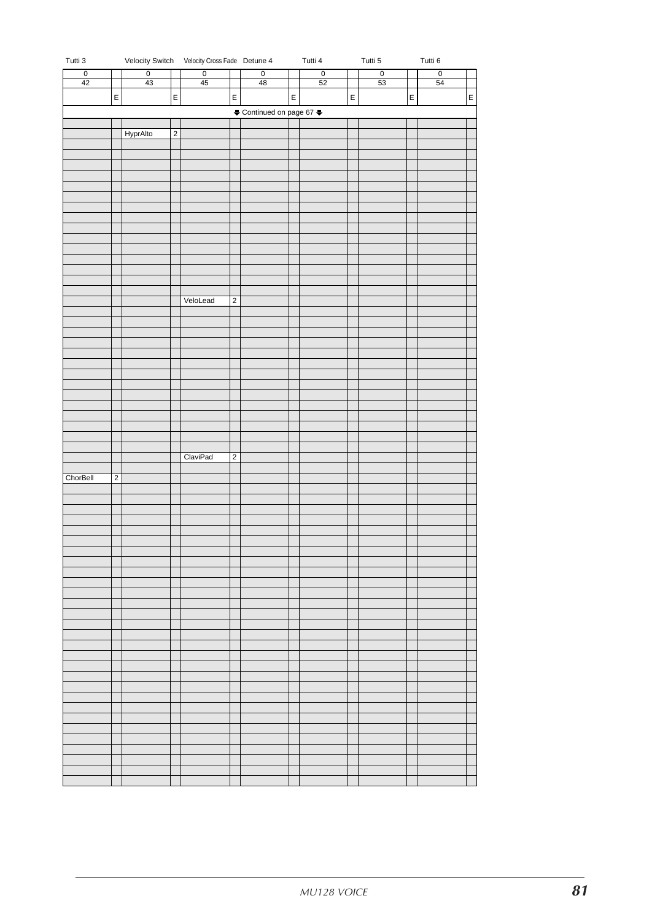| Tutti 3 | | Velocity Switch | | Velocity Cross Fade | | Detune 4 | | Tutti 4 | | Tutti 5 | | Tutti 6 | |
|---|---|---|---|---|---|---|---|---|---|---|---|---|---|
| 0 | | 0 | | 0 | | 0 | | 0 | | 0 | | 0 | |
| 42 | | 43 | | 45 | | 48 | | 52 | | 53 | | 54 | |
| | E | | E | | E | | E | | E | | E | | E |
| | | | | | | ⬇ Continued on page 67 ⬇ | | | | | | | |
| | | | | | | | | | | | | | |
| | | HyprAlto | 2 | | | | | | | | | | |
| | | | | | | | | | | | | | |
| | | | | | | | | | | | | | |
| | | | | | | | | | | | | | |
| | | | | | | | | | | | | | |
| | | | | | | | | | | | | | |
| | | | | | | | | | | | | | |
| | | | | | | | | | | | | | |
| | | | | | | | | | | | | | |
| | | | | | | | | | | | | | |
| | | | | | | | | | | | | | |
| | | | | | | | | | | | | | |
| | | | | | | | | | | | | | |
| | | | | | | | | | | | | | |
| | | | | | | | | | | | | | |
| | | | | | | | | | | | | | |
| | | | | VeloLead | 2 | | | | | | | | |
| | | | | | | | | | | | | | |
| | | | | | | | | | | | | | |
| | | | | | | | | | | | | | |
| | | | | | | | | | | | | | |
| | | | | | | | | | | | | | |
| | | | | | | | | | | | | | |
| | | | | | | | | | | | | | |
| | | | | | | | | | | | | | |
| | | | | | | | | | | | | | |
| | | | | | | | | | | | | | |
| | | | | | | | | | | | | | |
| | | | | | | | | | | | | | |
| | | | | | | | | | | | | | |
| | | | | | | | | | | | | | |
| | | | | ClaviPad | 2 | | | | | | | | |
| | | | | | | | | | | | | | |
| ChorBell | 2 | | | | | | | | | | | | |
| | | | | | | | | | | | | | |
| | | | | | | | | | | | | | |
| | | | | | | | | | | | | | |
| | | | | | | | | | | | | | |
| | | | | | | | | | | | | | |
| | | | | | | | | | | | | | |
| | | | | | | | | | | | | | |
| | | | | | | | | | | | | | |
| | | | | | | | | | | | | | |
| | | | | | | | | | | | | | |
| | | | | | | | | | | | | | |
| | | | | | | | | | | | | | |
| | | | | | | | | | | | | | |
| | | | | | | | | | | | | | |
| | | | | | | | | | | | | | |
| | | | | | | | | | | | | | |
| | | | | | | | | | | | | | |
| | | | | | | | | | | | | | |
| | | | | | | | | | | | | | |
| | | | | | | | | | | | | | |
| | | | | | | | | | | | | | |
| | | | | | | | | | | | | | |
| | | | | | | | | | | | | | |
| | | | | | | | | | | | | | |
| | | | | | | | | | | | | | |
| | | | | | | | | | | | | | |
| | | | | | | | | | | | | | |
| | | | | | | | | | | | | | |
| | | | | | | | | | | | | | |
| | | | | | | | | | | | | | |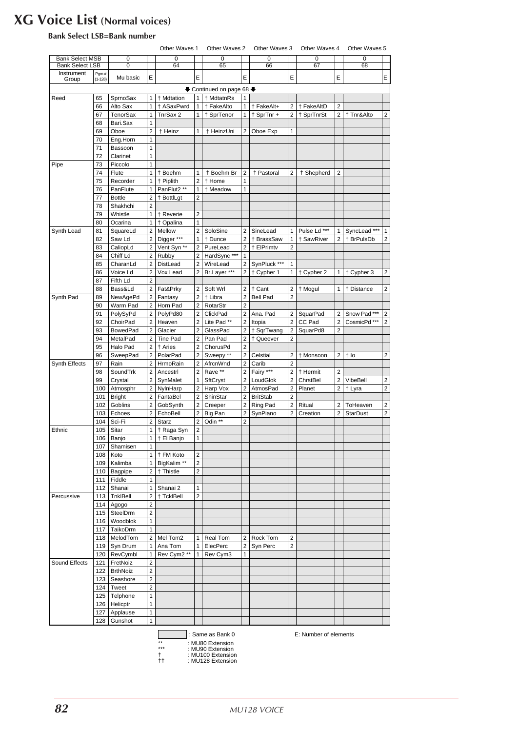# XG Voice List (Normal voices)

**Bank Select LSB=Bank number**

| | | | | Other Waves 1 | | Other Waves 2 | | Other Waves 3 | | Other Waves 4 | | Other Waves 5 | |
|---|---|---|---|---|---|---|---|---|---|---|---|---|---|
| Bank Select MSB | | 0 | | 0 | | 0 | | 0 | | 0 | | 0 | |
| Bank Select LSB | | 0 | | 64 | | 65 | | 66 | | 67 | | 68 | |
| Instrument Group | Pgm # (1-128) | Mu basic | E | | E | | E | | E | | E | | E |
| | | | | | | ⬇ Continued on page 68 ⬇ | | | | | | | |
| Reed | 65 | SprnoSax | 1 | † Mdtation | 1 | † MdtatnRs | 1 | | | | | | |
| | 66 | Alto Sax | 1 | † ASaxPwrd | 1 | † FakeAlto | 1 | † FakeAlt+ | 2 | † FakeAltD | 2 | | |
| | 67 | TenorSax | 1 | TnrSax 2 | 1 | † SprTenor | 1 | † SprTnr + | 2 | † SprTnrSt | 2 | † Tnr&Alto | 2 |
| | 68 | Bari.Sax | 1 | | | | | | | | | | |
| | 69 | Oboe | 2 | † Heinz | 1 | † HeinzUni | 2 | Oboe Exp | 1 | | | | |
| | 70 | Eng.Horn | 1 | | | | | | | | | | |
| | 71 | Bassoon | 1 | | | | | | | | | | |
| | 72 | Clarinet | 1 | | | | | | | | | | |
| Pipe | 73 | Piccolo | 1 | | | | | | | | | | |
| | 74 | Flute | 1 | † Boehm | 1 | † Boehm Br | 2 | † Pastoral | 2 | † Shepherd | 2 | | |
| | 75 | Recorder | 1 | † Piplith | 2 | † Home | 1 | | | | | | |
| | 76 | PanFlute | 1 | PanFlut2 ** | 1 | † Meadow | 1 | | | | | | |
| | 77 | Bottle | 2 | † BottlLgt | 2 | | | | | | | | |
| | 78 | Shakhchi | 2 | | | | | | | | | | |
| | 79 | Whistle | 1 | † Reverie | 2 | | | | | | | | |
| | 80 | Ocarina | 1 | † Opalina | 1 | | | | | | | | |
| Synth Lead | 81 | SquareLd | 2 | Mellow | 2 | SoloSine | 2 | SineLead | 1 | Pulse Ld *** | 1 | SyncLead *** | 1 |
| | 82 | Saw Ld | 2 | Digger *** | 1 | † Dunce | 2 | † BrassSaw | 1 | † SawRiver | 2 | † BrPulsDb | 2 |
| | 83 | CaliopLd | 2 | Vent Syn ** | 2 | PureLead | 2 | † ElPrimtv | 2 | | | | |
| | 84 | Chiff Ld | 2 | Rubby | 2 | HardSync *** | 1 | | | | | | |
| | 85 | CharanLd | 2 | DistLead | 2 | WireLead | 2 | SynPluck *** | 1 | | | | |
| | 86 | Voice Ld | 2 | Vox Lead | 2 | Br.Layer *** | 2 | † Cypher 1 | 1 | † Cypher 2 | 1 | † Cypher 3 | 2 |
| | 87 | Fifth Ld | 2 | | | | | | | | | | |
| | 88 | Bass&Ld | 2 | Fat&Prky | 2 | Soft Wrl | 2 | † Cant | 2 | † Mogul | 1 | † Distance | 2 |
| Synth Pad | 89 | NewAgePd | 2 | Fantasy | 2 | † Libra | 2 | Bell Pad | 2 | | | | |
| | 90 | Warm Pad | 2 | Horn Pad | 2 | RotarStr | 2 | | | | | | |
| | 91 | PolySyPd | 2 | PolyPd80 | 2 | ClickPad | 2 | Ana. Pad | 2 | SquarPad | 2 | Snow Pad *** | 2 |
| | 92 | ChoirPad | 2 | Heaven | 2 | Lite Pad ** | 2 | Itopia | 2 | CC Pad | 2 | CosmicPd *** | 2 |
| | 93 | BowedPad | 2 | Glacier | 2 | GlassPad | 2 | † SqrTwang | 2 | SquarPd8 | 2 | | |
| | 94 | MetalPad | 2 | Tine Pad | 2 | Pan Pad | 2 | † Queever | 2 | | | | |
| | 95 | Halo Pad | 2 | † Aries | 2 | ChorusPd | 2 | | | | | | |
| | 96 | SweepPad | 2 | PolarPad | 2 | Sweepy ** | 2 | Celstial | 2 | † Monsoon | 2 | † Io | 2 |
| Synth Effects | 97 | Rain | 2 | HrmoRain | 2 | AfrcnWnd | 2 | Carib | 2 | | | | |
| | 98 | SoundTrk | 2 | Ancestrl | 2 | Rave ** | 2 | Fairy *** | 2 | † Hermit | 2 | | |
| | 99 | Crystal | 2 | SynMalet | 1 | SftCryst | 2 | LoudGlok | 2 | ChrstBel | 2 | VibeBell | 2 |
| | 100 | Atmosphr | 2 | NylnHarp | 2 | Harp Vox | 2 | AtmosPad | 2 | Planet | 2 | † Lyra | 2 |
| | 101 | Bright | 2 | FantaBel | 2 | ShinStar | 2 | BritStab | 2 | | | | |
| | 102 | Goblins | 2 | GobSynth | 2 | Creeper | 2 | Ring Pad | 2 | Ritual | 2 | ToHeaven | 2 |
| | 103 | Echoes | 2 | EchoBell | 2 | Big Pan | 2 | SynPiano | 2 | Creation | 2 | StarDust | 2 |
| | 104 | Sci-Fi | 2 | Starz | 2 | Odin ** | 2 | | | | | | |
| Ethnic | 105 | Sitar | 1 | † Raga Syn | 2 | | | | | | | | |
| | 106 | Banjo | 1 | † El Banjo | 1 | | | | | | | | |
| | 107 | Shamisen | 1 | | | | | | | | | | |
| | 108 | Koto | 1 | † FM Koto | 2 | | | | | | | | |
| | 109 | Kalimba | 1 | BigKalim ** | 2 | | | | | | | | |
| | 110 | Bagpipe | 2 | † Thistle | 2 | | | | | | | | |
| | 111 | Fiddle | 1 | | | | | | | | | | |
| | 112 | Shanai | 1 | Shanai 2 | 1 | | | | | | | | |
| Percussive | 113 | TnklBell | 2 | † TcklBell | 2 | | | | | | | | |
| | 114 | Agogo | 2 | | | | | | | | | | |
| | 115 | SteelDrm | 2 | | | | | | | | | | |
| | 116 | Woodblok | 1 | | | | | | | | | | |
| | 117 | TaikoDrm | 1 | | | | | | | | | | |
| | 118 | MelodTom | 2 | Mel Tom2 | 1 | Real Tom | 2 | Rock Tom | 2 | | | | |
| | 119 | Syn Drum | 1 | Ana Tom | 1 | ElecPerc | 2 | Syn Perc | 2 | | | | |
| | 120 | RevCymbl | 1 | Rev Cym2 ** | 1 | Rev Cym3 | 1 | | | | | | |
| Sound Effects | 121 | FretNoiz | 2 | | | | | | | | | | |
| | 122 | BrthNoiz | 2 | | | | | | | | | | |
| | 123 | Seashore | 2 | | | | | | | | | | |
| | 124 | Tweet | 2 | | | | | | | | | | |
| | 125 | Telphone | 1 | | | | | | | | | | |
| | 126 | Helicptr | 1 | | | | | | | | | | |
| | 127 | Applause | 1 | | | | | | | | | | |
| | 128 | Gunshot | 1 | | | | | | | | | | |

(shaded cell) : Same as Bank 0

E: Number of elements

** : MU80 Extension
*** : MU90 Extension
† : MU100 Extension
†† : MU128 Extension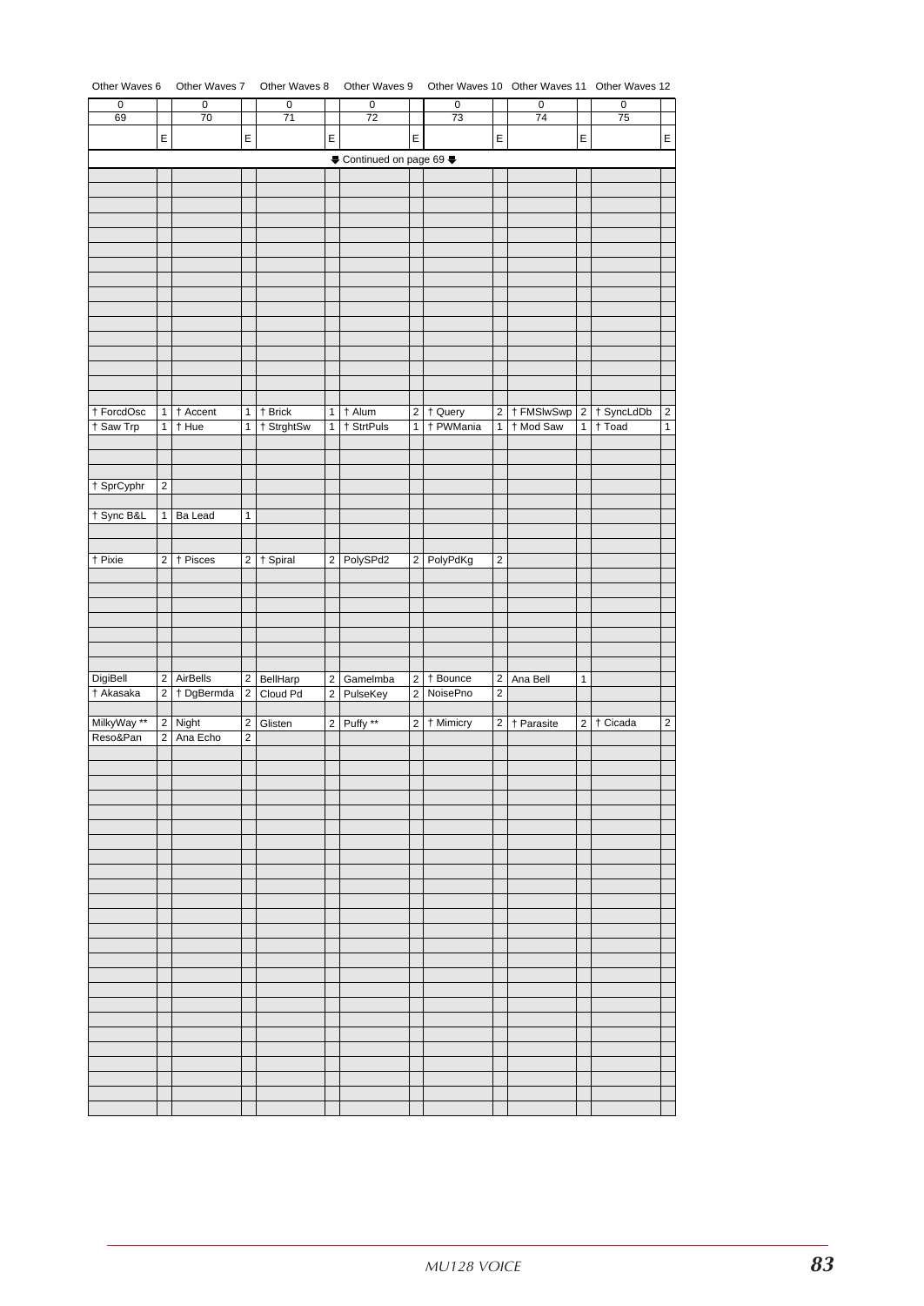| Other Waves 6 | | Other Waves 7 | | Other Waves 8 | | Other Waves 9 | | Other Waves 10 | | Other Waves 11 | | Other Waves 12 | |
|---|---|---|---|---|---|---|---|---|---|---|---|---|---|
| 0 | | 0 | | 0 | | 0 | | 0 | | 0 | | 0 | |
| 69 | | 70 | | 71 | | 72 | | 73 | | 74 | | 75 | |
| | E | | E | | E | | E | | E | | E | | E |
| | | | | | | ⬇ Continued on page 69 ⬇ | | | | | | | |
| | | | | | | | | | | | | | |
| | | | | | | | | | | | | | |
| | | | | | | | | | | | | | |
| | | | | | | | | | | | | | |
| | | | | | | | | | | | | | |
| | | | | | | | | | | | | | |
| | | | | | | | | | | | | | |
| | | | | | | | | | | | | | |
| | | | | | | | | | | | | | |
| | | | | | | | | | | | | | |
| | | | | | | | | | | | | | |
| | | | | | | | | | | | | | |
| | | | | | | | | | | | | | |
| | | | | | | | | | | | | | |
| | | | | | | | | | | | | | |
| | | | | | | | | | | | | | |
| † ForcdOsc | 1 | † Accent | 1 | † Brick | 1 | † Alum | 2 | † Query | 2 | † FMSlwSwp | 2 | † SyncLdDb | 2 |
| † Saw Trp | 1 | † Hue | 1 | † StrghtSw | 1 | † StrtPuls | 1 | † PWMania | 1 | † Mod Saw | 1 | † Toad | 1 |
| | | | | | | | | | | | | | |
| | | | | | | | | | | | | | |
| | | | | | | | | | | | | | |
| † SprCyphr | 2 | | | | | | | | | | | | |
| | | | | | | | | | | | | | |
| † Sync B&L | 1 | Ba Lead | 1 | | | | | | | | | | |
| | | | | | | | | | | | | | |
| | | | | | | | | | | | | | |
| † Pixie | 2 | † Pisces | 2 | † Spiral | 2 | PolySPd2 | 2 | PolyPdKg | 2 | | | | |
| | | | | | | | | | | | | | |
| | | | | | | | | | | | | | |
| | | | | | | | | | | | | | |
| | | | | | | | | | | | | | |
| | | | | | | | | | | | | | |
| | | | | | | | | | | | | | |
| | | | | | | | | | | | | | |
| DigiBell | 2 | AirBells | 2 | BellHarp | 2 | Gamelmba | 2 | † Bounce | 2 | Ana Bell | 1 | | |
| † Akasaka | 2 | † DgBermda | 2 | Cloud Pd | 2 | PulseKey | 2 | NoisePno | 2 | | | | |
| | | | | | | | | | | | | | |
| MilkyWay ** | 2 | Night | 2 | Glisten | 2 | Puffy ** | 2 | † Mimicry | 2 | † Parasite | 2 | † Cicada | 2 |
| Reso&Pan | 2 | Ana Echo | 2 | | | | | | | | | | |
| | | | | | | | | | | | | | |
| | | | | | | | | | | | | | |
| | | | | | | | | | | | | | |
| | | | | | | | | | | | | | |
| | | | | | | | | | | | | | |
| | | | | | | | | | | | | | |
| | | | | | | | | | | | | | |
| | | | | | | | | | | | | | |
| | | | | | | | | | | | | | |
| | | | | | | | | | | | | | |
| | | | | | | | | | | | | | |
| | | | | | | | | | | | | | |
| | | | | | | | | | | | | | |
| | | | | | | | | | | | | | |
| | | | | | | | | | | | | | |
| | | | | | | | | | | | | | |
| | | | | | | | | | | | | | |
| | | | | | | | | | | | | | |
| | | | | | | | | | | | | | |
| | | | | | | | | | | | | | |
| | | | | | | | | | | | | | |
| | | | | | | | | | | | | | |
| | | | | | | | | | | | | | |
| | | | | | | | | | | | | | |
| | | | | | | | | | | | | | |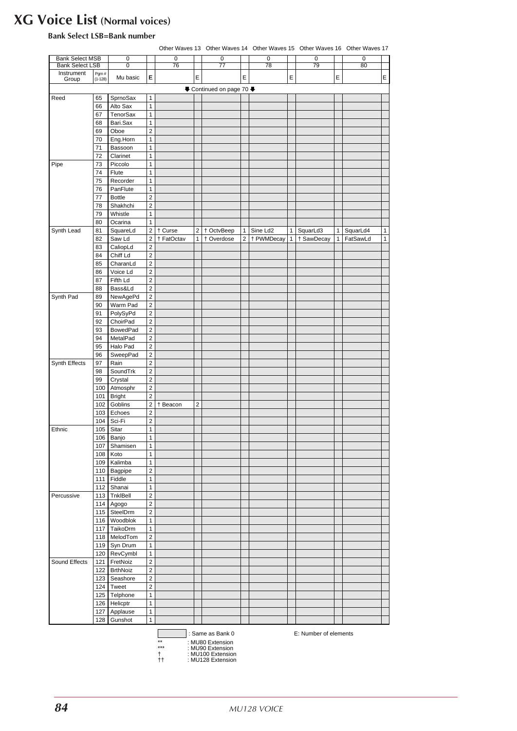# XG Voice List (Normal voices)

**Bank Select LSB=Bank number**

| | | | | Other Waves 13 | | Other Waves 14 | | Other Waves 15 | | Other Waves 16 | | Other Waves 17 | |
|---|---|---|---|---|---|---|---|---|---|---|---|---|---|
| Bank Select MSB | | 0 | | 0 | | 0 | | 0 | | 0 | | 0 | |
| Bank Select LSB | | 0 | | 76 | | 77 | | 78 | | 79 | | 80 | |
| Instrument Group | Pgm # (1-128) | Mu basic | E | | E | | E | | E | | E | | E |
| | | | | ⬇ Continued on page 70 ⬇ | | | | | | | | | |
| Reed | 65 | SprnoSax | 1 | | | | | | | | | | |
| | 66 | Alto Sax | 1 | | | | | | | | | | |
| | 67 | TenorSax | 1 | | | | | | | | | | |
| | 68 | Bari.Sax | 1 | | | | | | | | | | |
| | 69 | Oboe | 2 | | | | | | | | | | |
| | 70 | Eng.Horn | 1 | | | | | | | | | | |
| | 71 | Bassoon | 1 | | | | | | | | | | |
| | 72 | Clarinet | 1 | | | | | | | | | | |
| Pipe | 73 | Piccolo | 1 | | | | | | | | | | |
| | 74 | Flute | 1 | | | | | | | | | | |
| | 75 | Recorder | 1 | | | | | | | | | | |
| | 76 | PanFlute | 1 | | | | | | | | | | |
| | 77 | Bottle | 2 | | | | | | | | | | |
| | 78 | Shakhchi | 2 | | | | | | | | | | |
| | 79 | Whistle | 1 | | | | | | | | | | |
| | 80 | Ocarina | 1 | | | | | | | | | | |
| Synth Lead | 81 | SquareLd | 2 | † Curse | 2 | † OctvBeep | 1 | Sine Ld2 | 1 | SquarLd3 | 1 | SquarLd4 | 1 |
| | 82 | Saw Ld | 2 | † FatOctav | 1 | † Overdose | 2 | † PWMDecay | 1 | † SawDecay | 1 | FatSawLd | 1 |
| | 83 | CaliopLd | 2 | | | | | | | | | | |
| | 84 | Chiff Ld | 2 | | | | | | | | | | |
| | 85 | CharanLd | 2 | | | | | | | | | | |
| | 86 | Voice Ld | 2 | | | | | | | | | | |
| | 87 | Fifth Ld | 2 | | | | | | | | | | |
| | 88 | Bass&Ld | 2 | | | | | | | | | | |
| Synth Pad | 89 | NewAgePd | 2 | | | | | | | | | | |
| | 90 | Warm Pad | 2 | | | | | | | | | | |
| | 91 | PolySyPd | 2 | | | | | | | | | | |
| | 92 | ChoirPad | 2 | | | | | | | | | | |
| | 93 | BowedPad | 2 | | | | | | | | | | |
| | 94 | MetalPad | 2 | | | | | | | | | | |
| | 95 | Halo Pad | 2 | | | | | | | | | | |
| | 96 | SweepPad | 2 | | | | | | | | | | |
| Synth Effects | 97 | Rain | 2 | | | | | | | | | | |
| | 98 | SoundTrk | 2 | | | | | | | | | | |
| | 99 | Crystal | 2 | | | | | | | | | | |
| | 100 | Atmosphr | 2 | | | | | | | | | | |
| | 101 | Bright | 2 | | | | | | | | | | |
| | 102 | Goblins | 2 | † Beacon | 2 | | | | | | | | |
| | 103 | Echoes | 2 | | | | | | | | | | |
| | 104 | Sci-Fi | 2 | | | | | | | | | | |
| Ethnic | 105 | Sitar | 1 | | | | | | | | | | |
| | 106 | Banjo | 1 | | | | | | | | | | |
| | 107 | Shamisen | 1 | | | | | | | | | | |
| | 108 | Koto | 1 | | | | | | | | | | |
| | 109 | Kalimba | 1 | | | | | | | | | | |
| | 110 | Bagpipe | 2 | | | | | | | | | | |
| | 111 | Fiddle | 1 | | | | | | | | | | |
| | 112 | Shanai | 1 | | | | | | | | | | |
| Percussive | 113 | TnklBell | 2 | | | | | | | | | | |
| | 114 | Agogo | 2 | | | | | | | | | | |
| | 115 | SteelDrm | 2 | | | | | | | | | | |
| | 116 | Woodblok | 1 | | | | | | | | | | |
| | 117 | TaikoDrm | 1 | | | | | | | | | | |
| | 118 | MelodTom | 2 | | | | | | | | | | |
| | 119 | Syn Drum | 1 | | | | | | | | | | |
| | 120 | RevCymbl | 1 | | | | | | | | | | |
| Sound Effects | 121 | FretNoiz | 2 | | | | | | | | | | |
| | 122 | BrthNoiz | 2 | | | | | | | | | | |
| | 123 | Seashore | 2 | | | | | | | | | | |
| | 124 | Tweet | 2 | | | | | | | | | | |
| | 125 | Telphone | 1 | | | | | | | | | | |
| | 126 | Helicptr | 1 | | | | | | | | | | |
| | 127 | Applause | 1 | | | | | | | | | | |
| | 128 | Gunshot | 1 | | | | | | | | | | |

(shaded cell) : Same as Bank 0

E: Number of elements

** : MU80 Extension
*** : MU90 Extension
† : MU100 Extension
†† : MU128 Extension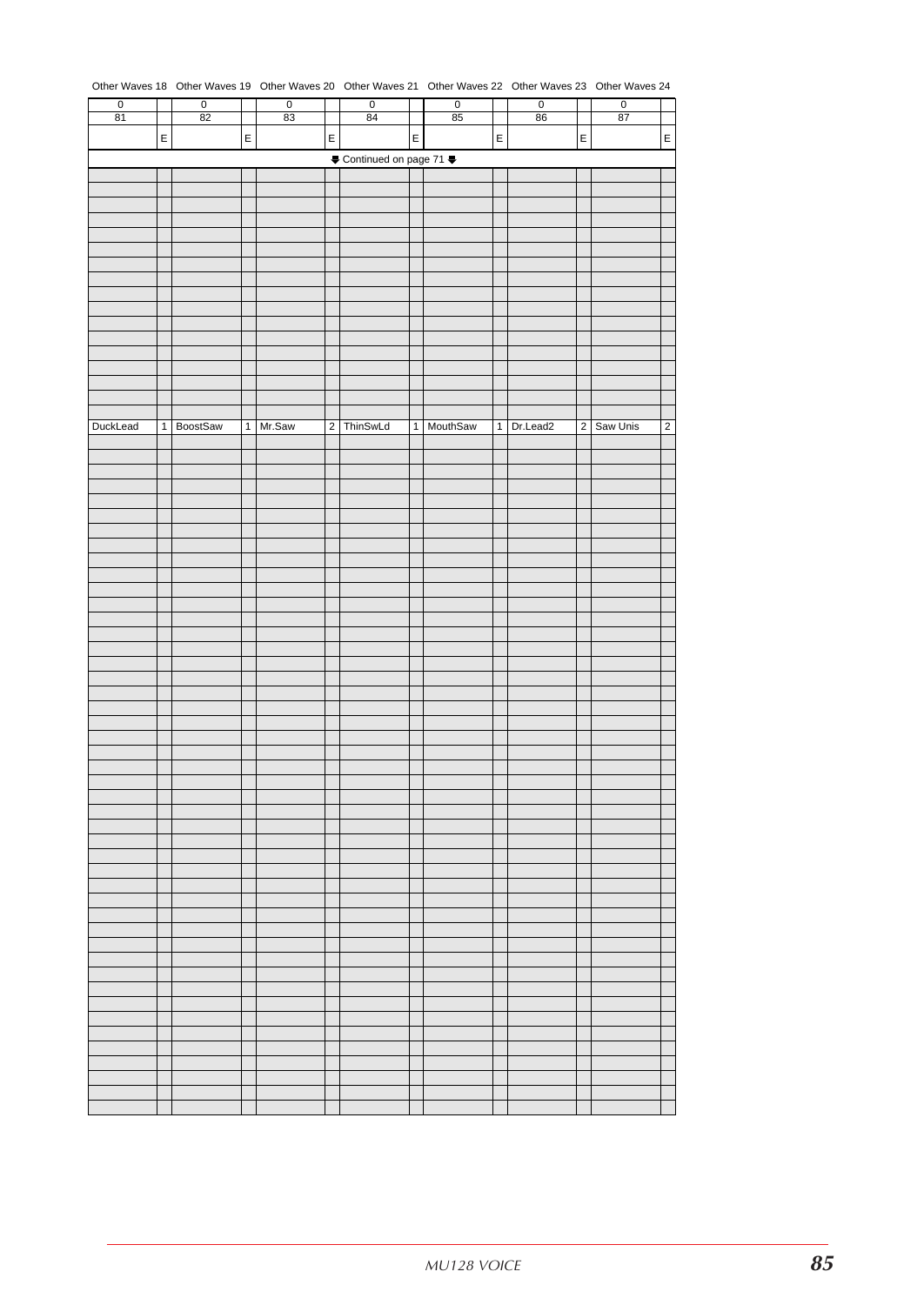| Other Waves 18 | | Other Waves 19 | | Other Waves 20 | | Other Waves 21 | | Other Waves 22 | | Other Waves 23 | | Other Waves 24 | |
|---|---|---|---|---|---|---|---|---|---|---|---|---|---|
| 0 | | 0 | | 0 | | 0 | | 0 | | 0 | | 0 | |
| 81 | | 82 | | 83 | | 84 | | 85 | | 86 | | 87 | |
| | E | | E | | E | | E | | E | | E | | E |
| ⬇ Continued on page 71 ⬇ | | | | | | | | | | | | | |
| DuckLead | 1 | BoostSaw | 1 | Mr.Saw | 2 | ThinSwLd | 1 | MouthSaw | 1 | Dr.Lead2 | 2 | Saw Unis | 2 |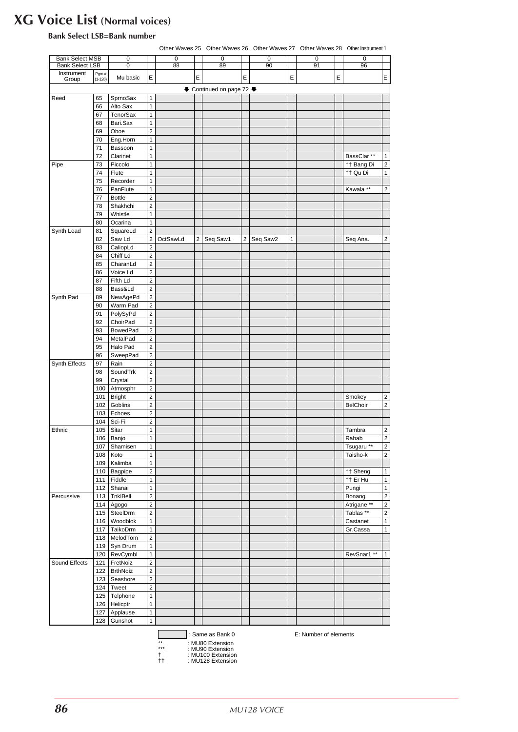# XG Voice List (Normal voices)

**Bank Select LSB=Bank number**

| | | | | Other Waves 25 | | Other Waves 26 | | Other Waves 27 | | Other Waves 28 | | Other Instrument 1 | |
|---|---|---|---|---|---|---|---|---|---|---|---|---|---|
| Bank Select MSB | | 0 | | 0 | | 0 | | 0 | | 0 | | 0 | |
| Bank Select LSB | | 0 | | 88 | | 89 | | 90 | | 91 | | 96 | |
| Instrument Group | Pgm # (1-128) | Mu basic | E | | E | | E | | E | | E | | E |
| | | ⬇ Continued on page 72 ⬇ | | | | | | | | | | | |
| Reed | 65 | SprnoSax | 1 | | | | | | | | | | |
| | 66 | Alto Sax | 1 | | | | | | | | | | |
| | 67 | TenorSax | 1 | | | | | | | | | | |
| | 68 | Bari.Sax | 1 | | | | | | | | | | |
| | 69 | Oboe | 2 | | | | | | | | | | |
| | 70 | Eng.Horn | 1 | | | | | | | | | | |
| | 71 | Bassoon | 1 | | | | | | | | | | |
| | 72 | Clarinet | 1 | | | | | | | | | BassClar ** | 1 |
| Pipe | 73 | Piccolo | 1 | | | | | | | | | †† Bang Di | 2 |
| | 74 | Flute | 1 | | | | | | | | | †† Qu Di | 1 |
| | 75 | Recorder | 1 | | | | | | | | | | |
| | 76 | PanFlute | 1 | | | | | | | | | Kawala ** | 2 |
| | 77 | Bottle | 2 | | | | | | | | | | |
| | 78 | Shakhchi | 2 | | | | | | | | | | |
| | 79 | Whistle | 1 | | | | | | | | | | |
| | 80 | Ocarina | 1 | | | | | | | | | | |
| Synth Lead | 81 | SquareLd | 2 | | | | | | | | | | |
| | 82 | Saw Ld | 2 | OctSawLd | 2 | Seq Saw1 | 2 | Seq Saw2 | 1 | | | Seq Ana. | 2 |
| | 83 | CaliopLd | 2 | | | | | | | | | | |
| | 84 | Chiff Ld | 2 | | | | | | | | | | |
| | 85 | CharanLd | 2 | | | | | | | | | | |
| | 86 | Voice Ld | 2 | | | | | | | | | | |
| | 87 | Fifth Ld | 2 | | | | | | | | | | |
| | 88 | Bass&Ld | 2 | | | | | | | | | | |
| Synth Pad | 89 | NewAgePd | 2 | | | | | | | | | | |
| | 90 | Warm Pad | 2 | | | | | | | | | | |
| | 91 | PolySyPd | 2 | | | | | | | | | | |
| | 92 | ChoirPad | 2 | | | | | | | | | | |
| | 93 | BowedPad | 2 | | | | | | | | | | |
| | 94 | MetalPad | 2 | | | | | | | | | | |
| | 95 | Halo Pad | 2 | | | | | | | | | | |
| | 96 | SweepPad | 2 | | | | | | | | | | |
| Synth Effects | 97 | Rain | 2 | | | | | | | | | | |
| | 98 | SoundTrk | 2 | | | | | | | | | | |
| | 99 | Crystal | 2 | | | | | | | | | | |
| | 100 | Atmosphr | 2 | | | | | | | | | | |
| | 101 | Bright | 2 | | | | | | | | | Smokey | 2 |
| | 102 | Goblins | 2 | | | | | | | | | BelChoir | 2 |
| | 103 | Echoes | 2 | | | | | | | | | | |
| | 104 | Sci-Fi | 2 | | | | | | | | | | |
| Ethnic | 105 | Sitar | 1 | | | | | | | | | Tambra | 2 |
| | 106 | Banjo | 1 | | | | | | | | | Rabab | 2 |
| | 107 | Shamisen | 1 | | | | | | | | | Tsugaru ** | 2 |
| | 108 | Koto | 1 | | | | | | | | | Taisho-k | 2 |
| | 109 | Kalimba | 1 | | | | | | | | | | |
| | 110 | Bagpipe | 2 | | | | | | | | | †† Sheng | 1 |
| | 111 | Fiddle | 1 | | | | | | | | | †† Er Hu | 1 |
| | 112 | Shanai | 1 | | | | | | | | | Pungi | 1 |
| Percussive | 113 | TnklBell | 2 | | | | | | | | | Bonang | 2 |
| | 114 | Agogo | 2 | | | | | | | | | Atrigane ** | 2 |
| | 115 | SteelDrm | 2 | | | | | | | | | Tablas ** | 2 |
| | 116 | Woodblok | 1 | | | | | | | | | Castanet | 1 |
| | 117 | TaikoDrm | 1 | | | | | | | | | Gr.Cassa | 1 |
| | 118 | MelodTom | 2 | | | | | | | | | | |
| | 119 | Syn Drum | 1 | | | | | | | | | | |
| | 120 | RevCymbl | 1 | | | | | | | | | RevSnar1 ** | 1 |
| Sound Effects | 121 | FretNoiz | 2 | | | | | | | | | | |
| | 122 | BrthNoiz | 2 | | | | | | | | | | |
| | 123 | Seashore | 2 | | | | | | | | | | |
| | 124 | Tweet | 2 | | | | | | | | | | |
| | 125 | Telphone | 1 | | | | | | | | | | |
| | 126 | Helicptr | 1 | | | | | | | | | | |
| | 127 | Applause | 1 | | | | | | | | | | |
| | 128 | Gunshot | 1 | | | | | | | | | | |

(shaded cell) : Same as Bank 0 — E: Number of elements

** : MU80 Extension
*** : MU90 Extension
† : MU100 Extension
†† : MU128 Extension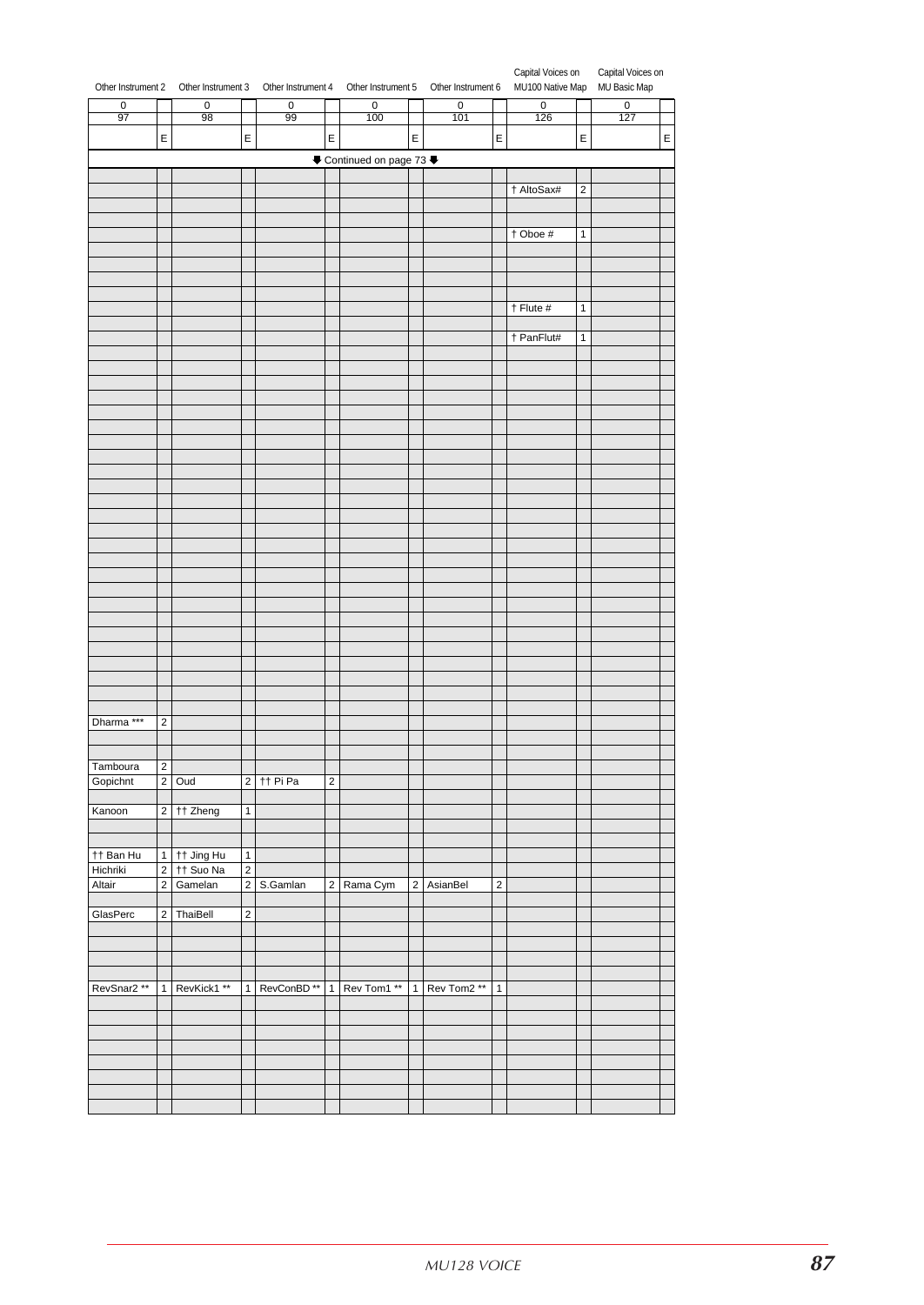| Other Instrument 2 | | Other Instrument 3 | | Other Instrument 4 | | Other Instrument 5 | | Other Instrument 6 | | Capital Voices on MU100 Native Map | | Capital Voices on MU Basic Map | |
|---|---|---|---|---|---|---|---|---|---|---|---|---|---|
| 0 | | 0 | | 0 | | 0 | | 0 | | 0 | | 0 | |
| 97 | | 98 | | 99 | | 100 | | 101 | | 126 | | 127 | |
| | E | | E | | E | | E | | E | | E | | E |
| | | | | | | ⬇ Continued on page 73 ⬇ | | | | | | | |
| | | | | | | | | | | | | | |
| | | | | | | | | | | † AltoSax# | 2 | | |
| | | | | | | | | | | | | | |
| | | | | | | | | | | | | | |
| | | | | | | | | | | † Oboe # | 1 | | |
| | | | | | | | | | | | | | |
| | | | | | | | | | | | | | |
| | | | | | | | | | | | | | |
| | | | | | | | | | | | | | |
| | | | | | | | | | | † Flute # | 1 | | |
| | | | | | | | | | | | | | |
| | | | | | | | | | | † PanFlut# | 1 | | |
| | | | | | | | | | | | | | |
| | | | | | | | | | | | | | |
| | | | | | | | | | | | | | |
| | | | | | | | | | | | | | |
| | | | | | | | | | | | | | |
| | | | | | | | | | | | | | |
| | | | | | | | | | | | | | |
| | | | | | | | | | | | | | |
| | | | | | | | | | | | | | |
| | | | | | | | | | | | | | |
| | | | | | | | | | | | | | |
| | | | | | | | | | | | | | |
| | | | | | | | | | | | | | |
| | | | | | | | | | | | | | |
| | | | | | | | | | | | | | |
| | | | | | | | | | | | | | |
| | | | | | | | | | | | | | |
| | | | | | | | | | | | | | |
| | | | | | | | | | | | | | |
| | | | | | | | | | | | | | |
| | | | | | | | | | | | | | |
| | | | | | | | | | | | | | |
| | | | | | | | | | | | | | |
| | | | | | | | | | | | | | |
| | | | | | | | | | | | | | |
| Dharma *** | 2 | | | | | | | | | | | | |
| | | | | | | | | | | | | | |
| | | | | | | | | | | | | | |
| Tamboura | 2 | | | | | | | | | | | | |
| Gopichnt | 2 | Oud | 2 | †† Pi Pa | 2 | | | | | | | | |
| | | | | | | | | | | | | | |
| Kanoon | 2 | †† Zheng | 1 | | | | | | | | | | |
| | | | | | | | | | | | | | |
| | | | | | | | | | | | | | |
| †† Ban Hu | 1 | †† Jing Hu | 1 | | | | | | | | | | |
| Hichriki | 2 | †† Suo Na | 2 | | | | | | | | | | |
| Altair | 2 | Gamelan | 2 | S.Gamlan | 2 | Rama Cym | 2 | AsianBel | 2 | | | | |
| | | | | | | | | | | | | | |
| GlasPerc | 2 | ThaiBell | 2 | | | | | | | | | | |
| | | | | | | | | | | | | | |
| | | | | | | | | | | | | | |
| | | | | | | | | | | | | | |
| RevSnar2 ** | 1 | RevKick1 ** | 1 | RevConBD ** | 1 | Rev Tom1 ** | 1 | Rev Tom2 ** | 1 | | | | |
| | | | | | | | | | | | | | |
| | | | | | | | | | | | | | |
| | | | | | | | | | | | | | |
| | | | | | | | | | | | | | |
| | | | | | | | | | | | | | |
| | | | | | | | | | | | | | |
| | | | | | | | | | | | | | |
| | | | | | | | | | | | | | |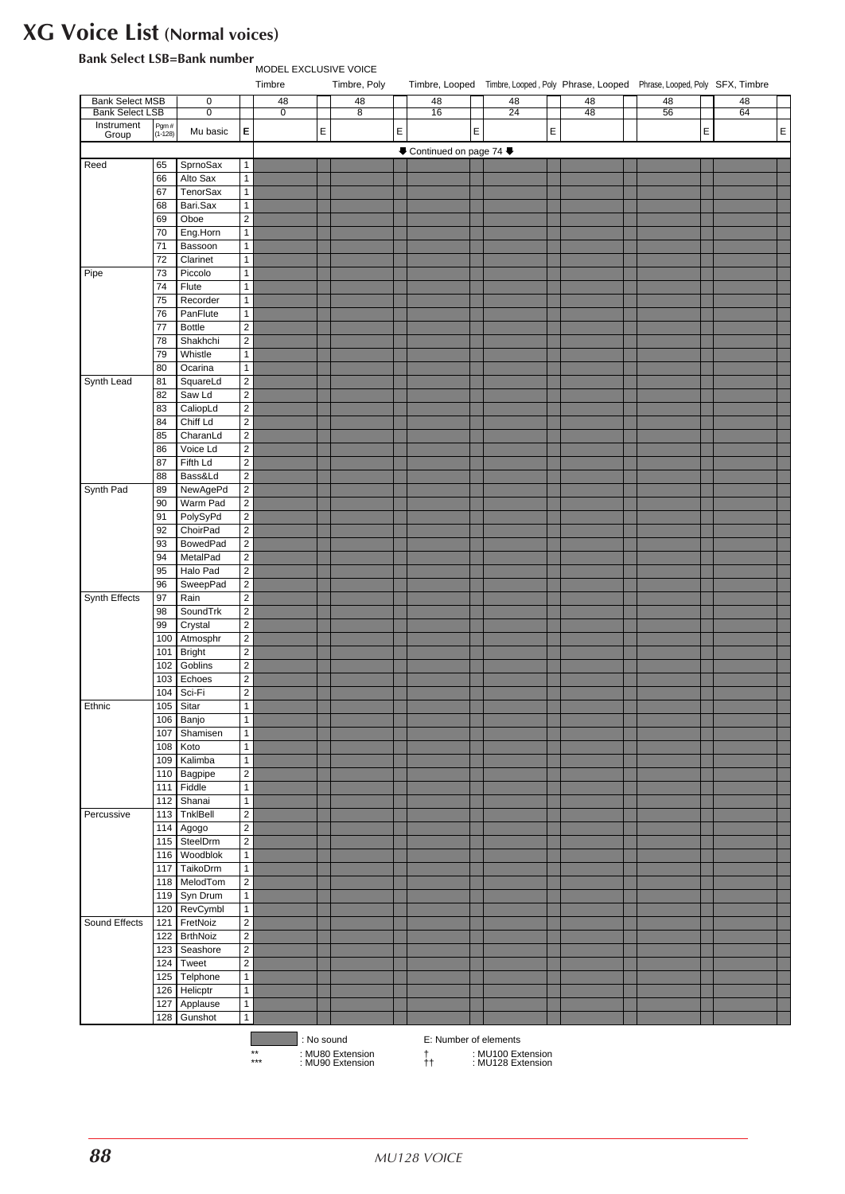# XG Voice List (Normal voices)

**Bank Select LSB=Bank number**

MODEL EXCLUSIVE VOICE

| | | | | Timbre | | Timbre, Poly | | Timbre, Looped | | Timbre, Looped, Poly | | Phrase, Looped | | Phrase, Looped, Poly | | SFX, Timbre | |
|---|---|---|---|---|---|---|---|---|---|---|---|---|---|---|---|---|---|
| Bank Select MSB | | 0 | | 48 | | 48 | | 48 | | 48 | | 48 | | 48 | | 48 | |
| Bank Select LSB | | 0 | | 0 | | 8 | | 16 | | 24 | | 48 | | 56 | | 64 | |
| Instrument Group | Pgm# (1-128) | Mu basic | E | | E | | E | | E | | E | | | | E | | E |
| | | | | ⬇ Continued on page 74 ⬇ | | | | | | | | | | | | | |
| Reed | 65 | SprnoSax | 1 | | | | | | | | | | | | | | |
| | 66 | Alto Sax | 1 | | | | | | | | | | | | | | |
| | 67 | TenorSax | 1 | | | | | | | | | | | | | | |
| | 68 | Bari.Sax | 1 | | | | | | | | | | | | | | |
| | 69 | Oboe | 2 | | | | | | | | | | | | | | |
| | 70 | Eng.Horn | 1 | | | | | | | | | | | | | | |
| | 71 | Bassoon | 1 | | | | | | | | | | | | | | |
| | 72 | Clarinet | 1 | | | | | | | | | | | | | | |
| Pipe | 73 | Piccolo | 1 | | | | | | | | | | | | | | |
| | 74 | Flute | 1 | | | | | | | | | | | | | | |
| | 75 | Recorder | 1 | | | | | | | | | | | | | | |
| | 76 | PanFlute | 1 | | | | | | | | | | | | | | |
| | 77 | Bottle | 2 | | | | | | | | | | | | | | |
| | 78 | Shakhchi | 2 | | | | | | | | | | | | | | |
| | 79 | Whistle | 1 | | | | | | | | | | | | | | |
| | 80 | Ocarina | 1 | | | | | | | | | | | | | | |
| Synth Lead | 81 | SquareLd | 2 | | | | | | | | | | | | | | |
| | 82 | Saw Ld | 2 | | | | | | | | | | | | | | |
| | 83 | CaliopLd | 2 | | | | | | | | | | | | | | |
| | 84 | Chiff Ld | 2 | | | | | | | | | | | | | | |
| | 85 | CharanLd | 2 | | | | | | | | | | | | | | |
| | 86 | Voice Ld | 2 | | | | | | | | | | | | | | |
| | 87 | Fifth Ld | 2 | | | | | | | | | | | | | | |
| | 88 | Bass&Ld | 2 | | | | | | | | | | | | | | |
| Synth Pad | 89 | NewAgePd | 2 | | | | | | | | | | | | | | |
| | 90 | Warm Pad | 2 | | | | | | | | | | | | | | |
| | 91 | PolySyPd | 2 | | | | | | | | | | | | | | |
| | 92 | ChoirPad | 2 | | | | | | | | | | | | | | |
| | 93 | BowedPad | 2 | | | | | | | | | | | | | | |
| | 94 | MetalPad | 2 | | | | | | | | | | | | | | |
| | 95 | Halo Pad | 2 | | | | | | | | | | | | | | |
| | 96 | SweepPad | 2 | | | | | | | | | | | | | | |
| Synth Effects | 97 | Rain | 2 | | | | | | | | | | | | | | |
| | 98 | SoundTrk | 2 | | | | | | | | | | | | | | |
| | 99 | Crystal | 2 | | | | | | | | | | | | | | |
| | 100 | Atmosphr | 2 | | | | | | | | | | | | | | |
| | 101 | Bright | 2 | | | | | | | | | | | | | | |
| | 102 | Goblins | 2 | | | | | | | | | | | | | | |
| | 103 | Echoes | 2 | | | | | | | | | | | | | | |
| | 104 | Sci-Fi | 2 | | | | | | | | | | | | | | |
| Ethnic | 105 | Sitar | 1 | | | | | | | | | | | | | | |
| | 106 | Banjo | 1 | | | | | | | | | | | | | | |
| | 107 | Shamisen | 1 | | | | | | | | | | | | | | |
| | 108 | Koto | 1 | | | | | | | | | | | | | | |
| | 109 | Kalimba | 1 | | | | | | | | | | | | | | |
| | 110 | Bagpipe | 2 | | | | | | | | | | | | | | |
| | 111 | Fiddle | 1 | | | | | | | | | | | | | | |
| | 112 | Shanai | 1 | | | | | | | | | | | | | | |
| Percussive | 113 | TnklBell | 2 | | | | | | | | | | | | | | |
| | 114 | Agogo | 2 | | | | | | | | | | | | | | |
| | 115 | SteelDrm | 2 | | | | | | | | | | | | | | |
| | 116 | Woodblok | 1 | | | | | | | | | | | | | | |
| | 117 | TaikoDrm | 1 | | | | | | | | | | | | | | |
| | 118 | MelodTom | 2 | | | | | | | | | | | | | | |
| | 119 | Syn Drum | 1 | | | | | | | | | | | | | | |
| | 120 | RevCymbl | 1 | | | | | | | | | | | | | | |
| Sound Effects | 121 | FretNoiz | 2 | | | | | | | | | | | | | | |
| | 122 | BrthNoiz | 2 | | | | | | | | | | | | | | |
| | 123 | Seashore | 2 | | | | | | | | | | | | | | |
| | 124 | Tweet | 2 | | | | | | | | | | | | | | |
| | 125 | Telphone | 1 | | | | | | | | | | | | | | |
| | 126 | Helicptr | 1 | | | | | | | | | | | | | | |
| | 127 | Applause | 1 | | | | | | | | | | | | | | |
| | 128 | Gunshot | 1 | | | | | | | | | | | | | | |

(All cells in the model exclusive voice columns for program numbers 65–128 are shaded: No sound.)

(shaded) : No sound E: Number of elements

** : MU80 Extension † : MU100 Extension

*** : MU90 Extension †† : MU128 Extension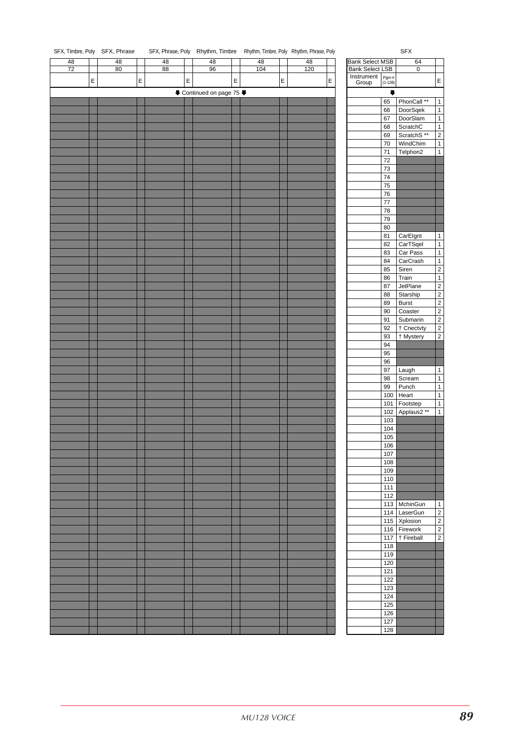| SFX, Timbre, Poly | | SFX, Phrase | | SFX, Phrase, Poly | | Rhythm, Timbre | | Rhythm, Timbre, Poly | | Rhythm, Phrase, Poly | |
|---|---|---|---|---|---|---|---|---|---|---|---|
| 48 | | 48 | | 48 | | 48 | | 48 | | 48 | |
| 72 | | 80 | | 88 | | 96 | | 104 | | 120 | |
| | E | | E | | E | | E | | E | | E |

⬇ Continued on page 75 ⬇

| Bank Select MSB | | 64 | |
|---|---|---|---|
| Bank Select LSB | | 0 | |
| Instrument Group | Pgm # (1-128) | | E |
| | 65 | PhonCall ** | 1 |
| | 66 | DoorSqek | 1 |
| | 67 | DoorSlam | 1 |
| | 68 | ScratchC | 1 |
| | 69 | ScratchS ** | 2 |
| | 70 | WindChim | 1 |
| | 71 | Telphon2 | 1 |
| | 72 | | |
| | 73 | | |
| | 74 | | |
| | 75 | | |
| | 76 | | |
| | 77 | | |
| | 78 | | |
| | 79 | | |
| | 80 | | |
| | 81 | CarEIgnt | 1 |
| | 82 | CarTSqel | 1 |
| | 83 | Car Pass | 1 |
| | 84 | CarCrash | 1 |
| | 85 | Siren | 2 |
| | 86 | Train | 1 |
| | 87 | JetPlane | 2 |
| | 88 | Starship | 2 |
| | 89 | Burst | 2 |
| | 90 | Coaster | 2 |
| | 91 | Submarin | 2 |
| | 92 | † Cnectvty | 2 |
| | 93 | † Mystery | 2 |
| | 94 | | |
| | 95 | | |
| | 96 | | |
| | 97 | Laugh | 1 |
| | 98 | Scream | 1 |
| | 99 | Punch | 1 |
| | 100 | Heart | 1 |
| | 101 | Footstep | 1 |
| | 102 | Applaus2 ** | 1 |
| | 103 | | |
| | 104 | | |
| | 105 | | |
| | 106 | | |
| | 107 | | |
| | 108 | | |
| | 109 | | |
| | 110 | | |
| | 111 | | |
| | 112 | | |
| | 113 | MchinGun | 1 |
| | 114 | LaserGun | 2 |
| | 115 | Xplosion | 2 |
| | 116 | Firework | 2 |
| | 117 | † Fireball | 2 |
| | 118 | | |
| | 119 | | |
| | 120 | | |
| | 121 | | |
| | 122 | | |
| | 123 | | |
| | 124 | | |
| | 125 | | |
| | 126 | | |
| | 127 | | |
| | 128 | | |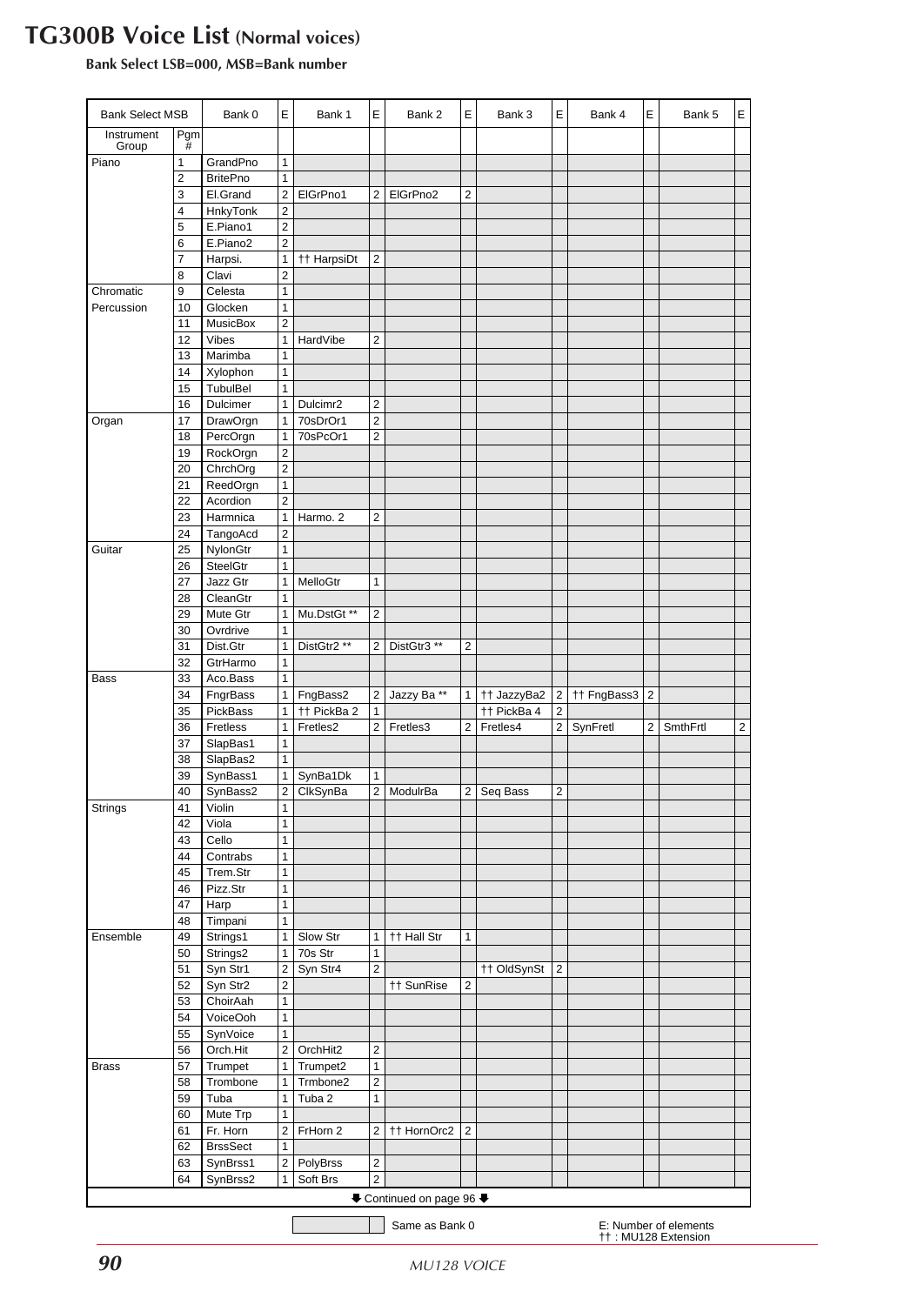# TG300B Voice List (Normal voices)

**Bank Select LSB=000, MSB=Bank number**

| Bank Select MSB | | Bank 0 | E | Bank 1 | E | Bank 2 | E | Bank 3 | E | Bank 4 | E | Bank 5 | E |
|---|---|---|---|---|---|---|---|---|---|---|---|---|---|
| Instrument Group | Pgm # | | | | | | | | | | | | |
| Piano | 1 | GrandPno | 1 | | | | | | | | | | |
| | 2 | BritePno | 1 | | | | | | | | | | |
| | 3 | El.Grand | 2 | ElGrPno1 | 2 | ElGrPno2 | 2 | | | | | | |
| | 4 | HnkyTonk | 2 | | | | | | | | | | |
| | 5 | E.Piano1 | 2 | | | | | | | | | | |
| | 6 | E.Piano2 | 2 | | | | | | | | | | |
| | 7 | Harpsi. | 1 | †† HarpsiDt | 2 | | | | | | | | |
| | 8 | Clavi | 2 | | | | | | | | | | |
| Chromatic Percussion | 9 | Celesta | 1 | | | | | | | | | | |
| | 10 | Glocken | 1 | | | | | | | | | | |
| | 11 | MusicBox | 2 | | | | | | | | | | |
| | 12 | Vibes | 1 | HardVibe | 2 | | | | | | | | |
| | 13 | Marimba | 1 | | | | | | | | | | |
| | 14 | Xylophon | 1 | | | | | | | | | | |
| | 15 | TubulBel | 1 | | | | | | | | | | |
| | 16 | Dulcimer | 1 | Dulcimr2 | 2 | | | | | | | | |
| Organ | 17 | DrawOrgn | 1 | 70sDrOr1 | 2 | | | | | | | | |
| | 18 | PercOrgn | 1 | 70sPcOr1 | 2 | | | | | | | | |
| | 19 | RockOrgn | 2 | | | | | | | | | | |
| | 20 | ChrchOrg | 2 | | | | | | | | | | |
| | 21 | ReedOrgn | 1 | | | | | | | | | | |
| | 22 | Acordion | 2 | | | | | | | | | | |
| | 23 | Harmnica | 1 | Harmo. 2 | 2 | | | | | | | | |
| | 24 | TangoAcd | 2 | | | | | | | | | | |
| Guitar | 25 | NylonGtr | 1 | | | | | | | | | | |
| | 26 | SteelGtr | 1 | | | | | | | | | | |
| | 27 | Jazz Gtr | 1 | MelloGtr | 1 | | | | | | | | |
| | 28 | CleanGtr | 1 | | | | | | | | | | |
| | 29 | Mute Gtr | 1 | Mu.DstGt ** | 2 | | | | | | | | |
| | 30 | Ovrdrive | 1 | | | | | | | | | | |
| | 31 | Dist.Gtr | 1 | DistGtr2 ** | 2 | DistGtr3 ** | 2 | | | | | | |
| | 32 | GtrHarmo | 1 | | | | | | | | | | |
| Bass | 33 | Aco.Bass | 1 | | | | | | | | | | |
| | 34 | FngrBass | 1 | FngBass2 | 2 | Jazzy Ba ** | 1 | †† JazzyBa2 | 2 | †† FngBass3 | 2 | | |
| | 35 | PickBass | 1 | †† PickBa 2 | 1 | | | †† PickBa 4 | 2 | | | | |
| | 36 | Fretless | 1 | Fretles2 | 2 | Fretles3 | 2 | Fretles4 | 2 | SynFretl | 2 | SmthFrtl | 2 |
| | 37 | SlapBas1 | 1 | | | | | | | | | | |
| | 38 | SlapBas2 | 1 | | | | | | | | | | |
| | 39 | SynBass1 | 1 | SynBa1Dk | 1 | | | | | | | | |
| | 40 | SynBass2 | 2 | ClkSynBa | 2 | ModulrBa | 2 | Seq Bass | 2 | | | | |
| Strings | 41 | Violin | 1 | | | | | | | | | | |
| | 42 | Viola | 1 | | | | | | | | | | |
| | 43 | Cello | 1 | | | | | | | | | | |
| | 44 | Contrabs | 1 | | | | | | | | | | |
| | 45 | Trem.Str | 1 | | | | | | | | | | |
| | 46 | Pizz.Str | 1 | | | | | | | | | | |
| | 47 | Harp | 1 | | | | | | | | | | |
| | 48 | Timpani | 1 | | | | | | | | | | |
| Ensemble | 49 | Strings1 | 1 | Slow Str | 1 | †† Hall Str | 1 | | | | | | |
| | 50 | Strings2 | 1 | 70s Str | 1 | | | | | | | | |
| | 51 | Syn Str1 | 2 | Syn Str4 | 2 | | | †† OldSynSt | 2 | | | | |
| | 52 | Syn Str2 | 2 | | | †† SunRise | 2 | | | | | | |
| | 53 | ChoirAah | 1 | | | | | | | | | | |
| | 54 | VoiceOoh | 1 | | | | | | | | | | |
| | 55 | SynVoice | 1 | | | | | | | | | | |
| | 56 | Orch.Hit | 2 | OrchHit2 | 2 | | | | | | | | |
| Brass | 57 | Trumpet | 1 | Trumpet2 | 1 | | | | | | | | |
| | 58 | Trombone | 1 | Trmbone2 | 2 | | | | | | | | |
| | 59 | Tuba | 1 | Tuba 2 | 1 | | | | | | | | |
| | 60 | Mute Trp | 1 | | | | | | | | | | |
| | 61 | Fr. Horn | 2 | FrHorn 2 | 2 | †† HornOrc2 | 2 | | | | | | |
| | 62 | BrssSect | 1 | | | | | | | | | | |
| | 63 | SynBrss1 | 2 | PolyBrss | 2 | | | | | | | | |
| | 64 | SynBrss2 | 1 | Soft Brs | 2 | | | | | | | | |

⬇ Continued on page 96 ⬇

(Shaded cells) Same as Bank 0

E: Number of elements
†† : MU128 Extension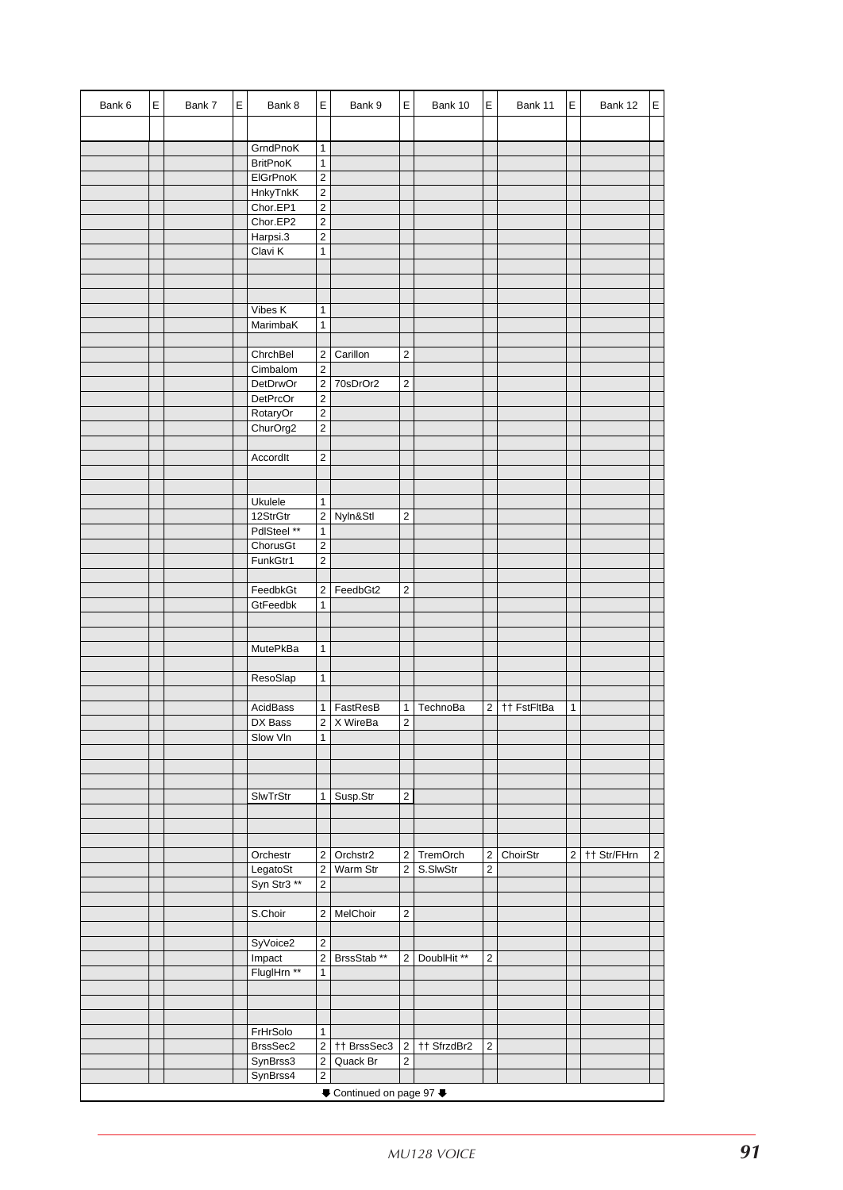| Bank 6 | E | Bank 7 | E | Bank 8 | E | Bank 9 | E | Bank 10 | E | Bank 11 | E | Bank 12 | E |
|---|---|---|---|---|---|---|---|---|---|---|---|---|---|
| | | | | | | | | | | | | | |
| | | | | GrndPnoK | 1 | | | | | | | | |
| | | | | BritPnoK | 1 | | | | | | | | |
| | | | | ElGrPnoK | 2 | | | | | | | | |
| | | | | HnkyTnkK | 2 | | | | | | | | |
| | | | | Chor.EP1 | 2 | | | | | | | | |
| | | | | Chor.EP2 | 2 | | | | | | | | |
| | | | | Harpsi.3 | 2 | | | | | | | | |
| | | | | Clavi K | 1 | | | | | | | | |
| | | | | | | | | | | | | | |
| | | | | | | | | | | | | | |
| | | | | | | | | | | | | | |
| | | | | Vibes K | 1 | | | | | | | | |
| | | | | MarimbaK | 1 | | | | | | | | |
| | | | | | | | | | | | | | |
| | | | | ChrchBel | 2 | Carillon | 2 | | | | | | |
| | | | | Cimbalom | 2 | | | | | | | | |
| | | | | DetDrwOr | 2 | 70sDrOr2 | 2 | | | | | | |
| | | | | DetPrcOr | 2 | | | | | | | | |
| | | | | RotaryOr | 2 | | | | | | | | |
| | | | | ChurOrg2 | 2 | | | | | | | | |
| | | | | | | | | | | | | | |
| | | | | AccordIt | 2 | | | | | | | | |
| | | | | | | | | | | | | | |
| | | | | | | | | | | | | | |
| | | | | Ukulele | 1 | | | | | | | | |
| | | | | 12StrGtr | 2 | Nyln&Stl | 2 | | | | | | |
| | | | | PdlSteel ** | 1 | | | | | | | | |
| | | | | ChorusGt | 2 | | | | | | | | |
| | | | | FunkGtr1 | 2 | | | | | | | | |
| | | | | | | | | | | | | | |
| | | | | FeedbkGt | 2 | FeedbGt2 | 2 | | | | | | |
| | | | | GtFeedbk | 1 | | | | | | | | |
| | | | | | | | | | | | | | |
| | | | | | | | | | | | | | |
| | | | | MutePkBa | 1 | | | | | | | | |
| | | | | | | | | | | | | | |
| | | | | ResoSlap | 1 | | | | | | | | |
| | | | | | | | | | | | | | |
| | | | | AcidBass | 1 | FastResB | 1 | TechnoBa | 2 | †† FstFltBa | 1 | | |
| | | | | DX Bass | 2 | X WireBa | 2 | | | | | | |
| | | | | Slow Vln | 1 | | | | | | | | |
| | | | | | | | | | | | | | |
| | | | | | | | | | | | | | |
| | | | | | | | | | | | | | |
| | | | | SlwTrStr | 1 | Susp.Str | 2 | | | | | | |
| | | | | | | | | | | | | | |
| | | | | | | | | | | | | | |
| | | | | | | | | | | | | | |
| | | | | Orchestr | 2 | Orchstr2 | 2 | TremOrch | 2 | ChoirStr | 2 | †† Str/FHrn | 2 |
| | | | | LegatoSt | 2 | Warm Str | 2 | S.SlwStr | 2 | | | | |
| | | | | Syn Str3 ** | 2 | | | | | | | | |
| | | | | | | | | | | | | | |
| | | | | S.Choir | 2 | MelChoir | 2 | | | | | | |
| | | | | | | | | | | | | | |
| | | | | SyVoice2 | 2 | | | | | | | | |
| | | | | Impact | 2 | BrssStab ** | 2 | DoublHit ** | 2 | | | | |
| | | | | FluglHrn ** | 1 | | | | | | | | |
| | | | | | | | | | | | | | |
| | | | | | | | | | | | | | |
| | | | | | | | | | | | | | |
| | | | | FrHrSolo | 1 | | | | | | | | |
| | | | | BrssSec2 | 2 | †† BrssSec3 | 2 | †† SfrzdBr2 | 2 | | | | |
| | | | | SynBrss3 | 2 | Quack Br | 2 | | | | | | |
| | | | | SynBrss4 | 2 | | | | | | | | |

Continued on page 97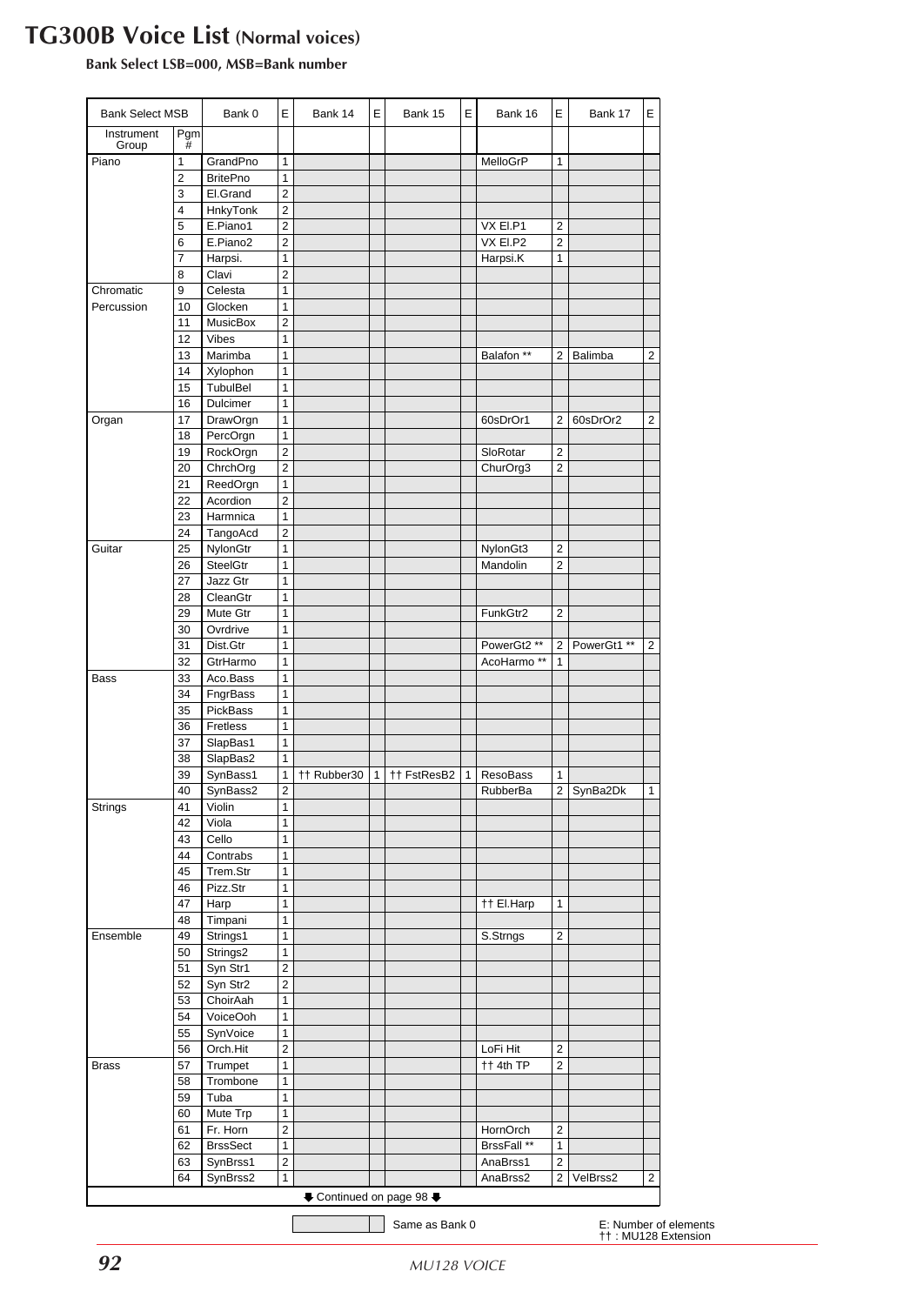# TG300B Voice List (Normal voices)

**Bank Select LSB=000, MSB=Bank number**

| Bank Select MSB | | Bank 0 | E | Bank 14 | E | Bank 15 | E | Bank 16 | E | Bank 17 | E |
|---|---|---|---|---|---|---|---|---|---|---|---|
| Instrument Group | Pgm # | | | | | | | | | | |
| Piano | 1 | GrandPno | 1 | | | | | MelloGrP | 1 | | |
| | 2 | BritePno | 1 | | | | | | | | |
| | 3 | El.Grand | 2 | | | | | | | | |
| | 4 | HnkyTonk | 2 | | | | | | | | |
| | 5 | E.Piano1 | 2 | | | | | VX El.P1 | 2 | | |
| | 6 | E.Piano2 | 2 | | | | | VX El.P2 | 2 | | |
| | 7 | Harpsi. | 1 | | | | | Harpsi.K | 1 | | |
| | 8 | Clavi | 2 | | | | | | | | |
| Chromatic | 9 | Celesta | 1 | | | | | | | | |
| Percussion | 10 | Glocken | 1 | | | | | | | | |
| | 11 | MusicBox | 2 | | | | | | | | |
| | 12 | Vibes | 1 | | | | | | | | |
| | 13 | Marimba | 1 | | | | | Balafon ** | 2 | Balimba | 2 |
| | 14 | Xylophon | 1 | | | | | | | | |
| | 15 | TubulBel | 1 | | | | | | | | |
| | 16 | Dulcimer | 1 | | | | | | | | |
| Organ | 17 | DrawOrgn | 1 | | | | | 60sDrOr1 | 2 | 60sDrOr2 | 2 |
| | 18 | PercOrgn | 1 | | | | | | | | |
| | 19 | RockOrgn | 2 | | | | | SloRotar | 2 | | |
| | 20 | ChrchOrg | 2 | | | | | ChurOrg3 | 2 | | |
| | 21 | ReedOrgn | 1 | | | | | | | | |
| | 22 | Acordion | 2 | | | | | | | | |
| | 23 | Harmnica | 1 | | | | | | | | |
| | 24 | TangoAcd | 2 | | | | | | | | |
| Guitar | 25 | NylonGtr | 1 | | | | | NylonGt3 | 2 | | |
| | 26 | SteelGtr | 1 | | | | | Mandolin | 2 | | |
| | 27 | Jazz Gtr | 1 | | | | | | | | |
| | 28 | CleanGtr | 1 | | | | | | | | |
| | 29 | Mute Gtr | 1 | | | | | FunkGtr2 | 2 | | |
| | 30 | Ovrdrive | 1 | | | | | | | | |
| | 31 | Dist.Gtr | 1 | | | | | PowerGt2 ** | 2 | PowerGt1 ** | 2 |
| | 32 | GtrHarmo | 1 | | | | | AcoHarmo ** | 1 | | |
| Bass | 33 | Aco.Bass | 1 | | | | | | | | |
| | 34 | FngrBass | 1 | | | | | | | | |
| | 35 | PickBass | 1 | | | | | | | | |
| | 36 | Fretless | 1 | | | | | | | | |
| | 37 | SlapBas1 | 1 | | | | | | | | |
| | 38 | SlapBas2 | 1 | | | | | | | | |
| | 39 | SynBass1 | 1 | †† Rubber30 | 1 | †† FstResB2 | 1 | ResoBass | 1 | | |
| | 40 | SynBass2 | 2 | | | | | RubberBa | 2 | SynBa2Dk | 1 |
| Strings | 41 | Violin | 1 | | | | | | | | |
| | 42 | Viola | 1 | | | | | | | | |
| | 43 | Cello | 1 | | | | | | | | |
| | 44 | Contrabs | 1 | | | | | | | | |
| | 45 | Trem.Str | 1 | | | | | | | | |
| | 46 | Pizz.Str | 1 | | | | | | | | |
| | 47 | Harp | 1 | | | | | †† El.Harp | 1 | | |
| | 48 | Timpani | 1 | | | | | | | | |
| Ensemble | 49 | Strings1 | 1 | | | | | S.Strngs | 2 | | |
| | 50 | Strings2 | 1 | | | | | | | | |
| | 51 | Syn Str1 | 2 | | | | | | | | |
| | 52 | Syn Str2 | 2 | | | | | | | | |
| | 53 | ChoirAah | 1 | | | | | | | | |
| | 54 | VoiceOoh | 1 | | | | | | | | |
| | 55 | SynVoice | 1 | | | | | | | | |
| | 56 | Orch.Hit | 2 | | | | | LoFi Hit | 2 | | |
| Brass | 57 | Trumpet | 1 | | | | | †† 4th TP | 2 | | |
| | 58 | Trombone | 1 | | | | | | | | |
| | 59 | Tuba | 1 | | | | | | | | |
| | 60 | Mute Trp | 1 | | | | | | | | |
| | 61 | Fr. Horn | 2 | | | | | HornOrch | 2 | | |
| | 62 | BrssSect | 1 | | | | | BrssFall ** | 1 | | |
| | 63 | SynBrss1 | 2 | | | | | AnaBrss1 | 2 | | |
| | 64 | SynBrss2 | 1 | | | | | AnaBrss2 | 2 | VelBrss2 | 2 |

⬇ Continued on page 98 ⬇

(Shaded cells) Same as Bank 0

E: Number of elements
†† : MU128 Extension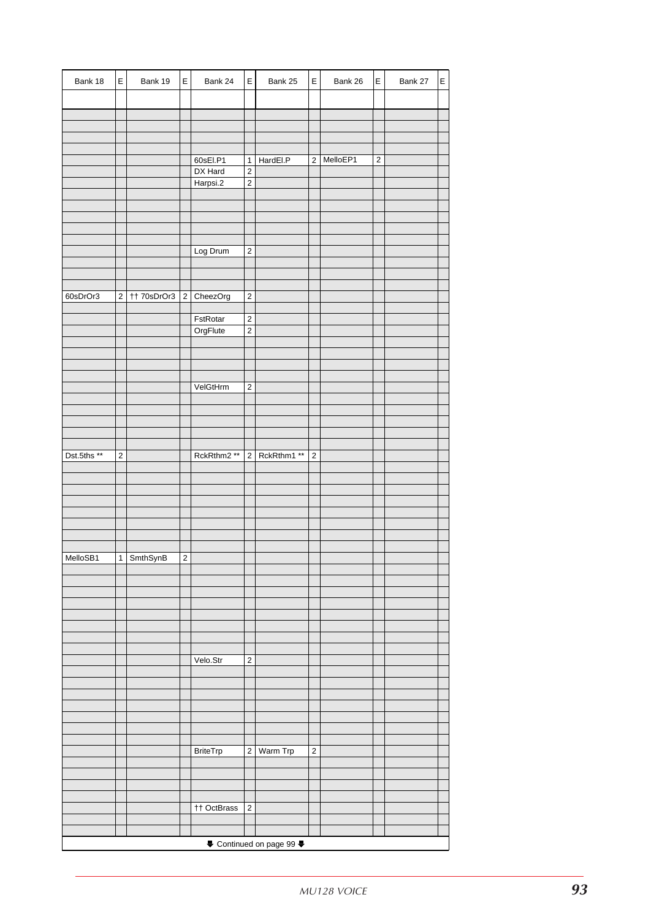| Bank 18 | E | Bank 19 | E | Bank 24 | E | Bank 25 | E | Bank 26 | E | Bank 27 | E |
|---|---|---|---|---|---|---|---|---|---|---|---|
| | | | | | | | | | | | |
| | | | | | | | | | | | |
| | | | | | | | | | | | |
| | | | | | | | | | | | |
| | | | | | | | | | | | |
| | | | | 60sEl.P1 | 1 | HardEl.P | 2 | MelloEP1 | 2 | | |
| | | | | DX Hard | 2 | | | | | | |
| | | | | Harpsi.2 | 2 | | | | | | |
| | | | | | | | | | | | |
| | | | | | | | | | | | |
| | | | | | | | | | | | |
| | | | | | | | | | | | |
| | | | | | | | | | | | |
| | | | | Log Drum | 2 | | | | | | |
| | | | | | | | | | | | |
| | | | | | | | | | | | |
| | | | | | | | | | | | |
| 60sDrOr3 | 2 | †† 70sDrOr3 | 2 | CheezOrg | 2 | | | | | | |
| | | | | | | | | | | | |
| | | | | FstRotar | 2 | | | | | | |
| | | | | OrgFlute | 2 | | | | | | |
| | | | | | | | | | | | |
| | | | | | | | | | | | |
| | | | | | | | | | | | |
| | | | | | | | | | | | |
| | | | | VelGtHrm | 2 | | | | | | |
| | | | | | | | | | | | |
| | | | | | | | | | | | |
| | | | | | | | | | | | |
| | | | | | | | | | | | |
| | | | | | | | | | | | |
| Dst.5ths ** | 2 | | | RckRthm2 ** | 2 | RckRthm1 ** | 2 | | | | |
| | | | | | | | | | | | |
| | | | | | | | | | | | |
| | | | | | | | | | | | |
| | | | | | | | | | | | |
| | | | | | | | | | | | |
| | | | | | | | | | | | |
| | | | | | | | | | | | |
| | | | | | | | | | | | |
| MelloSB1 | 1 | SmthSynB | 2 | | | | | | | | |
| | | | | | | | | | | | |
| | | | | | | | | | | | |
| | | | | | | | | | | | |
| | | | | | | | | | | | |
| | | | | | | | | | | | |
| | | | | | | | | | | | |
| | | | | | | | | | | | |
| | | | | | | | | | | | |
| | | | | Velo.Str | 2 | | | | | | |
| | | | | | | | | | | | |
| | | | | | | | | | | | |
| | | | | | | | | | | | |
| | | | | | | | | | | | |
| | | | | | | | | | | | |
| | | | | | | | | | | | |
| | | | | | | | | | | | |
| | | | | BriteTrp | 2 | Warm Trp | 2 | | | | |
| | | | | | | | | | | | |
| | | | | | | | | | | | |
| | | | | | | | | | | | |
| | | | | | | | | | | | |
| | | | | †† OctBrass | 2 | | | | | | |
| | | | | | | | | | | | |
| | | | | | | | | | | | |

Continued on page 99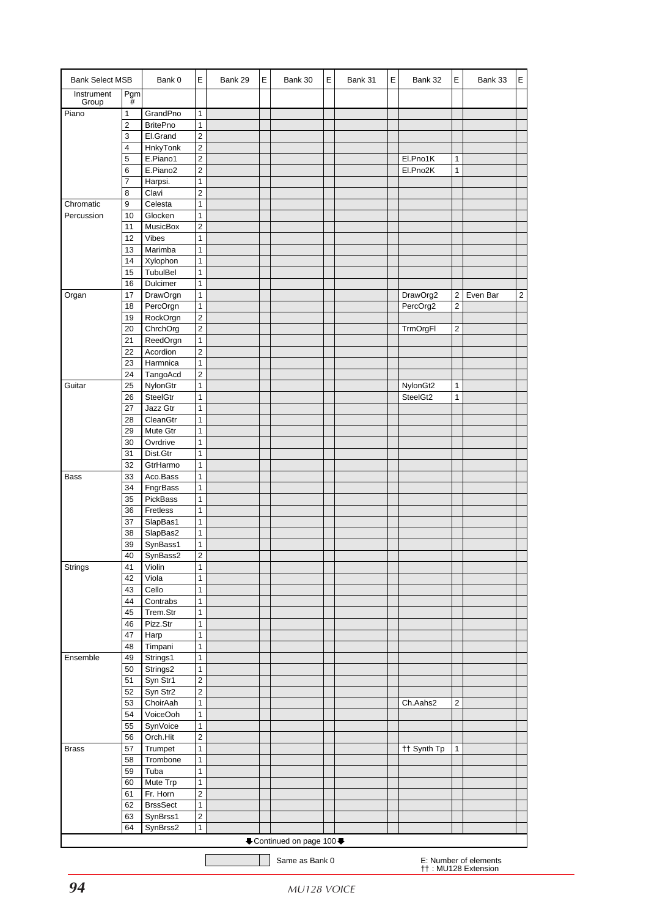| Bank Select MSB | | Bank 0 | E | Bank 29 | E | Bank 30 | E | Bank 31 | E | Bank 32 | E | Bank 33 | E |
|---|---|---|---|---|---|---|---|---|---|---|---|---|---|
| Instrument Group | Pgm # | | | | | | | | | | | | |
| Piano | 1 | GrandPno | 1 | | | | | | | | | | |
| | 2 | BritePno | 1 | | | | | | | | | | |
| | 3 | El.Grand | 2 | | | | | | | | | | |
| | 4 | HnkyTonk | 2 | | | | | | | | | | |
| | 5 | E.Piano1 | 2 | | | | | | | El.Pno1K | 1 | | |
| | 6 | E.Piano2 | 2 | | | | | | | El.Pno2K | 1 | | |
| | 7 | Harpsi. | 1 | | | | | | | | | | |
| | 8 | Clavi | 2 | | | | | | | | | | |
| Chromatic Percussion | 9 | Celesta | 1 | | | | | | | | | | |
| | 10 | Glocken | 1 | | | | | | | | | | |
| | 11 | MusicBox | 2 | | | | | | | | | | |
| | 12 | Vibes | 1 | | | | | | | | | | |
| | 13 | Marimba | 1 | | | | | | | | | | |
| | 14 | Xylophon | 1 | | | | | | | | | | |
| | 15 | TubulBel | 1 | | | | | | | | | | |
| | 16 | Dulcimer | 1 | | | | | | | | | | |
| Organ | 17 | DrawOrgn | 1 | | | | | | | DrawOrg2 | 2 | Even Bar | 2 |
| | 18 | PercOrgn | 1 | | | | | | | PercOrg2 | 2 | | |
| | 19 | RockOrgn | 2 | | | | | | | | | | |
| | 20 | ChrchOrg | 2 | | | | | | | TrmOrgFl | 2 | | |
| | 21 | ReedOrgn | 1 | | | | | | | | | | |
| | 22 | Acordion | 2 | | | | | | | | | | |
| | 23 | Harmnica | 1 | | | | | | | | | | |
| | 24 | TangoAcd | 2 | | | | | | | | | | |
| Guitar | 25 | NylonGtr | 1 | | | | | | | NylonGt2 | 1 | | |
| | 26 | SteelGtr | 1 | | | | | | | SteelGt2 | 1 | | |
| | 27 | Jazz Gtr | 1 | | | | | | | | | | |
| | 28 | CleanGtr | 1 | | | | | | | | | | |
| | 29 | Mute Gtr | 1 | | | | | | | | | | |
| | 30 | Ovrdrive | 1 | | | | | | | | | | |
| | 31 | Dist.Gtr | 1 | | | | | | | | | | |
| | 32 | GtrHarmo | 1 | | | | | | | | | | |
| Bass | 33 | Aco.Bass | 1 | | | | | | | | | | |
| | 34 | FngrBass | 1 | | | | | | | | | | |
| | 35 | PickBass | 1 | | | | | | | | | | |
| | 36 | Fretless | 1 | | | | | | | | | | |
| | 37 | SlapBas1 | 1 | | | | | | | | | | |
| | 38 | SlapBas2 | 1 | | | | | | | | | | |
| | 39 | SynBass1 | 1 | | | | | | | | | | |
| | 40 | SynBass2 | 2 | | | | | | | | | | |
| Strings | 41 | Violin | 1 | | | | | | | | | | |
| | 42 | Viola | 1 | | | | | | | | | | |
| | 43 | Cello | 1 | | | | | | | | | | |
| | 44 | Contrabs | 1 | | | | | | | | | | |
| | 45 | Trem.Str | 1 | | | | | | | | | | |
| | 46 | Pizz.Str | 1 | | | | | | | | | | |
| | 47 | Harp | 1 | | | | | | | | | | |
| | 48 | Timpani | 1 | | | | | | | | | | |
| Ensemble | 49 | Strings1 | 1 | | | | | | | | | | |
| | 50 | Strings2 | 1 | | | | | | | | | | |
| | 51 | Syn Str1 | 2 | | | | | | | | | | |
| | 52 | Syn Str2 | 2 | | | | | | | | | | |
| | 53 | ChoirAah | 1 | | | | | | | Ch.Aahs2 | 2 | | |
| | 54 | VoiceOoh | 1 | | | | | | | | | | |
| | 55 | SynVoice | 1 | | | | | | | | | | |
| | 56 | Orch.Hit | 2 | | | | | | | | | | |
| Brass | 57 | Trumpet | 1 | | | | | | | †† Synth Tp | 1 | | |
| | 58 | Trombone | 1 | | | | | | | | | | |
| | 59 | Tuba | 1 | | | | | | | | | | |
| | 60 | Mute Trp | 1 | | | | | | | | | | |
| | 61 | Fr. Horn | 2 | | | | | | | | | | |
| | 62 | BrssSect | 1 | | | | | | | | | | |
| | 63 | SynBrss1 | 2 | | | | | | | | | | |
| | 64 | SynBrss2 | 1 | | | | | | | | | | |

⬇Continued on page 100⬇

(shaded cells) Same as Bank 0

E: Number of elements
†† : MU128 Extension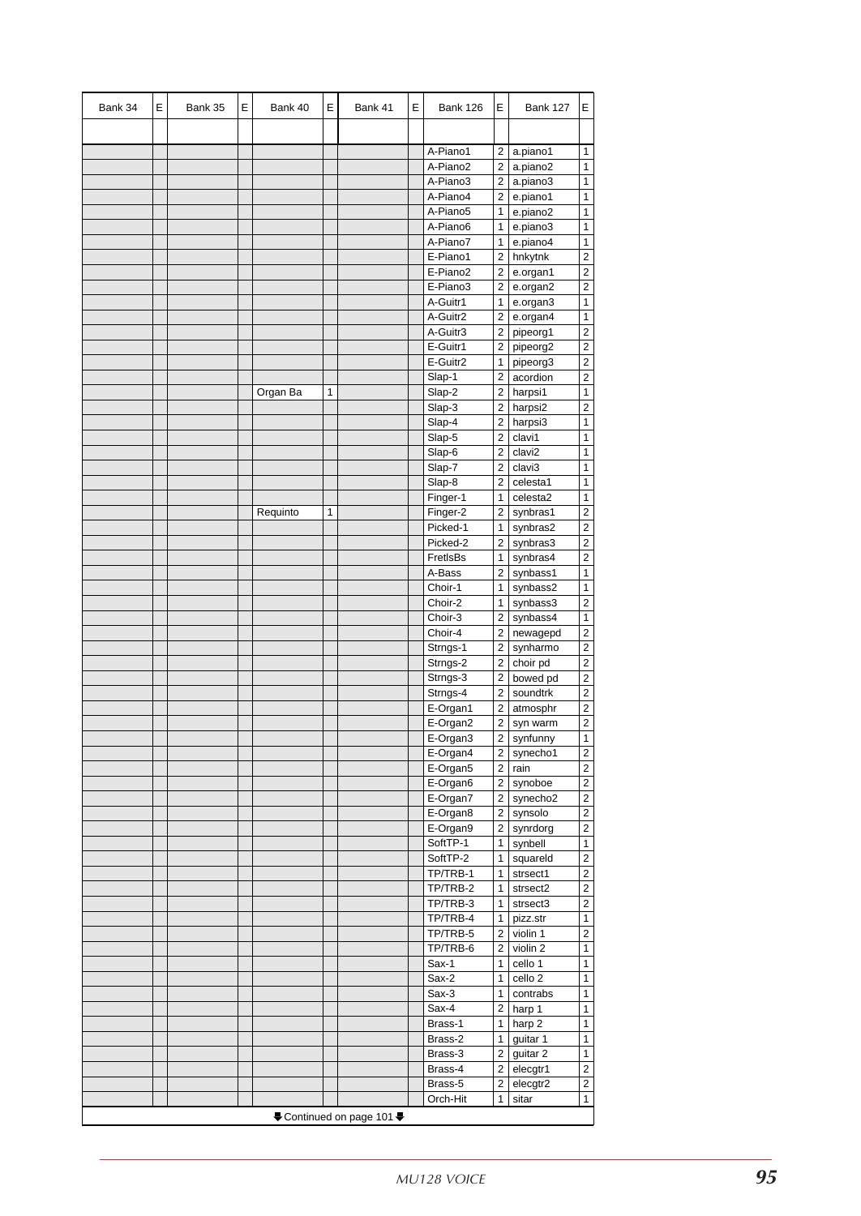| Bank 34 | E | Bank 35 | E | Bank 40 | E | Bank 41 | E | Bank 126 | E | Bank 127 | E |
|---|---|---|---|---|---|---|---|---|---|---|---|
| | | | | | | | | | | | |
| | | | | | | | | A-Piano1 | 2 | a.piano1 | 1 |
| | | | | | | | | A-Piano2 | 2 | a.piano2 | 1 |
| | | | | | | | | A-Piano3 | 2 | a.piano3 | 1 |
| | | | | | | | | A-Piano4 | 2 | e.piano1 | 1 |
| | | | | | | | | A-Piano5 | 1 | e.piano2 | 1 |
| | | | | | | | | A-Piano6 | 1 | e.piano3 | 1 |
| | | | | | | | | A-Piano7 | 1 | e.piano4 | 1 |
| | | | | | | | | E-Piano1 | 2 | hnkytnk | 2 |
| | | | | | | | | E-Piano2 | 2 | e.organ1 | 2 |
| | | | | | | | | E-Piano3 | 2 | e.organ2 | 2 |
| | | | | | | | | A-Guitr1 | 1 | e.organ3 | 1 |
| | | | | | | | | A-Guitr2 | 2 | e.organ4 | 1 |
| | | | | | | | | A-Guitr3 | 2 | pipeorg1 | 2 |
| | | | | | | | | E-Guitr1 | 2 | pipeorg2 | 2 |
| | | | | | | | | E-Guitr2 | 1 | pipeorg3 | 2 |
| | | | | | | | | Slap-1 | 2 | acordion | 2 |
| | | | | Organ Ba | 1 | | | Slap-2 | 2 | harpsi1 | 1 |
| | | | | | | | | Slap-3 | 2 | harpsi2 | 2 |
| | | | | | | | | Slap-4 | 2 | harpsi3 | 1 |
| | | | | | | | | Slap-5 | 2 | clavi1 | 1 |
| | | | | | | | | Slap-6 | 2 | clavi2 | 1 |
| | | | | | | | | Slap-7 | 2 | clavi3 | 1 |
| | | | | | | | | Slap-8 | 2 | celesta1 | 1 |
| | | | | | | | | Finger-1 | 1 | celesta2 | 1 |
| | | | | Requinto | 1 | | | Finger-2 | 2 | synbras1 | 2 |
| | | | | | | | | Picked-1 | 1 | synbras2 | 2 |
| | | | | | | | | Picked-2 | 2 | synbras3 | 2 |
| | | | | | | | | FretlsBs | 1 | synbras4 | 2 |
| | | | | | | | | A-Bass | 2 | synbass1 | 1 |
| | | | | | | | | Choir-1 | 1 | synbass2 | 1 |
| | | | | | | | | Choir-2 | 1 | synbass3 | 2 |
| | | | | | | | | Choir-3 | 2 | synbass4 | 1 |
| | | | | | | | | Choir-4 | 2 | newagepd | 2 |
| | | | | | | | | Strngs-1 | 2 | synharmo | 2 |
| | | | | | | | | Strngs-2 | 2 | choir pd | 2 |
| | | | | | | | | Strngs-3 | 2 | bowed pd | 2 |
| | | | | | | | | Strngs-4 | 2 | soundtrk | 2 |
| | | | | | | | | E-Organ1 | 2 | atmosphr | 2 |
| | | | | | | | | E-Organ2 | 2 | syn warm | 2 |
| | | | | | | | | E-Organ3 | 2 | synfunny | 1 |
| | | | | | | | | E-Organ4 | 2 | synecho1 | 2 |
| | | | | | | | | E-Organ5 | 2 | rain | 2 |
| | | | | | | | | E-Organ6 | 2 | synoboe | 2 |
| | | | | | | | | E-Organ7 | 2 | synecho2 | 2 |
| | | | | | | | | E-Organ8 | 2 | synsolo | 2 |
| | | | | | | | | E-Organ9 | 2 | synrdorg | 2 |
| | | | | | | | | SoftTP-1 | 1 | synbell | 1 |
| | | | | | | | | SoftTP-2 | 1 | squareld | 2 |
| | | | | | | | | TP/TRB-1 | 1 | strsect1 | 2 |
| | | | | | | | | TP/TRB-2 | 1 | strsect2 | 2 |
| | | | | | | | | TP/TRB-3 | 1 | strsect3 | 2 |
| | | | | | | | | TP/TRB-4 | 1 | pizz.str | 1 |
| | | | | | | | | TP/TRB-5 | 2 | violin 1 | 2 |
| | | | | | | | | TP/TRB-6 | 2 | violin 2 | 1 |
| | | | | | | | | Sax-1 | 1 | cello 1 | 1 |
| | | | | | | | | Sax-2 | 1 | cello 2 | 1 |
| | | | | | | | | Sax-3 | 1 | contrabs | 1 |
| | | | | | | | | Sax-4 | 2 | harp 1 | 1 |
| | | | | | | | | Brass-1 | 1 | harp 2 | 1 |
| | | | | | | | | Brass-2 | 1 | guitar 1 | 1 |
| | | | | | | | | Brass-3 | 2 | guitar 2 | 1 |
| | | | | | | | | Brass-4 | 2 | elecgtr1 | 2 |
| | | | | | | | | Brass-5 | 2 | elecgtr2 | 2 |
| | | | | | | | | Orch-Hit | 1 | sitar | 1 |

Continued on page 101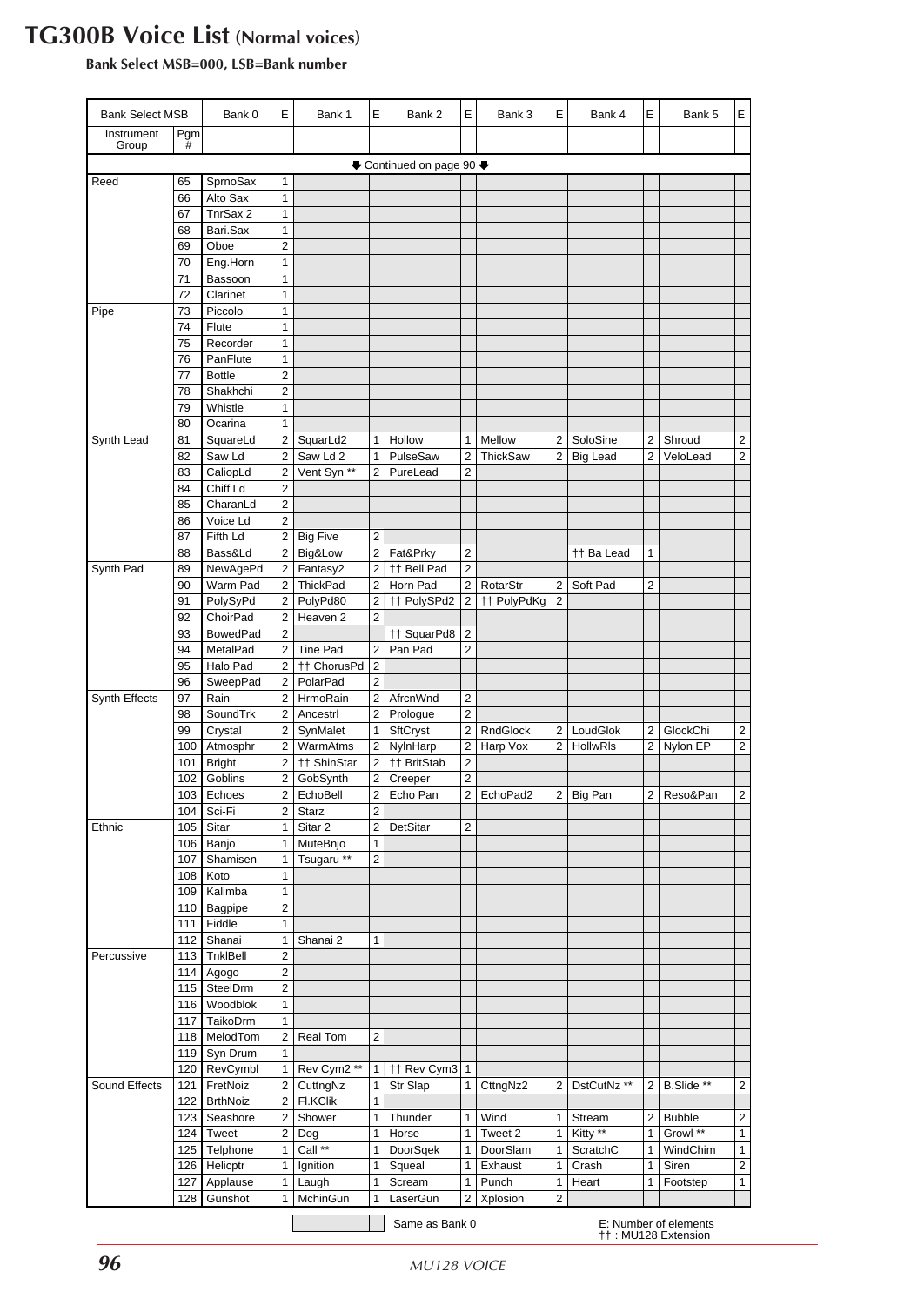# TG300B Voice List (Normal voices)

**Bank Select MSB=000, LSB=Bank number**

| Bank Select MSB | | Bank 0 | E | Bank 1 | E | Bank 2 | E | Bank 3 | E | Bank 4 | E | Bank 5 | E |
|---|---|---|---|---|---|---|---|---|---|---|---|---|---|
| Instrument Group | Pgm # | | | | | | | | | | | | |
| | | | | | | ⬇ Continued on page 90 ⬇ | | | | | | | |
| Reed | 65 | SprnoSax | 1 | | | | | | | | | | |
| | 66 | Alto Sax | 1 | | | | | | | | | | |
| | 67 | TnrSax 2 | 1 | | | | | | | | | | |
| | 68 | Bari.Sax | 1 | | | | | | | | | | |
| | 69 | Oboe | 2 | | | | | | | | | | |
| | 70 | Eng.Horn | 1 | | | | | | | | | | |
| | 71 | Bassoon | 1 | | | | | | | | | | |
| | 72 | Clarinet | 1 | | | | | | | | | | |
| Pipe | 73 | Piccolo | 1 | | | | | | | | | | |
| | 74 | Flute | 1 | | | | | | | | | | |
| | 75 | Recorder | 1 | | | | | | | | | | |
| | 76 | PanFlute | 1 | | | | | | | | | | |
| | 77 | Bottle | 2 | | | | | | | | | | |
| | 78 | Shakhchi | 2 | | | | | | | | | | |
| | 79 | Whistle | 1 | | | | | | | | | | |
| | 80 | Ocarina | 1 | | | | | | | | | | |
| Synth Lead | 81 | SquareLd | 2 | SquarLd2 | 1 | Hollow | 1 | Mellow | 2 | SoloSine | 2 | Shroud | 2 |
| | 82 | Saw Ld | 2 | Saw Ld 2 | 1 | PulseSaw | 2 | ThickSaw | 2 | Big Lead | 2 | VeloLead | 2 |
| | 83 | CaliopLd | 2 | Vent Syn ** | 2 | PureLead | 2 | | | | | | |
| | 84 | Chiff Ld | 2 | | | | | | | | | | |
| | 85 | CharanLd | 2 | | | | | | | | | | |
| | 86 | Voice Ld | 2 | | | | | | | | | | |
| | 87 | Fifth Ld | 2 | Big Five | 2 | | | | | | | | |
| | 88 | Bass&Ld | 2 | Big&Low | 2 | Fat&Prky | 2 | | | †† Ba Lead | 1 | | |
| Synth Pad | 89 | NewAgePd | 2 | Fantasy2 | 2 | †† Bell Pad | 2 | | | | | | |
| | 90 | Warm Pad | 2 | ThickPad | 2 | Horn Pad | 2 | RotarStr | 2 | Soft Pad | 2 | | |
| | 91 | PolySyPd | 2 | PolyPd80 | 2 | †† PolySPd2 | 2 | †† PolyPdKg | 2 | | | | |
| | 92 | ChoirPad | 2 | Heaven 2 | 2 | | | | | | | | |
| | 93 | BowedPad | 2 | | | †† SquarPd8 | 2 | | | | | | |
| | 94 | MetalPad | 2 | Tine Pad | 2 | Pan Pad | 2 | | | | | | |
| | 95 | Halo Pad | 2 | †† ChorusPd | 2 | | | | | | | | |
| | 96 | SweepPad | 2 | PolarPad | 2 | | | | | | | | |
| Synth Effects | 97 | Rain | 2 | HrmoRain | 2 | AfrcnWnd | 2 | | | | | | |
| | 98 | SoundTrk | 2 | Ancestrl | 2 | Prologue | 2 | | | | | | |
| | 99 | Crystal | 2 | SynMalet | 1 | SftCryst | 2 | RndGlock | 2 | LoudGlok | 2 | GlockChi | 2 |
| | 100 | Atmosphr | 2 | WarmAtms | 2 | NylnHarp | 2 | Harp Vox | 2 | HollwRls | 2 | Nylon EP | 2 |
| | 101 | Bright | 2 | †† ShinStar | 2 | †† BritStab | 2 | | | | | | |
| | 102 | Goblins | 2 | GobSynth | 2 | Creeper | 2 | | | | | | |
| | 103 | Echoes | 2 | EchoBell | 2 | Echo Pan | 2 | EchoPad2 | 2 | Big Pan | 2 | Reso&Pan | 2 |
| | 104 | Sci-Fi | 2 | Starz | 2 | | | | | | | | |
| Ethnic | 105 | Sitar | 1 | Sitar 2 | 2 | DetSitar | 2 | | | | | | |
| | 106 | Banjo | 1 | MuteBnjo | 1 | | | | | | | | |
| | 107 | Shamisen | 1 | Tsugaru ** | 2 | | | | | | | | |
| | 108 | Koto | 1 | | | | | | | | | | |
| | 109 | Kalimba | 1 | | | | | | | | | | |
| | 110 | Bagpipe | 2 | | | | | | | | | | |
| | 111 | Fiddle | 1 | | | | | | | | | | |
| | 112 | Shanai | 1 | Shanai 2 | 1 | | | | | | | | |
| Percussive | 113 | TnklBell | 2 | | | | | | | | | | |
| | 114 | Agogo | 2 | | | | | | | | | | |
| | 115 | SteelDrm | 2 | | | | | | | | | | |
| | 116 | Woodblok | 1 | | | | | | | | | | |
| | 117 | TaikoDrm | 1 | | | | | | | | | | |
| | 118 | MelodTom | 2 | Real Tom | 2 | | | | | | | | |
| | 119 | Syn Drum | 1 | | | | | | | | | | |
| | 120 | RevCymbl | 1 | Rev Cym2 ** | 1 | †† Rev Cym3 | 1 | | | | | | |
| Sound Effects | 121 | FretNoiz | 2 | CuttngNz | 1 | Str Slap | 1 | CttngNz2 | 2 | DstCutNz ** | 2 | B.Slide ** | 2 |
| | 122 | BrthNoiz | 2 | Fl.KClik | 1 | | | | | | | | |
| | 123 | Seashore | 2 | Shower | 1 | Thunder | 1 | Wind | 1 | Stream | 2 | Bubble | 2 |
| | 124 | Tweet | 2 | Dog | 1 | Horse | 1 | Tweet 2 | 1 | Kitty ** | 1 | Growl ** | 1 |
| | 125 | Telphone | 1 | Call ** | 1 | DoorSqek | 1 | DoorSlam | 1 | ScratchC | 1 | WindChim | 1 |
| | 126 | Helicptr | 1 | Ignition | 1 | Squeal | 1 | Exhaust | 1 | Crash | 1 | Siren | 2 |
| | 127 | Applause | 1 | Laugh | 1 | Scream | 1 | Punch | 1 | Heart | 1 | Footstep | 1 |
| | 128 | Gunshot | 1 | MchinGun | 1 | LaserGun | 2 | Xplosion | 2 | | | | |

(Shaded cell) Same as Bank 0

E: Number of elements
†† : MU128 Extension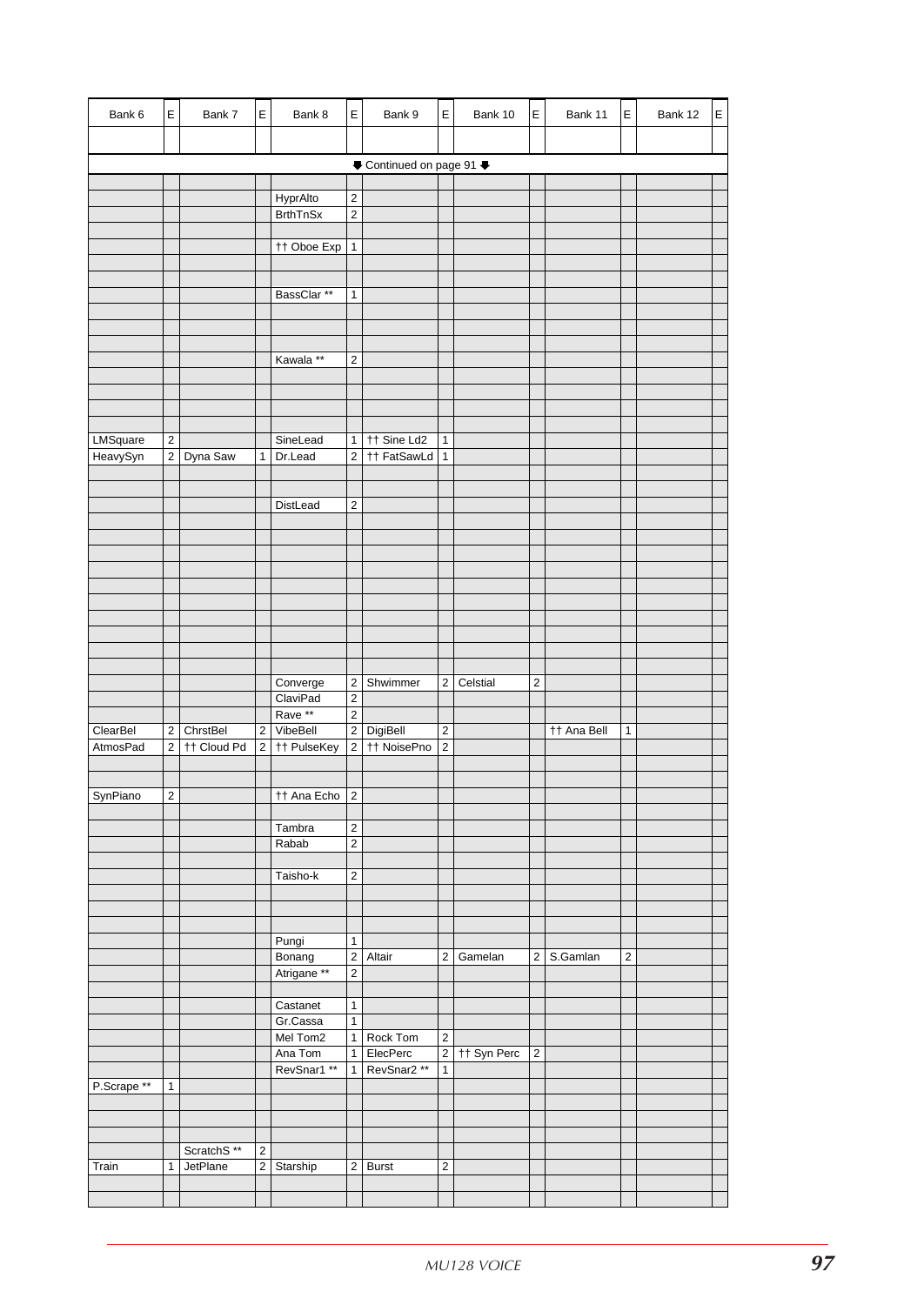| Bank 6 | E | Bank 7 | E | Bank 8 | E | Bank 9 | E | Bank 10 | E | Bank 11 | E | Bank 12 | E |
|---|---|---|---|---|---|---|---|---|---|---|---|---|---|
| | | | | | | | | | | | | | |
| | | | | | | ⬇ Continued on page 91 ⬇ | | | | | | | |
| | | | | | | | | | | | | | |
| | | | | HyprAlto | 2 | | | | | | | | |
| | | | | BrthTnSx | 2 | | | | | | | | |
| | | | | | | | | | | | | | |
| | | | | †† Oboe Exp | 1 | | | | | | | | |
| | | | | | | | | | | | | | |
| | | | | | | | | | | | | | |
| | | | | BassClar ** | 1 | | | | | | | | |
| | | | | | | | | | | | | | |
| | | | | | | | | | | | | | |
| | | | | | | | | | | | | | |
| | | | | Kawala ** | 2 | | | | | | | | |
| | | | | | | | | | | | | | |
| | | | | | | | | | | | | | |
| | | | | | | | | | | | | | |
| | | | | | | | | | | | | | |
| LMSquare | 2 | | | SineLead | 1 | †† Sine Ld2 | 1 | | | | | | |
| HeavySyn | 2 | Dyna Saw | 1 | Dr.Lead | 2 | †† FatSawLd | 1 | | | | | | |
| | | | | | | | | | | | | | |
| | | | | | | | | | | | | | |
| | | | | DistLead | 2 | | | | | | | | |
| | | | | | | | | | | | | | |
| | | | | | | | | | | | | | |
| | | | | | | | | | | | | | |
| | | | | | | | | | | | | | |
| | | | | | | | | | | | | | |
| | | | | | | | | | | | | | |
| | | | | | | | | | | | | | |
| | | | | | | | | | | | | | |
| | | | | | | | | | | | | | |
| | | | | | | | | | | | | | |
| | | | | Converge | 2 | Shwimmer | 2 | Celstial | 2 | | | | |
| | | | | ClaviPad | 2 | | | | | | | | |
| | | | | Rave ** | 2 | | | | | | | | |
| ClearBel | 2 | ChrstBel | 2 | VibeBell | 2 | DigiBell | 2 | | | †† Ana Bell | 1 | | |
| AtmosPad | 2 | †† Cloud Pd | 2 | †† PulseKey | 2 | †† NoisePno | 2 | | | | | | |
| | | | | | | | | | | | | | |
| | | | | | | | | | | | | | |
| SynPiano | 2 | | | †† Ana Echo | 2 | | | | | | | | |
| | | | | | | | | | | | | | |
| | | | | Tambra | 2 | | | | | | | | |
| | | | | Rabab | 2 | | | | | | | | |
| | | | | | | | | | | | | | |
| | | | | Taisho-k | 2 | | | | | | | | |
| | | | | | | | | | | | | | |
| | | | | | | | | | | | | | |
| | | | | | | | | | | | | | |
| | | | | Pungi | 1 | | | | | | | | |
| | | | | Bonang | 2 | Altair | 2 | Gamelan | 2 | S.Gamlan | 2 | | |
| | | | | Atrigane ** | 2 | | | | | | | | |
| | | | | | | | | | | | | | |
| | | | | Castanet | 1 | | | | | | | | |
| | | | | Gr.Cassa | 1 | | | | | | | | |
| | | | | Mel Tom2 | 1 | Rock Tom | 2 | | | | | | |
| | | | | Ana Tom | 1 | ElecPerc | 2 | †† Syn Perc | 2 | | | | |
| | | | | RevSnar1 ** | 1 | RevSnar2 ** | 1 | | | | | | |
| P.Scrape ** | 1 | | | | | | | | | | | | |
| | | | | | | | | | | | | | |
| | | | | | | | | | | | | | |
| | | | | | | | | | | | | | |
| | | ScratchS ** | 2 | | | | | | | | | | |
| Train | 1 | JetPlane | 2 | Starship | 2 | Burst | 2 | | | | | | |
| | | | | | | | | | | | | | |
| | | | | | | | | | | | | | |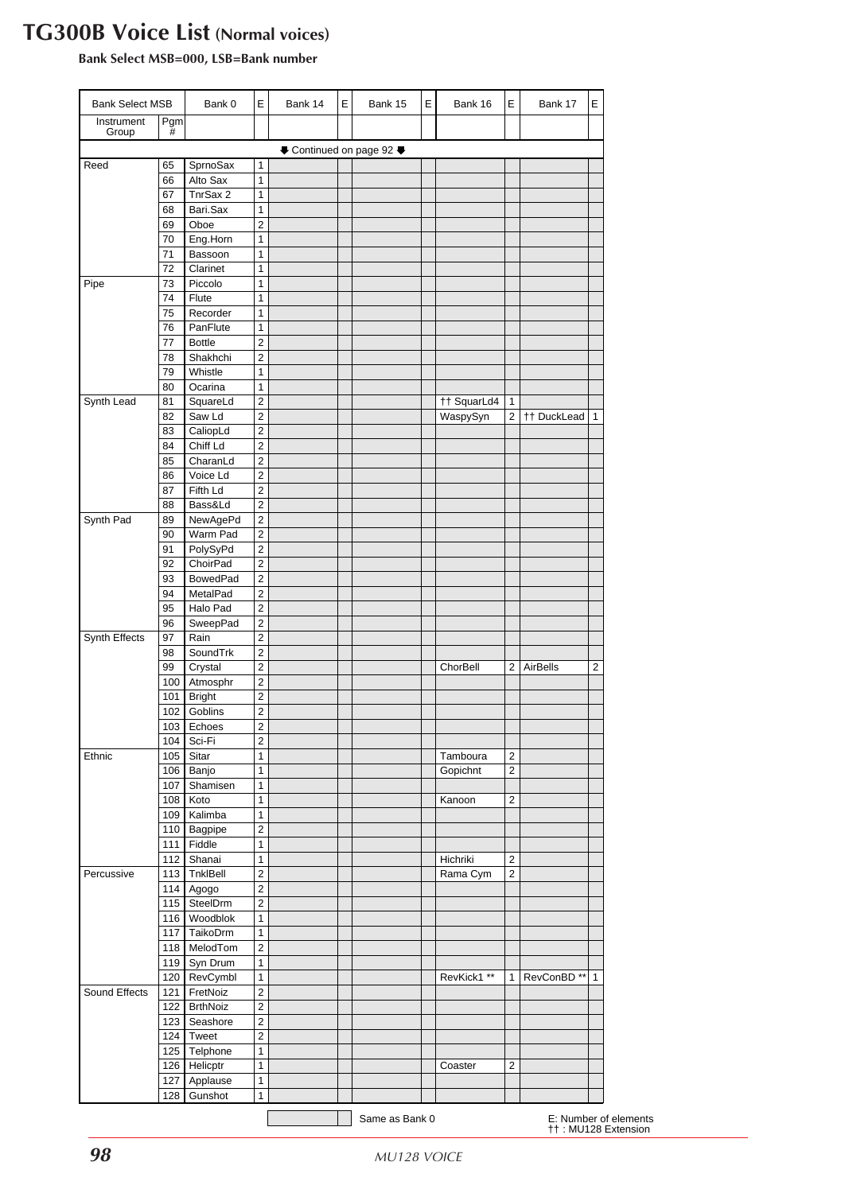# TG300B Voice List (Normal voices)

**Bank Select MSB=000, LSB=Bank number**

| Bank Select MSB | | Bank 0 | E | Bank 14 | E | Bank 15 | E | Bank 16 | E | Bank 17 | E |
|---|---|---|---|---|---|---|---|---|---|---|---|
| Instrument Group | Pgm # | | | | | | | | | | |
| ⬇ Continued on page 92 ⬇ | | | | | | | | | | | |
| Reed | 65 | SprnoSax | 1 | | | | | | | | |
| | 66 | Alto Sax | 1 | | | | | | | | |
| | 67 | TnrSax 2 | 1 | | | | | | | | |
| | 68 | Bari.Sax | 1 | | | | | | | | |
| | 69 | Oboe | 2 | | | | | | | | |
| | 70 | Eng.Horn | 1 | | | | | | | | |
| | 71 | Bassoon | 1 | | | | | | | | |
| | 72 | Clarinet | 1 | | | | | | | | |
| Pipe | 73 | Piccolo | 1 | | | | | | | | |
| | 74 | Flute | 1 | | | | | | | | |
| | 75 | Recorder | 1 | | | | | | | | |
| | 76 | PanFlute | 1 | | | | | | | | |
| | 77 | Bottle | 2 | | | | | | | | |
| | 78 | Shakhchi | 2 | | | | | | | | |
| | 79 | Whistle | 1 | | | | | | | | |
| | 80 | Ocarina | 1 | | | | | | | | |
| Synth Lead | 81 | SquareLd | 2 | | | | | †† SquarLd4 | 1 | | |
| | 82 | Saw Ld | 2 | | | | | WaspySyn | 2 | †† DuckLead | 1 |
| | 83 | CaliopLd | 2 | | | | | | | | |
| | 84 | Chiff Ld | 2 | | | | | | | | |
| | 85 | CharanLd | 2 | | | | | | | | |
| | 86 | Voice Ld | 2 | | | | | | | | |
| | 87 | Fifth Ld | 2 | | | | | | | | |
| | 88 | Bass&Ld | 2 | | | | | | | | |
| Synth Pad | 89 | NewAgePd | 2 | | | | | | | | |
| | 90 | Warm Pad | 2 | | | | | | | | |
| | 91 | PolySyPd | 2 | | | | | | | | |
| | 92 | ChoirPad | 2 | | | | | | | | |
| | 93 | BowedPad | 2 | | | | | | | | |
| | 94 | MetalPad | 2 | | | | | | | | |
| | 95 | Halo Pad | 2 | | | | | | | | |
| | 96 | SweepPad | 2 | | | | | | | | |
| Synth Effects | 97 | Rain | 2 | | | | | | | | |
| | 98 | SoundTrk | 2 | | | | | | | | |
| | 99 | Crystal | 2 | | | | | ChorBell | 2 | AirBells | 2 |
| | 100 | Atmosphr | 2 | | | | | | | | |
| | 101 | Bright | 2 | | | | | | | | |
| | 102 | Goblins | 2 | | | | | | | | |
| | 103 | Echoes | 2 | | | | | | | | |
| | 104 | Sci-Fi | 2 | | | | | | | | |
| Ethnic | 105 | Sitar | 1 | | | | | Tamboura | 2 | | |
| | 106 | Banjo | 1 | | | | | Gopichnt | 2 | | |
| | 107 | Shamisen | 1 | | | | | | | | |
| | 108 | Koto | 1 | | | | | Kanoon | 2 | | |
| | 109 | Kalimba | 1 | | | | | | | | |
| | 110 | Bagpipe | 2 | | | | | | | | |
| | 111 | Fiddle | 1 | | | | | | | | |
| | 112 | Shanai | 1 | | | | | Hichriki | 2 | | |
| Percussive | 113 | TnklBell | 2 | | | | | Rama Cym | 2 | | |
| | 114 | Agogo | 2 | | | | | | | | |
| | 115 | SteelDrm | 2 | | | | | | | | |
| | 116 | Woodblok | 1 | | | | | | | | |
| | 117 | TaikoDrm | 1 | | | | | | | | |
| | 118 | MelodTom | 2 | | | | | | | | |
| | 119 | Syn Drum | 1 | | | | | | | | |
| | 120 | RevCymbl | 1 | | | | | RevKick1 ** | 1 | RevConBD ** | 1 |
| Sound Effects | 121 | FretNoiz | 2 | | | | | | | | |
| | 122 | BrthNoiz | 2 | | | | | | | | |
| | 123 | Seashore | 2 | | | | | | | | |
| | 124 | Tweet | 2 | | | | | | | | |
| | 125 | Telphone | 1 | | | | | | | | |
| | 126 | Helicptr | 1 | | | | | Coaster | 2 | | |
| | 127 | Applause | 1 | | | | | | | | |
| | 128 | Gunshot | 1 | | | | | | | | |

(Shaded cell) Same as Bank 0

E: Number of elements
†† : MU128 Extension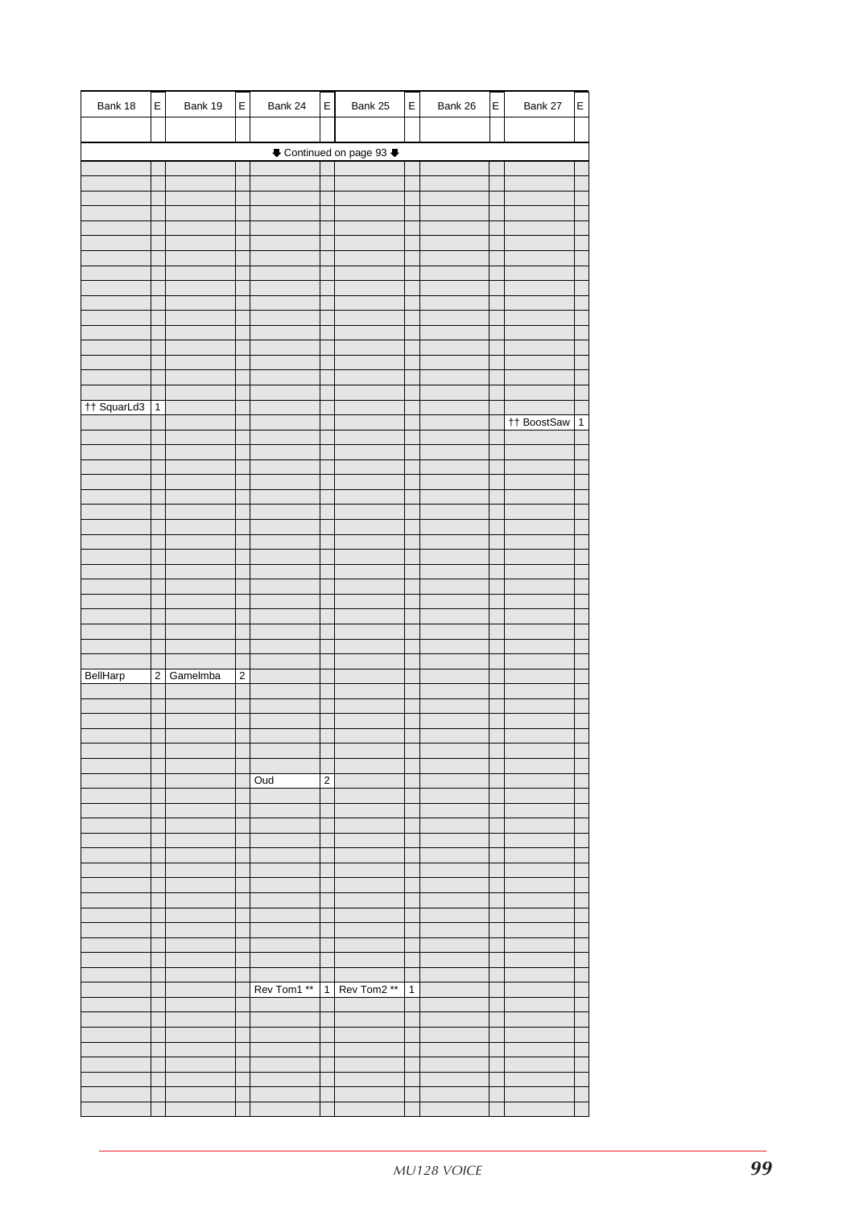| Bank 18 | E | Bank 19 | E | Bank 24 | E | Bank 25 | E | Bank 26 | E | Bank 27 | E |
|---|---|---|---|---|---|---|---|---|---|---|---|
| | | | | | | | | | | | |
| | | | | ⬇ Continued on page 93 ⬇ | | | | | | | |
| | | | | | | | | | | | |
| | | | | | | | | | | | |
| | | | | | | | | | | | |
| | | | | | | | | | | | |
| | | | | | | | | | | | |
| | | | | | | | | | | | |
| | | | | | | | | | | | |
| | | | | | | | | | | | |
| | | | | | | | | | | | |
| | | | | | | | | | | | |
| | | | | | | | | | | | |
| | | | | | | | | | | | |
| | | | | | | | | | | | |
| | | | | | | | | | | | |
| | | | | | | | | | | | |
| | | | | | | | | | | | |
| †† SquarLd3 | 1 | | | | | | | | | | |
| | | | | | | | | | | †† BoostSaw | 1 |
| | | | | | | | | | | | |
| | | | | | | | | | | | |
| | | | | | | | | | | | |
| | | | | | | | | | | | |
| | | | | | | | | | | | |
| | | | | | | | | | | | |
| | | | | | | | | | | | |
| | | | | | | | | | | | |
| | | | | | | | | | | | |
| | | | | | | | | | | | |
| | | | | | | | | | | | |
| | | | | | | | | | | | |
| | | | | | | | | | | | |
| | | | | | | | | | | | |
| | | | | | | | | | | | |
| | | | | | | | | | | | |
| BellHarp | 2 | Gamelmba | 2 | | | | | | | | |
| | | | | | | | | | | | |
| | | | | | | | | | | | |
| | | | | | | | | | | | |
| | | | | | | | | | | | |
| | | | | | | | | | | | |
| | | | | | | | | | | | |
| | | | | Oud | 2 | | | | | | |
| | | | | | | | | | | | |
| | | | | | | | | | | | |
| | | | | | | | | | | | |
| | | | | | | | | | | | |
| | | | | | | | | | | | |
| | | | | | | | | | | | |
| | | | | | | | | | | | |
| | | | | | | | | | | | |
| | | | | | | | | | | | |
| | | | | | | | | | | | |
| | | | | | | | | | | | |
| | | | | | | | | | | | |
| | | | | | | | | | | | |
| | | | | Rev Tom1 ** | 1 | Rev Tom2 ** | 1 | | | | |
| | | | | | | | | | | | |
| | | | | | | | | | | | |
| | | | | | | | | | | | |
| | | | | | | | | | | | |
| | | | | | | | | | | | |
| | | | | | | | | | | | |
| | | | | | | | | | | | |
| | | | | | | | | | | | |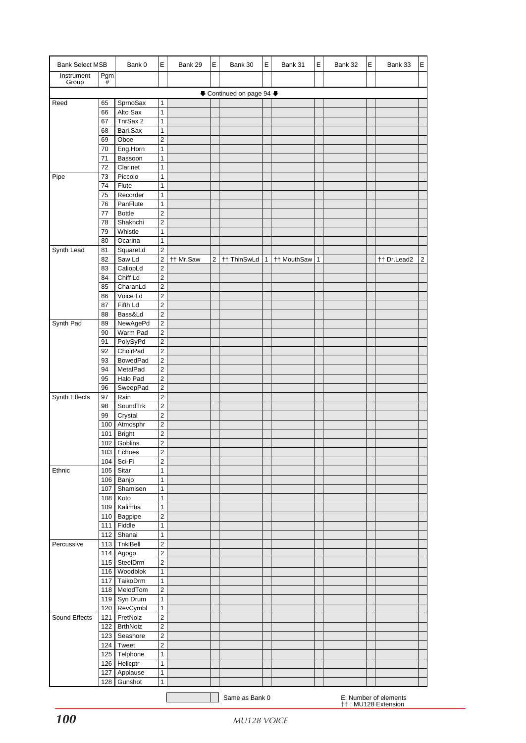| Bank Select MSB | | Bank 0 | E | Bank 29 | E | Bank 30 | E | Bank 31 | E | Bank 32 | E | Bank 33 | E |
|---|---|---|---|---|---|---|---|---|---|---|---|---|---|
| Instrument Group | Pgm # | | | | | | | | | | | | |
| ⬇ Continued on page 94 ⬇ | | | | | | | | | | | | | |
| Reed | 65 | SprnoSax | 1 | | | | | | | | | | |
| | 66 | Alto Sax | 1 | | | | | | | | | | |
| | 67 | TnrSax 2 | 1 | | | | | | | | | | |
| | 68 | Bari.Sax | 1 | | | | | | | | | | |
| | 69 | Oboe | 2 | | | | | | | | | | |
| | 70 | Eng.Horn | 1 | | | | | | | | | | |
| | 71 | Bassoon | 1 | | | | | | | | | | |
| | 72 | Clarinet | 1 | | | | | | | | | | |
| Pipe | 73 | Piccolo | 1 | | | | | | | | | | |
| | 74 | Flute | 1 | | | | | | | | | | |
| | 75 | Recorder | 1 | | | | | | | | | | |
| | 76 | PanFlute | 1 | | | | | | | | | | |
| | 77 | Bottle | 2 | | | | | | | | | | |
| | 78 | Shakhchi | 2 | | | | | | | | | | |
| | 79 | Whistle | 1 | | | | | | | | | | |
| | 80 | Ocarina | 1 | | | | | | | | | | |
| Synth Lead | 81 | SquareLd | 2 | | | | | | | | | | |
| | 82 | Saw Ld | 2 | †† Mr.Saw | 2 | †† ThinSwLd | 1 | †† MouthSaw | 1 | | | †† Dr.Lead2 | 2 |
| | 83 | CaliopLd | 2 | | | | | | | | | | |
| | 84 | Chiff Ld | 2 | | | | | | | | | | |
| | 85 | CharanLd | 2 | | | | | | | | | | |
| | 86 | Voice Ld | 2 | | | | | | | | | | |
| | 87 | Fifth Ld | 2 | | | | | | | | | | |
| | 88 | Bass&Ld | 2 | | | | | | | | | | |
| Synth Pad | 89 | NewAgePd | 2 | | | | | | | | | | |
| | 90 | Warm Pad | 2 | | | | | | | | | | |
| | 91 | PolySyPd | 2 | | | | | | | | | | |
| | 92 | ChoirPad | 2 | | | | | | | | | | |
| | 93 | BowedPad | 2 | | | | | | | | | | |
| | 94 | MetalPad | 2 | | | | | | | | | | |
| | 95 | Halo Pad | 2 | | | | | | | | | | |
| | 96 | SweepPad | 2 | | | | | | | | | | |
| Synth Effects | 97 | Rain | 2 | | | | | | | | | | |
| | 98 | SoundTrk | 2 | | | | | | | | | | |
| | 99 | Crystal | 2 | | | | | | | | | | |
| | 100 | Atmosphr | 2 | | | | | | | | | | |
| | 101 | Bright | 2 | | | | | | | | | | |
| | 102 | Goblins | 2 | | | | | | | | | | |
| | 103 | Echoes | 2 | | | | | | | | | | |
| | 104 | Sci-Fi | 2 | | | | | | | | | | |
| Ethnic | 105 | Sitar | 1 | | | | | | | | | | |
| | 106 | Banjo | 1 | | | | | | | | | | |
| | 107 | Shamisen | 1 | | | | | | | | | | |
| | 108 | Koto | 1 | | | | | | | | | | |
| | 109 | Kalimba | 1 | | | | | | | | | | |
| | 110 | Bagpipe | 2 | | | | | | | | | | |
| | 111 | Fiddle | 1 | | | | | | | | | | |
| | 112 | Shanai | 1 | | | | | | | | | | |
| Percussive | 113 | TnklBell | 2 | | | | | | | | | | |
| | 114 | Agogo | 2 | | | | | | | | | | |
| | 115 | SteelDrm | 2 | | | | | | | | | | |
| | 116 | Woodblok | 1 | | | | | | | | | | |
| | 117 | TaikoDrm | 1 | | | | | | | | | | |
| | 118 | MelodTom | 2 | | | | | | | | | | |
| | 119 | Syn Drum | 1 | | | | | | | | | | |
| | 120 | RevCymbl | 1 | | | | | | | | | | |
| Sound Effects | 121 | FretNoiz | 2 | | | | | | | | | | |
| | 122 | BrthNoiz | 2 | | | | | | | | | | |
| | 123 | Seashore | 2 | | | | | | | | | | |
| | 124 | Tweet | 2 | | | | | | | | | | |
| | 125 | Telphone | 1 | | | | | | | | | | |
| | 126 | Helicptr | 1 | | | | | | | | | | |
| | 127 | Applause | 1 | | | | | | | | | | |
| | 128 | Gunshot | 1 | | | | | | | | | | |

(Shaded cells): Same as Bank 0

E: Number of elements
†† : MU128 Extension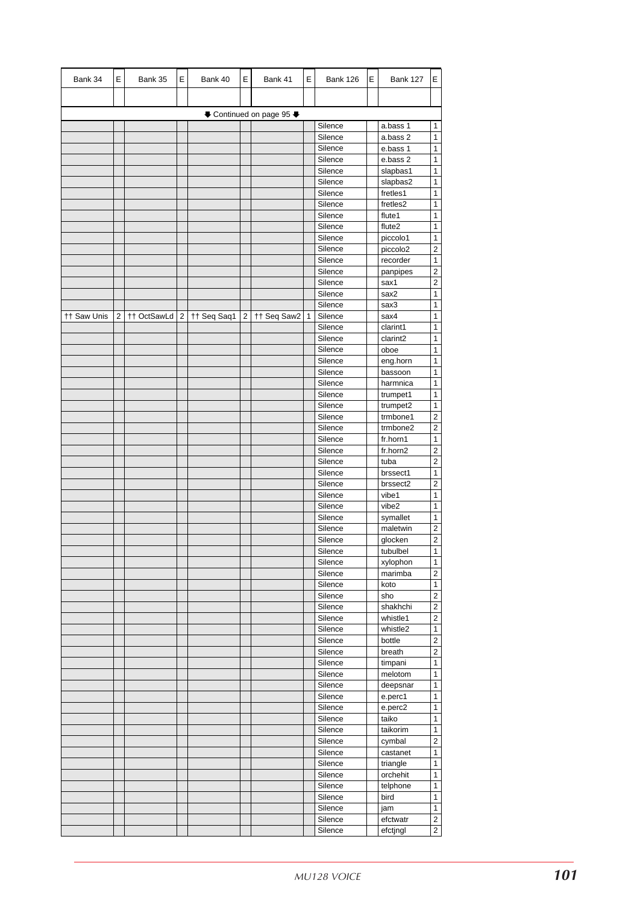| Bank 34 | E | Bank 35 | E | Bank 40 | E | Bank 41 | E | Bank 126 | E | Bank 127 | E |
|---|---|---|---|---|---|---|---|---|---|---|---|
| | | | | | | | | | | | |
| ⬇ Continued on page 95 ⬇ | | | | | | | | | | | |
| | | | | | | | | Silence | | a.bass 1 | 1 |
| | | | | | | | | Silence | | a.bass 2 | 1 |
| | | | | | | | | Silence | | e.bass 1 | 1 |
| | | | | | | | | Silence | | e.bass 2 | 1 |
| | | | | | | | | Silence | | slapbas1 | 1 |
| | | | | | | | | Silence | | slapbas2 | 1 |
| | | | | | | | | Silence | | fretles1 | 1 |
| | | | | | | | | Silence | | fretles2 | 1 |
| | | | | | | | | Silence | | flute1 | 1 |
| | | | | | | | | Silence | | flute2 | 1 |
| | | | | | | | | Silence | | piccolo1 | 1 |
| | | | | | | | | Silence | | piccolo2 | 2 |
| | | | | | | | | Silence | | recorder | 1 |
| | | | | | | | | Silence | | panpipes | 2 |
| | | | | | | | | Silence | | sax1 | 2 |
| | | | | | | | | Silence | | sax2 | 1 |
| | | | | | | | | Silence | | sax3 | 1 |
| †† Saw Unis | 2 | †† OctSawLd | 2 | †† Seq Saq1 | 2 | †† Seq Saw2 | 1 | Silence | | sax4 | 1 |
| | | | | | | | | Silence | | clarint1 | 1 |
| | | | | | | | | Silence | | clarint2 | 1 |
| | | | | | | | | Silence | | oboe | 1 |
| | | | | | | | | Silence | | eng.horn | 1 |
| | | | | | | | | Silence | | bassoon | 1 |
| | | | | | | | | Silence | | harmnica | 1 |
| | | | | | | | | Silence | | trumpet1 | 1 |
| | | | | | | | | Silence | | trumpet2 | 1 |
| | | | | | | | | Silence | | trmbone1 | 2 |
| | | | | | | | | Silence | | trmbone2 | 2 |
| | | | | | | | | Silence | | fr.horn1 | 1 |
| | | | | | | | | Silence | | fr.horn2 | 2 |
| | | | | | | | | Silence | | tuba | 2 |
| | | | | | | | | Silence | | brssect1 | 1 |
| | | | | | | | | Silence | | brssect2 | 2 |
| | | | | | | | | Silence | | vibe1 | 1 |
| | | | | | | | | Silence | | vibe2 | 1 |
| | | | | | | | | Silence | | symallet | 1 |
| | | | | | | | | Silence | | maletwin | 2 |
| | | | | | | | | Silence | | glocken | 2 |
| | | | | | | | | Silence | | tubulbel | 1 |
| | | | | | | | | Silence | | xylophon | 1 |
| | | | | | | | | Silence | | marimba | 2 |
| | | | | | | | | Silence | | koto | 1 |
| | | | | | | | | Silence | | sho | 2 |
| | | | | | | | | Silence | | shakhchi | 2 |
| | | | | | | | | Silence | | whistle1 | 2 |
| | | | | | | | | Silence | | whistle2 | 1 |
| | | | | | | | | Silence | | bottle | 2 |
| | | | | | | | | Silence | | breath | 2 |
| | | | | | | | | Silence | | timpani | 1 |
| | | | | | | | | Silence | | melotom | 1 |
| | | | | | | | | Silence | | deepsnar | 1 |
| | | | | | | | | Silence | | e.perc1 | 1 |
| | | | | | | | | Silence | | e.perc2 | 1 |
| | | | | | | | | Silence | | taiko | 1 |
| | | | | | | | | Silence | | taikorim | 1 |
| | | | | | | | | Silence | | cymbal | 2 |
| | | | | | | | | Silence | | castanet | 1 |
| | | | | | | | | Silence | | triangle | 1 |
| | | | | | | | | Silence | | orchehit | 1 |
| | | | | | | | | Silence | | telphone | 1 |
| | | | | | | | | Silence | | bird | 1 |
| | | | | | | | | Silence | | jam | 1 |
| | | | | | | | | Silence | | efctwatr | 2 |
| | | | | | | | | Silence | | efctjngl | 2 |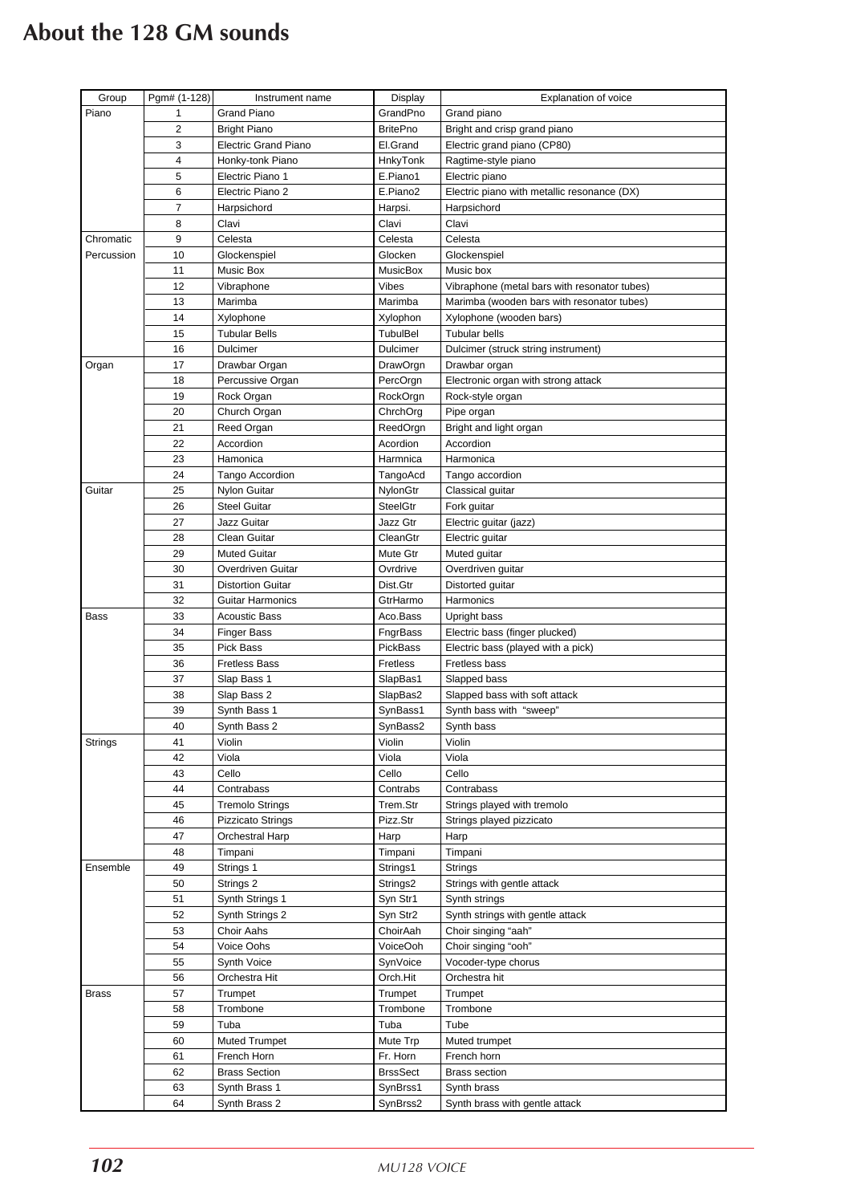# About the 128 GM sounds

| Group | Pgm# (1-128) | Instrument name | Display | Explanation of voice |
|---|---|---|---|---|
| Piano | 1 | Grand Piano | GrandPno | Grand piano |
| | 2 | Bright Piano | BritePno | Bright and crisp grand piano |
| | 3 | Electric Grand Piano | El.Grand | Electric grand piano (CP80) |
| | 4 | Honky-tonk Piano | HnkyTonk | Ragtime-style piano |
| | 5 | Electric Piano 1 | E.Piano1 | Electric piano |
| | 6 | Electric Piano 2 | E.Piano2 | Electric piano with metallic resonance (DX) |
| | 7 | Harpsichord | Harpsi. | Harpsichord |
| | 8 | Clavi | Clavi | Clavi |
| Chromatic Percussion | 9 | Celesta | Celesta | Celesta |
| | 10 | Glockenspiel | Glocken | Glockenspiel |
| | 11 | Music Box | MusicBox | Music box |
| | 12 | Vibraphone | Vibes | Vibraphone (metal bars with resonator tubes) |
| | 13 | Marimba | Marimba | Marimba (wooden bars with resonator tubes) |
| | 14 | Xylophone | Xylophon | Xylophone (wooden bars) |
| | 15 | Tubular Bells | TubulBel | Tubular bells |
| | 16 | Dulcimer | Dulcimer | Dulcimer (struck string instrument) |
| Organ | 17 | Drawbar Organ | DrawOrgn | Drawbar organ |
| | 18 | Percussive Organ | PercOrgn | Electronic organ with strong attack |
| | 19 | Rock Organ | RockOrgn | Rock-style organ |
| | 20 | Church Organ | ChrchOrg | Pipe organ |
| | 21 | Reed Organ | ReedOrgn | Bright and light organ |
| | 22 | Accordion | Acordion | Accordion |
| | 23 | Hamonica | Harmnica | Harmonica |
| | 24 | Tango Accordion | TangoAcd | Tango accordion |
| Guitar | 25 | Nylon Guitar | NylonGtr | Classical guitar |
| | 26 | Steel Guitar | SteelGtr | Fork guitar |
| | 27 | Jazz Guitar | Jazz Gtr | Electric guitar (jazz) |
| | 28 | Clean Guitar | CleanGtr | Electric guitar |
| | 29 | Muted Guitar | Mute Gtr | Muted guitar |
| | 30 | Overdriven Guitar | Ovrdrive | Overdriven guitar |
| | 31 | Distortion Guitar | Dist.Gtr | Distorted guitar |
| | 32 | Guitar Harmonics | GtrHarmo | Harmonics |
| Bass | 33 | Acoustic Bass | Aco.Bass | Upright bass |
| | 34 | Finger Bass | FngrBass | Electric bass (finger plucked) |
| | 35 | Pick Bass | PickBass | Electric bass (played with a pick) |
| | 36 | Fretless Bass | Fretless | Fretless bass |
| | 37 | Slap Bass 1 | SlapBas1 | Slapped bass |
| | 38 | Slap Bass 2 | SlapBas2 | Slapped bass with soft attack |
| | 39 | Synth Bass 1 | SynBass1 | Synth bass with "sweep" |
| | 40 | Synth Bass 2 | SynBass2 | Synth bass |
| Strings | 41 | Violin | Violin | Violin |
| | 42 | Viola | Viola | Viola |
| | 43 | Cello | Cello | Cello |
| | 44 | Contrabass | Contrabs | Contrabass |
| | 45 | Tremolo Strings | Trem.Str | Strings played with tremolo |
| | 46 | Pizzicato Strings | Pizz.Str | Strings played pizzicato |
| | 47 | Orchestral Harp | Harp | Harp |
| | 48 | Timpani | Timpani | Timpani |
| Ensemble | 49 | Strings 1 | Strings1 | Strings |
| | 50 | Strings 2 | Strings2 | Strings with gentle attack |
| | 51 | Synth Strings 1 | Syn Str1 | Synth strings |
| | 52 | Synth Strings 2 | Syn Str2 | Synth strings with gentle attack |
| | 53 | Choir Aahs | ChoirAah | Choir singing "aah" |
| | 54 | Voice Oohs | VoiceOoh | Choir singing "ooh" |
| | 55 | Synth Voice | SynVoice | Vocoder-type chorus |
| | 56 | Orchestra Hit | Orch.Hit | Orchestra hit |
| Brass | 57 | Trumpet | Trumpet | Trumpet |
| | 58 | Trombone | Trombone | Trombone |
| | 59 | Tuba | Tuba | Tube |
| | 60 | Muted Trumpet | Mute Trp | Muted trumpet |
| | 61 | French Horn | Fr. Horn | French horn |
| | 62 | Brass Section | BrssSect | Brass section |
| | 63 | Synth Brass 1 | SynBrss1 | Synth brass |
| | 64 | Synth Brass 2 | SynBrss2 | Synth brass with gentle attack |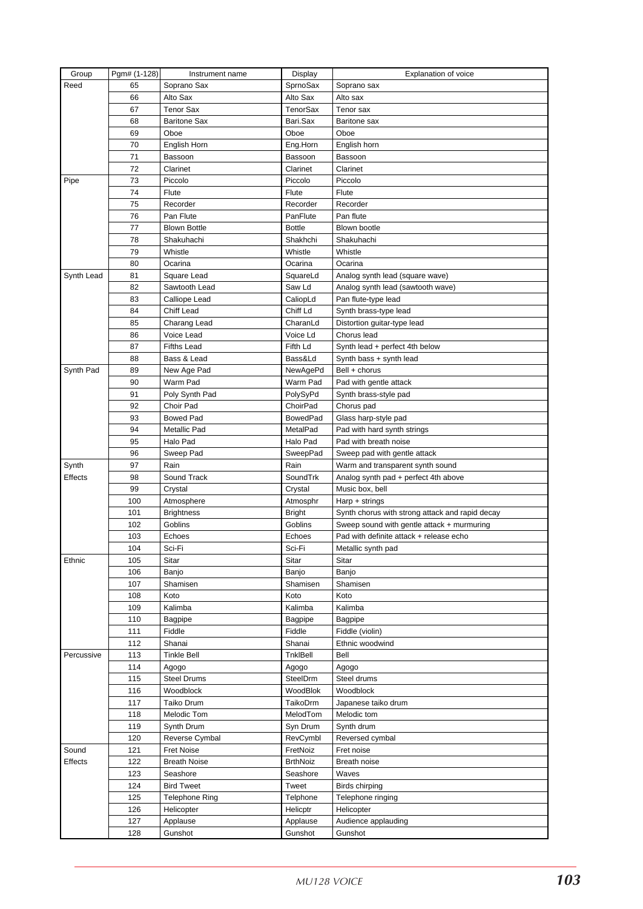| Group | Pgm# (1-128) | Instrument name | Display | Explanation of voice |
|---|---|---|---|---|
| Reed | 65 | Soprano Sax | SprnoSax | Soprano sax |
| | 66 | Alto Sax | Alto Sax | Alto sax |
| | 67 | Tenor Sax | TenorSax | Tenor sax |
| | 68 | Baritone Sax | Bari.Sax | Baritone sax |
| | 69 | Oboe | Oboe | Oboe |
| | 70 | English Horn | Eng.Horn | English horn |
| | 71 | Bassoon | Bassoon | Bassoon |
| | 72 | Clarinet | Clarinet | Clarinet |
| Pipe | 73 | Piccolo | Piccolo | Piccolo |
| | 74 | Flute | Flute | Flute |
| | 75 | Recorder | Recorder | Recorder |
| | 76 | Pan Flute | PanFlute | Pan flute |
| | 77 | Blown Bottle | Bottle | Blown bootle |
| | 78 | Shakuhachi | Shakhchi | Shakuhachi |
| | 79 | Whistle | Whistle | Whistle |
| | 80 | Ocarina | Ocarina | Ocarina |
| Synth Lead | 81 | Square Lead | SquareLd | Analog synth lead (square wave) |
| | 82 | Sawtooth Lead | Saw Ld | Analog synth lead (sawtooth wave) |
| | 83 | Calliope Lead | CaliopLd | Pan flute-type lead |
| | 84 | Chiff Lead | Chiff Ld | Synth brass-type lead |
| | 85 | Charang Lead | CharanLd | Distortion guitar-type lead |
| | 86 | Voice Lead | Voice Ld | Chorus lead |
| | 87 | Fifths Lead | Fifth Ld | Synth lead + perfect 4th below |
| | 88 | Bass & Lead | Bass&Ld | Synth bass + synth lead |
| Synth Pad | 89 | New Age Pad | NewAgePd | Bell + chorus |
| | 90 | Warm Pad | Warm Pad | Pad with gentle attack |
| | 91 | Poly Synth Pad | PolySyPd | Synth brass-style pad |
| | 92 | Choir Pad | ChoirPad | Chorus pad |
| | 93 | Bowed Pad | BowedPad | Glass harp-style pad |
| | 94 | Metallic Pad | MetalPad | Pad with hard synth strings |
| | 95 | Halo Pad | Halo Pad | Pad with breath noise |
| | 96 | Sweep Pad | SweepPad | Sweep pad with gentle attack |
| Synth | 97 | Rain | Rain | Warm and transparent synth sound |
| Effects | 98 | Sound Track | SoundTrk | Analog synth pad + perfect 4th above |
| | 99 | Crystal | Crystal | Music box, bell |
| | 100 | Atmosphere | Atmosphr | Harp + strings |
| | 101 | Brightness | Bright | Synth chorus with strong attack and rapid decay |
| | 102 | Goblins | Goblins | Sweep sound with gentle attack + murmuring |
| | 103 | Echoes | Echoes | Pad with definite attack + release echo |
| | 104 | Sci-Fi | Sci-Fi | Metallic synth pad |
| Ethnic | 105 | Sitar | Sitar | Sitar |
| | 106 | Banjo | Banjo | Banjo |
| | 107 | Shamisen | Shamisen | Shamisen |
| | 108 | Koto | Koto | Koto |
| | 109 | Kalimba | Kalimba | Kalimba |
| | 110 | Bagpipe | Bagpipe | Bagpipe |
| | 111 | Fiddle | Fiddle | Fiddle (violin) |
| | 112 | Shanai | Shanai | Ethnic woodwind |
| Percussive | 113 | Tinkle Bell | TnklBell | Bell |
| | 114 | Agogo | Agogo | Agogo |
| | 115 | Steel Drums | SteelDrm | Steel drums |
| | 116 | Woodblock | WoodBlok | Woodblock |
| | 117 | Taiko Drum | TaikoDrm | Japanese taiko drum |
| | 118 | Melodic Tom | MelodTom | Melodic tom |
| | 119 | Synth Drum | Syn Drum | Synth drum |
| | 120 | Reverse Cymbal | RevCymbl | Reversed cymbal |
| Sound | 121 | Fret Noise | FretNoiz | Fret noise |
| Effects | 122 | Breath Noise | BrthNoiz | Breath noise |
| | 123 | Seashore | Seashore | Waves |
| | 124 | Bird Tweet | Tweet | Birds chirping |
| | 125 | Telephone Ring | Telphone | Telephone ringing |
| | 126 | Helicopter | Helicptr | Helicopter |
| | 127 | Applause | Applause | Audience applauding |
| | 128 | Gunshot | Gunshot | Gunshot |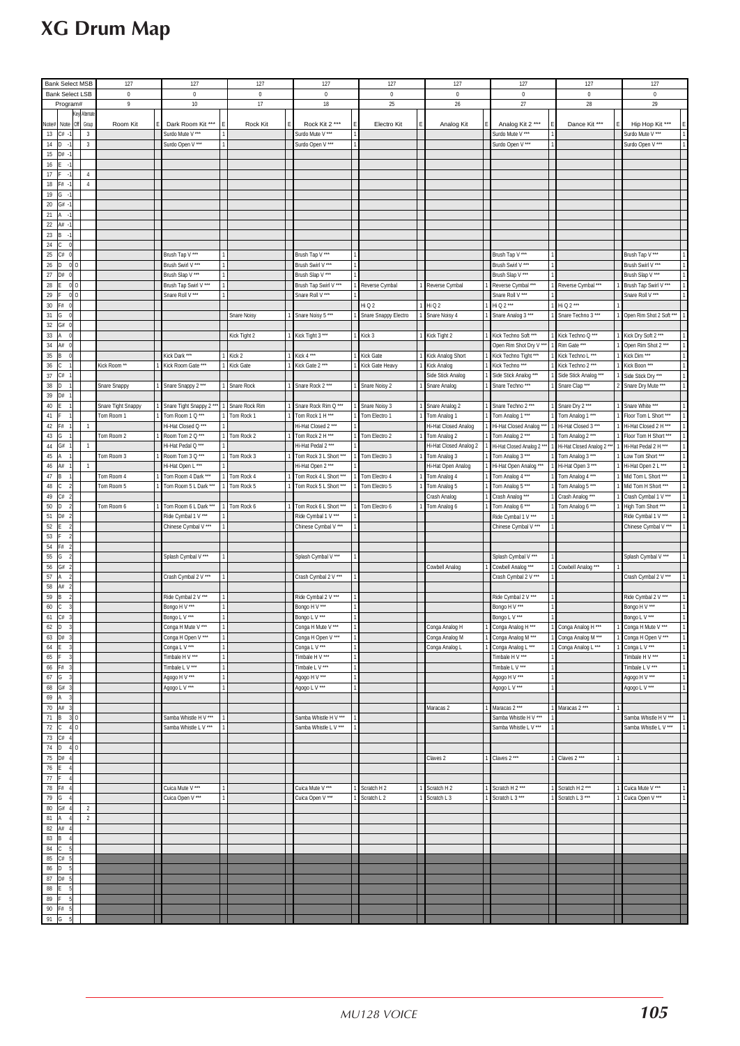# XG Drum Map

| Note# | Note | Key Off | Alternate Group | Room Kit | E | Dark Room Kit *** | E | Rock Kit | E | Rock Kit 2 *** | E | Electro Kit | E | Analog Kit | E | Analog Kit 2 *** | E | Dance Kit *** | E | Hip Hop Kit *** | E |
|---|---|---|---|---|---|---|---|---|---|---|---|---|---|---|---|---|---|---|---|---|---|
| Bank Select MSB | | | | 127 | | 127 | | 127 | | 127 | | 127 | | 127 | | 127 | | 127 | | 127 | |
| Bank Select LSB | | | | 0 | | 0 | | 0 | | 0 | | 0 | | 0 | | 0 | | 0 | | 0 | |
| Program# | | | | 9 | | 10 | | 17 | | 18 | | 25 | | 26 | | 27 | | 28 | | 29 | |
| 13 | C# -1 | | 3 | | | Surdo Mute V *** | 1 | | | Surdo Mute V *** | 1 | | | | | Surdo Mute V *** | 1 | | | Surdo Mute V *** | 1 |
| 14 | D -1 | | 3 | | | Surdo Open V *** | 1 | | | Surdo Open V *** | 1 | | | | | Surdo Open V *** | 1 | | | Surdo Open V *** | 1 |
| 15 | D# -1 | | | | | | | | | | | | | | | | | | | | |
| 16 | E -1 | | | | | | | | | | | | | | | | | | | | |
| 17 | F -1 | | 4 | | | | | | | | | | | | | | | | | | |
| 18 | F# -1 | | 4 | | | | | | | | | | | | | | | | | | |
| 19 | G -1 | | | | | | | | | | | | | | | | | | | | |
| 20 | G# -1 | | | | | | | | | | | | | | | | | | | | |
| 21 | A -1 | | | | | | | | | | | | | | | | | | | | |
| 22 | A# -1 | | | | | | | | | | | | | | | | | | | | |
| 23 | B -1 | | | | | | | | | | | | | | | | | | | | |
| 24 | C 0 | | | | | | | | | | | | | | | | | | | | |
| 25 | C# 0 | | | | | Brush Tap V *** | 1 | | | Brush Tap V *** | 1 | | | | | Brush Tap V *** | 1 | | | Brush Tap V *** | 1 |
| 26 | D 0 | O | | | | Brush Swirl V *** | 1 | | | Brush Swirl V *** | 1 | | | | | Brush Swirl V *** | 1 | | | Brush Swirl V *** | 1 |
| 27 | D# 0 | | | | | Brush Slap V *** | 1 | | | Brush Slap V *** | 1 | | | | | Brush Slap V *** | 1 | | | Brush Slap V *** | 1 |
| 28 | E 0 | O | | | | Brush Tap Swirl V *** | 1 | | | Brush Tap Swirl V *** | 1 | Reverse Cymbal | 1 | Reverse Cymbal | 1 | Reverse Cymbal *** | 1 | Reverse Cymbal *** | 1 | Brush Tap Swirl V *** | 1 |
| 29 | F 0 | O | | | | Snare Roll V *** | 1 | | | Snare Roll V *** | 1 | | | | | Snare Roll V *** | 1 | | | Snare Roll V *** | 1 |
| 30 | F# 0 | | | | | | | | | | | Hi Q 2 | 1 | Hi Q 2 | 1 | Hi Q 2 *** | 1 | Hi Q 2 *** | 1 | | |
| 31 | G 0 | | | | | | | Snare Noisy | 1 | Snare Noisy 5 *** | 1 | Snare Snappy Electro | 1 | Snare Noisy 4 | 1 | Snare Analog 3 *** | 1 | Snare Techno 3 *** | 1 | Open Rim Shot 2 Soft *** | 1 |
| 32 | G# 0 | | | | | | | | | | | | | | | | | | | | |
| 33 | A 0 | | | | | | | Kick Tight 2 | 1 | Kick Tight 3 *** | 1 | Kick 3 | 1 | Kick Tight 2 | 1 | Kick Techno Soft *** | 1 | Kick Techno Q *** | 1 | Kick Dry Soft 2 *** | 1 |
| 34 | A# 0 | | | | | | | | | | | | | | | Open Rim Shot Dry V *** | 1 | Rim Gate *** | 1 | Open Rim Shot 2 *** | 1 |
| 35 | B 0 | | | | | Kick Dark *** | 1 | Kick 2 | 1 | Kick 4 *** | 1 | Kick Gate | 1 | Kick Analog Short | 1 | Kick Techno Tight *** | 1 | Kick Techno L *** | 1 | Kick Dim *** | 1 |
| 36 | C 1 | | | Kick Room ** | 1 | Kick Room Gate *** | 1 | Kick Gate | 1 | Kick Gate 2 *** | 1 | Kick Gate Heavy | 1 | Kick Analog | 1 | Kick Techno *** | 1 | Kick Techno 2 *** | 1 | Kick Boon *** | 1 |
| 37 | C# 1 | | | | | | | | | | | | | Side Stick Analog | 1 | Side Stick Analog *** | 1 | Side Stick Analog *** | 1 | Side Stick Dry *** | 1 |
| 38 | D 1 | | | Snare Snappy | 1 | Snare Snappy 2 *** | 1 | Snare Rock | 1 | Snare Rock 2 *** | 1 | Snare Noisy 2 | 1 | Snare Analog | 1 | Snare Techno *** | 1 | Snare Clap *** | 2 | Snare Dry Mute *** | 1 |
| 39 | D# 1 | | | | | | | | | | | | | | | | | | | | |
| 40 | E 1 | | | Snare Tight Snappy | 1 | Snare Tight Snappy 2 *** | 1 | Snare Rock Rim | 1 | Snare Rock Rim Q *** | 1 | Snare Noisy 3 | 1 | Snare Analog 2 | 1 | Snare Techno 2 *** | 1 | Snare Dry 2 *** | 1 | Snare White *** | 1 |
| 41 | F 1 | | | Tom Room 1 | 1 | Tom Room 1 Q *** | 1 | Tom Rock 1 | 1 | Tom Rock 1 H *** | 1 | Tom Electro 1 | 1 | Tom Analog 1 | 1 | Tom Analog 1 *** | 1 | Tom Analog 1 *** | 1 | Floor Tom L Short *** | 1 |
| 42 | F# 1 | | 1 | | | Hi-Hat Closed Q *** | 1 | | | Hi-Hat Closed 2 *** | 1 | | | Hi-Hat Closed Analog | 1 | Hi-Hat Closed Analog *** | 1 | Hi-Hat Closed 3 *** | 1 | Hi-Hat Closed 2 H *** | 1 |
| 43 | G 1 | | | Tom Room 2 | 1 | Room Tom 2 Q *** | 1 | Tom Rock 2 | 1 | Tom Rock 2 H *** | 1 | Tom Electro 2 | 1 | Tom Analog 2 | 1 | Tom Analog 2 *** | 1 | Tom Analog 2 *** | 1 | Floor Tom H Short *** | 1 |
| 44 | G# 1 | | 1 | | | Hi-Hat Pedal Q *** | 1 | | | Hi-Hat Pedal 2 *** | 1 | | | Hi-Hat Closed Analog 2 | 1 | Hi-Hat Closed Analog 2 *** | 1 | Hi-Hat Closed Analog 2 *** | 1 | Hi-Hat Pedal 2 H *** | 1 |
| 45 | A 1 | | | Tom Room 3 | 1 | Room Tom 3 Q *** | 1 | Tom Rock 3 | 1 | Tom Rock 3 L Short *** | 1 | Tom Electro 3 | 1 | Tom Analog 3 | 1 | Tom Analog 3 *** | 1 | Tom Analog 3 *** | 1 | Low Tom Short *** | 1 |
| 46 | A# 1 | | 1 | | | Hi-Hat Open L *** | 1 | | | Hi-Hat Open 2 *** | 1 | | | Hi-Hat Open Analog | 1 | Hi-Hat Open Analog *** | 1 | Hi-Hat Open 3 *** | 1 | Hi-Hat Open 2 L *** | 1 |
| 47 | B 1 | | | Tom Room 4 | 1 | Tom Room 4 Dark *** | 1 | Tom Rock 4 | 1 | Tom Rock 4 L Short *** | 1 | Tom Electro 4 | 1 | Tom Analog 4 | 1 | Tom Analog 4 *** | 1 | Tom Analog 4 *** | 1 | Mid Tom L Short *** | 1 |
| 48 | C 2 | | | Tom Room 5 | 1 | Tom Room 5 L Dark *** | 1 | Tom Rock 5 | 1 | Tom Rock 5 L Short *** | 1 | Tom Electro 5 | 1 | Tom Analog 5 | 1 | Tom Analog 5 *** | 1 | Tom Analog 5 *** | 1 | Mid Tom H Short *** | 1 |
| 49 | C# 2 | | | | | | | | | | | | | Crash Analog | 1 | Crash Analog *** | 1 | Crash Analog *** | 1 | Crash Cymbal 1 V *** | 1 |
| 50 | D 2 | | | Tom Room 6 | 1 | Tom Room 6 L Dark *** | 1 | Tom Rock 6 | 1 | Tom Rock 6 L Short *** | 1 | Tom Electro 6 | 1 | Tom Analog 6 | 1 | Tom Analog 6 *** | 1 | Tom Analog 6 *** | 1 | High Tom Short *** | 1 |
| 51 | D# 2 | | | | | Ride Cymbal 1 V *** | 1 | | | Ride Cymbal 1 V *** | 1 | | | | | Ride Cymbal 1 V *** | 1 | | | Ride Cymbal 1 V *** | 1 |
| 52 | E 2 | | | | | Chinese Cymbal V *** | 1 | | | Chinese Cymbal V *** | 1 | | | | | Chinese Cymbal V *** | 1 | | | Chinese Cymbal V *** | 1 |
| 53 | F 2 | | | | | | | | | | | | | | | | | | | | |
| 54 | F# 2 | | | | | | | | | | | | | | | | | | | | |
| 55 | G 2 | | | | | Splash Cymbal V *** | 1 | | | Splash Cymbal V *** | 1 | | | | | Splash Cymbal V *** | 1 | | | Splash Cymbal V *** | 1 |
| 56 | G# 2 | | | | | | | | | | | | | Cowbell Analog | 1 | Cowbell Analog *** | 1 | Cowbell Analog *** | 1 | | |
| 57 | A 2 | | | | | Crash Cymbal 2 V *** | 1 | | | Crash Cymbal 2 V *** | 1 | | | | | Crash Cymbal 2 V *** | 1 | | | Crash Cymbal 2 V *** | 1 |
| 58 | A# 2 | | | | | | | | | | | | | | | | | | | | |
| 59 | B 2 | | | | | Ride Cymbal 2 V *** | 1 | | | Ride Cymbal 2 V *** | 1 | | | | | Ride Cymbal 2 V *** | 1 | | | Ride Cymbal 2 V *** | 1 |
| 60 | C 3 | | | | | Bongo H V *** | 1 | | | Bongo H V *** | 1 | | | | | Bongo H V *** | 1 | | | Bongo H V *** | 1 |
| 61 | C# 3 | | | | | Bongo L V *** | 1 | | | Bongo L V *** | 1 | | | | | Bongo L V *** | 1 | | | Bongo L V *** | 1 |
| 62 | D 3 | | | | | Conga H Mute V *** | 1 | | | Conga H Mute V *** | 1 | | | Conga Analog H | 1 | Conga Analog H *** | 1 | Conga Analog H *** | 1 | Conga H Mute V *** | 1 |
| 63 | D# 3 | | | | | Conga H Open V *** | 1 | | | Conga H Open V *** | 1 | | | Conga Analog M | 1 | Conga Analog M *** | 1 | Conga Analog M *** | 1 | Conga H Open V *** | 1 |
| 64 | E 3 | | | | | Conga L V *** | 1 | | | Conga L V *** | 1 | | | Conga Analog L | 1 | Conga Analog L *** | 1 | Conga Analog L *** | 1 | Conga L V *** | 1 |
| 65 | F 3 | | | | | Timbale H V *** | 1 | | | Timbale H V *** | 1 | | | | | Timbale H V *** | 1 | | | Timbale H V *** | 1 |
| 66 | F# 3 | | | | | Timbale L V *** | 1 | | | Timbale L V *** | 1 | | | | | Timbale L V *** | 1 | | | Timbale L V *** | 1 |
| 67 | G 3 | | | | | Agogo H V *** | 1 | | | Agogo H V *** | 1 | | | | | Agogo H V *** | 1 | | | Agogo H V *** | 1 |
| 68 | G# 3 | | | | | Agogo L V *** | 1 | | | Agogo L V *** | 1 | | | | | Agogo L V *** | 1 | | | Agogo L V *** | 1 |
| 69 | A 3 | | | | | | | | | | | | | | | | | | | | |
| 70 | A# 3 | | | | | | | | | | | | | Maracas 2 | 1 | Maracas 2 *** | 1 | Maracas 2 *** | 1 | | |
| 71 | B 3 | O | | | | Samba Whistle H V *** | 1 | | | Samba Whistle H V *** | 1 | | | | | Samba Whistle H V *** | 1 | | | Samba Whistle H V *** | 1 |
| 72 | C 4 | O | | | | Samba Whistle L V *** | 1 | | | Samba Whistle L V *** | 1 | | | | | Samba Whistle L V *** | 1 | | | Samba Whistle L V *** | 1 |
| 73 | C# 4 | | | | | | | | | | | | | | | | | | | | |
| 74 | D 4 | O | | | | | | | | | | | | | | | | | | | |
| 75 | D# 4 | | | | | | | | | | | | | Claves 2 | 1 | Claves 2 *** | 1 | Claves 2 *** | 1 | | |
| 76 | E 4 | | | | | | | | | | | | | | | | | | | | |
| 77 | F 4 | | | | | | | | | | | | | | | | | | | | |
| 78 | F# 4 | | | | | Cuica Mute V *** | 1 | | | Cuica Mute V *** | 1 | Scratch H 2 | 1 | Scratch H 2 | 1 | Scratch H 2 *** | 1 | Scratch H 2 *** | 1 | Cuica Mute V *** | 1 |
| 79 | G 4 | | | | | Cuica Open V *** | 1 | | | Cuica Open V *** | 1 | Scratch L 2 | 1 | Scratch L 3 | 1 | Scratch L 3 *** | 1 | Scratch L 3 *** | 1 | Cuica Open V *** | 1 |
| 80 | G# 4 | | 2 | | | | | | | | | | | | | | | | | | |
| 81 | A 4 | | 2 | | | | | | | | | | | | | | | | | | |
| 82 | A# 4 | | | | | | | | | | | | | | | | | | | | |
| 83 | B 4 | | | | | | | | | | | | | | | | | | | | |
| 84 | C 5 | | | | | | | | | | | | | | | | | | | | |
| 85 | C# 5 | | | | | | | | | | | | | | | | | | | | |
| 86 | D 5 | | | | | | | | | | | | | | | | | | | | |
| 87 | D# 5 | | | | | | | | | | | | | | | | | | | | |
| 88 | E 5 | | | | | | | | | | | | | | | | | | | | |
| 89 | F 5 | | | | | | | | | | | | | | | | | | | | |
| 90 | F# 5 | | | | | | | | | | | | | | | | | | | | |
| 91 | G 5 | | | | | | | | | | | | | | | | | | | | |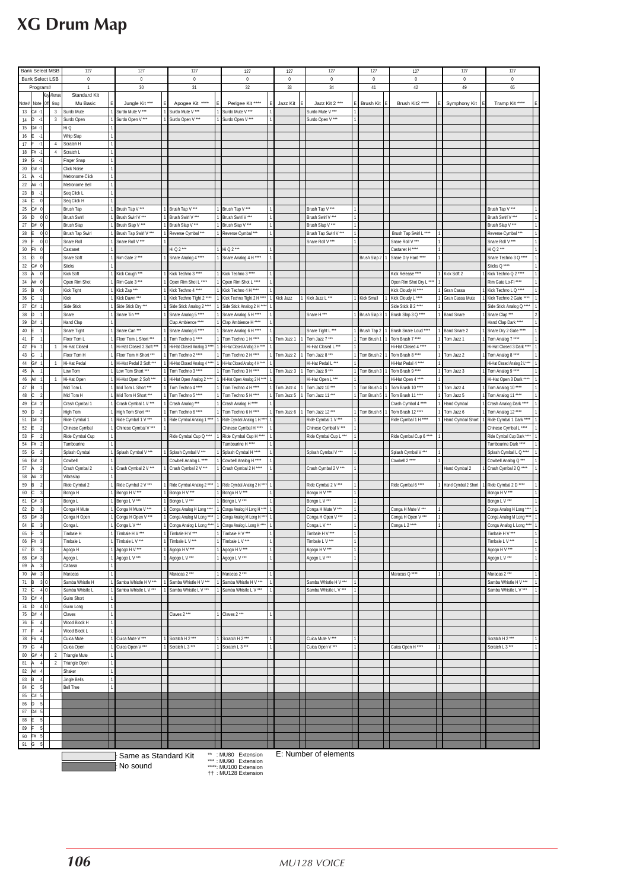# XG Drum Map

| Bank Select MSB | | | | 127 | | 127 | | 127 | | 127 | | 127 | | 127 | | 127 | | 127 | | 127 | | 127 | |
|---|---|---|---|---|---|---|---|---|---|---|---|---|---|---|---|---|---|---|---|---|---|---|---|
| Bank Select LSB | | | | 0 | | 0 | | 0 | | 0 | | 0 | | 0 | | 0 | | 0 | | 0 | | 0 | |
| Program# | | | | 1 | | 30 | | 31 | | 32 | | 33 | | 34 | | 41 | | 42 | | 49 | | 65 | |
| Note# | Note | Key Off | Alternate Group | Standard Kit Mu Basic | E | Jungle Kit *** | E | Apogee Kit **** | E | Perigee Kit **** | E | Jazz Kit | E | Jazz Kit 2 *** | E | Brush Kit | E | Brush Kit2 **** | E | Symphony Kit | E | Tramp Kit **** | E |
| 13 | C# -1 | | 3 | Surdo Mute | 1 | Surdo Mute V *** | 1 | Surdo Mute V *** | 1 | Surdo Mute V *** | 1 | | | Surdo Mute V *** | 1 | | | | | | | | |
| 14 | D -1 | | 3 | Surdo Open | 1 | Surdo Open V *** | 1 | Surdo Open V *** | 1 | Surdo Open V *** | 1 | | | Surdo Open V *** | 1 | | | | | | | | |
| 15 | D# -1 | | | Hi Q | 1 | | | | | | | | | | | | | | | | | | |
| 16 | E -1 | | | Whip Slap | 1 | | | | | | | | | | | | | | | | | | |
| 17 | F -1 | | 4 | Scratch H | 1 | | | | | | | | | | | | | | | | | | |
| 18 | F# -1 | | 4 | Scratch L | 1 | | | | | | | | | | | | | | | | | | |
| 19 | G -1 | | | Finger Snap | 1 | | | | | | | | | | | | | | | | | | |
| 20 | G# -1 | | | Click Noise | 1 | | | | | | | | | | | | | | | | | | |
| 21 | A -1 | | | Metronome Click | 1 | | | | | | | | | | | | | | | | | | |
| 22 | A# -1 | | | Metronome Bell | 1 | | | | | | | | | | | | | | | | | | |
| 23 | B -1 | | | Seq Click L | 1 | | | | | | | | | | | | | | | | | | |
| 24 | C 0 | | | Seq Click H | 1 | | | | | | | | | | | | | | | | | | |
| 25 | C# 0 | | | Brush Tap | 1 | Brush Tap V *** | 1 | Brush Tap V *** | 1 | Brush Tap V *** | 1 | | | Brush Tap V *** | 1 | | | | | | | Brush Tap V *** | 1 |
| 26 | D 0 | O | | Brush Swirl | 1 | Brush Swirl V *** | 1 | Brush Swirl V *** | 1 | Brush Swirl V *** | 1 | | | Brush Swirl V *** | 1 | | | | | | | Brush Swirl V *** | 1 |
| 27 | D# 0 | | | Brush Slap | 1 | Brush Slap V *** | 1 | Brush Slap V *** | 1 | Brush Slap V *** | 1 | | | Brush Slap V *** | 1 | | | | | | | Brush Slap V *** | 1 |
| 28 | E 0 | O | | Brush Tap Swirl | 1 | Brush Tap Swirl V *** | 1 | Reverse Cymbal *** | 1 | Reverse Cymbal *** | 1 | | | Brush Tap Swirl V *** | 1 | | | Brush Tap Swirl L **** | 1 | | | Reverse Cymbal *** | 1 |
| 29 | F 0 | O | | Snare Roll | 1 | Snare Roll V *** | 1 | | | | | | | Snare Roll V *** | 1 | | | Snare Roll V *** | 1 | | | Snare Roll V *** | 1 |
| 30 | F# 0 | | | Castanet | 1 | | | Hi Q 2 *** | 1 | Hi Q 2 *** | 1 | | | | | | | Castanet H **** | 1 | | | Hi Q 2 *** | 1 |
| 31 | G 0 | | | Snare Soft | 1 | Rim Gate 2 *** | 1 | Snare Analog 4 **** | 1 | Snare Analog 4 H **** | 1 | | | | | Brush Slap 2 | 1 | Snare Dry Hard **** | 1 | | | Snare Techno 3 Q **** | 1 |
| 32 | G# 0 | | | Sticks | 1 | | | | | | | | | | | | | | | | | Sticks Q **** | 1 |
| 33 | A 0 | | | Kick Soft | 1 | Kick Cough *** | 1 | Kick Techno 3 **** | 1 | Kick Techno 3 **** | 1 | | | | | | | Kick Release **** | 1 | Kick Soft 2 | 1 | Kick Techno Q 2 **** | 1 |
| 34 | A# 0 | | | Open Rim Shot | 1 | Rim Gate 3 *** | 1 | Open Rim Shot L **** | 1 | Open Rim Shot L **** | 1 | | | | | | | Open Rim Shot Dry L **** | 1 | | | Rim Gate Lo-Fi **** | 1 |
| 35 | B 0 | | | Kick Tight | 1 | Kick Zap *** | 1 | Kick Techno 4 **** | 1 | Kick Techno 4 H **** | 1 | | | | | | | Kick Cloudy H **** | 1 | Gran Cassa | 1 | Kick Techno L Q **** | 1 |
| 36 | C 1 | | | Kick | 1 | Kick Dawn *** | 1 | Kick Techno Tight 2 **** | 1 | Kick Techno Tight 2 H **** | 1 | Kick Jazz | 1 | Kick Jazz L *** | 1 | Kick Small | 1 | Kick Cloudy L **** | 1 | Gran Cassa Mute | 1 | Kick Techno 2 Gate **** | 1 |
| 37 | C# 1 | | | Side Stick | 1 | Side Stick Dry *** | 1 | Side Stick Analog 2 **** | 1 | Side Stick Analog 2 H **** | 1 | | | | | | | Side Stick B 2 **** | 1 | | | Side Stick Analog Q **** | 1 |
| 38 | D 1 | | | Snare | 1 | Snare Tin *** | 1 | Snare Analog 5 **** | 1 | Snare Analog 5 H **** | 1 | | | Snare H *** | 1 | Brush Slap 3 | 1 | Brush Slap 3 Q **** | 1 | Band Snare | 1 | Snare Clap *** | 2 |
| 39 | D# 1 | | | Hand Clap | 1 | | | Clap Ambience **** | 1 | Clap Ambience H **** | 1 | | | | | | | | | | | Hand Clap Dark **** | 1 |
| 40 | E 1 | | | Snare Tight | 1 | Snare Can *** | 1 | Snare Analog 6 **** | 1 | Snare Analog 6 H **** | 1 | | | Snare Tight L *** | 1 | Brush Tap 2 | 1 | Brush Snare Loud **** | 1 | Band Snare 2 | 1 | Snare Dry 2 Gate **** | 1 |
| 41 | F 1 | | | Floor Tom L | 1 | Floor Tom L Short *** | 1 | Tom Techno 1 **** | 1 | Tom Techno 1 H **** | 1 | Tom Jazz 1 | 1 | Tom Jazz 7 *** | 1 | Tom Brush 1 | 1 | Tom Brush 7 **** | 1 | Tom Jazz 1 | 1 | Tom Analog 7 **** | 1 |
| 42 | F# 1 | | 1 | Hi-Hat Closed | 1 | Hi-Hat Closed 2 Soft *** | 1 | Hi-Hat Closed Analog 3 **** | 1 | Hi-Hat Closed Analog 3 H **** | 1 | | | Hi-Hat Closed L *** | 1 | | | Hi-Hat Closed 4 **** | 1 | | | Hi-Hat Closed 3 Dark **** | 1 |
| 43 | G 1 | | | Floor Tom H | 1 | Floor Tom H Short *** | 1 | Tom Techno 2 **** | 1 | Tom Techno 2 H **** | 1 | Tom Jazz 2 | 1 | Tom Jazz 8 *** | 1 | Tom Brush 2 | 1 | Tom Brush 8 **** | 1 | Tom Jazz 2 | 1 | Tom Analog 8 **** | 1 |
| 44 | G# 1 | | 1 | Hi-Hat Pedal | 1 | Hi-Hat Pedal 2 Soft *** | 1 | Hi-Hat Closed Analog 4 **** | 1 | Hi-Hat Closed Analog 4 H **** | 1 | | | Hi-Hat Pedal L *** | 1 | | | Hi-Hat Pedal 4 **** | 1 | | | Hi-Hat Closed Analog 2 L**** | 1 |
| 45 | A 1 | | | Low Tom | 1 | Low Tom Short *** | 1 | Tom Techno 3 **** | 1 | Tom Techno 3 H **** | 1 | Tom Jazz 3 | 1 | Tom Jazz 9 *** | 1 | Tom Brush 3 | 1 | Tom Brush 9 **** | 1 | Tom Jazz 3 | 1 | Tom Analog 9 **** | 1 |
| 46 | A# 1 | | 1 | Hi-Hat Open | 1 | Hi-Hat Open 2 Soft *** | 1 | Hi-Hat Open Analog 2 **** | 1 | Hi-Hat Open Analog 2 H **** | 1 | | | Hi-Hat Open L *** | 1 | | | Hi-Hat Open 4 **** | 1 | | | Hi-Hat Open 3 Dark **** | 1 |
| 47 | B 1 | | | Mid Tom L | 1 | Mid Tom L Short *** | 1 | Tom Techno 4 **** | 1 | Tom Techno 4 H **** | 1 | Tom Jazz 4 | 1 | Tom Jazz 10 *** | 1 | Tom Brush 4 | 1 | Tom Brush 10 **** | 1 | Tom Jazz 4 | 1 | Tom Analog 10 **** | 1 |
| 48 | C 2 | | | Mid Tom H | 1 | Mid Tom H Short *** | 1 | Tom Techno 5 **** | 1 | Tom Techno 5 H **** | 1 | Tom Jazz 5 | 1 | Tom Jazz 11 *** | 1 | Tom Brush 5 | 1 | Tom Brush 11 **** | 1 | Tom Jazz 5 | 1 | Tom Analog 11 **** | 1 |
| 49 | C# 2 | | | Crash Cymbal 1 | 1 | Crash Cymbal 1 V *** | 1 | Crash Analog *** | 1 | Crash Analog H **** | 1 | | | | | | | Crash Cymbal 4 **** | 1 | Hand Cymbal | 1 | Crash Analog Dark **** | 1 |
| 50 | D 2 | | | High Tom | 1 | High Tom Short *** | 1 | Tom Techno 6 **** | 1 | Tom Techno 6 H **** | 1 | Tom Jazz 6 | 1 | Tom Jazz 12 *** | 1 | Tom Brush 6 | 1 | Tom Brush 12 **** | 1 | Tom Jazz 6 | 1 | Tom Analog 12 **** | 1 |
| 51 | D# 2 | | | Ride Cymbal 1 | 1 | Ride Cymbal 1 V *** | 1 | Ride Cymbal Analog 1 **** | 1 | Ride Cymbal Analog 1 H **** | 1 | | | Ride Cymbal 1 V *** | 1 | | | Ride Cymbal 1 H **** | 1 | Hand Cymbal Short | 1 | Ride Cymbal 1 Dark **** | 1 |
| 52 | E 2 | | | Chinese Cymbal | 1 | Chinese Cymbal V *** | 1 | | | Chinese Cymbal H **** | 1 | | | Chinese Cymbal V *** | 1 | | | | | | | Chinese Cymbal L **** | 1 |
| 53 | F 2 | | | Ride Cymbal Cup | 1 | | | Ride Cymbal Cup Q **** | 1 | Ride Cymbal Cup H **** | 1 | | | Ride Cymbal Cup L *** | 1 | | | Ride Cymbal Cup 6 **** | 1 | | | Ride Cymbal Cup Dark **** | 1 |
| 54 | F# 2 | | | Tambourine | 1 | | | | | Tambourine H **** | 1 | | | | | | | | | | | Tambourine Dark **** | 1 |
| 55 | G 2 | | | Splash Cymbal | 1 | Splash Cymbal V *** | 1 | Splash Cymbal V *** | 1 | Splash Cymbal H **** | 1 | | | Splash Cymbal V *** | 1 | | | Splash Cymbal V *** | 1 | | | Splash Cymbal L Q **** | 1 |
| 56 | G# 2 | | | Cowbell | 1 | | | Cowbell Analog L **** | 1 | Cowbell Analog H **** | 1 | | | | | | | Cowbell 2 **** | 1 | | | Cowbell Analog Q *** | 1 |
| 57 | A 2 | | | Crash Cymbal 2 | 1 | Crash Cymbal 2 V *** | 1 | Crash Cymbal 2 V *** | 1 | Crash Cymbal 2 H **** | 1 | | | Crash Cymbal 2 V *** | 1 | | | | | Hand Cymbal 2 | 1 | Crash Cymbal 2 Q **** | 1 |
| 58 | A# 2 | | | Vibraslap | 1 | | | | | | | | | | | | | | | | | | |
| 59 | B 2 | | | Ride Cymbal 2 | 1 | Ride Cymbal 2 V *** | 1 | Ride Cymbal Analog 2 **** | 1 | Ride Cymbal Analog 2 H **** | 1 | | | Ride Cymbal 2 V *** | 1 | | | Ride Cymbal 6 **** | 1 | Hand Cymbal 2 Short | 1 | Ride Cymbal 2 D **** | 1 |
| 60 | C 3 | | | Bongo H | 1 | Bongo H V *** | 1 | Bongo H V *** | 1 | Bongo H V *** | 1 | | | Bongo H V *** | 1 | | | | | | | Bongo H V *** | 1 |
| 61 | C# 3 | | | Bongo L | 1 | Bongo L V *** | 1 | Bongo L V *** | 1 | Bongo L V *** | 1 | | | Bongo L V *** | 1 | | | | | | | Bongo L V *** | 1 |
| 62 | D 3 | | | Conga H Mute | 1 | Conga H Mute V *** | 1 | Conga Analog H Long **** | 1 | Conga Analog H Long H **** | 1 | | | Conga H Mute V *** | 1 | | | Conga H Mute V *** | 1 | | | Conga Analog H Long **** | 1 |
| 63 | D# 3 | | | Conga H Open | 1 | Conga H Open V *** | 1 | Conga Analog M Long **** | 1 | Conga Analog M Long H **** | 1 | | | Conga H Open V *** | 1 | | | Conga H Open V *** | 1 | | | Conga Analog M Long **** | 1 |
| 64 | E 3 | | | Conga L | 1 | Conga L V *** | 1 | Conga Analog L Long **** | 1 | Conga Analog L Long H **** | 1 | | | Conga L V *** | 1 | | | Conga L 2 **** | 1 | | | Conga Analog L Long **** | 1 |
| 65 | F 3 | | | Timbale H | 1 | Timbale H V *** | 1 | Timbale H V *** | 1 | Timbale H V *** | 1 | | | Timbale H V *** | 1 | | | | | | | Timbale H V *** | 1 |
| 66 | F# 3 | | | Timbale L | 1 | Timbale L V *** | 1 | Timbale L V *** | 1 | Timbale L V *** | 1 | | | Timbale L V *** | 1 | | | | | | | Timbale L V *** | 1 |
| 67 | G 3 | | | Agogo H | 1 | Agogo H V *** | 1 | Agogo H V *** | 1 | Agogo H V *** | 1 | | | Agogo H V *** | 1 | | | | | | | Agogo H V *** | 1 |
| 68 | G# 3 | | | Agogo L | 1 | Agogo L V *** | 1 | Agogo L V *** | 1 | Agogo L V *** | 1 | | | Agogo L V *** | 1 | | | | | | | Agogo L V *** | 1 |
| 69 | A 3 | | | Cabasa | 1 | | | | | | | | | | | | | | | | | | |
| 70 | A# 3 | | | Maracas | 1 | | | Maracas 2 *** | 1 | Maracas 2 *** | 1 | | | | | | | Maracas Q **** | 1 | | | Maracas 2 *** | 1 |
| 71 | B 3 | O | | Samba Whistle H | 1 | Samba Whistle H V *** | 1 | Samba Whistle H V *** | 1 | Samba Whistle H V *** | 1 | | | Samba Whistle H V *** | 1 | | | | | | | Samba Whistle H V *** | 1 |
| 72 | C 4 | O | | Samba Whistle L | 1 | Samba Whistle L V *** | 1 | Samba Whistle L V *** | 1 | Samba Whistle L V *** | 1 | | | Samba Whistle L V *** | 1 | | | | | | | Samba Whistle L V *** | 1 |
| 73 | C# 4 | | | Guiro Short | 1 | | | | | | | | | | | | | | | | | | |
| 74 | D 4 | O | | Guiro Long | 1 | | | | | | | | | | | | | | | | | | |
| 75 | D# 4 | | | Claves | 1 | | | Claves 2 *** | 1 | Claves 2 *** | 1 | | | | | | | | | | | | |
| 76 | E 4 | | | Wood Block H | 1 | | | | | | | | | | | | | | | | | | |
| 77 | F 4 | | | Wood Block L | 1 | | | | | | | | | | | | | | | | | | |
| 78 | F# 4 | | | Cuica Mute | 1 | Cuica Mute V *** | 1 | Scratch H 2 *** | 1 | Scratch H 2 *** | 1 | | | Cuica Mute V *** | 1 | | | | | | | Scratch H 2 *** | 1 |
| 79 | G 4 | | | Cuica Open | 1 | Cuica Open V *** | 1 | Scratch L 3 *** | 1 | Scratch L 3 *** | 1 | | | Cuica Open V *** | 1 | | | Cuica Open H **** | 1 | | | Scratch L 3 *** | 1 |
| 80 | G# 4 | | 2 | Triangle Mute | 1 | | | | | | | | | | | | | | | | | | |
| 81 | A 4 | | 2 | Triangle Open | 1 | | | | | | | | | | | | | | | | | | |
| 82 | A# 4 | | | Shaker | 1 | | | | | | | | | | | | | | | | | | |
| 83 | B 4 | | | Jingle Bells | 1 | | | | | | | | | | | | | | | | | | |
| 84 | C 5 | | | Bell Tree | 1 | | | | | | | | | | | | | | | | | | |
| 85 | C# 5 | | | | | | | | | | | | | | | | | | | | | | |
| 86 | D 5 | | | | | | | | | | | | | | | | | | | | | | |
| 87 | D# 5 | | | | | | | | | | | | | | | | | | | | | | |
| 88 | E 5 | | | | | | | | | | | | | | | | | | | | | | |
| 89 | F 5 | | | | | | | | | | | | | | | | | | | | | | |
| 90 | F# 5 | | | | | | | | | | | | | | | | | | | | | | |
| 91 | G 5 | | | | | | | | | | | | | | | | | | | | | | |

(Blank box): Same as Standard Kit
(Gray box): No sound

** : MU80 Extension
*** : MU90 Extension
**** : MU100 Extension
†† : MU128 Extension

E: Number of elements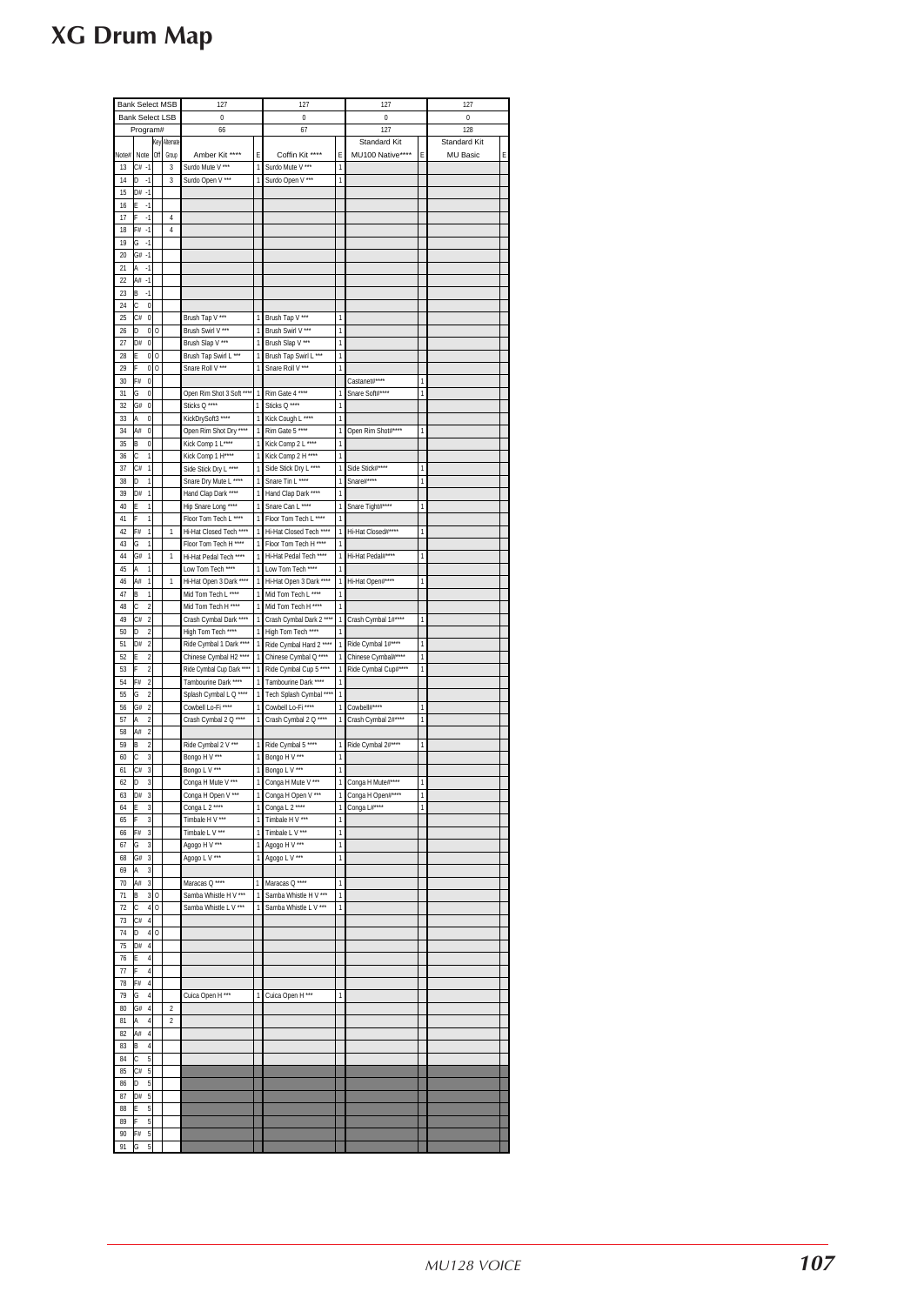# XG Drum Map

| Bank Select MSB | | | | 127 | | 127 | | 127 | | 127 | |
|---|---|---|---|---|---|---|---|---|---|---|---|
| Bank Select LSB | | | | 0 | | 0 | | 0 | | 0 | |
| Program# | | | | 66 | | 67 | | 127 | | 128 | |
| | | Key | Alternate | | | | | Standard Kit | | Standard Kit | |
| Note# | Note | Off | Group | Amber Kit **** | E | Coffin Kit **** | E | MU100 Native**** | E | MU Basic | E |
| 13 | C# -1 | | 3 | Surdo Mute V *** | 1 | Surdo Mute V *** | 1 | | | | |
| 14 | D -1 | | 3 | Surdo Open V *** | 1 | Surdo Open V *** | 1 | | | | |
| 15 | D# -1 | | | | | | | | | | |
| 16 | E -1 | | | | | | | | | | |
| 17 | F -1 | | 4 | | | | | | | | |
| 18 | F# -1 | | 4 | | | | | | | | |
| 19 | G -1 | | | | | | | | | | |
| 20 | G# -1 | | | | | | | | | | |
| 21 | A -1 | | | | | | | | | | |
| 22 | A# -1 | | | | | | | | | | |
| 23 | B -1 | | | | | | | | | | |
| 24 | C 0 | | | | | | | | | | |
| 25 | C# 0 | | | Brush Tap V *** | 1 | Brush Tap V *** | 1 | | | | |
| 26 | D 0 | O | | Brush Swirl V *** | 1 | Brush Swirl V *** | 1 | | | | |
| 27 | D# 0 | | | Brush Slap V *** | 1 | Brush Slap V *** | 1 | | | | |
| 28 | E 0 | O | | Brush Tap Swirl L *** | 1 | Brush Tap Swirl L *** | 1 | | | | |
| 29 | F 0 | O | | Snare Roll V *** | 1 | Snare Roll V *** | 1 | | | | |
| 30 | F# 0 | | | | | | | Castanet#**** | 1 | | |
| 31 | G 0 | | | Open Rim Shot 3 Soft **** | 1 | Rim Gate 4 **** | 1 | Snare Soft#**** | 1 | | |
| 32 | G# 0 | | | Sticks Q **** | 1 | Sticks Q **** | 1 | | | | |
| 33 | A 0 | | | KickDrySoft3 **** | 1 | Kick Cough L **** | 1 | | | | |
| 34 | A# 0 | | | Open Rim Shot Dry **** | 1 | Rim Gate 5 **** | 1 | Open Rim Shot#**** | 1 | | |
| 35 | B 0 | | | Kick Comp 1 L**** | 1 | Kick Comp 2 L **** | 1 | | | | |
| 36 | C 1 | | | Kick Comp 1 H**** | 1 | Kick Comp 2 H **** | 1 | | | | |
| 37 | C# 1 | | | Side Stick Dry L **** | 1 | Side Stick Dry L **** | 1 | Side Stick#**** | 1 | | |
| 38 | D 1 | | | Snare Dry Mute L **** | 1 | Snare Tin L **** | 1 | Snare#**** | 1 | | |
| 39 | D# 1 | | | Hand Clap Dark **** | 1 | Hand Clap Dark **** | 1 | | | | |
| 40 | E 1 | | | Hip Snare Long **** | 1 | Snare Can L **** | 1 | Snare Tight#**** | 1 | | |
| 41 | F 1 | | | Floor Tom Tech L **** | 1 | Floor Tom Tech L **** | 1 | | | | |
| 42 | F# 1 | | 1 | Hi-Hat Closed Tech **** | 1 | Hi-Hat Closed Tech **** | 1 | Hi-Hat Closed#**** | 1 | | |
| 43 | G 1 | | | Floor Tom Tech H **** | 1 | Floor Tom Tech H **** | 1 | | | | |
| 44 | G# 1 | | 1 | Hi-Hat Pedal Tech **** | 1 | Hi-Hat Pedal Tech **** | 1 | Hi-Hat Pedal#**** | 1 | | |
| 45 | A 1 | | | Low Tom Tech **** | 1 | Low Tom Tech **** | 1 | | | | |
| 46 | A# 1 | | 1 | Hi-Hat Open 3 Dark **** | 1 | Hi-Hat Open 3 Dark **** | 1 | Hi-Hat Open#**** | 1 | | |
| 47 | B 1 | | | Mid Tom Tech L **** | 1 | Mid Tom Tech L **** | 1 | | | | |
| 48 | C 2 | | | Mid Tom Tech H **** | 1 | Mid Tom Tech H **** | 1 | | | | |
| 49 | C# 2 | | | Crash Cymbal Dark **** | 1 | Crash Cymbal Dark 2 **** | 1 | Crash Cymbal 1#**** | 1 | | |
| 50 | D 2 | | | High Tom Tech **** | 1 | High Tom Tech **** | 1 | | | | |
| 51 | D# 2 | | | Ride Cymbal 1 Dark **** | 1 | Ride Cymbal Hard 2 **** | 1 | Ride Cymbal 1#**** | 1 | | |
| 52 | E 2 | | | Chinese Cymbal H2 **** | 1 | Chinese Cymbal Q **** | 1 | Chinese Cymbal#**** | 1 | | |
| 53 | F 2 | | | Ride Cymbal Cup Dark **** | 1 | Ride Cymbal Cup 5 **** | 1 | Ride Cymbal Cup#**** | 1 | | |
| 54 | F# 2 | | | Tambourine Dark **** | 1 | Tambourine Dark **** | 1 | | | | |
| 55 | G 2 | | | Splash Cymbal L Q **** | 1 | Tech Splash Cymbal **** | 1 | | | | |
| 56 | G# 2 | | | Cowbell Lo-Fi **** | 1 | Cowbell Lo-Fi **** | 1 | Cowbell#**** | 1 | | |
| 57 | A 2 | | | Crash Cymbal 2 Q **** | 1 | Crash Cymbal 2 Q **** | 1 | Crash Cymbal 2#**** | 1 | | |
| 58 | A# 2 | | | | | | | | | | |
| 59 | B 2 | | | Ride Cymbal 2 V *** | 1 | Ride Cymbal 5 **** | 1 | Ride Cymbal 2#**** | 1 | | |
| 60 | C 3 | | | Bongo H V *** | 1 | Bongo H V *** | 1 | | | | |
| 61 | C# 3 | | | Bongo L V *** | 1 | Bongo L V *** | 1 | | | | |
| 62 | D 3 | | | Conga H Mute V *** | 1 | Conga H Mute V *** | 1 | Conga H Mute#**** | 1 | | |
| 63 | D# 3 | | | Conga H Open V *** | 1 | Conga H Open V *** | 1 | Conga H Open#**** | 1 | | |
| 64 | E 3 | | | Conga L 2 **** | 1 | Conga L 2 **** | 1 | Conga L#**** | 1 | | |
| 65 | F 3 | | | Timbale H V *** | 1 | Timbale H V *** | 1 | | | | |
| 66 | F# 3 | | | Timbale L V *** | 1 | Timbale L V *** | 1 | | | | |
| 67 | G 3 | | | Agogo H V *** | 1 | Agogo H V *** | 1 | | | | |
| 68 | G# 3 | | | Agogo L V *** | 1 | Agogo L V *** | 1 | | | | |
| 69 | A 3 | | | | | | | | | | |
| 70 | A# 3 | | | Maracas Q **** | 1 | Maracas Q **** | 1 | | | | |
| 71 | B 3 | O | | Samba Whistle H V *** | 1 | Samba Whistle H V *** | 1 | | | | |
| 72 | C 4 | O | | Samba Whistle L V *** | 1 | Samba Whistle L V *** | 1 | | | | |
| 73 | C# 4 | | | | | | | | | | |
| 74 | D 4 | O | | | | | | | | | |
| 75 | D# 4 | | | | | | | | | | |
| 76 | E 4 | | | | | | | | | | |
| 77 | F 4 | | | | | | | | | | |
| 78 | F# 4 | | | | | | | | | | |
| 79 | G 4 | | | Cuica Open H *** | 1 | Cuica Open H *** | 1 | | | | |
| 80 | G# 4 | | 2 | | | | | | | | |
| 81 | A 4 | | 2 | | | | | | | | |
| 82 | A# 4 | | | | | | | | | | |
| 83 | B 4 | | | | | | | | | | |
| 84 | C 5 | | | | | | | | | | |
| 85 | C# 5 | | | | | | | | | | |
| 86 | D 5 | | | | | | | | | | |
| 87 | D# 5 | | | | | | | | | | |
| 88 | E 5 | | | | | | | | | | |
| 89 | F 5 | | | | | | | | | | |
| 90 | F# 5 | | | | | | | | | | |
| 91 | G 5 | | | | | | | | | | |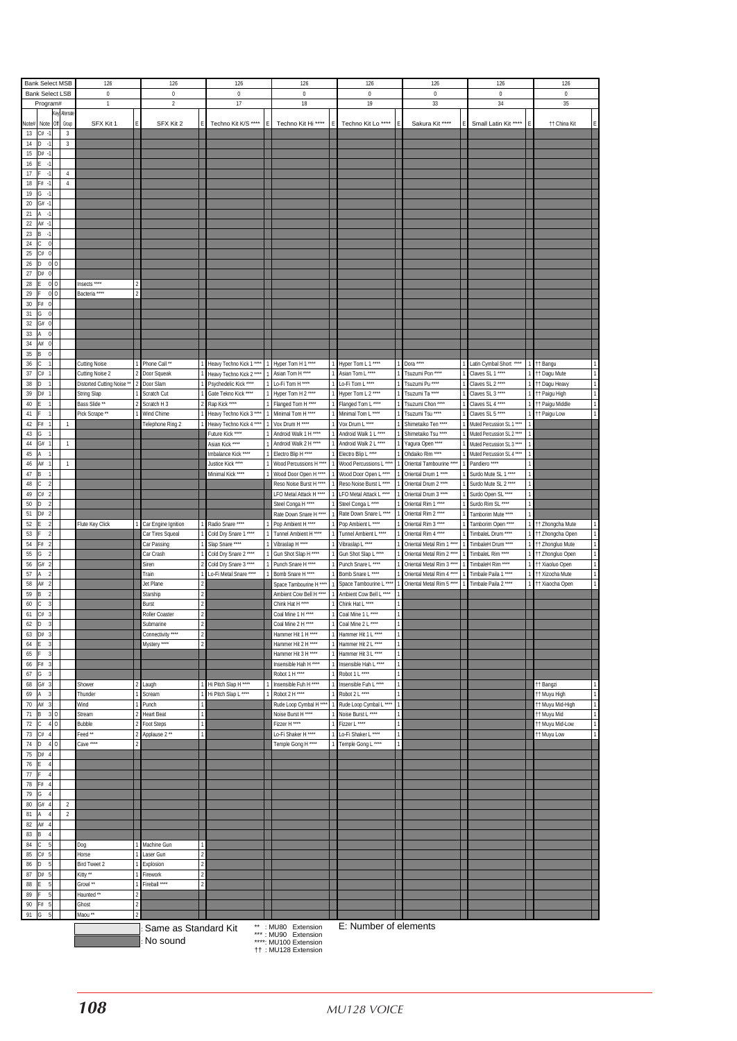| Bank Select MSB | | | | 126 | | 126 | | 126 | | 126 | | 126 | | 126 | | 126 | | 126 | |
|---|---|---|---|---|---|---|---|---|---|---|---|---|---|---|---|---|---|---|---|
| Bank Select LSB | | | | 0 | | 0 | | 0 | | 0 | | 0 | | 0 | | 0 | | 0 | |
| Program# | | | | 1 | | 2 | | 17 | | 18 | | 19 | | 33 | | 34 | | 35 | |
| Note# | Note | Key Off | Alternate Group | SFX Kit 1 | E | SFX Kit 2 | E | Techno Kit K/S **** | E | Techno Kit Hi **** | E | Techno Kit Lo **** | E | Sakura Kit **** | E | Small Latin Kit **** | E | †† China Kit | E |
| 13 | C# -1 | | 3 | | | | | | | | | | | | | | | | |
| 14 | D -1 | | 3 | | | | | | | | | | | | | | | | |
| 15 | D# -1 | | | | | | | | | | | | | | | | | | |
| 16 | E -1 | | | | | | | | | | | | | | | | | | |
| 17 | F -1 | | 4 | | | | | | | | | | | | | | | | |
| 18 | F# -1 | | 4 | | | | | | | | | | | | | | | | |
| 19 | G -1 | | | | | | | | | | | | | | | | | | |
| 20 | G# -1 | | | | | | | | | | | | | | | | | | |
| 21 | A -1 | | | | | | | | | | | | | | | | | | |
| 22 | A# -1 | | | | | | | | | | | | | | | | | | |
| 23 | B -1 | | | | | | | | | | | | | | | | | | |
| 24 | C 0 | | | | | | | | | | | | | | | | | | |
| 25 | C# 0 | | | | | | | | | | | | | | | | | | |
| 26 | D 0 | O | | | | | | | | | | | | | | | | | |
| 27 | D# 0 | | | | | | | | | | | | | | | | | | |
| 28 | E 0 | O | | Insects **** | 2 | | | | | | | | | | | | | | |
| 29 | F 0 | O | | Bacteria **** | 2 | | | | | | | | | | | | | | |
| 30 | F# 0 | | | | | | | | | | | | | | | | | | |
| 31 | G 0 | | | | | | | | | | | | | | | | | | |
| 32 | G# 0 | | | | | | | | | | | | | | | | | | |
| 33 | A 0 | | | | | | | | | | | | | | | | | | |
| 34 | A# 0 | | | | | | | | | | | | | | | | | | |
| 35 | B 0 | | | | | | | | | | | | | | | | | | |
| 36 | C 1 | | | Cutting Noise | 1 | Phone Call ** | 1 | Heavy Techno Kick 1 **** | 1 | Hyper Tom H 1 **** | 1 | Hyper Tom L 1 **** | 1 | Dora **** | 1 | Latin Cymbal Short **** | 1 | †† Bangu | 1 |
| 37 | C# 1 | | | Cutting Noise 2 | 2 | Door Squeak | 1 | Heavy Techno Kick 2 **** | 1 | Asian Tom H **** | 1 | Asian Tom L **** | 1 | Tsuzumi Pon **** | 1 | Claves SL 1 **** | 1 | †† Dagu Mute | 1 |
| 38 | D 1 | | | Distorted Cutting Noise ** | 2 | Door Slam | 1 | Psychedelic Kick **** | 1 | Lo-Fi Tom H **** | 1 | Lo-Fi Tom L **** | 1 | Tsuzumi Pu **** | 1 | Claves SL 2 **** | 1 | †† Dagu Heavy | 1 |
| 39 | D# 1 | | | String Slap | 1 | Scratch Cut | 1 | Gate Tekno Kick **** | 1 | Hyper Tom H 2 **** | 1 | Hyper Tom L 2 **** | 1 | Tsuzumi Ta **** | 1 | Claves SL 3 **** | 1 | †† Paigu High | 1 |
| 40 | E 1 | | | Bass Slide ** | 2 | Scratch H 3 | 2 | Rap Kick **** | 1 | Flanged Tom H **** | 1 | Flanged Tom L **** | 1 | Tsuzumi Chon **** | 1 | Claves SL 4 **** | 1 | †† Paigu Middle | 1 |
| 41 | F 1 | | | Pick Scrape ** | 1 | Wind Chime | 1 | Heavy Techno Kick 3 **** | 1 | Minimal Tom H **** | 1 | Minimal Tom L **** | 1 | Tsuzumi Tsu **** | 1 | Claves SL 5 **** | 1 | †† Paigu Low | 1 |
| 42 | F# 1 | | 1 | | | Telephone Ring 2 | 1 | Heavy Techno Kick 4 **** | 1 | Vox Drum H **** | 1 | Vox Drum L **** | 1 | Shimetaiko Ten **** | 1 | Muted Percussion SL 1 **** | 1 | | |
| 43 | G 1 | | | | | | | Future Kick **** | 1 | Android Walk 1 H **** | 1 | Android Walk 1 L **** | 1 | Shimetaiko Tsu **** | 1 | Muted Percussion SL 2 **** | 1 | | |
| 44 | G# 1 | | 1 | | | | | Asian Kick **** | 1 | Android Walk 2 H **** | 1 | Android Walk 2 L **** | 1 | Yagura Open **** | 1 | Muted Percussion SL 3 **** | 1 | | |
| 45 | A 1 | | | | | | | Imbalance Kick **** | 1 | Electro Blip H **** | 1 | Electro Blip L **** | 1 | Ohdaiko Rim **** | 1 | Muted Percussion SL 4 **** | 1 | | |
| 46 | A# 1 | | 1 | | | | | Justice Kick **** | 1 | Wood Percussions H **** | 1 | Wood Percussions L **** | 1 | Oriental Tambourine **** | 1 | Pandiero **** | 1 | | |
| 47 | B 1 | | | | | | | Minimal Kick **** | 1 | Wood Door Open H **** | 1 | Wood Door Open L **** | 1 | Oriental Drum 1 **** | 1 | Surdo Mute SL 1 **** | 1 | | |
| 48 | C 2 | | | | | | | | | Reso Noise Burst H **** | 1 | Reso Noise Burst L **** | 1 | Oriental Drum 2 **** | 1 | Surdo Mute SL 2 **** | 1 | | |
| 49 | C# 2 | | | | | | | | | LFO Metal Attack H **** | 1 | LFO Metal Attack L **** | 1 | Oriental Drum 3 **** | 1 | Surdo Open SL **** | 1 | | |
| 50 | D 2 | | | | | | | | | Steel Conga H **** | 1 | Steel Conga L **** | 1 | Oriental Rim 1 **** | 1 | Surdo Rim SL **** | 1 | | |
| 51 | D# 2 | | | | | | | | | Rate Down Snare H **** | 1 | Rate Down Snare L **** | 1 | Oriental Rim 2 **** | 1 | Tamborim Mute **** | 1 | | |
| 52 | E 2 | | | Flute Key Click | 1 | Car Engine Ignition | 1 | Radio Snare **** | 1 | Pop Ambient H **** | 1 | Pop Ambient L **** | 1 | Oriental Rim 3 **** | 1 | Tamborim Open **** | 1 | †† Zhongcha Mute | 1 |
| 53 | F 2 | | | | | Car Tires Squeal | 1 | Cold Dry Snare 1 **** | 1 | Tunnel Ambient H **** | 1 | Tunnel Ambient L **** | 1 | Oriental Rim 4 **** | 1 | TimbaleL Drum **** | 1 | †† Zhongcha Open | 1 |
| 54 | F# 2 | | | | | Car Passing | 1 | Slap Snare **** | 1 | Vibraslap H **** | 1 | Vibraslap L **** | 1 | Oriental Metal Rim 1 **** | 1 | TimbaleH Drum **** | 1 | †† Zhongluo Mute | 1 |
| 55 | G 2 | | | | | Car Crash | 1 | Cold Dry Snare 2 **** | 1 | Gun Shot Slap H **** | 1 | Gun Shot Slap L **** | 1 | Oriental Metal Rim 2 **** | 1 | TimbaleL Rim **** | 1 | †† Zhongluo Open | 1 |
| 56 | G# 2 | | | | | Siren | 2 | Cold Dry Snare 3 **** | 1 | Punch Snare H **** | 1 | Punch Snare L **** | 1 | Oriental Metal Rim 3 **** | 1 | TimbaleH Rim **** | 1 | †† Xiaoluo Open | 1 |
| 57 | A 2 | | | | | Train | 1 | Lo-Fi Metal Snare **** | 1 | Bomb Snare H **** | 1 | Bomb Snare L **** | 1 | Oriental Metal Rim 4 **** | 1 | Timbale Paila 1 **** | 1 | †† Xizocha Mute | 1 |
| 58 | A# 2 | | | | | Jet Plane | 2 | | | Space Tambourine H **** | 1 | Space Tambourine L **** | 1 | Oriental Metal Rim 5 **** | 1 | Timbale Paila 2 **** | 1 | †† Xiaocha Open | 1 |
| 59 | B 2 | | | | | Starship | 2 | | | Ambient Cow Bell H **** | 1 | Ambient Cow Bell L **** | 1 | | | | | | |
| 60 | C 3 | | | | | Burst | 2 | | | Chink Hat H **** | 1 | Chink Hat L **** | 1 | | | | | | |
| 61 | C# 3 | | | | | Roller Coaster | 2 | | | Coal Mine 1 H **** | 1 | Coal Mine 1 L **** | 1 | | | | | | |
| 62 | D 3 | | | | | Submarine | 2 | | | Coal Mine 2 H **** | 1 | Coal Mine 2 L **** | 1 | | | | | | |
| 63 | D# 3 | | | | | Connectivity **** | 2 | | | Hammer Hit 1 H **** | 1 | Hammer Hit 1 L **** | 1 | | | | | | |
| 64 | E 3 | | | | | Mystery **** | 2 | | | Hammer Hit 2 H **** | 1 | Hammer Hit 2 L **** | 1 | | | | | | |
| 65 | F 3 | | | | | | | | | Hammer Hit 3 H **** | 1 | Hammer Hit 3 L **** | 1 | | | | | | |
| 66 | F# 3 | | | | | | | | | Insensible Hah H **** | 1 | Insensible Hah L **** | 1 | | | | | | |
| 67 | G 3 | | | | | | | | | Robot 1 H **** | 1 | Robot 1 L **** | 1 | | | | | | |
| 68 | G# 3 | | | Shower | 2 | Laugh | 1 | Hi Pitch Slap H **** | 1 | Insensible Fuh H **** | 1 | Insensible Fuh L **** | 1 | | | | | †† Bangzi | 1 |
| 69 | A 3 | | | Thunder | 1 | Scream | 1 | Hi Pitch Slap L **** | 1 | Robot 2 H **** | 1 | Robot 2 L **** | 1 | | | | | †† Muyu High | 1 |
| 70 | A# 3 | | | Wind | 1 | Punch | 1 | | | Rude Loop Cymbal H **** | 1 | Rude Loop Cymbal L **** | 1 | | | | | †† Muyu Mid-High | 1 |
| 71 | B 3 | O | | Stream | 2 | Heart Beat | 1 | | | Noise Burst H **** | 1 | Noise Burst L **** | 1 | | | | | †† Muyu Mid | 1 |
| 72 | C 4 | O | | Bubble | 2 | Foot Steps | 1 | | | Fizzer H **** | 1 | Fizzer L **** | 1 | | | | | †† Muyu Mid-Low | 1 |
| 73 | C# 4 | | | Feed ** | 2 | Applause 2 ** | 1 | | | Lo-Fi Shaker H **** | 1 | Lo-Fi Shaker L **** | 1 | | | | | †† Muyu Low | 1 |
| 74 | D 4 | O | | Cave **** | 2 | | | | | Temple Gong H **** | 1 | Temple Gong L **** | 1 | | | | | | |
| 75 | D# 4 | | | | | | | | | | | | | | | | | | |
| 76 | E 4 | | | | | | | | | | | | | | | | | | |
| 77 | F 4 | | | | | | | | | | | | | | | | | | |
| 78 | F# 4 | | | | | | | | | | | | | | | | | | |
| 79 | G 4 | | | | | | | | | | | | | | | | | | |
| 80 | G# 4 | | 2 | | | | | | | | | | | | | | | | |
| 81 | A 4 | | 2 | | | | | | | | | | | | | | | | |
| 82 | A# 4 | | | | | | | | | | | | | | | | | | |
| 83 | B 4 | | | | | | | | | | | | | | | | | | |
| 84 | C 5 | | | Dog | 1 | Machine Gun | 1 | | | | | | | | | | | | |
| 85 | C# 5 | | | Horse | 1 | Laser Gun | 2 | | | | | | | | | | | | |
| 86 | D 5 | | | Bird Tweet 2 | 1 | Explosion | 2 | | | | | | | | | | | | |
| 87 | D# 5 | | | Kitty ** | 1 | Firework | 2 | | | | | | | | | | | | |
| 88 | E 5 | | | Growl ** | 1 | Fireball **** | 2 | | | | | | | | | | | | |
| 89 | F 5 | | | Haunted ** | 2 | | | | | | | | | | | | | | |
| 90 | F# 5 | | | Ghost | 2 | | | | | | | | | | | | | | |
| 91 | G 5 | | | Maou ** | 2 | | | | | | | | | | | | | | |

(light gray): Same as Standard Kit
(dark gray): No sound

** : MU80 Extension
*** : MU90 Extension
****: MU100 Extension
†† : MU128 Extension

E: Number of elements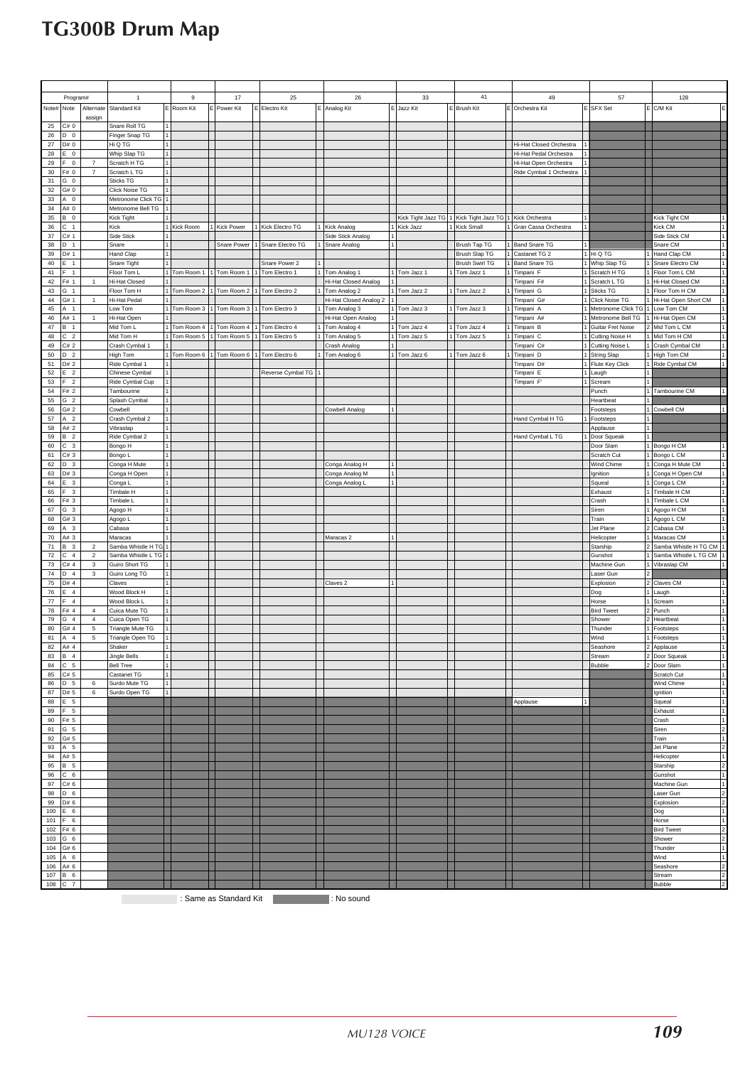# TG300B Drum Map

| Program# | | | 1 | | 9 | | 17 | | 25 | | 26 | | 33 | | 41 | | 49 | | 57 | | 128 | |
|---|---|---|---|---|---|---|---|---|---|---|---|---|---|---|---|---|---|---|---|---|---|---|
| Note# | Note | Alternate assign | Standard Kit | E | Room Kit | E | Power Kit | E | Electro Kit | E | Analog Kit | E | Jazz Kit | E | Brush Kit | E | Orchestra Kit | E | SFX Set | E | C/M Kit | E |
| 25 | C# 0 | | Snare Roll TG | 1 | | | | | | | | | | | | | | | | | | |
| 26 | D 0 | | Finger Snap TG | 1 | | | | | | | | | | | | | | | | | | |
| 27 | D# 0 | | Hi Q TG | 1 | | | | | | | | | | | | | Hi-Hat Closed Orchestra | 1 | | | | |
| 28 | E 0 | | Whip Slap TG | 1 | | | | | | | | | | | | | Hi-Hat Pedal Orchestra | 1 | | | | |
| 29 | F 0 | 7 | Scratch H TG | 1 | | | | | | | | | | | | | Hi-Hat Open Orchestra | 1 | | | | |
| 30 | F# 0 | 7 | Scratch L TG | 1 | | | | | | | | | | | | | Ride Cymbal 1 Orchestra | 1 | | | | |
| 31 | G 0 | | Sticks TG | 1 | | | | | | | | | | | | | | | | | | |
| 32 | G# 0 | | Click Noise TG | 1 | | | | | | | | | | | | | | | | | | |
| 33 | A 0 | | Metronome Click TG | 1 | | | | | | | | | | | | | | | | | | |
| 34 | A# 0 | | Metronome Bell TG | 1 | | | | | | | | | | | | | | | | | | |
| 35 | B 0 | | Kick Tight | 1 | | | | | | | | | Kick Tight Jazz TG | 1 | Kick Tight Jazz TG | 1 | Kick Orchestra | 1 | | | Kick Tight CM | 1 |
| 36 | C 1 | | Kick | 1 | Kick Room | 1 | Kick Power | 1 | Kick Electro TG | 1 | Kick Analog | 1 | Kick Jazz | 1 | Kick Small | 1 | Gran Cassa Orchestra | 1 | | | Kick CM | 1 |
| 37 | C# 1 | | Side Stick | 1 | | | | | | | Side Stick Analog | 1 | | | | | | | | | Side Stick CM | 1 |
| 38 | D 1 | | Snare | 1 | | | Snare Power | 1 | Snare Electro TG | 1 | Snare Analog | 1 | | | Brush Tap TG | 1 | Band Snare TG | 1 | | | Snare CM | 1 |
| 39 | D# 1 | | Hand Clap | 1 | | | | | | | | | | | Brush Slap TG | 1 | Castanet TG 2 | 1 | Hi Q TG | 1 | Hand Clap CM | 1 |
| 40 | E 1 | | Snare Tight | 1 | | | | | Snare Power 2 | 1 | | | | | Brush Swirl TG | 1 | Band Snare TG | 1 | Whip Slap TG | 1 | Snare Electro CM | 1 |
| 41 | F 1 | | Floor Tom L | 1 | Tom Room 1 | 1 | Tom Room 1 | 1 | Tom Electro 1 | 1 | Tom Analog 1 | 1 | Tom Jazz 1 | 1 | Tom Jazz 1 | 1 | Timpani F | 1 | Scratch H TG | 1 | Floor Tom L CM | 1 |
| 42 | F# 1 | 1 | Hi-Hat Closed | 1 | | | | | | | Hi-Hat Closed Analog | 1 | | | | | Timpani F# | 1 | Scratch L TG | 1 | Hi-Hat Closed CM | 1 |
| 43 | G 1 | | Floor Tom H | 1 | Tom Room 2 | 1 | Tom Room 2 | 1 | Tom Electro 2 | 1 | Tom Analog 2 | 1 | Tom Jazz 2 | 1 | Tom Jazz 2 | 1 | Timpani G | 1 | Sticks TG | 1 | Floor Tom H CM | 1 |
| 44 | G# 1 | 1 | Hi-Hat Pedal | 1 | | | | | | | Hi-Hat Closed Analog 2 | 1 | | | | | Timpani G# | 1 | Click Noise TG | 1 | Hi-Hat Open Short CM | 1 |
| 45 | A 1 | | Low Tom | 1 | Tom Room 3 | 1 | Tom Room 3 | 1 | Tom Electro 3 | 1 | Tom Analog 3 | 1 | Tom Jazz 3 | 1 | Tom Jazz 3 | 1 | Timpani A | 1 | Metronome Click TG | 1 | Low Tom CM | 1 |
| 46 | A# 1 | 1 | Hi-Hat Open | 1 | | | | | | | Hi-Hat Open Analog | 1 | | | | | Timpani A# | 1 | Metronome Bell TG | 1 | Hi-Hat Open CM | 1 |
| 47 | B 1 | | Mid Tom L | 1 | Tom Room 4 | 1 | Tom Room 4 | 1 | Tom Electro 4 | 1 | Tom Analog 4 | 1 | Tom Jazz 4 | 1 | Tom Jazz 4 | 1 | Timpani B | 1 | Guitar Fret Noise | 2 | Mid Tom L CM | 1 |
| 48 | C 2 | | Mid Tom H | 1 | Tom Room 5 | 1 | Tom Room 5 | 1 | Tom Electro 5 | 1 | Tom Analog 5 | 1 | Tom Jazz 5 | 1 | Tom Jazz 5 | 1 | Timpani C | 1 | Cutting Noise H | 1 | Mid Tom H CM | 1 |
| 49 | C# 2 | | Crash Cymbal 1 | 1 | | | | | | | Crash Analog | 1 | | | | | Timpani C# | 1 | Cutting Noise L | 1 | Crash Cymbal CM | 1 |
| 50 | D 2 | | High Tom | 1 | Tom Room 6 | 1 | Tom Room 6 | 1 | Tom Electro 6 | 1 | Tom Analog 6 | 1 | Tom Jazz 6 | 1 | Tom Jazz 6 | 1 | Timpani D | 1 | String Slap | 1 | High Tom CM | 1 |
| 51 | D# 2 | | Ride Cymbal 1 | 1 | | | | | | | | | | | | | Timpani D# | 1 | Flute Key Click | 1 | Ride Cymbal CM | 1 |
| 52 | E 2 | | Chinese Cymbal | 1 | | | | | Reverse Cymbal TG | 1 | | | | | | | Timpani E | 1 | Laugh | 1 | | |
| 53 | F 2 | | Ride Cymbal Cup | 1 | | | | | | | | | | | | | Timpani F' | 1 | Scream | 1 | | |
| 54 | F# 2 | | Tambourine | 1 | | | | | | | | | | | | | | | Punch | 1 | Tambourine CM | 1 |
| 55 | G 2 | | Splash Cymbal | 1 | | | | | | | | | | | | | | | Heartbeat | 1 | | |
| 56 | G# 2 | | Cowbell | 1 | | | | | | | Cowbell Analog | 1 | | | | | | | Footsteps | 1 | Cowbell CM | 1 |
| 57 | A 2 | | Crash Cymbal 2 | 1 | | | | | | | | | | | | | Hand Cymbal H TG | 1 | Footsteps | 1 | | |
| 58 | A# 2 | | Vibraslap | 1 | | | | | | | | | | | | | | | Applause | 1 | | |
| 59 | B 2 | | Ride Cymbal 2 | 1 | | | | | | | | | | | | | Hand Cymbal L TG | 1 | Door Squeak | 1 | | |
| 60 | C 3 | | Bongo H | 1 | | | | | | | | | | | | | | | Door Slam | 1 | Bongo H CM | 1 |
| 61 | C# 3 | | Bongo L | 1 | | | | | | | | | | | | | | | Scratch Cut | 1 | Bongo L CM | 1 |
| 62 | D 3 | | Conga H Mute | 1 | | | | | | | Conga Analog H | 1 | | | | | | | Wind Chime | 1 | Conga H Mute CM | 1 |
| 63 | D# 3 | | Conga H Open | 1 | | | | | | | Conga Analog M | 1 | | | | | | | Ignition | 1 | Conga H Open CM | 1 |
| 64 | E 3 | | Conga L | 1 | | | | | | | Conga Analog L | 1 | | | | | | | Squeal | 1 | Conga L CM | 1 |
| 65 | F 3 | | Timbale H | 1 | | | | | | | | | | | | | | | Exhaust | 1 | Timbale H CM | 1 |
| 66 | F# 3 | | Timbale L | 1 | | | | | | | | | | | | | | | Crash | 1 | Timbale L CM | 1 |
| 67 | G 3 | | Agogo H | 1 | | | | | | | | | | | | | | | Siren | 1 | Agogo H CM | 1 |
| 68 | G# 3 | | Agogo L | 1 | | | | | | | | | | | | | | | Train | 1 | Agogo L CM | 1 |
| 69 | A 3 | | Cabasa | 1 | | | | | | | | | | | | | | | Jet Plane | 2 | Cabasa CM | 1 |
| 70 | A# 3 | | Maracas | 1 | | | | | | | Maracas 2 | 1 | | | | | | | Helicopter | 1 | Maracas CM | 1 |
| 71 | B 3 | 2 | Samba Whistle H TG | 1 | | | | | | | | | | | | | | | Starship | 2 | Samba Whistle H TG CM | 1 |
| 72 | C 4 | 2 | Samba Whistle L TG | 1 | | | | | | | | | | | | | | | Gunshot | 1 | Samba Whistle L TG CM | 1 |
| 73 | C# 4 | 3 | Guiro Short TG | 1 | | | | | | | | | | | | | | | Machine Gun | 1 | Vibraslap CM | 1 |
| 74 | D 4 | 3 | Guiro Long TG | 1 | | | | | | | | | | | | | | | Laser Gun | 2 | | |
| 75 | D# 4 | | Claves | 1 | | | | | | | Claves 2 | 1 | | | | | | | Explosion | 2 | Claves CM | 1 |
| 76 | E 4 | | Wood Block H | 1 | | | | | | | | | | | | | | | Dog | 1 | Laugh | 1 |
| 77 | F 4 | | Wood Block L | 1 | | | | | | | | | | | | | | | Horse | 1 | Scream | 1 |
| 78 | F# 4 | 4 | Cuica Mute TG | 1 | | | | | | | | | | | | | | | Bird Tweet | 2 | Punch | 1 |
| 79 | G 4 | 4 | Cuica Open TG | 1 | | | | | | | | | | | | | | | Shower | 2 | Heartbeat | 1 |
| 80 | G# 4 | 5 | Triangle Mute TG | 1 | | | | | | | | | | | | | | | Thunder | 1 | Footsteps | 1 |
| 81 | A 4 | 5 | Triangle Open TG | 1 | | | | | | | | | | | | | | | Wind | 1 | Footsteps | 1 |
| 82 | A# 4 | | Shaker | 1 | | | | | | | | | | | | | | | Seashore | 2 | Applause | 1 |
| 83 | B 4 | | Jingle Bells | 1 | | | | | | | | | | | | | | | Stream | 2 | Door Squeak | 1 |
| 84 | C 5 | | Bell Tree | 1 | | | | | | | | | | | | | | | Bubble | 2 | Door Slam | 1 |
| 85 | C# 5 | | Castanet TG | 1 | | | | | | | | | | | | | | | | | Scratch Cut | 1 |
| 86 | D 5 | 6 | Surdo Mute TG | 1 | | | | | | | | | | | | | | | | | Wind Chime | 1 |
| 87 | D# 5 | 6 | Surdo Open TG | 1 | | | | | | | | | | | | | | | | | Ignition | 1 |
| 88 | E 5 | | | | | | | | | | | | | | | | Applause | 1 | | | Squeal | 1 |
| 89 | F 5 | | | | | | | | | | | | | | | | | | | | Exhaust | 1 |
| 90 | F# 5 | | | | | | | | | | | | | | | | | | | | Crash | 1 |
| 91 | G 5 | | | | | | | | | | | | | | | | | | | | Siren | 2 |
| 92 | G# 5 | | | | | | | | | | | | | | | | | | | | Train | 1 |
| 93 | A 5 | | | | | | | | | | | | | | | | | | | | Jet Plane | 2 |
| 94 | A# 5 | | | | | | | | | | | | | | | | | | | | Helicopter | 1 |
| 95 | B 5 | | | | | | | | | | | | | | | | | | | | Starship | 2 |
| 96 | C 6 | | | | | | | | | | | | | | | | | | | | Gunshot | 1 |
| 97 | C# 6 | | | | | | | | | | | | | | | | | | | | Machine Gun | 1 |
| 98 | D 6 | | | | | | | | | | | | | | | | | | | | Laser Gun | 2 |
| 99 | D# 6 | | | | | | | | | | | | | | | | | | | | Explosion | 2 |
| 100 | E 6 | | | | | | | | | | | | | | | | | | | | Dog | 1 |
| 101 | F 6 | | | | | | | | | | | | | | | | | | | | Horse | 1 |
| 102 | F# 6 | | | | | | | | | | | | | | | | | | | | Bird Tweet | 2 |
| 103 | G 6 | | | | | | | | | | | | | | | | | | | | Shower | 2 |
| 104 | G# 6 | | | | | | | | | | | | | | | | | | | | Thunder | 1 |
| 105 | A 6 | | | | | | | | | | | | | | | | | | | | Wind | 1 |
| 106 | A# 6 | | | | | | | | | | | | | | | | | | | | Seashore | 2 |
| 107 | B 6 | | | | | | | | | | | | | | | | | | | | Stream | 2 |
| 108 | C 7 | | | | | | | | | | | | | | | | | | | | Bubble | 2 |

: Same as Standard Kit    : No sound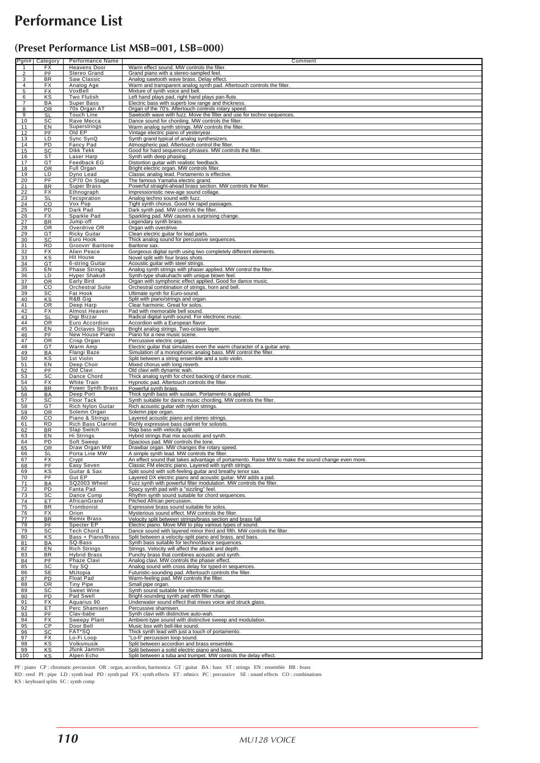# Performance List

## (Preset Performance List MSB=001, LSB=000)

| Pgm# | Category | Performance Name | Comment |
|---|---|---|---|
| 1 | FX | Heavens Door | Warm effect sound. MW controls the filter. |
| 2 | PF | Stereo Grand | Grand piano with a stereo-sampled feel. |
| 3 | BR | Saw Classic | Analog sawtooth wave brass. Delay effect. |
| 4 | FX | Analog Age | Warm and transparent analog synth pad. Aftertouch controls the filter. |
| 5 | FX | VoxBell | Mixture of synth voice and bell. |
| 6 | KS | Two Flutish | Left hand plays pad, right hand plays pan-flute. |
| 7 | BA | Super Bass | Electric bass with superb low range and thickness. |
| 8 | OR | 70s Organ AT | Organ of the 70's. Aftertouch controls rotary speed. |
| 9 | SL | Touch Line | Sawtooth wave with fuzz. Move the filter and use for techno sequences. |
| 10 | SC | Rave Mecca | Dance sound for chording. MW controls the filter. |
| 11 | EN | Superstrings | Warm analog synth strings. MW controls the filter. |
| 12 | PF | Old EP | Vintage electric piano of yesteryear. |
| 13 | LD | Sync SynQ | Synth grand typical of analog synthesizers. |
| 14 | PD | Fancy Pad | Atmospheric pad. Aftertouch control the filter. |
| 15 | SC | Dikk Tekk | Good for hard sequenced phrases. MW controls the filter. |
| 16 | ST | Laser Harp | Synth with deep phasing. |
| 17 | GT | Feedback EG | Distortion guitar with realistic feedback. |
| 18 | OR | Full Organ | Bright electric organ. MW controls filter. |
| 19 | LD | Dyno Lead | Classic analog lead. Portamento is effective. |
| 20 | PF | CP70 On Stage | The famous Yamaha electric grand. |
| 21 | BR | Super Brass | Powerful straight-ahead brass section. MW controls the filter. |
| 22 | FX | Ethnograph | Impressionistic new-age sound collage. |
| 23 | SL | Tecspiration | Analog techno sound with fuzz. |
| 24 | CO | Vox Pop | Tight synth chorus. Good for rapid passages. |
| 25 | PD | Dark Pad | Dark synth pad. MW controls the filter. |
| 26 | FX | Sparkle Pad | Sparkling pad. MW causes a surprising change. |
| 27 | BR | Jump-off | Legendary synth brass. |
| 28 | OR | Overdrive OR | Organ with overdrive. |
| 29 | GT | Ricky Guitar | Clean electric guitar for lead parts. |
| 30 | SC | Euro Hook | Thick analog sound for percussive sequences. |
| 31 | RD | Groovin' Baritone | Baritone sax. |
| 32 | FX | Alien Peace | Gorgeous digital synth using two completely different elements. |
| 33 | KS | Hit House | Novel split with four brass shots. |
| 34 | GT | 6-string Guitar | Acoustic guitar with steel strings. |
| 35 | EN | Phase Strings | Analog synth strings with phaser applied. MW control the filter. |
| 36 | LD | Hyper Shaku8 | Synth-type shakuhachi with unique blown feel. |
| 37 | OR | Early Bird | Organ with symphonic effect applied. Good for dance music. |
| 38 | CO | Orchestral Suite | Orchestral combination of strings, horn and bell. |
| 39 | SC | Fat Hook | Ultimate synth for Euro-sound. |
| 40 | KS | R&B Gig | Split with piano/strings and organ. |
| 41 | OR | Deep Harp | Clear harmonic. Great for solos. |
| 42 | FX | Almost Heaven | Pad with memorable bell sound. |
| 43 | SL | Digi Bizzar | Radical digital synth sound. For electronic music. |
| 44 | OR | Euro Accordion | Accordion with a European flavor. |
| 45 | EN | 2 Octaves Strings | Bright analog strings. Two-octave layer. |
| 46 | PF | New House Piano | Piano for a new music scene. |
| 47 | OR | Crisp Organ | Percussive electric organ. |
| 48 | GT | Warm Amp | Electric guitar that simulates even the warm character of a guitar amp. |
| 49 | BA | Flangi Baze | Simulation of a monophonic analog bass. MW control the filter. |
| 50 | KS | 1st Violin | Split between a string ensemble and a solo violin. |
| 51 | EN | Deep Choir | Mixed chorus with long reverb. |
| 52 | PF | Old Clavi | Old clavi with dynamic wah. |
| 53 | SC | Dance Chord | Thick analog synth for chord backing of dance music. |
| 54 | FX | White Train | Hypnotic pad. Aftertouch controls the filter. |
| 55 | BR | Power Synth Brass | Powerful synth brass. |
| 56 | BA | Deep Port | Thick synth bass with sustain. Portamento is applied. |
| 57 | SC | Floor Tack | Synth suitable for dance music chording. MW controls the filter. |
| 58 | GT | Rich Nylon Guitar | Rich acoustic guitar with nylon strings. |
| 59 | OR | Solemn Organ | Solemn pipe organ. |
| 60 | CO | Piano & Strings | Layered acoustic piano and stereo strings. |
| 61 | RD | Rich Bass Clarinet | Richly expressive bass clarinet for soloists. |
| 62 | BR | Slap Switch | Slap bass with velocity split. |
| 63 | EN | Hi Strings | Hybrid strings that mix acoustic and synth. |
| 64 | PD | Soft Sweep | Spacious pad. MW controls the tone. |
| 65 | OR | Draw Organ MW | Drawbar organ. MW changes the rotary speed. |
| 66 | SL | Porta Line MW | A simple synth lead. MW controls the filter. |
| 67 | FX | Crypt | An effect sound that takes advantage of portamento. Raise MW to make the sound change even more. |
| 68 | PF | Easy Seven | Classic FM electric piano. Layered with synth strings. |
| 69 | KS | Guitar & Sax | Split sound with soft-feeling guitar and breathy tenor sax. |
| 70 | PF | Gut EP | Layered DX electric piano and acoustic guitar. MW adds a pad. |
| 71 | BA | SQ2003 Wheel | Fuzz synth with powerful filter modulation. MW controls the filter. |
| 72 | PD | Fanta Pad | Spacy synth pad with a "sizzling" feel. |
| 73 | SC | Dance Comp | Rhythm synth sound suitable for chord sequences. |
| 74 | ET | AfricanGrand | Pitched African percussion. |
| 75 | BR | Trombonist | Expressive brass sound suitable for solos. |
| 76 | FX | Orion | Mysterious sound effect. MW controls the filter. |
| 77 | BR | Remix Brass | Velocity split between strings/brass section and brass fall. |
| 78 | PF | Specter EP | Electric piano. Move MW to play various types of sound. |
| 79 | SC | Tech Chord 1 | Dance sound with layered minor third and fifth. MW controls the filter. |
| 80 | KS | Bass + Piano/Brass | Split between a velocity-split piano and brass, and bass. |
| 81 | BA | SQ-Bass | Synth bass suitable for techno/dance sequences. |
| 82 | EN | Rich Strings | Strings. Velocity will affect the attack and depth. |
| 83 | BR | Hybrid Brass | Punchy brass that combines acoustic and synth. |
| 84 | PF | Phaze Clavi | Analog clavi. MW controls the phaser effect. |
| 85 | SC | Toy SQ | Analog sound with cross delay for typed-in sequences. |
| 86 | SE | MUtopia | Futuristic-sounding pad. Aftertouch controls the filter. |
| 87 | PD | Float Pad | Warm-feeling pad. MW controls the filter. |
| 88 | OR | Tiny Pipe | Small pipe organ. |
| 89 | SC | Sweet Wine | Synth sound suitable for electronic music. |
| 90 | PD | Pad Swell | Bright-sounding synth pad with filter change. |
| 91 | FX | Aquarius 90 | Underwater sound effect that mixes voice and struck glass. |
| 92 | ET | Perc Shamisen | Percussive shamisen. |
| 93 | PF | Clav-babe | Synth clavi with distinctive auto-wah. |
| 94 | FX | Sweepy Plant | Ambient-type sound with distinctive sweep and modulation. |
| 95 | CP | Door Bell | Music box with bell-like sound. |
| 96 | SC | FAT*SQ | Thick synth lead with just a touch of portamento. |
| 97 | FX | Lo-Fi Loop | "Lo-fi" percussion loop sound. |
| 98 | KS | Volksmusik | Split between accordion and brass ensemble. |
| 99 | KS | Jfunk Jammin | Split between a solid electric piano and bass. |
| 100 | KS | Alpen Echo | Split between a tuba and trumpet. MW controls the delay effect. |

PF : piano CP : chromatic percussion OR : organ, accordion, harmonica GT : guitar BA : bass ST : strings EN : ensemble BR : brass
RD : reed PI : pipe LD : synth lead PD : synth pad FX : synth effects ET : ethnics PC : percussive SE : sound effects CO : combinations
KS : keyboard splits SC : synth comp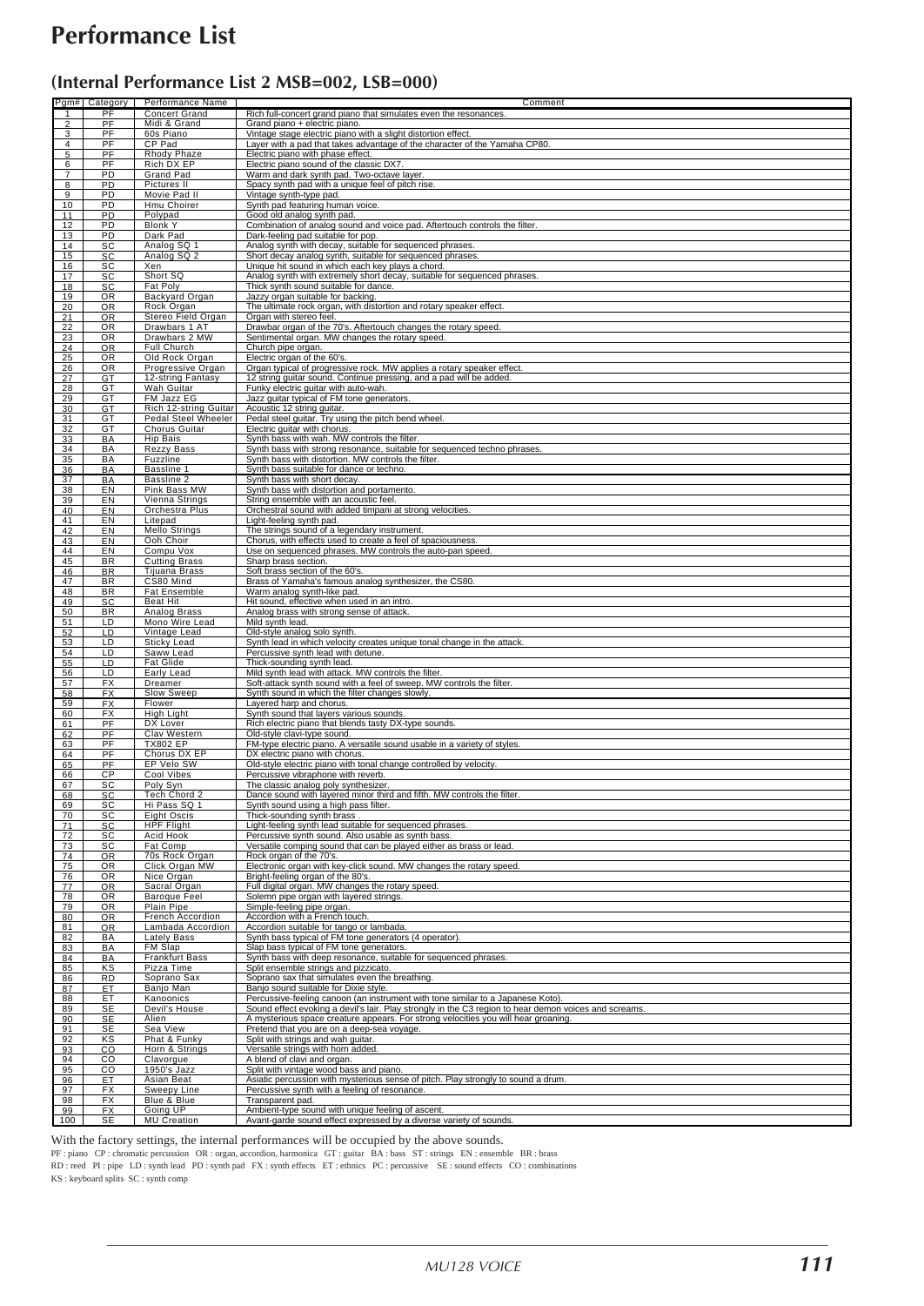# Performance List

## (Internal Performance List 2 MSB=002, LSB=000)

| Pgm# | Category | Performance Name | Comment |
|---|---|---|---|
| 1 | PF | Concert Grand | Rich full-concert grand piano that simulates even the resonances. |
| 2 | PF | Midi & Grand | Grand piano + electric piano. |
| 3 | PF | 60s Piano | Vintage stage electric piano with a slight distortion effect. |
| 4 | PF | CP Pad | Layer with a pad that takes advantage of the character of the Yamaha CP80. |
| 5 | PF | Rhody Phaze | Electric piano with phase effect. |
| 6 | PF | Rich DX EP | Electric piano sound of the classic DX7. |
| 7 | PD | Grand Pad | Warm and dark synth pad. Two-octave layer. |
| 8 | PD | Pictures II | Spacy synth pad with a unique feel of pitch rise. |
| 9 | PD | Movie Pad II | Vintage synth-type pad. |
| 10 | PD | Hmu Choirer | Synth pad featuring human voice. |
| 11 | PD | Polypad | Good old analog synth pad. |
| 12 | PD | Blonk Y | Combination of analog sound and voice pad. Aftertouch controls the filter. |
| 13 | PD | Dark Pad | Dark-feeling pad suitable for pop. |
| 14 | SC | Analog SQ 1 | Analog synth with decay, suitable for sequenced phrases. |
| 15 | SC | Analog SQ 2 | Short decay analog synth, suitable for sequenced phrases. |
| 16 | SC | Xen | Unique hit sound in which each key plays a chord. |
| 17 | SC | Short SQ | Analog synth with extremely short decay, suitable for sequenced phrases. |
| 18 | SC | Fat Poly | Thick synth sound suitable for dance. |
| 19 | OR | Backyard Organ | Jazzy organ suitable for backing. |
| 20 | OR | Rock Organ | The ultimate rock organ, with distortion and rotary speaker effect. |
| 21 | OR | Stereo Field Organ | Organ with stereo feel. |
| 22 | OR | Drawbars 1 AT | Drawbar organ of the 70's. Aftertouch changes the rotary speed. |
| 23 | OR | Drawbars 2 MW | Sentimental organ. MW changes the rotary speed. |
| 24 | OR | Full Church | Church pipe organ. |
| 25 | OR | Old Rock Organ | Electric organ of the 60's. |
| 26 | OR | Progressive Organ | Organ typical of progressive rock. MW applies a rotary speaker effect. |
| 27 | GT | 12-string Fantasy | 12 string guitar sound. Continue pressing, and a pad will be added. |
| 28 | GT | Wah Guitar | Funky electric guitar with auto-wah. |
| 29 | GT | FM Jazz EG | Jazz guitar typical of FM tone generators. |
| 30 | GT | Rich 12-string Guitar | Acoustic 12 string guitar. |
| 31 | GT | Pedal Steel Wheeler | Pedal steel guitar. Try using the pitch bend wheel. |
| 32 | GT | Chorus Guitar | Electric guitar with chorus. |
| 33 | BA | Hip Bais | Synth bass with wah. MW controls the filter. |
| 34 | BA | Rezzy Bass | Synth bass with strong resonance, suitable for sequenced techno phrases. |
| 35 | BA | Fuzzline | Synth bass with distortion. MW controls the filter. |
| 36 | BA | Bassline 1 | Synth bass suitable for dance or techno. |
| 37 | BA | Bassline 2 | Synth bass with short decay. |
| 38 | EN | Pink Bass MW | Synth bass with distortion and portamento. |
| 39 | EN | Vienna Strings | String ensemble with an acoustic feel. |
| 40 | EN | Orchestra Plus | Orchestral sound with added timpani at strong velocities. |
| 41 | EN | Litepad | Light-feeling synth pad. |
| 42 | EN | Mello Strings | The strings sound of a legendary instrument. |
| 43 | EN | Ooh Choir | Chorus, with effects used to create a feel of spaciousness. |
| 44 | EN | Compu Vox | Use on sequenced phrases. MW controls the auto-pan speed. |
| 45 | BR | Cutting Brass | Sharp brass section. |
| 46 | BR | Tijuana Brass | Soft brass section of the 60's. |
| 47 | BR | CS80 Mind | Brass of Yamaha's famous analog synthesizer, the CS80. |
| 48 | BR | Fat Ensemble | Warm analog synth-like pad. |
| 49 | SC | Beat Hit | Hit sound, effective when used in an intro. |
| 50 | BR | Analog Brass | Analog brass with strong sense of attack. |
| 51 | LD | Mono Wire Lead | Mild synth lead. |
| 52 | LD | Vintage Lead | Old-style analog solo synth. |
| 53 | LD | Sticky Lead | Synth lead in which velocity creates unique tonal change in the attack. |
| 54 | LD | Saww Lead | Percussive synth lead with detune. |
| 55 | LD | Fat Glide | Thick-sounding synth lead. |
| 56 | LD | Early Lead | Mild synth lead with attack. MW controls the filter. |
| 57 | FX | Dreamer | Soft-attack synth sound with a feel of sweep. MW controls the filter. |
| 58 | FX | Slow Sweep | Synth sound in which the filter changes slowly. |
| 59 | FX | Flower | Layered harp and chorus. |
| 60 | FX | High Light | Synth sound that layers various sounds. |
| 61 | PF | DX Lover | Rich electric piano that blends tasty DX-type sounds. |
| 62 | PF | Clav Western | Old-style clavi-type sound. |
| 63 | PF | TX802 EP | FM-type electric piano. A versatile sound usable in a variety of styles. |
| 64 | PF | Chorus DX EP | DX electric piano with chorus. |
| 65 | PF | EP Velo SW | Old-style electric piano with tonal change controlled by velocity. |
| 66 | CP | Cool Vibes | Percussive vibraphone with reverb. |
| 67 | SC | Poly Syn | The classic analog poly synthesizer. |
| 68 | SC | Tech Chord 2 | Dance sound with layered minor third and fifth. MW controls the filter. |
| 69 | SC | Hi Pass SQ 1 | Synth sound using a high pass filter. |
| 70 | SC | Eight Oscis | Thick-sounding synth brass . |
| 71 | SC | HPF Flight | Light-feeling synth lead suitable for sequenced phrases. |
| 72 | SC | Acid Hook | Percussive synth sound. Also usable as synth bass. |
| 73 | SC | Fat Comp | Versatile comping sound that can be played either as brass or lead. |
| 74 | OR | 70s Rock Organ | Rock organ of the 70's. |
| 75 | OR | Click Organ MW | Electronic organ with key-click sound. MW changes the rotary speed. |
| 76 | OR | Nice Organ | Bright-feeling organ of the 80's. |
| 77 | OR | Sacral Organ | Full digital organ. MW changes the rotary speed. |
| 78 | OR | Baroque Feel | Solemn pipe organ with layered strings. |
| 79 | OR | Plain Pipe | Simple-feeling pipe organ. |
| 80 | OR | French Accordion | Accordion with a French touch. |
| 81 | OR | Lambada Accordion | Accordion suitable for tango or lambada. |
| 82 | BA | Lately Bass | Synth bass typical of FM tone generators (4 operator). |
| 83 | BA | FM Slap | Slap bass typical of FM tone generators. |
| 84 | BA | Frankfurt Bass | Synth bass with deep resonance, suitable for sequenced phrases. |
| 85 | KS | Pizza Time | Split ensemble strings and pizzicato. |
| 86 | RD | Soprano Sax | Soprano sax that simulates even the breathing. |
| 87 | ET | Banjo Man | Banjo sound suitable for Dixie style. |
| 88 | ET | Kanoonics | Percussive-feeling canoon (an instrument with tone similar to a Japanese Koto). |
| 89 | SE | Devil's House | Sound effect evoking a devil's lair. Play strongly in the C3 region to hear demon voices and screams. |
| 90 | SE | Alien | A mysterious space creature appears. For strong velocities you will hear groaning. |
| 91 | SE | Sea View | Pretend that you are on a deep-sea voyage. |
| 92 | KS | Phat & Funky | Split with strings and wah guitar. |
| 93 | CO | Horn & Strings | Versatile strings with horn added. |
| 94 | CO | Clavorgue | A blend of clavi and organ. |
| 95 | CO | 1950's Jazz | Split with vintage wood bass and piano. |
| 96 | ET | Asian Beat | Asiatic percussion with mysterious sense of pitch. Play strongly to sound a drum. |
| 97 | FX | Sweepy Line | Percussive synth with a feeling of resonance. |
| 98 | FX | Blue & Blue | Transparent pad. |
| 99 | FX | Going UP | Ambient-type sound with unique feeling of ascent. |
| 100 | SE | MU Creation | Avant-garde sound effect expressed by a diverse variety of sounds. |

With the factory settings, the internal performances will be occupied by the above sounds.

PF : piano CP : chromatic percussion OR : organ, accordion, harmonica GT : guitar BA : bass ST : strings EN : ensemble BR : brass
RD : reed PI : pipe LD : synth lead PD : synth pad FX : synth effects ET : ethnics PC : percussive SE : sound effects CO : combinations
KS : keyboard splits SC : synth comp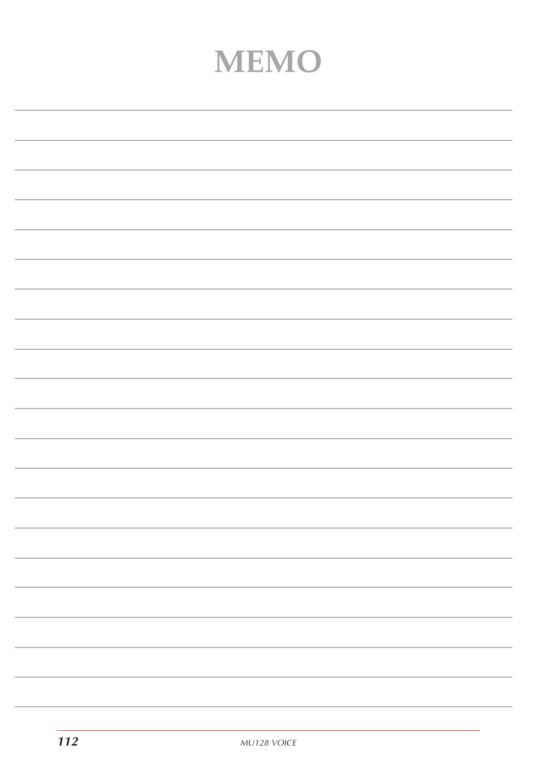# MEMO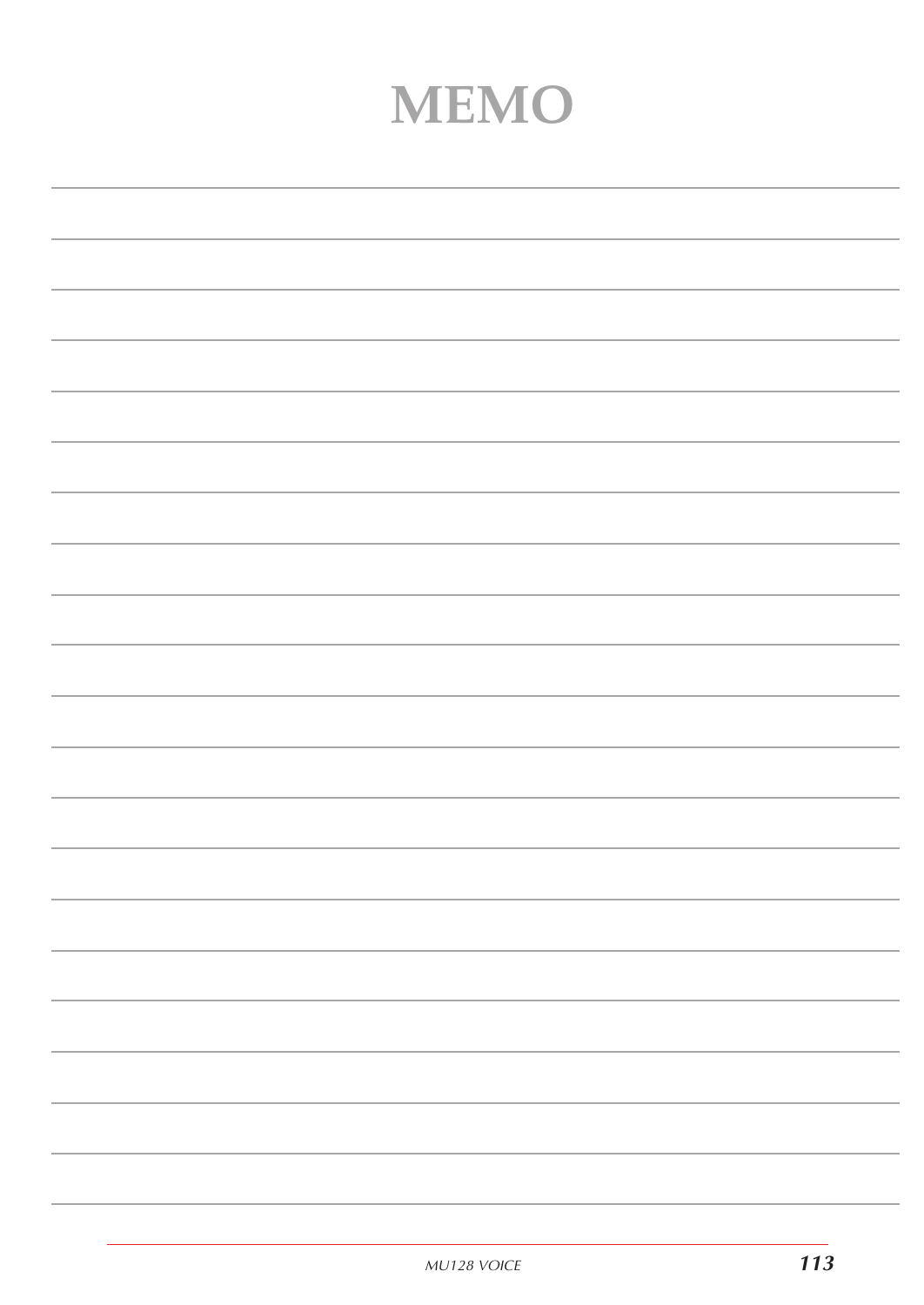# MEMO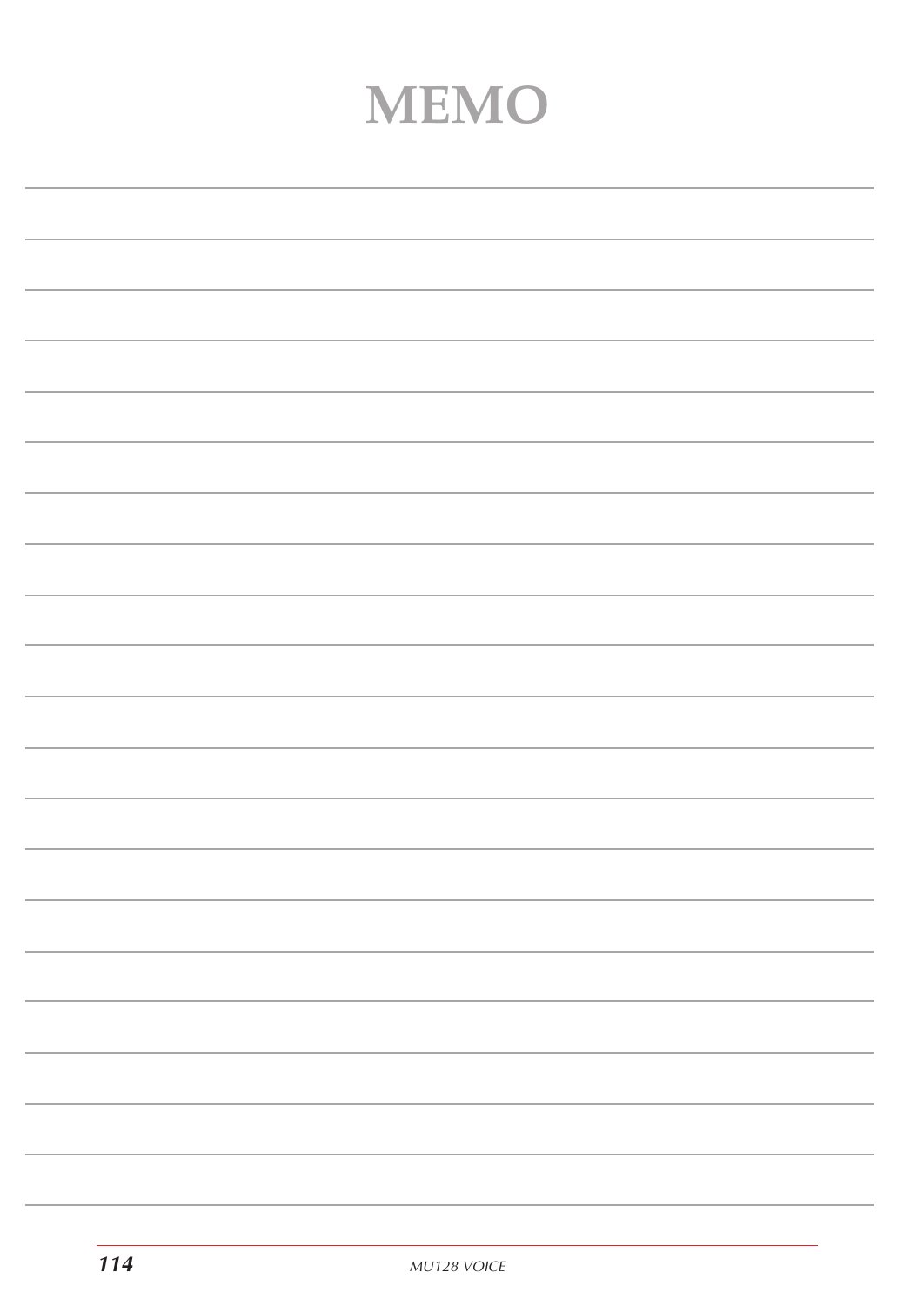# MEMO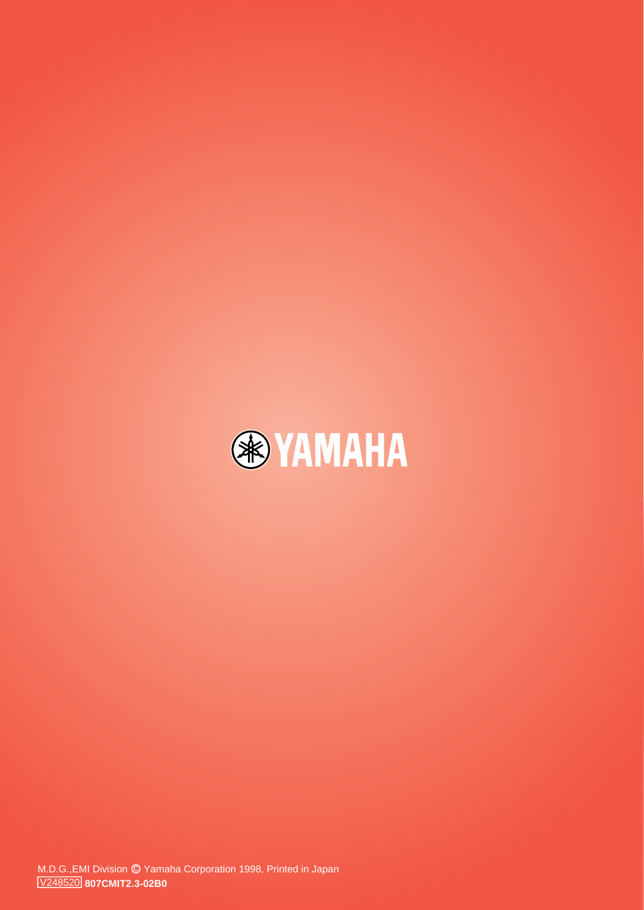YAMAHA

M.D.G.,EMI Division © Yamaha Corporation 1998, Printed in Japan

V248520 **807CMIT2.3-02B0**